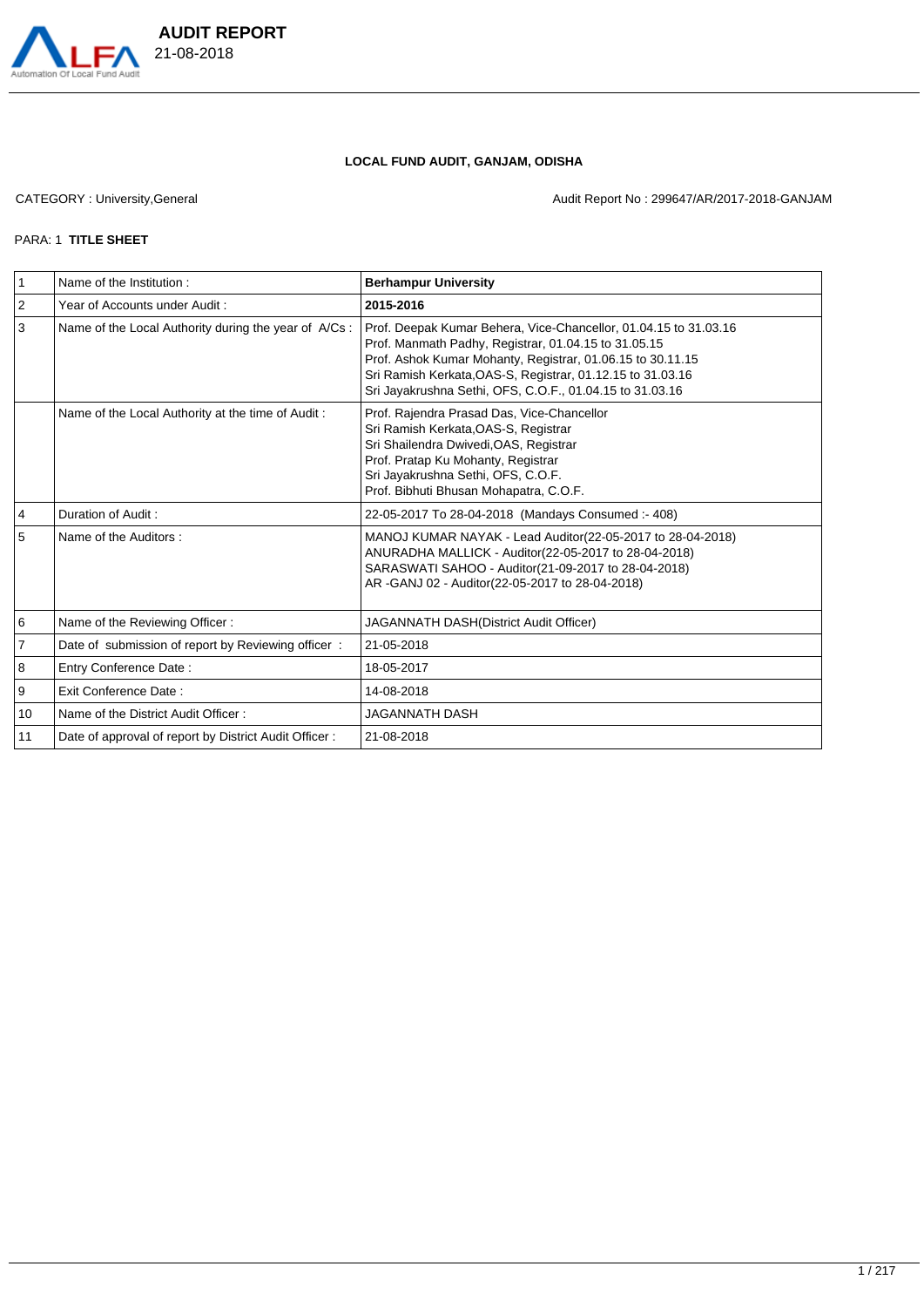**AUDIT REPORT**
21-08-2018

### LOCAL FUND AUDIT, GANJAM, ODISHA

CATEGORY : University,General

Audit Report No : 299647/AR/2017-2018-GANJAM

PARA: 1 **TITLE SHEET**

| | | |
|---|---|---|
| 1 | Name of the Institution : | **Berhampur University** |
| 2 | Year of Accounts under Audit : | **2015-2016** |
| 3 | Name of the Local Authority during the year of A/Cs : | Prof. Deepak Kumar Behera, Vice-Chancellor, 01.04.15 to 31.03.16<br>Prof. Manmath Padhy, Registrar, 01.04.15 to 31.05.15<br>Prof. Ashok Kumar Mohanty, Registrar, 01.06.15 to 30.11.15<br>Sri Ramish Kerkata,OAS-S, Registrar, 01.12.15 to 31.03.16<br>Sri Jayakrushna Sethi, OFS, C.O.F., 01.04.15 to 31.03.16 |
| | Name of the Local Authority at the time of Audit : | Prof. Rajendra Prasad Das, Vice-Chancellor<br>Sri Ramish Kerkata,OAS-S, Registrar<br>Sri Shailendra Dwivedi,OAS, Registrar<br>Prof. Pratap Ku Mohanty, Registrar<br>Sri Jayakrushna Sethi, OFS, C.O.F.<br>Prof. Bibhuti Bhusan Mohapatra, C.O.F. |
| 4 | Duration of Audit : | 22-05-2017 To 28-04-2018 (Mandays Consumed :- 408) |
| 5 | Name of the Auditors : | MANOJ KUMAR NAYAK - Lead Auditor(22-05-2017 to 28-04-2018)<br>ANURADHA MALLICK - Auditor(22-05-2017 to 28-04-2018)<br>SARASWATI SAHOO - Auditor(21-09-2017 to 28-04-2018)<br>AR -GANJ 02 - Auditor(22-05-2017 to 28-04-2018) |
| 6 | Name of the Reviewing Officer : | JAGANNATH DASH(District Audit Officer) |
| 7 | Date of submission of report by Reviewing officer : | 21-05-2018 |
| 8 | Entry Conference Date : | 18-05-2017 |
| 9 | Exit Conference Date : | 14-08-2018 |
| 10 | Name of the District Audit Officer : | JAGANNATH DASH |
| 11 | Date of approval of report by District Audit Officer : | 21-08-2018 |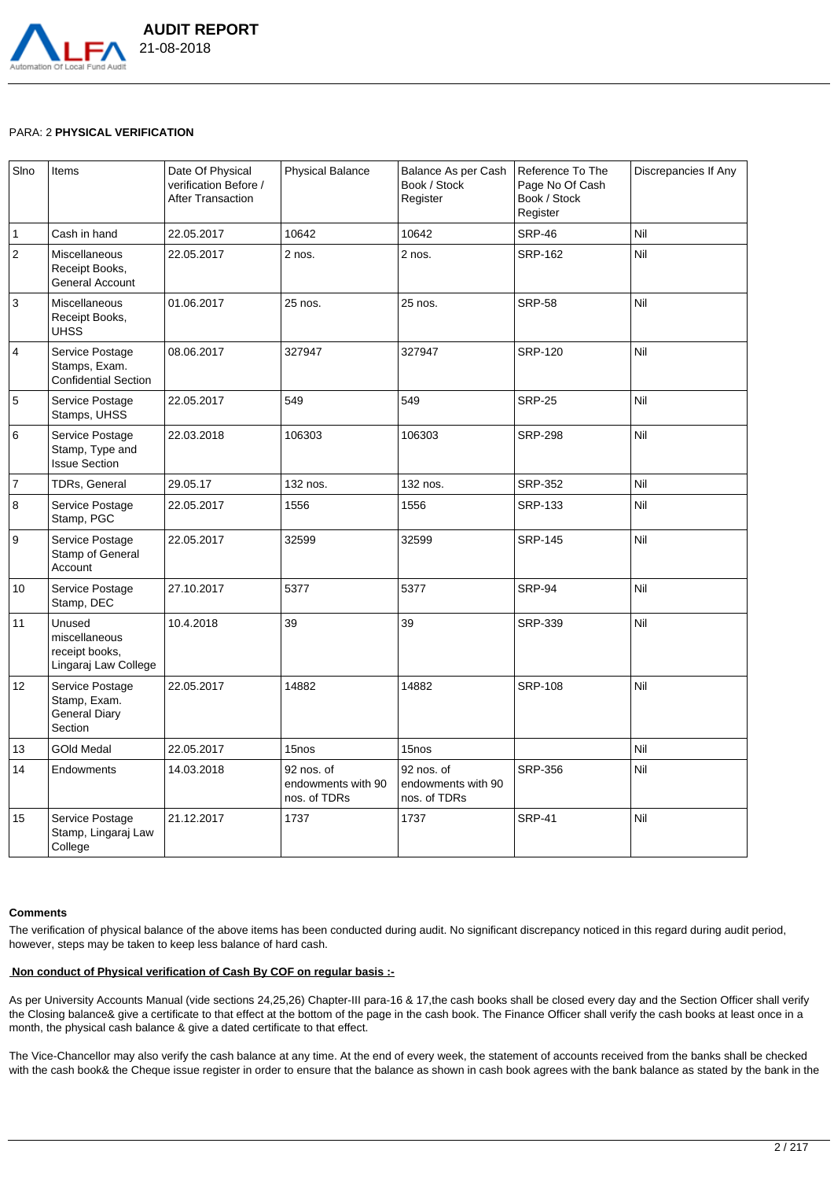PARA: 2 **PHYSICAL VERIFICATION**

| Slno | Items | Date Of Physical verification Before / After Transaction | Physical Balance | Balance As per Cash Book / Stock Register | Reference To The Page No Of Cash Book / Stock Register | Discrepancies If Any |
|---|---|---|---|---|---|---|
| 1 | Cash in hand | 22.05.2017 | 10642 | 10642 | SRP-46 | Nil |
| 2 | Miscellaneous Receipt Books, General Account | 22.05.2017 | 2 nos. | 2 nos. | SRP-162 | Nil |
| 3 | Miscellaneous Receipt Books, UHSS | 01.06.2017 | 25 nos. | 25 nos. | SRP-58 | Nil |
| 4 | Service Postage Stamps, Exam. Confidential Section | 08.06.2017 | 327947 | 327947 | SRP-120 | Nil |
| 5 | Service Postage Stamps, UHSS | 22.05.2017 | 549 | 549 | SRP-25 | Nil |
| 6 | Service Postage Stamp, Type and Issue Section | 22.03.2018 | 106303 | 106303 | SRP-298 | Nil |
| 7 | TDRs, General | 29.05.17 | 132 nos. | 132 nos. | SRP-352 | Nil |
| 8 | Service Postage Stamp, PGC | 22.05.2017 | 1556 | 1556 | SRP-133 | Nil |
| 9 | Service Postage Stamp of General Account | 22.05.2017 | 32599 | 32599 | SRP-145 | Nil |
| 10 | Service Postage Stamp, DEC | 27.10.2017 | 5377 | 5377 | SRP-94 | Nil |
| 11 | Unused miscellaneous receipt books, Lingaraj Law College | 10.4.2018 | 39 | 39 | SRP-339 | Nil |
| 12 | Service Postage Stamp, Exam. General Diary Section | 22.05.2017 | 14882 | 14882 | SRP-108 | Nil |
| 13 | GOld Medal | 22.05.2017 | 15nos | 15nos | | Nil |
| 14 | Endowments | 14.03.2018 | 92 nos. of endowments with 90 nos. of TDRs | 92 nos. of endowments with 90 nos. of TDRs | SRP-356 | Nil |
| 15 | Service Postage Stamp, Lingaraj Law College | 21.12.2017 | 1737 | 1737 | SRP-41 | Nil |

**Comments**

The verification of physical balance of the above items has been conducted during audit. No significant discrepancy noticed in this regard during audit period, however, steps may be taken to keep less balance of hard cash.

**Non conduct of Physical verification of Cash By COF on regular basis :-**

As per University Accounts Manual (vide sections 24,25,26) Chapter-III para-16 & 17,the cash books shall be closed every day and the Section Officer shall verify the Closing balance& give a certificate to that effect at the bottom of the page in the cash book. The Finance Officer shall verify the cash books at least once in a month, the physical cash balance & give a dated certificate to that effect.

The Vice-Chancellor may also verify the cash balance at any time. At the end of every week, the statement of accounts received from the banks shall be checked with the cash book& the Cheque issue register in order to ensure that the balance as shown in cash book agrees with the bank balance as stated by the bank in the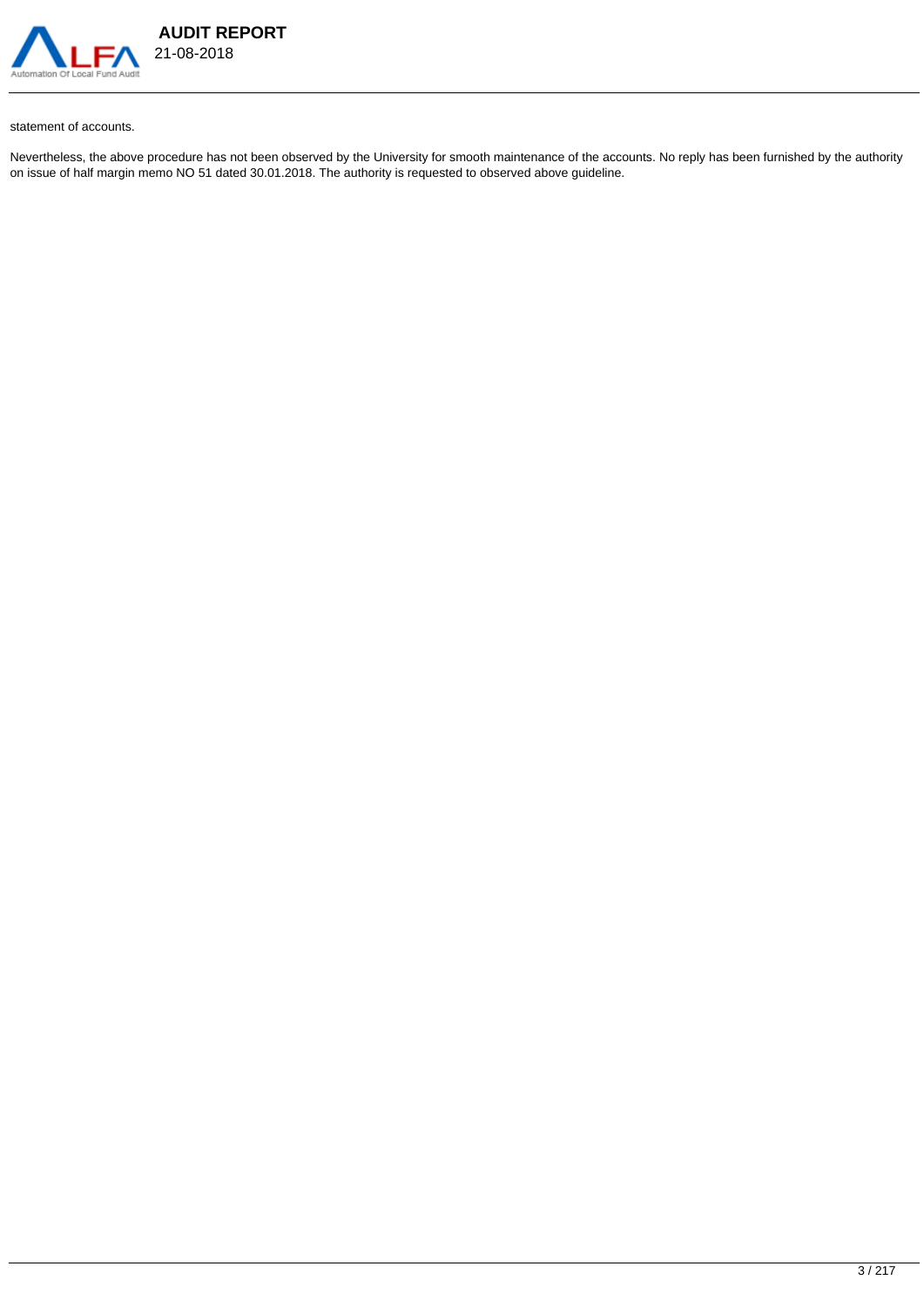statement of accounts.

Nevertheless, the above procedure has not been observed by the University for smooth maintenance of the accounts. No reply has been furnished by the authority on issue of half margin memo NO 51 dated 30.01.2018. The authority is requested to observed above guideline.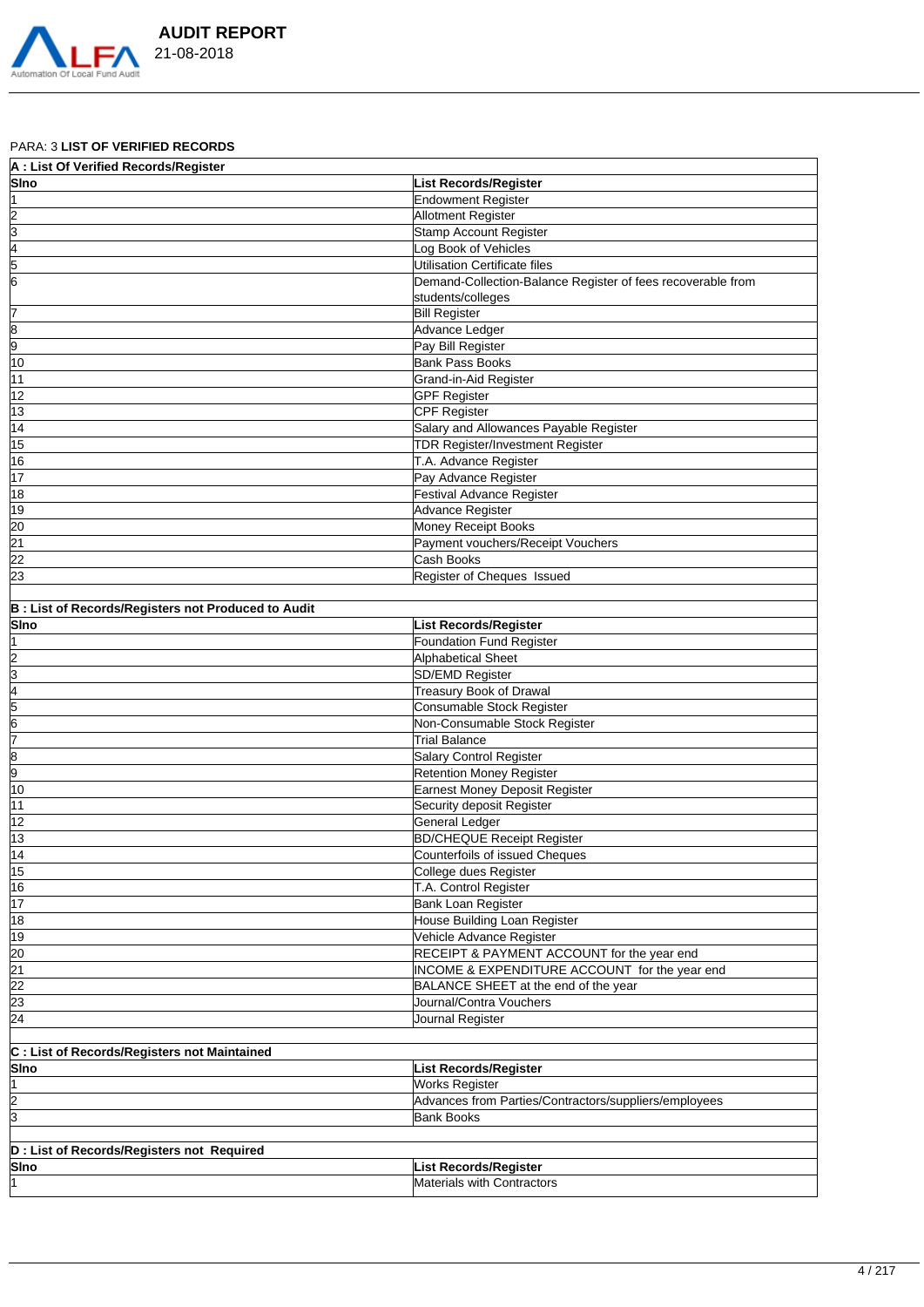PARA: 3 **LIST OF VERIFIED RECORDS**

**A : List Of Verified Records/Register**

| Slno | List Records/Register |
|---|---|
| 1 | Endowment Register |
| 2 | Allotment Register |
| 3 | Stamp Account Register |
| 4 | Log Book of Vehicles |
| 5 | Utilisation Certificate files |
| 6 | Demand-Collection-Balance Register of fees recoverable from students/colleges |
| 7 | Bill Register |
| 8 | Advance Ledger |
| 9 | Pay Bill Register |
| 10 | Bank Pass Books |
| 11 | Grand-in-Aid Register |
| 12 | GPF Register |
| 13 | CPF Register |
| 14 | Salary and Allowances Payable Register |
| 15 | TDR Register/Investment Register |
| 16 | T.A. Advance Register |
| 17 | Pay Advance Register |
| 18 | Festival Advance Register |
| 19 | Advance Register |
| 20 | Money Receipt Books |
| 21 | Payment vouchers/Receipt Vouchers |
| 22 | Cash Books |
| 23 | Register of Cheques Issued |

**B : List of Records/Registers not Produced to Audit**

| Slno | List Records/Register |
|---|---|
| 1 | Foundation Fund Register |
| 2 | Alphabetical Sheet |
| 3 | SD/EMD Register |
| 4 | Treasury Book of Drawal |
| 5 | Consumable Stock Register |
| 6 | Non-Consumable Stock Register |
| 7 | Trial Balance |
| 8 | Salary Control Register |
| 9 | Retention Money Register |
| 10 | Earnest Money Deposit Register |
| 11 | Security deposit Register |
| 12 | General Ledger |
| 13 | BD/CHEQUE Receipt Register |
| 14 | Counterfoils of issued Cheques |
| 15 | College dues Register |
| 16 | T.A. Control Register |
| 17 | Bank Loan Register |
| 18 | House Building Loan Register |
| 19 | Vehicle Advance Register |
| 20 | RECEIPT & PAYMENT ACCOUNT for the year end |
| 21 | INCOME & EXPENDITURE ACCOUNT for the year end |
| 22 | BALANCE SHEET at the end of the year |
| 23 | Journal/Contra Vouchers |
| 24 | Journal Register |

**C : List of Records/Registers not Maintained**

| Slno | List Records/Register |
|---|---|
| 1 | Works Register |
| 2 | Advances from Parties/Contractors/suppliers/employees |
| 3 | Bank Books |

**D : List of Records/Registers not Required**

| Slno | List Records/Register |
|---|---|
| 1 | Materials with Contractors |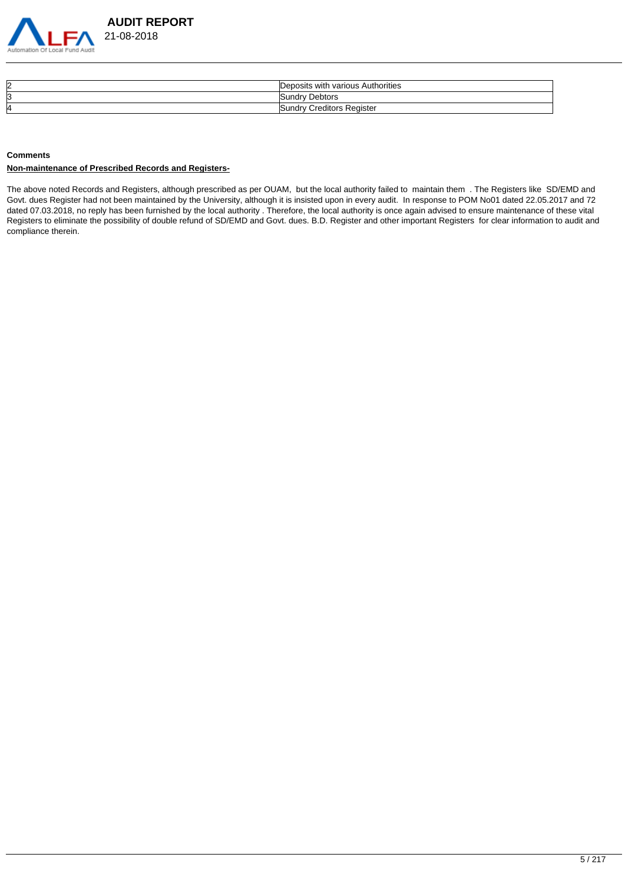| | |
|---|---|
| 2 | Deposits with various Authorities |
| 3 | Sundry Debtors |
| 4 | Sundry Creditors Register |

**Comments**

**Non-maintenance of Prescribed Records and Registers-**

The above noted Records and Registers, although prescribed as per OUAM, but the local authority failed to maintain them . The Registers like SD/EMD and Govt. dues Register had not been maintained by the University, although it is insisted upon in every audit. In response to POM No01 dated 22.05.2017 and 72 dated 07.03.2018, no reply has been furnished by the local authority . Therefore, the local authority is once again advised to ensure maintenance of these vital Registers to eliminate the possibility of double refund of SD/EMD and Govt. dues. B.D. Register and other important Registers for clear information to audit and compliance therein.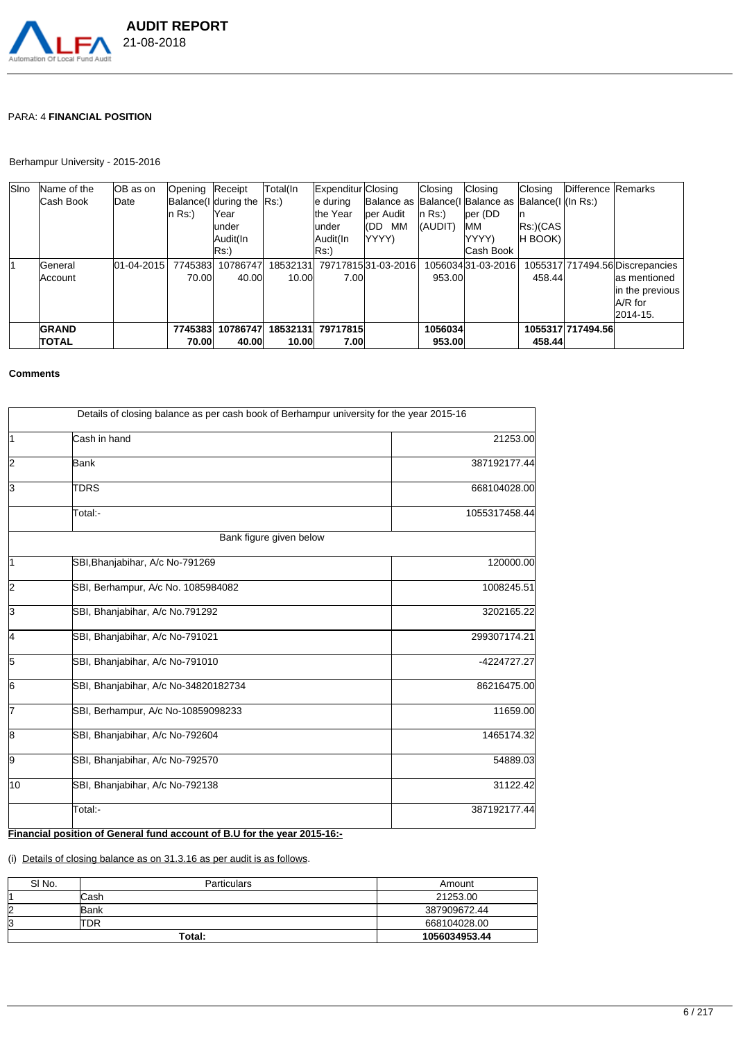PARA: 4 **FINANCIAL POSITION**

Berhampur University - 2015-2016

| Slno | Name of the Cash Book | OB as on Date | Opening Balance(In Rs:) | Receipt during the Year under Audit(In Rs:) | Total(In Rs:) | Expenditure during the Year under Audit(In Rs:) | Closing Balance as per Audit (DD MM YYYY) | Closing Balance(In Rs:) (AUDIT) | Closing Balance as per (DD MM YYYY) Cash Book | Closing Balance(In Rs:)(CASH BOOK) | Difference (In Rs:) | Remarks |
|---|---|---|---|---|---|---|---|---|---|---|---|---|
| 1 | General Account | 01-04-2015 | 774538370.00 | 1078674740.00 | 1853213110.00 | 797178157.00 | 31-03-2016 | 1056034953.00 | 31-03-2016 | 1055317458.44 | 717494.56 | Discrepancies as mentioned in the previous A/R for 2014-15. |
| | **GRAND TOTAL** | | **774538370.00** | **1078674740.00** | **1853213110.00** | **797178157.00** | | **1056034953.00** | | **1055317458.44** | **717494.56** | |

**Comments**

| | Details of closing balance as per cash book of Berhampur university for the year 2015-16 | |
|---|---|---|
| 1 | Cash in hand | 21253.00 |
| 2 | Bank | 387192177.44 |
| 3 | TDRS | 668104028.00 |
| | Total:- | 1055317458.44 |
| | Bank figure given below | |
| 1 | SBI,Bhanjabihar, A/c No-791269 | 120000.00 |
| 2 | SBI, Berhampur, A/c No. 1085984082 | 1008245.51 |
| 3 | SBI, Bhanjabihar, A/c No.791292 | 3202165.22 |
| 4 | SBI, Bhanjabihar, A/c No-791021 | 299307174.21 |
| 5 | SBI, Bhanjabihar, A/c No-791010 | -4224727.27 |
| 6 | SBI, Bhanjabihar, A/c No-34820182734 | 86216475.00 |
| 7 | SBI, Berhampur, A/c No-10859098233 | 11659.00 |
| 8 | SBI, Bhanjabihar, A/c No-792604 | 1465174.32 |
| 9 | SBI, Bhanjabihar, A/c No-792570 | 54889.03 |
| 10 | SBI, Bhanjabihar, A/c No-792138 | 31122.42 |
| | Total:- | 387192177.44 |

**Financial position of General fund account of B.U for the year 2015-16:-**

(i) Details of closing balance as on 31.3.16 as per audit is as follows.

| Sl No. | Particulars | Amount |
|---|---|---|
| 1 | Cash | 21253.00 |
| 2 | Bank | 387909672.44 |
| 3 | TDR | 668104028.00 |
| | **Total:** | **1056034953.44** |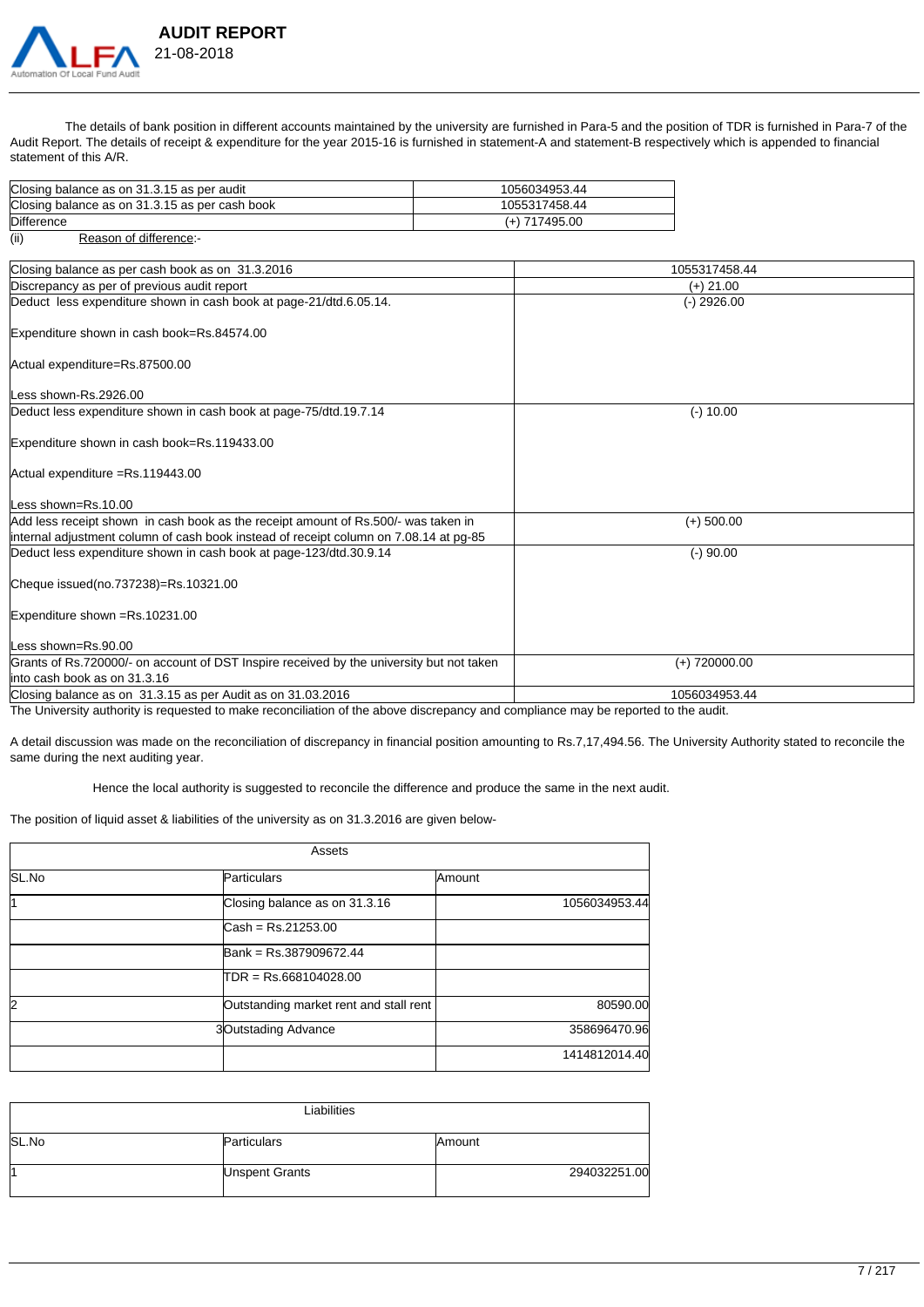The details of bank position in different accounts maintained by the university are furnished in Para-5 and the position of TDR is furnished in Para-7 of the Audit Report. The details of receipt & expenditure for the year 2015-16 is furnished in statement-A and statement-B respectively which is appended to financial statement of this A/R.

| | |
|---|---|
| Closing balance as on 31.3.15 as per audit | 1056034953.44 |
| Closing balance as on 31.3.15 as per cash book | 1055317458.44 |
| Difference | (+) 717495.00 |

(ii) Reason of difference:-

| | |
|---|---|
| Closing balance as per cash book as on 31.3.2016 | 1055317458.44 |
| Discrepancy as per of previous audit report | (+) 21.00 |
| Deduct less expenditure shown in cash book at page-21/dtd.6.05.14.<br><br>Expenditure shown in cash book=Rs.84574.00<br><br>Actual expenditure=Rs.87500.00<br><br>Less shown-Rs.2926.00 | (-) 2926.00 |
| Deduct less expenditure shown in cash book at page-75/dtd.19.7.14<br><br>Expenditure shown in cash book=Rs.119433.00<br><br>Actual expenditure =Rs.119443.00<br><br>Less shown=Rs.10.00 | (-) 10.00 |
| Add less receipt shown in cash book as the receipt amount of Rs.500/- was taken in internal adjustment column of cash book instead of receipt column on 7.08.14 at pg-85 | (+) 500.00 |
| Deduct less expenditure shown in cash book at page-123/dtd.30.9.14<br><br>Cheque issued(no.737238)=Rs.10321.00<br><br>Expenditure shown =Rs.10231.00<br><br>Less shown=Rs.90.00 | (-) 90.00 |
| Grants of Rs.720000/- on account of DST Inspire received by the university but not taken into cash book as on 31.3.16 | (+) 720000.00 |
| Closing balance as on 31.3.15 as per Audit as on 31.03.2016 | 1056034953.44 |

The University authority is requested to make reconciliation of the above discrepancy and compliance may be reported to the audit.

A detail discussion was made on the reconciliation of discrepancy in financial position amounting to Rs.7,17,494.56. The University Authority stated to reconcile the same during the next auditing year.

Hence the local authority is suggested to reconcile the difference and produce the same in the next audit.

The position of liquid asset & liabilities of the university as on 31.3.2016 are given below-

| Assets | | |
|---|---|---|
| SL.No | Particulars | Amount |
| 1 | Closing balance as on 31.3.16 | 1056034953.44 |
| | Cash = Rs.21253.00 | |
| | Bank = Rs.387909672.44 | |
| | TDR = Rs.668104028.00 | |
| 2 | Outstanding market rent and stall rent | 80590.00 |
| 3 | Outstading Advance | 358696470.96 |
| | | 1414812014.40 |

| Liabilities | | |
|---|---|---|
| SL.No | Particulars | Amount |
| 1 | Unspent Grants | 294032251.00 |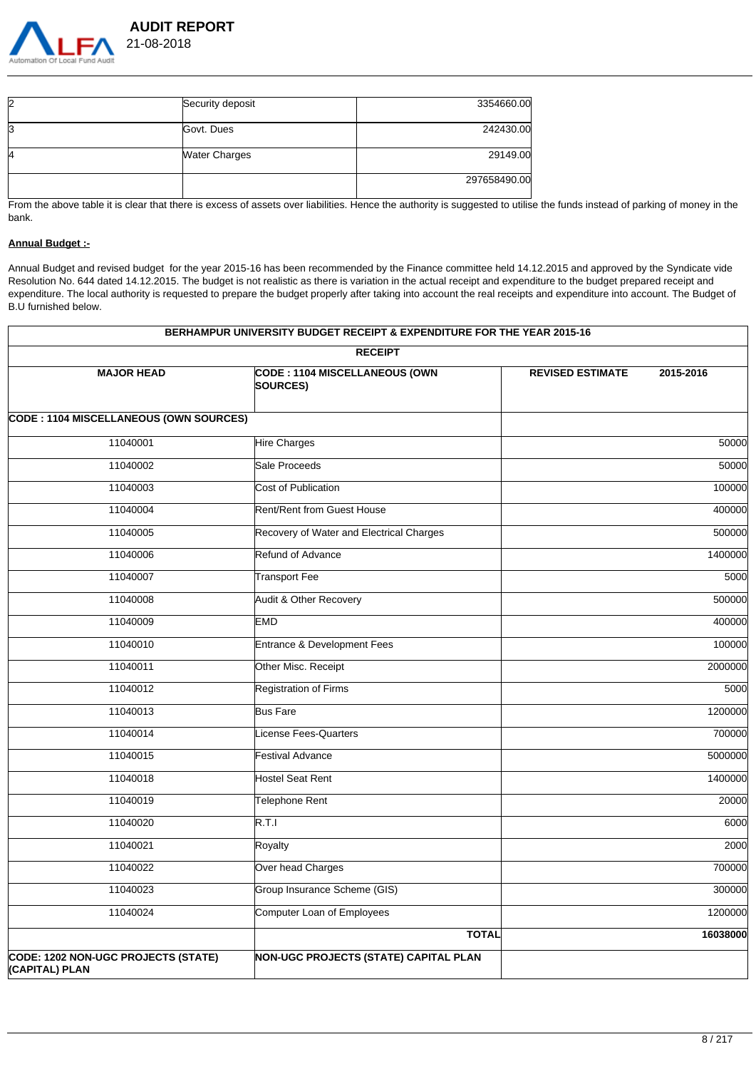| | | |
|---|---|---|
| 2 | Security deposit | 3354660.00 |
| 3 | Govt. Dues | 242430.00 |
| 4 | Water Charges | 29149.00 |
| | | 297658490.00 |

From the above table it is clear that there is excess of assets over liabilities. Hence the authority is suggested to utilise the funds instead of parking of money in the bank.

**Annual Budget :-**

Annual Budget and revised budget for the year 2015-16 has been recommended by the Finance committee held 14.12.2015 and approved by the Syndicate vide Resolution No. 644 dated 14.12.2015. The budget is not realistic as there is variation in the actual receipt and expenditure to the budget prepared receipt and expenditure. The local authority is requested to prepare the budget properly after taking into account the real receipts and expenditure into account. The Budget of B.U furnished below.

| **BERHAMPUR UNIVERSITY BUDGET RECEIPT & EXPENDITURE FOR THE YEAR 2015-16** | | |
|---|---|---|
| **RECEIPT** | | |
| **MAJOR HEAD** | **CODE : 1104 MISCELLANEOUS (OWN SOURCES)** | **REVISED ESTIMATE 2015-2016** |
| **CODE : 1104 MISCELLANEOUS (OWN SOURCES)** | | |
| 11040001 | Hire Charges | 50000 |
| 11040002 | Sale Proceeds | 50000 |
| 11040003 | Cost of Publication | 100000 |
| 11040004 | Rent/Rent from Guest House | 400000 |
| 11040005 | Recovery of Water and Electrical Charges | 500000 |
| 11040006 | Refund of Advance | 1400000 |
| 11040007 | Transport Fee | 5000 |
| 11040008 | Audit & Other Recovery | 500000 |
| 11040009 | EMD | 400000 |
| 11040010 | Entrance & Development Fees | 100000 |
| 11040011 | Other Misc. Receipt | 2000000 |
| 11040012 | Registration of Firms | 5000 |
| 11040013 | Bus Fare | 1200000 |
| 11040014 | License Fees-Quarters | 700000 |
| 11040015 | Festival Advance | 5000000 |
| 11040018 | Hostel Seat Rent | 1400000 |
| 11040019 | Telephone Rent | 20000 |
| 11040020 | R.T.I | 6000 |
| 11040021 | Royalty | 2000 |
| 11040022 | Over head Charges | 700000 |
| 11040023 | Group Insurance Scheme (GIS) | 300000 |
| 11040024 | Computer Loan of Employees | 1200000 |
| | **TOTAL** | **16038000** |
| **CODE: 1202 NON-UGC PROJECTS (STATE) (CAPITAL) PLAN** | **NON-UGC PROJECTS (STATE) CAPITAL PLAN** | |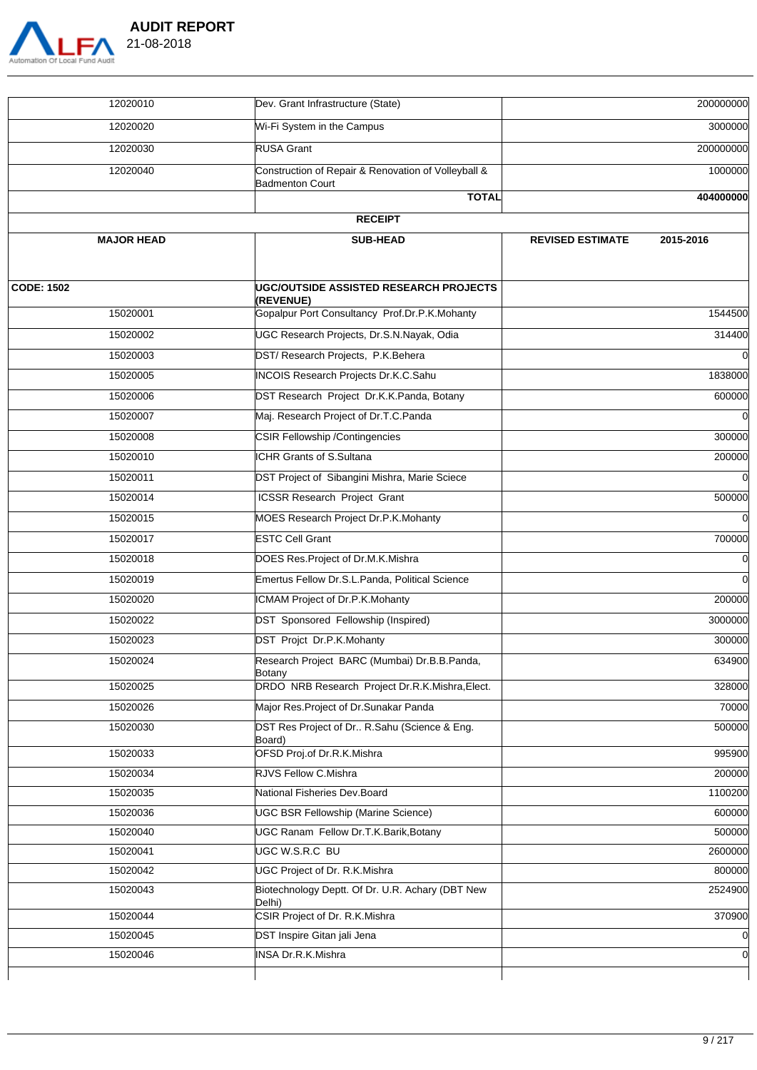| | | |
|---|---|---|
| 12020010 | Dev. Grant Infrastructure (State) | 200000000 |
| 12020020 | Wi-Fi System in the Campus | 3000000 |
| 12020030 | RUSA Grant | 200000000 |
| 12020040 | Construction of Repair & Renovation of Volleyball & Badmenton Court | 1000000 |
| | **TOTAL** | **404000000** |

**RECEIPT**

| **MAJOR HEAD** | **SUB-HEAD** | **REVISED ESTIMATE 2015-2016** |
|---|---|---|
| **CODE: 1502** | **UGC/OUTSIDE ASSISTED RESEARCH PROJECTS (REVENUE)** | |
| 15020001 | Gopalpur Port Consultancy Prof.Dr.P.K.Mohanty | 1544500 |
| 15020002 | UGC Research Projects, Dr.S.N.Nayak, Odia | 314400 |
| 15020003 | DST/ Research Projects, P.K.Behera | 0 |
| 15020005 | INCOIS Research Projects Dr.K.C.Sahu | 1838000 |
| 15020006 | DST Research Project Dr.K.K.Panda, Botany | 600000 |
| 15020007 | Maj. Research Project of Dr.T.C.Panda | 0 |
| 15020008 | CSIR Fellowship /Contingencies | 300000 |
| 15020010 | ICHR Grants of S.Sultana | 200000 |
| 15020011 | DST Project of Sibangini Mishra, Marie Sciece | 0 |
| 15020014 | ICSSR Research Project Grant | 500000 |
| 15020015 | MOES Research Project Dr.P.K.Mohanty | 0 |
| 15020017 | ESTC Cell Grant | 700000 |
| 15020018 | DOES Res.Project of Dr.M.K.Mishra | 0 |
| 15020019 | Emertus Fellow Dr.S.L.Panda, Political Science | 0 |
| 15020020 | ICMAM Project of Dr.P.K.Mohanty | 200000 |
| 15020022 | DST Sponsored Fellowship (Inspired) | 3000000 |
| 15020023 | DST Projct Dr.P.K.Mohanty | 300000 |
| 15020024 | Research Project BARC (Mumbai) Dr.B.B.Panda, Botany | 634900 |
| 15020025 | DRDO NRB Research Project Dr.R.K.Mishra,Elect. | 328000 |
| 15020026 | Major Res.Project of Dr.Sunakar Panda | 70000 |
| 15020030 | DST Res Project of Dr.. R.Sahu (Science & Eng. Board) | 500000 |
| 15020033 | OFSD Proj.of Dr.R.K.Mishra | 995900 |
| 15020034 | RJVS Fellow C.Mishra | 200000 |
| 15020035 | National Fisheries Dev.Board | 1100200 |
| 15020036 | UGC BSR Fellowship (Marine Science) | 600000 |
| 15020040 | UGC Ranam Fellow Dr.T.K.Barik,Botany | 500000 |
| 15020041 | UGC W.S.R.C BU | 2600000 |
| 15020042 | UGC Project of Dr. R.K.Mishra | 800000 |
| 15020043 | Biotechnology Deptt. Of Dr. U.R. Achary (DBT New Delhi) | 2524900 |
| 15020044 | CSIR Project of Dr. R.K.Mishra | 370900 |
| 15020045 | DST Inspire Gitan jali Jena | 0 |
| 15020046 | INSA Dr.R.K.Mishra | 0 |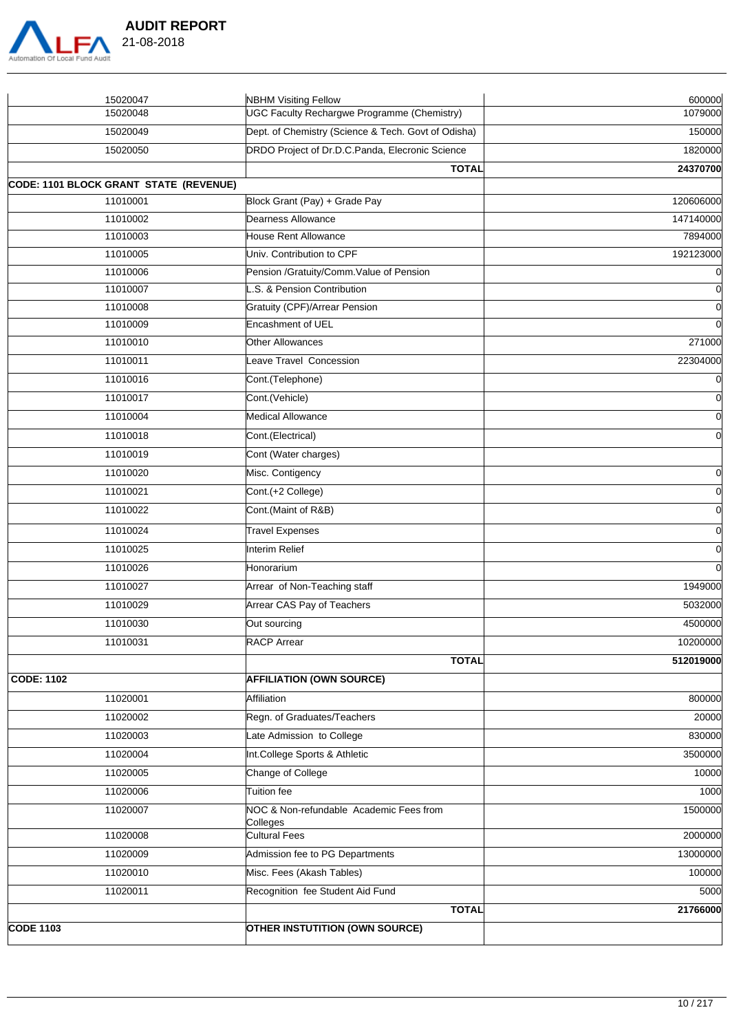| | | |
|---|---|---|
| 15020047 | NBHM Visiting Fellow | 600000 |
| 15020048 | UGC Faculty Rechargwe Programme (Chemistry) | 1079000 |
| 15020049 | Dept. of Chemistry (Science & Tech. Govt of Odisha) | 150000 |
| 15020050 | DRDO Project of Dr.D.C.Panda, Elecronic Science | 1820000 |
| | **TOTAL** | **24370700** |
| **CODE: 1101 BLOCK GRANT STATE (REVENUE)** | | |
| 11010001 | Block Grant (Pay) + Grade Pay | 120606000 |
| 11010002 | Dearness Allowance | 147140000 |
| 11010003 | House Rent Allowance | 7894000 |
| 11010005 | Univ. Contribution to CPF | 192123000 |
| 11010006 | Pension /Gratuity/Comm.Value of Pension | 0 |
| 11010007 | L.S. & Pension Contribution | 0 |
| 11010008 | Gratuity (CPF)/Arrear Pension | 0 |
| 11010009 | Encashment of UEL | 0 |
| 11010010 | Other Allowances | 271000 |
| 11010011 | Leave Travel Concession | 22304000 |
| 11010016 | Cont.(Telephone) | 0 |
| 11010017 | Cont.(Vehicle) | 0 |
| 11010004 | Medical Allowance | 0 |
| 11010018 | Cont.(Electrical) | 0 |
| 11010019 | Cont (Water charges) | |
| 11010020 | Misc. Contigency | 0 |
| 11010021 | Cont.(+2 College) | 0 |
| 11010022 | Cont.(Maint of R&B) | 0 |
| 11010024 | Travel Expenses | 0 |
| 11010025 | Interim Relief | 0 |
| 11010026 | Honorarium | 0 |
| 11010027 | Arrear of Non-Teaching staff | 1949000 |
| 11010029 | Arrear CAS Pay of Teachers | 5032000 |
| 11010030 | Out sourcing | 4500000 |
| 11010031 | RACP Arrear | 10200000 |
| | **TOTAL** | **512019000** |
| **CODE: 1102** | **AFFILIATION (OWN SOURCE)** | |
| 11020001 | Affiliation | 800000 |
| 11020002 | Regn. of Graduates/Teachers | 20000 |
| 11020003 | Late Admission to College | 830000 |
| 11020004 | Int.College Sports & Athletic | 3500000 |
| 11020005 | Change of College | 10000 |
| 11020006 | Tuition fee | 1000 |
| 11020007 | NOC & Non-refundable Academic Fees from Colleges | 1500000 |
| 11020008 | Cultural Fees | 2000000 |
| 11020009 | Admission fee to PG Departments | 13000000 |
| 11020010 | Misc. Fees (Akash Tables) | 100000 |
| 11020011 | Recognition fee Student Aid Fund | 5000 |
| | **TOTAL** | **21766000** |
| **CODE 1103** | **OTHER INSTUTITION (OWN SOURCE)** | |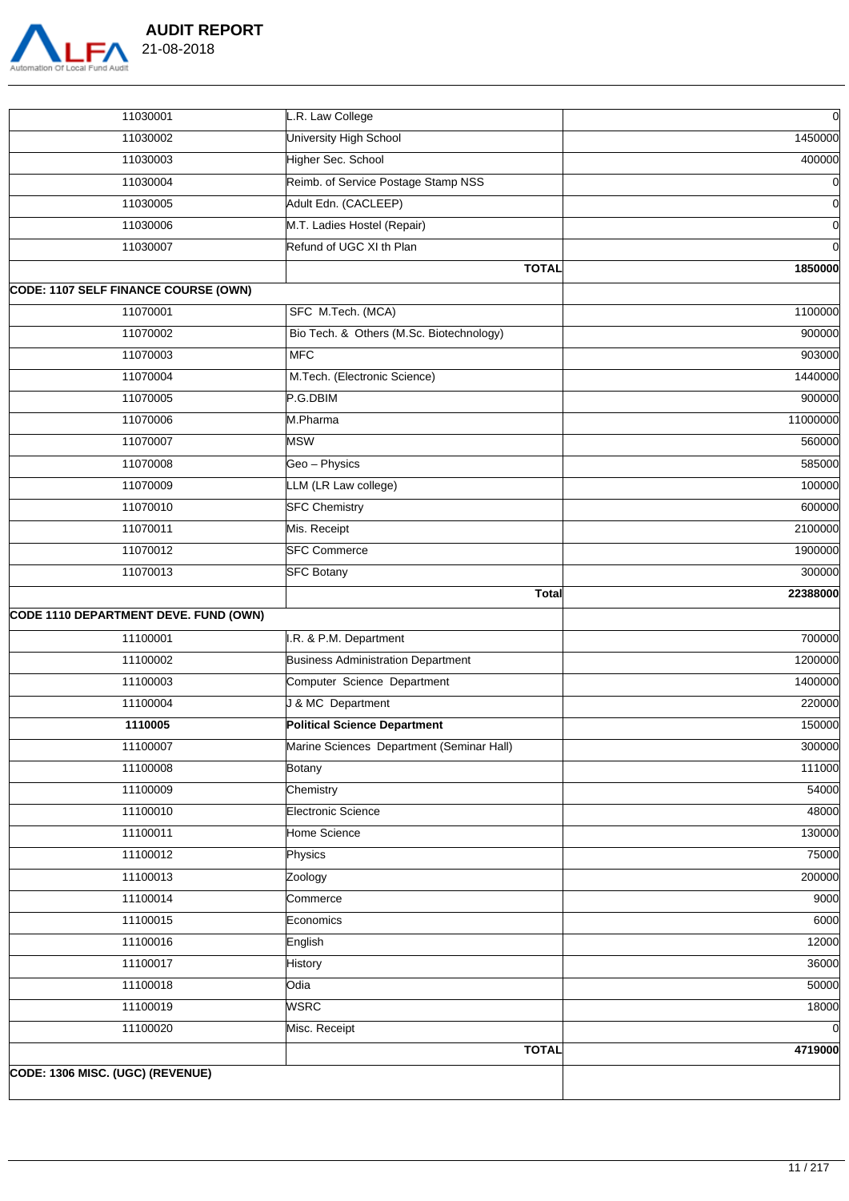| | | |
|---|---|---|
| 11030001 | L.R. Law College | 0 |
| 11030002 | University High School | 1450000 |
| 11030003 | Higher Sec. School | 400000 |
| 11030004 | Reimb. of Service Postage Stamp NSS | 0 |
| 11030005 | Adult Edn. (CACLEEP) | 0 |
| 11030006 | M.T. Ladies Hostel (Repair) | 0 |
| 11030007 | Refund of UGC XI th Plan | 0 |
| | **TOTAL** | **1850000** |
| **CODE: 1107 SELF FINANCE COURSE (OWN)** | | |
| 11070001 | SFC M.Tech. (MCA) | 1100000 |
| 11070002 | Bio Tech. & Others (M.Sc. Biotechnology) | 900000 |
| 11070003 | MFC | 903000 |
| 11070004 | M.Tech. (Electronic Science) | 1440000 |
| 11070005 | P.G.DBIM | 900000 |
| 11070006 | M.Pharma | 11000000 |
| 11070007 | MSW | 560000 |
| 11070008 | Geo – Physics | 585000 |
| 11070009 | LLM (LR Law college) | 100000 |
| 11070010 | SFC Chemistry | 600000 |
| 11070011 | Mis. Receipt | 2100000 |
| 11070012 | SFC Commerce | 1900000 |
| 11070013 | SFC Botany | 300000 |
| | **Total** | **22388000** |
| **CODE 1110 DEPARTMENT DEVE. FUND (OWN)** | | |
| 11100001 | I.R. & P.M. Department | 700000 |
| 11100002 | Business Administration Department | 1200000 |
| 11100003 | Computer Science Department | 1400000 |
| 11100004 | J & MC Department | 220000 |
| **1110005** | **Political Science Department** | 150000 |
| 11100007 | Marine Sciences Department (Seminar Hall) | 300000 |
| 11100008 | Botany | 111000 |
| 11100009 | Chemistry | 54000 |
| 11100010 | Electronic Science | 48000 |
| 11100011 | Home Science | 130000 |
| 11100012 | Physics | 75000 |
| 11100013 | Zoology | 200000 |
| 11100014 | Commerce | 9000 |
| 11100015 | Economics | 6000 |
| 11100016 | English | 12000 |
| 11100017 | History | 36000 |
| 11100018 | Odia | 50000 |
| 11100019 | WSRC | 18000 |
| 11100020 | Misc. Receipt | 0 |
| | **TOTAL** | **4719000** |
| **CODE: 1306 MISC. (UGC) (REVENUE)** | | |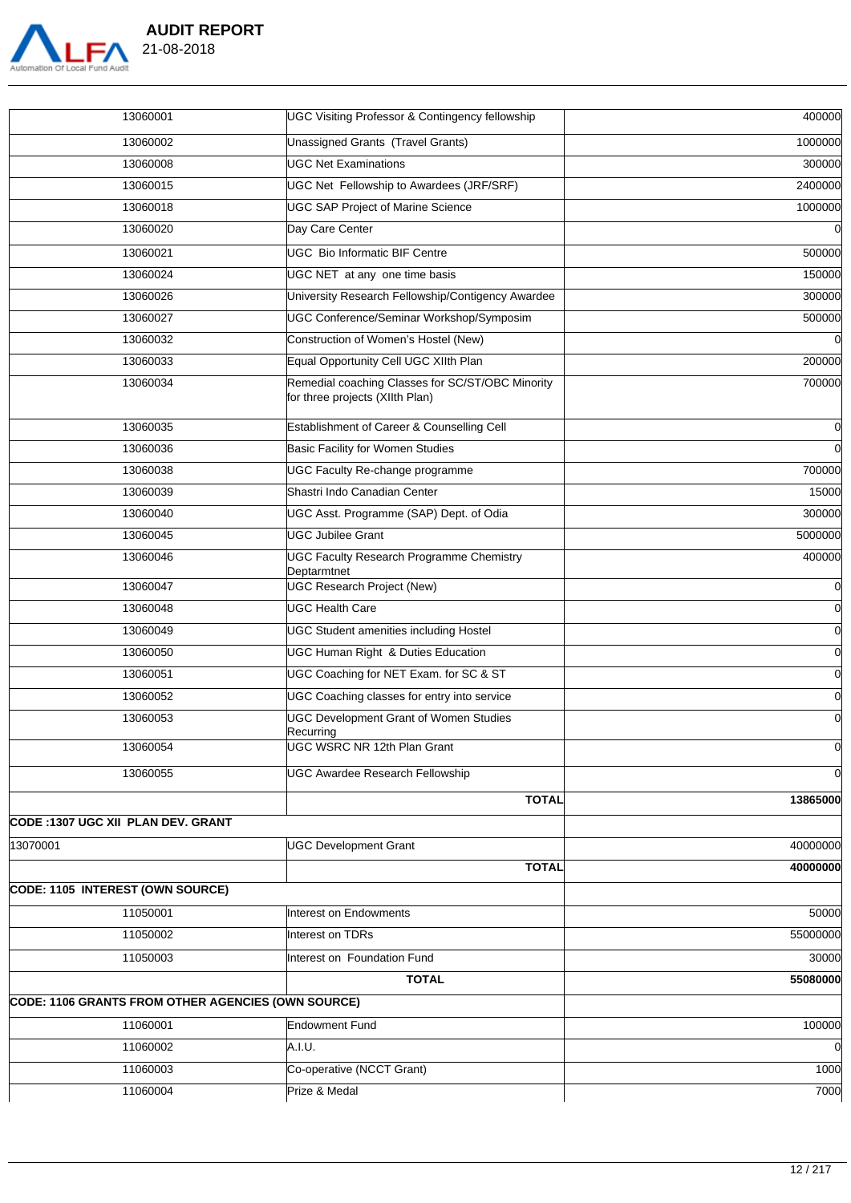| | | |
|---|---|---|
| 13060001 | UGC Visiting Professor & Contingency fellowship | 400000 |
| 13060002 | Unassigned Grants (Travel Grants) | 1000000 |
| 13060008 | UGC Net Examinations | 300000 |
| 13060015 | UGC Net Fellowship to Awardees (JRF/SRF) | 2400000 |
| 13060018 | UGC SAP Project of Marine Science | 1000000 |
| 13060020 | Day Care Center | 0 |
| 13060021 | UGC Bio Informatic BIF Centre | 500000 |
| 13060024 | UGC NET at any one time basis | 150000 |
| 13060026 | University Research Fellowship/Contigency Awardee | 300000 |
| 13060027 | UGC Conference/Seminar Workshop/Symposim | 500000 |
| 13060032 | Construction of Women's Hostel (New) | 0 |
| 13060033 | Equal Opportunity Cell UGC XIIth Plan | 200000 |
| 13060034 | Remedial coaching Classes for SC/ST/OBC Minority for three projects (XIIth Plan) | 700000 |
| 13060035 | Establishment of Career & Counselling Cell | 0 |
| 13060036 | Basic Facility for Women Studies | 0 |
| 13060038 | UGC Faculty Re-change programme | 700000 |
| 13060039 | Shastri Indo Canadian Center | 15000 |
| 13060040 | UGC Asst. Programme (SAP) Dept. of Odia | 300000 |
| 13060045 | UGC Jubilee Grant | 5000000 |
| 13060046 | UGC Faculty Research Programme Chemistry Deptarmtnet | 400000 |
| 13060047 | UGC Research Project (New) | 0 |
| 13060048 | UGC Health Care | 0 |
| 13060049 | UGC Student amenities including Hostel | 0 |
| 13060050 | UGC Human Right & Duties Education | 0 |
| 13060051 | UGC Coaching for NET Exam. for SC & ST | 0 |
| 13060052 | UGC Coaching classes for entry into service | 0 |
| 13060053 | UGC Development Grant of Women Studies Recurring | 0 |
| 13060054 | UGC WSRC NR 12th Plan Grant | 0 |
| 13060055 | UGC Awardee Research Fellowship | 0 |
| | **TOTAL** | **13865000** |
| **CODE :1307 UGC XII PLAN DEV. GRANT** | | |
| 13070001 | UGC Development Grant | 40000000 |
| | **TOTAL** | **40000000** |
| **CODE: 1105 INTEREST (OWN SOURCE)** | | |
| 11050001 | Interest on Endowments | 50000 |
| 11050002 | Interest on TDRs | 55000000 |
| 11050003 | Interest on Foundation Fund | 30000 |
| | **TOTAL** | **55080000** |
| **CODE: 1106 GRANTS FROM OTHER AGENCIES (OWN SOURCE)** | | |
| 11060001 | Endowment Fund | 100000 |
| 11060002 | A.I.U. | 0 |
| 11060003 | Co-operative (NCCT Grant) | 1000 |
| 11060004 | Prize & Medal | 7000 |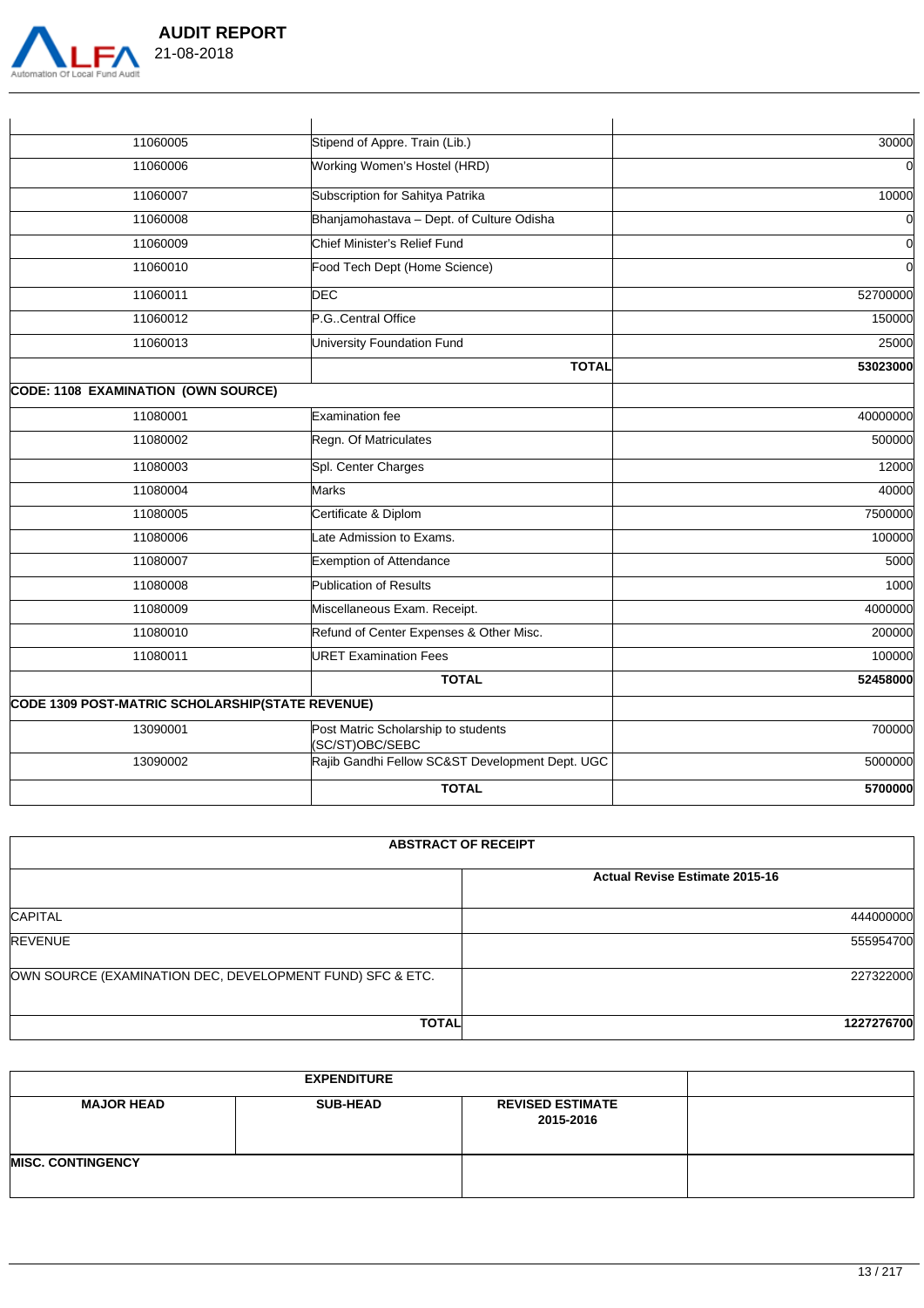| | | |
|---|---|---|
| 11060005 | Stipend of Appre. Train (Lib.) | 30000 |
| 11060006 | Working Women's Hostel (HRD) | 0 |
| 11060007 | Subscription for Sahitya Patrika | 10000 |
| 11060008 | Bhanjamohastava – Dept. of Culture Odisha | 0 |
| 11060009 | Chief Minister's Relief Fund | 0 |
| 11060010 | Food Tech Dept (Home Science) | 0 |
| 11060011 | DEC | 52700000 |
| 11060012 | P.G..Central Office | 150000 |
| 11060013 | University Foundation Fund | 25000 |
| | **TOTAL** | **53023000** |
| **CODE: 1108 EXAMINATION (OWN SOURCE)** | | |
| 11080001 | Examination fee | 40000000 |
| 11080002 | Regn. Of Matriculates | 500000 |
| 11080003 | Spl. Center Charges | 12000 |
| 11080004 | Marks | 40000 |
| 11080005 | Certificate & Diplom | 7500000 |
| 11080006 | Late Admission to Exams. | 100000 |
| 11080007 | Exemption of Attendance | 5000 |
| 11080008 | Publication of Results | 1000 |
| 11080009 | Miscellaneous Exam. Receipt. | 4000000 |
| 11080010 | Refund of Center Expenses & Other Misc. | 200000 |
| 11080011 | URET Examination Fees | 100000 |
| | **TOTAL** | **52458000** |
| **CODE 1309 POST-MATRIC SCHOLARSHIP(STATE REVENUE)** | | |
| 13090001 | Post Matric Scholarship to students (SC/ST)OBC/SEBC | 700000 |
| 13090002 | Rajib Gandhi Fellow SC&ST Development Dept. UGC | 5000000 |
| | **TOTAL** | **5700000** |

| **ABSTRACT OF RECEIPT** | |
|---|---|
| | **Actual Revise Estimate 2015-16** |
| CAPITAL | 444000000 |
| REVENUE | 555954700 |
| OWN SOURCE (EXAMINATION DEC, DEVELOPMENT FUND) SFC & ETC. | 227322000 |
| **TOTAL** | **1227276700** |

| **EXPENDITURE** | | | |
|---|---|---|---|
| **MAJOR HEAD** | **SUB-HEAD** | **REVISED ESTIMATE 2015-2016** | |
| **MISC. CONTINGENCY** | | | |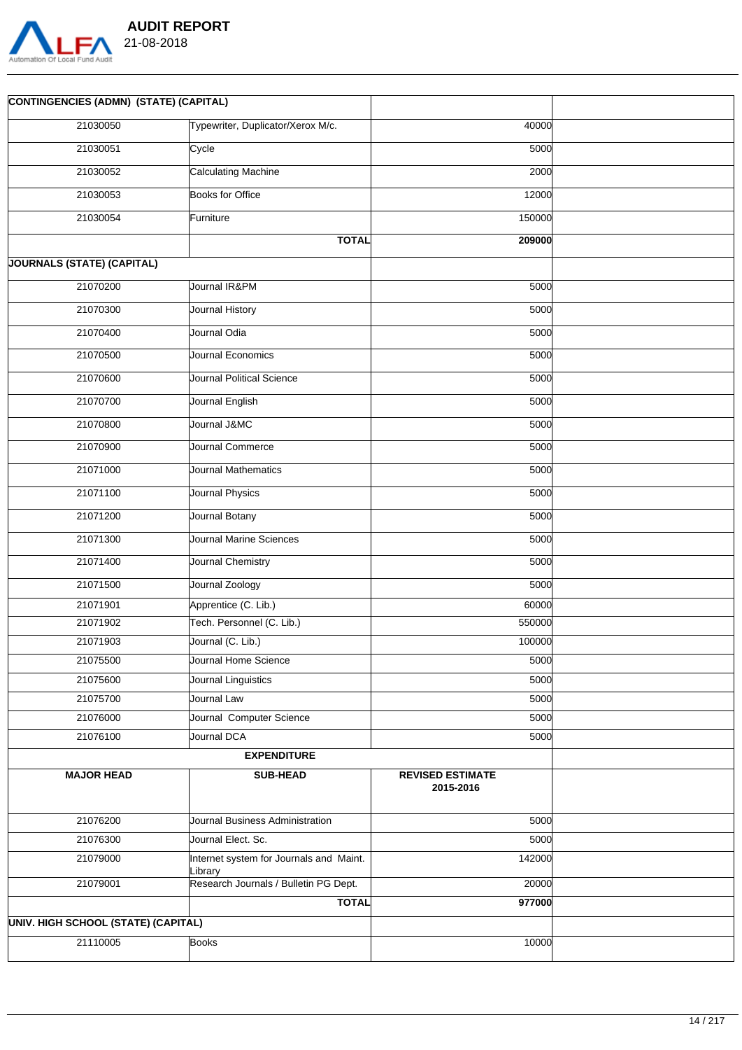| | | | |
|---|---|---|---|
| **CONTINGENCIES (ADMN) (STATE) (CAPITAL)** | | | |
| 21030050 | Typewriter, Duplicator/Xerox M/c. | 40000 | |
| 21030051 | Cycle | 5000 | |
| 21030052 | Calculating Machine | 2000 | |
| 21030053 | Books for Office | 12000 | |
| 21030054 | Furniture | 150000 | |
| | **TOTAL** | **209000** | |
| **JOURNALS (STATE) (CAPITAL)** | | | |
| 21070200 | Journal IR&PM | 5000 | |
| 21070300 | Journal History | 5000 | |
| 21070400 | Journal Odia | 5000 | |
| 21070500 | Journal Economics | 5000 | |
| 21070600 | Journal Political Science | 5000 | |
| 21070700 | Journal English | 5000 | |
| 21070800 | Journal J&MC | 5000 | |
| 21070900 | Journal Commerce | 5000 | |
| 21071000 | Journal Mathematics | 5000 | |
| 21071100 | Journal Physics | 5000 | |
| 21071200 | Journal Botany | 5000 | |
| 21071300 | Journal Marine Sciences | 5000 | |
| 21071400 | Journal Chemistry | 5000 | |
| 21071500 | Journal Zoology | 5000 | |
| 21071901 | Apprentice (C. Lib.) | 60000 | |
| 21071902 | Tech. Personnel (C. Lib.) | 550000 | |
| 21071903 | Journal (C. Lib.) | 100000 | |
| 21075500 | Journal Home Science | 5000 | |
| 21075600 | Journal Linguistics | 5000 | |
| 21075700 | Journal Law | 5000 | |
| 21076000 | Journal Computer Science | 5000 | |
| 21076100 | Journal DCA | 5000 | |

**EXPENDITURE**

| MAJOR HEAD | SUB-HEAD | REVISED ESTIMATE 2015-2016 | |
|---|---|---|---|
| 21076200 | Journal Business Administration | 5000 | |
| 21076300 | Journal Elect. Sc. | 5000 | |
| 21079000 | Internet system for Journals and Maint. Library | 142000 | |
| 21079001 | Research Journals / Bulletin PG Dept. | 20000 | |
| | **TOTAL** | **977000** | |
| **UNIV. HIGH SCHOOL (STATE) (CAPITAL)** | | | |
| 21110005 | Books | 10000 | |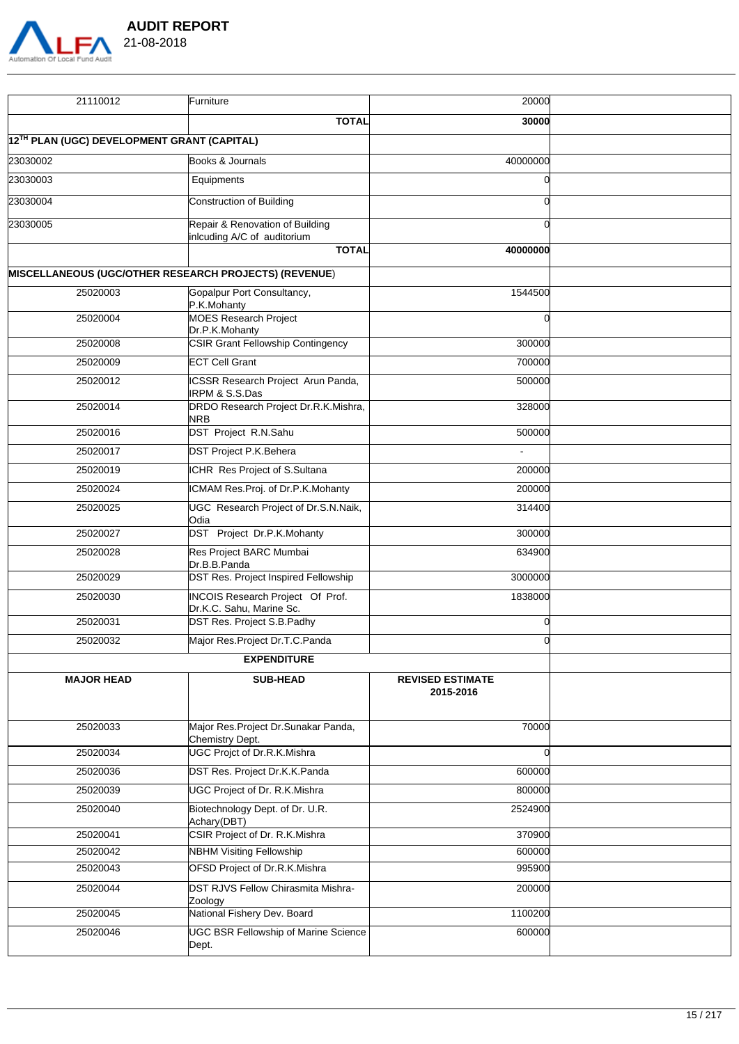| | | | |
|---|---|---|---|
| 21110012 | Furniture | 20000 | |
| | **TOTAL** | **30000** | |
| **12TH PLAN (UGC) DEVELOPMENT GRANT (CAPITAL)** | | | |
| 23030002 | Books & Journals | 40000000 | |
| 23030003 | Equipments | 0 | |
| 23030004 | Construction of Building | 0 | |
| 23030005 | Repair & Renovation of Building inlcuding A/C of auditorium | 0 | |
| | **TOTAL** | **40000000** | |
| **MISCELLANEOUS (UGC/OTHER RESEARCH PROJECTS) (REVENUE)** | | | |
| 25020003 | Gopalpur Port Consultancy, P.K.Mohanty | 1544500 | |
| 25020004 | MOES Research Project Dr.P.K.Mohanty | 0 | |
| 25020008 | CSIR Grant Fellowship Contingency | 300000 | |
| 25020009 | ECT Cell Grant | 700000 | |
| 25020012 | ICSSR Research Project Arun Panda, IRPM & S.S.Das | 500000 | |
| 25020014 | DRDO Research Project Dr.R.K.Mishra, NRB | 328000 | |
| 25020016 | DST Project R.N.Sahu | 500000 | |
| 25020017 | DST Project P.K.Behera | - | |
| 25020019 | ICHR Res Project of S.Sultana | 200000 | |
| 25020024 | ICMAM Res.Proj. of Dr.P.K.Mohanty | 200000 | |
| 25020025 | UGC Research Project of Dr.S.N.Naik, Odia | 314400 | |
| 25020027 | DST Project Dr.P.K.Mohanty | 300000 | |
| 25020028 | Res Project BARC Mumbai Dr.B.B.Panda | 634900 | |
| 25020029 | DST Res. Project Inspired Fellowship | 3000000 | |
| 25020030 | INCOIS Research Project Of Prof. Dr.K.C. Sahu, Marine Sc. | 1838000 | |
| 25020031 | DST Res. Project S.B.Padhy | 0 | |
| 25020032 | Major Res.Project Dr.T.C.Panda | 0 | |
| | **EXPENDITURE** | | |
| **MAJOR HEAD** | **SUB-HEAD** | **REVISED ESTIMATE 2015-2016** | |
| 25020033 | Major Res.Project Dr.Sunakar Panda, Chemistry Dept. | 70000 | |
| 25020034 | UGC Projct of Dr.R.K.Mishra | 0 | |
| 25020036 | DST Res. Project Dr.K.K.Panda | 600000 | |
| 25020039 | UGC Project of Dr. R.K.Mishra | 800000 | |
| 25020040 | Biotechnology Dept. of Dr. U.R. Achary(DBT) | 2524900 | |
| 25020041 | CSIR Project of Dr. R.K.Mishra | 370900 | |
| 25020042 | NBHM Visiting Fellowship | 600000 | |
| 25020043 | OFSD Project of Dr.R.K.Mishra | 995900 | |
| 25020044 | DST RJVS Fellow Chirasmita Mishra-Zoology | 200000 | |
| 25020045 | National Fishery Dev. Board | 1100200 | |
| 25020046 | UGC BSR Fellowship of Marine Science Dept. | 600000 | |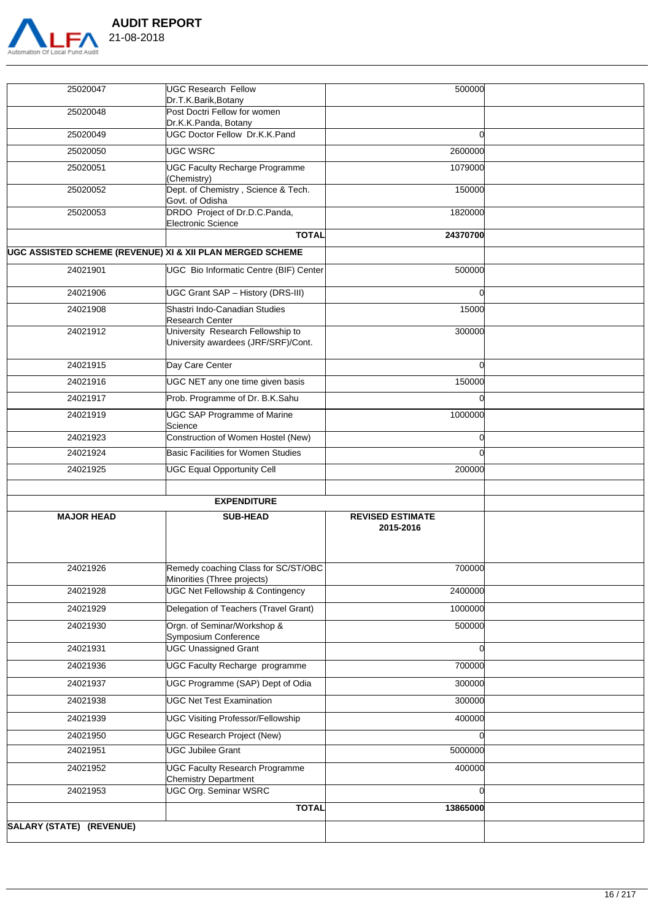| | | | |
|---|---|---|---|
| 25020047 | UGC Research Fellow Dr.T.K.Barik,Botany | 500000 | |
| 25020048 | Post Doctri Fellow for women Dr.K.K.Panda, Botany | | |
| 25020049 | UGC Doctor Fellow Dr.K.K.Pand | 0 | |
| 25020050 | UGC WSRC | 2600000 | |
| 25020051 | UGC Faculty Recharge Programme (Chemistry) | 1079000 | |
| 25020052 | Dept. of Chemistry , Science & Tech. Govt. of Odisha | 150000 | |
| 25020053 | DRDO Project of Dr.D.C.Panda, Electronic Science | 1820000 | |
| | **TOTAL** | **24370700** | |
| **UGC ASSISTED SCHEME (REVENUE) XI & XII PLAN MERGED SCHEME** | | | |
| 24021901 | UGC Bio Informatic Centre (BIF) Center | 500000 | |
| 24021906 | UGC Grant SAP – History (DRS-III) | 0 | |
| 24021908 | Shastri Indo-Canadian Studies Research Center | 15000 | |
| 24021912 | University Research Fellowship to University awardees (JRF/SRF)/Cont. | 300000 | |
| 24021915 | Day Care Center | 0 | |
| 24021916 | UGC NET any one time given basis | 150000 | |
| 24021917 | Prob. Programme of Dr. B.K.Sahu | 0 | |
| 24021919 | UGC SAP Programme of Marine Science | 1000000 | |
| 24021923 | Construction of Women Hostel (New) | 0 | |
| 24021924 | Basic Facilities for Women Studies | 0 | |
| 24021925 | UGC Equal Opportunity Cell | 200000 | |
| | | | |
| | **EXPENDITURE** | | |
| **MAJOR HEAD** | **SUB-HEAD** | **REVISED ESTIMATE 2015-2016** | |
| 24021926 | Remedy coaching Class for SC/ST/OBC Minorities (Three projects) | 700000 | |
| 24021928 | UGC Net Fellowship & Contingency | 2400000 | |
| 24021929 | Delegation of Teachers (Travel Grant) | 1000000 | |
| 24021930 | Orgn. of Seminar/Workshop & Symposium Conference | 500000 | |
| 24021931 | UGC Unassigned Grant | 0 | |
| 24021936 | UGC Faculty Recharge programme | 700000 | |
| 24021937 | UGC Programme (SAP) Dept of Odia | 300000 | |
| 24021938 | UGC Net Test Examination | 300000 | |
| 24021939 | UGC Visiting Professor/Fellowship | 400000 | |
| 24021950 | UGC Research Project (New) | 0 | |
| 24021951 | UGC Jubilee Grant | 5000000 | |
| 24021952 | UGC Faculty Research Programme Chemistry Department | 400000 | |
| 24021953 | UGC Org. Seminar WSRC | 0 | |
| | **TOTAL** | **13865000** | |
| **SALARY (STATE) (REVENUE)** | | | |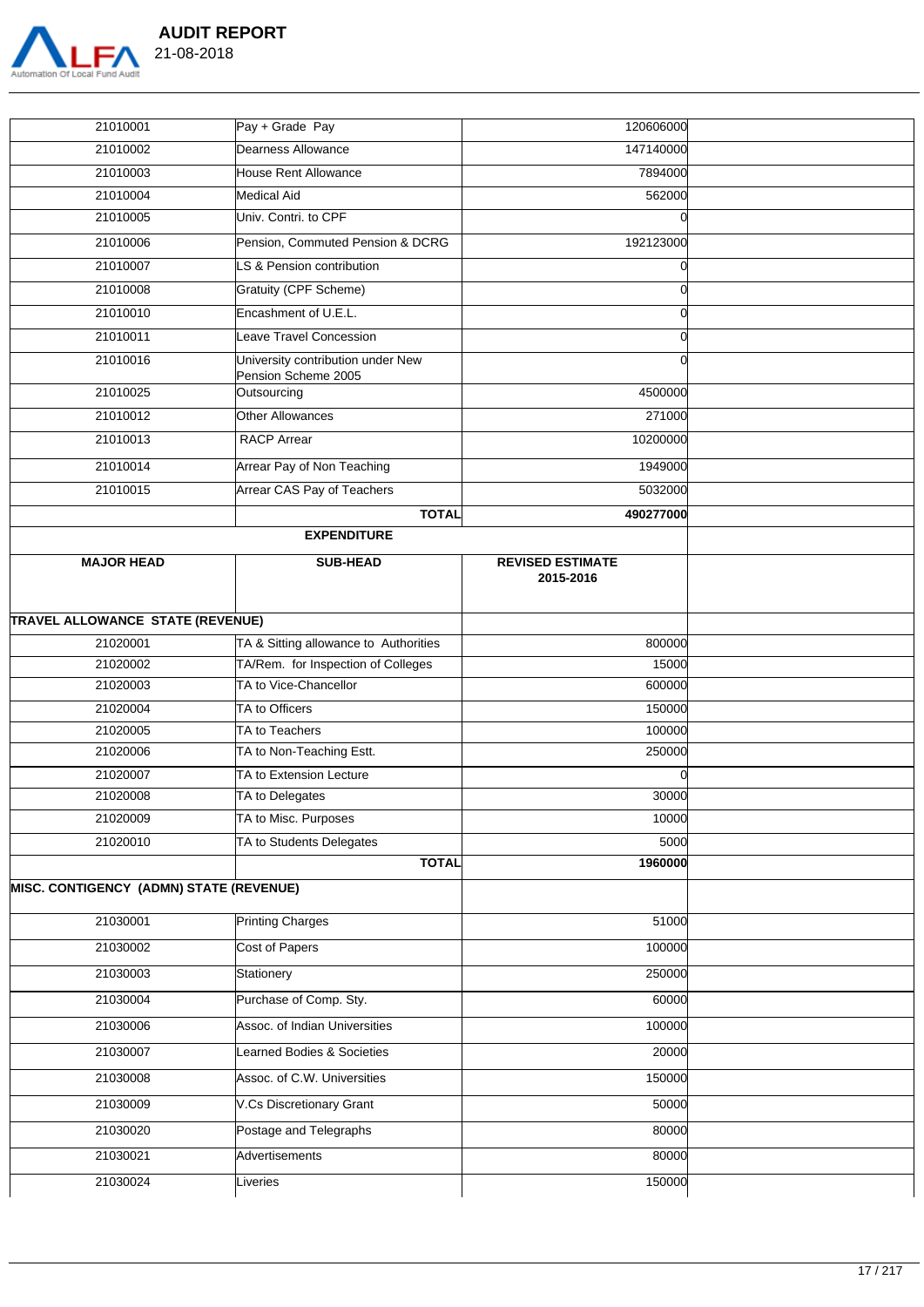| | | | |
|---|---|---|---|
| 21010001 | Pay + Grade Pay | 120606000 | |
| 21010002 | Dearness Allowance | 147140000 | |
| 21010003 | House Rent Allowance | 7894000 | |
| 21010004 | Medical Aid | 562000 | |
| 21010005 | Univ. Contri. to CPF | 0 | |
| 21010006 | Pension, Commuted Pension & DCRG | 192123000 | |
| 21010007 | LS & Pension contribution | 0 | |
| 21010008 | Gratuity (CPF Scheme) | 0 | |
| 21010010 | Encashment of U.E.L. | 0 | |
| 21010011 | Leave Travel Concession | 0 | |
| 21010016 | University contribution under New Pension Scheme 2005 | 0 | |
| 21010025 | Outsourcing | 4500000 | |
| 21010012 | Other Allowances | 271000 | |
| 21010013 | RACP Arrear | 10200000 | |
| 21010014 | Arrear Pay of Non Teaching | 1949000 | |
| 21010015 | Arrear CAS Pay of Teachers | 5032000 | |
| | **TOTAL** | **490277000** | |

**EXPENDITURE**

| MAJOR HEAD | SUB-HEAD | REVISED ESTIMATE 2015-2016 | |
|---|---|---|---|
| **TRAVEL ALLOWANCE STATE (REVENUE)** | | | |
| 21020001 | TA & Sitting allowance to Authorities | 800000 | |
| 21020002 | TA/Rem. for Inspection of Colleges | 15000 | |
| 21020003 | TA to Vice-Chancellor | 600000 | |
| 21020004 | TA to Officers | 150000 | |
| 21020005 | TA to Teachers | 100000 | |
| 21020006 | TA to Non-Teaching Estt. | 250000 | |
| 21020007 | TA to Extension Lecture | 0 | |
| 21020008 | TA to Delegates | 30000 | |
| 21020009 | TA to Misc. Purposes | 10000 | |
| 21020010 | TA to Students Delegates | 5000 | |
| | **TOTAL** | **1960000** | |
| **MISC. CONTIGENCY (ADMN) STATE (REVENUE)** | | | |
| 21030001 | Printing Charges | 51000 | |
| 21030002 | Cost of Papers | 100000 | |
| 21030003 | Stationery | 250000 | |
| 21030004 | Purchase of Comp. Sty. | 60000 | |
| 21030006 | Assoc. of Indian Universities | 100000 | |
| 21030007 | Learned Bodies & Societies | 20000 | |
| 21030008 | Assoc. of C.W. Universities | 150000 | |
| 21030009 | V.Cs Discretionary Grant | 50000 | |
| 21030020 | Postage and Telegraphs | 80000 | |
| 21030021 | Advertisements | 80000 | |
| 21030024 | Liveries | 150000 | |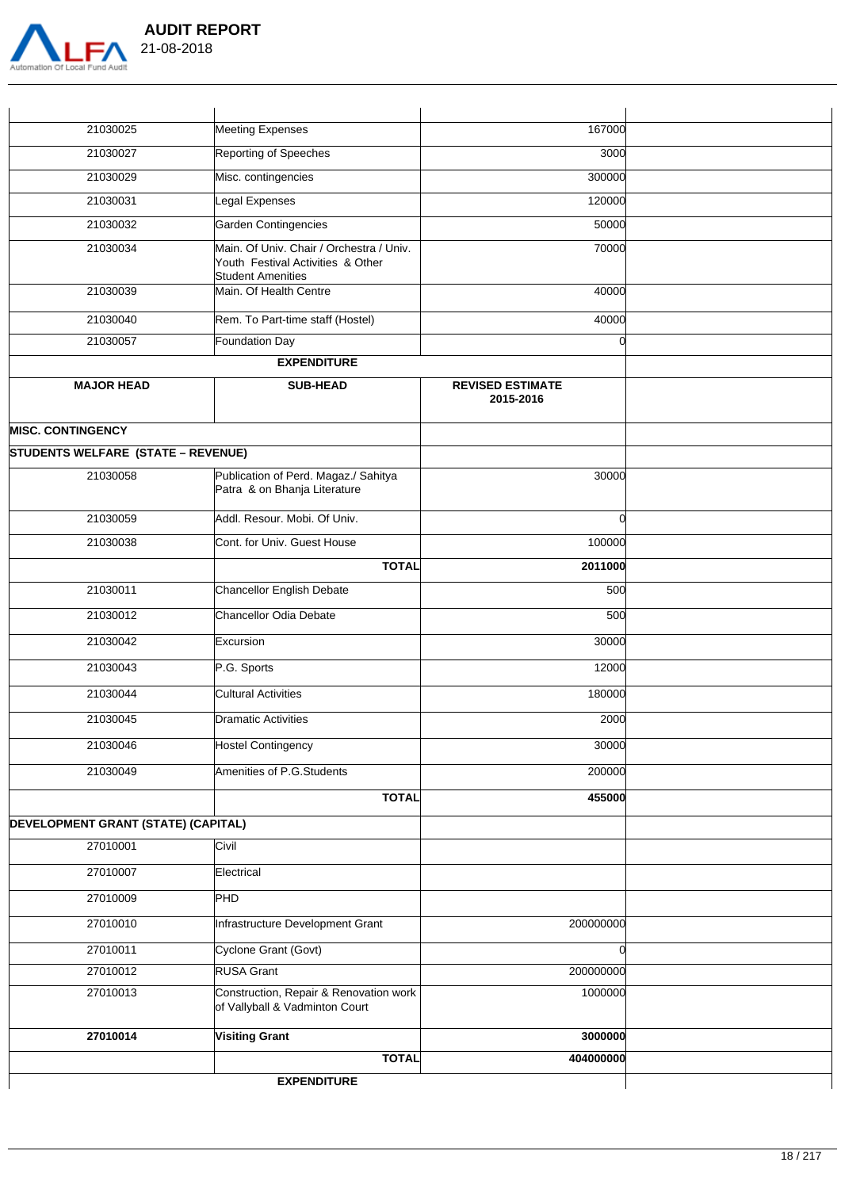| | | | |
|---|---|---|---|
| 21030025 | Meeting Expenses | 167000 | |
| 21030027 | Reporting of Speeches | 3000 | |
| 21030029 | Misc. contingencies | 300000 | |
| 21030031 | Legal Expenses | 120000 | |
| 21030032 | Garden Contingencies | 50000 | |
| 21030034 | Main. Of Univ. Chair / Orchestra / Univ. Youth Festival Activities & Other Student Amenities | 70000 | |
| 21030039 | Main. Of Health Centre | 40000 | |
| 21030040 | Rem. To Part-time staff (Hostel) | 40000 | |
| 21030057 | Foundation Day | 0 | |
| | **EXPENDITURE** | | |
| **MAJOR HEAD** | **SUB-HEAD** | **REVISED ESTIMATE 2015-2016** | |
| **MISC. CONTINGENCY** | | | |
| **STUDENTS WELFARE (STATE – REVENUE)** | | | |
| 21030058 | Publication of Perd. Magaz./ Sahitya Patra & on Bhanja Literature | 30000 | |
| 21030059 | Addl. Resour. Mobi. Of Univ. | 0 | |
| 21030038 | Cont. for Univ. Guest House | 100000 | |
| | **TOTAL** | **2011000** | |
| 21030011 | Chancellor English Debate | 500 | |
| 21030012 | Chancellor Odia Debate | 500 | |
| 21030042 | Excursion | 30000 | |
| 21030043 | P.G. Sports | 12000 | |
| 21030044 | Cultural Activities | 180000 | |
| 21030045 | Dramatic Activities | 2000 | |
| 21030046 | Hostel Contingency | 30000 | |
| 21030049 | Amenities of P.G.Students | 200000 | |
| | **TOTAL** | **455000** | |
| **DEVELOPMENT GRANT (STATE) (CAPITAL)** | | | |
| 27010001 | Civil | | |
| 27010007 | Electrical | | |
| 27010009 | PHD | | |
| 27010010 | Infrastructure Development Grant | 200000000 | |
| 27010011 | Cyclone Grant (Govt) | 0 | |
| 27010012 | RUSA Grant | 200000000 | |
| 27010013 | Construction, Repair & Renovation work of Vallyball & Vadminton Court | 1000000 | |
| **27010014** | **Visiting Grant** | **3000000** | |
| | **TOTAL** | **404000000** | |
| | **EXPENDITURE** | | |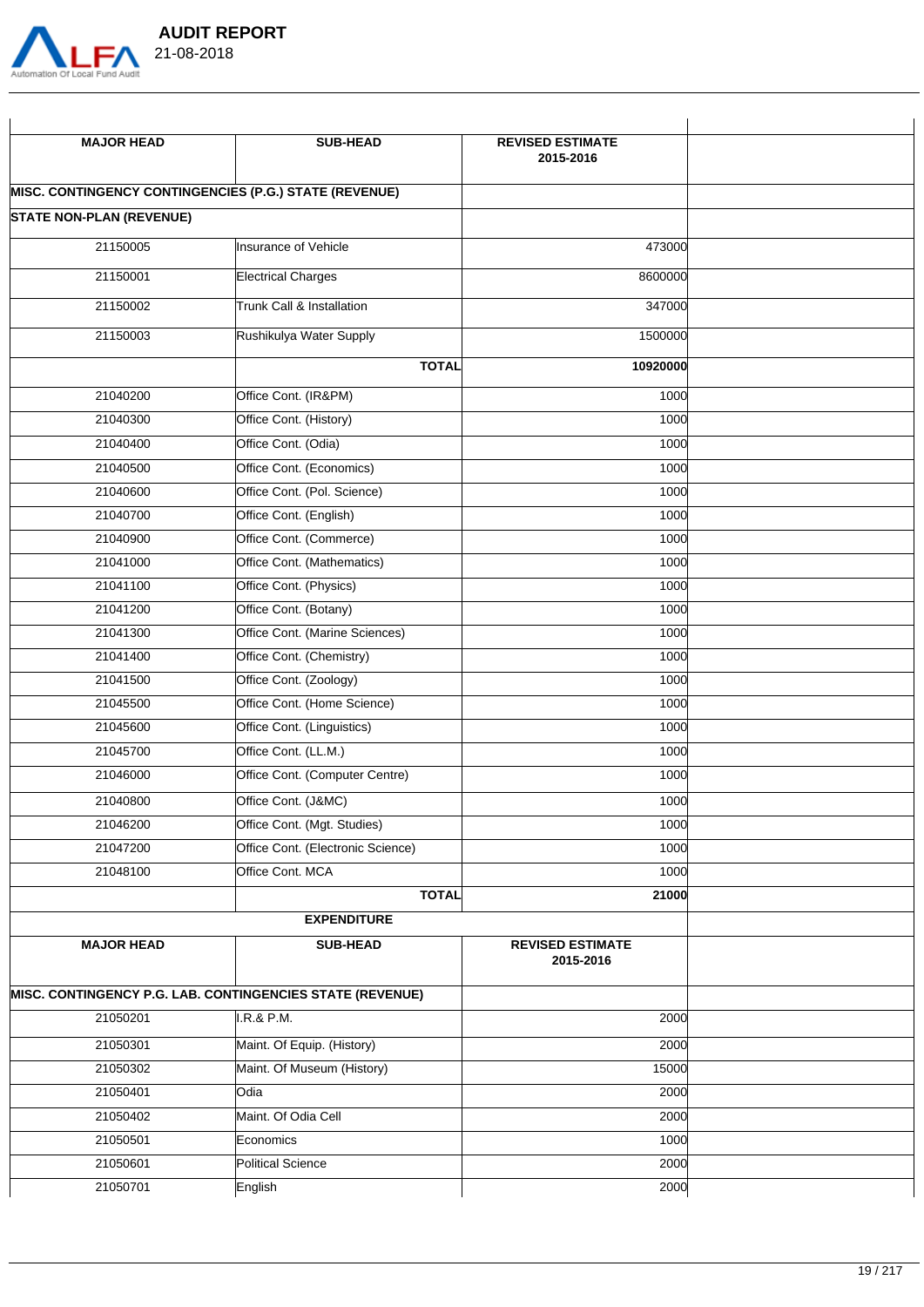| MAJOR HEAD | SUB-HEAD | REVISED ESTIMATE 2015-2016 | |
|---|---|---|---|
| **MISC. CONTINGENCY CONTINGENCIES (P.G.) STATE (REVENUE)** | | | |
| **STATE NON-PLAN (REVENUE)** | | | |
| 21150005 | Insurance of Vehicle | 473000 | |
| 21150001 | Electrical Charges | 8600000 | |
| 21150002 | Trunk Call & Installation | 347000 | |
| 21150003 | Rushikulya Water Supply | 1500000 | |
| | **TOTAL** | **10920000** | |
| 21040200 | Office Cont. (IR&PM) | 1000 | |
| 21040300 | Office Cont. (History) | 1000 | |
| 21040400 | Office Cont. (Odia) | 1000 | |
| 21040500 | Office Cont. (Economics) | 1000 | |
| 21040600 | Office Cont. (Pol. Science) | 1000 | |
| 21040700 | Office Cont. (English) | 1000 | |
| 21040900 | Office Cont. (Commerce) | 1000 | |
| 21041000 | Office Cont. (Mathematics) | 1000 | |
| 21041100 | Office Cont. (Physics) | 1000 | |
| 21041200 | Office Cont. (Botany) | 1000 | |
| 21041300 | Office Cont. (Marine Sciences) | 1000 | |
| 21041400 | Office Cont. (Chemistry) | 1000 | |
| 21041500 | Office Cont. (Zoology) | 1000 | |
| 21045500 | Office Cont. (Home Science) | 1000 | |
| 21045600 | Office Cont. (Linguistics) | 1000 | |
| 21045700 | Office Cont. (LL.M.) | 1000 | |
| 21046000 | Office Cont. (Computer Centre) | 1000 | |
| 21040800 | Office Cont. (J&MC) | 1000 | |
| 21046200 | Office Cont. (Mgt. Studies) | 1000 | |
| 21047200 | Office Cont. (Electronic Science) | 1000 | |
| 21048100 | Office Cont. MCA | 1000 | |
| | **TOTAL** | **21000** | |

**EXPENDITURE**

| MAJOR HEAD | SUB-HEAD | REVISED ESTIMATE 2015-2016 | |
|---|---|---|---|
| **MISC. CONTINGENCY P.G. LAB. CONTINGENCIES STATE (REVENUE)** | | | |
| 21050201 | I.R.& P.M. | 2000 | |
| 21050301 | Maint. Of Equip. (History) | 2000 | |
| 21050302 | Maint. Of Museum (History) | 15000 | |
| 21050401 | Odia | 2000 | |
| 21050402 | Maint. Of Odia Cell | 2000 | |
| 21050501 | Economics | 1000 | |
| 21050601 | Political Science | 2000 | |
| 21050701 | English | 2000 | |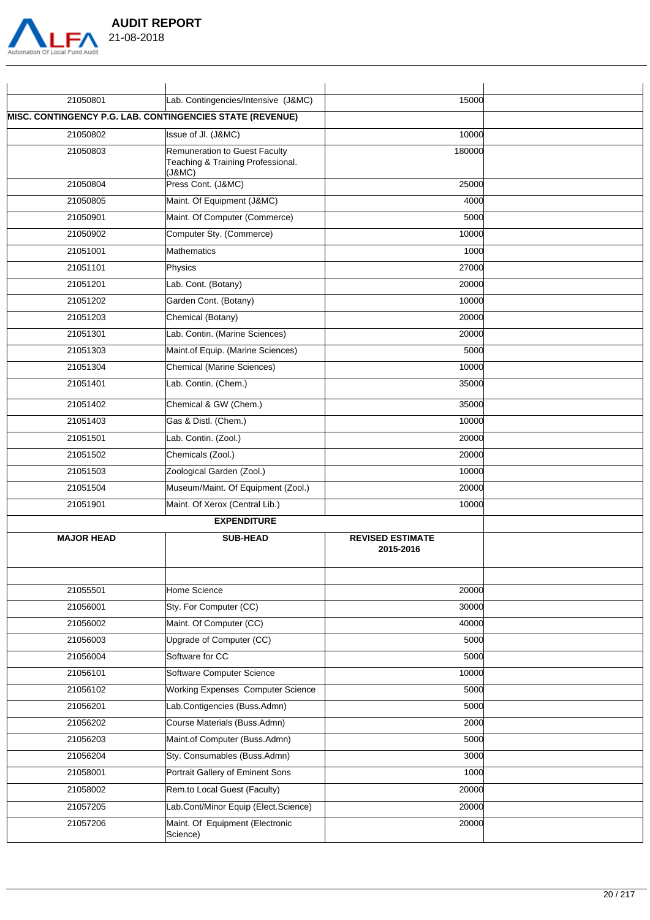| | | | |
|---|---|---|---|
| 21050801 | Lab. Contingencies/Intensive (J&MC) | 15000 | |
| **MISC. CONTINGENCY P.G. LAB. CONTINGENCIES STATE (REVENUE)** | | | |
| 21050802 | Issue of Jl. (J&MC) | 10000 | |
| 21050803 | Remuneration to Guest Faculty Teaching & Training Professional. (J&MC) | 180000 | |
| 21050804 | Press Cont. (J&MC) | 25000 | |
| 21050805 | Maint. Of Equipment (J&MC) | 4000 | |
| 21050901 | Maint. Of Computer (Commerce) | 5000 | |
| 21050902 | Computer Sty. (Commerce) | 10000 | |
| 21051001 | Mathematics | 1000 | |
| 21051101 | Physics | 27000 | |
| 21051201 | Lab. Cont. (Botany) | 20000 | |
| 21051202 | Garden Cont. (Botany) | 10000 | |
| 21051203 | Chemical (Botany) | 20000 | |
| 21051301 | Lab. Contin. (Marine Sciences) | 20000 | |
| 21051303 | Maint.of Equip. (Marine Sciences) | 5000 | |
| 21051304 | Chemical (Marine Sciences) | 10000 | |
| 21051401 | Lab. Contin. (Chem.) | 35000 | |
| 21051402 | Chemical & GW (Chem.) | 35000 | |
| 21051403 | Gas & Distl. (Chem.) | 10000 | |
| 21051501 | Lab. Contin. (Zool.) | 20000 | |
| 21051502 | Chemicals (Zool.) | 20000 | |
| 21051503 | Zoological Garden (Zool.) | 10000 | |
| 21051504 | Museum/Maint. Of Equipment (Zool.) | 20000 | |
| 21051901 | Maint. Of Xerox (Central Lib.) | 10000 | |
| | **EXPENDITURE** | | |
| **MAJOR HEAD** | **SUB-HEAD** | **REVISED ESTIMATE 2015-2016** | |
| | | | |
| 21055501 | Home Science | 20000 | |
| 21056001 | Sty. For Computer (CC) | 30000 | |
| 21056002 | Maint. Of Computer (CC) | 40000 | |
| 21056003 | Upgrade of Computer (CC) | 5000 | |
| 21056004 | Software for CC | 5000 | |
| 21056101 | Software Computer Science | 10000 | |
| 21056102 | Working Expenses Computer Science | 5000 | |
| 21056201 | Lab.Contigencies (Buss.Admn) | 5000 | |
| 21056202 | Course Materials (Buss.Admn) | 2000 | |
| 21056203 | Maint.of Computer (Buss.Admn) | 5000 | |
| 21056204 | Sty. Consumables (Buss.Admn) | 3000 | |
| 21058001 | Portrait Gallery of Eminent Sons | 1000 | |
| 21058002 | Rem.to Local Guest (Faculty) | 20000 | |
| 21057205 | Lab.Cont/Minor Equip (Elect.Science) | 20000 | |
| 21057206 | Maint. Of Equipment (Electronic Science) | 20000 | |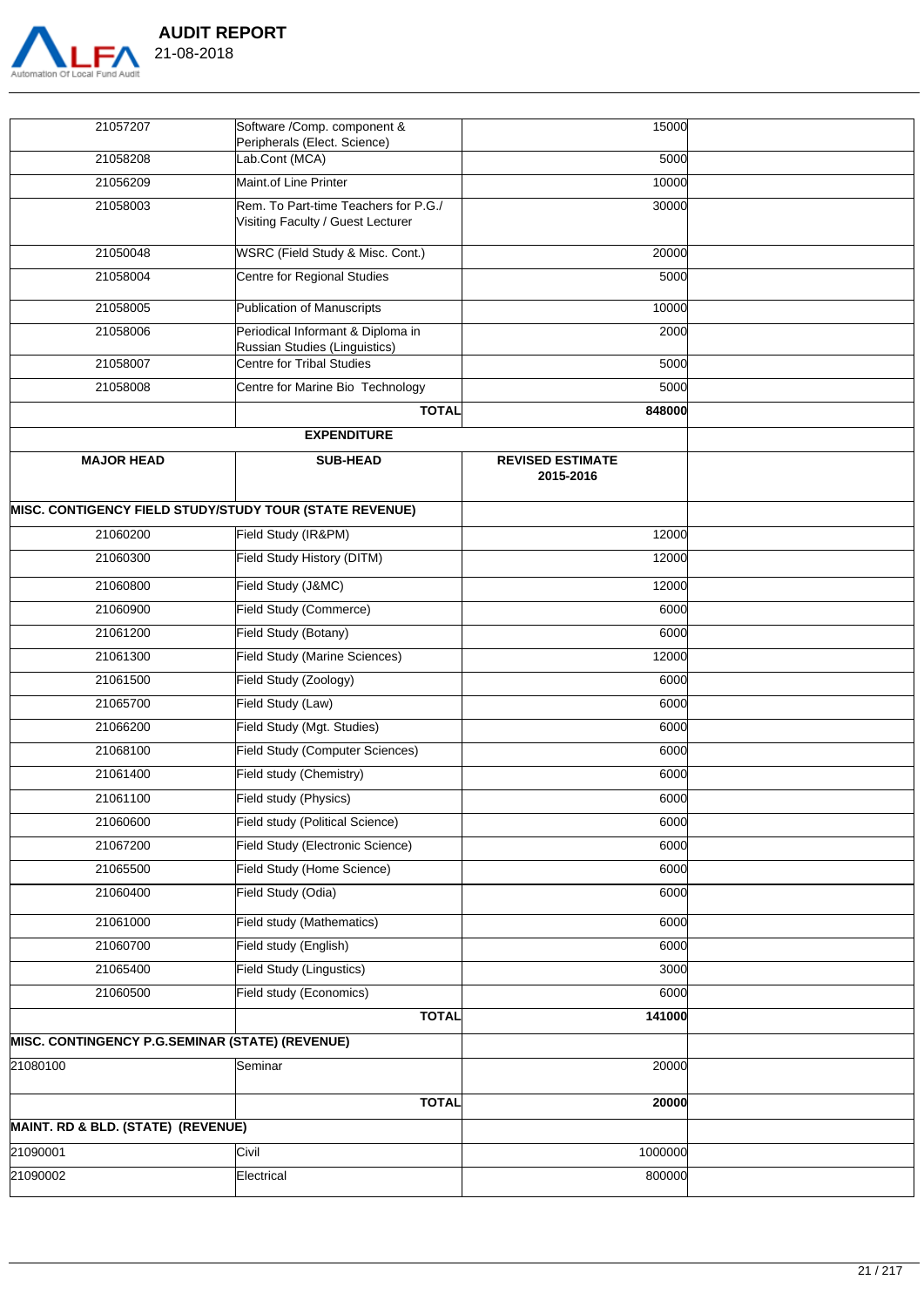| | | | |
|---|---|---|---|
| 21057207 | Software /Comp. component & Peripherals (Elect. Science) | 15000 | |
| 21058208 | Lab.Cont (MCA) | 5000 | |
| 21056209 | Maint.of Line Printer | 10000 | |
| 21058003 | Rem. To Part-time Teachers for P.G./ Visiting Faculty / Guest Lecturer | 30000 | |
| 21050048 | WSRC (Field Study & Misc. Cont.) | 20000 | |
| 21058004 | Centre for Regional Studies | 5000 | |
| 21058005 | Publication of Manuscripts | 10000 | |
| 21058006 | Periodical Informant & Diploma in Russian Studies (Linguistics) | 2000 | |
| 21058007 | Centre for Tribal Studies | 5000 | |
| 21058008 | Centre for Marine Bio Technology | 5000 | |
| | **TOTAL** | **848000** | |
| | **EXPENDITURE** | | |
| **MAJOR HEAD** | **SUB-HEAD** | **REVISED ESTIMATE 2015-2016** | |
| **MISC. CONTIGENCY FIELD STUDY/STUDY TOUR (STATE REVENUE)** | | | |
| 21060200 | Field Study (IR&PM) | 12000 | |
| 21060300 | Field Study History (DITM) | 12000 | |
| 21060800 | Field Study (J&MC) | 12000 | |
| 21060900 | Field Study (Commerce) | 6000 | |
| 21061200 | Field Study (Botany) | 6000 | |
| 21061300 | Field Study (Marine Sciences) | 12000 | |
| 21061500 | Field Study (Zoology) | 6000 | |
| 21065700 | Field Study (Law) | 6000 | |
| 21066200 | Field Study (Mgt. Studies) | 6000 | |
| 21068100 | Field Study (Computer Sciences) | 6000 | |
| 21061400 | Field study (Chemistry) | 6000 | |
| 21061100 | Field study (Physics) | 6000 | |
| 21060600 | Field study (Political Science) | 6000 | |
| 21067200 | Field Study (Electronic Science) | 6000 | |
| 21065500 | Field Study (Home Science) | 6000 | |
| 21060400 | Field Study (Odia) | 6000 | |
| 21061000 | Field study (Mathematics) | 6000 | |
| 21060700 | Field study (English) | 6000 | |
| 21065400 | Field Study (Lingustics) | 3000 | |
| 21060500 | Field study (Economics) | 6000 | |
| | **TOTAL** | **141000** | |
| **MISC. CONTINGENCY P.G.SEMINAR (STATE) (REVENUE)** | | | |
| 21080100 | Seminar | 20000 | |
| | **TOTAL** | **20000** | |
| **MAINT. RD & BLD. (STATE) (REVENUE)** | | | |
| 21090001 | Civil | 1000000 | |
| 21090002 | Electrical | 800000 | |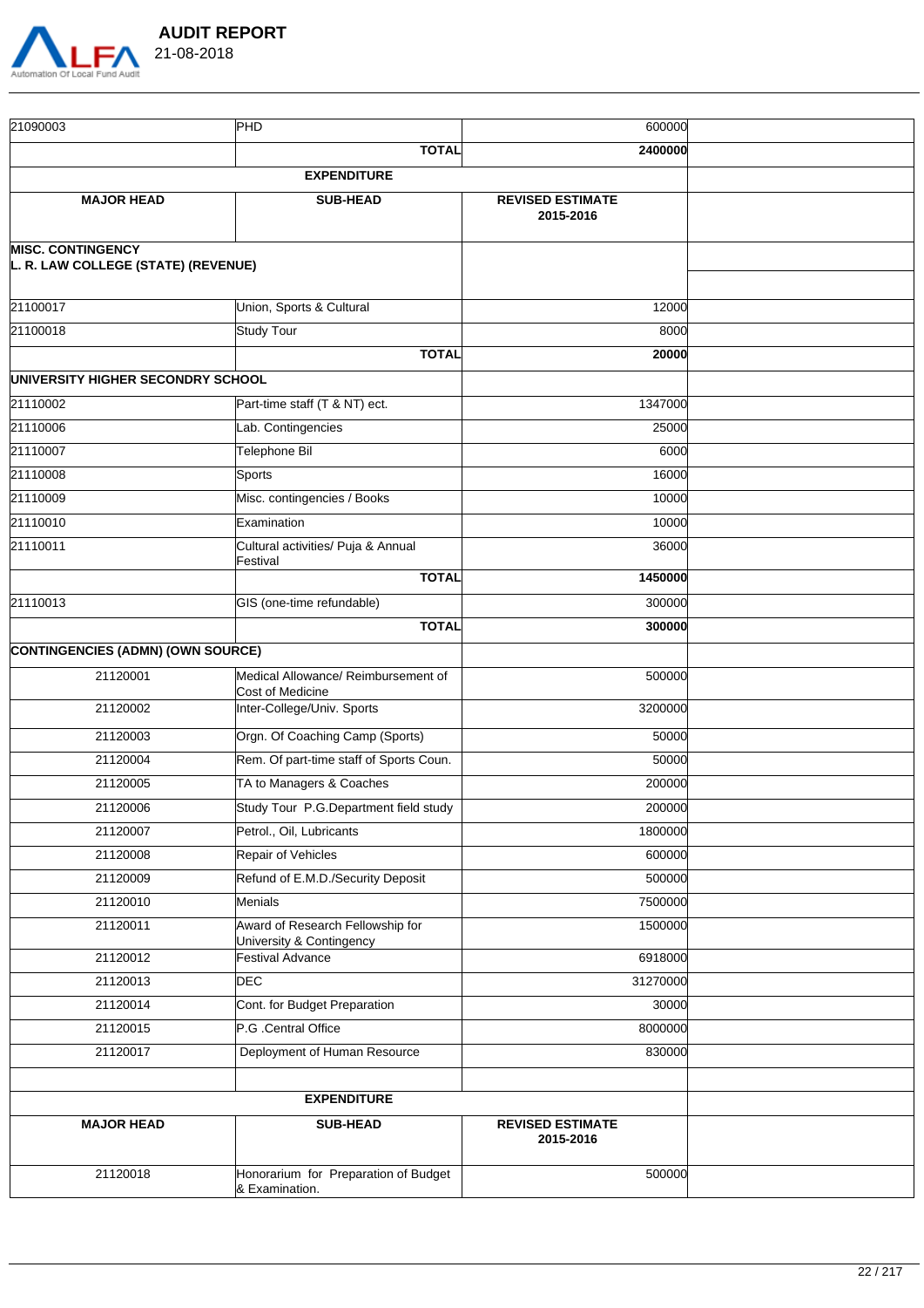| | | | |
|---|---|---|---|
| 21090003 | PHD | 600000 | |
| | **TOTAL** | **2400000** | |
| | **EXPENDITURE** | | |
| **MAJOR HEAD** | **SUB-HEAD** | **REVISED ESTIMATE 2015-2016** | |
| **MISC. CONTINGENCY L. R. LAW COLLEGE (STATE) (REVENUE)** | | | |
| 21100017 | Union, Sports & Cultural | 12000 | |
| 21100018 | Study Tour | 8000 | |
| | **TOTAL** | **20000** | |
| **UNIVERSITY HIGHER SECONDRY SCHOOL** | | | |
| 21110002 | Part-time staff (T & NT) ect. | 1347000 | |
| 21110006 | Lab. Contingencies | 25000 | |
| 21110007 | Telephone Bil | 6000 | |
| 21110008 | Sports | 16000 | |
| 21110009 | Misc. contingencies / Books | 10000 | |
| 21110010 | Examination | 10000 | |
| 21110011 | Cultural activities/ Puja & Annual Festival | 36000 | |
| | **TOTAL** | **1450000** | |
| 21110013 | GIS (one-time refundable) | 300000 | |
| | **TOTAL** | **300000** | |
| **CONTINGENCIES (ADMN) (OWN SOURCE)** | | | |
| 21120001 | Medical Allowance/ Reimbursement of Cost of Medicine | 500000 | |
| 21120002 | Inter-College/Univ. Sports | 3200000 | |
| 21120003 | Orgn. Of Coaching Camp (Sports) | 50000 | |
| 21120004 | Rem. Of part-time staff of Sports Coun. | 50000 | |
| 21120005 | TA to Managers & Coaches | 200000 | |
| 21120006 | Study Tour P.G.Department field study | 200000 | |
| 21120007 | Petrol., Oil, Lubricants | 1800000 | |
| 21120008 | Repair of Vehicles | 600000 | |
| 21120009 | Refund of E.M.D./Security Deposit | 500000 | |
| 21120010 | Menials | 7500000 | |
| 21120011 | Award of Research Fellowship for University & Contingency | 1500000 | |
| 21120012 | Festival Advance | 6918000 | |
| 21120013 | DEC | 31270000 | |
| 21120014 | Cont. for Budget Preparation | 30000 | |
| 21120015 | P.G .Central Office | 8000000 | |
| 21120017 | Deployment of Human Resource | 830000 | |
| | | | |
| | **EXPENDITURE** | | |
| **MAJOR HEAD** | **SUB-HEAD** | **REVISED ESTIMATE 2015-2016** | |
| 21120018 | Honorarium for Preparation of Budget & Examination. | 500000 | |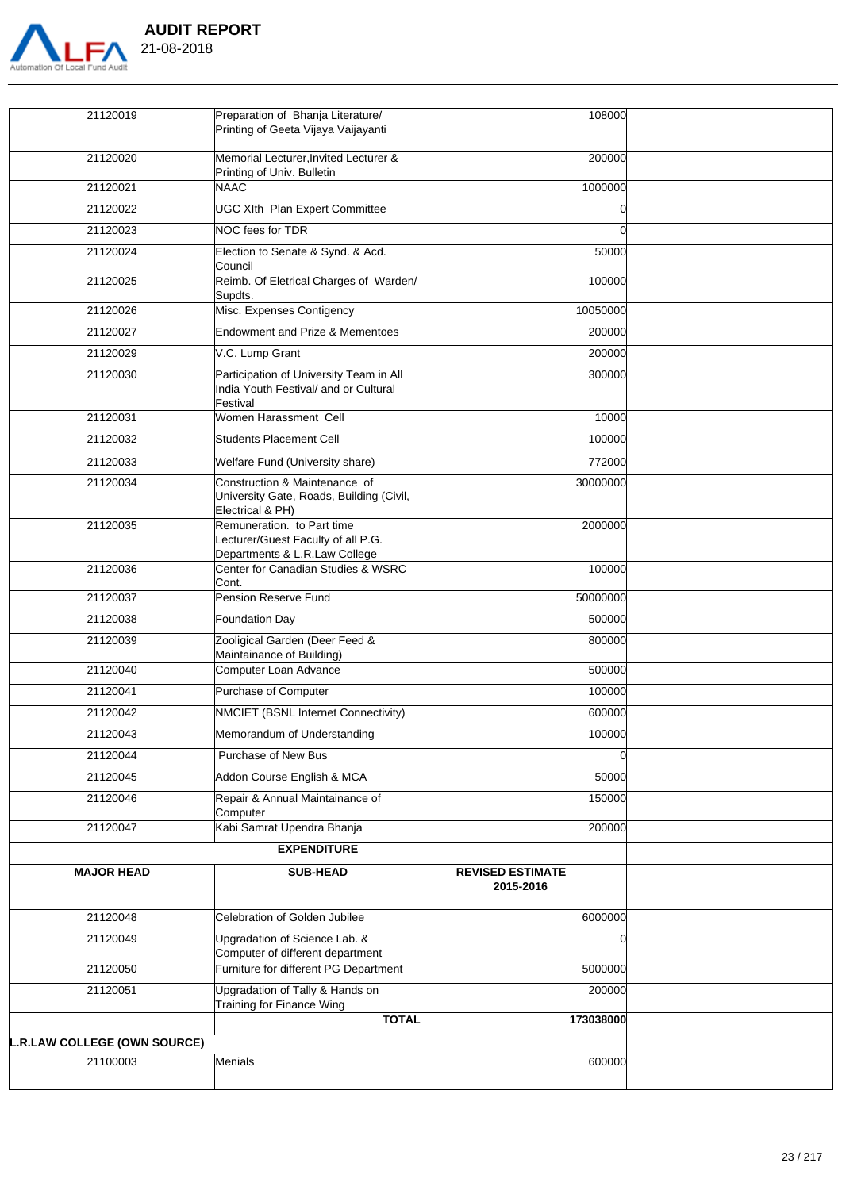| | | | |
|---|---|---|---|
| 21120019 | Preparation of Bhanja Literature/ Printing of Geeta Vijaya Vaijayanti | 108000 | |
| 21120020 | Memorial Lecturer,Invited Lecturer & Printing of Univ. Bulletin | 200000 | |
| 21120021 | NAAC | 1000000 | |
| 21120022 | UGC XIth Plan Expert Committee | 0 | |
| 21120023 | NOC fees for TDR | 0 | |
| 21120024 | Election to Senate & Synd. & Acd. Council | 50000 | |
| 21120025 | Reimb. Of Eletrical Charges of Warden/ Supdts. | 100000 | |
| 21120026 | Misc. Expenses Contigency | 10050000 | |
| 21120027 | Endowment and Prize & Mementoes | 200000 | |
| 21120029 | V.C. Lump Grant | 200000 | |
| 21120030 | Participation of University Team in All India Youth Festival/ and or Cultural Festival | 300000 | |
| 21120031 | Women Harassment Cell | 10000 | |
| 21120032 | Students Placement Cell | 100000 | |
| 21120033 | Welfare Fund (University share) | 772000 | |
| 21120034 | Construction & Maintenance of University Gate, Roads, Building (Civil, Electrical & PH) | 30000000 | |
| 21120035 | Remuneration. to Part time Lecturer/Guest Faculty of all P.G. Departments & L.R.Law College | 2000000 | |
| 21120036 | Center for Canadian Studies & WSRC Cont. | 100000 | |
| 21120037 | Pension Reserve Fund | 50000000 | |
| 21120038 | Foundation Day | 500000 | |
| 21120039 | Zooligical Garden (Deer Feed & Maintainance of Building) | 800000 | |
| 21120040 | Computer Loan Advance | 500000 | |
| 21120041 | Purchase of Computer | 100000 | |
| 21120042 | NMCIET (BSNL Internet Connectivity) | 600000 | |
| 21120043 | Memorandum of Understanding | 100000 | |
| 21120044 | Purchase of New Bus | 0 | |
| 21120045 | Addon Course English & MCA | 50000 | |
| 21120046 | Repair & Annual Maintainance of Computer | 150000 | |
| 21120047 | Kabi Samrat Upendra Bhanja | 200000 | |
| | **EXPENDITURE** | | |
| **MAJOR HEAD** | **SUB-HEAD** | **REVISED ESTIMATE 2015-2016** | |
| 21120048 | Celebration of Golden Jubilee | 6000000 | |
| 21120049 | Upgradation of Science Lab. & Computer of different department | 0 | |
| 21120050 | Furniture for different PG Department | 5000000 | |
| 21120051 | Upgradation of Tally & Hands on Training for Finance Wing | 200000 | |
| | **TOTAL** | **173038000** | |
| **L.R.LAW COLLEGE (OWN SOURCE)** | | | |
| 21100003 | Menials | 600000 | |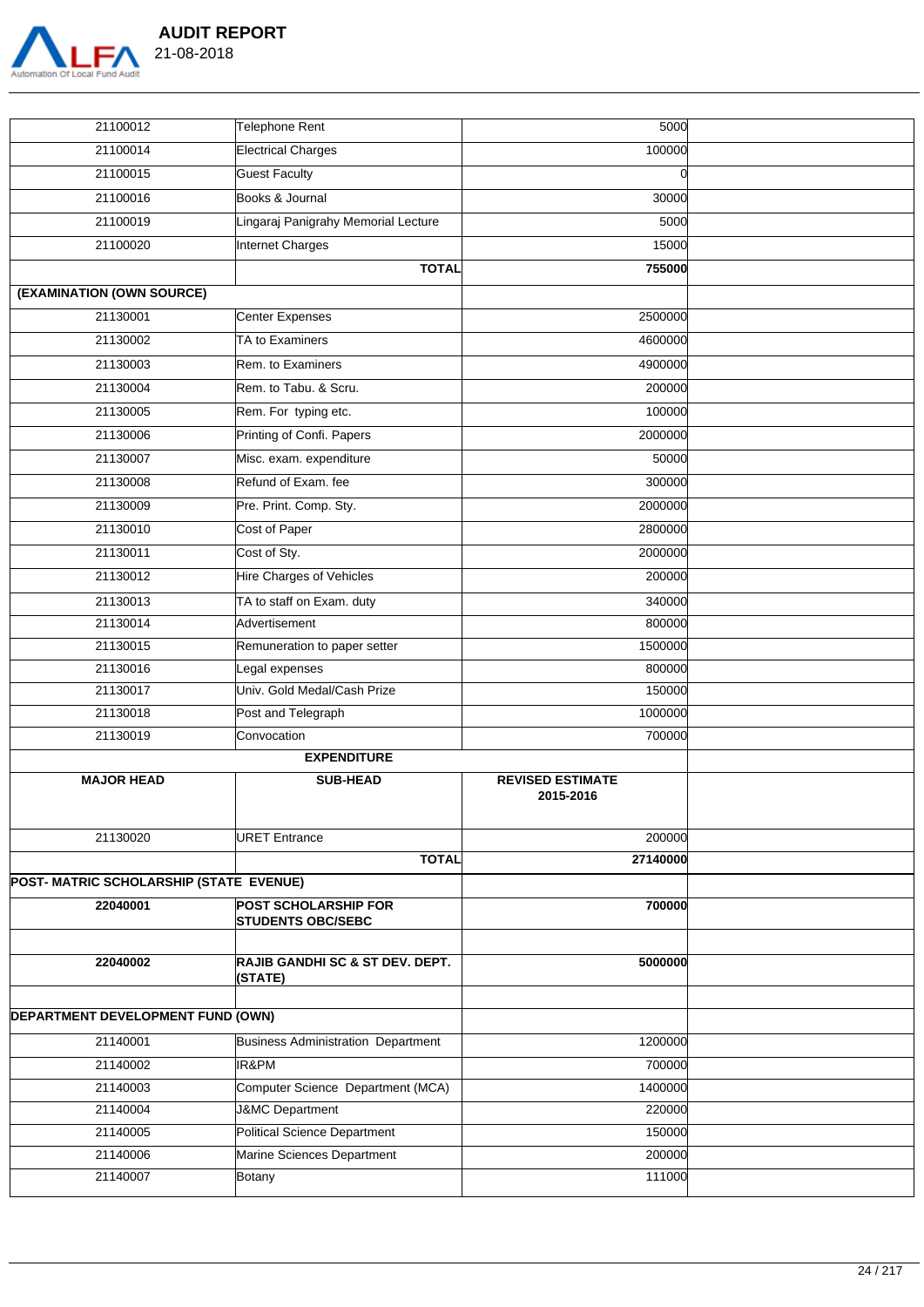| | | | |
|---|---|---|---|
| 21100012 | Telephone Rent | 5000 | |
| 21100014 | Electrical Charges | 100000 | |
| 21100015 | Guest Faculty | 0 | |
| 21100016 | Books & Journal | 30000 | |
| 21100019 | Lingaraj Panigrahy Memorial Lecture | 5000 | |
| 21100020 | Internet Charges | 15000 | |
| | **TOTAL** | **755000** | |
| **(EXAMINATION (OWN SOURCE)** | | | |
| 21130001 | Center Expenses | 2500000 | |
| 21130002 | TA to Examiners | 4600000 | |
| 21130003 | Rem. to Examiners | 4900000 | |
| 21130004 | Rem. to Tabu. & Scru. | 200000 | |
| 21130005 | Rem. For typing etc. | 100000 | |
| 21130006 | Printing of Confi. Papers | 2000000 | |
| 21130007 | Misc. exam. expenditure | 50000 | |
| 21130008 | Refund of Exam. fee | 300000 | |
| 21130009 | Pre. Print. Comp. Sty. | 2000000 | |
| 21130010 | Cost of Paper | 2800000 | |
| 21130011 | Cost of Sty. | 2000000 | |
| 21130012 | Hire Charges of Vehicles | 200000 | |
| 21130013 | TA to staff on Exam. duty | 340000 | |
| 21130014 | Advertisement | 800000 | |
| 21130015 | Remuneration to paper setter | 1500000 | |
| 21130016 | Legal expenses | 800000 | |
| 21130017 | Univ. Gold Medal/Cash Prize | 150000 | |
| 21130018 | Post and Telegraph | 1000000 | |
| 21130019 | Convocation | 700000 | |
| | **EXPENDITURE** | | |
| **MAJOR HEAD** | **SUB-HEAD** | **REVISED ESTIMATE 2015-2016** | |
| 21130020 | URET Entrance | 200000 | |
| | **TOTAL** | **27140000** | |
| **POST- MATRIC SCHOLARSHIP (STATE EVENUE)** | | | |
| **22040001** | **POST SCHOLARSHIP FOR STUDENTS OBC/SEBC** | **700000** | |
| | | | |
| **22040002** | **RAJIB GANDHI SC & ST DEV. DEPT. (STATE)** | **5000000** | |
| | | | |
| **DEPARTMENT DEVELOPMENT FUND (OWN)** | | | |
| 21140001 | Business Administration Department | 1200000 | |
| 21140002 | IR&PM | 700000 | |
| 21140003 | Computer Science Department (MCA) | 1400000 | |
| 21140004 | J&MC Department | 220000 | |
| 21140005 | Political Science Department | 150000 | |
| 21140006 | Marine Sciences Department | 200000 | |
| 21140007 | Botany | 111000 | |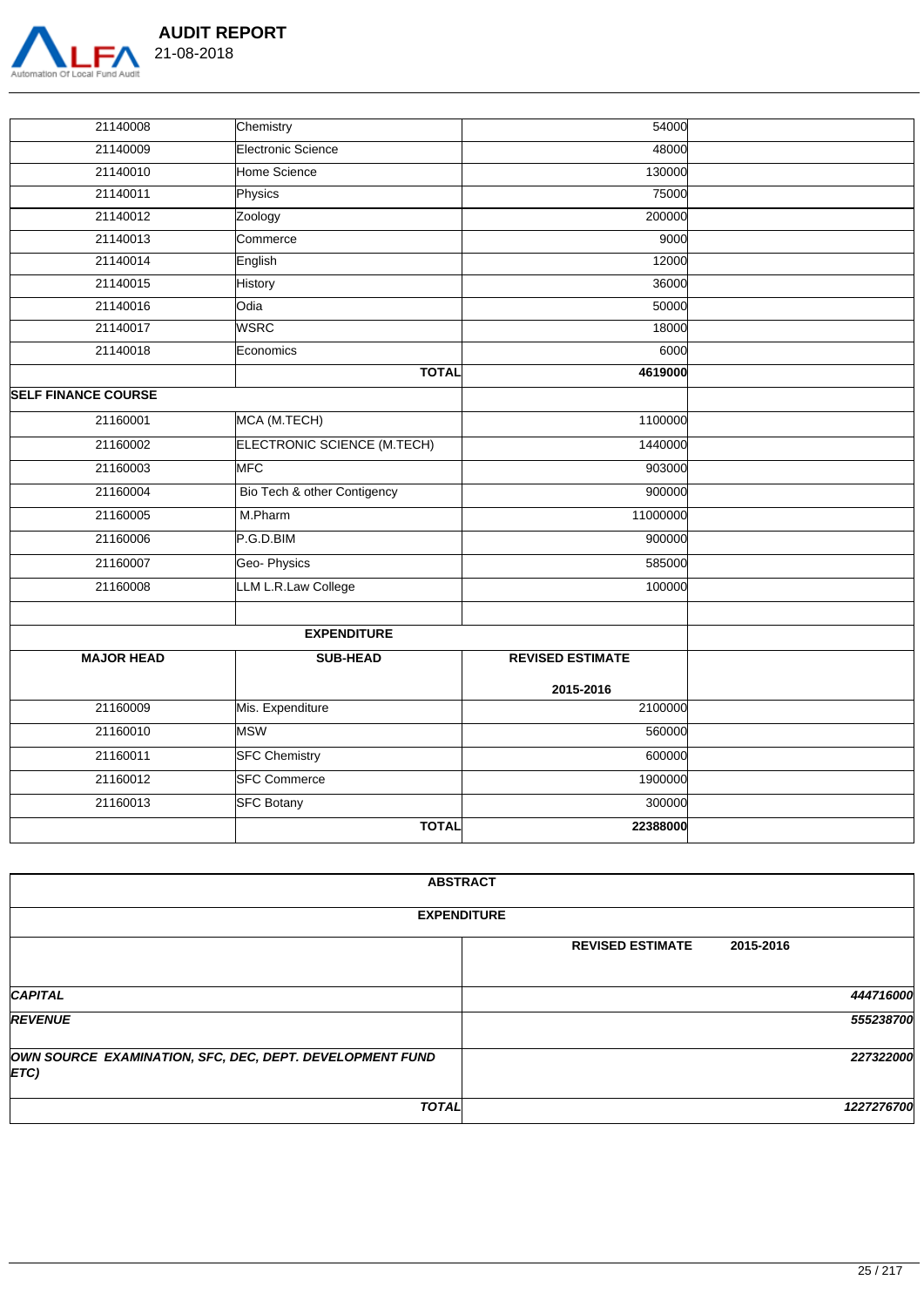| | | | |
|---|---|---|---|
| 21140008 | Chemistry | 54000 | |
| 21140009 | Electronic Science | 48000 | |
| 21140010 | Home Science | 130000 | |
| 21140011 | Physics | 75000 | |
| 21140012 | Zoology | 200000 | |
| 21140013 | Commerce | 9000 | |
| 21140014 | English | 12000 | |
| 21140015 | History | 36000 | |
| 21140016 | Odia | 50000 | |
| 21140017 | WSRC | 18000 | |
| 21140018 | Economics | 6000 | |
| | **TOTAL** | **4619000** | |
| **SELF FINANCE COURSE** | | | |
| 21160001 | MCA (M.TECH) | 1100000 | |
| 21160002 | ELECTRONIC SCIENCE (M.TECH) | 1440000 | |
| 21160003 | MFC | 903000 | |
| 21160004 | Bio Tech & other Contigency | 900000 | |
| 21160005 | M.Pharm | 11000000 | |
| 21160006 | P.G.D.BIM | 900000 | |
| 21160007 | Geo- Physics | 585000 | |
| 21160008 | LLM L.R.Law College | 100000 | |
| | | | |
| **EXPENDITURE** | | | |
| **MAJOR HEAD** | **SUB-HEAD** | **REVISED ESTIMATE 2015-2016** | |
| 21160009 | Mis. Expenditure | 2100000 | |
| 21160010 | MSW | 560000 | |
| 21160011 | SFC Chemistry | 600000 | |
| 21160012 | SFC Commerce | 1900000 | |
| 21160013 | SFC Botany | 300000 | |
| | **TOTAL** | **22388000** | |

| **ABSTRACT** | |
|---|---|
| **EXPENDITURE** | |
| | **REVISED ESTIMATE 2015-2016** |
| ***CAPITAL*** | *444716000* |
| ***REVENUE*** | *555238700* |
| ***OWN SOURCE EXAMINATION, SFC, DEC, DEPT. DEVELOPMENT FUND ETC)*** | *227322000* |
| ***TOTAL*** | *1227276700* |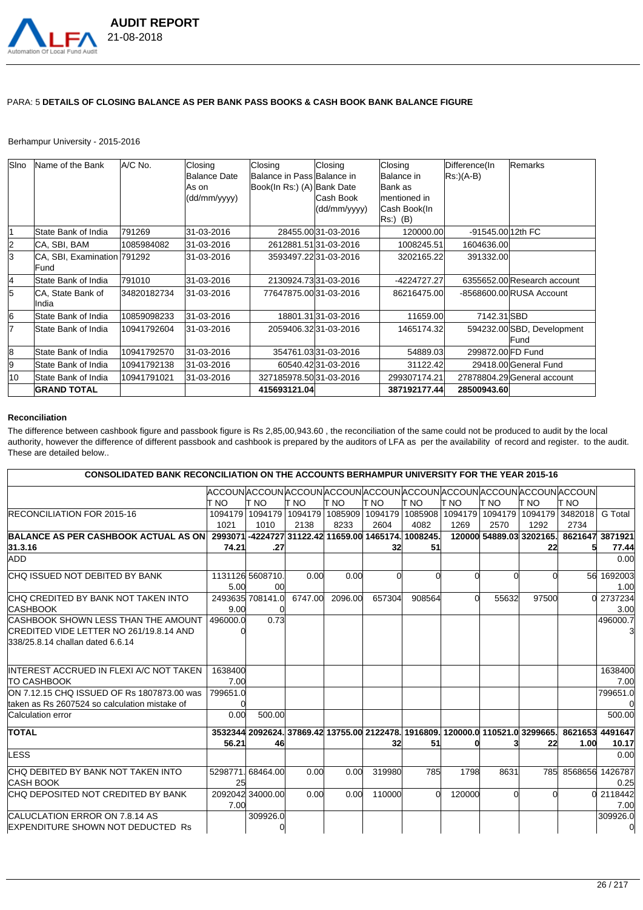PARA: 5 **DETAILS OF CLOSING BALANCE AS PER BANK PASS BOOKS & CASH BOOK BANK BALANCE FIGURE**

Berhampur University - 2015-2016

| Slno | Name of the Bank | A/C No. | Closing Balance Date As on (dd/mm/yyyy) | Closing Balance in Pass Book(In Rs:) (A) | Closing Balance in Bank Date Cash Book (dd/mm/yyyy) | Closing Balance in Bank as mentioned in Cash Book(In Rs:) (B) | Difference(In Rs:)(A-B) | Remarks |
|---|---|---|---|---|---|---|---|---|
| 1 | State Bank of India | 791269 | 31-03-2016 | 28455.00 | 31-03-2016 | 120000.00 | -91545.00 | 12th FC |
| 2 | CA, SBI, BAM | 1085984082 | 31-03-2016 | 2612881.51 | 31-03-2016 | 1008245.51 | 1604636.00 | |
| 3 | CA, SBI, Examination Fund | 791292 | 31-03-2016 | 3593497.22 | 31-03-2016 | 3202165.22 | 391332.00 | |
| 4 | State Bank of India | 791010 | 31-03-2016 | 2130924.73 | 31-03-2016 | -4224727.27 | 6355652.00 | Research account |
| 5 | CA, State Bank of India | 34820182734 | 31-03-2016 | 77647875.00 | 31-03-2016 | 86216475.00 | -8568600.00 | RUSA Account |
| 6 | State Bank of India | 10859098233 | 31-03-2016 | 18801.31 | 31-03-2016 | 11659.00 | 7142.31 | SBD |
| 7 | State Bank of India | 10941792604 | 31-03-2016 | 2059406.32 | 31-03-2016 | 1465174.32 | 594232.00 | SBD, Development Fund |
| 8 | State Bank of India | 10941792570 | 31-03-2016 | 354761.03 | 31-03-2016 | 54889.03 | 299872.00 | FD Fund |
| 9 | State Bank of India | 10941792138 | 31-03-2016 | 60540.42 | 31-03-2016 | 31122.42 | 29418.00 | General Fund |
| 10 | State Bank of India | 10941791021 | 31-03-2016 | 327185978.50 | 31-03-2016 | 299307174.21 | 27878804.29 | General account |
| | **GRAND TOTAL** | | | **415693121.04** | | **387192177.44** | **28500943.60** | |

### Reconciliation

The difference between cashbook figure and passbook figure is Rs 2,85,00,943.60 , the reconciliation of the same could not be produced to audit by the local authority, however the difference of different passbook and cashbook is prepared by the auditors of LFA as per the availability of record and register. to the audit. These are detailed below..

| CONSOLIDATED BANK RECONCILIATION ON THE ACCOUNTS BERHAMPUR UNIVERSITY FOR THE YEAR 2015-16 | | | | | | | | | | | |
|---|---|---|---|---|---|---|---|---|---|---|---|
| | ACCOUNT NO | ACCOUNT NO | ACCOUNT NO | ACCOUNT NO | ACCOUNT NO | ACCOUNT NO | ACCOUNT NO | ACCOUNT NO | ACCOUNT NO | ACCOUNT NO | |
| RECONCILIATION FOR 2015-16 | 10941791021 | 10941791010 | 10941792138 | 10859098233 | 10941792604 | 10859084082 | 10941791269 | 10941792570 | 10941791292 | 34820182734 | G Total |
| **BALANCE AS PER CASHBOOK ACTUAL AS ON 31.3.16** | **299307174.21** | **-4224727.27** | **31122.42** | **11659.00** | **1465174.32** | **1008245.51** | **120000** | **54889.03** | **3202165.22** | **86216475** | **387192177.44** |
| ADD | | | | | | | | | | | 0.00 |
| CHQ ISSUED NOT DEBITED BY BANK | 11311265.00 | 5608710.00 | 0.00 | 0.00 | 0 | 0 | 0 | 0 | 0 | 56 | 16920031.00 |
| CHQ CREDITED BY BANK NOT TAKEN INTO CASHBOOK | 24936359.00 | 708141.00 | 6747.00 | 2096.00 | 657304 | 908564 | 0 | 55632 | 97500 | 0 | 27372343.00 |
| CASHBOOK SHOWN LESS THAN THE AMOUNT CREDITED VIDE LETTER NO 261/19.8.14 AND 338/25.8.14 challan dated 6.6.14 | 496000.00 | 0.73 | | | | | | | | | 496000.73 |
| INTEREST ACCRUED IN FLEXI A/C NOT TAKEN TO CASHBOOK | 16384007.00 | | | | | | | | | | 16384007.00 |
| ON 7.12.15 CHQ ISSUED OF Rs 1807873.00 was taken as Rs 2607524 so calculation mistake of | 799651.00 | | | | | | | | | | 799651.00 |
| Calculation error | 0.00 | 500.00 | | | | | | | | | 500.00 |
| **TOTAL** | **353234456.21** | **2092624.46** | **37869.42** | **13755.00** | **2122478.32** | **1916809.51** | **120000.00** | **110521.03** | **3299665.22** | **86216531.00** | **449164710.17** |
| LESS | | | | | | | | | | | 0.00 |
| CHQ DEBITED BY BANK NOT TAKEN INTO CASH BOOK | 5298771.25 | 68464.00 | 0.00 | 0.00 | 319980 | 785 | 1798 | 8631 | 785 | 8568656 | 14267870.25 |
| CHQ DEPOSITED NOT CREDITED BY BANK | 20920427.00 | 34000.00 | 0.00 | 0.00 | 110000 | 0 | 120000 | 0 | 0 | 0 | 21184427.00 |
| CALUCLATION ERROR ON 7.8.14 AS EXPENDITURE SHOWN NOT DEDUCTED Rs | | 309926.00 | | | | | | | | | 309926.00 |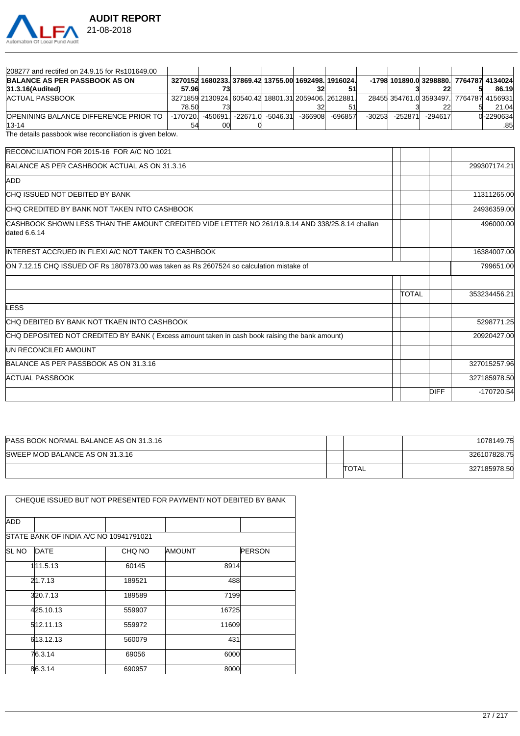| | | | | | | | | | | | |
|---|---|---|---|---|---|---|---|---|---|---|---|
| 208277 and rectifed on 24.9.15 for Rs101649.00 | | | | | | | | | | | |
| **BALANCE AS PER PASSBOOK AS ON 31.3.16(Audited)** | **3270152 57.96** | **1680233. 73** | **37869.42** | **13755.00** | **1692498. 32** | **1916024. 51** | **-1798** | **101890.0 3** | **3298880. 22** | **7764787 5** | **4134024 86.19** |
| ACTUAL PASSBOOK | 3271859 78.50 | 2130924. 73 | 60540.42 | 18801.31 | 2059406. 32 | 2612881. 51 | 28455 | 354761.0 3 | 3593497. 22 | 7764787 5 | 4156931 21.04 |
| OPENINING BALANCE DIFFERENCE PRIOR TO 13-14 | -170720. 54 | -450691. 00 | -22671.0 0 | -5046.31 | -366908 | -696857 | -30253 | -252871 | -294617 | 0 | -2290634 .85 |

The details passbook wise reconciliation is given below.

| | | | |
|---|---|---|---|
| RECONCILIATION FOR 2015-16 FOR A/C NO 1021 | | | |
| BALANCE AS PER CASHBOOK ACTUAL AS ON 31.3.16 | | | 299307174.21 |
| ADD | | | |
| CHQ ISSUED NOT DEBITED BY BANK | | | 11311265.00 |
| CHQ CREDITED BY BANK NOT TAKEN INTO CASHBOOK | | | 24936359.00 |
| CASHBOOK SHOWN LESS THAN THE AMOUNT CREDITED VIDE LETTER NO 261/19.8.14 AND 338/25.8.14 challan dated 6.6.14 | | | 496000.00 |
| INTEREST ACCRUED IN FLEXI A/C NOT TAKEN TO CASHBOOK | | | 16384007.00 |
| ON 7.12.15 CHQ ISSUED OF Rs 1807873.00 was taken as Rs 2607524 so calculation mistake of | | | 799651.00 |
| | | | |
| | TOTAL | | 353234456.21 |
| LESS | | | |
| CHQ DEBITED BY BANK NOT TKAEN INTO CASHBOOK | | | 5298771.25 |
| CHQ DEPOSITED NOT CREDITED BY BANK ( Excess amount taken in cash book raising the bank amount) | | | 20920427.00 |
| UN RECONCILED AMOUNT | | | |
| BALANCE AS PER PASSBOOK AS ON 31.3.16 | | | 327015257.96 |
| ACTUAL PASSBOOK | | | 327185978.50 |
| | | DIFF | -170720.54 |

| | | |
|---|---|---|
| PASS BOOK NORMAL BALANCE AS ON 31.3.16 | | 1078149.75 |
| SWEEP MOD BALANCE AS ON 31.3.16 | | 326107828.75 |
| | TOTAL | 327185978.50 |

| CHEQUE ISSUED BUT NOT PRESENTED FOR PAYMENT/ NOT DEBITED BY BANK | | | | |
|---|---|---|---|---|
| ADD | | | | |
| STATE BANK OF INDIA A/C NO 10941791021 | | | | |
| SL NO | DATE | CHQ NO | AMOUNT | PERSON |
| 1 | 11.5.13 | 60145 | 8914 | |
| 2 | 1.7.13 | 189521 | 488 | |
| 3 | 20.7.13 | 189589 | 7199 | |
| 4 | 25.10.13 | 559907 | 16725 | |
| 5 | 12.11.13 | 559972 | 11609 | |
| 6 | 13.12.13 | 560079 | 431 | |
| 7 | 6.3.14 | 69056 | 6000 | |
| 8 | 6.3.14 | 690957 | 8000 | |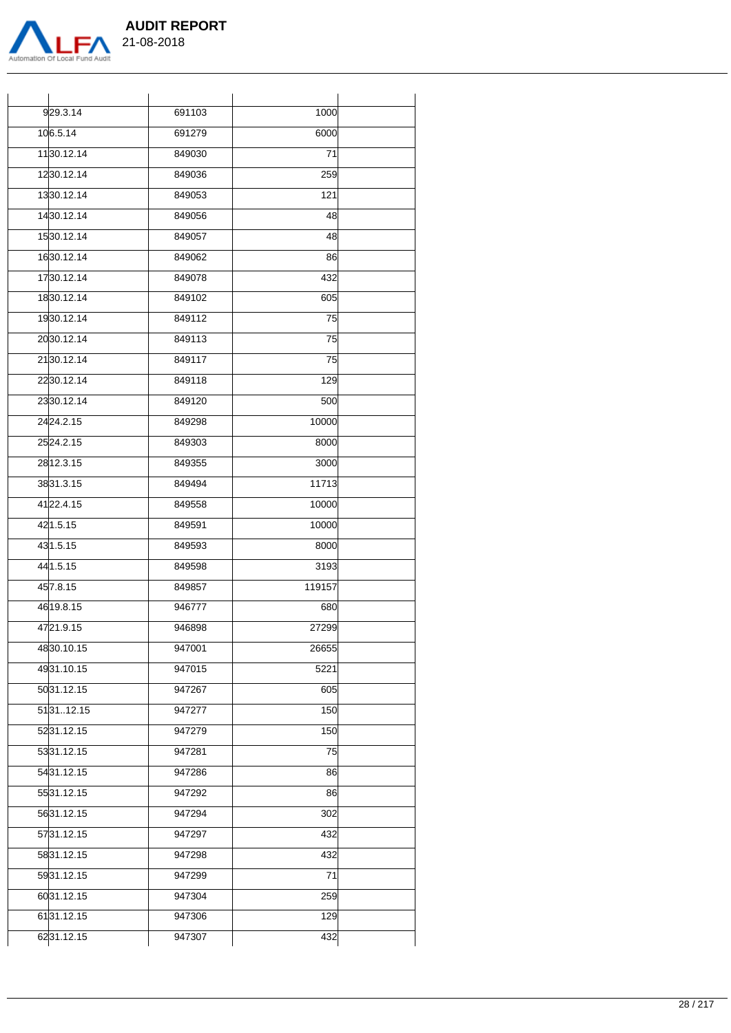| | | | | |
|---|---|---|---|---|
| 9 | 29.3.14 | 691103 | 1000 | |
| 10 | 6.5.14 | 691279 | 6000 | |
| 11 | 30.12.14 | 849030 | 71 | |
| 12 | 30.12.14 | 849036 | 259 | |
| 13 | 30.12.14 | 849053 | 121 | |
| 14 | 30.12.14 | 849056 | 48 | |
| 15 | 30.12.14 | 849057 | 48 | |
| 16 | 30.12.14 | 849062 | 86 | |
| 17 | 30.12.14 | 849078 | 432 | |
| 18 | 30.12.14 | 849102 | 605 | |
| 19 | 30.12.14 | 849112 | 75 | |
| 20 | 30.12.14 | 849113 | 75 | |
| 21 | 30.12.14 | 849117 | 75 | |
| 22 | 30.12.14 | 849118 | 129 | |
| 23 | 30.12.14 | 849120 | 500 | |
| 24 | 24.2.15 | 849298 | 10000 | |
| 25 | 24.2.15 | 849303 | 8000 | |
| 28 | 12.3.15 | 849355 | 3000 | |
| 38 | 31.3.15 | 849494 | 11713 | |
| 41 | 22.4.15 | 849558 | 10000 | |
| 42 | 1.5.15 | 849591 | 10000 | |
| 43 | 1.5.15 | 849593 | 8000 | |
| 44 | 1.5.15 | 849598 | 3193 | |
| 45 | 7.8.15 | 849857 | 119157 | |
| 46 | 19.8.15 | 946777 | 680 | |
| 47 | 21.9.15 | 946898 | 27299 | |
| 48 | 30.10.15 | 947001 | 26655 | |
| 49 | 31.10.15 | 947015 | 5221 | |
| 50 | 31.12.15 | 947267 | 605 | |
| 51 | 31..12.15 | 947277 | 150 | |
| 52 | 31.12.15 | 947279 | 150 | |
| 53 | 31.12.15 | 947281 | 75 | |
| 54 | 31.12.15 | 947286 | 86 | |
| 55 | 31.12.15 | 947292 | 86 | |
| 56 | 31.12.15 | 947294 | 302 | |
| 57 | 31.12.15 | 947297 | 432 | |
| 58 | 31.12.15 | 947298 | 432 | |
| 59 | 31.12.15 | 947299 | 71 | |
| 60 | 31.12.15 | 947304 | 259 | |
| 61 | 31.12.15 | 947306 | 129 | |
| 62 | 31.12.15 | 947307 | 432 | |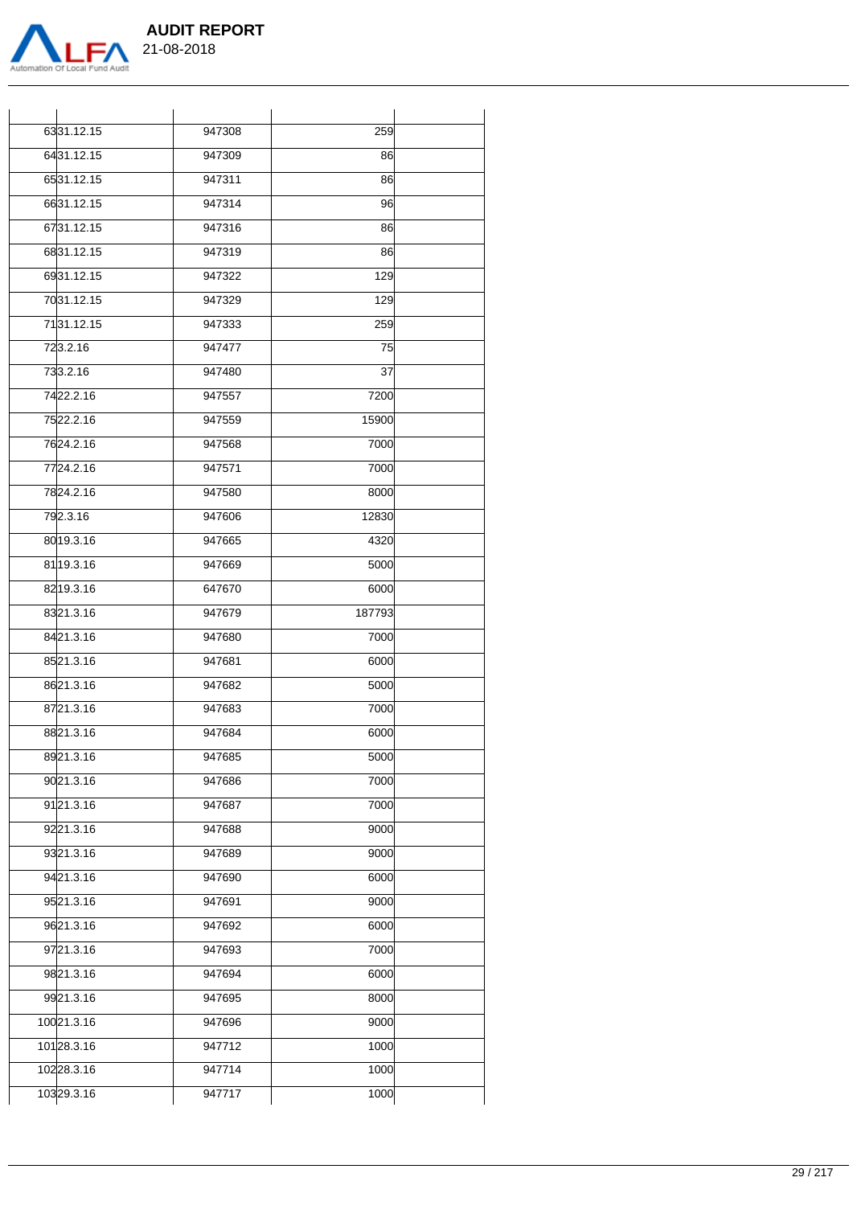| | | | | |
|---|---|---|---|---|
| 63 | 31.12.15 | 947308 | 259 | |
| 64 | 31.12.15 | 947309 | 86 | |
| 65 | 31.12.15 | 947311 | 86 | |
| 66 | 31.12.15 | 947314 | 96 | |
| 67 | 31.12.15 | 947316 | 86 | |
| 68 | 31.12.15 | 947319 | 86 | |
| 69 | 31.12.15 | 947322 | 129 | |
| 70 | 31.12.15 | 947329 | 129 | |
| 71 | 31.12.15 | 947333 | 259 | |
| 72 | 3.2.16 | 947477 | 75 | |
| 73 | 3.2.16 | 947480 | 37 | |
| 74 | 22.2.16 | 947557 | 7200 | |
| 75 | 22.2.16 | 947559 | 15900 | |
| 76 | 24.2.16 | 947568 | 7000 | |
| 77 | 24.2.16 | 947571 | 7000 | |
| 78 | 24.2.16 | 947580 | 8000 | |
| 79 | 2.3.16 | 947606 | 12830 | |
| 80 | 19.3.16 | 947665 | 4320 | |
| 81 | 19.3.16 | 947669 | 5000 | |
| 82 | 19.3.16 | 647670 | 6000 | |
| 83 | 21.3.16 | 947679 | 187793 | |
| 84 | 21.3.16 | 947680 | 7000 | |
| 85 | 21.3.16 | 947681 | 6000 | |
| 86 | 21.3.16 | 947682 | 5000 | |
| 87 | 21.3.16 | 947683 | 7000 | |
| 88 | 21.3.16 | 947684 | 6000 | |
| 89 | 21.3.16 | 947685 | 5000 | |
| 90 | 21.3.16 | 947686 | 7000 | |
| 91 | 21.3.16 | 947687 | 7000 | |
| 92 | 21.3.16 | 947688 | 9000 | |
| 93 | 21.3.16 | 947689 | 9000 | |
| 94 | 21.3.16 | 947690 | 6000 | |
| 95 | 21.3.16 | 947691 | 9000 | |
| 96 | 21.3.16 | 947692 | 6000 | |
| 97 | 21.3.16 | 947693 | 7000 | |
| 98 | 21.3.16 | 947694 | 6000 | |
| 99 | 21.3.16 | 947695 | 8000 | |
| 100 | 21.3.16 | 947696 | 9000 | |
| 101 | 28.3.16 | 947712 | 1000 | |
| 102 | 28.3.16 | 947714 | 1000 | |
| 103 | 29.3.16 | 947717 | 1000 | |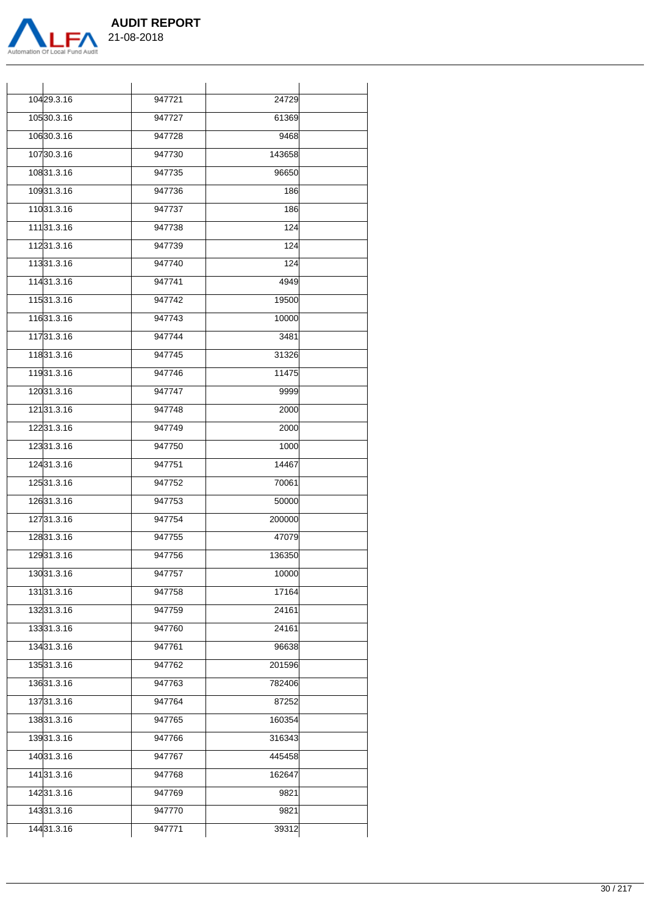| | | | | |
|---|---|---|---|---|
| 104 | 29.3.16 | 947721 | 24729 | |
| 105 | 30.3.16 | 947727 | 61369 | |
| 106 | 30.3.16 | 947728 | 9468 | |
| 107 | 30.3.16 | 947730 | 143658 | |
| 108 | 31.3.16 | 947735 | 96650 | |
| 109 | 31.3.16 | 947736 | 186 | |
| 110 | 31.3.16 | 947737 | 186 | |
| 111 | 31.3.16 | 947738 | 124 | |
| 112 | 31.3.16 | 947739 | 124 | |
| 113 | 31.3.16 | 947740 | 124 | |
| 114 | 31.3.16 | 947741 | 4949 | |
| 115 | 31.3.16 | 947742 | 19500 | |
| 116 | 31.3.16 | 947743 | 10000 | |
| 117 | 31.3.16 | 947744 | 3481 | |
| 118 | 31.3.16 | 947745 | 31326 | |
| 119 | 31.3.16 | 947746 | 11475 | |
| 120 | 31.3.16 | 947747 | 9999 | |
| 121 | 31.3.16 | 947748 | 2000 | |
| 122 | 31.3.16 | 947749 | 2000 | |
| 123 | 31.3.16 | 947750 | 1000 | |
| 124 | 31.3.16 | 947751 | 14467 | |
| 125 | 31.3.16 | 947752 | 70061 | |
| 126 | 31.3.16 | 947753 | 50000 | |
| 127 | 31.3.16 | 947754 | 200000 | |
| 128 | 31.3.16 | 947755 | 47079 | |
| 129 | 31.3.16 | 947756 | 136350 | |
| 130 | 31.3.16 | 947757 | 10000 | |
| 131 | 31.3.16 | 947758 | 17164 | |
| 132 | 31.3.16 | 947759 | 24161 | |
| 133 | 31.3.16 | 947760 | 24161 | |
| 134 | 31.3.16 | 947761 | 96638 | |
| 135 | 31.3.16 | 947762 | 201596 | |
| 136 | 31.3.16 | 947763 | 782406 | |
| 137 | 31.3.16 | 947764 | 87252 | |
| 138 | 31.3.16 | 947765 | 160354 | |
| 139 | 31.3.16 | 947766 | 316343 | |
| 140 | 31.3.16 | 947767 | 445458 | |
| 141 | 31.3.16 | 947768 | 162647 | |
| 142 | 31.3.16 | 947769 | 9821 | |
| 143 | 31.3.16 | 947770 | 9821 | |
| 144 | 31.3.16 | 947771 | 39312 | |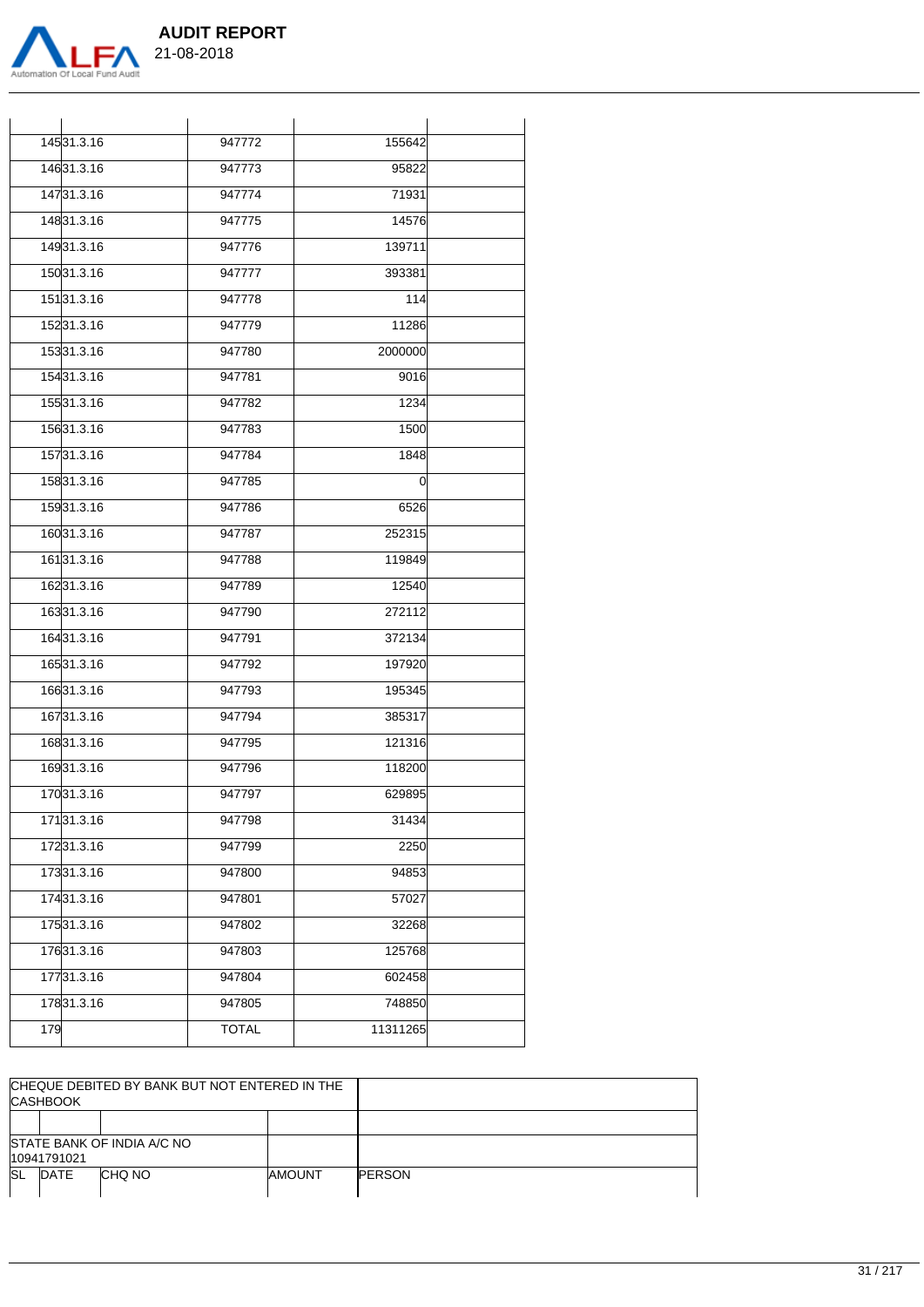| | | | | |
|---|---|---|---|---|
| 145 | 31.3.16 | 947772 | 155642 | |
| 146 | 31.3.16 | 947773 | 95822 | |
| 147 | 31.3.16 | 947774 | 71931 | |
| 148 | 31.3.16 | 947775 | 14576 | |
| 149 | 31.3.16 | 947776 | 139711 | |
| 150 | 31.3.16 | 947777 | 393381 | |
| 151 | 31.3.16 | 947778 | 114 | |
| 152 | 31.3.16 | 947779 | 11286 | |
| 153 | 31.3.16 | 947780 | 2000000 | |
| 154 | 31.3.16 | 947781 | 9016 | |
| 155 | 31.3.16 | 947782 | 1234 | |
| 156 | 31.3.16 | 947783 | 1500 | |
| 157 | 31.3.16 | 947784 | 1848 | |
| 158 | 31.3.16 | 947785 | 0 | |
| 159 | 31.3.16 | 947786 | 6526 | |
| 160 | 31.3.16 | 947787 | 252315 | |
| 161 | 31.3.16 | 947788 | 119849 | |
| 162 | 31.3.16 | 947789 | 12540 | |
| 163 | 31.3.16 | 947790 | 272112 | |
| 164 | 31.3.16 | 947791 | 372134 | |
| 165 | 31.3.16 | 947792 | 197920 | |
| 166 | 31.3.16 | 947793 | 195345 | |
| 167 | 31.3.16 | 947794 | 385317 | |
| 168 | 31.3.16 | 947795 | 121316 | |
| 169 | 31.3.16 | 947796 | 118200 | |
| 170 | 31.3.16 | 947797 | 629895 | |
| 171 | 31.3.16 | 947798 | 31434 | |
| 172 | 31.3.16 | 947799 | 2250 | |
| 173 | 31.3.16 | 947800 | 94853 | |
| 174 | 31.3.16 | 947801 | 57027 | |
| 175 | 31.3.16 | 947802 | 32268 | |
| 176 | 31.3.16 | 947803 | 125768 | |
| 177 | 31.3.16 | 947804 | 602458 | |
| 178 | 31.3.16 | 947805 | 748850 | |
| 179 | | TOTAL | 11311265 | |

| CHEQUE DEBITED BY BANK BUT NOT ENTERED IN THE CASHBOOK | | | | |
|---|---|---|---|---|
| | | | | |
| STATE BANK OF INDIA A/C NO 10941791021 | | | | |
| SL | DATE | CHQ NO | AMOUNT | PERSON |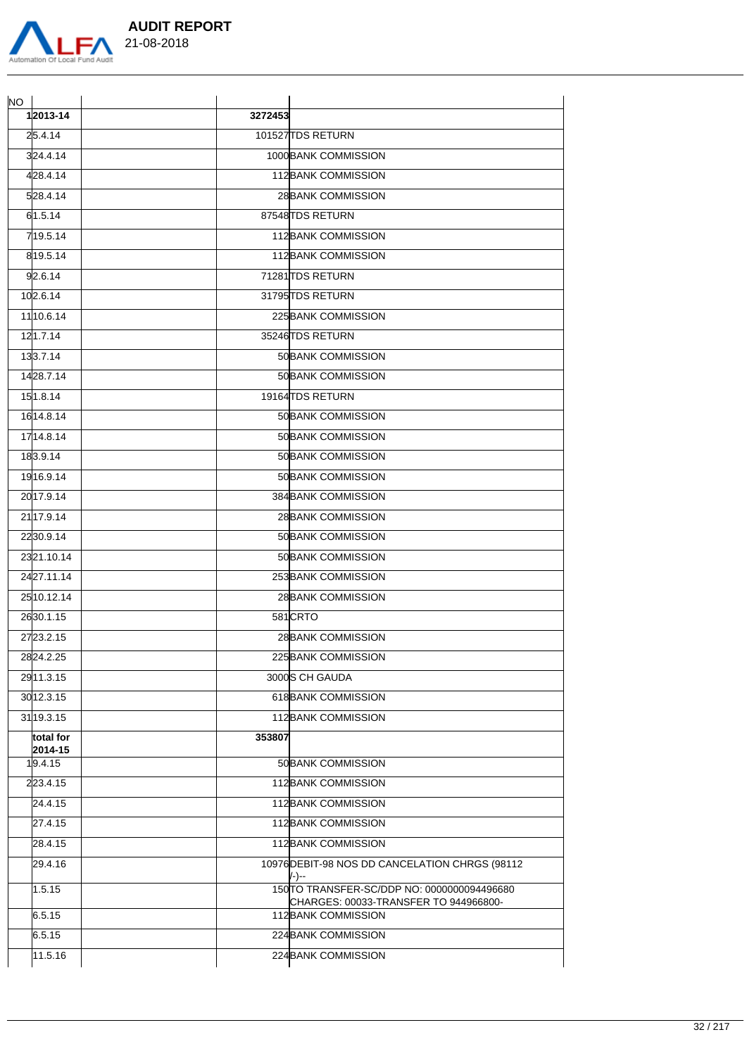| NO | | | | |
|---|---|---|---|---|
| 1 | 2013-14 | | 3272453 | |
| 2 | 5.4.14 | | 101527 | TDS RETURN |
| 3 | 24.4.14 | | 1000 | BANK COMMISSION |
| 4 | 28.4.14 | | 112 | BANK COMMISSION |
| 5 | 28.4.14 | | 28 | BANK COMMISSION |
| 6 | 1.5.14 | | 87548 | TDS RETURN |
| 7 | 19.5.14 | | 112 | BANK COMMISSION |
| 8 | 19.5.14 | | 112 | BANK COMMISSION |
| 9 | 2.6.14 | | 71281 | TDS RETURN |
| 10 | 2.6.14 | | 31795 | TDS RETURN |
| 11 | 10.6.14 | | 225 | BANK COMMISSION |
| 12 | 1.7.14 | | 35246 | TDS RETURN |
| 13 | 3.7.14 | | 50 | BANK COMMISSION |
| 14 | 28.7.14 | | 50 | BANK COMMISSION |
| 15 | 1.8.14 | | 19164 | TDS RETURN |
| 16 | 14.8.14 | | 50 | BANK COMMISSION |
| 17 | 14.8.14 | | 50 | BANK COMMISSION |
| 18 | 3.9.14 | | 50 | BANK COMMISSION |
| 19 | 16.9.14 | | 50 | BANK COMMISSION |
| 20 | 17.9.14 | | 384 | BANK COMMISSION |
| 21 | 17.9.14 | | 28 | BANK COMMISSION |
| 22 | 30.9.14 | | 50 | BANK COMMISSION |
| 23 | 21.10.14 | | 50 | BANK COMMISSION |
| 24 | 27.11.14 | | 253 | BANK COMMISSION |
| 25 | 10.12.14 | | 28 | BANK COMMISSION |
| 26 | 30.1.15 | | 581 | CRTO |
| 27 | 23.2.15 | | 28 | BANK COMMISSION |
| 28 | 24.2.25 | | 225 | BANK COMMISSION |
| 29 | 11.3.15 | | 3000 | S CH GAUDA |
| 30 | 12.3.15 | | 618 | BANK COMMISSION |
| 31 | 19.3.15 | | 112 | BANK COMMISSION |
| | **total for 2014-15** | | **353807** | |
| 1 | 9.4.15 | | 50 | BANK COMMISSION |
| 2 | 23.4.15 | | 112 | BANK COMMISSION |
| | 24.4.15 | | 112 | BANK COMMISSION |
| | 27.4.15 | | 112 | BANK COMMISSION |
| | 28.4.15 | | 112 | BANK COMMISSION |
| | 29.4.16 | | 10976 | DEBIT-98 NOS DD CANCELATION CHRGS (98112 /-)-- |
| | 1.5.15 | | 150 | TO TRANSFER-SC/DDP NO: 0000000094496680 CHARGES: 00033-TRANSFER TO 944966800- |
| | 6.5.15 | | 112 | BANK COMMISSION |
| | 6.5.15 | | 224 | BANK COMMISSION |
| | 11.5.16 | | 224 | BANK COMMISSION |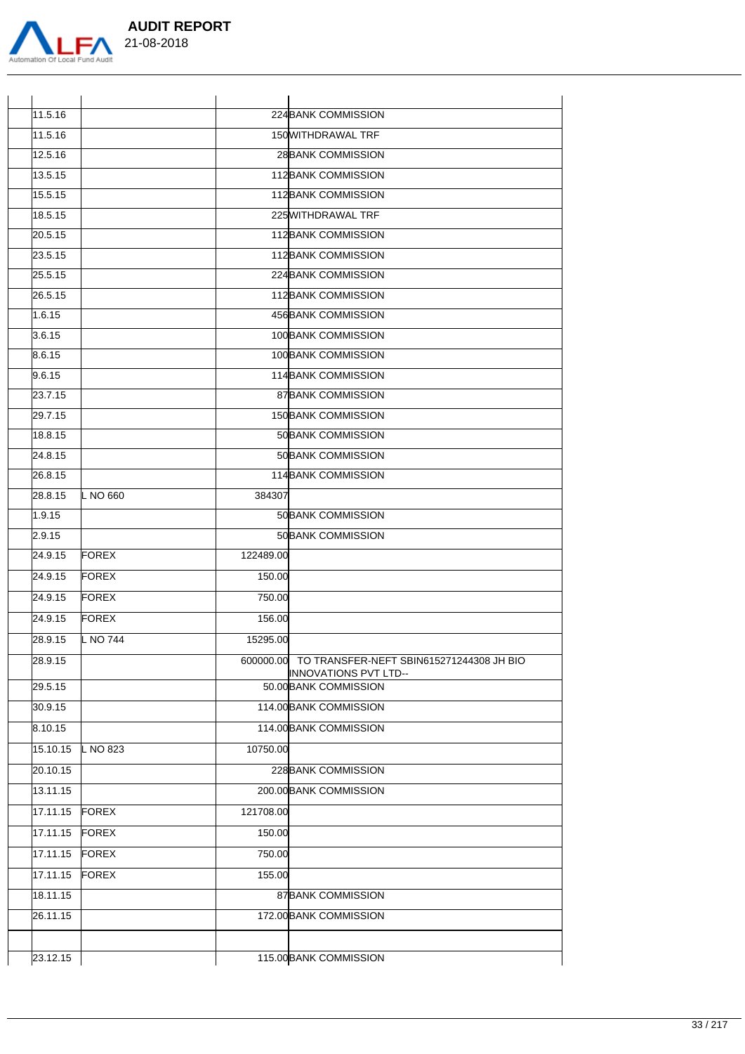| | | | |
|---|---|---|---|
| 11.5.16 | | | 224 BANK COMMISSION |
| 11.5.16 | | | 150 WITHDRAWAL TRF |
| 12.5.16 | | | 28 BANK COMMISSION |
| 13.5.15 | | | 112 BANK COMMISSION |
| 15.5.15 | | | 112 BANK COMMISSION |
| 18.5.15 | | | 225 WITHDRAWAL TRF |
| 20.5.15 | | | 112 BANK COMMISSION |
| 23.5.15 | | | 112 BANK COMMISSION |
| 25.5.15 | | | 224 BANK COMMISSION |
| 26.5.15 | | | 112 BANK COMMISSION |
| 1.6.15 | | | 456 BANK COMMISSION |
| 3.6.15 | | | 100 BANK COMMISSION |
| 8.6.15 | | | 100 BANK COMMISSION |
| 9.6.15 | | | 114 BANK COMMISSION |
| 23.7.15 | | | 87 BANK COMMISSION |
| 29.7.15 | | | 150 BANK COMMISSION |
| 18.8.15 | | | 50 BANK COMMISSION |
| 24.8.15 | | | 50 BANK COMMISSION |
| 26.8.15 | | | 114 BANK COMMISSION |
| 28.8.15 | L NO 660 | 384307 | |
| 1.9.15 | | | 50 BANK COMMISSION |
| 2.9.15 | | | 50 BANK COMMISSION |
| 24.9.15 | FOREX | 122489.00 | |
| 24.9.15 | FOREX | 150.00 | |
| 24.9.15 | FOREX | 750.00 | |
| 24.9.15 | FOREX | 156.00 | |
| 28.9.15 | L NO 744 | 15295.00 | |
| 28.9.15 | | 600000.00 | TO TRANSFER-NEFT SBIN615271244308 JH BIO INNOVATIONS PVT LTD-- |
| 29.5.15 | | | 50.00 BANK COMMISSION |
| 30.9.15 | | | 114.00 BANK COMMISSION |
| 8.10.15 | | | 114.00 BANK COMMISSION |
| 15.10.15 | L NO 823 | 10750.00 | |
| 20.10.15 | | | 228 BANK COMMISSION |
| 13.11.15 | | | 200.00 BANK COMMISSION |
| 17.11.15 | FOREX | 121708.00 | |
| 17.11.15 | FOREX | 150.00 | |
| 17.11.15 | FOREX | 750.00 | |
| 17.11.15 | FOREX | 155.00 | |
| 18.11.15 | | | 87 BANK COMMISSION |
| 26.11.15 | | | 172.00 BANK COMMISSION |
| | | | |
| 23.12.15 | | | 115.00 BANK COMMISSION |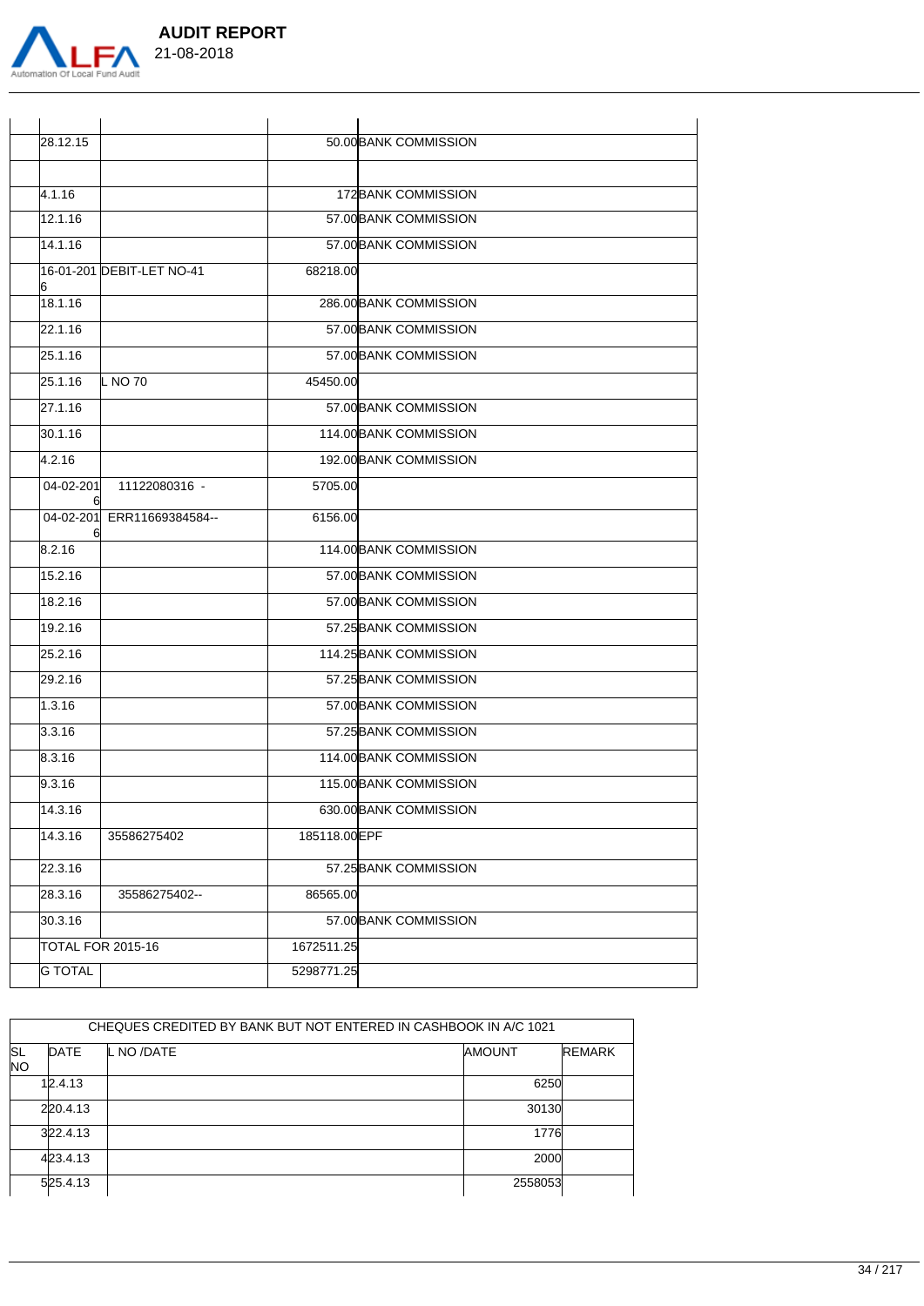| | | | | |
|---|---|---|---|---|
| | 28.12.15 | | | 50.00 BANK COMMISSION |
| | | | | |
| | 4.1.16 | | | 172 BANK COMMISSION |
| | 12.1.16 | | | 57.00 BANK COMMISSION |
| | 14.1.16 | | | 57.00 BANK COMMISSION |
| | 16-01-2016 | DEBIT-LET NO-41 | 68218.00 | |
| | 18.1.16 | | | 286.00 BANK COMMISSION |
| | 22.1.16 | | | 57.00 BANK COMMISSION |
| | 25.1.16 | | | 57.00 BANK COMMISSION |
| | 25.1.16 | L NO 70 | 45450.00 | |
| | 27.1.16 | | | 57.00 BANK COMMISSION |
| | 30.1.16 | | | 114.00 BANK COMMISSION |
| | 4.2.16 | | | 192.00 BANK COMMISSION |
| | 04-02-2016 | 11122080316 - | 5705.00 | |
| | 04-02-2016 | ERR11669384584-- | 6156.00 | |
| | 8.2.16 | | | 114.00 BANK COMMISSION |
| | 15.2.16 | | | 57.00 BANK COMMISSION |
| | 18.2.16 | | | 57.00 BANK COMMISSION |
| | 19.2.16 | | | 57.25 BANK COMMISSION |
| | 25.2.16 | | | 114.25 BANK COMMISSION |
| | 29.2.16 | | | 57.25 BANK COMMISSION |
| | 1.3.16 | | | 57.00 BANK COMMISSION |
| | 3.3.16 | | | 57.25 BANK COMMISSION |
| | 8.3.16 | | | 114.00 BANK COMMISSION |
| | 9.3.16 | | | 115.00 BANK COMMISSION |
| | 14.3.16 | | | 630.00 BANK COMMISSION |
| | 14.3.16 | 35586275402 | 185118.00 | EPF |
| | 22.3.16 | | | 57.25 BANK COMMISSION |
| | 28.3.16 | 35586275402-- | 86565.00 | |
| | 30.3.16 | | | 57.00 BANK COMMISSION |
| | TOTAL FOR 2015-16 | | 1672511.25 | |
| | G TOTAL | | 5298771.25 | |

| CHEQUES CREDITED BY BANK BUT NOT ENTERED IN CASHBOOK IN A/C 1021 | | | | |
|---|---|---|---|---|
| SL NO | DATE | L NO /DATE | AMOUNT | REMARK |
| 1 | 2.4.13 | | 6250 | |
| 2 | 20.4.13 | | 30130 | |
| 3 | 22.4.13 | | 1776 | |
| 4 | 23.4.13 | | 2000 | |
| 5 | 25.4.13 | | 2558053 | |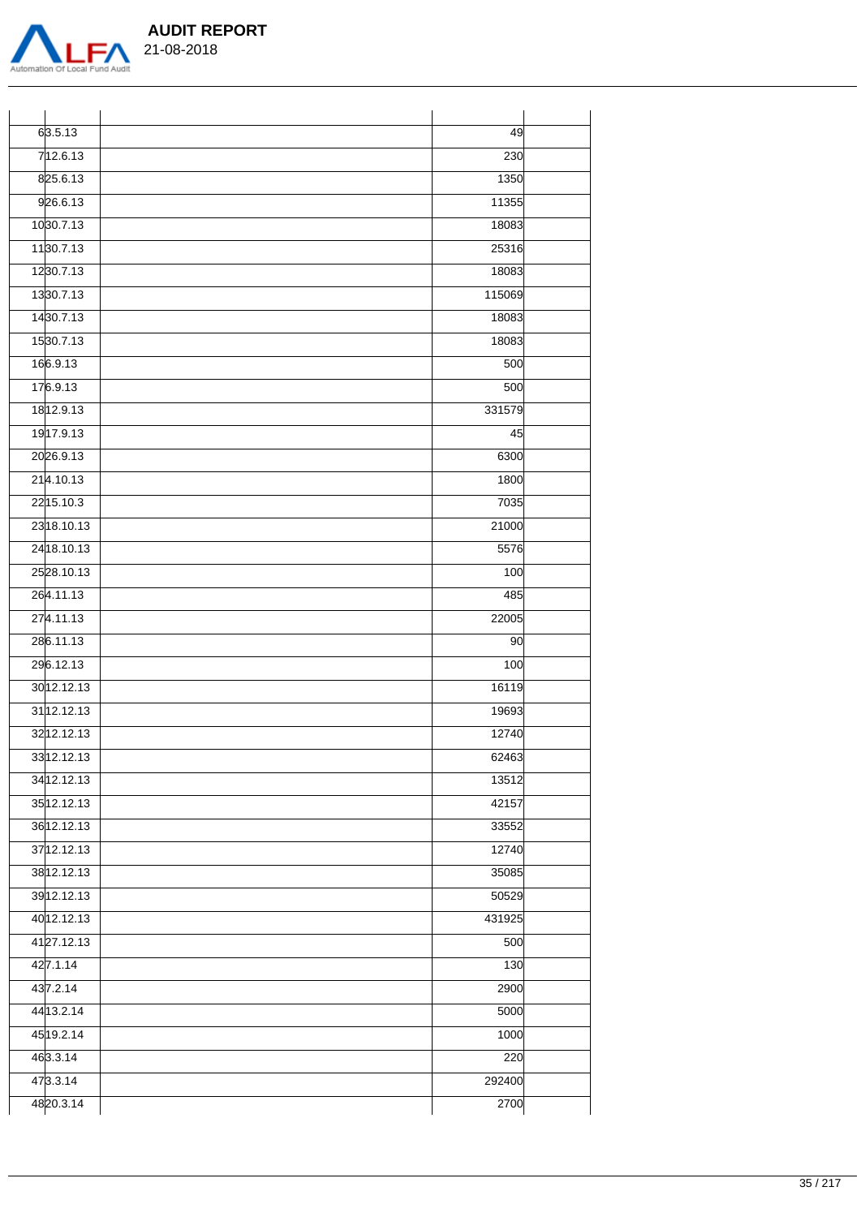| | | | | |
|---|---|---|---|---|
| 6 | 3.5.13 | | 49 | |
| 7 | 12.6.13 | | 230 | |
| 8 | 25.6.13 | | 1350 | |
| 9 | 26.6.13 | | 11355 | |
| 10 | 30.7.13 | | 18083 | |
| 11 | 30.7.13 | | 25316 | |
| 12 | 30.7.13 | | 18083 | |
| 13 | 30.7.13 | | 115069 | |
| 14 | 30.7.13 | | 18083 | |
| 15 | 30.7.13 | | 18083 | |
| 16 | 6.9.13 | | 500 | |
| 17 | 6.9.13 | | 500 | |
| 18 | 12.9.13 | | 331579 | |
| 19 | 17.9.13 | | 45 | |
| 20 | 26.9.13 | | 6300 | |
| 21 | 4.10.13 | | 1800 | |
| 22 | 15.10.3 | | 7035 | |
| 23 | 18.10.13 | | 21000 | |
| 24 | 18.10.13 | | 5576 | |
| 25 | 28.10.13 | | 100 | |
| 26 | 4.11.13 | | 485 | |
| 27 | 4.11.13 | | 22005 | |
| 28 | 6.11.13 | | 90 | |
| 29 | 6.12.13 | | 100 | |
| 30 | 12.12.13 | | 16119 | |
| 31 | 12.12.13 | | 19693 | |
| 32 | 12.12.13 | | 12740 | |
| 33 | 12.12.13 | | 62463 | |
| 34 | 12.12.13 | | 13512 | |
| 35 | 12.12.13 | | 42157 | |
| 36 | 12.12.13 | | 33552 | |
| 37 | 12.12.13 | | 12740 | |
| 38 | 12.12.13 | | 35085 | |
| 39 | 12.12.13 | | 50529 | |
| 40 | 12.12.13 | | 431925 | |
| 41 | 27.12.13 | | 500 | |
| 42 | 7.1.14 | | 130 | |
| 43 | 7.2.14 | | 2900 | |
| 44 | 13.2.14 | | 5000 | |
| 45 | 19.2.14 | | 1000 | |
| 46 | 3.3.14 | | 220 | |
| 47 | 3.3.14 | | 292400 | |
| 48 | 20.3.14 | | 2700 | |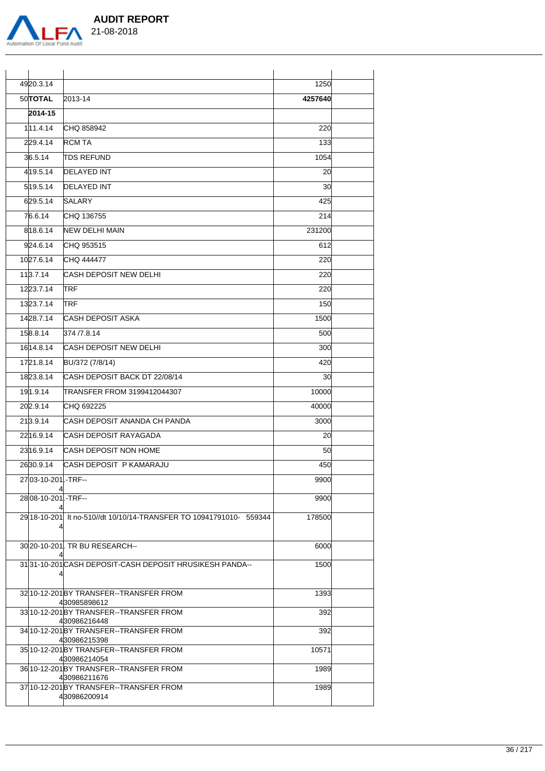| | | | | |
|---|---|---|---|---|
| 49 | 20.3.14 | | 1250 | |
| 50 | **TOTAL** | 2013-14 | **4257640** | |
| | **2014-15** | | | |
| 1 | 11.4.14 | CHQ 858942 | 220 | |
| 2 | 29.4.14 | RCM TA | 133 | |
| 3 | 6.5.14 | TDS REFUND | 1054 | |
| 4 | 19.5.14 | DELAYED INT | 20 | |
| 5 | 19.5.14 | DELAYED INT | 30 | |
| 6 | 29.5.14 | SALARY | 425 | |
| 7 | 6.6.14 | CHQ 136755 | 214 | |
| 8 | 18.6.14 | NEW DELHI MAIN | 231200 | |
| 9 | 24.6.14 | CHQ 953515 | 612 | |
| 10 | 27.6.14 | CHQ 444477 | 220 | |
| 11 | 3.7.14 | CASH DEPOSIT NEW DELHI | 220 | |
| 12 | 23.7.14 | TRF | 220 | |
| 13 | 23.7.14 | TRF | 150 | |
| 14 | 28.7.14 | CASH DEPOSIT ASKA | 1500 | |
| 15 | 8.8.14 | 374 /7.8.14 | 500 | |
| 16 | 14.8.14 | CASH DEPOSIT NEW DELHI | 300 | |
| 17 | 21.8.14 | BU/372 (7/8/14) | 420 | |
| 18 | 23.8.14 | CASH DEPOSIT BACK DT 22/08/14 | 30 | |
| 19 | 1.9.14 | TRANSFER FROM 3199412044307 | 10000 | |
| 20 | 2.9.14 | CHQ 692225 | 40000 | |
| 21 | 3.9.14 | CASH DEPOSIT ANANDA CH PANDA | 3000 | |
| 22 | 16.9.14 | CASH DEPOSIT RAYAGADA | 20 | |
| 23 | 16.9.14 | CASH DEPOSIT NON HOME | 50 | |
| 26 | 30.9.14 | CASH DEPOSIT P KAMARAJU | 450 | |
| 27 | 03-10-2014 | -TRF-- | 9900 | |
| 28 | 08-10-2014 | -TRF-- | 9900 | |
| 29 | 18-10-2014 | lt no-510//dt 10/10/14-TRANSFER TO 10941791010- 559344 | 178500 | |
| 30 | 20-10-2014 | TR BU RESEARCH-- | 6000 | |
| 31 | 31-10-2014 | CASH DEPOSIT-CASH DEPOSIT HRUSIKESH PANDA-- | 1500 | |
| 32 | 10-12-2014 | BY TRANSFER--TRANSFER FROM 30985898612 | 1393 | |
| 33 | 10-12-2014 | BY TRANSFER--TRANSFER FROM 30986216448 | 392 | |
| 34 | 10-12-2014 | BY TRANSFER--TRANSFER FROM 30986215398 | 392 | |
| 35 | 10-12-2014 | BY TRANSFER--TRANSFER FROM 30986214054 | 10571 | |
| 36 | 10-12-2014 | BY TRANSFER--TRANSFER FROM 30986211676 | 1989 | |
| 37 | 10-12-2014 | BY TRANSFER--TRANSFER FROM 30986200914 | 1989 | |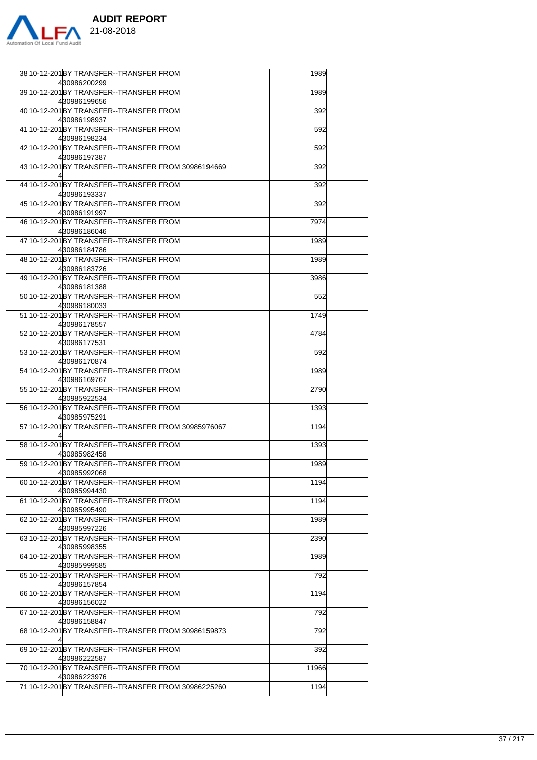| | | | | |
|---|---|---|---|---|
| 38 | 10-12-2014 | BY TRANSFER--TRANSFER FROM 30986200299 | 1989 | |
| 39 | 10-12-2014 | BY TRANSFER--TRANSFER FROM 30986199656 | 1989 | |
| 40 | 10-12-2014 | BY TRANSFER--TRANSFER FROM 30986198937 | 392 | |
| 41 | 10-12-2014 | BY TRANSFER--TRANSFER FROM 30986198234 | 592 | |
| 42 | 10-12-2014 | BY TRANSFER--TRANSFER FROM 30986197387 | 592 | |
| 43 | 10-12-2014 | BY TRANSFER--TRANSFER FROM 30986194669 | 392 | |
| 44 | 10-12-2014 | BY TRANSFER--TRANSFER FROM 30986193337 | 392 | |
| 45 | 10-12-2014 | BY TRANSFER--TRANSFER FROM 30986191997 | 392 | |
| 46 | 10-12-2014 | BY TRANSFER--TRANSFER FROM 30986186046 | 7974 | |
| 47 | 10-12-2014 | BY TRANSFER--TRANSFER FROM 30986184786 | 1989 | |
| 48 | 10-12-2014 | BY TRANSFER--TRANSFER FROM 30986183726 | 1989 | |
| 49 | 10-12-2014 | BY TRANSFER--TRANSFER FROM 30986181388 | 3986 | |
| 50 | 10-12-2014 | BY TRANSFER--TRANSFER FROM 30986180033 | 552 | |
| 51 | 10-12-2014 | BY TRANSFER--TRANSFER FROM 30986178557 | 1749 | |
| 52 | 10-12-2014 | BY TRANSFER--TRANSFER FROM 30986177531 | 4784 | |
| 53 | 10-12-2014 | BY TRANSFER--TRANSFER FROM 30986170874 | 592 | |
| 54 | 10-12-2014 | BY TRANSFER--TRANSFER FROM 30986169767 | 1989 | |
| 55 | 10-12-2014 | BY TRANSFER--TRANSFER FROM 30985922534 | 2790 | |
| 56 | 10-12-2014 | BY TRANSFER--TRANSFER FROM 30985975291 | 1393 | |
| 57 | 10-12-2014 | BY TRANSFER--TRANSFER FROM 30985976067 | 1194 | |
| 58 | 10-12-2014 | BY TRANSFER--TRANSFER FROM 30985982458 | 1393 | |
| 59 | 10-12-2014 | BY TRANSFER--TRANSFER FROM 30985992068 | 1989 | |
| 60 | 10-12-2014 | BY TRANSFER--TRANSFER FROM 30985994430 | 1194 | |
| 61 | 10-12-2014 | BY TRANSFER--TRANSFER FROM 30985995490 | 1194 | |
| 62 | 10-12-2014 | BY TRANSFER--TRANSFER FROM 30985997226 | 1989 | |
| 63 | 10-12-2014 | BY TRANSFER--TRANSFER FROM 30985998355 | 2390 | |
| 64 | 10-12-2014 | BY TRANSFER--TRANSFER FROM 30985999585 | 1989 | |
| 65 | 10-12-2014 | BY TRANSFER--TRANSFER FROM 30986157854 | 792 | |
| 66 | 10-12-2014 | BY TRANSFER--TRANSFER FROM 30986156022 | 1194 | |
| 67 | 10-12-2014 | BY TRANSFER--TRANSFER FROM 30986158847 | 792 | |
| 68 | 10-12-2014 | BY TRANSFER--TRANSFER FROM 30986159873 | 792 | |
| 69 | 10-12-2014 | BY TRANSFER--TRANSFER FROM 30986222587 | 392 | |
| 70 | 10-12-2014 | BY TRANSFER--TRANSFER FROM 30986223976 | 11966 | |
| 71 | 10-12-201 | BY TRANSFER--TRANSFER FROM 30986225260 | 1194 | |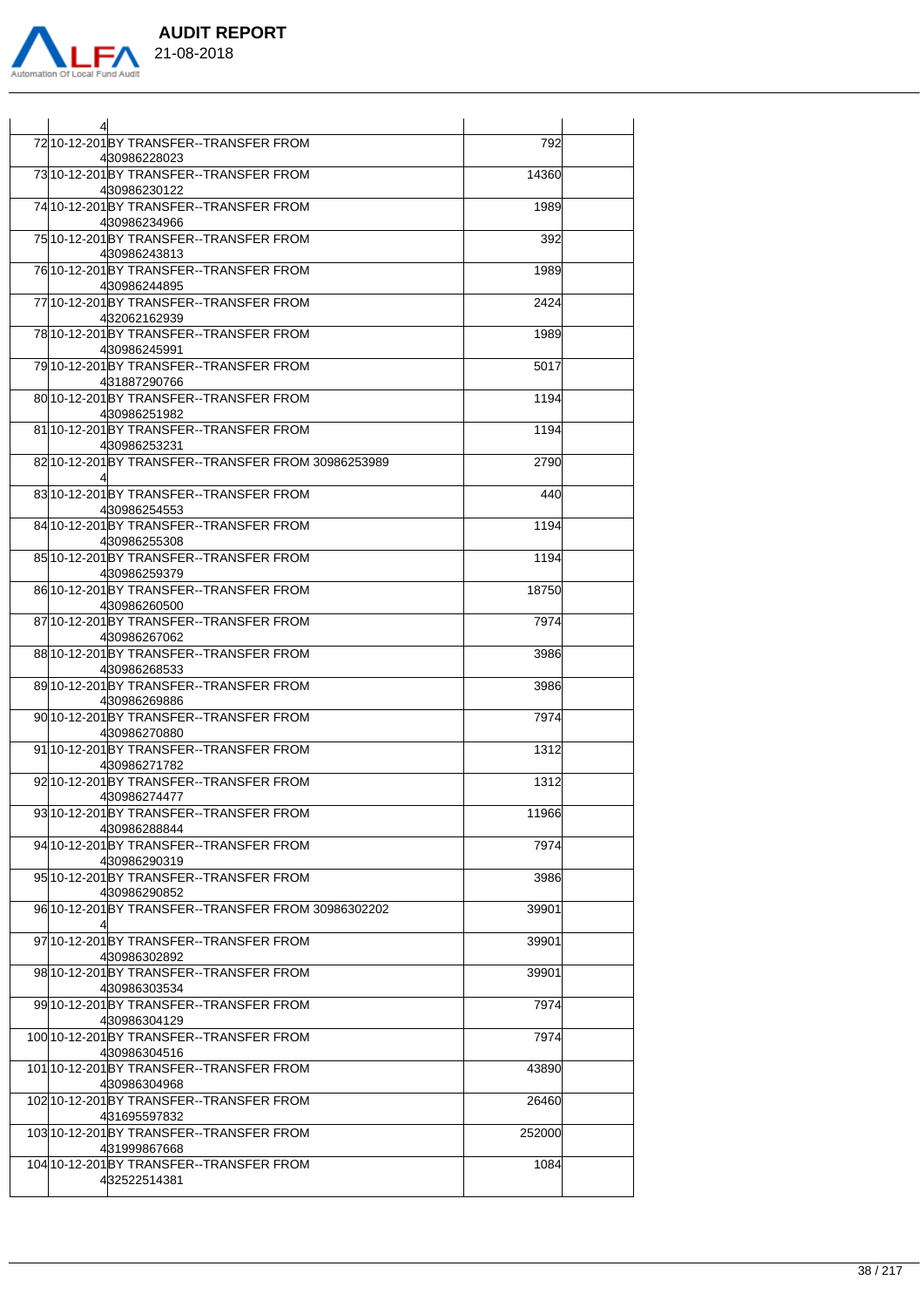| | | | | |
|---|---|---|---|---|
| | 4 | | | |
| 72 | 10-12-2014 | BY TRANSFER--TRANSFER FROM 30986228023 | 792 | |
| 73 | 10-12-2014 | BY TRANSFER--TRANSFER FROM 30986230122 | 14360 | |
| 74 | 10-12-2014 | BY TRANSFER--TRANSFER FROM 30986234966 | 1989 | |
| 75 | 10-12-2014 | BY TRANSFER--TRANSFER FROM 30986243813 | 392 | |
| 76 | 10-12-2014 | BY TRANSFER--TRANSFER FROM 30986244895 | 1989 | |
| 77 | 10-12-2014 | BY TRANSFER--TRANSFER FROM 32062162939 | 2424 | |
| 78 | 10-12-2014 | BY TRANSFER--TRANSFER FROM 30986245991 | 1989 | |
| 79 | 10-12-2014 | BY TRANSFER--TRANSFER FROM 31887290766 | 5017 | |
| 80 | 10-12-2014 | BY TRANSFER--TRANSFER FROM 30986251982 | 1194 | |
| 81 | 10-12-2014 | BY TRANSFER--TRANSFER FROM 30986253231 | 1194 | |
| 82 | 10-12-2014 | BY TRANSFER--TRANSFER FROM 30986253989 | 2790 | |
| 83 | 10-12-2014 | BY TRANSFER--TRANSFER FROM 30986254553 | 440 | |
| 84 | 10-12-2014 | BY TRANSFER--TRANSFER FROM 30986255308 | 1194 | |
| 85 | 10-12-2014 | BY TRANSFER--TRANSFER FROM 30986259379 | 1194 | |
| 86 | 10-12-2014 | BY TRANSFER--TRANSFER FROM 30986260500 | 18750 | |
| 87 | 10-12-2014 | BY TRANSFER--TRANSFER FROM 30986267062 | 7974 | |
| 88 | 10-12-2014 | BY TRANSFER--TRANSFER FROM 30986268533 | 3986 | |
| 89 | 10-12-2014 | BY TRANSFER--TRANSFER FROM 30986269886 | 3986 | |
| 90 | 10-12-2014 | BY TRANSFER--TRANSFER FROM 30986270880 | 7974 | |
| 91 | 10-12-2014 | BY TRANSFER--TRANSFER FROM 30986271782 | 1312 | |
| 92 | 10-12-2014 | BY TRANSFER--TRANSFER FROM 30986274477 | 1312 | |
| 93 | 10-12-2014 | BY TRANSFER--TRANSFER FROM 30986288844 | 11966 | |
| 94 | 10-12-2014 | BY TRANSFER--TRANSFER FROM 30986290319 | 7974 | |
| 95 | 10-12-2014 | BY TRANSFER--TRANSFER FROM 30986290852 | 3986 | |
| 96 | 10-12-2014 | BY TRANSFER--TRANSFER FROM 30986302202 | 39901 | |
| 97 | 10-12-2014 | BY TRANSFER--TRANSFER FROM 30986302892 | 39901 | |
| 98 | 10-12-2014 | BY TRANSFER--TRANSFER FROM 30986303534 | 39901 | |
| 99 | 10-12-2014 | BY TRANSFER--TRANSFER FROM 30986304129 | 7974 | |
| 100 | 10-12-2014 | BY TRANSFER--TRANSFER FROM 30986304516 | 7974 | |
| 101 | 10-12-2014 | BY TRANSFER--TRANSFER FROM 30986304968 | 43890 | |
| 102 | 10-12-2014 | BY TRANSFER--TRANSFER FROM 31695597832 | 26460 | |
| 103 | 10-12-2014 | BY TRANSFER--TRANSFER FROM 31999867668 | 252000 | |
| 104 | 10-12-2014 | BY TRANSFER--TRANSFER FROM 32522514381 | 1084 | |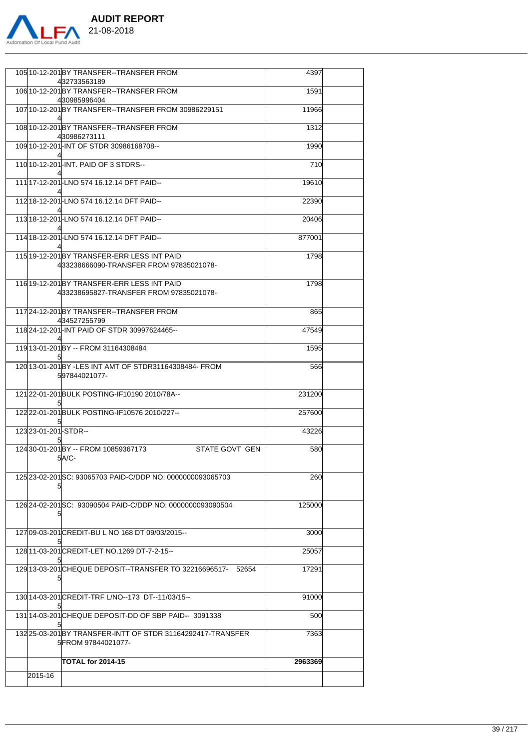| | | | | |
|---|---|---|---|---|
| 105 | 10-12-2014 | BY TRANSFER--TRANSFER FROM 32733563189 | 4397 | |
| 106 | 10-12-2014 | BY TRANSFER--TRANSFER FROM 30985996404 | 1591 | |
| 107 | 10-12-2014 | BY TRANSFER--TRANSFER FROM 30986229151 | 11966 | |
| 108 | 10-12-2014 | BY TRANSFER--TRANSFER FROM 30986273111 | 1312 | |
| 109 | 10-12-2014 | -INT OF STDR 30986168708-- | 1990 | |
| 110 | 10-12-2014 | -INT. PAID OF 3 STDRS-- | 710 | |
| 111 | 17-12-2014 | -LNO 574 16.12.14 DFT PAID-- | 19610 | |
| 112 | 18-12-2014 | -LNO 574 16.12.14 DFT PAID-- | 22390 | |
| 113 | 18-12-2014 | -LNO 574 16.12.14 DFT PAID-- | 20406 | |
| 114 | 18-12-2014 | -LNO 574 16.12.14 DFT PAID-- | 877001 | |
| 115 | 19-12-2014 | BY TRANSFER-ERR LESS INT PAID 33238666090-TRANSFER FROM 97835021078- | 1798 | |
| 116 | 19-12-2014 | BY TRANSFER-ERR LESS INT PAID 33238695827-TRANSFER FROM 97835021078- | 1798 | |
| 117 | 24-12-2014 | BY TRANSFER--TRANSFER FROM 34527255799 | 865 | |
| 118 | 24-12-2014 | -INT PAID OF STDR 30997624465-- | 47549 | |
| 119 | 13-01-2015 | BY -- FROM 31164308484 | 1595 | |
| 120 | 13-01-2015 | BY -LES INT AMT OF STDR31164308484- FROM 97844021077- | 566 | |
| 121 | 22-01-2015 | BULK POSTING-IF10190 2010/78A-- | 231200 | |
| 122 | 22-01-2015 | BULK POSTING-IF10576 2010/227-- | 257600 | |
| 123 | 23-01-2015 | -STDR-- | 43226 | |
| 124 | 30-01-2015 | BY -- FROM 10859367173 STATE GOVT GEN A/C- | 580 | |
| 125 | 23-02-2015 | SC: 93065703 PAID-C/DDP NO: 0000000093065703 | 260 | |
| 126 | 24-02-2015 | SC: 93090504 PAID-C/DDP NO: 0000000093090504 | 125000 | |
| 127 | 09-03-2015 | CREDIT-BU L NO 168 DT 09/03/2015-- | 3000 | |
| 128 | 11-03-2015 | CREDIT-LET NO.1269 DT-7-2-15-- | 25057 | |
| 129 | 13-03-2015 | CHEQUE DEPOSIT--TRANSFER TO 32216696517- 52654 | 17291 | |
| 130 | 14-03-2015 | CREDIT-TRF L/NO--173 DT--11/03/15-- | 91000 | |
| 131 | 14-03-2015 | CHEQUE DEPOSIT-DD OF SBP PAID-- 3091338 | 500 | |
| 132 | 25-03-2015 | BY TRANSFER-INTT OF STDR 31164292417-TRANSFER FROM 97844021077- | 7363 | |
| | | **TOTAL for 2014-15** | **2963369** | |
| | 2015-16 | | | |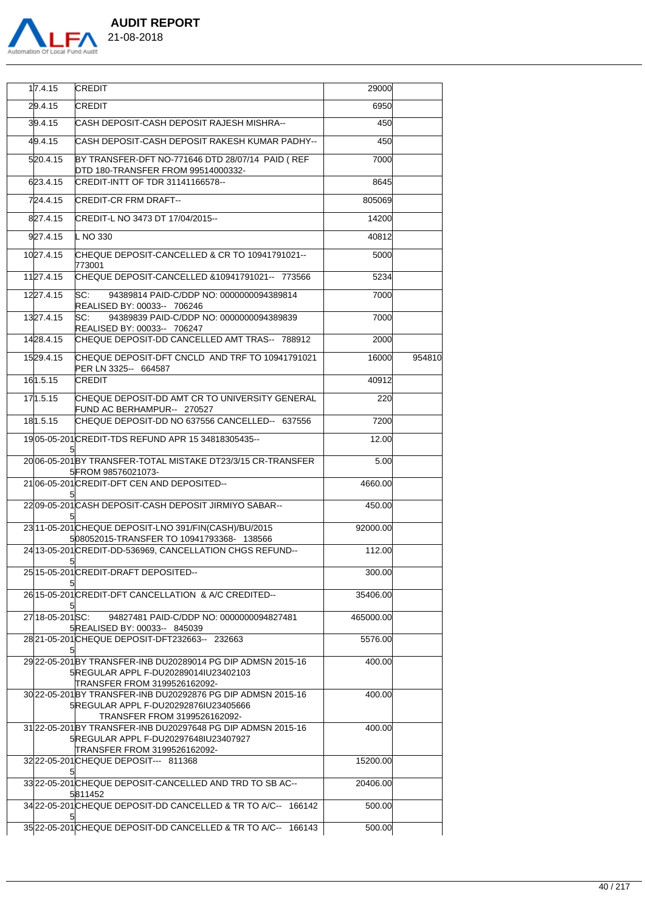| | | | | |
|---|---|---|---|---|
| 1 | 7.4.15 | CREDIT | 29000 | |
| 2 | 9.4.15 | CREDIT | 6950 | |
| 3 | 9.4.15 | CASH DEPOSIT-CASH DEPOSIT RAJESH MISHRA-- | 450 | |
| 4 | 9.4.15 | CASH DEPOSIT-CASH DEPOSIT RAKESH KUMAR PADHY-- | 450 | |
| 5 | 20.4.15 | BY TRANSFER-DFT NO-771646 DTD 28/07/14 PAID ( REF DTD 180-TRANSFER FROM 99514000332- | 7000 | |
| 6 | 23.4.15 | CREDIT-INTT OF TDR 31141166578-- | 8645 | |
| 7 | 24.4.15 | CREDIT-CR FRM DRAFT-- | 805069 | |
| 8 | 27.4.15 | CREDIT-L NO 3473 DT 17/04/2015-- | 14200 | |
| 9 | 27.4.15 | L NO 330 | 40812 | |
| 10 | 27.4.15 | CHEQUE DEPOSIT-CANCELLED & CR TO 10941791021-- 773001 | 5000 | |
| 11 | 27.4.15 | CHEQUE DEPOSIT-CANCELLED &10941791021-- 773566 | 5234 | |
| 12 | 27.4.15 | SC: 94389814 PAID-C/DDP NO: 0000000094389814 REALISED BY: 00033-- 706246 | 7000 | |
| 13 | 27.4.15 | SC: 94389839 PAID-C/DDP NO: 0000000094389839 REALISED BY: 00033-- 706247 | 7000 | |
| 14 | 28.4.15 | CHEQUE DEPOSIT-DD CANCELLED AMT TRAS-- 788912 | 2000 | |
| 15 | 29.4.15 | CHEQUE DEPOSIT-DFT CNCLD AND TRF TO 10941791021 PER LN 3325-- 664587 | 16000 | 954810 |
| 16 | 1.5.15 | CREDIT | 40912 | |
| 17 | 1.5.15 | CHEQUE DEPOSIT-DD AMT CR TO UNIVERSITY GENERAL FUND AC BERHAMPUR-- 270527 | 220 | |
| 18 | 1.5.15 | CHEQUE DEPOSIT-DD NO 637556 CANCELLED-- 637556 | 7200 | |
| 19 | 05-05-2015 | CREDIT-TDS REFUND APR 15 34818305435-- | 12.00 | |
| 20 | 06-05-2015 | BY TRANSFER-TOTAL MISTAKE DT23/3/15 CR-TRANSFER FROM 98576021073- | 5.00 | |
| 21 | 06-05-2015 | CREDIT-DFT CEN AND DEPOSITED-- | 4660.00 | |
| 22 | 09-05-2015 | CASH DEPOSIT-CASH DEPOSIT JIRMIYO SABAR-- | 450.00 | |
| 23 | 11-05-2015 | CHEQUE DEPOSIT-LNO 391/FIN(CASH)/BU/2015 08052015-TRANSFER TO 10941793368- 138566 | 92000.00 | |
| 24 | 13-05-2015 | CREDIT-DD-536969, CANCELLATION CHGS REFUND-- | 112.00 | |
| 25 | 15-05-2015 | CREDIT-DRAFT DEPOSITED-- | 300.00 | |
| 26 | 15-05-2015 | CREDIT-DFT CANCELLATION & A/C CREDITED-- | 35406.00 | |
| 27 | 18-05-2015 | SC: 94827481 PAID-C/DDP NO: 0000000094827481 REALISED BY: 00033-- 845039 | 465000.00 | |
| 28 | 21-05-2015 | CHEQUE DEPOSIT-DFT232663-- 232663 | 5576.00 | |
| 29 | 22-05-2015 | BY TRANSFER-INB DU20289014 PG DIP ADMSN 2015-16 REGULAR APPL F-DU20289014IU23402103 TRANSFER FROM 3199526162092- | 400.00 | |
| 30 | 22-05-2015 | BY TRANSFER-INB DU20292876 PG DIP ADMSN 2015-16 REGULAR APPL F-DU20292876IU23405666 TRANSFER FROM 3199526162092- | 400.00 | |
| 31 | 22-05-2015 | BY TRANSFER-INB DU20297648 PG DIP ADMSN 2015-16 REGULAR APPL F-DU20297648IU23407927 TRANSFER FROM 3199526162092- | 400.00 | |
| 32 | 22-05-2015 | CHEQUE DEPOSIT--- 811368 | 15200.00 | |
| 33 | 22-05-2015 | CHEQUE DEPOSIT-CANCELLED AND TRD TO SB AC-- 811452 | 20406.00 | |
| 34 | 22-05-2015 | CHEQUE DEPOSIT-DD CANCELLED & TR TO A/C-- 166142 | 500.00 | |
| 35 | 22-05-2015 | CHEQUE DEPOSIT-DD CANCELLED & TR TO A/C-- 166143 | 500.00 | |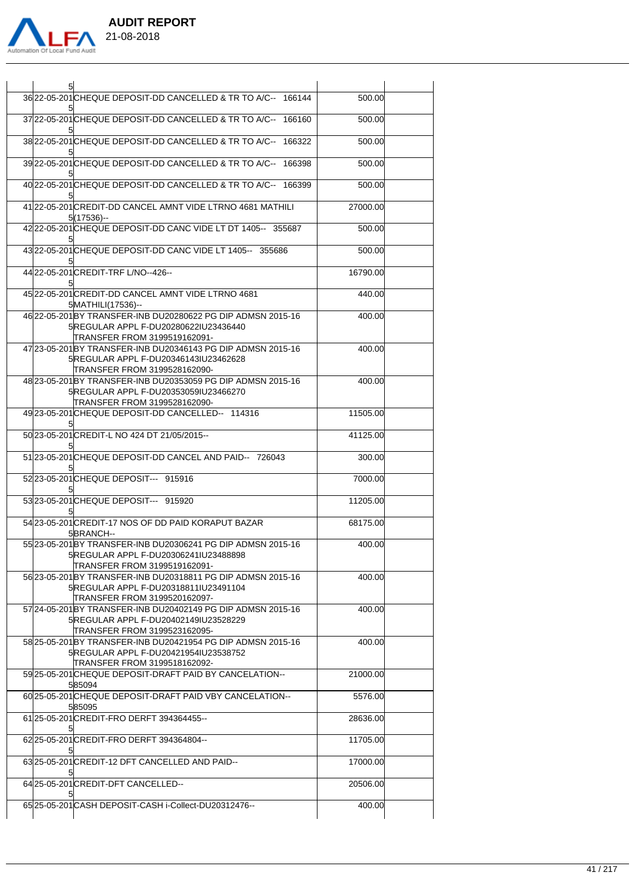| | | | | |
|---|---|---|---|---|
| | 5 | | | |
| 36 | 22-05-2015 | CHEQUE DEPOSIT-DD CANCELLED & TR TO A/C-- 166144 | 500.00 | |
| 37 | 22-05-2015 | CHEQUE DEPOSIT-DD CANCELLED & TR TO A/C-- 166160 | 500.00 | |
| 38 | 22-05-2015 | CHEQUE DEPOSIT-DD CANCELLED & TR TO A/C-- 166322 | 500.00 | |
| 39 | 22-05-2015 | CHEQUE DEPOSIT-DD CANCELLED & TR TO A/C-- 166398 | 500.00 | |
| 40 | 22-05-2015 | CHEQUE DEPOSIT-DD CANCELLED & TR TO A/C-- 166399 | 500.00 | |
| 41 | 22-05-2015 | CREDIT-DD CANCEL AMNT VIDE LTRNO 4681 MATHILI (17536)-- | 27000.00 | |
| 42 | 22-05-2015 | CHEQUE DEPOSIT-DD CANC VIDE LT DT 1405-- 355687 | 500.00 | |
| 43 | 22-05-2015 | CHEQUE DEPOSIT-DD CANC VIDE LT 1405-- 355686 | 500.00 | |
| 44 | 22-05-2015 | CREDIT-TRF L/NO--426-- | 16790.00 | |
| 45 | 22-05-2015 | CREDIT-DD CANCEL AMNT VIDE LTRNO 4681 MATHILI(17536)-- | 440.00 | |
| 46 | 22-05-2015 | BY TRANSFER-INB DU20280622 PG DIP ADMSN 2015-16 REGULAR APPL F-DU20280622IU23436440 TRANSFER FROM 3199519162091- | 400.00 | |
| 47 | 23-05-2015 | BY TRANSFER-INB DU20346143 PG DIP ADMSN 2015-16 REGULAR APPL F-DU20346143IU23462628 TRANSFER FROM 3199528162090- | 400.00 | |
| 48 | 23-05-2015 | BY TRANSFER-INB DU20353059 PG DIP ADMSN 2015-16 REGULAR APPL F-DU20353059IU23466270 TRANSFER FROM 3199528162090- | 400.00 | |
| 49 | 23-05-2015 | CHEQUE DEPOSIT-DD CANCELLED-- 114316 | 11505.00 | |
| 50 | 23-05-2015 | CREDIT-L NO 424 DT 21/05/2015-- | 41125.00 | |
| 51 | 23-05-2015 | CHEQUE DEPOSIT-DD CANCEL AND PAID-- 726043 | 300.00 | |
| 52 | 23-05-2015 | CHEQUE DEPOSIT--- 915916 | 7000.00 | |
| 53 | 23-05-2015 | CHEQUE DEPOSIT--- 915920 | 11205.00 | |
| 54 | 23-05-2015 | CREDIT-17 NOS OF DD PAID KORAPUT BAZAR BRANCH-- | 68175.00 | |
| 55 | 23-05-2015 | BY TRANSFER-INB DU20306241 PG DIP ADMSN 2015-16 REGULAR APPL F-DU20306241IU23488898 TRANSFER FROM 3199519162091- | 400.00 | |
| 56 | 23-05-2015 | BY TRANSFER-INB DU20318811 PG DIP ADMSN 2015-16 REGULAR APPL F-DU20318811IU23491104 TRANSFER FROM 3199520162097- | 400.00 | |
| 57 | 24-05-2015 | BY TRANSFER-INB DU20402149 PG DIP ADMSN 2015-16 REGULAR APPL F-DU20402149IU23528229 TRANSFER FROM 3199523162095- | 400.00 | |
| 58 | 25-05-2015 | BY TRANSFER-INB DU20421954 PG DIP ADMSN 2015-16 REGULAR APPL F-DU20421954IU23538752 TRANSFER FROM 3199518162092- | 400.00 | |
| 59 | 25-05-2015 | CHEQUE DEPOSIT-DRAFT PAID BY CANCELATION-- 585094 | 21000.00 | |
| 60 | 25-05-2015 | CHEQUE DEPOSIT-DRAFT PAID VBY CANCELATION-- 585095 | 5576.00 | |
| 61 | 25-05-2015 | CREDIT-FRO DERFT 394364455-- | 28636.00 | |
| 62 | 25-05-2015 | CREDIT-FRO DERFT 394364804-- | 11705.00 | |
| 63 | 25-05-2015 | CREDIT-12 DFT CANCELLED AND PAID-- | 17000.00 | |
| 64 | 25-05-2015 | CREDIT-DFT CANCELLED-- | 20506.00 | |
| 65 | 25-05-2015 | CASH DEPOSIT-CASH i-Collect-DU20312476-- | 400.00 | |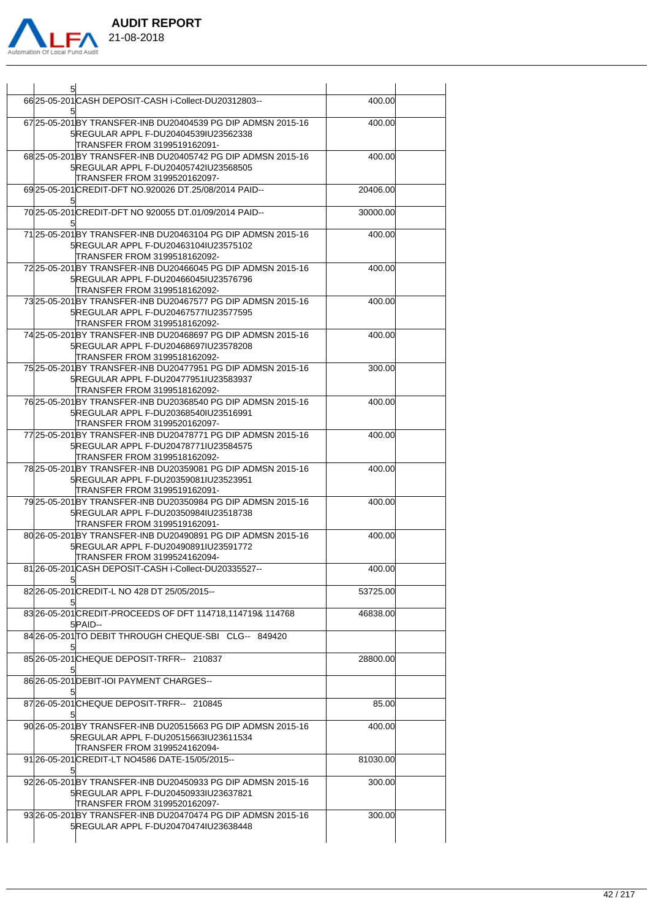| | | | | |
|---|---|---|---|---|
| | 5 | | | |
| 66 | 25-05-2015 | CASH DEPOSIT-CASH i-Collect-DU20312803-- | 400.00 | |
| 67 | 25-05-2015 | BY TRANSFER-INB DU20404539 PG DIP ADMSN 2015-16 REGULAR APPL F-DU20404539IU23562338 TRANSFER FROM 3199519162091- | 400.00 | |
| 68 | 25-05-2015 | BY TRANSFER-INB DU20405742 PG DIP ADMSN 2015-16 REGULAR APPL F-DU20405742IU23568505 TRANSFER FROM 3199520162097- | 400.00 | |
| 69 | 25-05-2015 | CREDIT-DFT NO.920026 DT.25/08/2014 PAID-- | 20406.00 | |
| 70 | 25-05-2015 | CREDIT-DFT NO 920055 DT.01/09/2014 PAID-- | 30000.00 | |
| 71 | 25-05-2015 | BY TRANSFER-INB DU20463104 PG DIP ADMSN 2015-16 REGULAR APPL F-DU20463104IU23575102 TRANSFER FROM 3199518162092- | 400.00 | |
| 72 | 25-05-2015 | BY TRANSFER-INB DU20466045 PG DIP ADMSN 2015-16 REGULAR APPL F-DU20466045IU23576796 TRANSFER FROM 3199518162092- | 400.00 | |
| 73 | 25-05-2015 | BY TRANSFER-INB DU20467577 PG DIP ADMSN 2015-16 REGULAR APPL F-DU20467577IU23577595 TRANSFER FROM 3199518162092- | 400.00 | |
| 74 | 25-05-2015 | BY TRANSFER-INB DU20468697 PG DIP ADMSN 2015-16 REGULAR APPL F-DU20468697IU23578208 TRANSFER FROM 3199518162092- | 400.00 | |
| 75 | 25-05-2015 | BY TRANSFER-INB DU20477951 PG DIP ADMSN 2015-16 REGULAR APPL F-DU20477951IU23583937 TRANSFER FROM 3199518162092- | 300.00 | |
| 76 | 25-05-2015 | BY TRANSFER-INB DU20368540 PG DIP ADMSN 2015-16 REGULAR APPL F-DU20368540IU23516991 TRANSFER FROM 3199520162097- | 400.00 | |
| 77 | 25-05-2015 | BY TRANSFER-INB DU20478771 PG DIP ADMSN 2015-16 REGULAR APPL F-DU20478771IU23584575 TRANSFER FROM 3199518162092- | 400.00 | |
| 78 | 25-05-2015 | BY TRANSFER-INB DU20359081 PG DIP ADMSN 2015-16 REGULAR APPL F-DU20359081IU23523951 TRANSFER FROM 3199519162091- | 400.00 | |
| 79 | 25-05-2015 | BY TRANSFER-INB DU20350984 PG DIP ADMSN 2015-16 REGULAR APPL F-DU20350984IU23518738 TRANSFER FROM 3199519162091- | 400.00 | |
| 80 | 26-05-2015 | BY TRANSFER-INB DU20490891 PG DIP ADMSN 2015-16 REGULAR APPL F-DU20490891IU23591772 TRANSFER FROM 3199524162094- | 400.00 | |
| 81 | 26-05-2015 | CASH DEPOSIT-CASH i-Collect-DU20335527-- | 400.00 | |
| 82 | 26-05-2015 | CREDIT-L NO 428 DT 25/05/2015-- | 53725.00 | |
| 83 | 26-05-2015 | CREDIT-PROCEEDS OF DFT 114718,114719& 114768 PAID-- | 46838.00 | |
| 84 | 26-05-2015 | TO DEBIT THROUGH CHEQUE-SBI CLG-- 849420 | | |
| 85 | 26-05-2015 | CHEQUE DEPOSIT-TRFR-- 210837 | 28800.00 | |
| 86 | 26-05-2015 | DEBIT-IOI PAYMENT CHARGES-- | | |
| 87 | 26-05-2015 | CHEQUE DEPOSIT-TRFR-- 210845 | 85.00 | |
| 90 | 26-05-2015 | BY TRANSFER-INB DU20515663 PG DIP ADMSN 2015-16 REGULAR APPL F-DU20515663IU23611534 TRANSFER FROM 3199524162094- | 400.00 | |
| 91 | 26-05-2015 | CREDIT-LT NO4586 DATE-15/05/2015-- | 81030.00 | |
| 92 | 26-05-2015 | BY TRANSFER-INB DU20450933 PG DIP ADMSN 2015-16 REGULAR APPL F-DU20450933IU23637821 TRANSFER FROM 3199520162097- | 300.00 | |
| 93 | 26-05-2015 | BY TRANSFER-INB DU20470474 PG DIP ADMSN 2015-16 REGULAR APPL F-DU20470474IU23638448 | 300.00 | |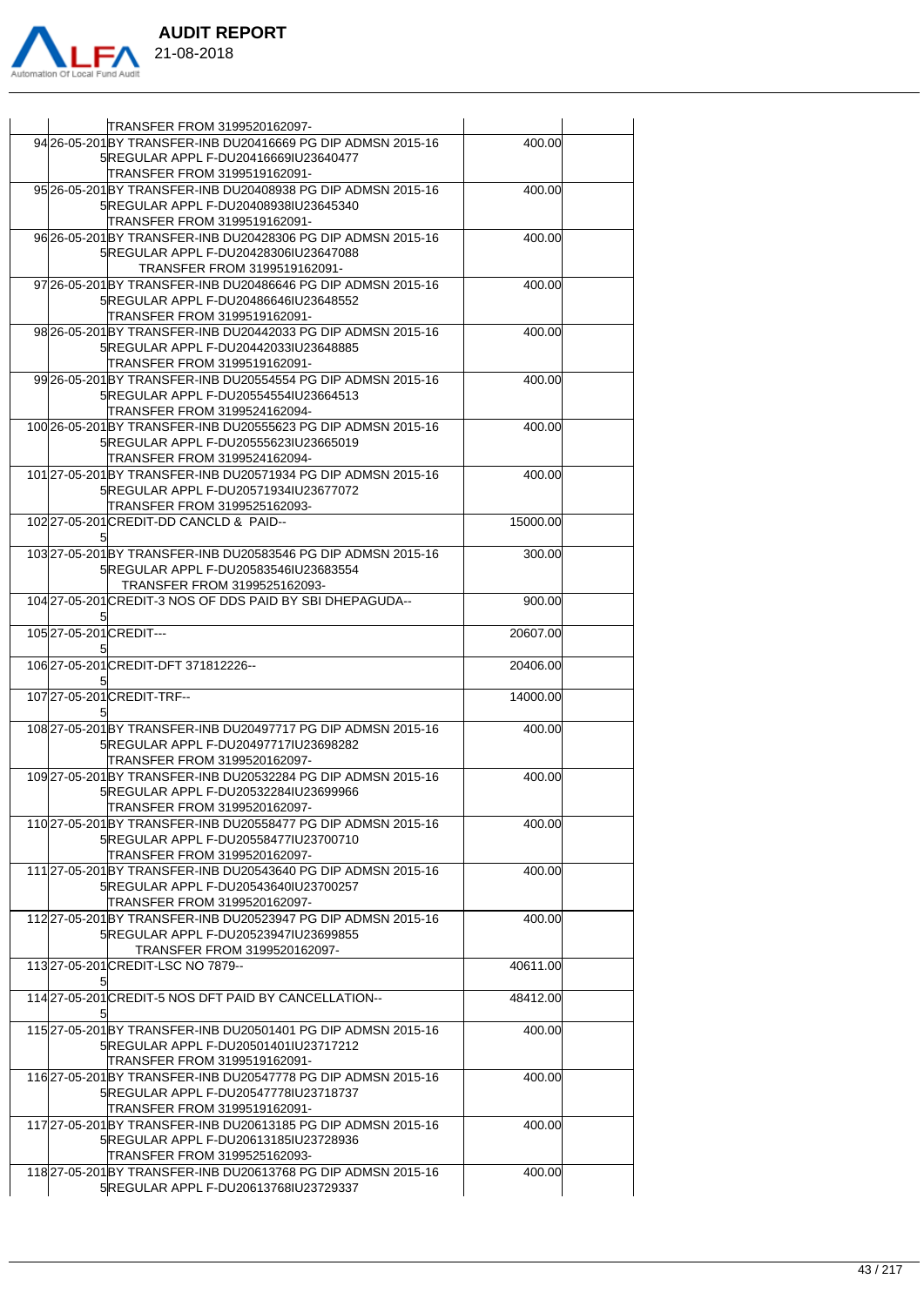| | | | | |
|---|---|---|---|---|
| | | TRANSFER FROM 3199520162097- | | |
| 94 | 26-05-2015 | BY TRANSFER-INB DU20416669 PG DIP ADMSN 2015-16 REGULAR APPL F-DU20416669IU23640477 TRANSFER FROM 3199519162091- | 400.00 | |
| 95 | 26-05-2015 | BY TRANSFER-INB DU20408938 PG DIP ADMSN 2015-16 REGULAR APPL F-DU20408938IU23645340 TRANSFER FROM 3199519162091- | 400.00 | |
| 96 | 26-05-2015 | BY TRANSFER-INB DU20428306 PG DIP ADMSN 2015-16 REGULAR APPL F-DU20428306IU23647088 TRANSFER FROM 3199519162091- | 400.00 | |
| 97 | 26-05-2015 | BY TRANSFER-INB DU20486646 PG DIP ADMSN 2015-16 REGULAR APPL F-DU20486646IU23648552 TRANSFER FROM 3199519162091- | 400.00 | |
| 98 | 26-05-2015 | BY TRANSFER-INB DU20442033 PG DIP ADMSN 2015-16 REGULAR APPL F-DU20442033IU23648885 TRANSFER FROM 3199519162091- | 400.00 | |
| 99 | 26-05-2015 | BY TRANSFER-INB DU20554554 PG DIP ADMSN 2015-16 REGULAR APPL F-DU20554554IU23664513 TRANSFER FROM 3199524162094- | 400.00 | |
| 100 | 26-05-2015 | BY TRANSFER-INB DU20555623 PG DIP ADMSN 2015-16 REGULAR APPL F-DU20555623IU23665019 TRANSFER FROM 3199524162094- | 400.00 | |
| 101 | 27-05-2015 | BY TRANSFER-INB DU20571934 PG DIP ADMSN 2015-16 REGULAR APPL F-DU20571934IU23677072 TRANSFER FROM 3199525162093- | 400.00 | |
| 102 | 27-05-2015 | CREDIT-DD CANCLD & PAID-- | 15000.00 | |
| 103 | 27-05-2015 | BY TRANSFER-INB DU20583546 PG DIP ADMSN 2015-16 REGULAR APPL F-DU20583546IU23683554 TRANSFER FROM 3199525162093- | 300.00 | |
| 104 | 27-05-2015 | CREDIT-3 NOS OF DDS PAID BY SBI DHEPAGUDA-- | 900.00 | |
| 105 | 27-05-2015 | CREDIT--- | 20607.00 | |
| 106 | 27-05-2015 | CREDIT-DFT 371812226-- | 20406.00 | |
| 107 | 27-05-2015 | CREDIT-TRF-- | 14000.00 | |
| 108 | 27-05-2015 | BY TRANSFER-INB DU20497717 PG DIP ADMSN 2015-16 REGULAR APPL F-DU20497717IU23698282 TRANSFER FROM 3199520162097- | 400.00 | |
| 109 | 27-05-2015 | BY TRANSFER-INB DU20532284 PG DIP ADMSN 2015-16 REGULAR APPL F-DU20532284IU23699966 TRANSFER FROM 3199520162097- | 400.00 | |
| 110 | 27-05-2015 | BY TRANSFER-INB DU20558477 PG DIP ADMSN 2015-16 REGULAR APPL F-DU20558477IU23700710 TRANSFER FROM 3199520162097- | 400.00 | |
| 111 | 27-05-2015 | BY TRANSFER-INB DU20543640 PG DIP ADMSN 2015-16 REGULAR APPL F-DU20543640IU23700257 TRANSFER FROM 3199520162097- | 400.00 | |
| 112 | 27-05-2015 | BY TRANSFER-INB DU20523947 PG DIP ADMSN 2015-16 REGULAR APPL F-DU20523947IU23699855 TRANSFER FROM 3199520162097- | 400.00 | |
| 113 | 27-05-2015 | CREDIT-LSC NO 7879-- | 40611.00 | |
| 114 | 27-05-2015 | CREDIT-5 NOS DFT PAID BY CANCELLATION-- | 48412.00 | |
| 115 | 27-05-2015 | BY TRANSFER-INB DU20501401 PG DIP ADMSN 2015-16 REGULAR APPL F-DU20501401IU23717212 TRANSFER FROM 3199519162091- | 400.00 | |
| 116 | 27-05-2015 | BY TRANSFER-INB DU20547778 PG DIP ADMSN 2015-16 REGULAR APPL F-DU20547778IU23718737 TRANSFER FROM 3199519162091- | 400.00 | |
| 117 | 27-05-2015 | BY TRANSFER-INB DU20613185 PG DIP ADMSN 2015-16 REGULAR APPL F-DU20613185IU23728936 TRANSFER FROM 3199525162093- | 400.00 | |
| 118 | 27-05-2015 | BY TRANSFER-INB DU20613768 PG DIP ADMSN 2015-16 REGULAR APPL F-DU20613768IU23729337 | 400.00 | |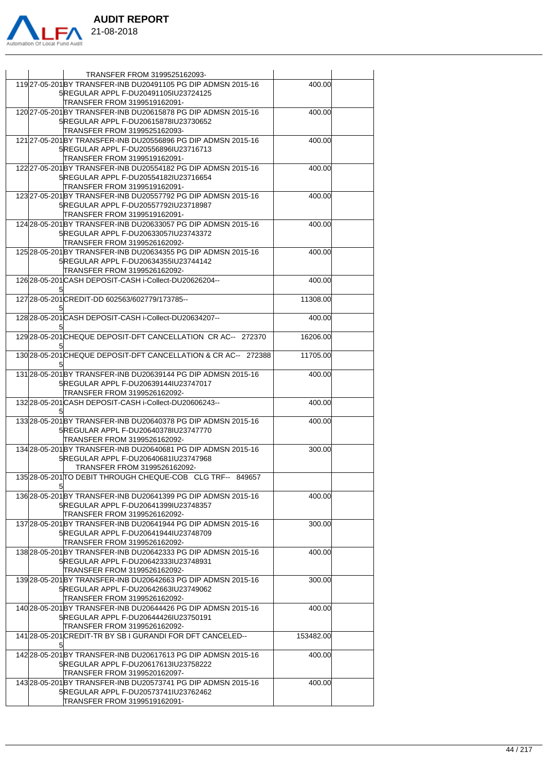| | | | | |
|---|---|---|---|---|
| | | TRANSFER FROM 3199525162093- | | |
| 119 | 27-05-2015 | BY TRANSFER-INB DU20491105 PG DIP ADMSN 2015-16 REGULAR APPL F-DU20491105IU23724125 TRANSFER FROM 3199519162091- | 400.00 | |
| 120 | 27-05-2015 | BY TRANSFER-INB DU20615878 PG DIP ADMSN 2015-16 REGULAR APPL F-DU20615878IU23730652 TRANSFER FROM 3199525162093- | 400.00 | |
| 121 | 27-05-2015 | BY TRANSFER-INB DU20556896 PG DIP ADMSN 2015-16 REGULAR APPL F-DU20556896IU23716713 TRANSFER FROM 3199519162091- | 400.00 | |
| 122 | 27-05-2015 | BY TRANSFER-INB DU20554182 PG DIP ADMSN 2015-16 REGULAR APPL F-DU20554182IU23716654 TRANSFER FROM 3199519162091- | 400.00 | |
| 123 | 27-05-2015 | BY TRANSFER-INB DU20557792 PG DIP ADMSN 2015-16 REGULAR APPL F-DU20557792IU23718987 TRANSFER FROM 3199519162091- | 400.00 | |
| 124 | 28-05-2015 | BY TRANSFER-INB DU20633057 PG DIP ADMSN 2015-16 REGULAR APPL F-DU20633057IU23743372 TRANSFER FROM 3199526162092- | 400.00 | |
| 125 | 28-05-2015 | BY TRANSFER-INB DU20634355 PG DIP ADMSN 2015-16 REGULAR APPL F-DU20634355IU23744142 TRANSFER FROM 3199526162092- | 400.00 | |
| 126 | 28-05-2015 | CASH DEPOSIT-CASH i-Collect-DU20626204-- | 400.00 | |
| 127 | 28-05-2015 | CREDIT-DD 602563/602779/173785-- | 11308.00 | |
| 128 | 28-05-2015 | CASH DEPOSIT-CASH i-Collect-DU20634207-- | 400.00 | |
| 129 | 28-05-2015 | CHEQUE DEPOSIT-DFT CANCELLATION CR AC-- 272370 | 16206.00 | |
| 130 | 28-05-2015 | CHEQUE DEPOSIT-DFT CANCELLATION & CR AC-- 272388 | 11705.00 | |
| 131 | 28-05-2015 | BY TRANSFER-INB DU20639144 PG DIP ADMSN 2015-16 REGULAR APPL F-DU20639144IU23747017 TRANSFER FROM 3199526162092- | 400.00 | |
| 132 | 28-05-2015 | CASH DEPOSIT-CASH i-Collect-DU20606243-- | 400.00 | |
| 133 | 28-05-2015 | BY TRANSFER-INB DU20640378 PG DIP ADMSN 2015-16 REGULAR APPL F-DU20640378IU23747770 TRANSFER FROM 3199526162092- | 400.00 | |
| 134 | 28-05-2015 | BY TRANSFER-INB DU20640681 PG DIP ADMSN 2015-16 REGULAR APPL F-DU20640681IU23747968 TRANSFER FROM 3199526162092- | 300.00 | |
| 135 | 28-05-2015 | TO DEBIT THROUGH CHEQUE-COB CLG TRF-- 849657 | | |
| 136 | 28-05-2015 | BY TRANSFER-INB DU20641399 PG DIP ADMSN 2015-16 REGULAR APPL F-DU20641399IU23748357 TRANSFER FROM 3199526162092- | 400.00 | |
| 137 | 28-05-2015 | BY TRANSFER-INB DU20641944 PG DIP ADMSN 2015-16 REGULAR APPL F-DU20641944IU23748709 TRANSFER FROM 3199526162092- | 300.00 | |
| 138 | 28-05-2015 | BY TRANSFER-INB DU20642333 PG DIP ADMSN 2015-16 REGULAR APPL F-DU20642333IU23748931 TRANSFER FROM 3199526162092- | 400.00 | |
| 139 | 28-05-2015 | BY TRANSFER-INB DU20642663 PG DIP ADMSN 2015-16 REGULAR APPL F-DU20642663IU23749062 TRANSFER FROM 3199526162092- | 300.00 | |
| 140 | 28-05-2015 | BY TRANSFER-INB DU20644426 PG DIP ADMSN 2015-16 REGULAR APPL F-DU20644426IU23750191 TRANSFER FROM 3199526162092- | 400.00 | |
| 141 | 28-05-2015 | CREDIT-TR BY SB I GURANDI FOR DFT CANCELED-- | 153482.00 | |
| 142 | 28-05-2015 | BY TRANSFER-INB DU20617613 PG DIP ADMSN 2015-16 REGULAR APPL F-DU20617613IU23758222 TRANSFER FROM 3199520162097- | 400.00 | |
| 143 | 28-05-2015 | BY TRANSFER-INB DU20573741 PG DIP ADMSN 2015-16 REGULAR APPL F-DU20573741IU23762462 TRANSFER FROM 3199519162091- | 400.00 | |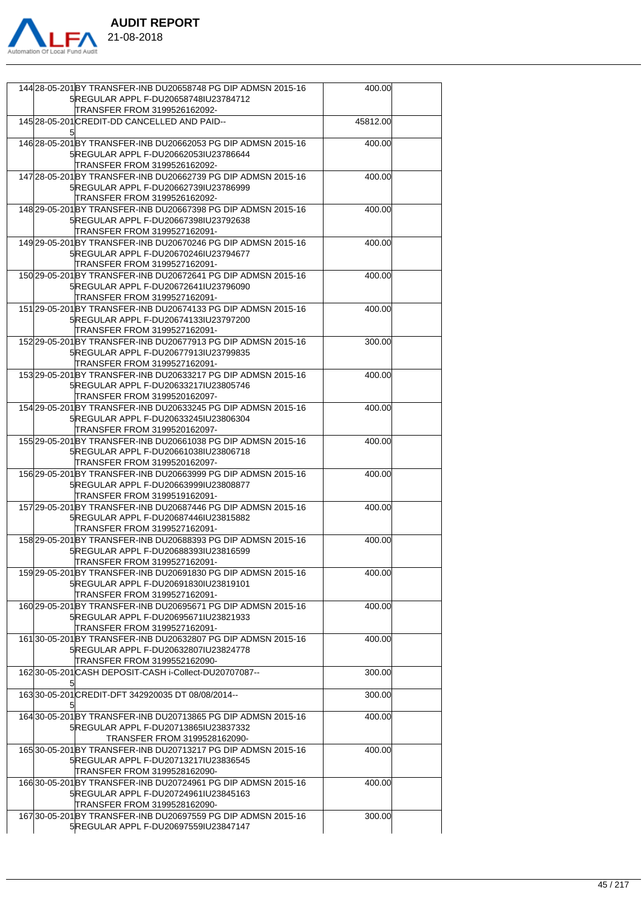# AUDIT REPORT

21-08-2018

| | | | | |
|---|---|---|---|---|
| 144 | 28-05-2015 | BY TRANSFER-INB DU20658748 PG DIP ADMSN 2015-16 REGULAR APPL F-DU20658748IU23784712 TRANSFER FROM 3199526162092- | 400.00 | |
| 145 | 28-05-2015 | CREDIT-DD CANCELLED AND PAID-- | 45812.00 | |
| 146 | 28-05-2015 | BY TRANSFER-INB DU20662053 PG DIP ADMSN 2015-16 REGULAR APPL F-DU20662053IU23786644 TRANSFER FROM 3199526162092- | 400.00 | |
| 147 | 28-05-2015 | BY TRANSFER-INB DU20662739 PG DIP ADMSN 2015-16 REGULAR APPL F-DU20662739IU23786999 TRANSFER FROM 3199526162092- | 400.00 | |
| 148 | 29-05-2015 | BY TRANSFER-INB DU20667398 PG DIP ADMSN 2015-16 REGULAR APPL F-DU20667398IU23792638 TRANSFER FROM 3199527162091- | 400.00 | |
| 149 | 29-05-2015 | BY TRANSFER-INB DU20670246 PG DIP ADMSN 2015-16 REGULAR APPL F-DU20670246IU23794677 TRANSFER FROM 3199527162091- | 400.00 | |
| 150 | 29-05-2015 | BY TRANSFER-INB DU20672641 PG DIP ADMSN 2015-16 REGULAR APPL F-DU20672641IU23796090 TRANSFER FROM 3199527162091- | 400.00 | |
| 151 | 29-05-2015 | BY TRANSFER-INB DU20674133 PG DIP ADMSN 2015-16 REGULAR APPL F-DU20674133IU23797200 TRANSFER FROM 3199527162091- | 400.00 | |
| 152 | 29-05-2015 | BY TRANSFER-INB DU20677913 PG DIP ADMSN 2015-16 REGULAR APPL F-DU20677913IU23799835 TRANSFER FROM 3199527162091- | 300.00 | |
| 153 | 29-05-2015 | BY TRANSFER-INB DU20633217 PG DIP ADMSN 2015-16 REGULAR APPL F-DU20633217IU23805746 TRANSFER FROM 3199520162097- | 400.00 | |
| 154 | 29-05-2015 | BY TRANSFER-INB DU20633245 PG DIP ADMSN 2015-16 REGULAR APPL F-DU20633245IU23806304 TRANSFER FROM 3199520162097- | 400.00 | |
| 155 | 29-05-2015 | BY TRANSFER-INB DU20661038 PG DIP ADMSN 2015-16 REGULAR APPL F-DU20661038IU23806718 TRANSFER FROM 3199520162097- | 400.00 | |
| 156 | 29-05-2015 | BY TRANSFER-INB DU20663999 PG DIP ADMSN 2015-16 REGULAR APPL F-DU20663999IU23808877 TRANSFER FROM 3199519162091- | 400.00 | |
| 157 | 29-05-2015 | BY TRANSFER-INB DU20687446 PG DIP ADMSN 2015-16 REGULAR APPL F-DU20687446IU23815882 TRANSFER FROM 3199527162091- | 400.00 | |
| 158 | 29-05-2015 | BY TRANSFER-INB DU20688393 PG DIP ADMSN 2015-16 REGULAR APPL F-DU20688393IU23816599 TRANSFER FROM 3199527162091- | 400.00 | |
| 159 | 29-05-2015 | BY TRANSFER-INB DU20691830 PG DIP ADMSN 2015-16 REGULAR APPL F-DU20691830IU23819101 TRANSFER FROM 3199527162091- | 400.00 | |
| 160 | 29-05-2015 | BY TRANSFER-INB DU20695671 PG DIP ADMSN 2015-16 REGULAR APPL F-DU20695671IU23821933 TRANSFER FROM 3199527162091- | 400.00 | |
| 161 | 30-05-2015 | BY TRANSFER-INB DU20632807 PG DIP ADMSN 2015-16 REGULAR APPL F-DU20632807IU23824778 TRANSFER FROM 3199552162090- | 400.00 | |
| 162 | 30-05-2015 | CASH DEPOSIT-CASH i-Collect-DU20707087-- | 300.00 | |
| 163 | 30-05-2015 | CREDIT-DFT 342920035 DT 08/08/2014-- | 300.00 | |
| 164 | 30-05-2015 | BY TRANSFER-INB DU20713865 PG DIP ADMSN 2015-16 REGULAR APPL F-DU20713865IU23837332 TRANSFER FROM 3199528162090- | 400.00 | |
| 165 | 30-05-2015 | BY TRANSFER-INB DU20713217 PG DIP ADMSN 2015-16 REGULAR APPL F-DU20713217IU23836545 TRANSFER FROM 3199528162090- | 400.00 | |
| 166 | 30-05-2015 | BY TRANSFER-INB DU20724961 PG DIP ADMSN 2015-16 REGULAR APPL F-DU20724961IU23845163 TRANSFER FROM 3199528162090- | 400.00 | |
| 167 | 30-05-2015 | BY TRANSFER-INB DU20697559 PG DIP ADMSN 2015-16 REGULAR APPL F-DU20697559IU23847147 | 300.00 | |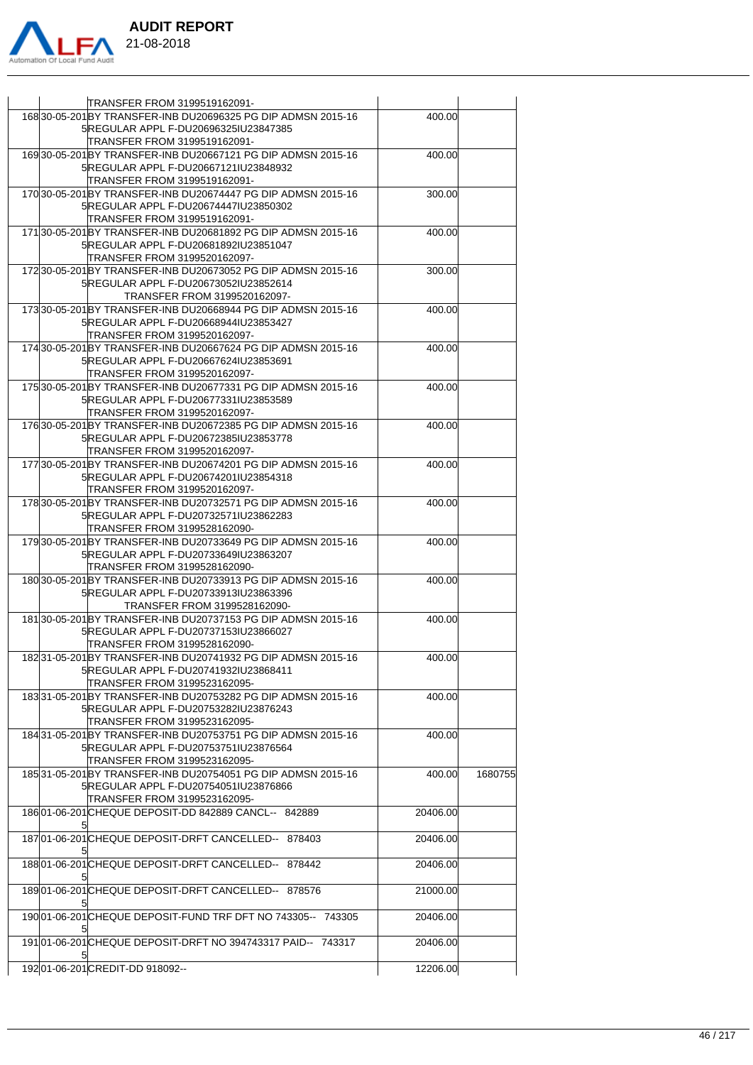| | | | | |
|---|---|---|---|---|
| | | TRANSFER FROM 3199519162091- | | |
| 168 | 30-05-2015 | BY TRANSFER-INB DU20696325 PG DIP ADMSN 2015-16 REGULAR APPL F-DU20696325IU23847385 TRANSFER FROM 3199519162091- | 400.00 | |
| 169 | 30-05-2015 | BY TRANSFER-INB DU20667121 PG DIP ADMSN 2015-16 REGULAR APPL F-DU20667121IU23848932 TRANSFER FROM 3199519162091- | 400.00 | |
| 170 | 30-05-2015 | BY TRANSFER-INB DU20674447 PG DIP ADMSN 2015-16 REGULAR APPL F-DU20674447IU23850302 TRANSFER FROM 3199519162091- | 300.00 | |
| 171 | 30-05-2015 | BY TRANSFER-INB DU20681892 PG DIP ADMSN 2015-16 REGULAR APPL F-DU20681892IU23851047 TRANSFER FROM 3199520162097- | 400.00 | |
| 172 | 30-05-2015 | BY TRANSFER-INB DU20673052 PG DIP ADMSN 2015-16 REGULAR APPL F-DU20673052IU23852614 TRANSFER FROM 3199520162097- | 300.00 | |
| 173 | 30-05-2015 | BY TRANSFER-INB DU20668944 PG DIP ADMSN 2015-16 REGULAR APPL F-DU20668944IU23853427 TRANSFER FROM 3199520162097- | 400.00 | |
| 174 | 30-05-2015 | BY TRANSFER-INB DU20667624 PG DIP ADMSN 2015-16 REGULAR APPL F-DU20667624IU23853691 TRANSFER FROM 3199520162097- | 400.00 | |
| 175 | 30-05-2015 | BY TRANSFER-INB DU20677331 PG DIP ADMSN 2015-16 REGULAR APPL F-DU20677331IU23853589 TRANSFER FROM 3199520162097- | 400.00 | |
| 176 | 30-05-2015 | BY TRANSFER-INB DU20672385 PG DIP ADMSN 2015-16 REGULAR APPL F-DU20672385IU23853778 TRANSFER FROM 3199520162097- | 400.00 | |
| 177 | 30-05-2015 | BY TRANSFER-INB DU20674201 PG DIP ADMSN 2015-16 REGULAR APPL F-DU20674201IU23854318 TRANSFER FROM 3199520162097- | 400.00 | |
| 178 | 30-05-2015 | BY TRANSFER-INB DU20732571 PG DIP ADMSN 2015-16 REGULAR APPL F-DU20732571IU23862283 TRANSFER FROM 3199528162090- | 400.00 | |
| 179 | 30-05-2015 | BY TRANSFER-INB DU20733649 PG DIP ADMSN 2015-16 REGULAR APPL F-DU20733649IU23863207 TRANSFER FROM 3199528162090- | 400.00 | |
| 180 | 30-05-2015 | BY TRANSFER-INB DU20733913 PG DIP ADMSN 2015-16 REGULAR APPL F-DU20733913IU23863396 TRANSFER FROM 3199528162090- | 400.00 | |
| 181 | 30-05-2015 | BY TRANSFER-INB DU20737153 PG DIP ADMSN 2015-16 REGULAR APPL F-DU20737153IU23866027 TRANSFER FROM 3199528162090- | 400.00 | |
| 182 | 31-05-2015 | BY TRANSFER-INB DU20741932 PG DIP ADMSN 2015-16 REGULAR APPL F-DU20741932IU23868411 TRANSFER FROM 3199523162095- | 400.00 | |
| 183 | 31-05-2015 | BY TRANSFER-INB DU20753282 PG DIP ADMSN 2015-16 REGULAR APPL F-DU20753282IU23876243 TRANSFER FROM 3199523162095- | 400.00 | |
| 184 | 31-05-2015 | BY TRANSFER-INB DU20753751 PG DIP ADMSN 2015-16 REGULAR APPL F-DU20753751IU23876564 TRANSFER FROM 3199523162095- | 400.00 | |
| 185 | 31-05-2015 | BY TRANSFER-INB DU20754051 PG DIP ADMSN 2015-16 REGULAR APPL F-DU20754051IU23876866 TRANSFER FROM 3199523162095- | 400.00 | 1680755 |
| 186 | 01-06-2015 | CHEQUE DEPOSIT-DD 842889 CANCL-- 842889 | 20406.00 | |
| 187 | 01-06-2015 | CHEQUE DEPOSIT-DRFT CANCELLED-- 878403 | 20406.00 | |
| 188 | 01-06-2015 | CHEQUE DEPOSIT-DRFT CANCELLED-- 878442 | 20406.00 | |
| 189 | 01-06-2015 | CHEQUE DEPOSIT-DRFT CANCELLED-- 878576 | 21000.00 | |
| 190 | 01-06-2015 | CHEQUE DEPOSIT-FUND TRF DFT NO 743305-- 743305 | 20406.00 | |
| 191 | 01-06-2015 | CHEQUE DEPOSIT-DRFT NO 394743317 PAID-- 743317 | 20406.00 | |
| 192 | 01-06-201 | CREDIT-DD 918092-- | 12206.00 | |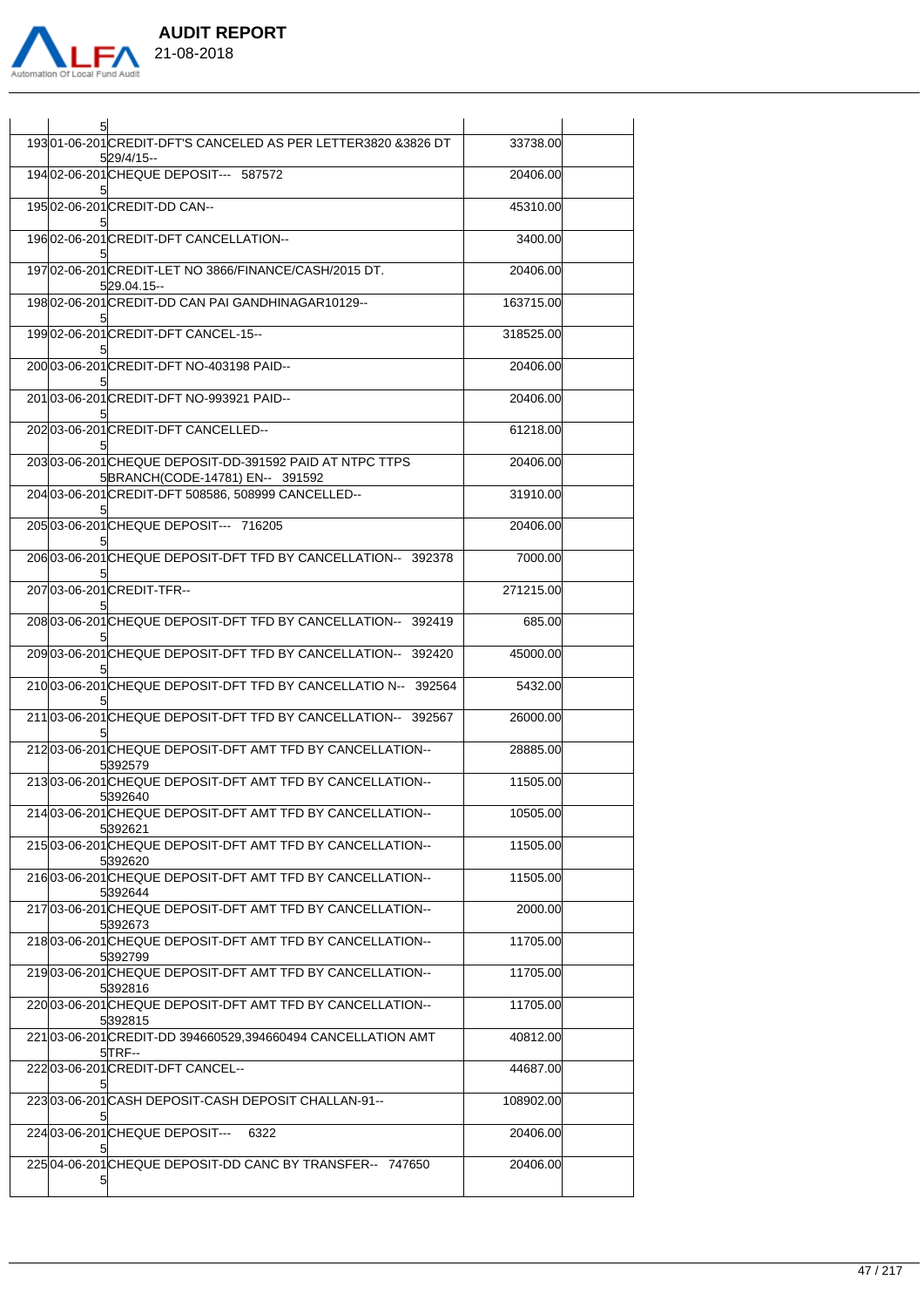| | | | | |
|---|---|---|---|---|
| | 5 | | | |
| 193 | 01-06-2015 | CREDIT-DFT'S CANCELED AS PER LETTER3820 &3826 DT 29/4/15-- | 33738.00 | |
| 194 | 02-06-2015 | CHEQUE DEPOSIT--- 587572 | 20406.00 | |
| 195 | 02-06-2015 | CREDIT-DD CAN-- | 45310.00 | |
| 196 | 02-06-2015 | CREDIT-DFT CANCELLATION-- | 3400.00 | |
| 197 | 02-06-2015 | CREDIT-LET NO 3866/FINANCE/CASH/2015 DT. 29.04.15-- | 20406.00 | |
| 198 | 02-06-2015 | CREDIT-DD CAN PAI GANDHINAGAR10129-- | 163715.00 | |
| 199 | 02-06-2015 | CREDIT-DFT CANCEL-15-- | 318525.00 | |
| 200 | 03-06-2015 | CREDIT-DFT NO-403198 PAID-- | 20406.00 | |
| 201 | 03-06-2015 | CREDIT-DFT NO-993921 PAID-- | 20406.00 | |
| 202 | 03-06-2015 | CREDIT-DFT CANCELLED-- | 61218.00 | |
| 203 | 03-06-2015 | CHEQUE DEPOSIT-DD-391592 PAID AT NTPC TTPS BRANCH(CODE-14781) EN-- 391592 | 20406.00 | |
| 204 | 03-06-2015 | CREDIT-DFT 508586, 508999 CANCELLED-- | 31910.00 | |
| 205 | 03-06-2015 | CHEQUE DEPOSIT--- 716205 | 20406.00 | |
| 206 | 03-06-2015 | CHEQUE DEPOSIT-DFT TFD BY CANCELLATION-- 392378 | 7000.00 | |
| 207 | 03-06-2015 | CREDIT-TFR-- | 271215.00 | |
| 208 | 03-06-2015 | CHEQUE DEPOSIT-DFT TFD BY CANCELLATION-- 392419 | 685.00 | |
| 209 | 03-06-2015 | CHEQUE DEPOSIT-DFT TFD BY CANCELLATION-- 392420 | 45000.00 | |
| 210 | 03-06-2015 | CHEQUE DEPOSIT-DFT TFD BY CANCELLATIO N-- 392564 | 5432.00 | |
| 211 | 03-06-2015 | CHEQUE DEPOSIT-DFT TFD BY CANCELLATION-- 392567 | 26000.00 | |
| 212 | 03-06-2015 | CHEQUE DEPOSIT-DFT AMT TFD BY CANCELLATION-- 392579 | 28885.00 | |
| 213 | 03-06-2015 | CHEQUE DEPOSIT-DFT AMT TFD BY CANCELLATION-- 392640 | 11505.00 | |
| 214 | 03-06-2015 | CHEQUE DEPOSIT-DFT AMT TFD BY CANCELLATION-- 392621 | 10505.00 | |
| 215 | 03-06-2015 | CHEQUE DEPOSIT-DFT AMT TFD BY CANCELLATION-- 392620 | 11505.00 | |
| 216 | 03-06-2015 | CHEQUE DEPOSIT-DFT AMT TFD BY CANCELLATION-- 392644 | 11505.00 | |
| 217 | 03-06-2015 | CHEQUE DEPOSIT-DFT AMT TFD BY CANCELLATION-- 392673 | 2000.00 | |
| 218 | 03-06-2015 | CHEQUE DEPOSIT-DFT AMT TFD BY CANCELLATION-- 392799 | 11705.00 | |
| 219 | 03-06-2015 | CHEQUE DEPOSIT-DFT AMT TFD BY CANCELLATION-- 392816 | 11705.00 | |
| 220 | 03-06-2015 | CHEQUE DEPOSIT-DFT AMT TFD BY CANCELLATION-- 392815 | 11705.00 | |
| 221 | 03-06-2015 | CREDIT-DD 394660529,394660494 CANCELLATION AMT TRF-- | 40812.00 | |
| 222 | 03-06-2015 | CREDIT-DFT CANCEL-- | 44687.00 | |
| 223 | 03-06-2015 | CASH DEPOSIT-CASH DEPOSIT CHALLAN-91-- | 108902.00 | |
| 224 | 03-06-2015 | CHEQUE DEPOSIT--- 6322 | 20406.00 | |
| 225 | 04-06-2015 | CHEQUE DEPOSIT-DD CANC BY TRANSFER-- 747650 | 20406.00 | |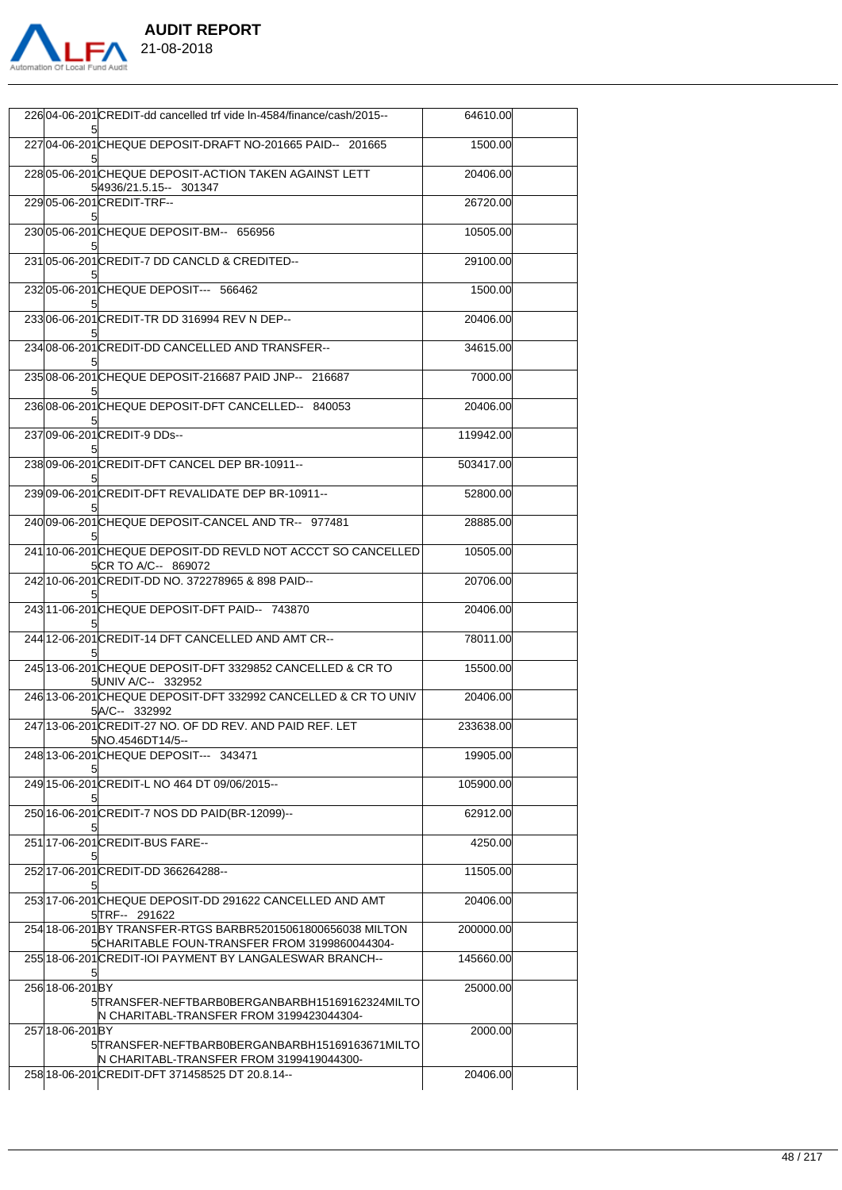| | | | | |
|---|---|---|---|---|
| 226 | 04-06-2015 | CREDIT-dd cancelled trf vide ln-4584/finance/cash/2015-- | 64610.00 | |
| 227 | 04-06-2015 | CHEQUE DEPOSIT-DRAFT NO-201665 PAID-- 201665 | 1500.00 | |
| 228 | 05-06-2015 | CHEQUE DEPOSIT-ACTION TAKEN AGAINST LETT 4936/21.5.15-- 301347 | 20406.00 | |
| 229 | 05-06-2015 | CREDIT-TRF-- | 26720.00 | |
| 230 | 05-06-2015 | CHEQUE DEPOSIT-BM-- 656956 | 10505.00 | |
| 231 | 05-06-2015 | CREDIT-7 DD CANCLD & CREDITED-- | 29100.00 | |
| 232 | 05-06-2015 | CHEQUE DEPOSIT--- 566462 | 1500.00 | |
| 233 | 06-06-2015 | CREDIT-TR DD 316994 REV N DEP-- | 20406.00 | |
| 234 | 08-06-2015 | CREDIT-DD CANCELLED AND TRANSFER-- | 34615.00 | |
| 235 | 08-06-2015 | CHEQUE DEPOSIT-216687 PAID JNP-- 216687 | 7000.00 | |
| 236 | 08-06-2015 | CHEQUE DEPOSIT-DFT CANCELLED-- 840053 | 20406.00 | |
| 237 | 09-06-2015 | CREDIT-9 DDs-- | 119942.00 | |
| 238 | 09-06-2015 | CREDIT-DFT CANCEL DEP BR-10911-- | 503417.00 | |
| 239 | 09-06-2015 | CREDIT-DFT REVALIDATE DEP BR-10911-- | 52800.00 | |
| 240 | 09-06-2015 | CHEQUE DEPOSIT-CANCEL AND TR-- 977481 | 28885.00 | |
| 241 | 10-06-2015 | CHEQUE DEPOSIT-DD REVLD NOT ACCCT SO CANCELLED CR TO A/C-- 869072 | 10505.00 | |
| 242 | 10-06-2015 | CREDIT-DD NO. 372278965 & 898 PAID-- | 20706.00 | |
| 243 | 11-06-2015 | CHEQUE DEPOSIT-DFT PAID-- 743870 | 20406.00 | |
| 244 | 12-06-2015 | CREDIT-14 DFT CANCELLED AND AMT CR-- | 78011.00 | |
| 245 | 13-06-2015 | CHEQUE DEPOSIT-DFT 3329852 CANCELLED & CR TO UNIV A/C-- 332952 | 15500.00 | |
| 246 | 13-06-2015 | CHEQUE DEPOSIT-DFT 332992 CANCELLED & CR TO UNIV A/C-- 332992 | 20406.00 | |
| 247 | 13-06-2015 | CREDIT-27 NO. OF DD REV. AND PAID REF. LET NO.4546DT14/5-- | 233638.00 | |
| 248 | 13-06-2015 | CHEQUE DEPOSIT--- 343471 | 19905.00 | |
| 249 | 15-06-2015 | CREDIT-L NO 464 DT 09/06/2015-- | 105900.00 | |
| 250 | 16-06-2015 | CREDIT-7 NOS DD PAID(BR-12099)-- | 62912.00 | |
| 251 | 17-06-2015 | CREDIT-BUS FARE-- | 4250.00 | |
| 252 | 17-06-2015 | CREDIT-DD 366264288-- | 11505.00 | |
| 253 | 17-06-2015 | CHEQUE DEPOSIT-DD 291622 CANCELLED AND AMT TRF-- 291622 | 20406.00 | |
| 254 | 18-06-2015 | BY TRANSFER-RTGS BARBR52015061800656038 MILTON CHARITABLE FOUN-TRANSFER FROM 3199860044304- | 200000.00 | |
| 255 | 18-06-2015 | CREDIT-IOI PAYMENT BY LANGALESWAR BRANCH-- | 145660.00 | |
| 256 | 18-06-2015 | BY TRANSFER-NEFTBARB0BERGANBARBH15169162324MILTON CHARITABL-TRANSFER FROM 3199423044304- | 25000.00 | |
| 257 | 18-06-2015 | BY TRANSFER-NEFTBARB0BERGANBARBH15169163671MILTON CHARITABL-TRANSFER FROM 3199419044300- | 2000.00 | |
| 258 | 18-06-2015 | CREDIT-DFT 371458525 DT 20.8.14-- | 20406.00 | |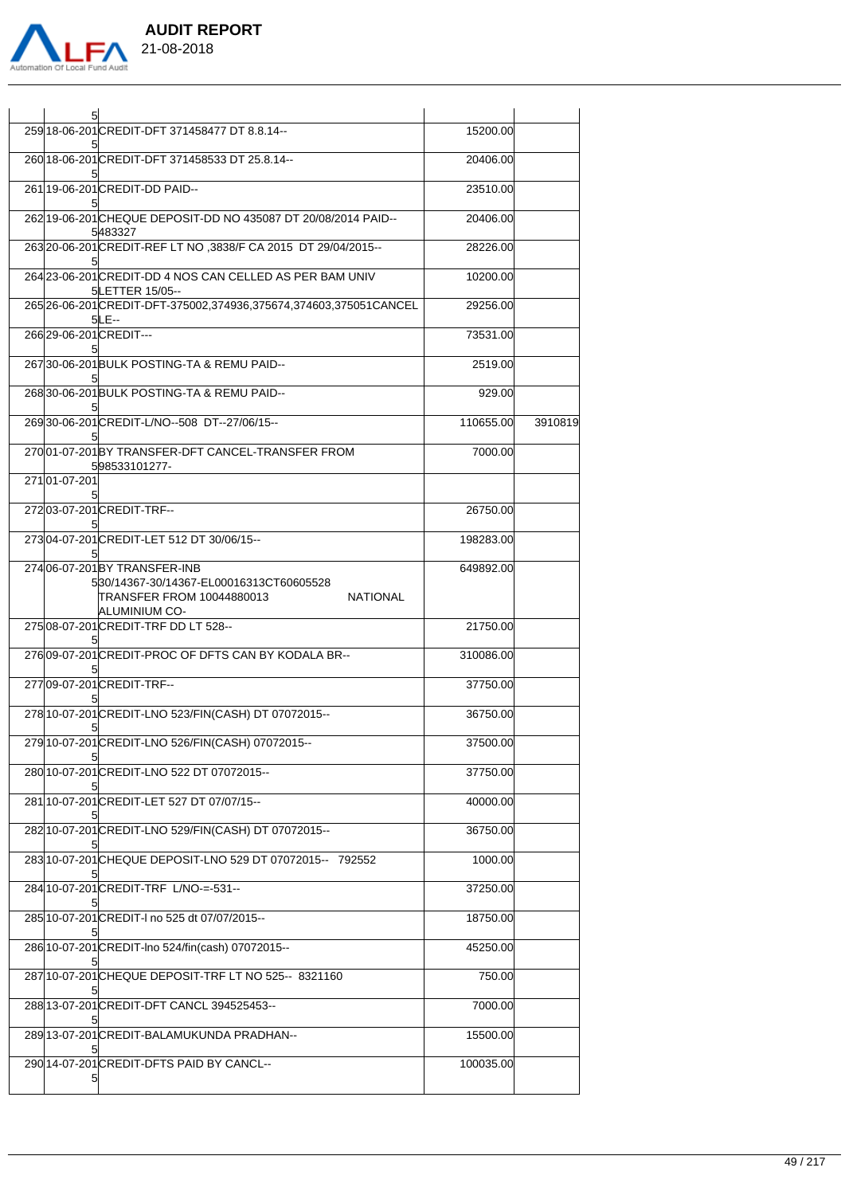| | | | | |
|---|---|---|---|---|
| | 5 | | | |
| 259 | 18-06-2015 | CREDIT-DFT 371458477 DT 8.8.14-- | 15200.00 | |
| 260 | 18-06-2015 | CREDIT-DFT 371458533 DT 25.8.14-- | 20406.00 | |
| 261 | 19-06-2015 | CREDIT-DD PAID-- | 23510.00 | |
| 262 | 19-06-2015 | CHEQUE DEPOSIT-DD NO 435087 DT 20/08/2014 PAID-- 483327 | 20406.00 | |
| 263 | 20-06-2015 | CREDIT-REF LT NO ,3838/F CA 2015 DT 29/04/2015-- | 28226.00 | |
| 264 | 23-06-2015 | CREDIT-DD 4 NOS CAN CELLED AS PER BAM UNIV LETTER 15/05-- | 10200.00 | |
| 265 | 26-06-2015 | CREDIT-DFT-375002,374936,375674,374603,375051CANCEL LE-- | 29256.00 | |
| 266 | 29-06-2015 | CREDIT--- | 73531.00 | |
| 267 | 30-06-2015 | BULK POSTING-TA & REMU PAID-- | 2519.00 | |
| 268 | 30-06-2015 | BULK POSTING-TA & REMU PAID-- | 929.00 | |
| 269 | 30-06-2015 | CREDIT-L/NO--508 DT--27/06/15-- | 110655.00 | 3910819 |
| 270 | 01-07-2015 | BY TRANSFER-DFT CANCEL-TRANSFER FROM 98533101277- | 7000.00 | |
| 271 | 01-07-2015 | | | |
| 272 | 03-07-2015 | CREDIT-TRF-- | 26750.00 | |
| 273 | 04-07-2015 | CREDIT-LET 512 DT 30/06/15-- | 198283.00 | |
| 274 | 06-07-2015 | BY TRANSFER-INB 30/14367-30/14367-EL00016313CT60605528 TRANSFER FROM 10044880013 NATIONAL ALUMINIUM CO- | 649892.00 | |
| 275 | 08-07-2015 | CREDIT-TRF DD LT 528-- | 21750.00 | |
| 276 | 09-07-2015 | CREDIT-PROC OF DFTS CAN BY KODALA BR-- | 310086.00 | |
| 277 | 09-07-2015 | CREDIT-TRF-- | 37750.00 | |
| 278 | 10-07-2015 | CREDIT-LNO 523/FIN(CASH) DT 07072015-- | 36750.00 | |
| 279 | 10-07-2015 | CREDIT-LNO 526/FIN(CASH) 07072015-- | 37500.00 | |
| 280 | 10-07-2015 | CREDIT-LNO 522 DT 07072015-- | 37750.00 | |
| 281 | 10-07-2015 | CREDIT-LET 527 DT 07/07/15-- | 40000.00 | |
| 282 | 10-07-2015 | CREDIT-LNO 529/FIN(CASH) DT 07072015-- | 36750.00 | |
| 283 | 10-07-2015 | CHEQUE DEPOSIT-LNO 529 DT 07072015-- 792552 | 1000.00 | |
| 284 | 10-07-2015 | CREDIT-TRF L/NO-=-531-- | 37250.00 | |
| 285 | 10-07-2015 | CREDIT-l no 525 dt 07/07/2015-- | 18750.00 | |
| 286 | 10-07-2015 | CREDIT-lno 524/fin(cash) 07072015-- | 45250.00 | |
| 287 | 10-07-2015 | CHEQUE DEPOSIT-TRF LT NO 525-- 8321160 | 750.00 | |
| 288 | 13-07-2015 | CREDIT-DFT CANCL 394525453-- | 7000.00 | |
| 289 | 13-07-2015 | CREDIT-BALAMUKUNDA PRADHAN-- | 15500.00 | |
| 290 | 14-07-2015 | CREDIT-DFTS PAID BY CANCL-- | 100035.00 | |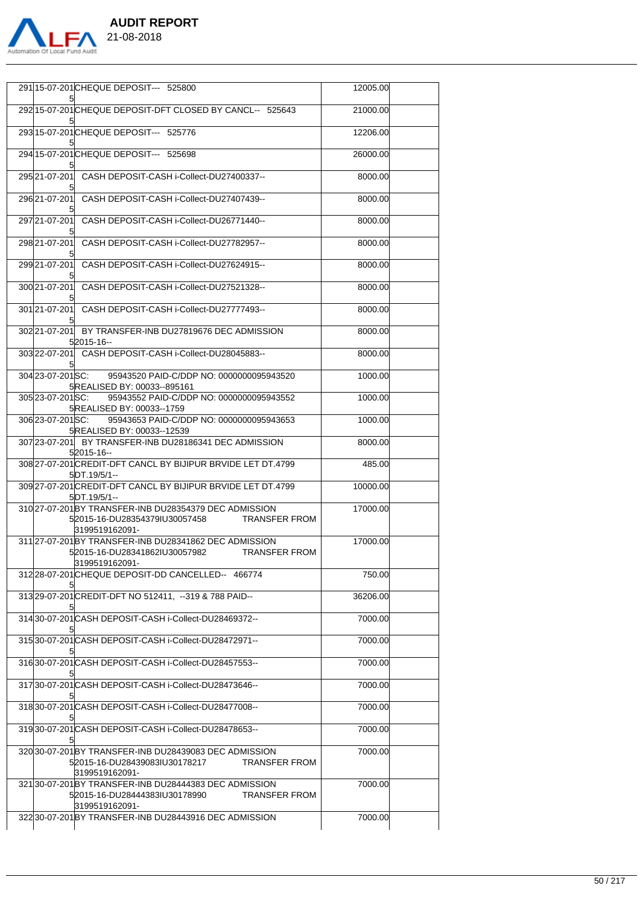# AUDIT REPORT

21-08-2018

| | | | | |
|---|---|---|---|---|
| 291 | 15-07-2015 | CHEQUE DEPOSIT--- 525800 | 12005.00 | |
| 292 | 15-07-2015 | CHEQUE DEPOSIT-DFT CLOSED BY CANCL-- 525643 | 21000.00 | |
| 293 | 15-07-2015 | CHEQUE DEPOSIT--- 525776 | 12206.00 | |
| 294 | 15-07-2015 | CHEQUE DEPOSIT--- 525698 | 26000.00 | |
| 295 | 21-07-2015 | CASH DEPOSIT-CASH i-Collect-DU27400337-- | 8000.00 | |
| 296 | 21-07-2015 | CASH DEPOSIT-CASH i-Collect-DU27407439-- | 8000.00 | |
| 297 | 21-07-2015 | CASH DEPOSIT-CASH i-Collect-DU26771440-- | 8000.00 | |
| 298 | 21-07-2015 | CASH DEPOSIT-CASH i-Collect-DU27782957-- | 8000.00 | |
| 299 | 21-07-2015 | CASH DEPOSIT-CASH i-Collect-DU27624915-- | 8000.00 | |
| 300 | 21-07-2015 | CASH DEPOSIT-CASH i-Collect-DU27521328-- | 8000.00 | |
| 301 | 21-07-2015 | CASH DEPOSIT-CASH i-Collect-DU27777493-- | 8000.00 | |
| 302 | 21-07-2015 | BY TRANSFER-INB DU27819676 DEC ADMISSION 2015-16-- | 8000.00 | |
| 303 | 22-07-2015 | CASH DEPOSIT-CASH i-Collect-DU28045883-- | 8000.00 | |
| 304 | 23-07-2015 | SC: 95943520 PAID-C/DDP NO: 0000000095943520 REALISED BY: 00033--895161 | 1000.00 | |
| 305 | 23-07-2015 | SC: 95943552 PAID-C/DDP NO: 0000000095943552 REALISED BY: 00033--1759 | 1000.00 | |
| 306 | 23-07-2015 | SC: 95943653 PAID-C/DDP NO: 0000000095943653 REALISED BY: 00033--12539 | 1000.00 | |
| 307 | 23-07-2015 | BY TRANSFER-INB DU28186341 DEC ADMISSION 2015-16-- | 8000.00 | |
| 308 | 27-07-2015 | CREDIT-DFT CANCL BY BIJIPUR BRVIDE LET DT.4799 DT.19/5/1-- | 485.00 | |
| 309 | 27-07-2015 | CREDIT-DFT CANCL BY BIJIPUR BRVIDE LET DT.4799 DT.19/5/1-- | 10000.00 | |
| 310 | 27-07-2015 | BY TRANSFER-INB DU28354379 DEC ADMISSION 2015-16-DU28354379IU30057458 TRANSFER FROM 3199519162091- | 17000.00 | |
| 311 | 27-07-2015 | BY TRANSFER-INB DU28341862 DEC ADMISSION 2015-16-DU28341862IU30057982 TRANSFER FROM 3199519162091- | 17000.00 | |
| 312 | 28-07-2015 | CHEQUE DEPOSIT-DD CANCELLED-- 466774 | 750.00 | |
| 313 | 29-07-2015 | CREDIT-DFT NO 512411, --319 & 788 PAID-- | 36206.00 | |
| 314 | 30-07-2015 | CASH DEPOSIT-CASH i-Collect-DU28469372-- | 7000.00 | |
| 315 | 30-07-2015 | CASH DEPOSIT-CASH i-Collect-DU28472971-- | 7000.00 | |
| 316 | 30-07-2015 | CASH DEPOSIT-CASH i-Collect-DU28457553-- | 7000.00 | |
| 317 | 30-07-2015 | CASH DEPOSIT-CASH i-Collect-DU28473646-- | 7000.00 | |
| 318 | 30-07-2015 | CASH DEPOSIT-CASH i-Collect-DU28477008-- | 7000.00 | |
| 319 | 30-07-2015 | CASH DEPOSIT-CASH i-Collect-DU28478653-- | 7000.00 | |
| 320 | 30-07-2015 | BY TRANSFER-INB DU28439083 DEC ADMISSION 2015-16-DU28439083IU30178217 TRANSFER FROM 3199519162091- | 7000.00 | |
| 321 | 30-07-2015 | BY TRANSFER-INB DU28444383 DEC ADMISSION 2015-16-DU28444383IU30178990 TRANSFER FROM 3199519162091- | 7000.00 | |
| 322 | 30-07-2015 | BY TRANSFER-INB DU28443916 DEC ADMISSION | 7000.00 | |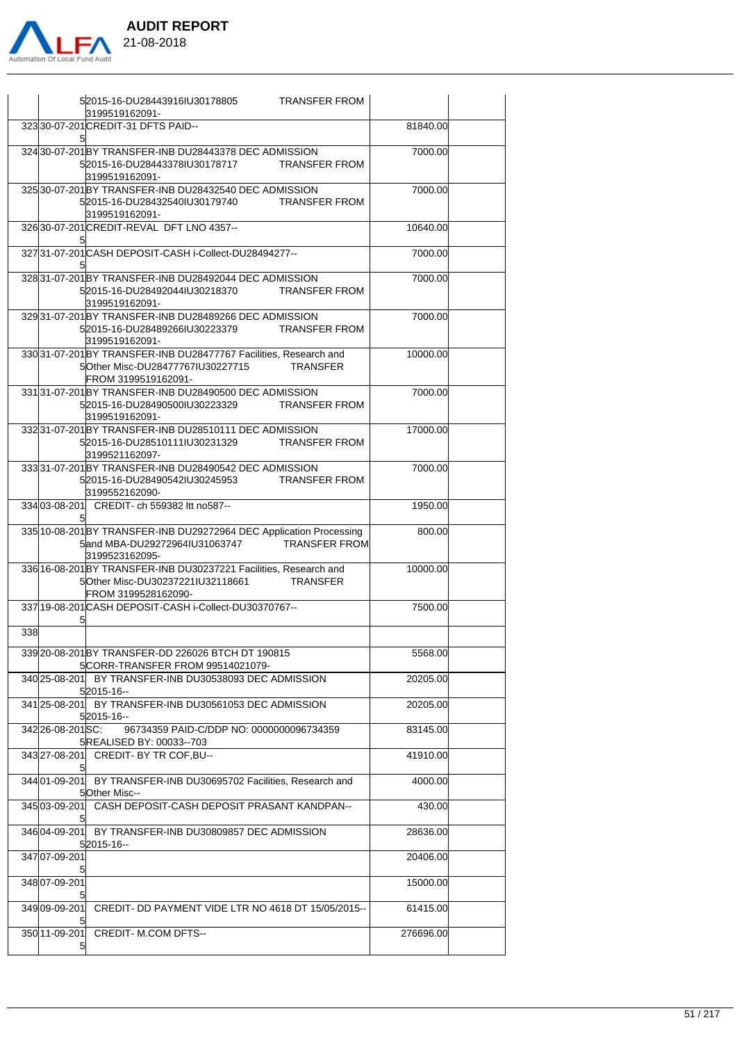| | | | | |
|---|---|---|---|---|
| | | 2015-16-DU28443916IU30178805 TRANSFER FROM 3199519162091- | | |
| 323 | 30-07-2015 | CREDIT-31 DFTS PAID-- | 81840.00 | |
| 324 | 30-07-2015 | BY TRANSFER-INB DU28443378 DEC ADMISSION 2015-16-DU28443378IU30178717 TRANSFER FROM 3199519162091- | 7000.00 | |
| 325 | 30-07-2015 | BY TRANSFER-INB DU28432540 DEC ADMISSION 2015-16-DU28432540IU30179740 TRANSFER FROM 3199519162091- | 7000.00 | |
| 326 | 30-07-2015 | CREDIT-REVAL DFT LNO 4357-- | 10640.00 | |
| 327 | 31-07-2015 | CASH DEPOSIT-CASH i-Collect-DU28494277-- | 7000.00 | |
| 328 | 31-07-2015 | BY TRANSFER-INB DU28492044 DEC ADMISSION 2015-16-DU28492044IU30218370 TRANSFER FROM 3199519162091- | 7000.00 | |
| 329 | 31-07-2015 | BY TRANSFER-INB DU28489266 DEC ADMISSION 2015-16-DU28489266IU30223379 TRANSFER FROM 3199519162091- | 7000.00 | |
| 330 | 31-07-2015 | BY TRANSFER-INB DU28477767 Facilities, Research and Other Misc-DU28477767IU30227715 TRANSFER FROM 3199519162091- | 10000.00 | |
| 331 | 31-07-2015 | BY TRANSFER-INB DU28490500 DEC ADMISSION 2015-16-DU28490500IU30223329 TRANSFER FROM 3199519162091- | 7000.00 | |
| 332 | 31-07-2015 | BY TRANSFER-INB DU28510111 DEC ADMISSION 2015-16-DU28510111IU30231329 TRANSFER FROM 3199521162097- | 17000.00 | |
| 333 | 31-07-2015 | BY TRANSFER-INB DU28490542 DEC ADMISSION 2015-16-DU28490542IU30245953 TRANSFER FROM 3199552162090- | 7000.00 | |
| 334 | 03-08-2015 | CREDIT- ch 559382 ltt no587-- | 1950.00 | |
| 335 | 10-08-2015 | BY TRANSFER-INB DU29272964 DEC Application Processing and MBA-DU29272964IU31063747 TRANSFER FROM 3199523162095- | 800.00 | |
| 336 | 16-08-2015 | BY TRANSFER-INB DU30237221 Facilities, Research and Other Misc-DU30237221IU32118661 TRANSFER FROM 3199528162090- | 10000.00 | |
| 337 | 19-08-2015 | CASH DEPOSIT-CASH i-Collect-DU30370767-- | 7500.00 | |
| 338 | | | | |
| 339 | 20-08-2015 | BY TRANSFER-DD 226026 BTCH DT 190815 CORR-TRANSFER FROM 99514021079- | 5568.00 | |
| 340 | 25-08-2015 | BY TRANSFER-INB DU30538093 DEC ADMISSION 2015-16-- | 20205.00 | |
| 341 | 25-08-2015 | BY TRANSFER-INB DU30561053 DEC ADMISSION 2015-16-- | 20205.00 | |
| 342 | 26-08-2015 | SC: 96734359 PAID-C/DDP NO: 0000000096734359 REALISED BY: 00033--703 | 83145.00 | |
| 343 | 27-08-2015 | CREDIT- BY TR COF,BU-- | 41910.00 | |
| 344 | 01-09-2015 | BY TRANSFER-INB DU30695702 Facilities, Research and Other Misc-- | 4000.00 | |
| 345 | 03-09-2015 | CASH DEPOSIT-CASH DEPOSIT PRASANT KANDPAN-- | 430.00 | |
| 346 | 04-09-2015 | BY TRANSFER-INB DU30809857 DEC ADMISSION 2015-16-- | 28636.00 | |
| 347 | 07-09-2015 | | 20406.00 | |
| 348 | 07-09-2015 | | 15000.00 | |
| 349 | 09-09-2015 | CREDIT- DD PAYMENT VIDE LTR NO 4618 DT 15/05/2015-- | 61415.00 | |
| 350 | 11-09-2015 | CREDIT- M.COM DFTS-- | 276696.00 | |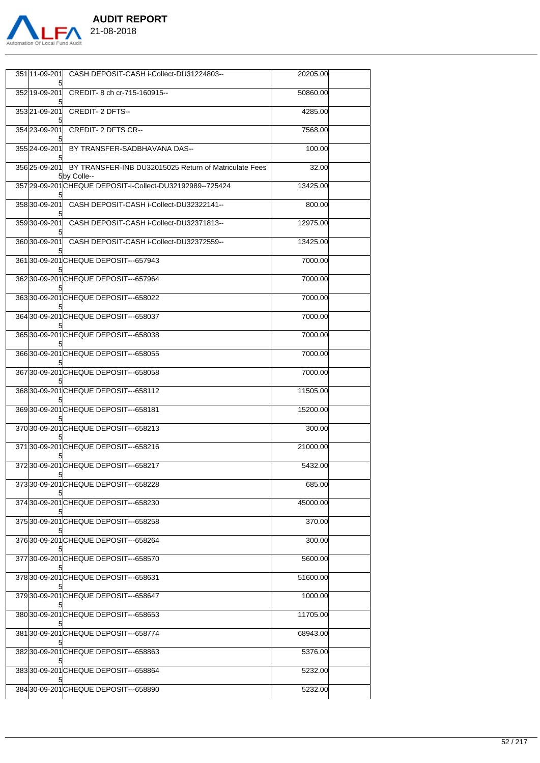| | | | | |
|---|---|---|---|---|
| 351 | 11-09-2015 | CASH DEPOSIT-CASH i-Collect-DU31224803-- | 20205.00 | |
| 352 | 19-09-2015 | CREDIT- 8 ch cr-715-160915-- | 50860.00 | |
| 353 | 21-09-2015 | CREDIT- 2 DFTS-- | 4285.00 | |
| 354 | 23-09-2015 | CREDIT- 2 DFTS CR-- | 7568.00 | |
| 355 | 24-09-2015 | BY TRANSFER-SADBHAVANA DAS-- | 100.00 | |
| 356 | 25-09-2015 | BY TRANSFER-INB DU32015025 Return of Matriculate Fees by Colle-- | 32.00 | |
| 357 | 29-09-2015 | CHEQUE DEPOSIT-i-Collect-DU32192989--725424 | 13425.00 | |
| 358 | 30-09-2015 | CASH DEPOSIT-CASH i-Collect-DU32322141-- | 800.00 | |
| 359 | 30-09-2015 | CASH DEPOSIT-CASH i-Collect-DU32371813-- | 12975.00 | |
| 360 | 30-09-2015 | CASH DEPOSIT-CASH i-Collect-DU32372559-- | 13425.00 | |
| 361 | 30-09-2015 | CHEQUE DEPOSIT---657943 | 7000.00 | |
| 362 | 30-09-2015 | CHEQUE DEPOSIT---657964 | 7000.00 | |
| 363 | 30-09-2015 | CHEQUE DEPOSIT---658022 | 7000.00 | |
| 364 | 30-09-2015 | CHEQUE DEPOSIT---658037 | 7000.00 | |
| 365 | 30-09-2015 | CHEQUE DEPOSIT---658038 | 7000.00 | |
| 366 | 30-09-2015 | CHEQUE DEPOSIT---658055 | 7000.00 | |
| 367 | 30-09-2015 | CHEQUE DEPOSIT---658058 | 7000.00 | |
| 368 | 30-09-2015 | CHEQUE DEPOSIT---658112 | 11505.00 | |
| 369 | 30-09-2015 | CHEQUE DEPOSIT---658181 | 15200.00 | |
| 370 | 30-09-2015 | CHEQUE DEPOSIT---658213 | 300.00 | |
| 371 | 30-09-2015 | CHEQUE DEPOSIT---658216 | 21000.00 | |
| 372 | 30-09-2015 | CHEQUE DEPOSIT---658217 | 5432.00 | |
| 373 | 30-09-2015 | CHEQUE DEPOSIT---658228 | 685.00 | |
| 374 | 30-09-2015 | CHEQUE DEPOSIT---658230 | 45000.00 | |
| 375 | 30-09-2015 | CHEQUE DEPOSIT---658258 | 370.00 | |
| 376 | 30-09-2015 | CHEQUE DEPOSIT---658264 | 300.00 | |
| 377 | 30-09-2015 | CHEQUE DEPOSIT---658570 | 5600.00 | |
| 378 | 30-09-2015 | CHEQUE DEPOSIT---658631 | 51600.00 | |
| 379 | 30-09-2015 | CHEQUE DEPOSIT---658647 | 1000.00 | |
| 380 | 30-09-2015 | CHEQUE DEPOSIT---658653 | 11705.00 | |
| 381 | 30-09-2015 | CHEQUE DEPOSIT---658774 | 68943.00 | |
| 382 | 30-09-2015 | CHEQUE DEPOSIT---658863 | 5376.00 | |
| 383 | 30-09-2015 | CHEQUE DEPOSIT---658864 | 5232.00 | |
| 384 | 30-09-2015 | CHEQUE DEPOSIT---658890 | 5232.00 | |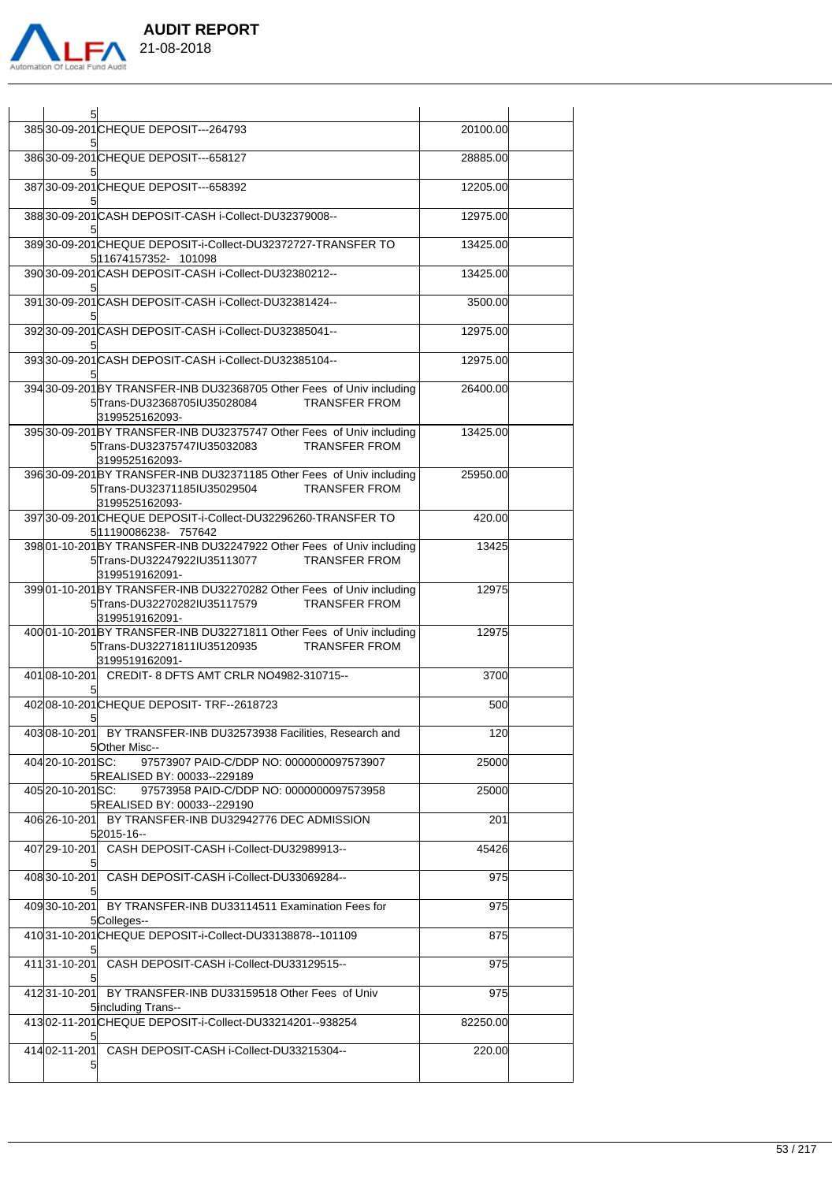| | | | | |
|---|---|---|---|---|
| | 5 | | | |
| 385 | 30-09-2015 | CHEQUE DEPOSIT---264793 | 20100.00 | |
| 386 | 30-09-2015 | CHEQUE DEPOSIT---658127 | 28885.00 | |
| 387 | 30-09-2015 | CHEQUE DEPOSIT---658392 | 12205.00 | |
| 388 | 30-09-2015 | CASH DEPOSIT-CASH i-Collect-DU32379008-- | 12975.00 | |
| 389 | 30-09-2015 | CHEQUE DEPOSIT-i-Collect-DU32372727-TRANSFER TO 11674157352- 101098 | 13425.00 | |
| 390 | 30-09-2015 | CASH DEPOSIT-CASH i-Collect-DU32380212-- | 13425.00 | |
| 391 | 30-09-2015 | CASH DEPOSIT-CASH i-Collect-DU32381424-- | 3500.00 | |
| 392 | 30-09-2015 | CASH DEPOSIT-CASH i-Collect-DU32385041-- | 12975.00 | |
| 393 | 30-09-2015 | CASH DEPOSIT-CASH i-Collect-DU32385104-- | 12975.00 | |
| 394 | 30-09-2015 | BY TRANSFER-INB DU32368705 Other Fees of Univ including Trans-DU32368705IU35028084 TRANSFER FROM 3199525162093- | 26400.00 | |
| 395 | 30-09-2015 | BY TRANSFER-INB DU32375747 Other Fees of Univ including Trans-DU32375747IU35032083 TRANSFER FROM 3199525162093- | 13425.00 | |
| 396 | 30-09-2015 | BY TRANSFER-INB DU32371185 Other Fees of Univ including Trans-DU32371185IU35029504 TRANSFER FROM 3199525162093- | 25950.00 | |
| 397 | 30-09-2015 | CHEQUE DEPOSIT-i-Collect-DU32296260-TRANSFER TO 11190086238- 757642 | 420.00 | |
| 398 | 01-10-2015 | BY TRANSFER-INB DU32247922 Other Fees of Univ including Trans-DU32247922IU35113077 TRANSFER FROM 3199519162091- | 13425 | |
| 399 | 01-10-2015 | BY TRANSFER-INB DU32270282 Other Fees of Univ including Trans-DU32270282IU35117579 TRANSFER FROM 3199519162091- | 12975 | |
| 400 | 01-10-2015 | BY TRANSFER-INB DU32271811 Other Fees of Univ including Trans-DU32271811IU35120935 TRANSFER FROM 3199519162091- | 12975 | |
| 401 | 08-10-2015 | CREDIT- 8 DFTS AMT CRLR NO4982-310715-- | 3700 | |
| 402 | 08-10-2015 | CHEQUE DEPOSIT- TRF--2618723 | 500 | |
| 403 | 08-10-2015 | BY TRANSFER-INB DU32573938 Facilities, Research and Other Misc-- | 120 | |
| 404 | 20-10-2015 | SC: 97573907 PAID-C/DDP NO: 0000000097573907 REALISED BY: 00033--229189 | 25000 | |
| 405 | 20-10-2015 | SC: 97573958 PAID-C/DDP NO: 0000000097573958 REALISED BY: 00033--229190 | 25000 | |
| 406 | 26-10-2015 | BY TRANSFER-INB DU32942776 DEC ADMISSION 2015-16-- | 201 | |
| 407 | 29-10-2015 | CASH DEPOSIT-CASH i-Collect-DU32989913-- | 45426 | |
| 408 | 30-10-2015 | CASH DEPOSIT-CASH i-Collect-DU33069284-- | 975 | |
| 409 | 30-10-2015 | BY TRANSFER-INB DU33114511 Examination Fees for Colleges-- | 975 | |
| 410 | 31-10-2015 | CHEQUE DEPOSIT-i-Collect-DU33138878--101109 | 875 | |
| 411 | 31-10-2015 | CASH DEPOSIT-CASH i-Collect-DU33129515-- | 975 | |
| 412 | 31-10-2015 | BY TRANSFER-INB DU33159518 Other Fees of Univ including Trans-- | 975 | |
| 413 | 02-11-2015 | CHEQUE DEPOSIT-i-Collect-DU33214201--938254 | 82250.00 | |
| 414 | 02-11-2015 | CASH DEPOSIT-CASH i-Collect-DU33215304-- | 220.00 | |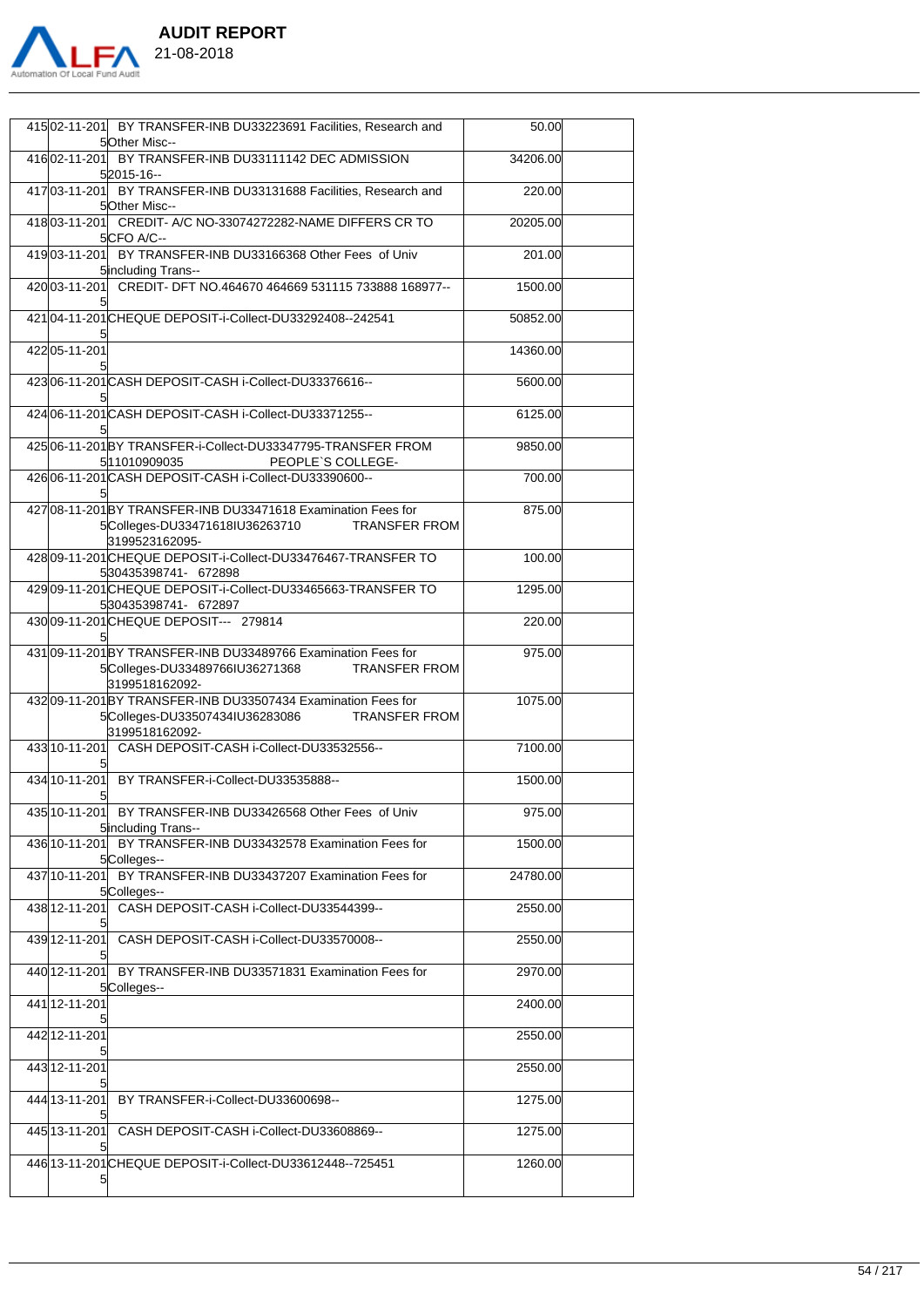| | | | | |
|---|---|---|---|---|
| 415 | 02-11-2015 | BY TRANSFER-INB DU33223691 Facilities, Research and Other Misc-- | 50.00 | |
| 416 | 02-11-2015 | BY TRANSFER-INB DU33111142 DEC ADMISSION 2015-16-- | 34206.00 | |
| 417 | 03-11-2015 | BY TRANSFER-INB DU33131688 Facilities, Research and Other Misc-- | 220.00 | |
| 418 | 03-11-2015 | CREDIT- A/C NO-33074272282-NAME DIFFERS CR TO CFO A/C-- | 20205.00 | |
| 419 | 03-11-2015 | BY TRANSFER-INB DU33166368 Other Fees of Univ including Trans-- | 201.00 | |
| 420 | 03-11-2015 | CREDIT- DFT NO.464670 464669 531115 733888 168977-- | 1500.00 | |
| 421 | 04-11-2015 | CHEQUE DEPOSIT-i-Collect-DU33292408--242541 | 50852.00 | |
| 422 | 05-11-2015 | | 14360.00 | |
| 423 | 06-11-2015 | CASH DEPOSIT-CASH i-Collect-DU33376616-- | 5600.00 | |
| 424 | 06-11-2015 | CASH DEPOSIT-CASH i-Collect-DU33371255-- | 6125.00 | |
| 425 | 06-11-2015 | BY TRANSFER-i-Collect-DU33347795-TRANSFER FROM 11010909035 PEOPLE`S COLLEGE- | 9850.00 | |
| 426 | 06-11-2015 | CASH DEPOSIT-CASH i-Collect-DU33390600-- | 700.00 | |
| 427 | 08-11-2015 | BY TRANSFER-INB DU33471618 Examination Fees for Colleges-DU33471618IU36263710 TRANSFER FROM 3199523162095- | 875.00 | |
| 428 | 09-11-2015 | CHEQUE DEPOSIT-i-Collect-DU33476467-TRANSFER TO 30435398741- 672898 | 100.00 | |
| 429 | 09-11-2015 | CHEQUE DEPOSIT-i-Collect-DU33465663-TRANSFER TO 30435398741- 672897 | 1295.00 | |
| 430 | 09-11-2015 | CHEQUE DEPOSIT--- 279814 | 220.00 | |
| 431 | 09-11-2015 | BY TRANSFER-INB DU33489766 Examination Fees for Colleges-DU33489766IU36271368 TRANSFER FROM 3199518162092- | 975.00 | |
| 432 | 09-11-2015 | BY TRANSFER-INB DU33507434 Examination Fees for Colleges-DU33507434IU36283086 TRANSFER FROM 3199518162092- | 1075.00 | |
| 433 | 10-11-2015 | CASH DEPOSIT-CASH i-Collect-DU33532556-- | 7100.00 | |
| 434 | 10-11-2015 | BY TRANSFER-i-Collect-DU33535888-- | 1500.00 | |
| 435 | 10-11-2015 | BY TRANSFER-INB DU33426568 Other Fees of Univ including Trans-- | 975.00 | |
| 436 | 10-11-2015 | BY TRANSFER-INB DU33432578 Examination Fees for Colleges-- | 1500.00 | |
| 437 | 10-11-2015 | BY TRANSFER-INB DU33437207 Examination Fees for Colleges-- | 24780.00 | |
| 438 | 12-11-2015 | CASH DEPOSIT-CASH i-Collect-DU33544399-- | 2550.00 | |
| 439 | 12-11-2015 | CASH DEPOSIT-CASH i-Collect-DU33570008-- | 2550.00 | |
| 440 | 12-11-2015 | BY TRANSFER-INB DU33571831 Examination Fees for Colleges-- | 2970.00 | |
| 441 | 12-11-2015 | | 2400.00 | |
| 442 | 12-11-2015 | | 2550.00 | |
| 443 | 12-11-2015 | | 2550.00 | |
| 444 | 13-11-2015 | BY TRANSFER-i-Collect-DU33600698-- | 1275.00 | |
| 445 | 13-11-2015 | CASH DEPOSIT-CASH i-Collect-DU33608869-- | 1275.00 | |
| 446 | 13-11-2015 | CHEQUE DEPOSIT-i-Collect-DU33612448--725451 | 1260.00 | |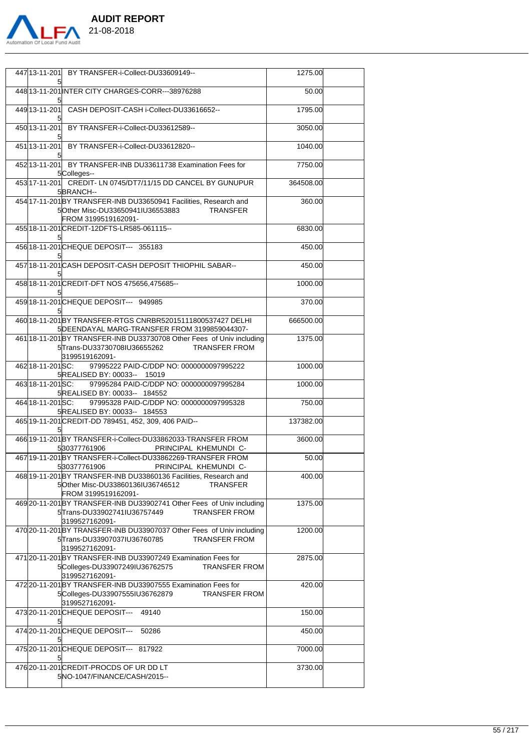| | | | | |
|---|---|---|---|---|
| 447 | 13-11-2015 | BY TRANSFER-i-Collect-DU33609149-- | 1275.00 | |
| 448 | 13-11-2015 | INTER CITY CHARGES-CORR---38976288 | 50.00 | |
| 449 | 13-11-2015 | CASH DEPOSIT-CASH i-Collect-DU33616652-- | 1795.00 | |
| 450 | 13-11-2015 | BY TRANSFER-i-Collect-DU33612589-- | 3050.00 | |
| 451 | 13-11-2015 | BY TRANSFER-i-Collect-DU33612820-- | 1040.00 | |
| 452 | 13-11-2015 | BY TRANSFER-INB DU33611738 Examination Fees for Colleges-- | 7750.00 | |
| 453 | 17-11-2015 | CREDIT- LN 0745/DT7/11/15 DD CANCEL BY GUNUPUR BRANCH-- | 364508.00 | |
| 454 | 17-11-2015 | BY TRANSFER-INB DU33650941 Facilities, Research and Other Misc-DU33650941IU36553883 TRANSFER FROM 3199519162091- | 360.00 | |
| 455 | 18-11-2015 | CREDIT-12DFTS-LR585-061115-- | 6830.00 | |
| 456 | 18-11-2015 | CHEQUE DEPOSIT--- 355183 | 450.00 | |
| 457 | 18-11-2015 | CASH DEPOSIT-CASH DEPOSIT THIOPHIL SABAR-- | 450.00 | |
| 458 | 18-11-2015 | CREDIT-DFT NOS 475656,475685-- | 1000.00 | |
| 459 | 18-11-2015 | CHEQUE DEPOSIT--- 949985 | 370.00 | |
| 460 | 18-11-2015 | BY TRANSFER-RTGS CNRBR52015111800537427 DELHI DEENDAYAL MARG-TRANSFER FROM 3199859044307- | 666500.00 | |
| 461 | 18-11-2015 | BY TRANSFER-INB DU33730708 Other Fees of Univ including Trans-DU33730708IU36655262 TRANSFER FROM 3199519162091- | 1375.00 | |
| 462 | 18-11-2015 | SC: 97995222 PAID-C/DDP NO: 0000000097995222 REALISED BY: 00033-- 15019 | 1000.00 | |
| 463 | 18-11-2015 | SC: 97995284 PAID-C/DDP NO: 0000000097995284 REALISED BY: 00033-- 184552 | 1000.00 | |
| 464 | 18-11-2015 | SC: 97995328 PAID-C/DDP NO: 0000000097995328 REALISED BY: 00033-- 184553 | 750.00 | |
| 465 | 19-11-2015 | CREDIT-DD 789451, 452, 309, 406 PAID-- | 137382.00 | |
| 466 | 19-11-2015 | BY TRANSFER-i-Collect-DU33862033-TRANSFER FROM 30377761906 PRINCIPAL KHEMUNDI C- | 3600.00 | |
| 467 | 19-11-2015 | BY TRANSFER-i-Collect-DU33862269-TRANSFER FROM 30377761906 PRINCIPAL KHEMUNDI C- | 50.00 | |
| 468 | 19-11-2015 | BY TRANSFER-INB DU33860136 Facilities, Research and Other Misc-DU33860136IU36746512 TRANSFER FROM 3199519162091- | 400.00 | |
| 469 | 20-11-2015 | BY TRANSFER-INB DU33902741 Other Fees of Univ including Trans-DU33902741IU36757449 TRANSFER FROM 3199527162091- | 1375.00 | |
| 470 | 20-11-2015 | BY TRANSFER-INB DU33907037 Other Fees of Univ including Trans-DU33907037IU36760785 TRANSFER FROM 3199527162091- | 1200.00 | |
| 471 | 20-11-2015 | BY TRANSFER-INB DU33907249 Examination Fees for Colleges-DU33907249IU36762575 TRANSFER FROM 3199527162091- | 2875.00 | |
| 472 | 20-11-2015 | BY TRANSFER-INB DU33907555 Examination Fees for Colleges-DU33907555IU36762879 TRANSFER FROM 3199527162091- | 420.00 | |
| 473 | 20-11-2015 | CHEQUE DEPOSIT--- 49140 | 150.00 | |
| 474 | 20-11-2015 | CHEQUE DEPOSIT--- 50286 | 450.00 | |
| 475 | 20-11-2015 | CHEQUE DEPOSIT--- 817922 | 7000.00 | |
| 476 | 20-11-2015 | CREDIT-PROCDS OF UR DD LT NO-1047/FINANCE/CASH/2015-- | 3730.00 | |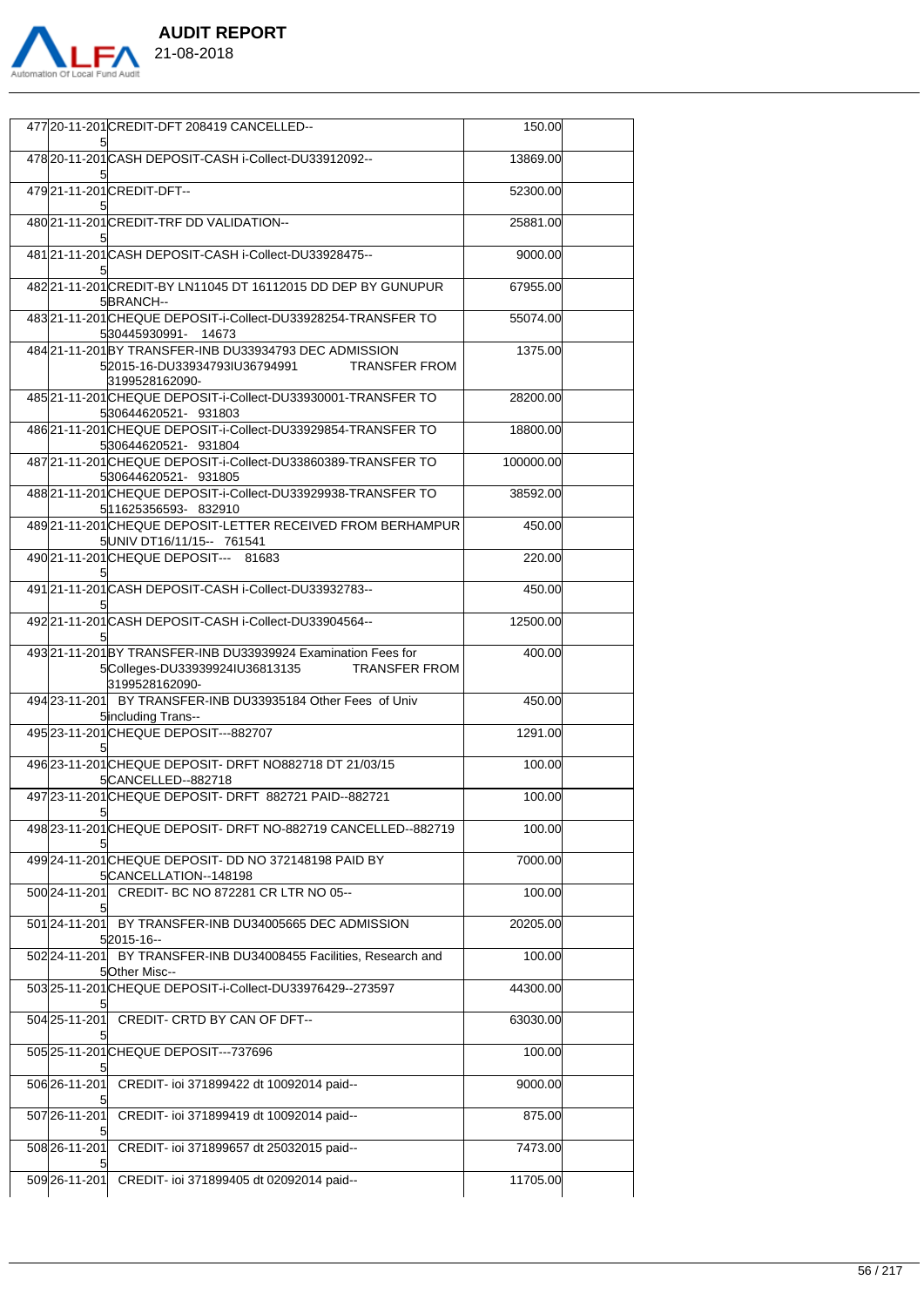| | | | | |
|---|---|---|---|---|
| 477 | 20-11-2015 | CREDIT-DFT 208419 CANCELLED-- | 150.00 | |
| 478 | 20-11-2015 | CASH DEPOSIT-CASH i-Collect-DU33912092-- | 13869.00 | |
| 479 | 21-11-2015 | CREDIT-DFT-- | 52300.00 | |
| 480 | 21-11-2015 | CREDIT-TRF DD VALIDATION-- | 25881.00 | |
| 481 | 21-11-2015 | CASH DEPOSIT-CASH i-Collect-DU33928475-- | 9000.00 | |
| 482 | 21-11-2015 | CREDIT-BY LN11045 DT 16112015 DD DEP BY GUNUPUR BRANCH-- | 67955.00 | |
| 483 | 21-11-2015 | CHEQUE DEPOSIT-i-Collect-DU33928254-TRANSFER TO 30445930991- 14673 | 55074.00 | |
| 484 | 21-11-2015 | BY TRANSFER-INB DU33934793 DEC ADMISSION 2015-16-DU33934793IU36794991 TRANSFER FROM 3199528162090- | 1375.00 | |
| 485 | 21-11-2015 | CHEQUE DEPOSIT-i-Collect-DU33930001-TRANSFER TO 30644620521- 931803 | 28200.00 | |
| 486 | 21-11-2015 | CHEQUE DEPOSIT-i-Collect-DU33929854-TRANSFER TO 30644620521- 931804 | 18800.00 | |
| 487 | 21-11-2015 | CHEQUE DEPOSIT-i-Collect-DU33860389-TRANSFER TO 30644620521- 931805 | 100000.00 | |
| 488 | 21-11-2015 | CHEQUE DEPOSIT-i-Collect-DU33929938-TRANSFER TO 11625356593- 832910 | 38592.00 | |
| 489 | 21-11-2015 | CHEQUE DEPOSIT-LETTER RECEIVED FROM BERHAMPUR UNIV DT16/11/15-- 761541 | 450.00 | |
| 490 | 21-11-2015 | CHEQUE DEPOSIT--- 81683 | 220.00 | |
| 491 | 21-11-2015 | CASH DEPOSIT-CASH i-Collect-DU33932783-- | 450.00 | |
| 492 | 21-11-2015 | CASH DEPOSIT-CASH i-Collect-DU33904564-- | 12500.00 | |
| 493 | 21-11-2015 | BY TRANSFER-INB DU33939924 Examination Fees for Colleges-DU33939924IU36813135 TRANSFER FROM 3199528162090- | 400.00 | |
| 494 | 23-11-2015 | BY TRANSFER-INB DU33935184 Other Fees of Univ including Trans-- | 450.00 | |
| 495 | 23-11-2015 | CHEQUE DEPOSIT---882707 | 1291.00 | |
| 496 | 23-11-2015 | CHEQUE DEPOSIT- DRFT NO882718 DT 21/03/15 CANCELLED--882718 | 100.00 | |
| 497 | 23-11-2015 | CHEQUE DEPOSIT- DRFT 882721 PAID--882721 | 100.00 | |
| 498 | 23-11-2015 | CHEQUE DEPOSIT- DRFT NO-882719 CANCELLED--882719 | 100.00 | |
| 499 | 24-11-2015 | CHEQUE DEPOSIT- DD NO 372148198 PAID BY CANCELLATION--148198 | 7000.00 | |
| 500 | 24-11-2015 | CREDIT- BC NO 872281 CR LTR NO 05-- | 100.00 | |
| 501 | 24-11-2015 | BY TRANSFER-INB DU34005665 DEC ADMISSION 2015-16-- | 20205.00 | |
| 502 | 24-11-2015 | BY TRANSFER-INB DU34008455 Facilities, Research and Other Misc-- | 100.00 | |
| 503 | 25-11-2015 | CHEQUE DEPOSIT-i-Collect-DU33976429--273597 | 44300.00 | |
| 504 | 25-11-2015 | CREDIT- CRTD BY CAN OF DFT-- | 63030.00 | |
| 505 | 25-11-2015 | CHEQUE DEPOSIT---737696 | 100.00 | |
| 506 | 26-11-2015 | CREDIT- ioi 371899422 dt 10092014 paid-- | 9000.00 | |
| 507 | 26-11-2015 | CREDIT- ioi 371899419 dt 10092014 paid-- | 875.00 | |
| 508 | 26-11-2015 | CREDIT- ioi 371899657 dt 25032015 paid-- | 7473.00 | |
| 509 | 26-11-201 | CREDIT- ioi 371899405 dt 02092014 paid-- | 11705.00 | |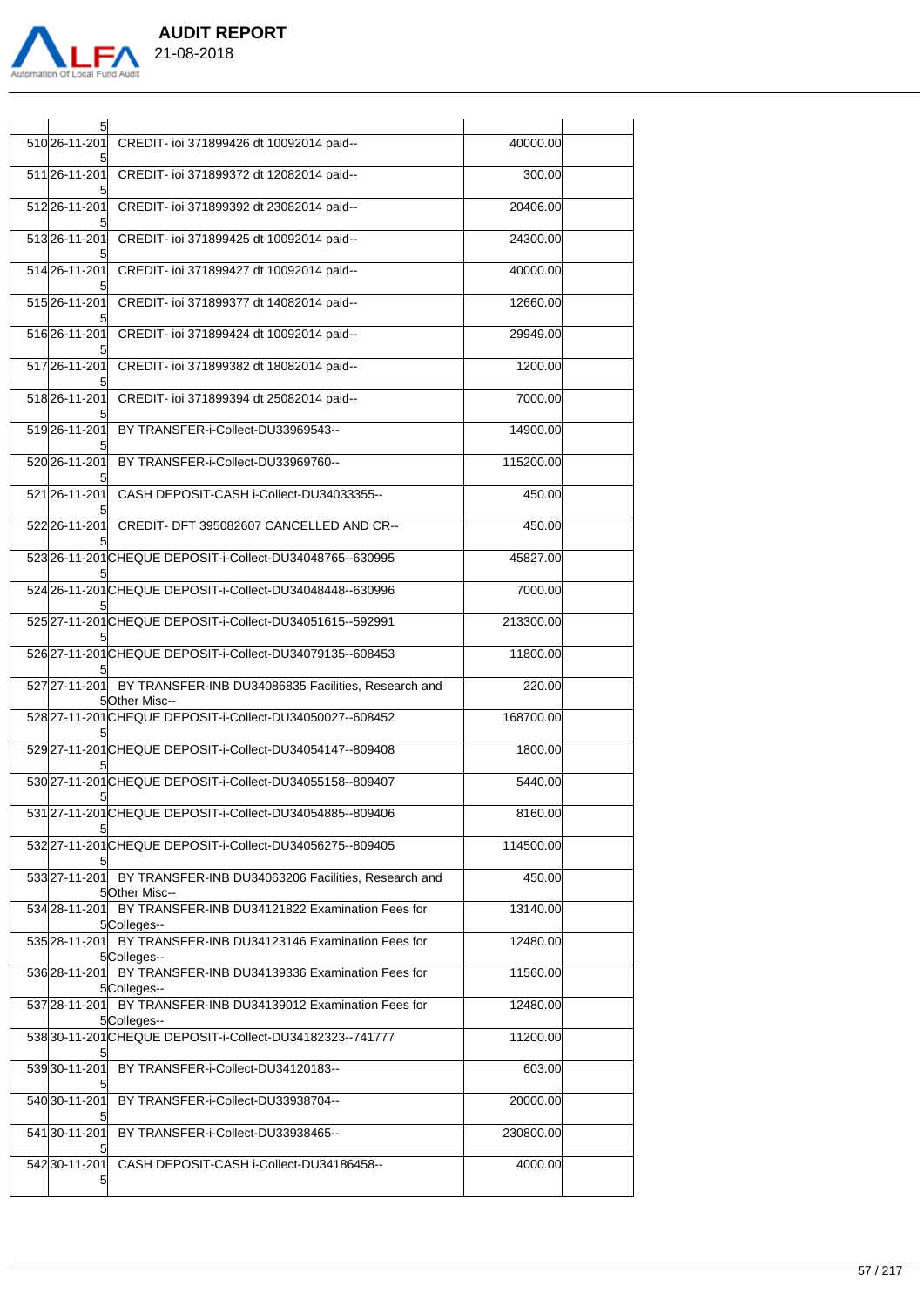| | | | | |
|---|---|---|---|---|
| | 5 | | | |
| 510 | 26-11-2015 | CREDIT- ioi 371899426 dt 10092014 paid-- | 40000.00 | |
| 511 | 26-11-2015 | CREDIT- ioi 371899372 dt 12082014 paid-- | 300.00 | |
| 512 | 26-11-2015 | CREDIT- ioi 371899392 dt 23082014 paid-- | 20406.00 | |
| 513 | 26-11-2015 | CREDIT- ioi 371899425 dt 10092014 paid-- | 24300.00 | |
| 514 | 26-11-2015 | CREDIT- ioi 371899427 dt 10092014 paid-- | 40000.00 | |
| 515 | 26-11-2015 | CREDIT- ioi 371899377 dt 14082014 paid-- | 12660.00 | |
| 516 | 26-11-2015 | CREDIT- ioi 371899424 dt 10092014 paid-- | 29949.00 | |
| 517 | 26-11-2015 | CREDIT- ioi 371899382 dt 18082014 paid-- | 1200.00 | |
| 518 | 26-11-2015 | CREDIT- ioi 371899394 dt 25082014 paid-- | 7000.00 | |
| 519 | 26-11-2015 | BY TRANSFER-i-Collect-DU33969543-- | 14900.00 | |
| 520 | 26-11-2015 | BY TRANSFER-i-Collect-DU33969760-- | 115200.00 | |
| 521 | 26-11-2015 | CASH DEPOSIT-CASH i-Collect-DU34033355-- | 450.00 | |
| 522 | 26-11-2015 | CREDIT- DFT 395082607 CANCELLED AND CR-- | 450.00 | |
| 523 | 26-11-2015 | CHEQUE DEPOSIT-i-Collect-DU34048765--630995 | 45827.00 | |
| 524 | 26-11-2015 | CHEQUE DEPOSIT-i-Collect-DU34048448--630996 | 7000.00 | |
| 525 | 27-11-2015 | CHEQUE DEPOSIT-i-Collect-DU34051615--592991 | 213300.00 | |
| 526 | 27-11-2015 | CHEQUE DEPOSIT-i-Collect-DU34079135--608453 | 11800.00 | |
| 527 | 27-11-2015 | BY TRANSFER-INB DU34086835 Facilities, Research and Other Misc-- | 220.00 | |
| 528 | 27-11-2015 | CHEQUE DEPOSIT-i-Collect-DU34050027--608452 | 168700.00 | |
| 529 | 27-11-2015 | CHEQUE DEPOSIT-i-Collect-DU34054147--809408 | 1800.00 | |
| 530 | 27-11-2015 | CHEQUE DEPOSIT-i-Collect-DU34055158--809407 | 5440.00 | |
| 531 | 27-11-2015 | CHEQUE DEPOSIT-i-Collect-DU34054885--809406 | 8160.00 | |
| 532 | 27-11-2015 | CHEQUE DEPOSIT-i-Collect-DU34056275--809405 | 114500.00 | |
| 533 | 27-11-2015 | BY TRANSFER-INB DU34063206 Facilities, Research and Other Misc-- | 450.00 | |
| 534 | 28-11-2015 | BY TRANSFER-INB DU34121822 Examination Fees for Colleges-- | 13140.00 | |
| 535 | 28-11-2015 | BY TRANSFER-INB DU34123146 Examination Fees for Colleges-- | 12480.00 | |
| 536 | 28-11-2015 | BY TRANSFER-INB DU34139336 Examination Fees for Colleges-- | 11560.00 | |
| 537 | 28-11-2015 | BY TRANSFER-INB DU34139012 Examination Fees for Colleges-- | 12480.00 | |
| 538 | 30-11-2015 | CHEQUE DEPOSIT-i-Collect-DU34182323--741777 | 11200.00 | |
| 539 | 30-11-2015 | BY TRANSFER-i-Collect-DU34120183-- | 603.00 | |
| 540 | 30-11-2015 | BY TRANSFER-i-Collect-DU33938704-- | 20000.00 | |
| 541 | 30-11-2015 | BY TRANSFER-i-Collect-DU33938465-- | 230800.00 | |
| 542 | 30-11-2015 | CASH DEPOSIT-CASH i-Collect-DU34186458-- | 4000.00 | |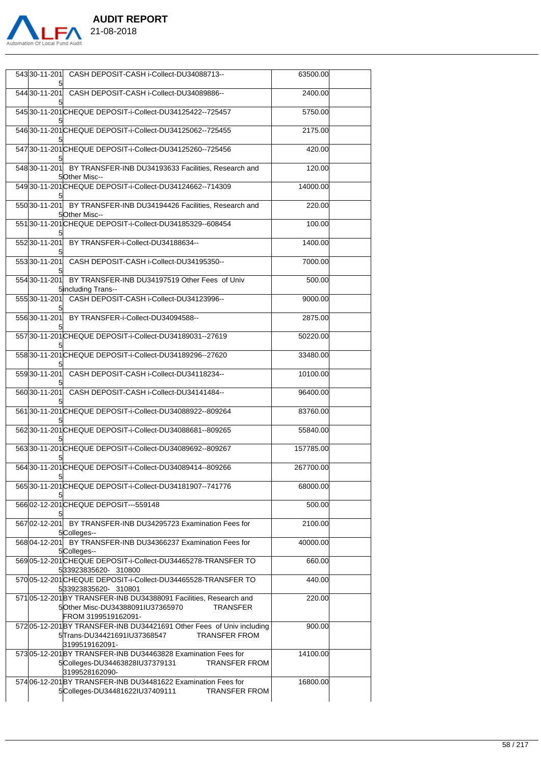| 543 | 30-11-2015 | CASH DEPOSIT-CASH i-Collect-DU34088713-- | 63500.00 | |
|---|---|---|---|---|
| 544 | 30-11-2015 | CASH DEPOSIT-CASH i-Collect-DU34089886-- | 2400.00 | |
| 545 | 30-11-2015 | CHEQUE DEPOSIT-i-Collect-DU34125422--725457 | 5750.00 | |
| 546 | 30-11-2015 | CHEQUE DEPOSIT-i-Collect-DU34125062--725455 | 2175.00 | |
| 547 | 30-11-2015 | CHEQUE DEPOSIT-i-Collect-DU34125260--725456 | 420.00 | |
| 548 | 30-11-2015 | BY TRANSFER-INB DU34193633 Facilities, Research and Other Misc-- | 120.00 | |
| 549 | 30-11-2015 | CHEQUE DEPOSIT-i-Collect-DU34124662--714309 | 14000.00 | |
| 550 | 30-11-2015 | BY TRANSFER-INB DU34194426 Facilities, Research and Other Misc-- | 220.00 | |
| 551 | 30-11-2015 | CHEQUE DEPOSIT-i-Collect-DU34185329--608454 | 100.00 | |
| 552 | 30-11-2015 | BY TRANSFER-i-Collect-DU34188634-- | 1400.00 | |
| 553 | 30-11-2015 | CASH DEPOSIT-CASH i-Collect-DU34195350-- | 7000.00 | |
| 554 | 30-11-2015 | BY TRANSFER-INB DU34197519 Other Fees of Univ including Trans-- | 500.00 | |
| 555 | 30-11-2015 | CASH DEPOSIT-CASH i-Collect-DU34123996-- | 9000.00 | |
| 556 | 30-11-2015 | BY TRANSFER-i-Collect-DU34094588-- | 2875.00 | |
| 557 | 30-11-2015 | CHEQUE DEPOSIT-i-Collect-DU34189031--27619 | 50220.00 | |
| 558 | 30-11-2015 | CHEQUE DEPOSIT-i-Collect-DU34189296--27620 | 33480.00 | |
| 559 | 30-11-2015 | CASH DEPOSIT-CASH i-Collect-DU34118234-- | 10100.00 | |
| 560 | 30-11-2015 | CASH DEPOSIT-CASH i-Collect-DU34141484-- | 96400.00 | |
| 561 | 30-11-2015 | CHEQUE DEPOSIT-i-Collect-DU34088922--809264 | 83760.00 | |
| 562 | 30-11-2015 | CHEQUE DEPOSIT-i-Collect-DU34088681--809265 | 55840.00 | |
| 563 | 30-11-2015 | CHEQUE DEPOSIT-i-Collect-DU34089692--809267 | 157785.00 | |
| 564 | 30-11-2015 | CHEQUE DEPOSIT-i-Collect-DU34089414--809266 | 267700.00 | |
| 565 | 30-11-2015 | CHEQUE DEPOSIT-i-Collect-DU34181907--741776 | 68000.00 | |
| 566 | 02-12-2015 | CHEQUE DEPOSIT---559148 | 500.00 | |
| 567 | 02-12-2015 | BY TRANSFER-INB DU34295723 Examination Fees for Colleges-- | 2100.00 | |
| 568 | 04-12-2015 | BY TRANSFER-INB DU34366237 Examination Fees for Colleges-- | 40000.00 | |
| 569 | 05-12-2015 | CHEQUE DEPOSIT-i-Collect-DU34465278-TRANSFER TO 33923835620- 310800 | 660.00 | |
| 570 | 05-12-2015 | CHEQUE DEPOSIT-i-Collect-DU34465528-TRANSFER TO 33923835620- 310801 | 440.00 | |
| 571 | 05-12-2015 | BY TRANSFER-INB DU34388091 Facilities, Research and Other Misc-DU34388091IU37365970 TRANSFER FROM 3199519162091- | 220.00 | |
| 572 | 05-12-2015 | BY TRANSFER-INB DU34421691 Other Fees of Univ including Trans-DU34421691IU37368547 TRANSFER FROM 3199519162091- | 900.00 | |
| 573 | 05-12-2015 | BY TRANSFER-INB DU34463828 Examination Fees for Colleges-DU34463828IU37379131 TRANSFER FROM 3199528162090- | 14100.00 | |
| 574 | 06-12-2015 | BY TRANSFER-INB DU34481622 Examination Fees for Colleges-DU34481622IU37409111 TRANSFER FROM | 16800.00 | |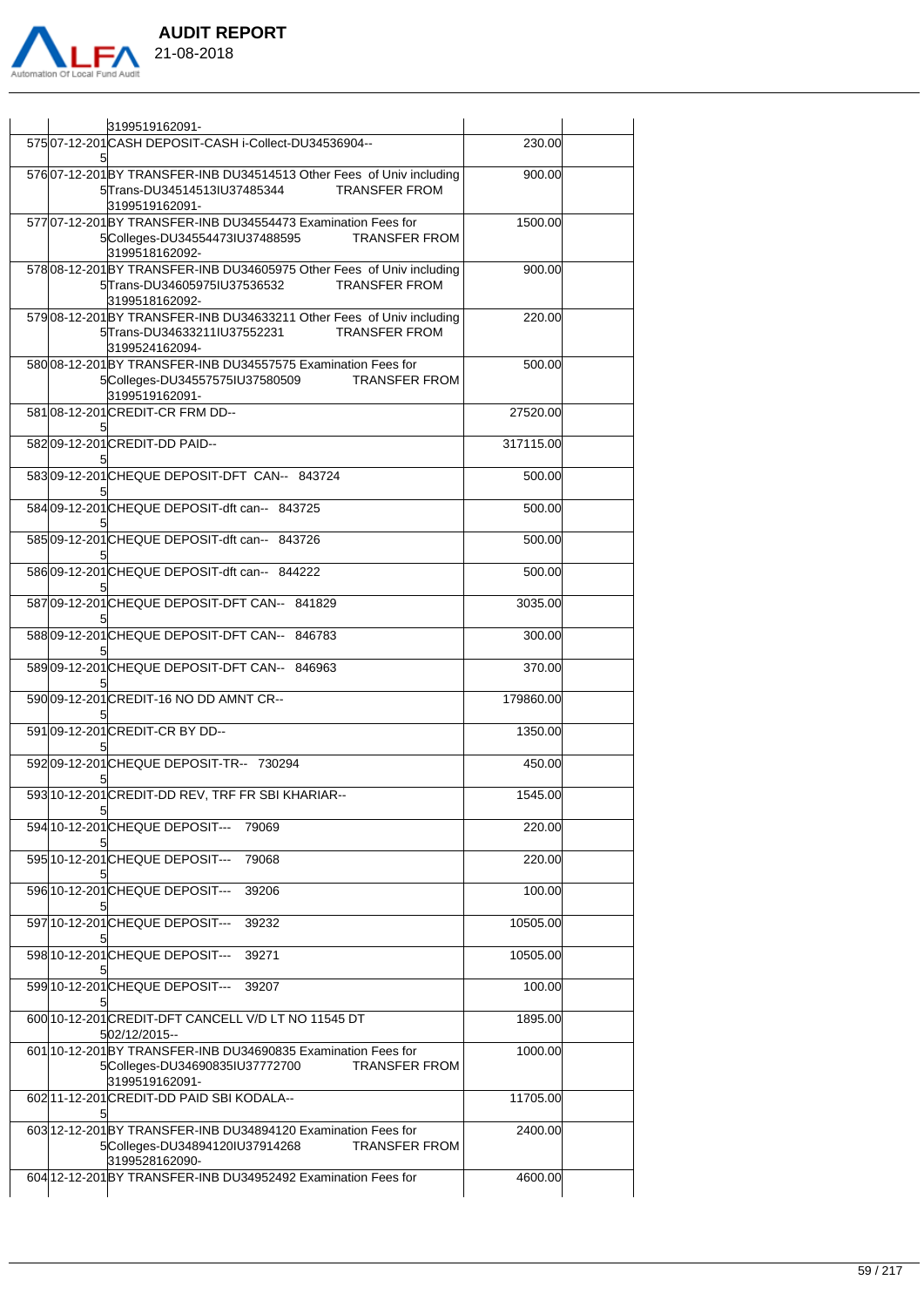| | | | | |
|---|---|---|---|---|
| | | 3199519162091- | | |
| 575 | 07-12-2015 | CASH DEPOSIT-CASH i-Collect-DU34536904-- | 230.00 | |
| 576 | 07-12-2015 | BY TRANSFER-INB DU34514513 Other Fees of Univ including Trans-DU34514513IU37485344 TRANSFER FROM 3199519162091- | 900.00 | |
| 577 | 07-12-2015 | BY TRANSFER-INB DU34554473 Examination Fees for Colleges-DU34554473IU37488595 TRANSFER FROM 3199518162092- | 1500.00 | |
| 578 | 08-12-2015 | BY TRANSFER-INB DU34605975 Other Fees of Univ including Trans-DU34605975IU37536532 TRANSFER FROM 3199518162092- | 900.00 | |
| 579 | 08-12-2015 | BY TRANSFER-INB DU34633211 Other Fees of Univ including Trans-DU34633211IU37552231 TRANSFER FROM 3199524162094- | 220.00 | |
| 580 | 08-12-2015 | BY TRANSFER-INB DU34557575 Examination Fees for Colleges-DU34557575IU37580509 TRANSFER FROM 3199519162091- | 500.00 | |
| 581 | 08-12-2015 | CREDIT-CR FRM DD-- | 27520.00 | |
| 582 | 09-12-2015 | CREDIT-DD PAID-- | 317115.00 | |
| 583 | 09-12-2015 | CHEQUE DEPOSIT-DFT CAN-- 843724 | 500.00 | |
| 584 | 09-12-2015 | CHEQUE DEPOSIT-dft can-- 843725 | 500.00 | |
| 585 | 09-12-2015 | CHEQUE DEPOSIT-dft can-- 843726 | 500.00 | |
| 586 | 09-12-2015 | CHEQUE DEPOSIT-dft can-- 844222 | 500.00 | |
| 587 | 09-12-2015 | CHEQUE DEPOSIT-DFT CAN-- 841829 | 3035.00 | |
| 588 | 09-12-2015 | CHEQUE DEPOSIT-DFT CAN-- 846783 | 300.00 | |
| 589 | 09-12-2015 | CHEQUE DEPOSIT-DFT CAN-- 846963 | 370.00 | |
| 590 | 09-12-2015 | CREDIT-16 NO DD AMNT CR-- | 179860.00 | |
| 591 | 09-12-2015 | CREDIT-CR BY DD-- | 1350.00 | |
| 592 | 09-12-2015 | CHEQUE DEPOSIT-TR-- 730294 | 450.00 | |
| 593 | 10-12-2015 | CREDIT-DD REV, TRF FR SBI KHARIAR-- | 1545.00 | |
| 594 | 10-12-2015 | CHEQUE DEPOSIT--- 79069 | 220.00 | |
| 595 | 10-12-2015 | CHEQUE DEPOSIT--- 79068 | 220.00 | |
| 596 | 10-12-2015 | CHEQUE DEPOSIT--- 39206 | 100.00 | |
| 597 | 10-12-2015 | CHEQUE DEPOSIT--- 39232 | 10505.00 | |
| 598 | 10-12-2015 | CHEQUE DEPOSIT--- 39271 | 10505.00 | |
| 599 | 10-12-2015 | CHEQUE DEPOSIT--- 39207 | 100.00 | |
| 600 | 10-12-2015 | CREDIT-DFT CANCELL V/D LT NO 11545 DT 02/12/2015-- | 1895.00 | |
| 601 | 10-12-2015 | BY TRANSFER-INB DU34690835 Examination Fees for Colleges-DU34690835IU37772700 TRANSFER FROM 3199519162091- | 1000.00 | |
| 602 | 11-12-2015 | CREDIT-DD PAID SBI KODALA-- | 11705.00 | |
| 603 | 12-12-2015 | BY TRANSFER-INB DU34894120 Examination Fees for Colleges-DU34894120IU37914268 TRANSFER FROM 3199528162090- | 2400.00 | |
| 604 | 12-12-2015 | BY TRANSFER-INB DU34952492 Examination Fees for | 4600.00 | |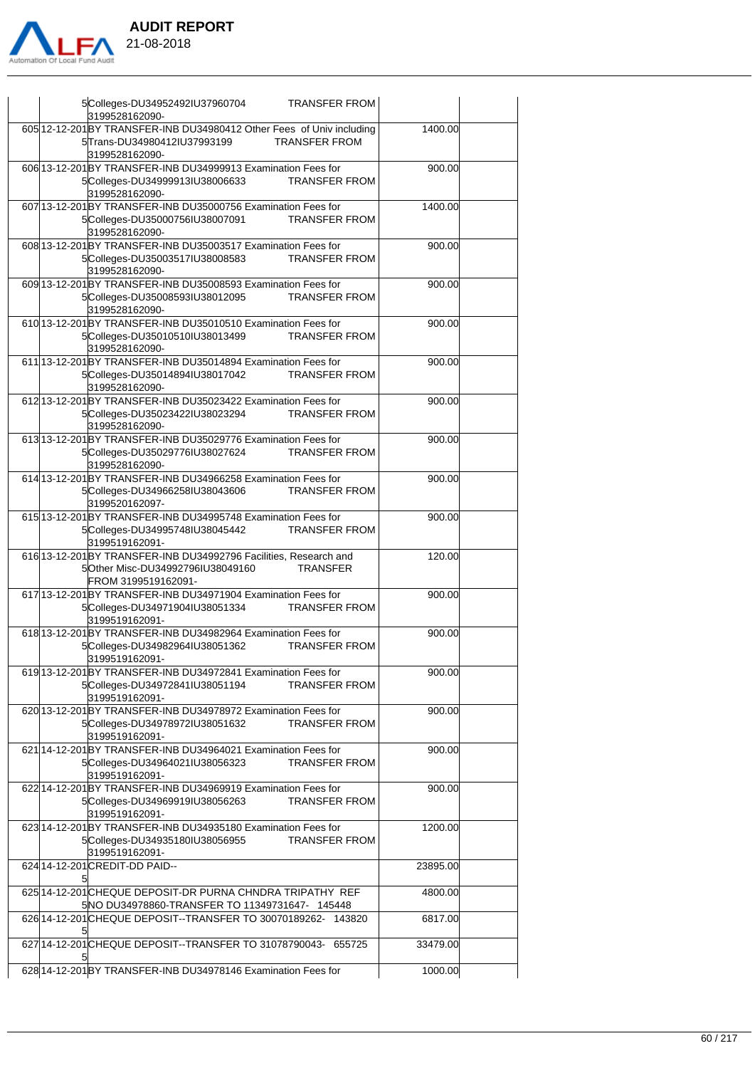| | | | | |
|---|---|---|---|---|
| | | Colleges-DU34952492IU37960704 TRANSFER FROM 3199528162090- | | |
| 605 | 12-12-2015 | BY TRANSFER-INB DU34980412 Other Fees of Univ including Trans-DU34980412IU37993199 TRANSFER FROM 3199528162090- | 1400.00 | |
| 606 | 13-12-2015 | BY TRANSFER-INB DU34999913 Examination Fees for Colleges-DU34999913IU38006633 TRANSFER FROM 3199528162090- | 900.00 | |
| 607 | 13-12-2015 | BY TRANSFER-INB DU35000756 Examination Fees for Colleges-DU35000756IU38007091 TRANSFER FROM 3199528162090- | 1400.00 | |
| 608 | 13-12-2015 | BY TRANSFER-INB DU35003517 Examination Fees for Colleges-DU35003517IU38008583 TRANSFER FROM 3199528162090- | 900.00 | |
| 609 | 13-12-2015 | BY TRANSFER-INB DU35008593 Examination Fees for Colleges-DU35008593IU38012095 TRANSFER FROM 3199528162090- | 900.00 | |
| 610 | 13-12-2015 | BY TRANSFER-INB DU35010510 Examination Fees for Colleges-DU35010510IU38013499 TRANSFER FROM 3199528162090- | 900.00 | |
| 611 | 13-12-2015 | BY TRANSFER-INB DU35014894 Examination Fees for Colleges-DU35014894IU38017042 TRANSFER FROM 3199528162090- | 900.00 | |
| 612 | 13-12-2015 | BY TRANSFER-INB DU35023422 Examination Fees for Colleges-DU35023422IU38023294 TRANSFER FROM 3199528162090- | 900.00 | |
| 613 | 13-12-2015 | BY TRANSFER-INB DU35029776 Examination Fees for Colleges-DU35029776IU38027624 TRANSFER FROM 3199528162090- | 900.00 | |
| 614 | 13-12-2015 | BY TRANSFER-INB DU34966258 Examination Fees for Colleges-DU34966258IU38043606 TRANSFER FROM 3199520162097- | 900.00 | |
| 615 | 13-12-2015 | BY TRANSFER-INB DU34995748 Examination Fees for Colleges-DU34995748IU38045442 TRANSFER FROM 3199519162091- | 900.00 | |
| 616 | 13-12-2015 | BY TRANSFER-INB DU34992796 Facilities, Research and Other Misc-DU34992796IU38049160 TRANSFER FROM 3199519162091- | 120.00 | |
| 617 | 13-12-2015 | BY TRANSFER-INB DU34971904 Examination Fees for Colleges-DU34971904IU38051334 TRANSFER FROM 3199519162091- | 900.00 | |
| 618 | 13-12-2015 | BY TRANSFER-INB DU34982964 Examination Fees for Colleges-DU34982964IU38051362 TRANSFER FROM 3199519162091- | 900.00 | |
| 619 | 13-12-2015 | BY TRANSFER-INB DU34972841 Examination Fees for Colleges-DU34972841IU38051194 TRANSFER FROM 3199519162091- | 900.00 | |
| 620 | 13-12-2015 | BY TRANSFER-INB DU34978972 Examination Fees for Colleges-DU34978972IU38051632 TRANSFER FROM 3199519162091- | 900.00 | |
| 621 | 14-12-2015 | BY TRANSFER-INB DU34964021 Examination Fees for Colleges-DU34964021IU38056323 TRANSFER FROM 3199519162091- | 900.00 | |
| 622 | 14-12-2015 | BY TRANSFER-INB DU34969919 Examination Fees for Colleges-DU34969919IU38056263 TRANSFER FROM 3199519162091- | 900.00 | |
| 623 | 14-12-2015 | BY TRANSFER-INB DU34935180 Examination Fees for Colleges-DU34935180IU38056955 TRANSFER FROM 3199519162091- | 1200.00 | |
| 624 | 14-12-2015 | CREDIT-DD PAID-- | 23895.00 | |
| 625 | 14-12-2015 | CHEQUE DEPOSIT-DR PURNA CHNDRA TRIPATHY REF NO DU34978860-TRANSFER TO 11349731647- 145448 | 4800.00 | |
| 626 | 14-12-2015 | CHEQUE DEPOSIT--TRANSFER TO 30070189262- 143820 | 6817.00 | |
| 627 | 14-12-2015 | CHEQUE DEPOSIT--TRANSFER TO 31078790043- 655725 | 33479.00 | |
| 628 | 14-12-2015 | BY TRANSFER-INB DU34978146 Examination Fees for | 1000.00 | |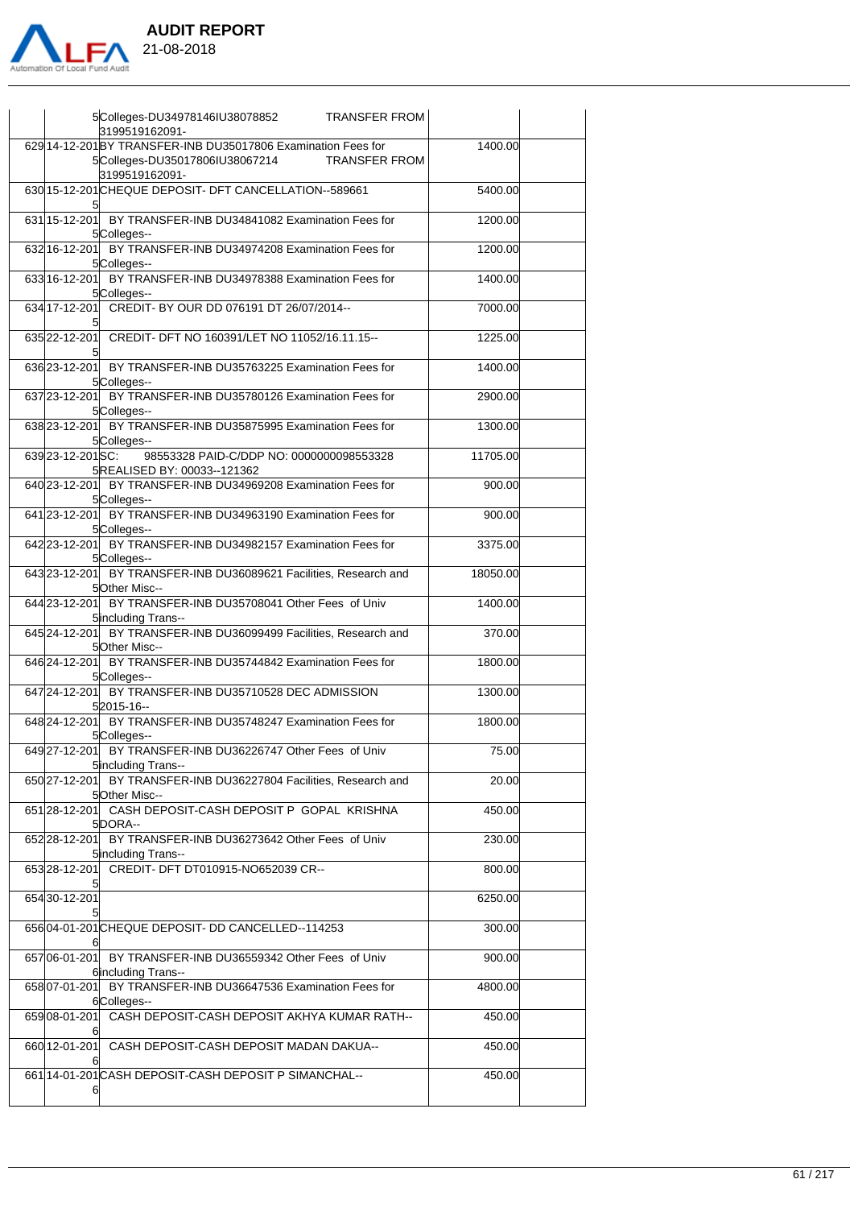| | | | | |
|---|---|---|---|---|
| | | Colleges-DU34978146IU38078852 TRANSFER FROM 3199519162091- | | |
| 629 | 14-12-2015 | BY TRANSFER-INB DU35017806 Examination Fees for Colleges-DU35017806IU38067214 TRANSFER FROM 3199519162091- | 1400.00 | |
| 630 | 15-12-2015 | CHEQUE DEPOSIT- DFT CANCELLATION--589661 | 5400.00 | |
| 631 | 15-12-2015 | BY TRANSFER-INB DU34841082 Examination Fees for Colleges-- | 1200.00 | |
| 632 | 16-12-2015 | BY TRANSFER-INB DU34974208 Examination Fees for Colleges-- | 1200.00 | |
| 633 | 16-12-2015 | BY TRANSFER-INB DU34978388 Examination Fees for Colleges-- | 1400.00 | |
| 634 | 17-12-2015 | CREDIT- BY OUR DD 076191 DT 26/07/2014-- | 7000.00 | |
| 635 | 22-12-2015 | CREDIT- DFT NO 160391/LET NO 11052/16.11.15-- | 1225.00 | |
| 636 | 23-12-2015 | BY TRANSFER-INB DU35763225 Examination Fees for Colleges-- | 1400.00 | |
| 637 | 23-12-2015 | BY TRANSFER-INB DU35780126 Examination Fees for Colleges-- | 2900.00 | |
| 638 | 23-12-2015 | BY TRANSFER-INB DU35875995 Examination Fees for Colleges-- | 1300.00 | |
| 639 | 23-12-2015 | SC: 98553328 PAID-C/DDP NO: 0000000098553328 REALISED BY: 00033--121362 | 11705.00 | |
| 640 | 23-12-2015 | BY TRANSFER-INB DU34969208 Examination Fees for Colleges-- | 900.00 | |
| 641 | 23-12-2015 | BY TRANSFER-INB DU34963190 Examination Fees for Colleges-- | 900.00 | |
| 642 | 23-12-2015 | BY TRANSFER-INB DU34982157 Examination Fees for Colleges-- | 3375.00 | |
| 643 | 23-12-2015 | BY TRANSFER-INB DU36089621 Facilities, Research and Other Misc-- | 18050.00 | |
| 644 | 23-12-2015 | BY TRANSFER-INB DU35708041 Other Fees of Univ including Trans-- | 1400.00 | |
| 645 | 24-12-2015 | BY TRANSFER-INB DU36099499 Facilities, Research and Other Misc-- | 370.00 | |
| 646 | 24-12-2015 | BY TRANSFER-INB DU35744842 Examination Fees for Colleges-- | 1800.00 | |
| 647 | 24-12-2015 | BY TRANSFER-INB DU35710528 DEC ADMISSION 2015-16-- | 1300.00 | |
| 648 | 24-12-2015 | BY TRANSFER-INB DU35748247 Examination Fees for Colleges-- | 1800.00 | |
| 649 | 27-12-2015 | BY TRANSFER-INB DU36226747 Other Fees of Univ including Trans-- | 75.00 | |
| 650 | 27-12-2015 | BY TRANSFER-INB DU36227804 Facilities, Research and Other Misc-- | 20.00 | |
| 651 | 28-12-2015 | CASH DEPOSIT-CASH DEPOSIT P GOPAL KRISHNA DORA-- | 450.00 | |
| 652 | 28-12-2015 | BY TRANSFER-INB DU36273642 Other Fees of Univ including Trans-- | 230.00 | |
| 653 | 28-12-2015 | CREDIT- DFT DT010915-NO652039 CR-- | 800.00 | |
| 654 | 30-12-2015 | | 6250.00 | |
| 656 | 04-01-2016 | CHEQUE DEPOSIT- DD CANCELLED--114253 | 300.00 | |
| 657 | 06-01-2016 | BY TRANSFER-INB DU36559342 Other Fees of Univ including Trans-- | 900.00 | |
| 658 | 07-01-2016 | BY TRANSFER-INB DU36647536 Examination Fees for Colleges-- | 4800.00 | |
| 659 | 08-01-2016 | CASH DEPOSIT-CASH DEPOSIT AKHYA KUMAR RATH-- | 450.00 | |
| 660 | 12-01-2016 | CASH DEPOSIT-CASH DEPOSIT MADAN DAKUA-- | 450.00 | |
| 661 | 14-01-2016 | CASH DEPOSIT-CASH DEPOSIT P SIMANCHAL-- | 450.00 | |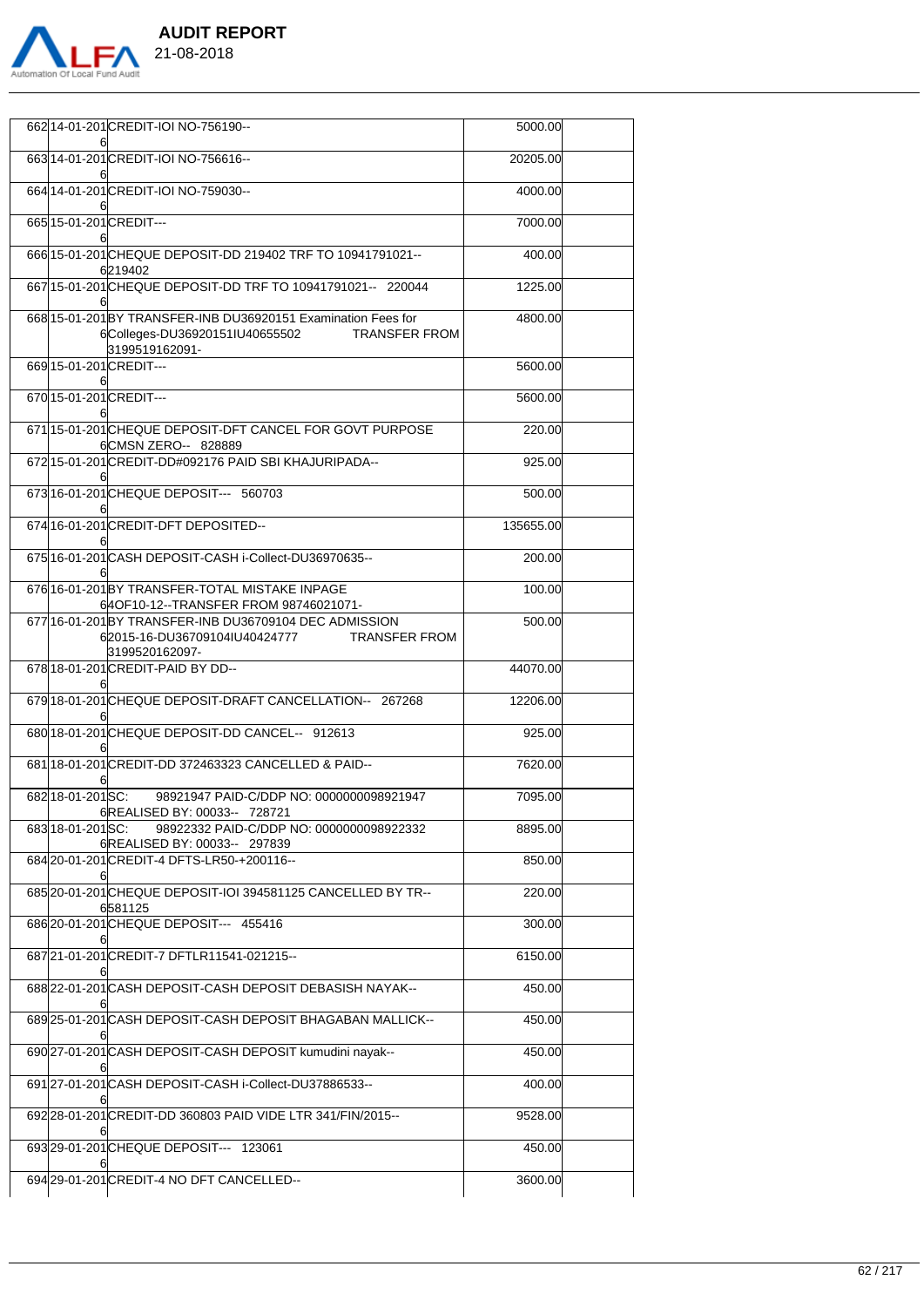| | | | | |
|---|---|---|---|---|
| 662 | 14-01-2016 | CREDIT-IOI NO-756190-- | 5000.00 | |
| 663 | 14-01-2016 | CREDIT-IOI NO-756616-- | 20205.00 | |
| 664 | 14-01-2016 | CREDIT-IOI NO-759030-- | 4000.00 | |
| 665 | 15-01-2016 | CREDIT--- | 7000.00 | |
| 666 | 15-01-2016 | CHEQUE DEPOSIT-DD 219402 TRF TO 10941791021-- 219402 | 400.00 | |
| 667 | 15-01-2016 | CHEQUE DEPOSIT-DD TRF TO 10941791021-- 220044 | 1225.00 | |
| 668 | 15-01-2016 | BY TRANSFER-INB DU36920151 Examination Fees for Colleges-DU36920151IU40655502 TRANSFER FROM 3199519162091- | 4800.00 | |
| 669 | 15-01-2016 | CREDIT--- | 5600.00 | |
| 670 | 15-01-2016 | CREDIT--- | 5600.00 | |
| 671 | 15-01-2016 | CHEQUE DEPOSIT-DFT CANCEL FOR GOVT PURPOSE CMSN ZERO-- 828889 | 220.00 | |
| 672 | 15-01-2016 | CREDIT-DD#092176 PAID SBI KHAJURIPADA-- | 925.00 | |
| 673 | 16-01-2016 | CHEQUE DEPOSIT--- 560703 | 500.00 | |
| 674 | 16-01-2016 | CREDIT-DFT DEPOSITED-- | 135655.00 | |
| 675 | 16-01-2016 | CASH DEPOSIT-CASH i-Collect-DU36970635-- | 200.00 | |
| 676 | 16-01-2016 | BY TRANSFER-TOTAL MISTAKE INPAGE 4OF10-12--TRANSFER FROM 98746021071- | 100.00 | |
| 677 | 16-01-2016 | BY TRANSFER-INB DU36709104 DEC ADMISSION 2015-16-DU36709104IU40424777 TRANSFER FROM 3199520162097- | 500.00 | |
| 678 | 18-01-2016 | CREDIT-PAID BY DD-- | 44070.00 | |
| 679 | 18-01-2016 | CHEQUE DEPOSIT-DRAFT CANCELLATION-- 267268 | 12206.00 | |
| 680 | 18-01-2016 | CHEQUE DEPOSIT-DD CANCEL-- 912613 | 925.00 | |
| 681 | 18-01-2016 | CREDIT-DD 372463323 CANCELLED & PAID-- | 7620.00 | |
| 682 | 18-01-2016 | SC: 98921947 PAID-C/DDP NO: 0000000098921947 REALISED BY: 00033-- 728721 | 7095.00 | |
| 683 | 18-01-2016 | SC: 98922332 PAID-C/DDP NO: 0000000098922332 REALISED BY: 00033-- 297839 | 8895.00 | |
| 684 | 20-01-2016 | CREDIT-4 DFTS-LR50-+200116-- | 850.00 | |
| 685 | 20-01-2016 | CHEQUE DEPOSIT-IOI 394581125 CANCELLED BY TR-- 581125 | 220.00 | |
| 686 | 20-01-2016 | CHEQUE DEPOSIT--- 455416 | 300.00 | |
| 687 | 21-01-2016 | CREDIT-7 DFTLR11541-021215-- | 6150.00 | |
| 688 | 22-01-2016 | CASH DEPOSIT-CASH DEPOSIT DEBASISH NAYAK-- | 450.00 | |
| 689 | 25-01-2016 | CASH DEPOSIT-CASH DEPOSIT BHAGABAN MALLICK-- | 450.00 | |
| 690 | 27-01-2016 | CASH DEPOSIT-CASH DEPOSIT kumudini nayak-- | 450.00 | |
| 691 | 27-01-2016 | CASH DEPOSIT-CASH i-Collect-DU37886533-- | 400.00 | |
| 692 | 28-01-2016 | CREDIT-DD 360803 PAID VIDE LTR 341/FIN/2015-- | 9528.00 | |
| 693 | 29-01-2016 | CHEQUE DEPOSIT--- 123061 | 450.00 | |
| 694 | 29-01-2016 | CREDIT-4 NO DFT CANCELLED-- | 3600.00 | |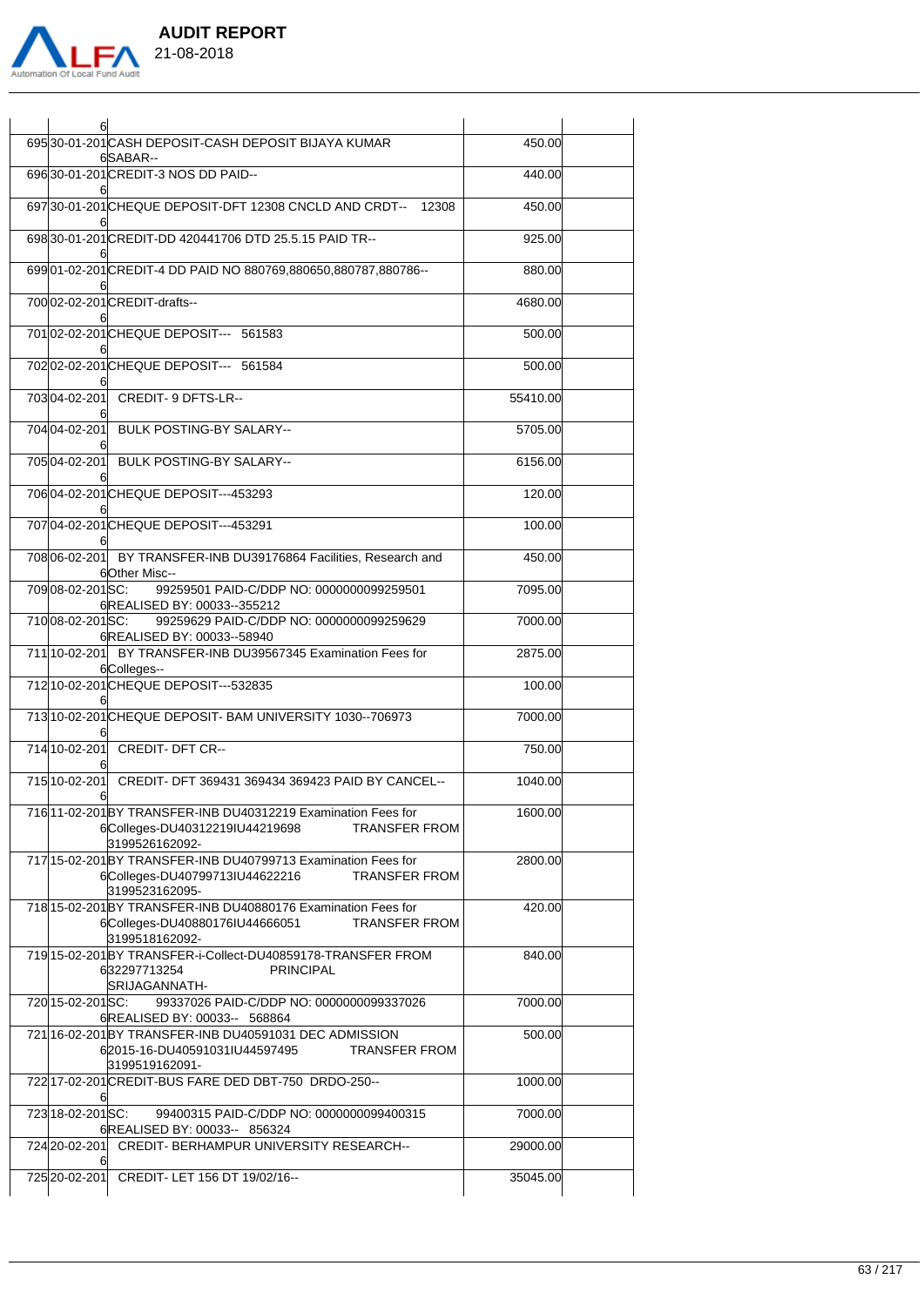| | | | |
|---|---|---|---|
| | 6 | | |
| 695 | 30-01-2016 | CASH DEPOSIT-CASH DEPOSIT BIJAYA KUMAR SABAR-- | 450.00 | |
| 696 | 30-01-2016 | CREDIT-3 NOS DD PAID-- | 440.00 | |
| 697 | 30-01-2016 | CHEQUE DEPOSIT-DFT 12308 CNCLD AND CRDT-- 12308 | 450.00 | |
| 698 | 30-01-2016 | CREDIT-DD 420441706 DTD 25.5.15 PAID TR-- | 925.00 | |
| 699 | 01-02-2016 | CREDIT-4 DD PAID NO 880769,880650,880787,880786-- | 880.00 | |
| 700 | 02-02-2016 | CREDIT-drafts-- | 4680.00 | |
| 701 | 02-02-2016 | CHEQUE DEPOSIT--- 561583 | 500.00 | |
| 702 | 02-02-2016 | CHEQUE DEPOSIT--- 561584 | 500.00 | |
| 703 | 04-02-2016 | CREDIT- 9 DFTS-LR-- | 55410.00 | |
| 704 | 04-02-2016 | BULK POSTING-BY SALARY-- | 5705.00 | |
| 705 | 04-02-2016 | BULK POSTING-BY SALARY-- | 6156.00 | |
| 706 | 04-02-2016 | CHEQUE DEPOSIT---453293 | 120.00 | |
| 707 | 04-02-2016 | CHEQUE DEPOSIT---453291 | 100.00 | |
| 708 | 06-02-2016 | BY TRANSFER-INB DU39176864 Facilities, Research and Other Misc-- | 450.00 | |
| 709 | 08-02-2016 | SC: 99259501 PAID-C/DDP NO: 0000000099259501 REALISED BY: 00033--355212 | 7095.00 | |
| 710 | 08-02-2016 | SC: 99259629 PAID-C/DDP NO: 0000000099259629 REALISED BY: 00033--58940 | 7000.00 | |
| 711 | 10-02-2016 | BY TRANSFER-INB DU39567345 Examination Fees for Colleges-- | 2875.00 | |
| 712 | 10-02-2016 | CHEQUE DEPOSIT---532835 | 100.00 | |
| 713 | 10-02-2016 | CHEQUE DEPOSIT- BAM UNIVERSITY 1030--706973 | 7000.00 | |
| 714 | 10-02-2016 | CREDIT- DFT CR-- | 750.00 | |
| 715 | 10-02-2016 | CREDIT- DFT 369431 369434 369423 PAID BY CANCEL-- | 1040.00 | |
| 716 | 11-02-2016 | BY TRANSFER-INB DU40312219 Examination Fees for Colleges-DU40312219IU44219698 TRANSFER FROM 3199526162092- | 1600.00 | |
| 717 | 15-02-2016 | BY TRANSFER-INB DU40799713 Examination Fees for Colleges-DU40799713IU44622216 TRANSFER FROM 3199523162095- | 2800.00 | |
| 718 | 15-02-2016 | BY TRANSFER-INB DU40880176 Examination Fees for Colleges-DU40880176IU44666051 TRANSFER FROM 3199518162092- | 420.00 | |
| 719 | 15-02-2016 | BY TRANSFER-i-Collect-DU40859178-TRANSFER FROM 32297713254 PRINCIPAL SRIJAGANNATH- | 840.00 | |
| 720 | 15-02-2016 | SC: 99337026 PAID-C/DDP NO: 0000000099337026 REALISED BY: 00033-- 568864 | 7000.00 | |
| 721 | 16-02-2016 | BY TRANSFER-INB DU40591031 DEC ADMISSION 2015-16-DU40591031IU44597495 TRANSFER FROM 3199519162091- | 500.00 | |
| 722 | 17-02-2016 | CREDIT-BUS FARE DED DBT-750 DRDO-250-- | 1000.00 | |
| 723 | 18-02-2016 | SC: 99400315 PAID-C/DDP NO: 0000000099400315 REALISED BY: 00033-- 856324 | 7000.00 | |
| 724 | 20-02-2016 | CREDIT- BERHAMPUR UNIVERSITY RESEARCH-- | 29000.00 | |
| 725 | 20-02-201 | CREDIT- LET 156 DT 19/02/16-- | 35045.00 | |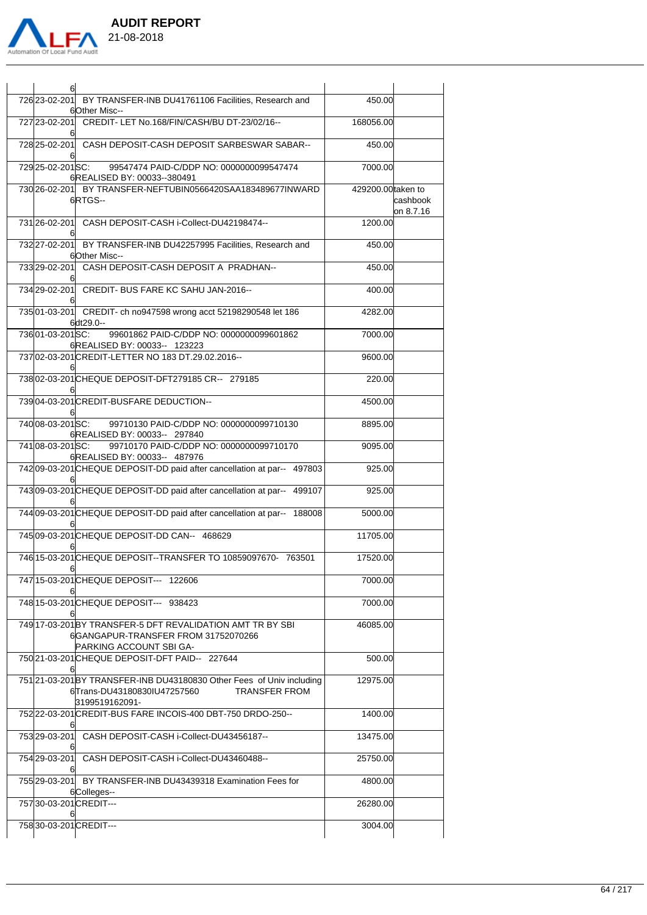| | | | | |
|---|---|---|---|---|
| | 6 | | | |
| 726 | 23-02-2016 | BY TRANSFER-INB DU41761106 Facilities, Research and Other Misc-- | 450.00 | |
| 727 | 23-02-2016 | CREDIT- LET No.168/FIN/CASH/BU DT-23/02/16-- | 168056.00 | |
| 728 | 25-02-2016 | CASH DEPOSIT-CASH DEPOSIT SARBESWAR SABAR-- | 450.00 | |
| 729 | 25-02-2016 | SC: 99547474 PAID-C/DDP NO: 0000000099547474 REALISED BY: 00033--380491 | 7000.00 | |
| 730 | 26-02-2016 | BY TRANSFER-NEFTUBIN0566420SAA183489677INWARD RTGS-- | 429200.00 | taken to cashbook on 8.7.16 |
| 731 | 26-02-2016 | CASH DEPOSIT-CASH i-Collect-DU42198474-- | 1200.00 | |
| 732 | 27-02-2016 | BY TRANSFER-INB DU42257995 Facilities, Research and Other Misc-- | 450.00 | |
| 733 | 29-02-2016 | CASH DEPOSIT-CASH DEPOSIT A PRADHAN-- | 450.00 | |
| 734 | 29-02-2016 | CREDIT- BUS FARE KC SAHU JAN-2016-- | 400.00 | |
| 735 | 01-03-2016 | CREDIT- ch no947598 wrong acct 52198290548 let 186 dt29.0-- | 4282.00 | |
| 736 | 01-03-2016 | SC: 99601862 PAID-C/DDP NO: 0000000099601862 REALISED BY: 00033-- 123223 | 7000.00 | |
| 737 | 02-03-2016 | CREDIT-LETTER NO 183 DT.29.02.2016-- | 9600.00 | |
| 738 | 02-03-2016 | CHEQUE DEPOSIT-DFT279185 CR-- 279185 | 220.00 | |
| 739 | 04-03-2016 | CREDIT-BUSFARE DEDUCTION-- | 4500.00 | |
| 740 | 08-03-2016 | SC: 99710130 PAID-C/DDP NO: 0000000099710130 REALISED BY: 00033-- 297840 | 8895.00 | |
| 741 | 08-03-2016 | SC: 99710170 PAID-C/DDP NO: 0000000099710170 REALISED BY: 00033-- 487976 | 9095.00 | |
| 742 | 09-03-2016 | CHEQUE DEPOSIT-DD paid after cancellation at par-- 497803 | 925.00 | |
| 743 | 09-03-2016 | CHEQUE DEPOSIT-DD paid after cancellation at par-- 499107 | 925.00 | |
| 744 | 09-03-2016 | CHEQUE DEPOSIT-DD paid after cancellation at par-- 188008 | 5000.00 | |
| 745 | 09-03-2016 | CHEQUE DEPOSIT-DD CAN-- 468629 | 11705.00 | |
| 746 | 15-03-2016 | CHEQUE DEPOSIT--TRANSFER TO 10859097670- 763501 | 17520.00 | |
| 747 | 15-03-2016 | CHEQUE DEPOSIT--- 122606 | 7000.00 | |
| 748 | 15-03-2016 | CHEQUE DEPOSIT--- 938423 | 7000.00 | |
| 749 | 17-03-2016 | BY TRANSFER-5 DFT REVALIDATION AMT TR BY SBI GANGAPUR-TRANSFER FROM 31752070266 PARKING ACCOUNT SBI GA- | 46085.00 | |
| 750 | 21-03-2016 | CHEQUE DEPOSIT-DFT PAID-- 227644 | 500.00 | |
| 751 | 21-03-2016 | BY TRANSFER-INB DU43180830 Other Fees of Univ including Trans-DU43180830IU47257560 TRANSFER FROM 3199519162091- | 12975.00 | |
| 752 | 22-03-2016 | CREDIT-BUS FARE INCOIS-400 DBT-750 DRDO-250-- | 1400.00 | |
| 753 | 29-03-2016 | CASH DEPOSIT-CASH i-Collect-DU43456187-- | 13475.00 | |
| 754 | 29-03-2016 | CASH DEPOSIT-CASH i-Collect-DU43460488-- | 25750.00 | |
| 755 | 29-03-2016 | BY TRANSFER-INB DU43439318 Examination Fees for Colleges-- | 4800.00 | |
| 757 | 30-03-2016 | CREDIT--- | 26280.00 | |
| 758 | 30-03-2016 | CREDIT--- | 3004.00 | |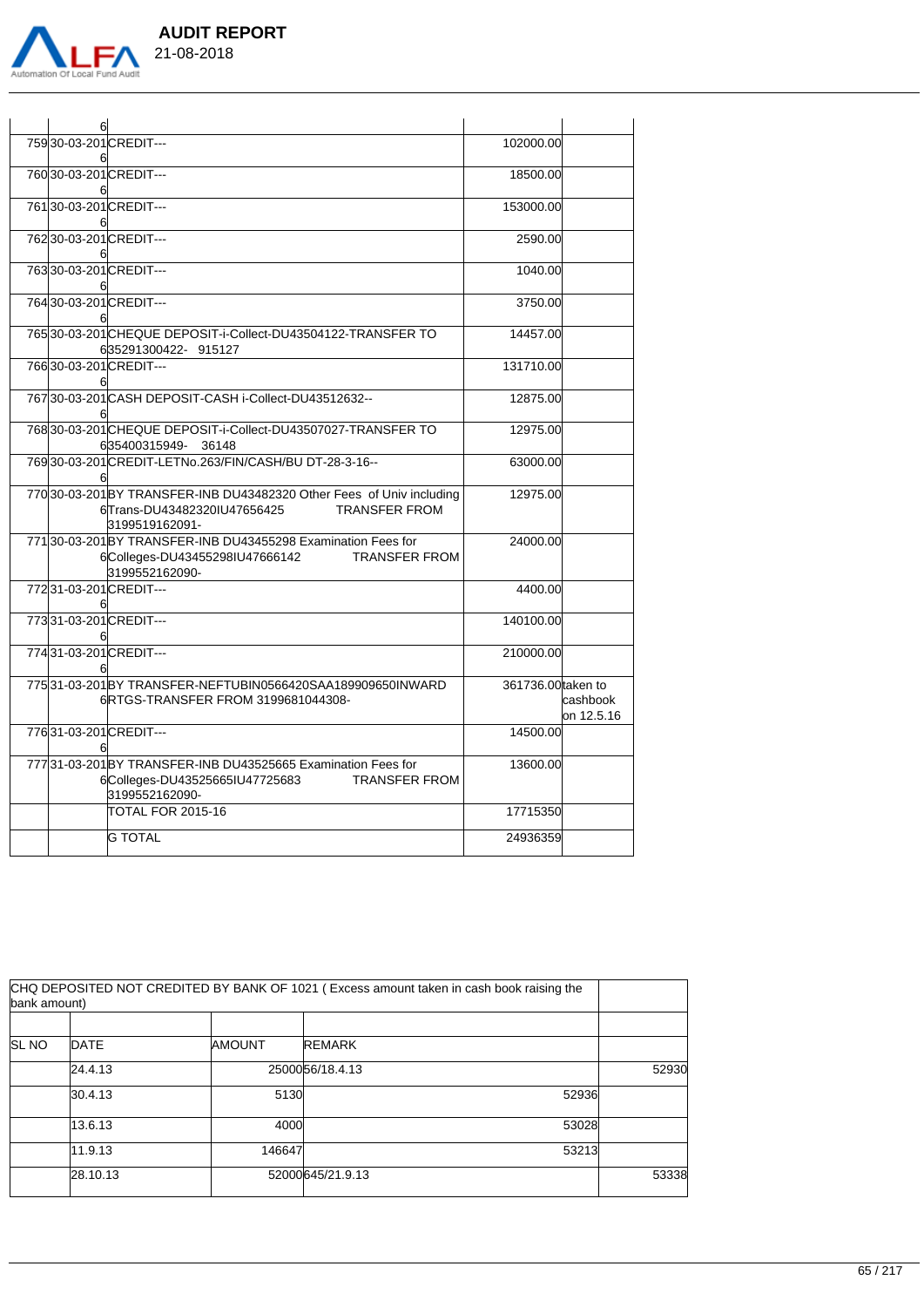| | | | | |
|---|---|---|---|---|
| | 6 | | | |
| 759 | 30-03-2016 | CREDIT--- | 102000.00 | |
| 760 | 30-03-2016 | CREDIT--- | 18500.00 | |
| 761 | 30-03-2016 | CREDIT--- | 153000.00 | |
| 762 | 30-03-2016 | CREDIT--- | 2590.00 | |
| 763 | 30-03-2016 | CREDIT--- | 1040.00 | |
| 764 | 30-03-2016 | CREDIT--- | 3750.00 | |
| 765 | 30-03-2016 | CHEQUE DEPOSIT-i-Collect-DU43504122-TRANSFER TO 35291300422- 915127 | 14457.00 | |
| 766 | 30-03-2016 | CREDIT--- | 131710.00 | |
| 767 | 30-03-2016 | CASH DEPOSIT-CASH i-Collect-DU43512632-- | 12875.00 | |
| 768 | 30-03-2016 | CHEQUE DEPOSIT-i-Collect-DU43507027-TRANSFER TO 35400315949- 36148 | 12975.00 | |
| 769 | 30-03-2016 | CREDIT-LETNo.263/FIN/CASH/BU DT-28-3-16-- | 63000.00 | |
| 770 | 30-03-2016 | BY TRANSFER-INB DU43482320 Other Fees of Univ including Trans-DU43482320IU47656425 TRANSFER FROM 3199519162091- | 12975.00 | |
| 771 | 30-03-2016 | BY TRANSFER-INB DU43455298 Examination Fees for Colleges-DU43455298IU47666142 TRANSFER FROM 3199552162090- | 24000.00 | |
| 772 | 31-03-2016 | CREDIT--- | 4400.00 | |
| 773 | 31-03-2016 | CREDIT--- | 140100.00 | |
| 774 | 31-03-2016 | CREDIT--- | 210000.00 | |
| 775 | 31-03-2016 | BY TRANSFER-NEFTUBIN0566420SAA189909650INWARD RTGS-TRANSFER FROM 3199681044308- | 361736.00 | taken to cashbook on 12.5.16 |
| 776 | 31-03-2016 | CREDIT--- | 14500.00 | |
| 777 | 31-03-2016 | BY TRANSFER-INB DU43525665 Examination Fees for Colleges-DU43525665IU47725683 TRANSFER FROM 3199552162090- | 13600.00 | |
| | | TOTAL FOR 2015-16 | 17715350 | |
| | | G TOTAL | 24936359 | |

| CHQ DEPOSITED NOT CREDITED BY BANK OF 1021 ( Excess amount taken in cash book raising the bank amount) | | | | |
|---|---|---|---|---|
| | | | | |
| SL NO | DATE | AMOUNT | REMARK | |
| | 24.4.13 | 25000 | 56/18.4.13 | 52930 |
| | 30.4.13 | 5130 | 52936 | |
| | 13.6.13 | 4000 | 53028 | |
| | 11.9.13 | 146647 | 53213 | |
| | 28.10.13 | 52000 | 645/21.9.13 | 53338 |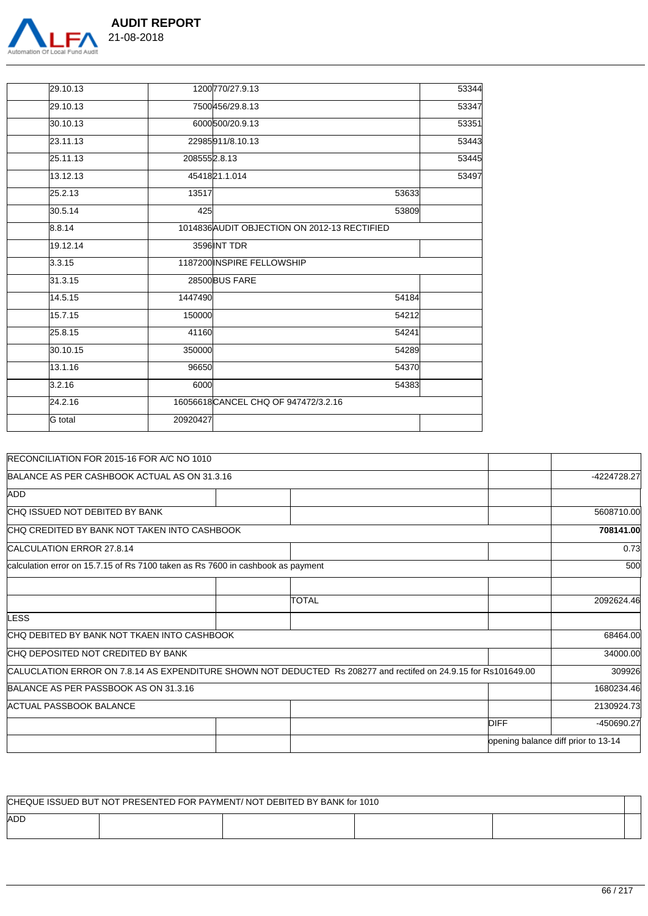**AUDIT REPORT**
21-08-2018

| | | | | |
|---|---|---|---|---|
| | 29.10.13 | 1200 | 770/27.9.13 | 53344 |
| | 29.10.13 | 7500 | 456/29.8.13 | 53347 |
| | 30.10.13 | 6000 | 500/20.9.13 | 53351 |
| | 23.11.13 | 22985 | 911/8.10.13 | 53443 |
| | 25.11.13 | 20855 | 52.8.13 | 53445 |
| | 13.12.13 | 45418 | 21.1.014 | 53497 |
| | 25.2.13 | 13517 | 53633 | |
| | 30.5.14 | 425 | 53809 | |
| | 8.8.14 | 1014836 | AUDIT OBJECTION ON 2012-13 RECTIFIED | |
| | 19.12.14 | 3596 | INT TDR | |
| | 3.3.15 | 1187200 | INSPIRE FELLOWSHIP | |
| | 31.3.15 | 28500 | BUS FARE | |
| | 14.5.15 | 1447490 | 54184 | |
| | 15.7.15 | 150000 | 54212 | |
| | 25.8.15 | 41160 | 54241 | |
| | 30.10.15 | 350000 | 54289 | |
| | 13.1.16 | 96650 | 54370 | |
| | 3.2.16 | 6000 | 54383 | |
| | 24.2.16 | 16056618 | CANCEL CHQ OF 947472/3.2.16 | |
| | G total | 20920427 | | |

| | | | | |
|---|---|---|---|---|
| RECONCILIATION FOR 2015-16 FOR A/C NO 1010 | | | | |
| BALANCE AS PER CASHBOOK ACTUAL AS ON 31.3.16 | | | | -4224728.27 |
| ADD | | | | |
| CHQ ISSUED NOT DEBITED BY BANK | | | | 5608710.00 |
| CHQ CREDITED BY BANK NOT TAKEN INTO CASHBOOK | | | | **708141.00** |
| CALCULATION ERROR 27.8.14 | | | | 0.73 |
| calculation error on 15.7.15 of Rs 7100 taken as Rs 7600 in cashbook as payment | | | | 500 |
| | | | | |
| | | TOTAL | | 2092624.46 |
| LESS | | | | |
| CHQ DEBITED BY BANK NOT TKAEN INTO CASHBOOK | | | | 68464.00 |
| CHQ DEPOSITED NOT CREDITED BY BANK | | | | 34000.00 |
| CALUCLATION ERROR ON 7.8.14 AS EXPENDITURE SHOWN NOT DEDUCTED Rs 208277 and rectifed on 24.9.15 for Rs101649.00 | | | | 309926 |
| BALANCE AS PER PASSBOOK AS ON 31.3.16 | | | | 1680234.46 |
| ACTUAL PASSBOOK BALANCE | | | | 2130924.73 |
| | | | DIFF | -450690.27 |
| | | | opening balance diff prior to 13-14 | |

| | | | | | |
|---|---|---|---|---|---|
| CHEQUE ISSUED BUT NOT PRESENTED FOR PAYMENT/ NOT DEBITED BY BANK for 1010 | | | | | |
| ADD | | | | | |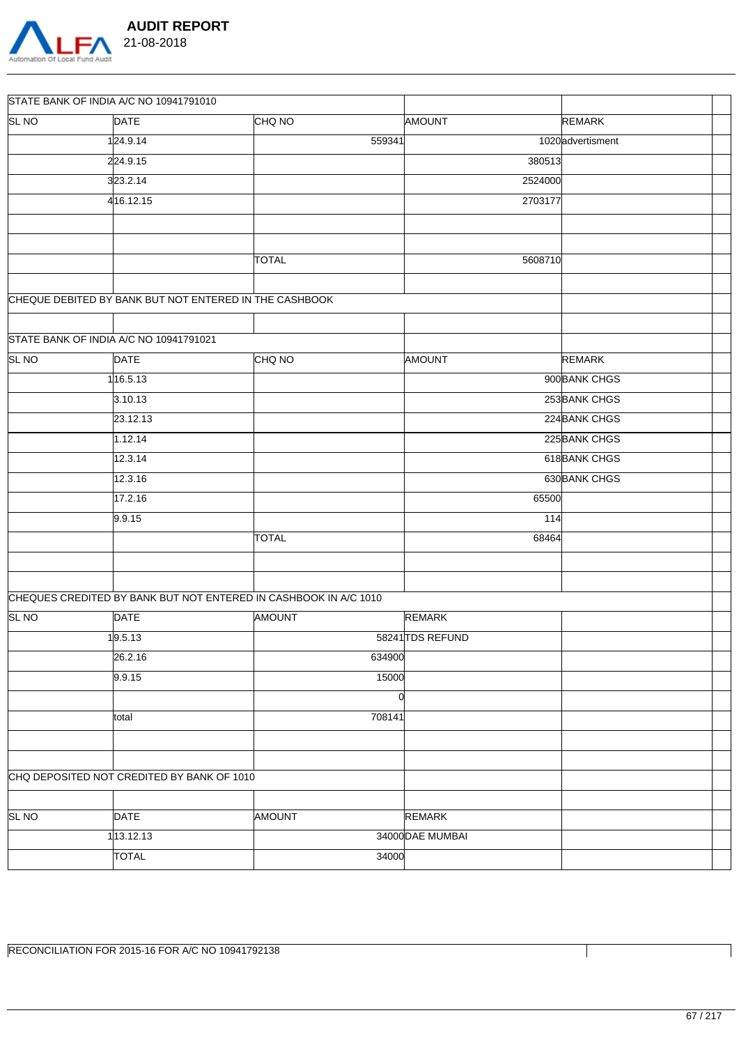| STATE BANK OF INDIA A/C NO 10941791010 | | | | |
|---|---|---|---|---|
| SL NO | DATE | CHQ NO | AMOUNT | REMARK |
| 1 | 24.9.14 | 559341 | 1020 | advertisment |
| 2 | 24.9.15 | | 380513 | |
| 3 | 23.2.14 | | 2524000 | |
| 4 | 16.12.15 | | 2703177 | |
| | | | | |
| | | | | |
| | | TOTAL | 5608710 | |

CHEQUE DEBITED BY BANK BUT NOT ENTERED IN THE CASHBOOK

| STATE BANK OF INDIA A/C NO 10941791021 | | | | |
|---|---|---|---|---|
| SL NO | DATE | CHQ NO | AMOUNT | REMARK |
| 1 | 16.5.13 | | 900 | BANK CHGS |
| | 3.10.13 | | 253 | BANK CHGS |
| | 23.12.13 | | 224 | BANK CHGS |
| | 1.12.14 | | 225 | BANK CHGS |
| | 12.3.14 | | 618 | BANK CHGS |
| | 12.3.16 | | 630 | BANK CHGS |
| | 17.2.16 | | 65500 | |
| | 9.9.15 | | 114 | |
| | | TOTAL | 68464 | |

CHEQUES CREDITED BY BANK BUT NOT ENTERED IN CASHBOOK IN A/C 1010

| SL NO | DATE | AMOUNT | REMARK |
|---|---|---|---|
| 1 | 9.5.13 | 58241 | TDS REFUND |
| | 26.2.16 | 634900 | |
| | 9.9.15 | 15000 | |
| | | 0 | |
| | total | 708141 | |

CHQ DEPOSITED NOT CREDITED BY BANK OF 1010

| SL NO | DATE | AMOUNT | REMARK |
|---|---|---|---|
| 1 | 13.12.13 | 34000 | DAE MUMBAI |
| | TOTAL | 34000 | |

RECONCILIATION FOR 2015-16 FOR A/C NO 10941792138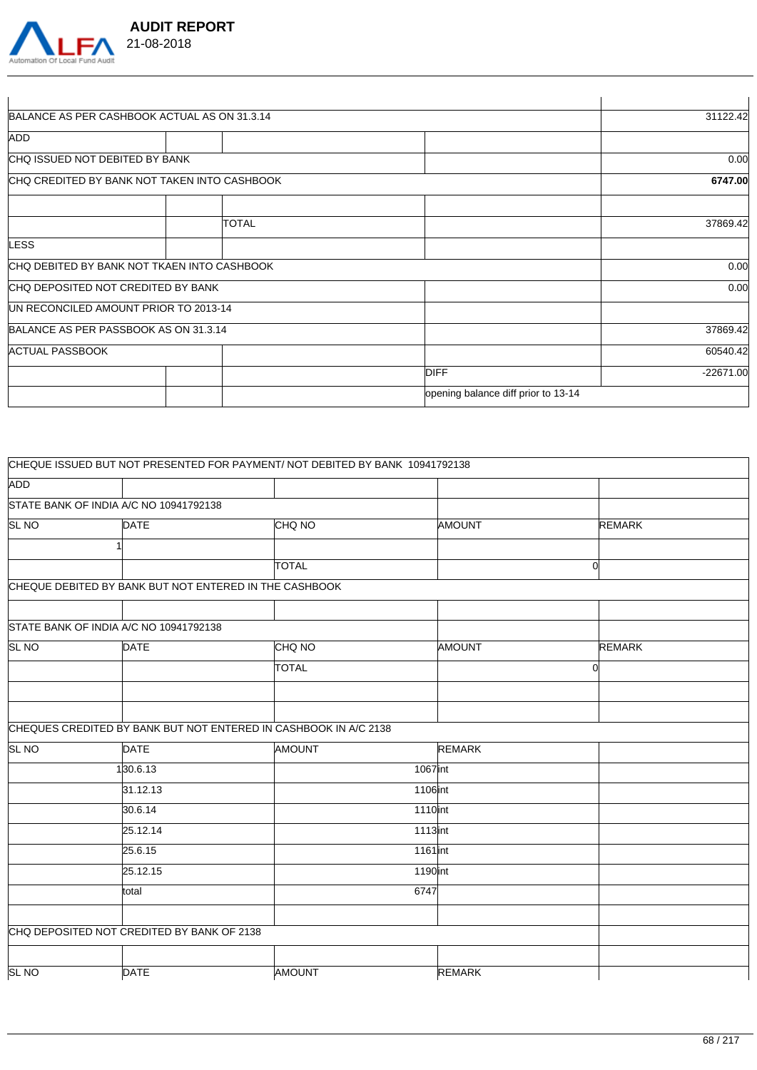| | | | | |
|---|---|---|---|---|
| BALANCE AS PER CASHBOOK ACTUAL AS ON 31.3.14 | | | | 31122.42 |
| ADD | | | | |
| CHQ ISSUED NOT DEBITED BY BANK | | | | 0.00 |
| CHQ CREDITED BY BANK NOT TAKEN INTO CASHBOOK | | | | **6747.00** |
| | | | | |
| | | TOTAL | | 37869.42 |
| LESS | | | | |
| CHQ DEBITED BY BANK NOT TKAEN INTO CASHBOOK | | | | 0.00 |
| CHQ DEPOSITED NOT CREDITED BY BANK | | | | 0.00 |
| UN RECONCILED AMOUNT PRIOR TO 2013-14 | | | | |
| BALANCE AS PER PASSBOOK AS ON 31.3.14 | | | | 37869.42 |
| ACTUAL PASSBOOK | | | | 60540.42 |
| | | | DIFF | -22671.00 |
| | | | opening balance diff prior to 13-14 | |

| | | | | |
|---|---|---|---|---|
| CHEQUE ISSUED BUT NOT PRESENTED FOR PAYMENT/ NOT DEBITED BY BANK 10941792138 | | | | |
| ADD | | | | |
| STATE BANK OF INDIA A/C NO 10941792138 | | | | |
| SL NO | DATE | CHQ NO | AMOUNT | REMARK |
| 1 | | | | |
| | | TOTAL | 0 | |
| CHEQUE DEBITED BY BANK BUT NOT ENTERED IN THE CASHBOOK | | | | |
| | | | | |
| STATE BANK OF INDIA A/C NO 10941792138 | | | | |
| SL NO | DATE | CHQ NO | AMOUNT | REMARK |
| | | TOTAL | 0 | |
| | | | | |
| | | | | |
| CHEQUES CREDITED BY BANK BUT NOT ENTERED IN CASHBOOK IN A/C 2138 | | | | |
| SL NO | DATE | AMOUNT | REMARK | |
| 1 | 30.6.13 | 1067 | int | |
| | 31.12.13 | 1106 | int | |
| | 30.6.14 | 1110 | int | |
| | 25.12.14 | 1113 | int | |
| | 25.6.15 | 1161 | int | |
| | 25.12.15 | 1190 | int | |
| | total | 6747 | | |
| | | | | |
| CHQ DEPOSITED NOT CREDITED BY BANK OF 2138 | | | | |
| | | | | |
| SL NO | DATE | AMOUNT | REMARK | |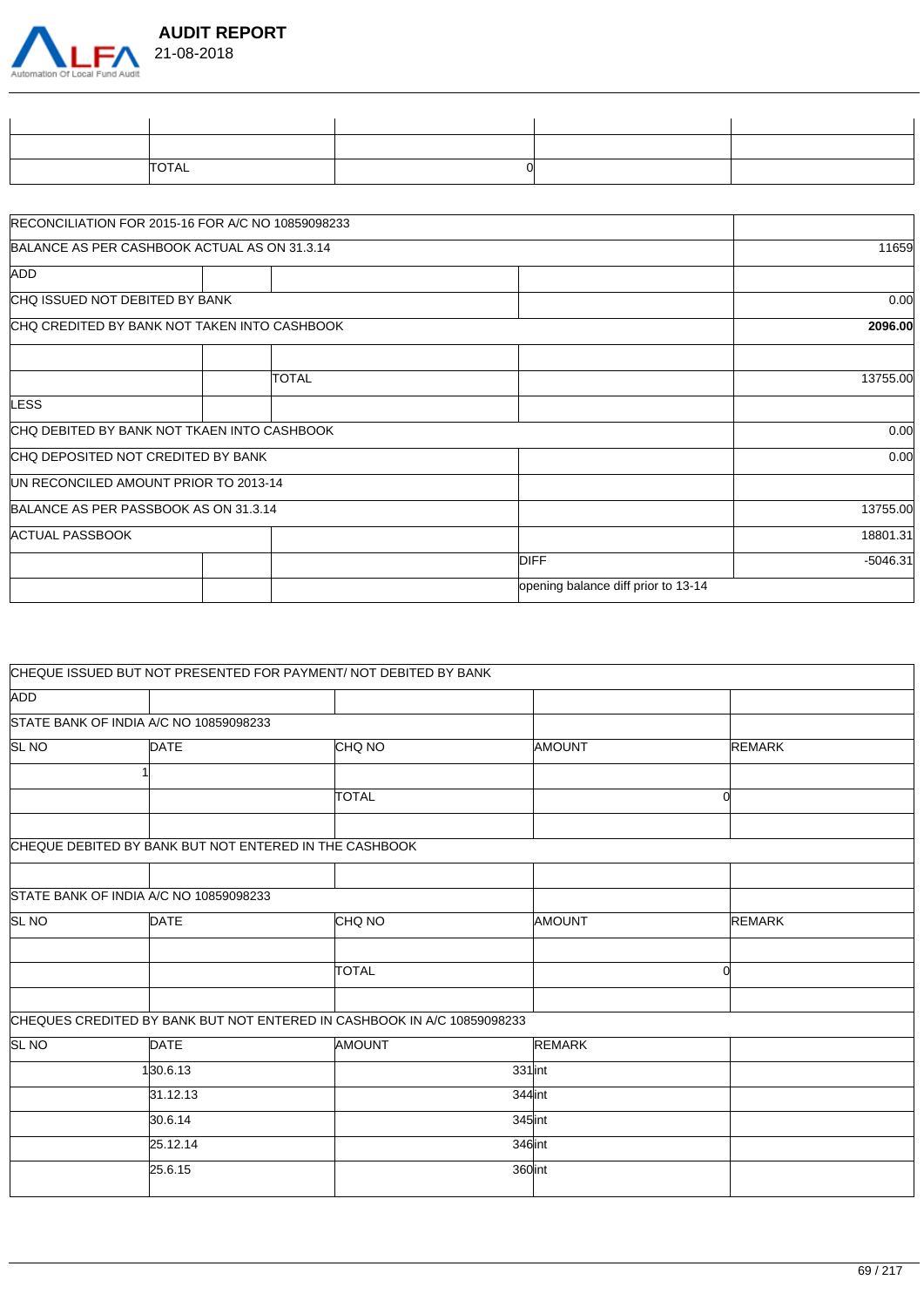| | | | | |
|---|---|---|---|---|
| | | | | |
| | | | | |
| | TOTAL | 0 | | |

| | | | | |
|---|---|---|---|---|
| RECONCILIATION FOR 2015-16 FOR A/C NO 10859098233 | | | | |
| BALANCE AS PER CASHBOOK ACTUAL AS ON 31.3.14 | | | | 11659 |
| ADD | | | | |
| CHQ ISSUED NOT DEBITED BY BANK | | | | 0.00 |
| CHQ CREDITED BY BANK NOT TAKEN INTO CASHBOOK | | | | **2096.00** |
| | | | | |
| | | TOTAL | | 13755.00 |
| LESS | | | | |
| CHQ DEBITED BY BANK NOT TKAEN INTO CASHBOOK | | | | 0.00 |
| CHQ DEPOSITED NOT CREDITED BY BANK | | | | 0.00 |
| UN RECONCILED AMOUNT PRIOR TO 2013-14 | | | | |
| BALANCE AS PER PASSBOOK AS ON 31.3.14 | | | | 13755.00 |
| ACTUAL PASSBOOK | | | | 18801.31 |
| | | | DIFF | -5046.31 |
| | | | opening balance diff prior to 13-14 | |

| | | | | |
|---|---|---|---|---|
| CHEQUE ISSUED BUT NOT PRESENTED FOR PAYMENT/ NOT DEBITED BY BANK | | | | |
| ADD | | | | |
| STATE BANK OF INDIA A/C NO 10859098233 | | | | |
| SL NO | DATE | CHQ NO | AMOUNT | REMARK |
| 1 | | | | |
| | | TOTAL | 0 | |
| | | | | |
| CHEQUE DEBITED BY BANK BUT NOT ENTERED IN THE CASHBOOK | | | | |
| | | | | |
| STATE BANK OF INDIA A/C NO 10859098233 | | | | |
| SL NO | DATE | CHQ NO | AMOUNT | REMARK |
| | | | | |
| | | TOTAL | 0 | |
| | | | | |
| CHEQUES CREDITED BY BANK BUT NOT ENTERED IN CASHBOOK IN A/C 10859098233 | | | | |
| SL NO | DATE | AMOUNT | REMARK | |
| 1 | 30.6.13 | 331 | int | |
| | 31.12.13 | 344 | int | |
| | 30.6.14 | 345 | int | |
| | 25.12.14 | 346 | int | |
| | 25.6.15 | 360 | int | |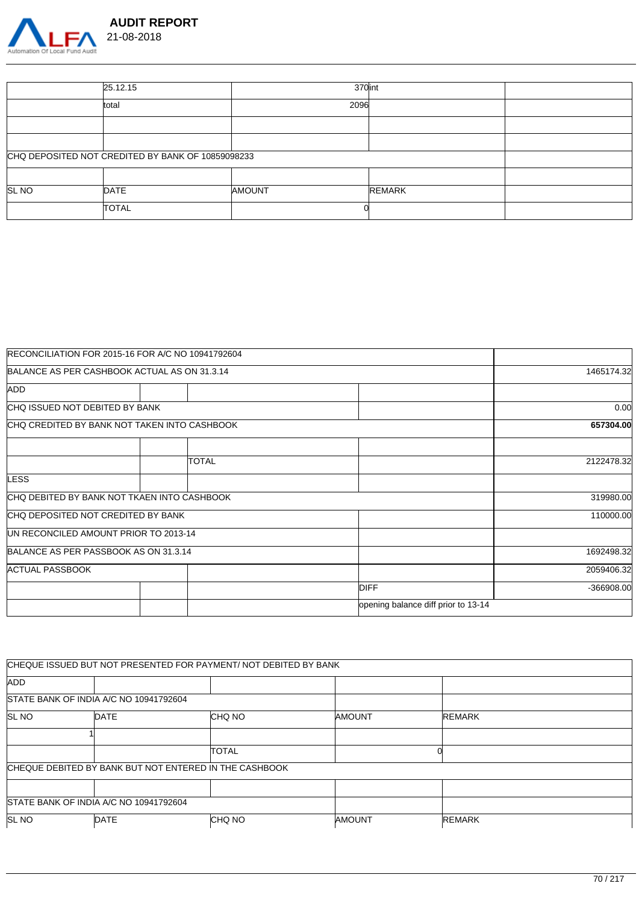| | 25.12.15 | 370 | int | |
|---|---|---|---|---|
| | total | 2096 | | |
| | | | | |
| | | | | |
| CHQ DEPOSITED NOT CREDITED BY BANK OF 10859098233 | | | | |
| | | | | |
| SL NO | DATE | AMOUNT | REMARK | |
| | TOTAL | 0 | | |

| RECONCILIATION FOR 2015-16 FOR A/C NO 10941792604 | | | | |
|---|---|---|---|---|
| BALANCE AS PER CASHBOOK ACTUAL AS ON 31.3.14 | | | | 1465174.32 |
| ADD | | | | |
| CHQ ISSUED NOT DEBITED BY BANK | | | | 0.00 |
| CHQ CREDITED BY BANK NOT TAKEN INTO CASHBOOK | | | | **657304.00** |
| | | | | |
| | | TOTAL | | 2122478.32 |
| LESS | | | | |
| CHQ DEBITED BY BANK NOT TKAEN INTO CASHBOOK | | | | 319980.00 |
| CHQ DEPOSITED NOT CREDITED BY BANK | | | | 110000.00 |
| UN RECONCILED AMOUNT PRIOR TO 2013-14 | | | | |
| BALANCE AS PER PASSBOOK AS ON 31.3.14 | | | | 1692498.32 |
| ACTUAL PASSBOOK | | | | 2059406.32 |
| | | | DIFF | -366908.00 |
| | | | opening balance diff prior to 13-14 | |

| CHEQUE ISSUED BUT NOT PRESENTED FOR PAYMENT/ NOT DEBITED BY BANK | | | | |
|---|---|---|---|---|
| ADD | | | | |
| STATE BANK OF INDIA A/C NO 10941792604 | | | | |
| SL NO | DATE | CHQ NO | AMOUNT | REMARK |
| 1 | | | | |
| | | TOTAL | 0 | |
| CHEQUE DEBITED BY BANK BUT NOT ENTERED IN THE CASHBOOK | | | | |
| | | | | |
| STATE BANK OF INDIA A/C NO 10941792604 | | | | |
| SL NO | DATE | CHQ NO | AMOUNT | REMARK |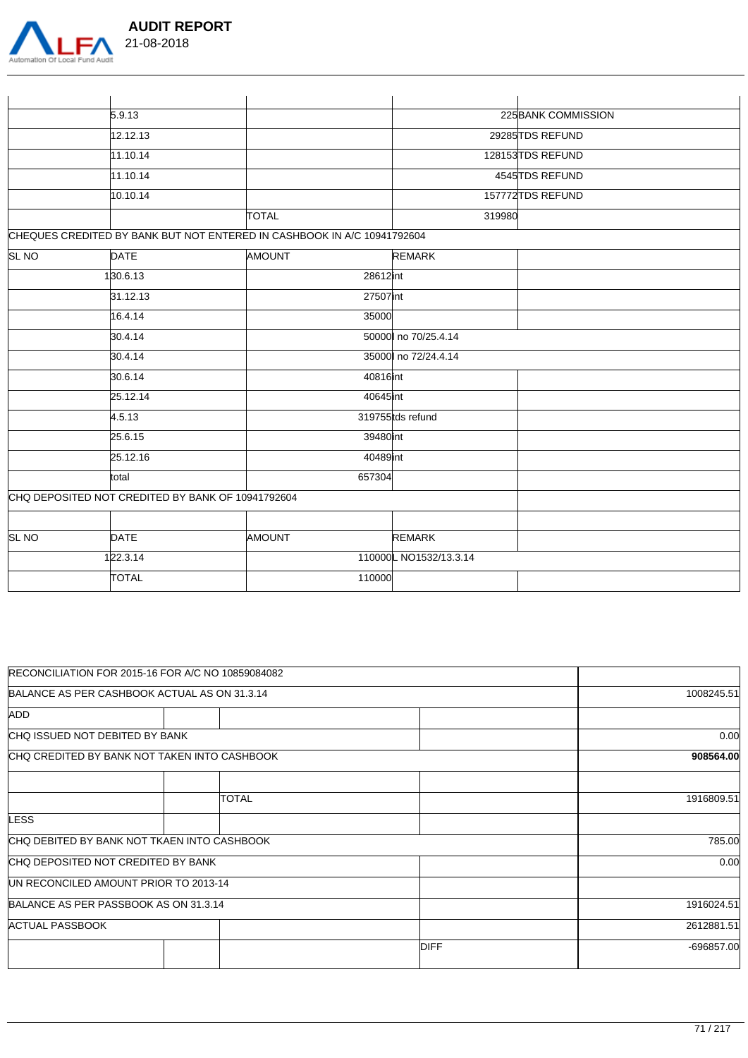**AUDIT REPORT**
21-08-2018

| | | | | |
|---|---|---|---|---|
| | 5.9.13 | | 225 | BANK COMMISSION |
| | 12.12.13 | | 29285 | TDS REFUND |
| | 11.10.14 | | 128153 | TDS REFUND |
| | 11.10.14 | | 4545 | TDS REFUND |
| | 10.10.14 | | 157772 | TDS REFUND |
| | | TOTAL | 319980 | |

CHEQUES CREDITED BY BANK BUT NOT ENTERED IN CASHBOOK IN A/C 10941792604

| SL NO | DATE | AMOUNT | REMARK | |
|---|---|---|---|---|
| 1 | 30.6.13 | 28612 | int | |
| | 31.12.13 | 27507 | int | |
| | 16.4.14 | 35000 | | |
| | 30.4.14 | 50000 | l no 70/25.4.14 | |
| | 30.4.14 | 35000 | l no 72/24.4.14 | |
| | 30.6.14 | 40816 | int | |
| | 25.12.14 | 40645 | int | |
| | 4.5.13 | 319755 | tds refund | |
| | 25.6.15 | 39480 | int | |
| | 25.12.16 | 40489 | int | |
| | total | 657304 | | |

CHQ DEPOSITED NOT CREDITED BY BANK OF 10941792604

| SL NO | DATE | AMOUNT | REMARK | |
|---|---|---|---|---|
| 1 | 22.3.14 | 110000 | L NO1532/13.3.14 | |
| | TOTAL | 110000 | | |

| RECONCILIATION FOR 2015-16 FOR A/C NO 10859084082 | | | | |
|---|---|---|---|---|
| BALANCE AS PER CASHBOOK ACTUAL AS ON 31.3.14 | | | | 1008245.51 |
| ADD | | | | |
| CHQ ISSUED NOT DEBITED BY BANK | | | | 0.00 |
| CHQ CREDITED BY BANK NOT TAKEN INTO CASHBOOK | | | | **908564.00** |
| | | | | |
| | | TOTAL | | 1916809.51 |
| LESS | | | | |
| CHQ DEBITED BY BANK NOT TKAEN INTO CASHBOOK | | | | 785.00 |
| CHQ DEPOSITED NOT CREDITED BY BANK | | | | 0.00 |
| UN RECONCILED AMOUNT PRIOR TO 2013-14 | | | | |
| BALANCE AS PER PASSBOOK AS ON 31.3.14 | | | | 1916024.51 |
| ACTUAL PASSBOOK | | | | 2612881.51 |
| | | | DIFF | -696857.00 |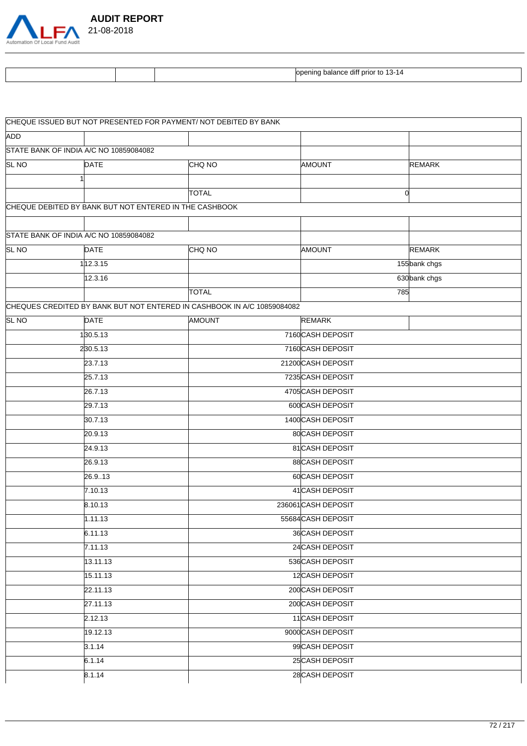| | | | opening balance diff prior to 13-14 |
|---|---|---|---|

| CHEQUE ISSUED BUT NOT PRESENTED FOR PAYMENT/ NOT DEBITED BY BANK | | | | |
|---|---|---|---|---|
| ADD | | | | |
| STATE BANK OF INDIA A/C NO 10859084082 | | | | |
| SL NO | DATE | CHQ NO | AMOUNT | REMARK |
| 1 | | | | |
| | | TOTAL | 0 | |
| CHEQUE DEBITED BY BANK BUT NOT ENTERED IN THE CASHBOOK | | | | |
| | | | | |
| STATE BANK OF INDIA A/C NO 10859084082 | | | | |
| SL NO | DATE | CHQ NO | AMOUNT | REMARK |
| 1 | 12.3.15 | | 155 | bank chgs |
| | 12.3.16 | | 630 | bank chgs |
| | | TOTAL | 785 | |

| CHEQUES CREDITED BY BANK BUT NOT ENTERED IN CASHBOOK IN A/C 10859084082 | | | | |
|---|---|---|---|---|
| SL NO | DATE | AMOUNT | REMARK | |
| 1 | 30.5.13 | 7160 | CASH DEPOSIT | |
| 2 | 30.5.13 | 7160 | CASH DEPOSIT | |
| | 23.7.13 | 21200 | CASH DEPOSIT | |
| | 25.7.13 | 7235 | CASH DEPOSIT | |
| | 26.7.13 | 4705 | CASH DEPOSIT | |
| | 29.7.13 | 600 | CASH DEPOSIT | |
| | 30.7.13 | 1400 | CASH DEPOSIT | |
| | 20.9.13 | 80 | CASH DEPOSIT | |
| | 24.9.13 | 81 | CASH DEPOSIT | |
| | 26.9.13 | 88 | CASH DEPOSIT | |
| | 26.9..13 | 60 | CASH DEPOSIT | |
| | 7.10.13 | 41 | CASH DEPOSIT | |
| | 8.10.13 | 236061 | CASH DEPOSIT | |
| | 1.11.13 | 55684 | CASH DEPOSIT | |
| | 6.11.13 | 36 | CASH DEPOSIT | |
| | 7.11.13 | 24 | CASH DEPOSIT | |
| | 13.11.13 | 536 | CASH DEPOSIT | |
| | 15.11.13 | 12 | CASH DEPOSIT | |
| | 22.11.13 | 200 | CASH DEPOSIT | |
| | 27.11.13 | 200 | CASH DEPOSIT | |
| | 2.12.13 | 11 | CASH DEPOSIT | |
| | 19.12.13 | 9000 | CASH DEPOSIT | |
| | 3.1.14 | 99 | CASH DEPOSIT | |
| | 6.1.14 | 25 | CASH DEPOSIT | |
| | 8.1.14 | 28 | CASH DEPOSIT | |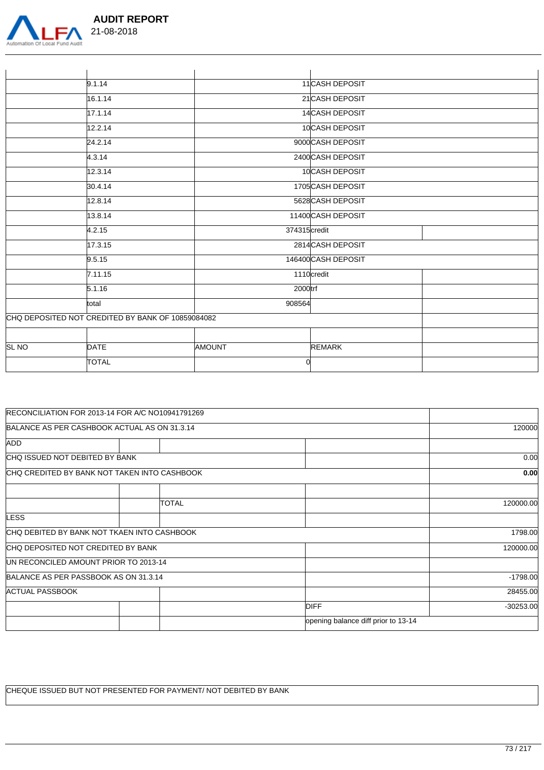| | | | | |
|---|---|---|---|---|
| | 9.1.14 | 11 | CASH DEPOSIT | |
| | 16.1.14 | 21 | CASH DEPOSIT | |
| | 17.1.14 | 14 | CASH DEPOSIT | |
| | 12.2.14 | 10 | CASH DEPOSIT | |
| | 24.2.14 | 9000 | CASH DEPOSIT | |
| | 4.3.14 | 2400 | CASH DEPOSIT | |
| | 12.3.14 | 10 | CASH DEPOSIT | |
| | 30.4.14 | 1705 | CASH DEPOSIT | |
| | 12.8.14 | 5628 | CASH DEPOSIT | |
| | 13.8.14 | 11400 | CASH DEPOSIT | |
| | 4.2.15 | 374315 | credit | |
| | 17.3.15 | 2814 | CASH DEPOSIT | |
| | 9.5.15 | 146400 | CASH DEPOSIT | |
| | 7.11.15 | 1110 | credit | |
| | 5.1.16 | 2000 | trf | |
| | total | 908564 | | |
| CHQ DEPOSITED NOT CREDITED BY BANK OF 10859084082 | | | | |
| | | | | |
| SL NO | DATE | AMOUNT | REMARK | |
| | TOTAL | 0 | | |

| | | | | |
|---|---|---|---|---|
| RECONCILIATION FOR 2013-14 FOR A/C NO10941791269 | | | | |
| BALANCE AS PER CASHBOOK ACTUAL AS ON 31.3.14 | | | | 120000 |
| ADD | | | | |
| CHQ ISSUED NOT DEBITED BY BANK | | | | 0.00 |
| CHQ CREDITED BY BANK NOT TAKEN INTO CASHBOOK | | | | **0.00** |
| | | | | |
| | | TOTAL | | 120000.00 |
| LESS | | | | |
| CHQ DEBITED BY BANK NOT TKAEN INTO CASHBOOK | | | | 1798.00 |
| CHQ DEPOSITED NOT CREDITED BY BANK | | | | 120000.00 |
| UN RECONCILED AMOUNT PRIOR TO 2013-14 | | | | |
| BALANCE AS PER PASSBOOK AS ON 31.3.14 | | | | -1798.00 |
| ACTUAL PASSBOOK | | | | 28455.00 |
| | | | DIFF | -30253.00 |
| | | | opening balance diff prior to 13-14 | |

| |
|---|
| CHEQUE ISSUED BUT NOT PRESENTED FOR PAYMENT/ NOT DEBITED BY BANK |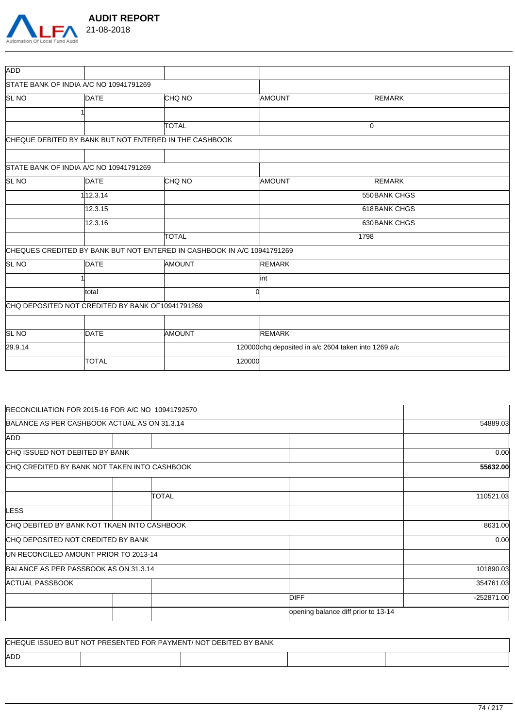| | | | | |
|---|---|---|---|---|
| ADD | | | | |
| STATE BANK OF INDIA A/C NO 10941791269 | | | | |
| SL NO | DATE | CHQ NO | AMOUNT | REMARK |
| 1 | | | | |
| | | TOTAL | 0 | |
| CHEQUE DEBITED BY BANK BUT NOT ENTERED IN THE CASHBOOK | | | | |
| | | | | |
| STATE BANK OF INDIA A/C NO 10941791269 | | | | |
| SL NO | DATE | CHQ NO | AMOUNT | REMARK |
| 1 | 12.3.14 | | 550 | BANK CHGS |
| | 12.3.15 | | 618 | BANK CHGS |
| | 12.3.16 | | 630 | BANK CHGS |
| | | TOTAL | 1798 | |
| CHEQUES CREDITED BY BANK BUT NOT ENTERED IN CASHBOOK IN A/C 10941791269 | | | | |
| SL NO | DATE | AMOUNT | REMARK | |
| 1 | | | int | |
| | total | 0 | | |
| CHQ DEPOSITED NOT CREDITED BY BANK OF10941791269 | | | | |
| | | | | |
| SL NO | DATE | AMOUNT | REMARK | |
| 29.9.14 | | 120000 | chq deposited in a/c 2604 taken into 1269 a/c | |
| | TOTAL | 120000 | | |

| | | | | |
|---|---|---|---|---|
| RECONCILIATION FOR 2015-16 FOR A/C NO 10941792570 | | | | |
| BALANCE AS PER CASHBOOK ACTUAL AS ON 31.3.14 | | | | 54889.03 |
| ADD | | | | |
| CHQ ISSUED NOT DEBITED BY BANK | | | | 0.00 |
| CHQ CREDITED BY BANK NOT TAKEN INTO CASHBOOK | | | | **55632.00** |
| | | | | |
| | | TOTAL | | 110521.03 |
| LESS | | | | |
| CHQ DEBITED BY BANK NOT TKAEN INTO CASHBOOK | | | | 8631.00 |
| CHQ DEPOSITED NOT CREDITED BY BANK | | | | 0.00 |
| UN RECONCILED AMOUNT PRIOR TO 2013-14 | | | | |
| BALANCE AS PER PASSBOOK AS ON 31.3.14 | | | | 101890.03 |
| ACTUAL PASSBOOK | | | | 354761.03 |
| | | | DIFF | -252871.00 |
| | | | opening balance diff prior to 13-14 | |

| | | | | |
|---|---|---|---|---|
| CHEQUE ISSUED BUT NOT PRESENTED FOR PAYMENT/ NOT DEBITED BY BANK | | | | |
| ADD | | | | |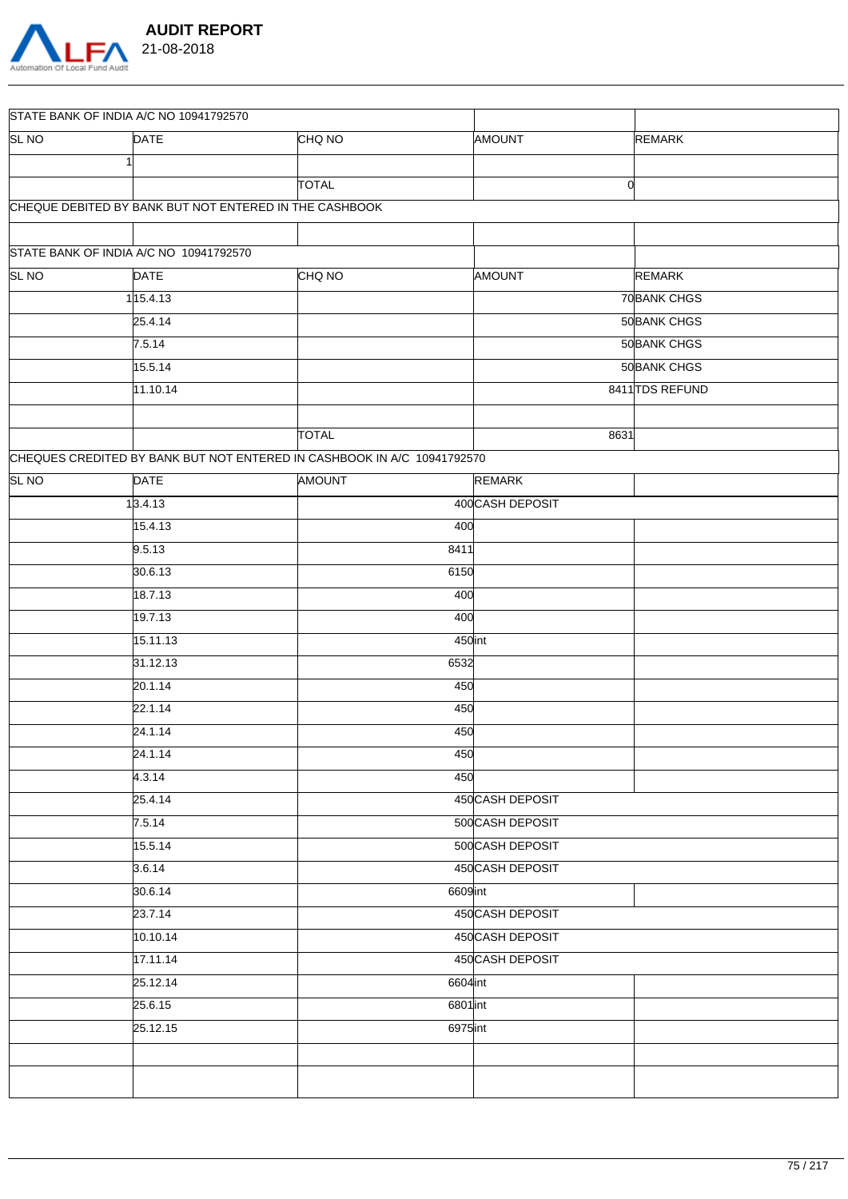**AUDIT REPORT**

21-08-2018

| STATE BANK OF INDIA A/C NO 10941792570 | | | | |
|---|---|---|---|---|
| SL NO | DATE | CHQ NO | AMOUNT | REMARK |
| 1 | | | | |
| | | TOTAL | 0 | |

CHEQUE DEBITED BY BANK BUT NOT ENTERED IN THE CASHBOOK

| STATE BANK OF INDIA A/C NO 10941792570 | | | | |
|---|---|---|---|---|
| SL NO | DATE | CHQ NO | AMOUNT | REMARK |
| 1 | 15.4.13 | | 70 | BANK CHGS |
| | 25.4.14 | | 50 | BANK CHGS |
| | 7.5.14 | | 50 | BANK CHGS |
| | 15.5.14 | | 50 | BANK CHGS |
| | 11.10.14 | | 8411 | TDS REFUND |
| | | | | |
| | | TOTAL | 8631 | |

CHEQUES CREDITED BY BANK BUT NOT ENTERED IN CASHBOOK IN A/C 10941792570

| SL NO | DATE | AMOUNT | REMARK | |
|---|---|---|---|---|
| 1 | 3.4.13 | 400 | CASH DEPOSIT | |
| | 15.4.13 | 400 | | |
| | 9.5.13 | 8411 | | |
| | 30.6.13 | 6150 | | |
| | 18.7.13 | 400 | | |
| | 19.7.13 | 400 | | |
| | 15.11.13 | 450 | int | |
| | 31.12.13 | 6532 | | |
| | 20.1.14 | 450 | | |
| | 22.1.14 | 450 | | |
| | 24.1.14 | 450 | | |
| | 24.1.14 | 450 | | |
| | 4.3.14 | 450 | | |
| | 25.4.14 | 450 | CASH DEPOSIT | |
| | 7.5.14 | 500 | CASH DEPOSIT | |
| | 15.5.14 | 500 | CASH DEPOSIT | |
| | 3.6.14 | 450 | CASH DEPOSIT | |
| | 30.6.14 | 6609 | int | |
| | 23.7.14 | 450 | CASH DEPOSIT | |
| | 10.10.14 | 450 | CASH DEPOSIT | |
| | 17.11.14 | 450 | CASH DEPOSIT | |
| | 25.12.14 | 6604 | int | |
| | 25.6.15 | 6801 | int | |
| | 25.12.15 | 6975 | int | |
| | | | | |
| | | | | |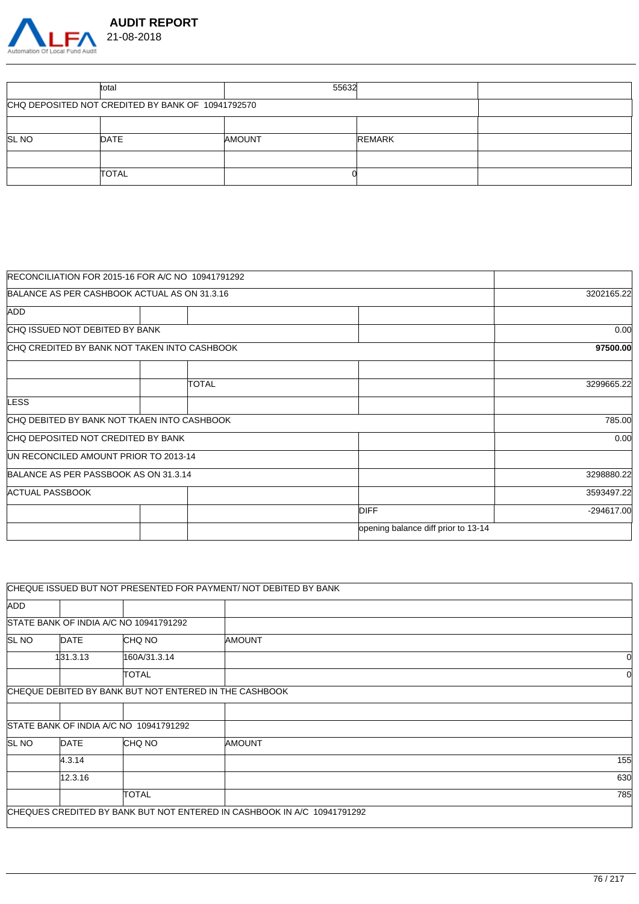| | | | | |
|---|---|---|---|---|
| | total | 55632 | | |
| CHQ DEPOSITED NOT CREDITED BY BANK OF 10941792570 | | | | |
| | | | | |
| SL NO | DATE | AMOUNT | REMARK | |
| | | | | |
| | TOTAL | 0 | | |

| | | | | |
|---|---|---|---|---|
| RECONCILIATION FOR 2015-16 FOR A/C NO 10941791292 | | | | |
| BALANCE AS PER CASHBOOK ACTUAL AS ON 31.3.16 | | | | 3202165.22 |
| ADD | | | | |
| CHQ ISSUED NOT DEBITED BY BANK | | | | 0.00 |
| CHQ CREDITED BY BANK NOT TAKEN INTO CASHBOOK | | | | **97500.00** |
| | | | | |
| | | TOTAL | | 3299665.22 |
| LESS | | | | |
| CHQ DEBITED BY BANK NOT TKAEN INTO CASHBOOK | | | | 785.00 |
| CHQ DEPOSITED NOT CREDITED BY BANK | | | | 0.00 |
| UN RECONCILED AMOUNT PRIOR TO 2013-14 | | | | |
| BALANCE AS PER PASSBOOK AS ON 31.3.14 | | | | 3298880.22 |
| ACTUAL PASSBOOK | | | | 3593497.22 |
| | | | DIFF | -294617.00 |
| | | | opening balance diff prior to 13-14 | |

| | | | |
|---|---|---|---|
| CHEQUE ISSUED BUT NOT PRESENTED FOR PAYMENT/ NOT DEBITED BY BANK | | | |
| ADD | | | |
| STATE BANK OF INDIA A/C NO 10941791292 | | | |
| SL NO | DATE | CHQ NO | AMOUNT |
| 1 | 31.3.13 | 160A/31.3.14 | 0 |
| | | TOTAL | 0 |
| CHEQUE DEBITED BY BANK BUT NOT ENTERED IN THE CASHBOOK | | | |
| | | | |
| STATE BANK OF INDIA A/C NO 10941791292 | | | |
| SL NO | DATE | CHQ NO | AMOUNT |
| | 4.3.14 | | 155 |
| | 12.3.16 | | 630 |
| | | TOTAL | 785 |
| CHEQUES CREDITED BY BANK BUT NOT ENTERED IN CASHBOOK IN A/C 10941791292 | | | |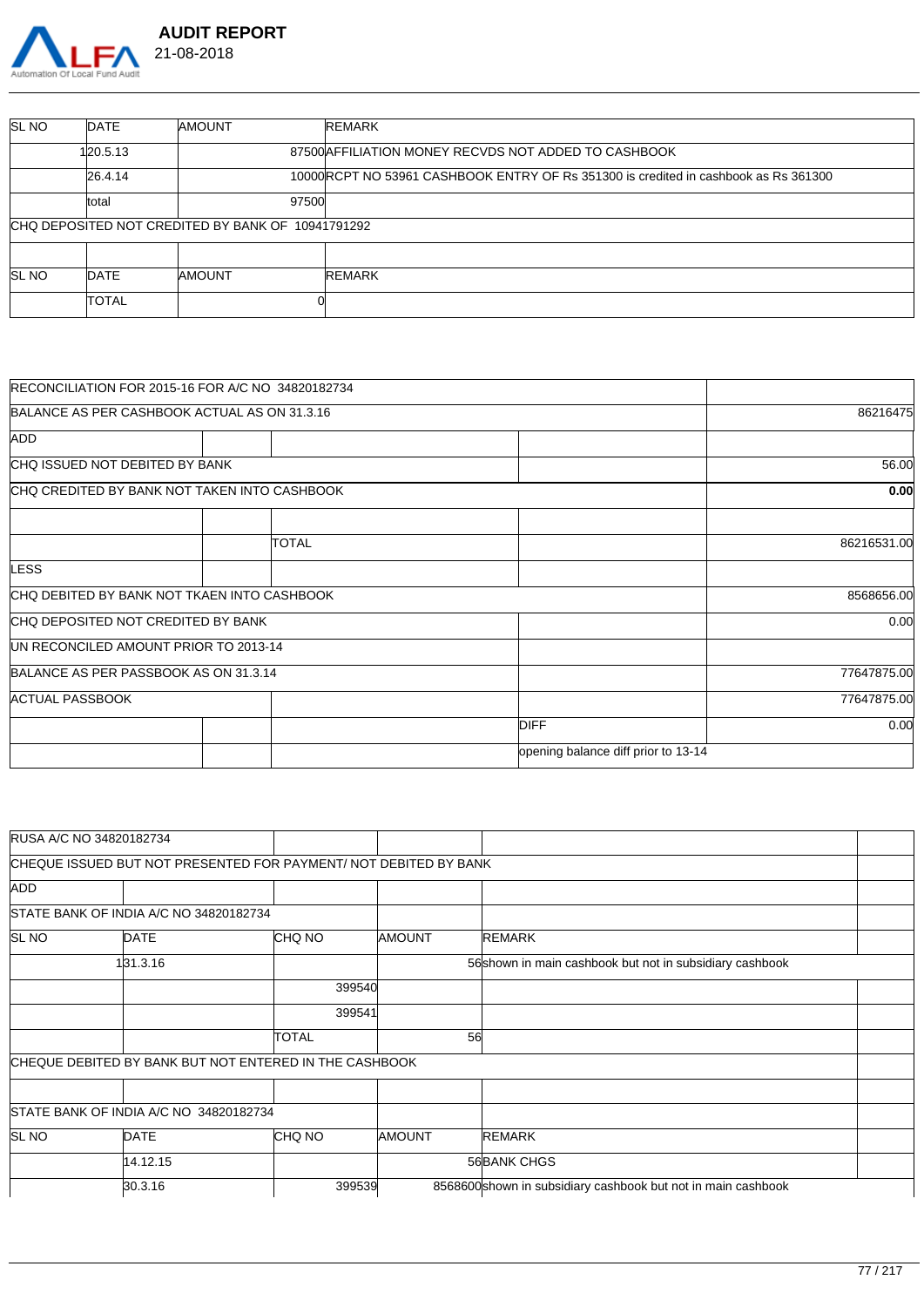| SL NO | DATE | AMOUNT | REMARK |
|---|---|---|---|
| 1 | 20.5.13 | 87500 | AFFILIATION MONEY RECVDS NOT ADDED TO CASHBOOK |
| | 26.4.14 | 10000 | RCPT NO 53961 CASHBOOK ENTRY OF Rs 351300 is credited in cashbook as Rs 361300 |
| | total | 97500 | |

| CHQ DEPOSITED NOT CREDITED BY BANK OF 10941791292 | | | |
|---|---|---|---|
| | | | |
| SL NO | DATE | AMOUNT | REMARK |
| | TOTAL | 0 | |

| RECONCILIATION FOR 2015-16 FOR A/C NO 34820182734 | | | | |
|---|---|---|---|---|
| BALANCE AS PER CASHBOOK ACTUAL AS ON 31.3.16 | | | | 86216475 |
| ADD | | | | |
| CHQ ISSUED NOT DEBITED BY BANK | | | | 56.00 |
| CHQ CREDITED BY BANK NOT TAKEN INTO CASHBOOK | | | | **0.00** |
| | | | | |
| | | TOTAL | | 86216531.00 |
| LESS | | | | |
| CHQ DEBITED BY BANK NOT TKAEN INTO CASHBOOK | | | | 8568656.00 |
| CHQ DEPOSITED NOT CREDITED BY BANK | | | | 0.00 |
| UN RECONCILED AMOUNT PRIOR TO 2013-14 | | | | |
| BALANCE AS PER PASSBOOK AS ON 31.3.14 | | | | 77647875.00 |
| ACTUAL PASSBOOK | | | | 77647875.00 |
| | | | DIFF | 0.00 |
| | | | opening balance diff prior to 13-14 | |

| RUSA A/C NO 34820182734 | | | | | |
|---|---|---|---|---|---|
| CHEQUE ISSUED BUT NOT PRESENTED FOR PAYMENT/ NOT DEBITED BY BANK | | | | | |
| ADD | | | | | |
| STATE BANK OF INDIA A/C NO 34820182734 | | | | | |
| SL NO | DATE | CHQ NO | AMOUNT | REMARK | |
| 1 | 31.3.16 | | 56 | shown in main cashbook but not in subsidiary cashbook | |
| | | 399540 | | | |
| | | 399541 | | | |
| | | TOTAL | 56 | | |
| CHEQUE DEBITED BY BANK BUT NOT ENTERED IN THE CASHBOOK | | | | | |
| | | | | | |
| STATE BANK OF INDIA A/C NO 34820182734 | | | | | |
| SL NO | DATE | CHQ NO | AMOUNT | REMARK | |
| | 14.12.15 | | 56 | BANK CHGS | |
| | 30.3.16 | 399539 | 8568600 | shown in subsidiary cashbook but not in main cashbook | |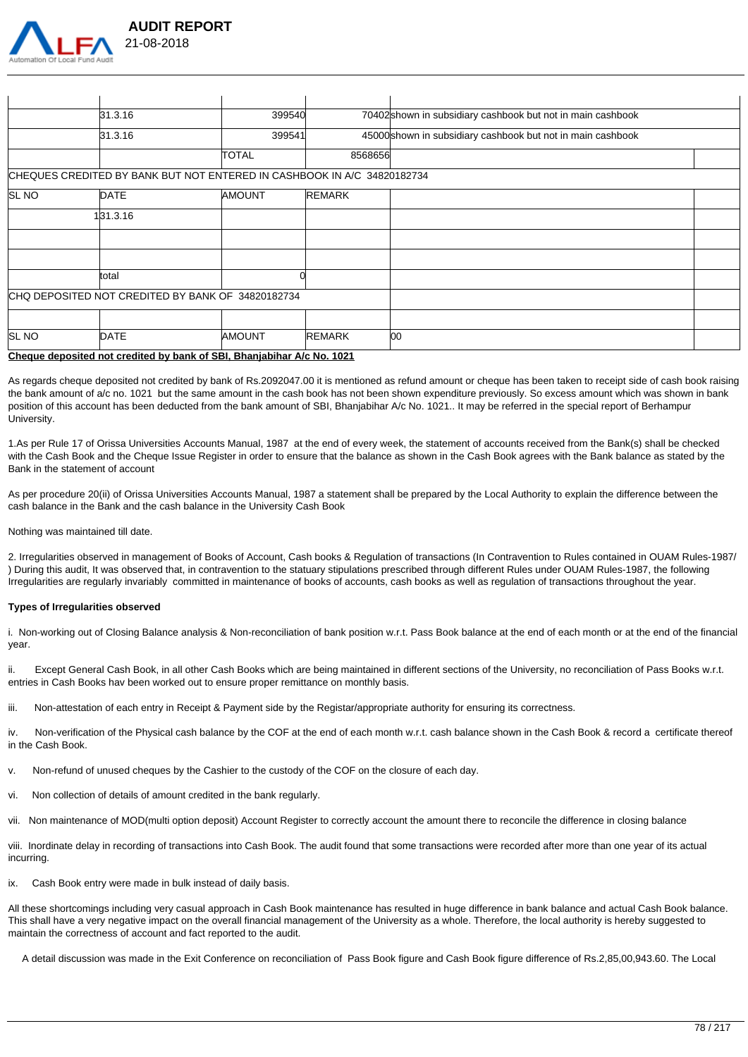| | | | | |
|---|---|---|---|---|
| | 31.3.16 | 399540 | 70402 | shown in subsidiary cashbook but not in main cashbook |
| | 31.3.16 | 399541 | 45000 | shown in subsidiary cashbook but not in main cashbook |
| | | TOTAL | 8568656 | |

| CHEQUES CREDITED BY BANK BUT NOT ENTERED IN CASHBOOK IN A/C 34820182734 | | | | |
|---|---|---|---|---|
| SL NO | DATE | AMOUNT | REMARK | |
| 1 | 31.3.16 | | | |
| | | | | |
| | | | | |
| | total | 0 | | |

| CHQ DEPOSITED NOT CREDITED BY BANK OF 34820182734 | | | | |
|---|---|---|---|---|
| | | | | |
| SL NO | DATE | AMOUNT | REMARK | 00 |

**Cheque deposited not credited by bank of SBI, Bhanjabihar A/c No. 1021**

As regards cheque deposited not credited by bank of Rs.2092047.00 it is mentioned as refund amount or cheque has been taken to receipt side of cash book raising the bank amount of a/c no. 1021 but the same amount in the cash book has not been shown expenditure previously. So excess amount which was shown in bank position of this account has been deducted from the bank amount of SBI, Bhanjabihar A/c No. 1021.. It may be referred in the special report of Berhampur University.

1.As per Rule 17 of Orissa Universities Accounts Manual, 1987 at the end of every week, the statement of accounts received from the Bank(s) shall be checked with the Cash Book and the Cheque Issue Register in order to ensure that the balance as shown in the Cash Book agrees with the Bank balance as stated by the Bank in the statement of account

As per procedure 20(ii) of Orissa Universities Accounts Manual, 1987 a statement shall be prepared by the Local Authority to explain the difference between the cash balance in the Bank and the cash balance in the University Cash Book

Nothing was maintained till date.

2. Irregularities observed in management of Books of Account, Cash books & Regulation of transactions (In Contravention to Rules contained in OUAM Rules-1987/ ) During this audit, It was observed that, in contravention to the statuary stipulations prescribed through different Rules under OUAM Rules-1987, the following Irregularities are regularly invariably committed in maintenance of books of accounts, cash books as well as regulation of transactions throughout the year.

**Types of Irregularities observed**

i. Non-working out of Closing Balance analysis & Non-reconciliation of bank position w.r.t. Pass Book balance at the end of each month or at the end of the financial year.

ii. Except General Cash Book, in all other Cash Books which are being maintained in different sections of the University, no reconciliation of Pass Books w.r.t. entries in Cash Books hav been worked out to ensure proper remittance on monthly basis.

iii. Non-attestation of each entry in Receipt & Payment side by the Registar/appropriate authority for ensuring its correctness.

iv. Non-verification of the Physical cash balance by the COF at the end of each month w.r.t. cash balance shown in the Cash Book & record a certificate thereof in the Cash Book.

v. Non-refund of unused cheques by the Cashier to the custody of the COF on the closure of each day.

vi. Non collection of details of amount credited in the bank regularly.

vii. Non maintenance of MOD(multi option deposit) Account Register to correctly account the amount there to reconcile the difference in closing balance

viii. Inordinate delay in recording of transactions into Cash Book. The audit found that some transactions were recorded after more than one year of its actual incurring.

ix. Cash Book entry were made in bulk instead of daily basis.

All these shortcomings including very casual approach in Cash Book maintenance has resulted in huge difference in bank balance and actual Cash Book balance. This shall have a very negative impact on the overall financial management of the University as a whole. Therefore, the local authority is hereby suggested to maintain the correctness of account and fact reported to the audit.

A detail discussion was made in the Exit Conference on reconciliation of Pass Book figure and Cash Book figure difference of Rs.2,85,00,943.60. The Local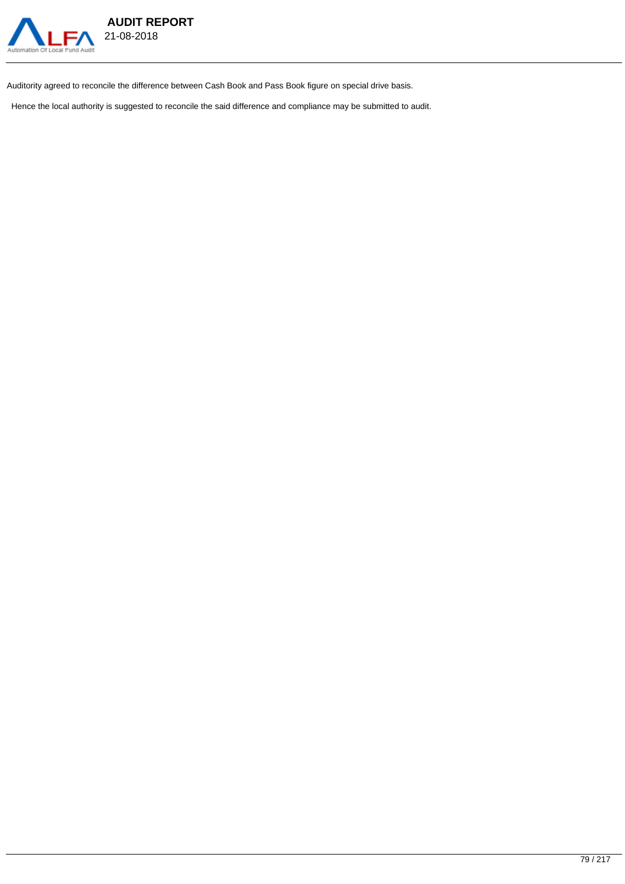Auditority agreed to reconcile the difference between Cash Book and Pass Book figure on special drive basis.

Hence the local authority is suggested to reconcile the said difference and compliance may be submitted to audit.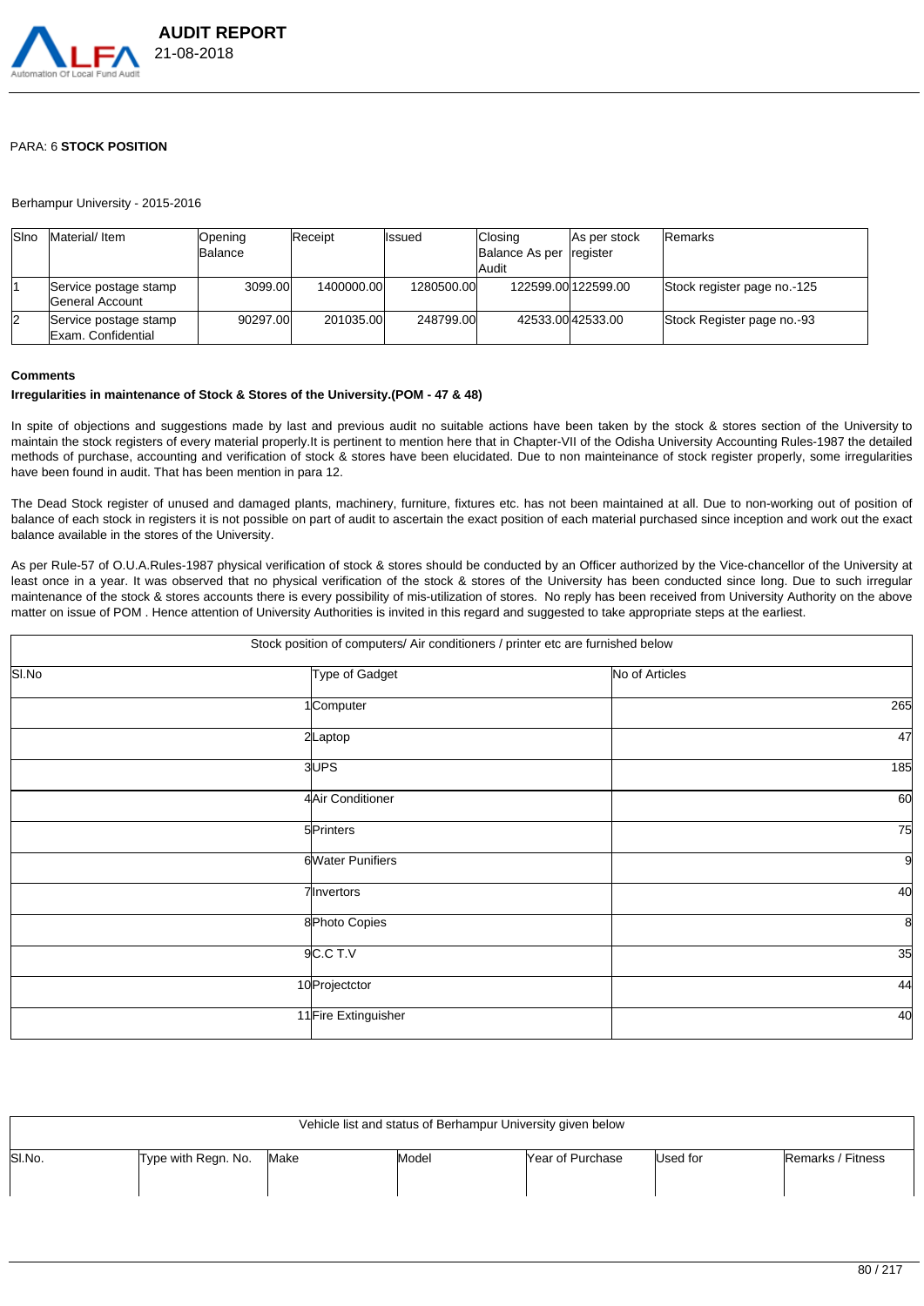PARA: 6 **STOCK POSITION**

Berhampur University - 2015-2016

| Slno | Material/ Item | Opening Balance | Receipt | Issued | Closing Balance As per Audit | As per stock register | Remarks |
|---|---|---|---|---|---|---|---|
| 1 | Service postage stamp General Account | 3099.00 | 1400000.00 | 1280500.00 | 122599.00 | 122599.00 | Stock register page no.-125 |
| 2 | Service postage stamp Exam. Confidential | 90297.00 | 201035.00 | 248799.00 | 42533.00 | 42533.00 | Stock Register page no.-93 |

**Comments**

**Irregularities in maintenance of Stock & Stores of the University.(POM - 47 & 48)**

In spite of objections and suggestions made by last and previous audit no suitable actions have been taken by the stock & stores section of the University to maintain the stock registers of every material properly.It is pertinent to mention here that in Chapter-VII of the Odisha University Accounting Rules-1987 the detailed methods of purchase, accounting and verification of stock & stores have been elucidated. Due to non mainteinance of stock register properly, some irregularities have been found in audit. That has been mention in para 12.

The Dead Stock register of unused and damaged plants, machinery, furniture, fixtures etc. has not been maintained at all. Due to non-working out of position of balance of each stock in registers it is not possible on part of audit to ascertain the exact position of each material purchased since inception and work out the exact balance available in the stores of the University.

As per Rule-57 of O.U.A.Rules-1987 physical verification of stock & stores should be conducted by an Officer authorized by the Vice-chancellor of the University at least once in a year. It was observed that no physical verification of the stock & stores of the University has been conducted since long. Due to such irregular maintenance of the stock & stores accounts there is every possibility of mis-utilization of stores. No reply has been received from University Authority on the above matter on issue of POM . Hence attention of University Authorities is invited in this regard and suggested to take appropriate steps at the earliest.

Stock position of computers/ Air conditioners / printer etc are furnished below

| Sl.No | Type of Gadget | No of Articles |
|---|---|---|
| 1 | Computer | 265 |
| 2 | Laptop | 47 |
| 3 | UPS | 185 |
| 4 | Air Conditioner | 60 |
| 5 | Printers | 75 |
| 6 | Water Punifiers | 9 |
| 7 | Invertors | 40 |
| 8 | Photo Copies | 8 |
| 9 | C.C T.V | 35 |
| 10 | Projectctor | 44 |
| 11 | Fire Extinguisher | 40 |

Vehicle list and status of Berhampur University given below

| Sl.No. | Type with Regn. No. | Make | Model | Year of Purchase | Used for | Remarks / Fitness |
|---|---|---|---|---|---|---|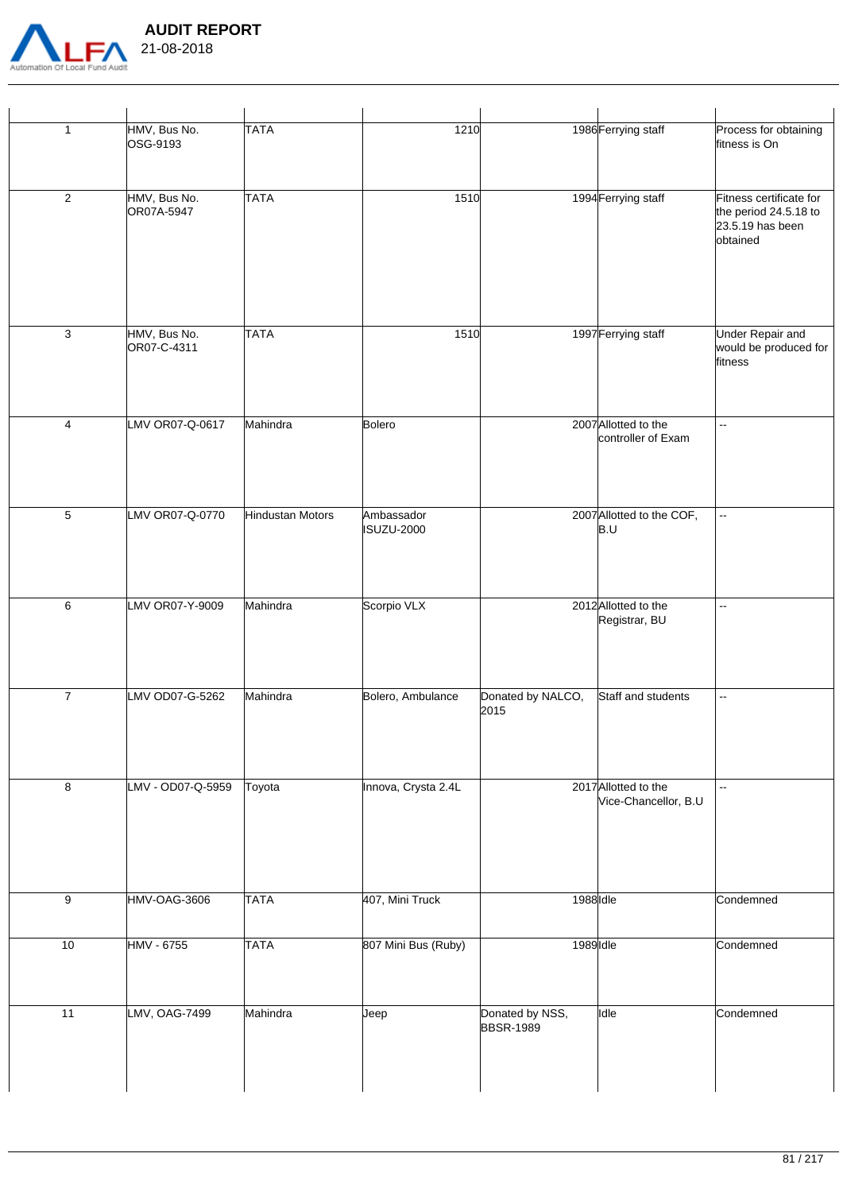| | | | | | | |
|---|---|---|---|---|---|---|
| 1 | HMV, Bus No. OSG-9193 | TATA | 1210 | 1986 | Ferrying staff | Process for obtaining fitness is On |
| 2 | HMV, Bus No. OR07A-5947 | TATA | 1510 | 1994 | Ferrying staff | Fitness certificate for the period 24.5.18 to 23.5.19 has been obtained |
| 3 | HMV, Bus No. OR07-C-4311 | TATA | 1510 | 1997 | Ferrying staff | Under Repair and would be produced for fitness |
| 4 | LMV OR07-Q-0617 | Mahindra | Bolero | 2007 | Allotted to the controller of Exam | -- |
| 5 | LMV OR07-Q-0770 | Hindustan Motors | Ambassador ISUZU-2000 | 2007 | Allotted to the COF, B.U | -- |
| 6 | LMV OR07-Y-9009 | Mahindra | Scorpio VLX | 2012 | Allotted to the Registrar, BU | -- |
| 7 | LMV OD07-G-5262 | Mahindra | Bolero, Ambulance | Donated by NALCO, 2015 | Staff and students | -- |
| 8 | LMV - OD07-Q-5959 | Toyota | Innova, Crysta 2.4L | 2017 | Allotted to the Vice-Chancellor, B.U | -- |
| 9 | HMV-OAG-3606 | TATA | 407, Mini Truck | 1988 | Idle | Condemned |
| 10 | HMV - 6755 | TATA | 807 Mini Bus (Ruby) | 1989 | Idle | Condemned |
| 11 | LMV, OAG-7499 | Mahindra | Jeep | Donated by NSS, BBSR-1989 | Idle | Condemned |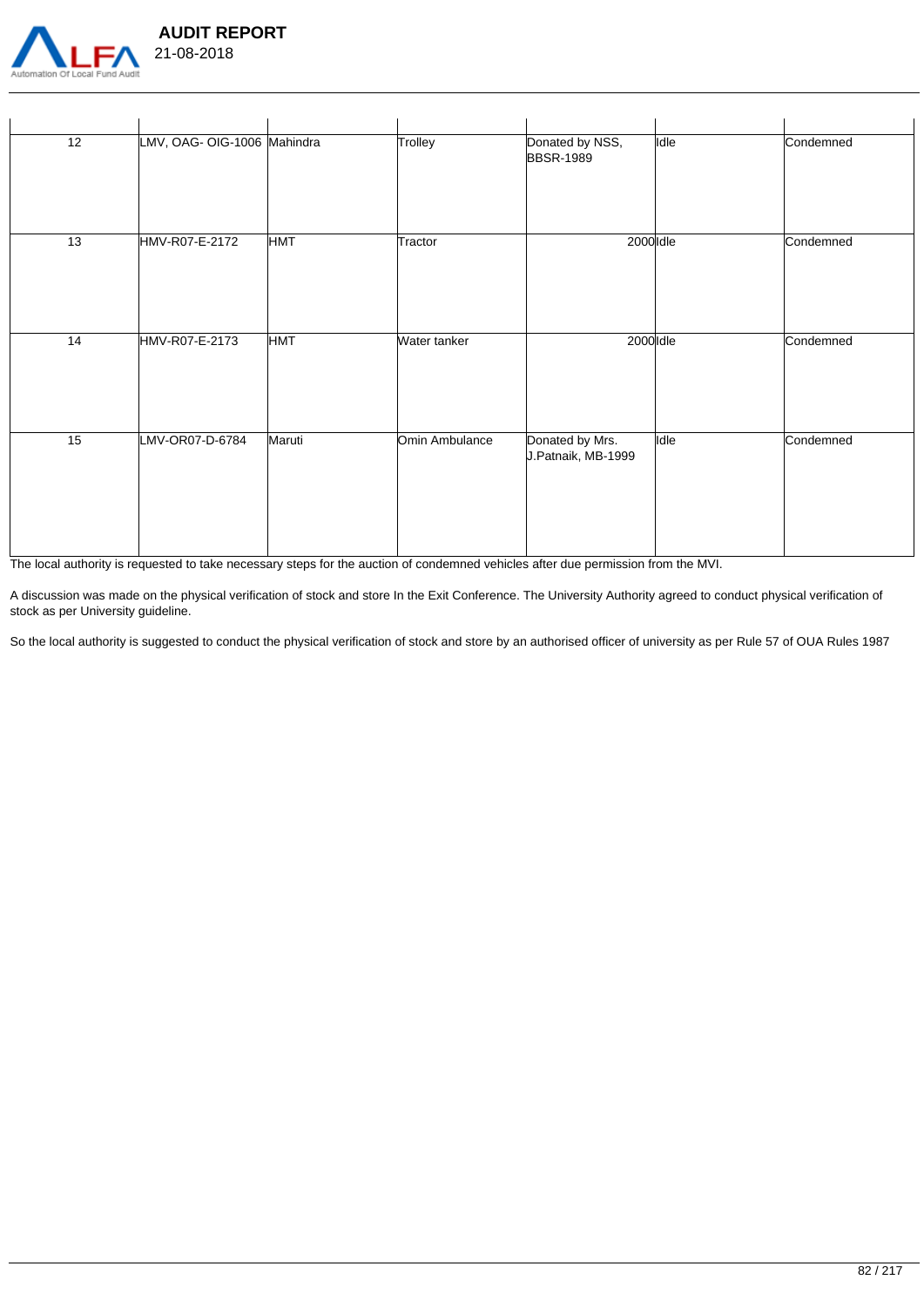| | | | | | | |
|---|---|---|---|---|---|---|
| 12 | LMV, OAG- OIG-1006 | Mahindra | Trolley | Donated by NSS, BBSR-1989 | Idle | Condemned |
| 13 | HMV-R07-E-2172 | HMT | Tractor | 2000 | Idle | Condemned |
| 14 | HMV-R07-E-2173 | HMT | Water tanker | 2000 | Idle | Condemned |
| 15 | LMV-OR07-D-6784 | Maruti | Omin Ambulance | Donated by Mrs. J.Patnaik, MB-1999 | Idle | Condemned |

The local authority is requested to take necessary steps for the auction of condemned vehicles after due permission from the MVI.

A discussion was made on the physical verification of stock and store In the Exit Conference. The University Authority agreed to conduct physical verification of stock as per University guideline.

So the local authority is suggested to conduct the physical verification of stock and store by an authorised officer of university as per Rule 57 of OUA Rules 1987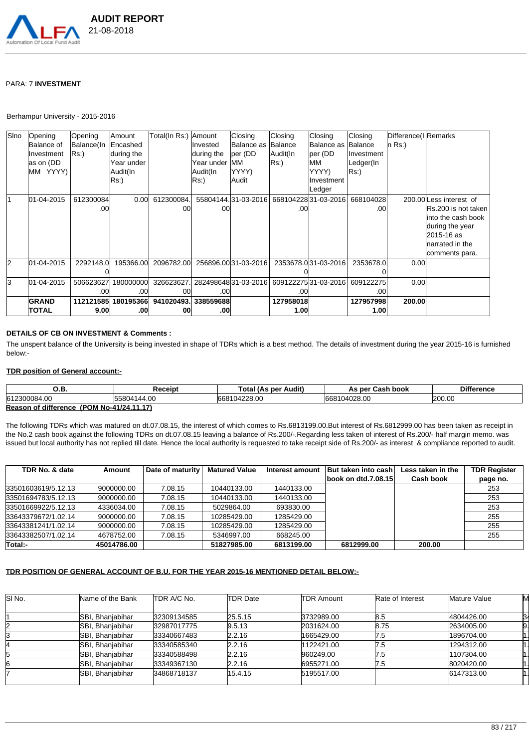PARA: 7 **INVESTMENT**

Berhampur University - 2015-2016

| Slno | Opening Balance of Investment as on (DD MM YYYY) | Opening Balance(In Rs:) | Amount Encashed during the Year under Audit(In Rs:) | Total(In Rs:) | Amount Invested during the Year under Audit(In Rs:) | Closing Balance as per (DD MM YYYY) Audit | Closing Balance Audit(In Rs:) | Closing Balance as per (DD MM YYYY) Investment Ledger | Closing Balance Investment Ledger(In Rs:) | Difference(In Rs:) | Remarks |
|---|---|---|---|---|---|---|---|---|---|---|---|
| 1 | 01-04-2015 | 612300084.00 | 0.00 | 612300084.00 | 55804144.00 | 31-03-2016 | 668104228.00 | 31-03-2016 | 668104028.00 | 200.00 | Less interest of Rs.200 is not taken into the cash book during the year 2015-16 as narrated in the comments para. |
| 2 | 01-04-2015 | 2292148.00 | 195366.00 | 2096782.00 | 256896.00 | 31-03-2016 | 2353678.00 | 31-03-2016 | 2353678.00 | 0.00 | |
| 3 | 01-04-2015 | 506623627.00 | 180000000.00 | 326623627.00 | 282498648.00 | 31-03-2016 | 609122275.00 | 31-03-2016 | 609122275.00 | 0.00 | |
| | **GRAND TOTAL** | **1121215859.00** | **180195366.00** | **941020493.00** | **338559688.00** | | **1279580181.00** | | **1279579981.00** | **200.00** | |

**DETAILS OF CB ON INVESTMENT & Comments :**

The unspent balance of the University is being invested in shape of TDRs which is a best method. The details of investment during the year 2015-16 is furnished below:-

**TDR position of General account:-**

| O.B. | Receipt | Total (As per Audit) | As per Cash book | Difference |
|---|---|---|---|---|
| 612300084.00 | 55804144.00 | 668104228.00 | 668104028.00 | 200.00 |

**Reason of difference (POM No-41/24.11.17)**

The following TDRs which was matured on dt.07.08.15, the interest of which comes to Rs.6813199.00.But interest of Rs.6812999.00 has been taken as receipt in the No.2 cash book against the following TDRs on dt.07.08.15 leaving a balance of Rs.200/-.Regarding less taken of interest of Rs.200/- half margin memo. was issued but local authority has not replied till date. Hence the local authority is requested to take receipt side of Rs.200/- as interest & compliance reported to audit.

| TDR No. & date | Amount | Date of maturity | Matured Value | Interest amount | But taken into cash book on dtd.7.08.15 | Less taken in the Cash book | TDR Register page no. |
|---|---|---|---|---|---|---|---|
| 33501603619/5.12.13 | 9000000.00 | 7.08.15 | 10440133.00 | 1440133.00 | | | 253 |
| 33501694783/5.12.13 | 9000000.00 | 7.08.15 | 10440133.00 | 1440133.00 | | | 253 |
| 33501669922/5.12.13 | 4336034.00 | 7.08.15 | 5029864.00 | 693830.00 | | | 253 |
| 33643379672/1.02.14 | 9000000.00 | 7.08.15 | 10285429.00 | 1285429.00 | | | 255 |
| 33643381241/1.02.14 | 9000000.00 | 7.08.15 | 10285429.00 | 1285429.00 | | | 255 |
| 33643382507/1.02.14 | 4678752.00 | 7.08.15 | 5346997.00 | 668245.00 | | | 255 |
| **Total:-** | **45014786.00** | | **51827985.00** | **6813199.00** | **6812999.00** | **200.00** | |

**TDR POSITION OF GENERAL ACCOUNT OF B.U. FOR THE YEAR 2015-16 MENTIONED DETAIL BELOW:-**

| Sl No. | Name of the Bank | TDR A/C No. | TDR Date | TDR Amount | Rate of Interest | Mature Value | M |
|---|---|---|---|---|---|---|---|
| 1 | SBI, Bhanjabihar | 32309134585 | 25.5.15 | 3732989.00 | 8.5 | 4804426.00 | 3 |
| 2 | SBI, Bhanjabihar | 32987017775 | 9.5.13 | 2031624.00 | 8.75 | 2634005.00 | 9. |
| 3 | SBI, Bhanjabihar | 33340667483 | 2.2.16 | 1665429.00 | 7.5 | 1896704.00 | 1. |
| 4 | SBI, Bhanjabihar | 33340585340 | 2.2.16 | 1122421.00 | 7.5 | 1294312.00 | 1. |
| 5 | SBI, Bhanjabihar | 33340588498 | 2.2.16 | 960249.00 | 7.5 | 1107304.00 | 1. |
| 6 | SBI, Bhanjabihar | 33349367130 | 2.2.16 | 6955271.00 | 7.5 | 8020420.00 | 1. |
| 7 | SBI, Bhanjabihar | 34868718137 | 15.4.15 | 5195517.00 | | 6147313.00 | 1. |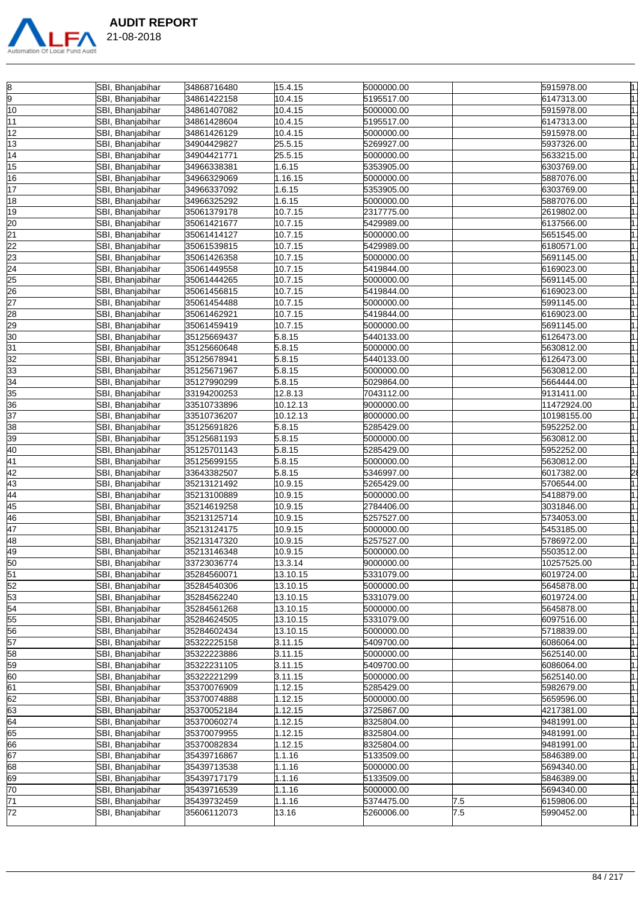| | | | | | | | |
|---|---|---|---|---|---|---|---|
| 8 | SBI, Bhanjabihar | 34868716480 | 15.4.15 | 5000000.00 | | 5915978.00 | 1. |
| 9 | SBI, Bhanjabihar | 34861422158 | 10.4.15 | 5195517.00 | | 6147313.00 | 1. |
| 10 | SBI, Bhanjabihar | 34861407082 | 10.4.15 | 5000000.00 | | 5915978.00 | 1. |
| 11 | SBI, Bhanjabihar | 34861428604 | 10.4.15 | 5195517.00 | | 6147313.00 | 1. |
| 12 | SBI, Bhanjabihar | 34861426129 | 10.4.15 | 5000000.00 | | 5915978.00 | 1. |
| 13 | SBI, Bhanjabihar | 34904429827 | 25.5.15 | 5269927.00 | | 5937326.00 | 1. |
| 14 | SBI, Bhanjabihar | 34904421771 | 25.5.15 | 5000000.00 | | 5633215.00 | 1. |
| 15 | SBI, Bhanjabihar | 34966338381 | 1.6.15 | 5353905.00 | | 6303769.00 | 1. |
| 16 | SBI, Bhanjabihar | 34966329069 | 1.16.15 | 5000000.00 | | 5887076.00 | 1. |
| 17 | SBI, Bhanjabihar | 34966337092 | 1.6.15 | 5353905.00 | | 6303769.00 | 1. |
| 18 | SBI, Bhanjabihar | 34966325292 | 1.6.15 | 5000000.00 | | 5887076.00 | 1. |
| 19 | SBI, Bhanjabihar | 35061379178 | 10.7.15 | 2317775.00 | | 2619802.00 | 1. |
| 20 | SBI, Bhanjabihar | 35061421677 | 10.7.15 | 5429989.00 | | 6137566.00 | 1. |
| 21 | SBI, Bhanjabihar | 35061414127 | 10.7.15 | 5000000.00 | | 5651545.00 | 1. |
| 22 | SBI, Bhanjabihar | 35061539815 | 10.7.15 | 5429989.00 | | 6180571.00 | 1. |
| 23 | SBI, Bhanjabihar | 35061426358 | 10.7.15 | 5000000.00 | | 5691145.00 | 1. |
| 24 | SBI, Bhanjabihar | 35061449558 | 10.7.15 | 5419844.00 | | 6169023.00 | 1. |
| 25 | SBI, Bhanjabihar | 35061444265 | 10.7.15 | 5000000.00 | | 5691145.00 | 1. |
| 26 | SBI, Bhanjabihar | 35061456815 | 10.7.15 | 5419844.00 | | 6169023.00 | 1. |
| 27 | SBI, Bhanjabihar | 35061454488 | 10.7.15 | 5000000.00 | | 5991145.00 | 1. |
| 28 | SBI, Bhanjabihar | 35061462921 | 10.7.15 | 5419844.00 | | 6169023.00 | 1. |
| 29 | SBI, Bhanjabihar | 35061459419 | 10.7.15 | 5000000.00 | | 5691145.00 | 1. |
| 30 | SBI, Bhanjabihar | 35125669437 | 5.8.15 | 5440133.00 | | 6126473.00 | 1. |
| 31 | SBI, Bhanjabihar | 35125660648 | 5.8.15 | 5000000.00 | | 5630812.00 | 1. |
| 32 | SBI, Bhanjabihar | 35125678941 | 5.8.15 | 5440133.00 | | 6126473.00 | 1. |
| 33 | SBI, Bhanjabihar | 35125671967 | 5.8.15 | 5000000.00 | | 5630812.00 | 1. |
| 34 | SBI, Bhanjabihar | 35127990299 | 5.8.15 | 5029864.00 | | 5664444.00 | 1. |
| 35 | SBI, Bhanjabihar | 33194200253 | 12.8.13 | 7043112.00 | | 9131411.00 | 1. |
| 36 | SBI, Bhanjabihar | 33510733896 | 10.12.13 | 9000000.00 | | 11472924.00 | 1. |
| 37 | SBI, Bhanjabihar | 33510736207 | 10.12.13 | 8000000.00 | | 10198155.00 | 1. |
| 38 | SBI, Bhanjabihar | 35125691826 | 5.8.15 | 5285429.00 | | 5952252.00 | 1. |
| 39 | SBI, Bhanjabihar | 35125681193 | 5.8.15 | 5000000.00 | | 5630812.00 | 1. |
| 40 | SBI, Bhanjabihar | 35125701143 | 5.8.15 | 5285429.00 | | 5952252.00 | 1. |
| 41 | SBI, Bhanjabihar | 35125699155 | 5.8.15 | 5000000.00 | | 5630812.00 | 1. |
| 42 | SBI, Bhanjabihar | 33643382507 | 5.8.15 | 5346997.00 | | 6017382.00 | 2 |
| 43 | SBI, Bhanjabihar | 35213121492 | 10.9.15 | 5265429.00 | | 5706544.00 | 1. |
| 44 | SBI, Bhanjabihar | 35213100889 | 10.9.15 | 5000000.00 | | 5418879.00 | 1. |
| 45 | SBI, Bhanjabihar | 35214619258 | 10.9.15 | 2784406.00 | | 3031846.00 | 1. |
| 46 | SBI, Bhanjabihar | 35213125714 | 10.9.15 | 5257527.00 | | 5734053.00 | 1. |
| 47 | SBI, Bhanjabihar | 35213124175 | 10.9.15 | 5000000.00 | | 5453185.00 | 1. |
| 48 | SBI, Bhanjabihar | 35213147320 | 10.9.15 | 5257527.00 | | 5786972.00 | 1. |
| 49 | SBI, Bhanjabihar | 35213146348 | 10.9.15 | 5000000.00 | | 5503512.00 | 1. |
| 50 | SBI, Bhanjabihar | 33723036774 | 13.3.14 | 9000000.00 | | 10257525.00 | 1. |
| 51 | SBI, Bhanjabihar | 35284560071 | 13.10.15 | 5331079.00 | | 6019724.00 | 1. |
| 52 | SBI, Bhanjabihar | 35284540306 | 13.10.15 | 5000000.00 | | 5645878.00 | 1. |
| 53 | SBI, Bhanjabihar | 35284562240 | 13.10.15 | 5331079.00 | | 6019724.00 | 1. |
| 54 | SBI, Bhanjabihar | 35284561268 | 13.10.15 | 5000000.00 | | 5645878.00 | 1. |
| 55 | SBI, Bhanjabihar | 35284624505 | 13.10.15 | 5331079.00 | | 6097516.00 | 1. |
| 56 | SBI, Bhanjabihar | 35284602434 | 13.10.15 | 5000000.00 | | 5718839.00 | 1. |
| 57 | SBI, Bhanjabihar | 35322225158 | 3.11.15 | 5409700.00 | | 6086064.00 | 1. |
| 58 | SBI, Bhanjabihar | 35322223886 | 3.11.15 | 5000000.00 | | 5625140.00 | 1. |
| 59 | SBI, Bhanjabihar | 35322231105 | 3.11.15 | 5409700.00 | | 6086064.00 | 1. |
| 60 | SBI, Bhanjabihar | 35322221299 | 3.11.15 | 5000000.00 | | 5625140.00 | 1. |
| 61 | SBI, Bhanjabihar | 35370076909 | 1.12.15 | 5285429.00 | | 5982679.00 | 1. |
| 62 | SBI, Bhanjabihar | 35370074888 | 1.12.15 | 5000000.00 | | 5659596.00 | 1. |
| 63 | SBI, Bhanjabihar | 35370052184 | 1.12.15 | 3725867.00 | | 4217381.00 | 1. |
| 64 | SBI, Bhanjabihar | 35370060274 | 1.12.15 | 8325804.00 | | 9481991.00 | 1. |
| 65 | SBI, Bhanjabihar | 35370079955 | 1.12.15 | 8325804.00 | | 9481991.00 | 1. |
| 66 | SBI, Bhanjabihar | 35370082834 | 1.12.15 | 8325804.00 | | 9481991.00 | 1. |
| 67 | SBI, Bhanjabihar | 35439716867 | 1.1.16 | 5133509.00 | | 5846389.00 | 1. |
| 68 | SBI, Bhanjabihar | 35439713538 | 1.1.16 | 5000000.00 | | 5694340.00 | 1. |
| 69 | SBI, Bhanjabihar | 35439717179 | 1.1.16 | 5133509.00 | | 5846389.00 | 1. |
| 70 | SBI, Bhanjabihar | 35439716539 | 1.1.16 | 5000000.00 | | 5694340.00 | 1. |
| 71 | SBI, Bhanjabihar | 35439732459 | 1.1.16 | 5374475.00 | 7.5 | 6159806.00 | 1. |
| 72 | SBI, Bhanjabihar | 35606112073 | 13.16 | 5260006.00 | 7.5 | 5990452.00 | 1. |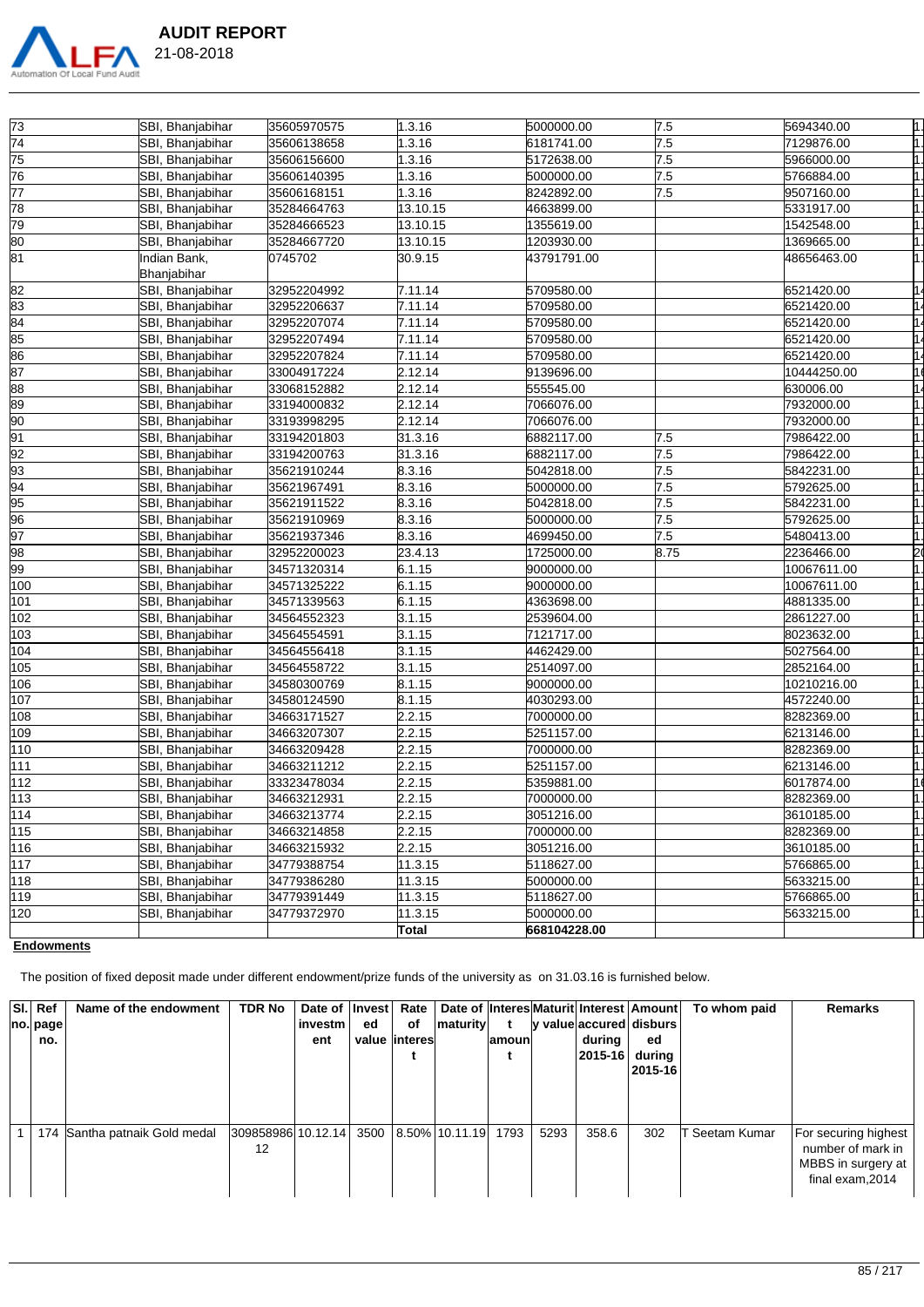| | | | | | | | |
|---|---|---|---|---|---|---|---|
| 73 | SBI, Bhanjabihar | 35605970575 | 1.3.16 | 5000000.00 | 7.5 | 5694340.00 | 1. |
| 74 | SBI, Bhanjabihar | 35606138658 | 1.3.16 | 6181741.00 | 7.5 | 7129876.00 | 1. |
| 75 | SBI, Bhanjabihar | 35606156600 | 1.3.16 | 5172638.00 | 7.5 | 5966000.00 | 1. |
| 76 | SBI, Bhanjabihar | 35606140395 | 1.3.16 | 5000000.00 | 7.5 | 5766884.00 | 1. |
| 77 | SBI, Bhanjabihar | 35606168151 | 1.3.16 | 8242892.00 | 7.5 | 9507160.00 | 1. |
| 78 | SBI, Bhanjabihar | 35284664763 | 13.10.15 | 4663899.00 | | 5331917.00 | 1. |
| 79 | SBI, Bhanjabihar | 35284666523 | 13.10.15 | 1355619.00 | | 1542548.00 | 1. |
| 80 | SBI, Bhanjabihar | 35284667720 | 13.10.15 | 1203930.00 | | 1369665.00 | 1. |
| 81 | Indian Bank, Bhanjabihar | 0745702 | 30.9.15 | 43791791.00 | | 48656463.00 | 1. |
| 82 | SBI, Bhanjabihar | 32952204992 | 7.11.14 | 5709580.00 | | 6521420.00 | 1 |
| 83 | SBI, Bhanjabihar | 32952206637 | 7.11.14 | 5709580.00 | | 6521420.00 | 1 |
| 84 | SBI, Bhanjabihar | 32952207074 | 7.11.14 | 5709580.00 | | 6521420.00 | 1 |
| 85 | SBI, Bhanjabihar | 32952207494 | 7.11.14 | 5709580.00 | | 6521420.00 | 1 |
| 86 | SBI, Bhanjabihar | 32952207824 | 7.11.14 | 5709580.00 | | 6521420.00 | 1 |
| 87 | SBI, Bhanjabihar | 33004917224 | 2.12.14 | 9139696.00 | | 10444250.00 | 1 |
| 88 | SBI, Bhanjabihar | 33068152882 | 2.12.14 | 555545.00 | | 630006.00 | 1 |
| 89 | SBI, Bhanjabihar | 33194000832 | 2.12.14 | 7066076.00 | | 7932000.00 | 1. |
| 90 | SBI, Bhanjabihar | 33193998295 | 2.12.14 | 7066076.00 | | 7932000.00 | 1. |
| 91 | SBI, Bhanjabihar | 33194201803 | 31.3.16 | 6882117.00 | 7.5 | 7986422.00 | 1. |
| 92 | SBI, Bhanjabihar | 33194200763 | 31.3.16 | 6882117.00 | 7.5 | 7986422.00 | 1. |
| 93 | SBI, Bhanjabihar | 35621910244 | 8.3.16 | 5042818.00 | 7.5 | 5842231.00 | 1. |
| 94 | SBI, Bhanjabihar | 35621967491 | 8.3.16 | 5000000.00 | 7.5 | 5792625.00 | 1. |
| 95 | SBI, Bhanjabihar | 35621911522 | 8.3.16 | 5042818.00 | 7.5 | 5842231.00 | 1. |
| 96 | SBI, Bhanjabihar | 35621910969 | 8.3.16 | 5000000.00 | 7.5 | 5792625.00 | 1. |
| 97 | SBI, Bhanjabihar | 35621937346 | 8.3.16 | 4699450.00 | 7.5 | 5480413.00 | 1. |
| 98 | SBI, Bhanjabihar | 32952200023 | 23.4.13 | 1725000.00 | 8.75 | 2236466.00 | 2 |
| 99 | SBI, Bhanjabihar | 34571320314 | 6.1.15 | 9000000.00 | | 10067611.00 | 1. |
| 100 | SBI, Bhanjabihar | 34571325222 | 6.1.15 | 9000000.00 | | 10067611.00 | 1. |
| 101 | SBI, Bhanjabihar | 34571339563 | 6.1.15 | 4363698.00 | | 4881335.00 | 1. |
| 102 | SBI, Bhanjabihar | 34564552323 | 3.1.15 | 2539604.00 | | 2861227.00 | 1. |
| 103 | SBI, Bhanjabihar | 34564554591 | 3.1.15 | 7121717.00 | | 8023632.00 | 1. |
| 104 | SBI, Bhanjabihar | 34564556418 | 3.1.15 | 4462429.00 | | 5027564.00 | 1. |
| 105 | SBI, Bhanjabihar | 34564558722 | 3.1.15 | 2514097.00 | | 2852164.00 | 1. |
| 106 | SBI, Bhanjabihar | 34580300769 | 8.1.15 | 9000000.00 | | 10210216.00 | 1. |
| 107 | SBI, Bhanjabihar | 34580124590 | 8.1.15 | 4030293.00 | | 4572240.00 | 1. |
| 108 | SBI, Bhanjabihar | 34663171527 | 2.2.15 | 7000000.00 | | 8282369.00 | 1. |
| 109 | SBI, Bhanjabihar | 34663207307 | 2.2.15 | 5251157.00 | | 6213146.00 | 1. |
| 110 | SBI, Bhanjabihar | 34663209428 | 2.2.15 | 7000000.00 | | 8282369.00 | 1. |
| 111 | SBI, Bhanjabihar | 34663211212 | 2.2.15 | 5251157.00 | | 6213146.00 | 1. |
| 112 | SBI, Bhanjabihar | 33323478034 | 2.2.15 | 5359881.00 | | 6017874.00 | 1 |
| 113 | SBI, Bhanjabihar | 34663212931 | 2.2.15 | 7000000.00 | | 8282369.00 | 1. |
| 114 | SBI, Bhanjabihar | 34663213774 | 2.2.15 | 3051216.00 | | 3610185.00 | 1. |
| 115 | SBI, Bhanjabihar | 34663214858 | 2.2.15 | 7000000.00 | | 8282369.00 | 1. |
| 116 | SBI, Bhanjabihar | 34663215932 | 2.2.15 | 3051216.00 | | 3610185.00 | 1. |
| 117 | SBI, Bhanjabihar | 34779388754 | 11.3.15 | 5118627.00 | | 5766865.00 | 1. |
| 118 | SBI, Bhanjabihar | 34779386280 | 11.3.15 | 5000000.00 | | 5633215.00 | 1. |
| 119 | SBI, Bhanjabihar | 34779391449 | 11.3.15 | 5118627.00 | | 5766865.00 | 1. |
| 120 | SBI, Bhanjabihar | 34779372970 | 11.3.15 | 5000000.00 | | 5633215.00 | 1. |
| | | | Total | 668104228.00 | | | |

**Endowments**

The position of fixed deposit made under different endowment/prize funds of the university as on 31.03.16 is furnished below.

| Sl. no. | Ref page no. | Name of the endowment | TDR No | Date of investment | Invested value | Rate of interest | Date of maturity | Interest amount | Maturity value | Interest accured during 2015-16 | Amount disbursed during 2015-16 | To whom paid | Remarks |
|---|---|---|---|---|---|---|---|---|---|---|---|---|---|
| 1 | 174 | Santha patnaik Gold medal | 30985898612 | 10.12.14 | 3500 | 8.50% | 10.11.19 | 1793 | 5293 | 358.6 | 302 | T Seetam Kumar | For securing highest number of mark in MBBS in surgery at final exam,2014 |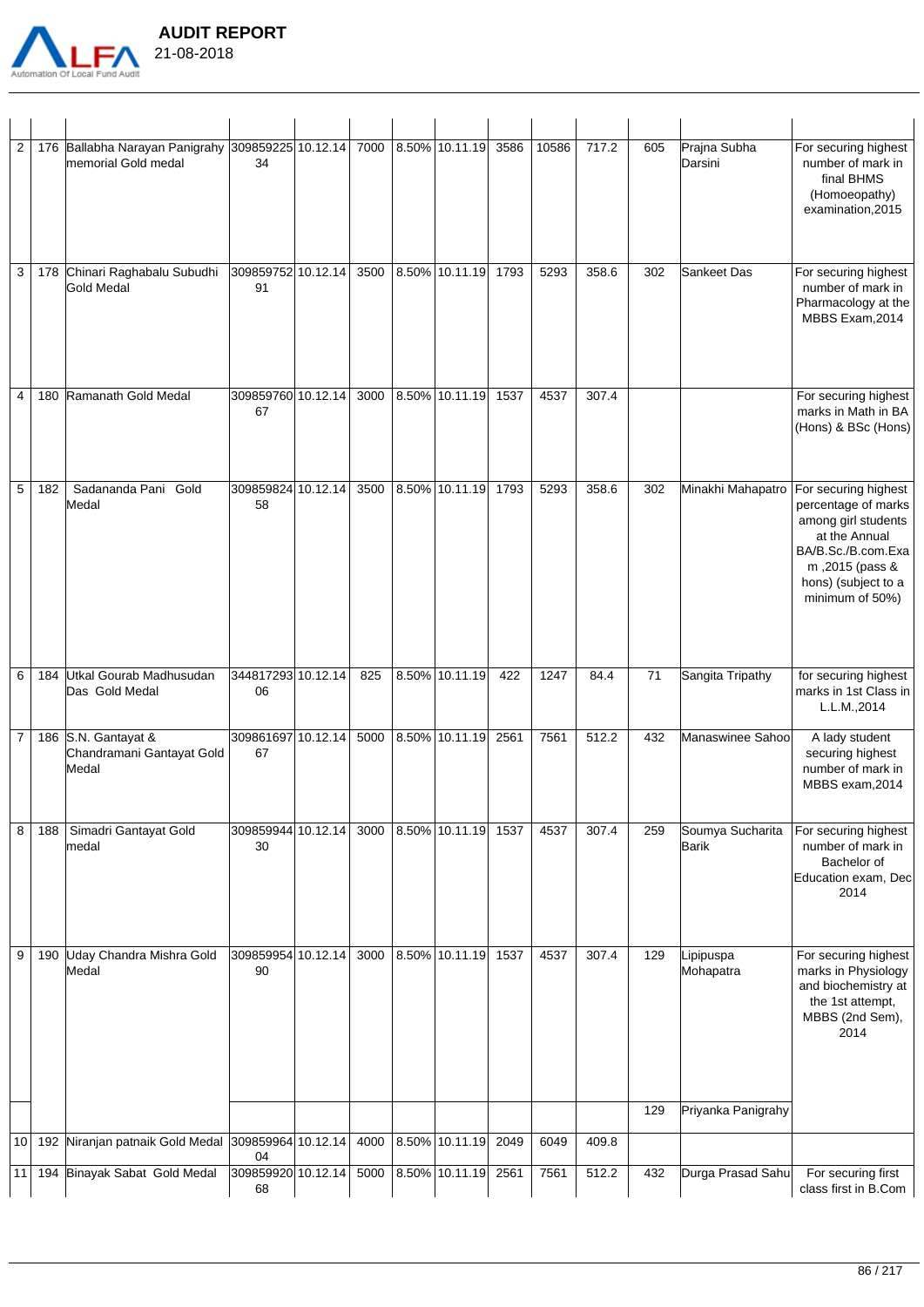| | | | | | | | | | | | | | |
|---|---|---|---|---|---|---|---|---|---|---|---|---|---|
| 2 | 176 | Ballabha Narayan Panigrahy memorial Gold medal | 30985922534 | 10.12.14 | 7000 | 8.50% | 10.11.19 | 3586 | 10586 | 717.2 | 605 | Prajna Subha Darsini | For securing highest number of mark in final BHMS (Homoeopathy) examination,2015 |
| 3 | 178 | Chinari Raghabalu Subudhi Gold Medal | 30985975291 | 10.12.14 | 3500 | 8.50% | 10.11.19 | 1793 | 5293 | 358.6 | 302 | Sankeet Das | For securing highest number of mark in Pharmacology at the MBBS Exam,2014 |
| 4 | 180 | Ramanath Gold Medal | 30985976067 | 10.12.14 | 3000 | 8.50% | 10.11.19 | 1537 | 4537 | 307.4 | | | For securing highest marks in Math in BA (Hons) & BSc (Hons) |
| 5 | 182 | Sadananda Pani Gold Medal | 30985982458 | 10.12.14 | 3500 | 8.50% | 10.11.19 | 1793 | 5293 | 358.6 | 302 | Minakhi Mahapatro | For securing highest percentage of marks among girl students at the Annual BA/B.Sc./B.com.Exam ,2015 (pass & hons) (subject to a minimum of 50%) |
| 6 | 184 | Utkal Gourab Madhusudan Das Gold Medal | 34481729306 | 10.12.14 | 825 | 8.50% | 10.11.19 | 422 | 1247 | 84.4 | 71 | Sangita Tripathy | for securing highest marks in 1st Class in L.L.M.,2014 |
| 7 | 186 | S.N. Gantayat & Chandramani Gantayat Gold Medal | 30986169767 | 10.12.14 | 5000 | 8.50% | 10.11.19 | 2561 | 7561 | 512.2 | 432 | Manaswinee Sahoo | A lady student securing highest number of mark in MBBS exam,2014 |
| 8 | 188 | Simadri Gantayat Gold medal | 30985994430 | 10.12.14 | 3000 | 8.50% | 10.11.19 | 1537 | 4537 | 307.4 | 259 | Soumya Sucharita Barik | For securing highest number of mark in Bachelor of Education exam, Dec 2014 |
| 9 | 190 | Uday Chandra Mishra Gold Medal | 30985995490 | 10.12.14 | 3000 | 8.50% | 10.11.19 | 1537 | 4537 | 307.4 | 129 | Lipipuspa Mohapatra | For securing highest marks in Physiology and biochemistry at the 1st attempt, MBBS (2nd Sem), 2014 |
| | | | | | | | | | | | 129 | Priyanka Panigrahy | |
| 10 | 192 | Niranjan patnaik Gold Medal | 30985996404 | 10.12.14 | 4000 | 8.50% | 10.11.19 | 2049 | 6049 | 409.8 | | | |
| 11 | 194 | Binayak Sabat Gold Medal | 30985992068 | 10.12.14 | 5000 | 8.50% | 10.11.19 | 2561 | 7561 | 512.2 | 432 | Durga Prasad Sahu | For securing first class first in B.Com |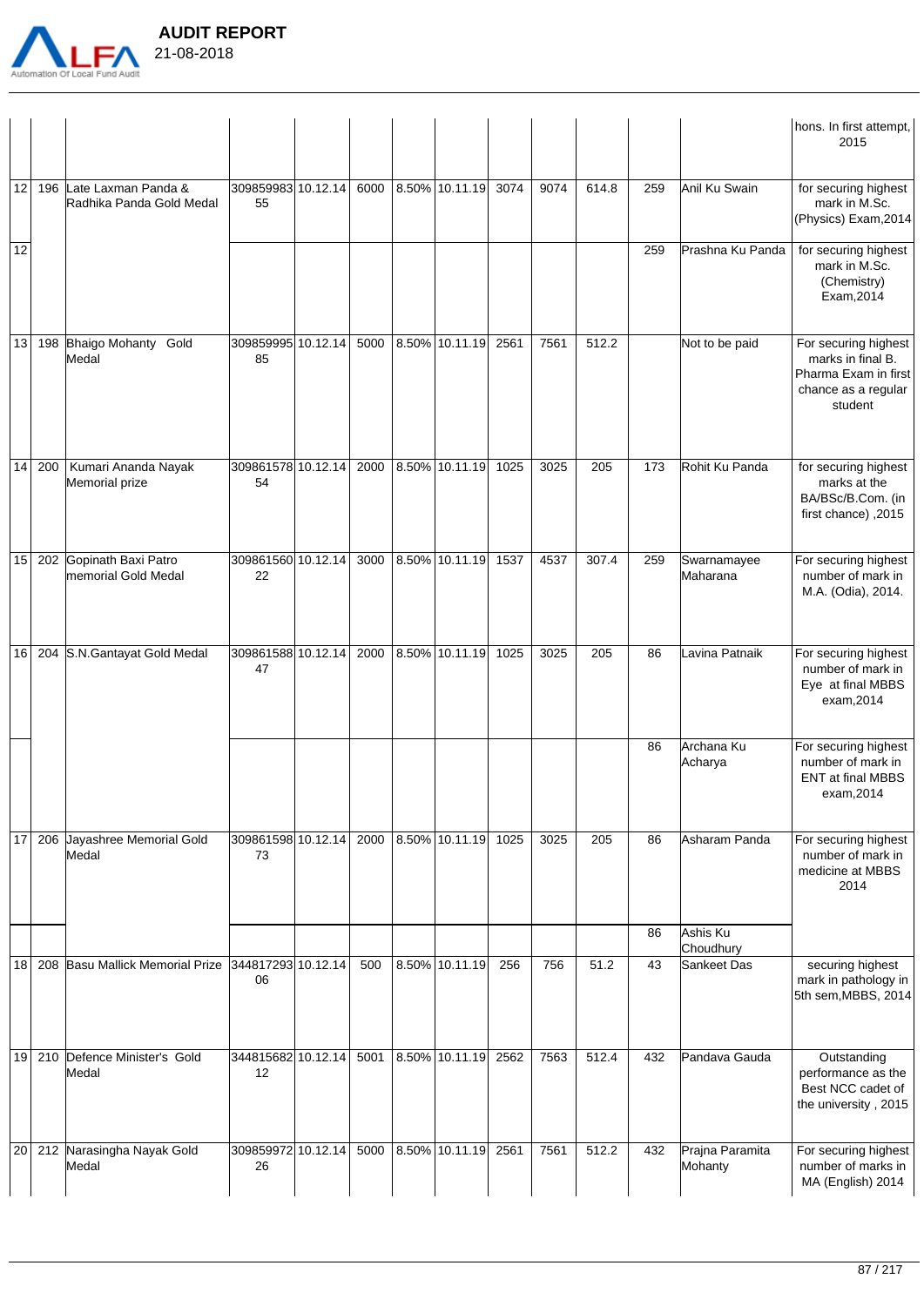| | | | | | | | | | | | | | |
|---|---|---|---|---|---|---|---|---|---|---|---|---|---|
| | | | | | | | | | | | | | hons. In first attempt, 2015 |
| 12 | 196 | Late Laxman Panda & Radhika Panda Gold Medal | 30985998355 | 10.12.14 | 6000 | 8.50% | 10.11.19 | 3074 | 9074 | 614.8 | 259 | Anil Ku Swain | for securing highest mark in M.Sc. (Physics) Exam,2014 |
| 12 | | | | | | | | | | | 259 | Prashna Ku Panda | for securing highest mark in M.Sc. (Chemistry) Exam,2014 |
| 13 | 198 | Bhaigo Mohanty Gold Medal | 30985999585 | 10.12.14 | 5000 | 8.50% | 10.11.19 | 2561 | 7561 | 512.2 | | Not to be paid | For securing highest marks in final B. Pharma Exam in first chance as a regular student |
| 14 | 200 | Kumari Ananda Nayak Memorial prize | 30986157854 | 10.12.14 | 2000 | 8.50% | 10.11.19 | 1025 | 3025 | 205 | 173 | Rohit Ku Panda | for securing highest marks at the BA/BSc/B.Com. (in first chance) ,2015 |
| 15 | 202 | Gopinath Baxi Patro memorial Gold Medal | 30986156022 | 10.12.14 | 3000 | 8.50% | 10.11.19 | 1537 | 4537 | 307.4 | 259 | Swarnamayee Maharana | For securing highest number of mark in M.A. (Odia), 2014. |
| 16 | 204 | S.N.Gantayat Gold Medal | 30986158847 | 10.12.14 | 2000 | 8.50% | 10.11.19 | 1025 | 3025 | 205 | 86 | Lavina Patnaik | For securing highest number of mark in Eye at final MBBS exam,2014 |
| | | | | | | | | | | | 86 | Archana Ku Acharya | For securing highest number of mark in ENT at final MBBS exam,2014 |
| 17 | 206 | Jayashree Memorial Gold Medal | 30986159873 | 10.12.14 | 2000 | 8.50% | 10.11.19 | 1025 | 3025 | 205 | 86 | Asharam Panda | For securing highest number of mark in medicine at MBBS 2014 |
| | | | | | | | | | | | 86 | Ashis Ku Choudhury | |
| 18 | 208 | Basu Mallick Memorial Prize | 34481729306 | 10.12.14 | 500 | 8.50% | 10.11.19 | 256 | 756 | 51.2 | 43 | Sankeet Das | securing highest mark in pathology in 5th sem,MBBS, 2014 |
| 19 | 210 | Defence Minister's Gold Medal | 34481568212 | 10.12.14 | 5001 | 8.50% | 10.11.19 | 2562 | 7563 | 512.4 | 432 | Pandava Gauda | Outstanding performance as the Best NCC cadet of the university , 2015 |
| 20 | 212 | Narasingha Nayak Gold Medal | 30985997226 | 10.12.14 | 5000 | 8.50% | 10.11.19 | 2561 | 7561 | 512.2 | 432 | Prajna Paramita Mohanty | For securing highest number of marks in MA (English) 2014 |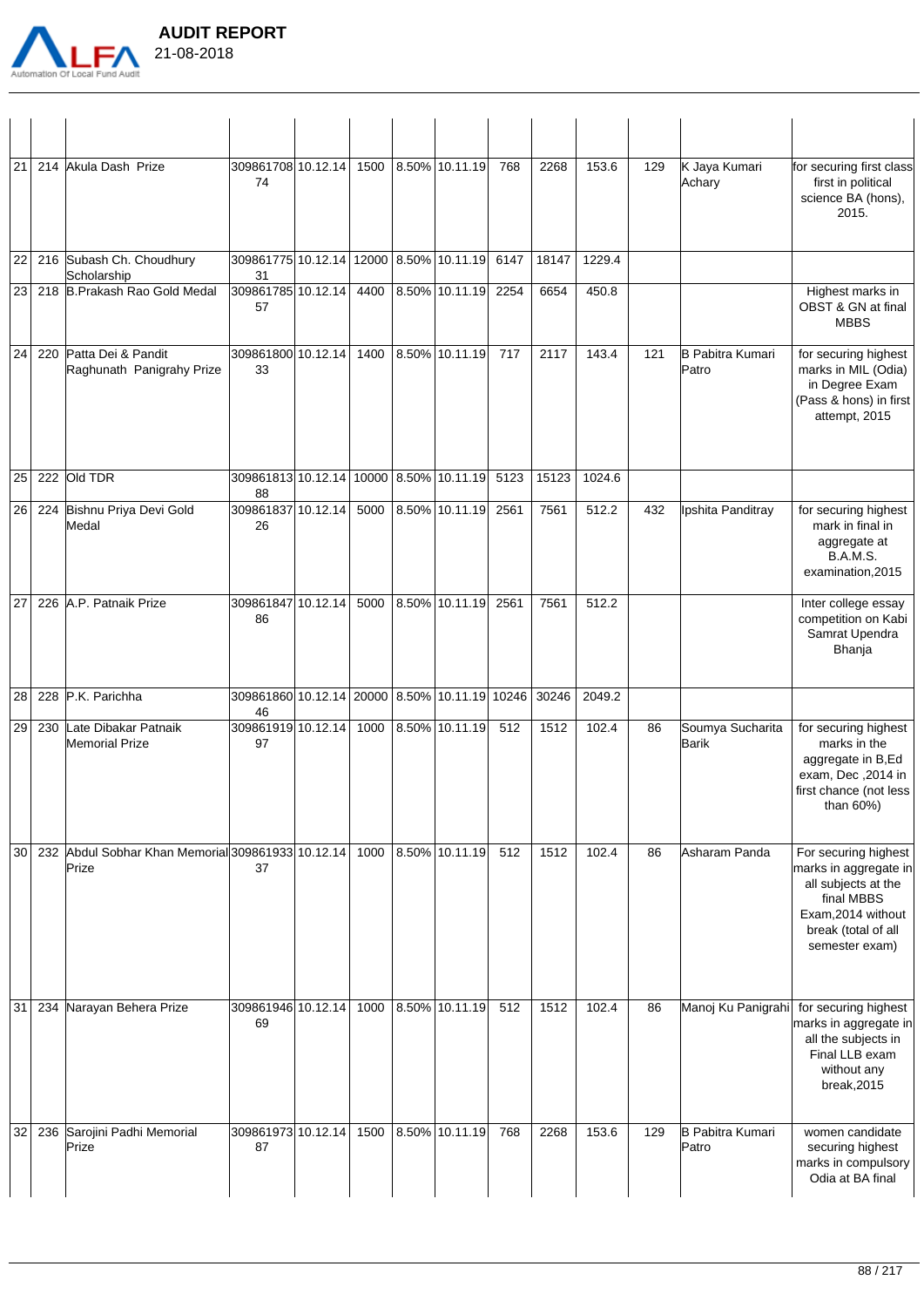| | | | | | | | | | | | | | |
|---|---|---|---|---|---|---|---|---|---|---|---|---|---|
| 21 | 214 | Akula Dash Prize | 30986170874 | 10.12.14 | 1500 | 8.50% | 10.11.19 | 768 | 2268 | 153.6 | 129 | K Jaya Kumari Achary | for securing first class first in political science BA (hons), 2015. |
| 22 | 216 | Subash Ch. Choudhury Scholarship | 30986177531 | 10.12.14 | 12000 | 8.50% | 10.11.19 | 6147 | 18147 | 1229.4 | | | |
| 23 | 218 | B.Prakash Rao Gold Medal | 30986178557 | 10.12.14 | 4400 | 8.50% | 10.11.19 | 2254 | 6654 | 450.8 | | | Highest marks in OBST & GN at final MBBS |
| 24 | 220 | Patta Dei & Pandit Raghunath Panigrahy Prize | 30986180033 | 10.12.14 | 1400 | 8.50% | 10.11.19 | 717 | 2117 | 143.4 | 121 | B Pabitra Kumari Patro | for securing highest marks in MIL (Odia) in Degree Exam (Pass & hons) in first attempt, 2015 |
| 25 | 222 | Old TDR | 30986181388 | 10.12.14 | 10000 | 8.50% | 10.11.19 | 5123 | 15123 | 1024.6 | | | |
| 26 | 224 | Bishnu Priya Devi Gold Medal | 30986183726 | 10.12.14 | 5000 | 8.50% | 10.11.19 | 2561 | 7561 | 512.2 | 432 | Ipshita Panditray | for securing highest mark in final in aggregate at B.A.M.S. examination,2015 |
| 27 | 226 | A.P. Patnaik Prize | 30986184786 | 10.12.14 | 5000 | 8.50% | 10.11.19 | 2561 | 7561 | 512.2 | | | Inter college essay competition on Kabi Samrat Upendra Bhanja |
| 28 | 228 | P.K. Parichha | 30986186046 | 10.12.14 | 20000 | 8.50% | 10.11.19 | 10246 | 30246 | 2049.2 | | | |
| 29 | 230 | Late Dibakar Patnaik Memorial Prize | 30986191997 | 10.12.14 | 1000 | 8.50% | 10.11.19 | 512 | 1512 | 102.4 | 86 | Soumya Sucharita Barik | for securing highest marks in the aggregate in B,Ed exam, Dec ,2014 in first chance (not less than 60%) |
| 30 | 232 | Abdul Sobhar Khan Memorial Prize | 30986193337 | 10.12.14 | 1000 | 8.50% | 10.11.19 | 512 | 1512 | 102.4 | 86 | Asharam Panda | For securing highest marks in aggregate in all subjects at the final MBBS Exam,2014 without break (total of all semester exam) |
| 31 | 234 | Narayan Behera Prize | 30986194669 | 10.12.14 | 1000 | 8.50% | 10.11.19 | 512 | 1512 | 102.4 | 86 | Manoj Ku Panigrahi | for securing highest marks in aggregate in all the subjects in Final LLB exam without any break,2015 |
| 32 | 236 | Sarojini Padhi Memorial Prize | 30986197387 | 10.12.14 | 1500 | 8.50% | 10.11.19 | 768 | 2268 | 153.6 | 129 | B Pabitra Kumari Patro | women candidate securing highest marks in compulsory Odia at BA final |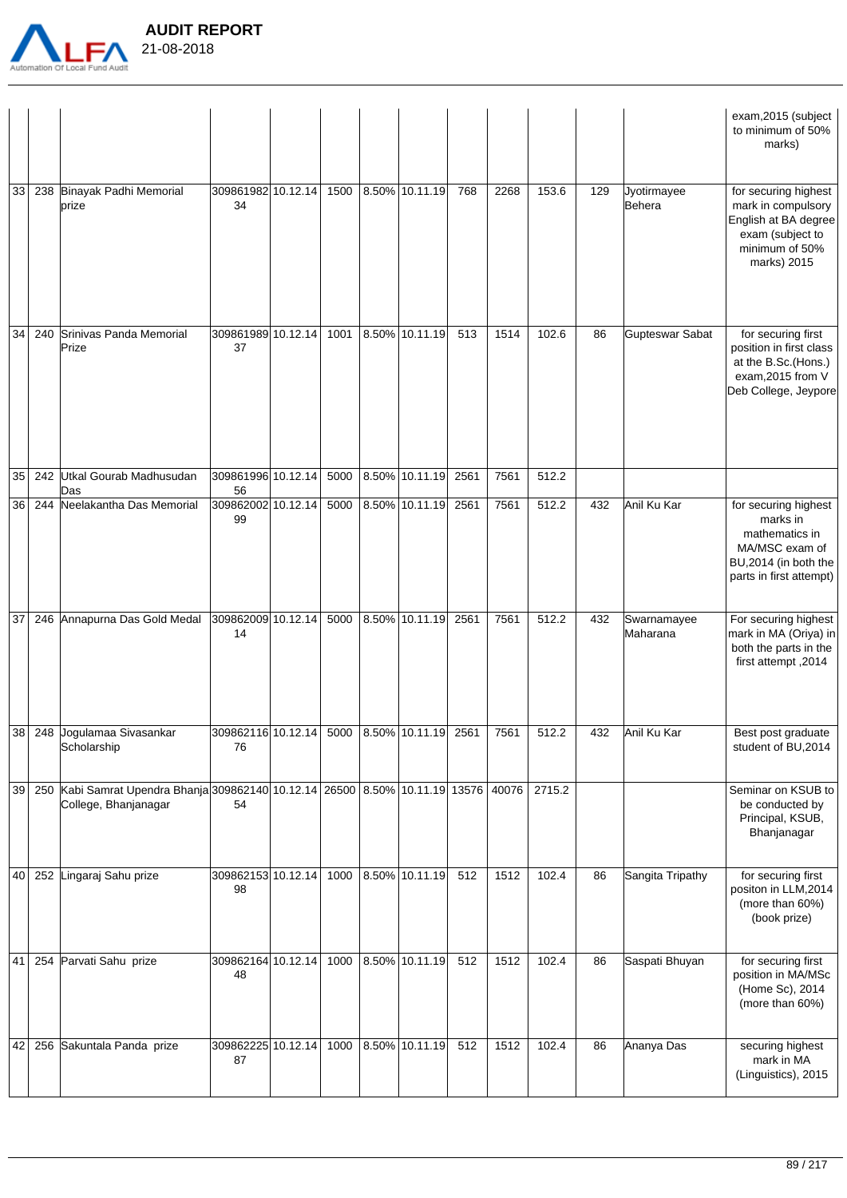| | | | | | | | | | | | | |
|---|---|---|---|---|---|---|---|---|---|---|---|---|
| | | | | | | | | | | | | exam,2015 (subject to minimum of 50% marks) |
| 33 | 238 | Binayak Padhi Memorial prize | 30986198234 | 10.12.14 | 1500 | 8.50% | 10.11.19 | 768 | 2268 | 153.6 | 129 | Jyotirmayee Behera | for securing highest mark in compulsory English at BA degree exam (subject to minimum of 50% marks) 2015 |
| 34 | 240 | Srinivas Panda Memorial Prize | 30986198937 | 10.12.14 | 1001 | 8.50% | 10.11.19 | 513 | 1514 | 102.6 | 86 | Gupteswar Sabat | for securing first position in first class at the B.Sc.(Hons.) exam,2015 from V Deb College, Jeypore |
| 35 | 242 | Utkal Gourab Madhusudan Das | 30986199656 | 10.12.14 | 5000 | 8.50% | 10.11.19 | 2561 | 7561 | 512.2 | | | |
| 36 | 244 | Neelakantha Das Memorial | 30986200299 | 10.12.14 | 5000 | 8.50% | 10.11.19 | 2561 | 7561 | 512.2 | 432 | Anil Ku Kar | for securing highest marks in mathematics in MA/MSC exam of BU,2014 (in both the parts in first attempt) |
| 37 | 246 | Annapurna Das Gold Medal | 30986200914 | 10.12.14 | 5000 | 8.50% | 10.11.19 | 2561 | 7561 | 512.2 | 432 | Swarnamayee Maharana | For securing highest mark in MA (Oriya) in both the parts in the first attempt ,2014 |
| 38 | 248 | Jogulamaa Sivasankar Scholarship | 30986211676 | 10.12.14 | 5000 | 8.50% | 10.11.19 | 2561 | 7561 | 512.2 | 432 | Anil Ku Kar | Best post graduate student of BU,2014 |
| 39 | 250 | Kabi Samrat Upendra Bhanja College, Bhanjanagar | 30986214054 | 10.12.14 | 26500 | 8.50% | 10.11.19 | 13576 | 40076 | 2715.2 | | | Seminar on KSUB to be conducted by Principal, KSUB, Bhanjanagar |
| 40 | 252 | Lingaraj Sahu prize | 30986215398 | 10.12.14 | 1000 | 8.50% | 10.11.19 | 512 | 1512 | 102.4 | 86 | Sangita Tripathy | for securing first positon in LLM,2014 (more than 60%) (book prize) |
| 41 | 254 | Parvati Sahu prize | 30986216448 | 10.12.14 | 1000 | 8.50% | 10.11.19 | 512 | 1512 | 102.4 | 86 | Saspati Bhuyan | for securing first position in MA/MSc (Home Sc), 2014 (more than 60%) |
| 42 | 256 | Sakuntala Panda prize | 30986222587 | 10.12.14 | 1000 | 8.50% | 10.11.19 | 512 | 1512 | 102.4 | 86 | Ananya Das | securing highest mark in MA (Linguistics), 2015 |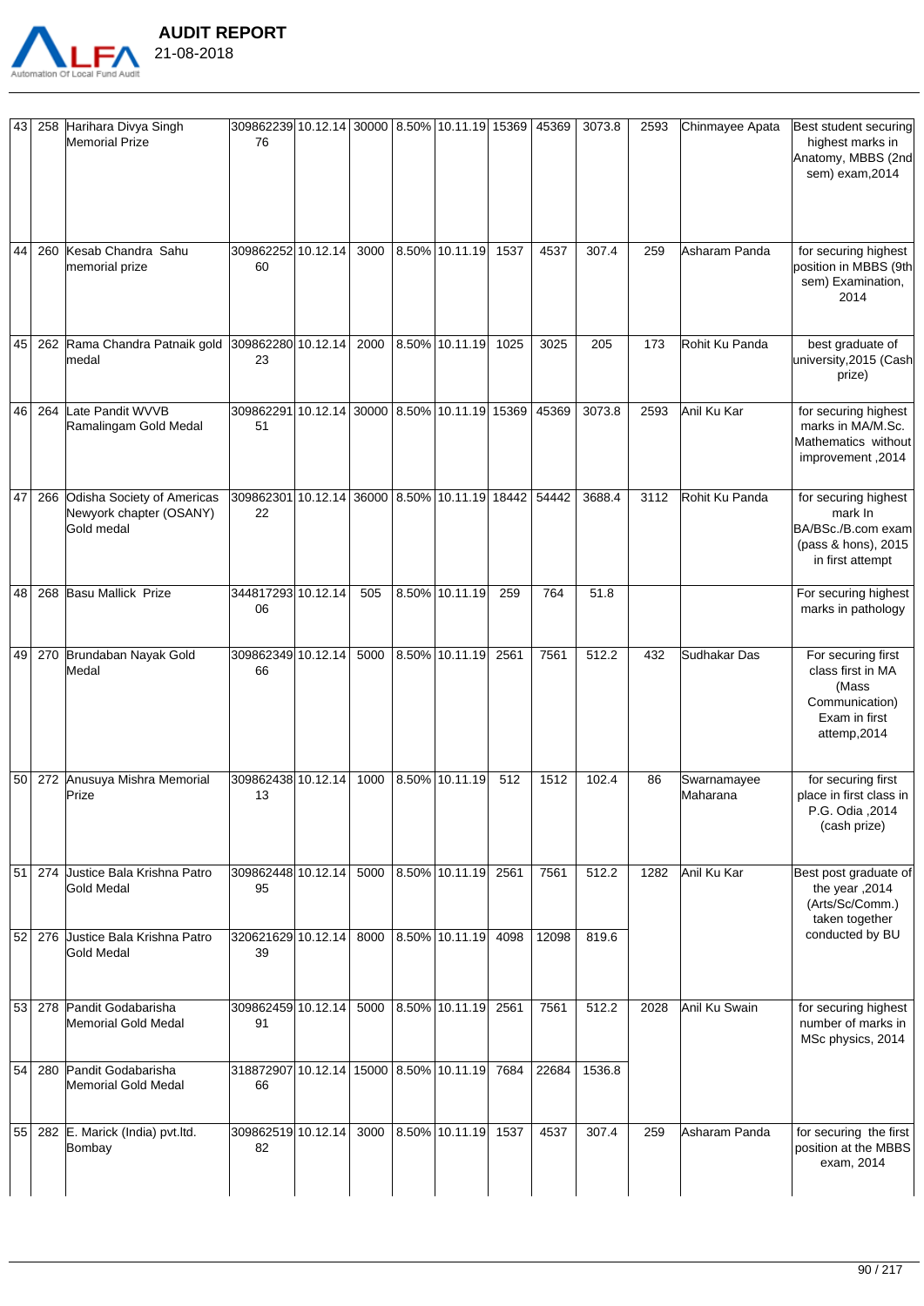| 43 | 258 | Harihara Divya Singh Memorial Prize | 30986223976 | 10.12.14 | 30000 | 8.50% | 10.11.19 | 15369 | 45369 | 3073.8 | 2593 | Chinmayee Apata | Best student securing highest marks in Anatomy, MBBS (2nd sem) exam,2014 |
|---|---|---|---|---|---|---|---|---|---|---|---|---|---|
| 44 | 260 | Kesab Chandra Sahu memorial prize | 30986225260 | 10.12.14 | 3000 | 8.50% | 10.11.19 | 1537 | 4537 | 307.4 | 259 | Asharam Panda | for securing highest position in MBBS (9th sem) Examination, 2014 |
| 45 | 262 | Rama Chandra Patnaik gold medal | 30986228023 | 10.12.14 | 2000 | 8.50% | 10.11.19 | 1025 | 3025 | 205 | 173 | Rohit Ku Panda | best graduate of university,2015 (Cash prize) |
| 46 | 264 | Late Pandit WVVB Ramalingam Gold Medal | 30986229151 | 10.12.14 | 30000 | 8.50% | 10.11.19 | 15369 | 45369 | 3073.8 | 2593 | Anil Ku Kar | for securing highest marks in MA/M.Sc. Mathematics without improvement ,2014 |
| 47 | 266 | Odisha Society of Americas Newyork chapter (OSANY) Gold medal | 30986230122 | 10.12.14 | 36000 | 8.50% | 10.11.19 | 18442 | 54442 | 3688.4 | 3112 | Rohit Ku Panda | for securing highest mark In BA/BSc./B.com exam (pass & hons), 2015 in first attempt |
| 48 | 268 | Basu Mallick Prize | 34481729306 | 10.12.14 | 505 | 8.50% | 10.11.19 | 259 | 764 | 51.8 | | | For securing highest marks in pathology |
| 49 | 270 | Brundaban Nayak Gold Medal | 30986234966 | 10.12.14 | 5000 | 8.50% | 10.11.19 | 2561 | 7561 | 512.2 | 432 | Sudhakar Das | For securing first class first in MA (Mass Communication) Exam in first attemp,2014 |
| 50 | 272 | Anusuya Mishra Memorial Prize | 30986243813 | 10.12.14 | 1000 | 8.50% | 10.11.19 | 512 | 1512 | 102.4 | 86 | Swarnamayee Maharana | for securing first place in first class in P.G. Odia ,2014 (cash prize) |
| 51 | 274 | Justice Bala Krishna Patro Gold Medal | 30986244895 | 10.12.14 | 5000 | 8.50% | 10.11.19 | 2561 | 7561 | 512.2 | 1282 | Anil Ku Kar | Best post graduate of the year ,2014 (Arts/Sc/Comm.) taken together conducted by BU |
| 52 | 276 | Justice Bala Krishna Patro Gold Medal | 32062162939 | 10.12.14 | 8000 | 8.50% | 10.11.19 | 4098 | 12098 | 819.6 | | | |
| 53 | 278 | Pandit Godabarisha Memorial Gold Medal | 30986245991 | 10.12.14 | 5000 | 8.50% | 10.11.19 | 2561 | 7561 | 512.2 | 2028 | Anil Ku Swain | for securing highest number of marks in MSc physics, 2014 |
| 54 | 280 | Pandit Godabarisha Memorial Gold Medal | 31887290766 | 10.12.14 | 15000 | 8.50% | 10.11.19 | 7684 | 22684 | 1536.8 | | | |
| 55 | 282 | E. Marick (India) pvt.ltd. Bombay | 30986251982 | 10.12.14 | 3000 | 8.50% | 10.11.19 | 1537 | 4537 | 307.4 | 259 | Asharam Panda | for securing the first position at the MBBS exam, 2014 |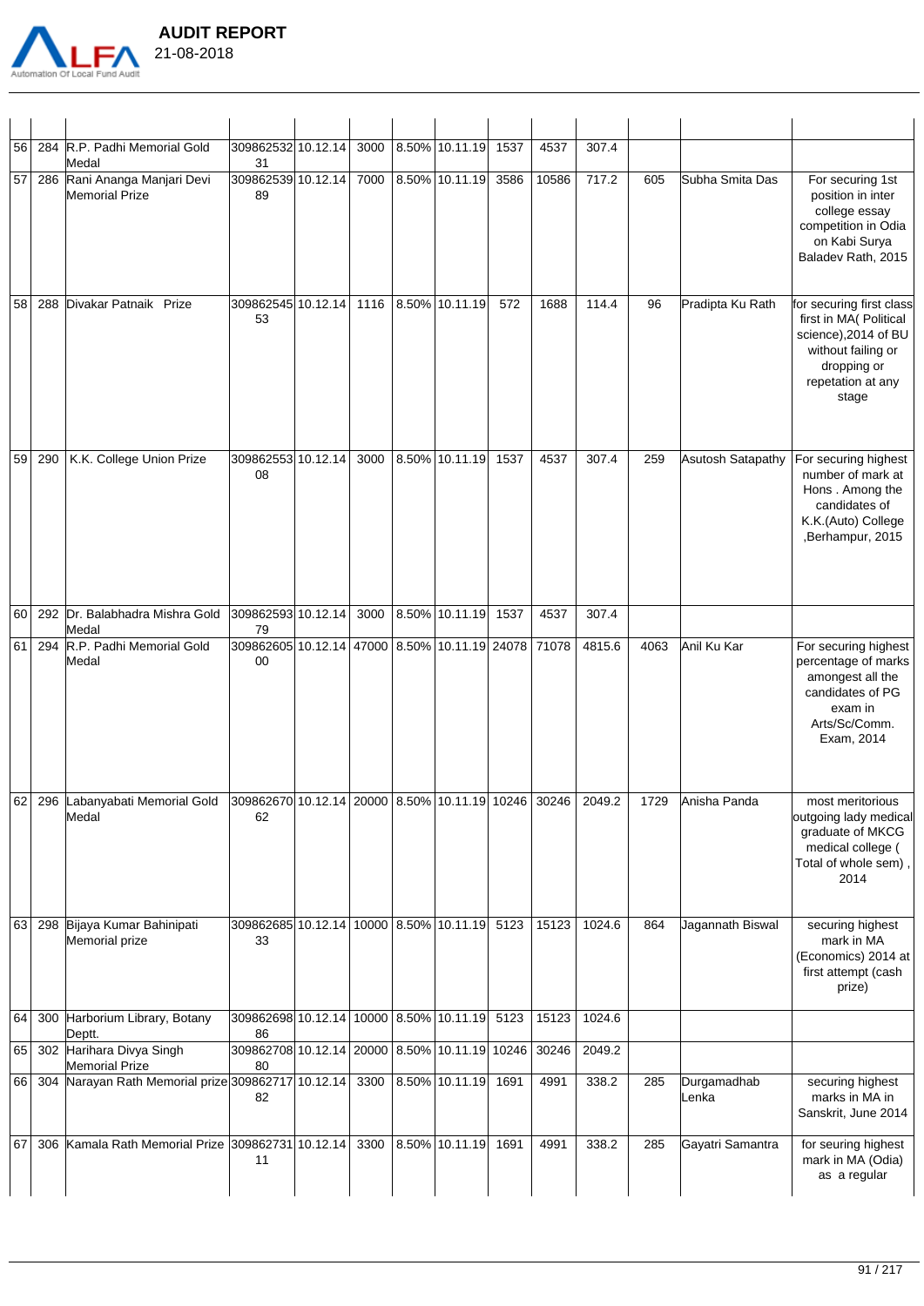| | | | | | | | | | | | | | |
|---|---|---|---|---|---|---|---|---|---|---|---|---|---|
| 56 | 284 | R.P. Padhi Memorial Gold Medal | 30986253231 | 10.12.14 | 3000 | 8.50% | 10.11.19 | 1537 | 4537 | 307.4 | | | |
| 57 | 286 | Rani Ananga Manjari Devi Memorial Prize | 30986253989 | 10.12.14 | 7000 | 8.50% | 10.11.19 | 3586 | 10586 | 717.2 | 605 | Subha Smita Das | For securing 1st position in inter college essay competition in Odia on Kabi Surya Baladev Rath, 2015 |
| 58 | 288 | Divakar Patnaik Prize | 30986254553 | 10.12.14 | 1116 | 8.50% | 10.11.19 | 572 | 1688 | 114.4 | 96 | Pradipta Ku Rath | for securing first class first in MA( Political science),2014 of BU without failing or dropping or repetation at any stage |
| 59 | 290 | K.K. College Union Prize | 30986255308 | 10.12.14 | 3000 | 8.50% | 10.11.19 | 1537 | 4537 | 307.4 | 259 | Asutosh Satapathy | For securing highest number of mark at Hons . Among the candidates of K.K.(Auto) College ,Berhampur, 2015 |
| 60 | 292 | Dr. Balabhadra Mishra Gold Medal | 30986259379 | 10.12.14 | 3000 | 8.50% | 10.11.19 | 1537 | 4537 | 307.4 | | | |
| 61 | 294 | R.P. Padhi Memorial Gold Medal | 30986260500 | 10.12.14 | 47000 | 8.50% | 10.11.19 | 24078 | 71078 | 4815.6 | 4063 | Anil Ku Kar | For securing highest percentage of marks amongest all the candidates of PG exam in Arts/Sc/Comm. Exam, 2014 |
| 62 | 296 | Labanyabati Memorial Gold Medal | 30986267062 | 10.12.14 | 20000 | 8.50% | 10.11.19 | 10246 | 30246 | 2049.2 | 1729 | Anisha Panda | most meritorious outgoing lady medical graduate of MKCG medical college ( Total of whole sem) , 2014 |
| 63 | 298 | Bijaya Kumar Bahinipati Memorial prize | 30986268533 | 10.12.14 | 10000 | 8.50% | 10.11.19 | 5123 | 15123 | 1024.6 | 864 | Jagannath Biswal | securing highest mark in MA (Economics) 2014 at first attempt (cash prize) |
| 64 | 300 | Harborium Library, Botany Deptt. | 30986269886 | 10.12.14 | 10000 | 8.50% | 10.11.19 | 5123 | 15123 | 1024.6 | | | |
| 65 | 302 | Harihara Divya Singh Memorial Prize | 30986270880 | 10.12.14 | 20000 | 8.50% | 10.11.19 | 10246 | 30246 | 2049.2 | | | |
| 66 | 304 | Narayan Rath Memorial prize | 30986271782 | 10.12.14 | 3300 | 8.50% | 10.11.19 | 1691 | 4991 | 338.2 | 285 | Durgamadhab Lenka | securing highest marks in MA in Sanskrit, June 2014 |
| 67 | 306 | Kamala Rath Memorial Prize | 30986273111 | 10.12.14 | 3300 | 8.50% | 10.11.19 | 1691 | 4991 | 338.2 | 285 | Gayatri Samantra | for seuring highest mark in MA (Odia) as a regular |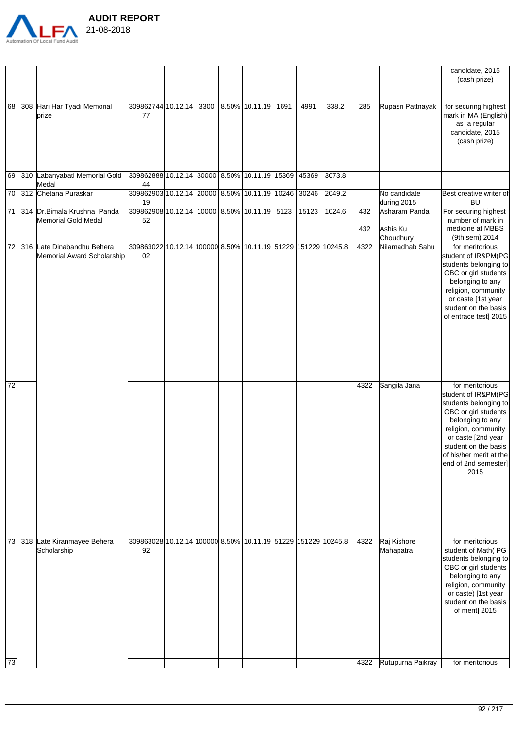| | | | | | | | | | | | | | |
|---|---|---|---|---|---|---|---|---|---|---|---|---|---|
| | | | | | | | | | | | | | candidate, 2015 (cash prize) |
| 68 | 308 | Hari Har Tyadi Memorial prize | 30986274477 | 10.12.14 | 3300 | 8.50% | 10.11.19 | 1691 | 4991 | 338.2 | 285 | Rupasri Pattnayak | for securing highest mark in MA (English) as a regular candidate, 2015 (cash prize) |
| 69 | 310 | Labanyabati Memorial Gold Medal | 30986288844 | 10.12.14 | 30000 | 8.50% | 10.11.19 | 15369 | 45369 | 3073.8 | | | |
| 70 | 312 | Chetana Puraskar | 30986290319 | 10.12.14 | 20000 | 8.50% | 10.11.19 | 10246 | 30246 | 2049.2 | | No candidate during 2015 | Best creative writer of BU |
| 71 | 314 | Dr.Bimala Krushna Panda Memorial Gold Medal | 30986290852 | 10.12.14 | 10000 | 8.50% | 10.11.19 | 5123 | 15123 | 1024.6 | 432 | Asharam Panda | For securing highest number of mark in medicine at MBBS (9th sem) 2014 |
| | | | | | | | | | | | 432 | Ashis Ku Choudhury | |
| 72 | 316 | Late Dinabandhu Behera Memorial Award Scholarship | 30986302202 | 10.12.14 | 100000 | 8.50% | 10.11.19 | 51229 | 151229 | 10245.8 | 4322 | Nilamadhab Sahu | for meritorious student of IR&PM(PG students belonging to OBC or girl students belonging to any religion, community or caste [1st year student on the basis of entrace test] 2015 |
| 72 | | | | | | | | | | | 4322 | Sangita Jana | for meritorious student of IR&PM(PG students belonging to OBC or girl students belonging to any religion, community or caste [2nd year student on the basis of his/her merit at the end of 2nd semester] 2015 |
| 73 | 318 | Late Kiranmayee Behera Scholarship | 30986302892 | 10.12.14 | 100000 | 8.50% | 10.11.19 | 51229 | 151229 | 10245.8 | 4322 | Raj Kishore Mahapatra | for meritorious student of Math( PG students belonging to OBC or girl students belonging to any religion, community or caste) [1st year student on the basis of merit] 2015 |
| 73 | | | | | | | | | | | 4322 | Rutupurna Paikray | for meritorious |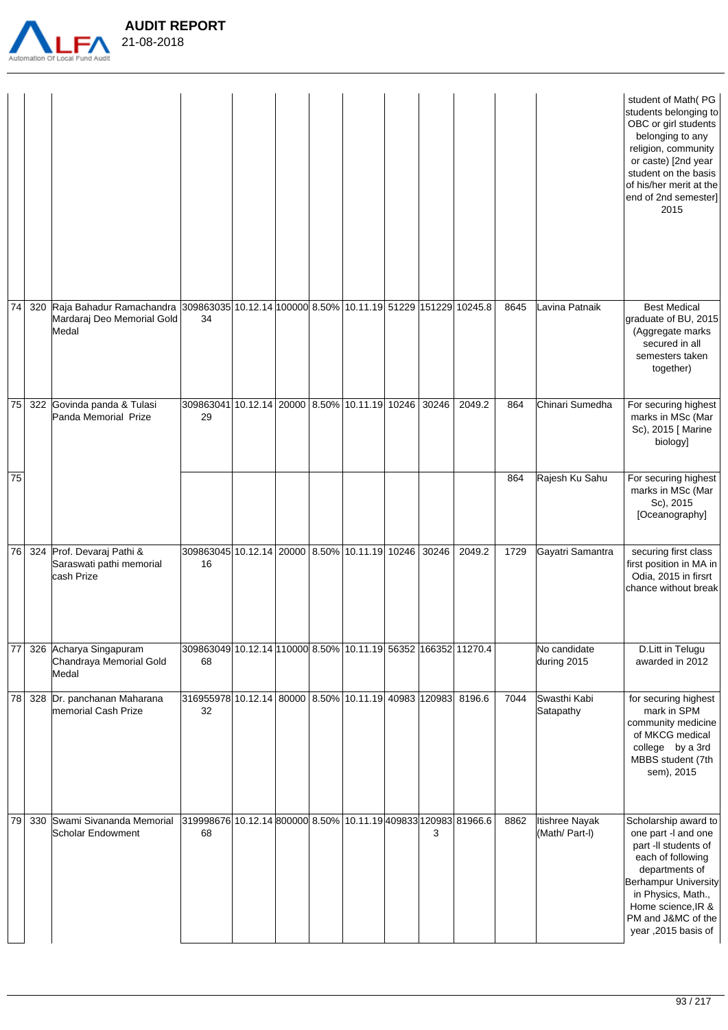| | | | | | | | | | | | | | |
|---|---|---|---|---|---|---|---|---|---|---|---|---|---|
| | | | | | | | | | | | | | student of Math( PG students belonging to OBC or girl students belonging to any religion, community or caste) [2nd year student on the basis of his/her merit at the end of 2nd semester] 2015 |
| 74 | 320 | Raja Bahadur Ramachandra Mardaraj Deo Memorial Gold Medal | 30986303534 | 10.12.14 | 100000 | 8.50% | 10.11.19 | 51229 | 151229 | 10245.8 | 8645 | Lavina Patnaik | Best Medical graduate of BU, 2015 (Aggregate marks secured in all semesters taken together) |
| 75 | 322 | Govinda panda & Tulasi Panda Memorial Prize | 30986304129 | 10.12.14 | 20000 | 8.50% | 10.11.19 | 10246 | 30246 | 2049.2 | 864 | Chinari Sumedha | For securing highest marks in MSc (Mar Sc), 2015 [ Marine biology] |
| 75 | | | | | | | | | | | 864 | Rajesh Ku Sahu | For securing highest marks in MSc (Mar Sc), 2015 [Oceanography] |
| 76 | 324 | Prof. Devaraj Pathi & Saraswati pathi memorial cash Prize | 30986304516 | 10.12.14 | 20000 | 8.50% | 10.11.19 | 10246 | 30246 | 2049.2 | 1729 | Gayatri Samantra | securing first class first position in MA in Odia, 2015 in firsrt chance without break |
| 77 | 326 | Acharya Singapuram Chandraya Memorial Gold Medal | 30986304968 | 10.12.14 | 110000 | 8.50% | 10.11.19 | 56352 | 166352 | 11270.4 | | No candidate during 2015 | D.Litt in Telugu awarded in 2012 |
| 78 | 328 | Dr. panchanan Maharana memorial Cash Prize | 31695597832 | 10.12.14 | 80000 | 8.50% | 10.11.19 | 40983 | 120983 | 8196.6 | 7044 | Swasthi Kabi Satapathy | for securing highest mark in SPM community medicine of MKCG medical college by a 3rd MBBS student (7th sem), 2015 |
| 79 | 330 | Swami Sivananda Memorial Scholar Endowment | 31999867668 | 10.12.14 | 800000 | 8.50% | 10.11.19 | 409833 | 1209833 | 81966.6 | 8862 | Itishree Nayak (Math/ Part-I) | Scholarship award to one part -I and one part -II students of each of following departments of Berhampur University in Physics, Math., Home science,IR & PM and J&MC of the year ,2015 basis of |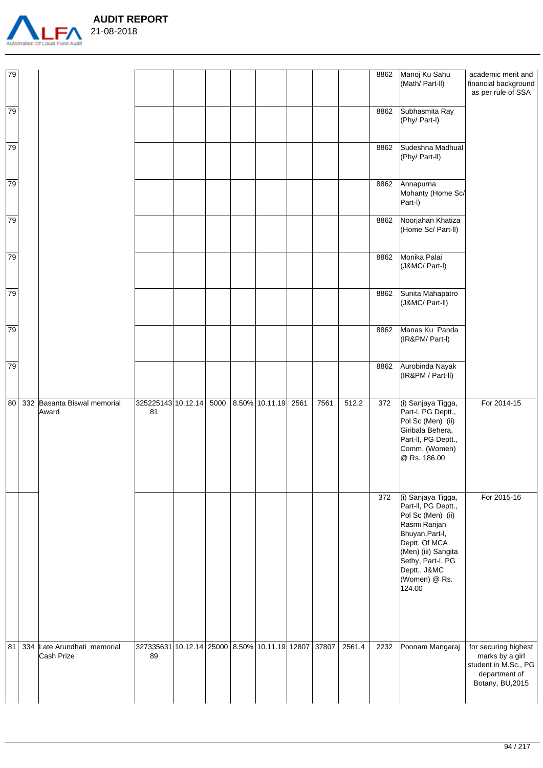| | | | | | | | | | | | | | |
|---|---|---|---|---|---|---|---|---|---|---|---|---|---|
| 79 | | | | | | | | | | | 8862 | Manoj Ku Sahu (Math/ Part-II) | academic merit and financial background as per rule of SSA |
| 79 | | | | | | | | | | | 8862 | Subhasmita Ray (Phy/ Part-I) | |
| 79 | | | | | | | | | | | 8862 | Sudeshna Madhual (Phy/ Part-II) | |
| 79 | | | | | | | | | | | 8862 | Annapurna Mohanty (Home Sc/ Part-I) | |
| 79 | | | | | | | | | | | 8862 | Noorjahan Khatiza (Home Sc/ Part-II) | |
| 79 | | | | | | | | | | | 8862 | Monika Palai (J&MC/ Part-I) | |
| 79 | | | | | | | | | | | 8862 | Sunita Mahapatro (J&MC/ Part-II) | |
| 79 | | | | | | | | | | | 8862 | Manas Ku Panda (IR&PM/ Part-I) | |
| 79 | | | | | | | | | | | 8862 | Aurobinda Nayak (IR&PM / Part-II) | |
| 80 | 332 | Basanta Biswal memorial Award | 32522514381 | 10.12.14 | 5000 | 8.50% | 10.11.19 | 2561 | 7561 | 512.2 | 372 | (i) Sanjaya Tigga, Part-I, PG Deptt., Pol Sc (Men) (ii) Giribala Behera, Part-II, PG Deptt., Comm. (Women) @ Rs. 186.00 | For 2014-15 |
| | | | | | | | | | | | 372 | (i) Sanjaya Tigga, Part-II, PG Deptt., Pol Sc (Men) (ii) Rasmi Ranjan Bhuyan,Part-I, Deptt. Of MCA (Men) (iii) Sangita Sethy, Part-I, PG Deptt., J&MC (Women) @ Rs. 124.00 | For 2015-16 |
| 81 | 334 | Late Arundhati memorial Cash Prize | 32733563189 | 10.12.14 | 25000 | 8.50% | 10.11.19 | 12807 | 37807 | 2561.4 | 2232 | Poonam Mangaraj | for securing highest marks by a girl student in M.Sc., PG department of Botany, BU,2015 |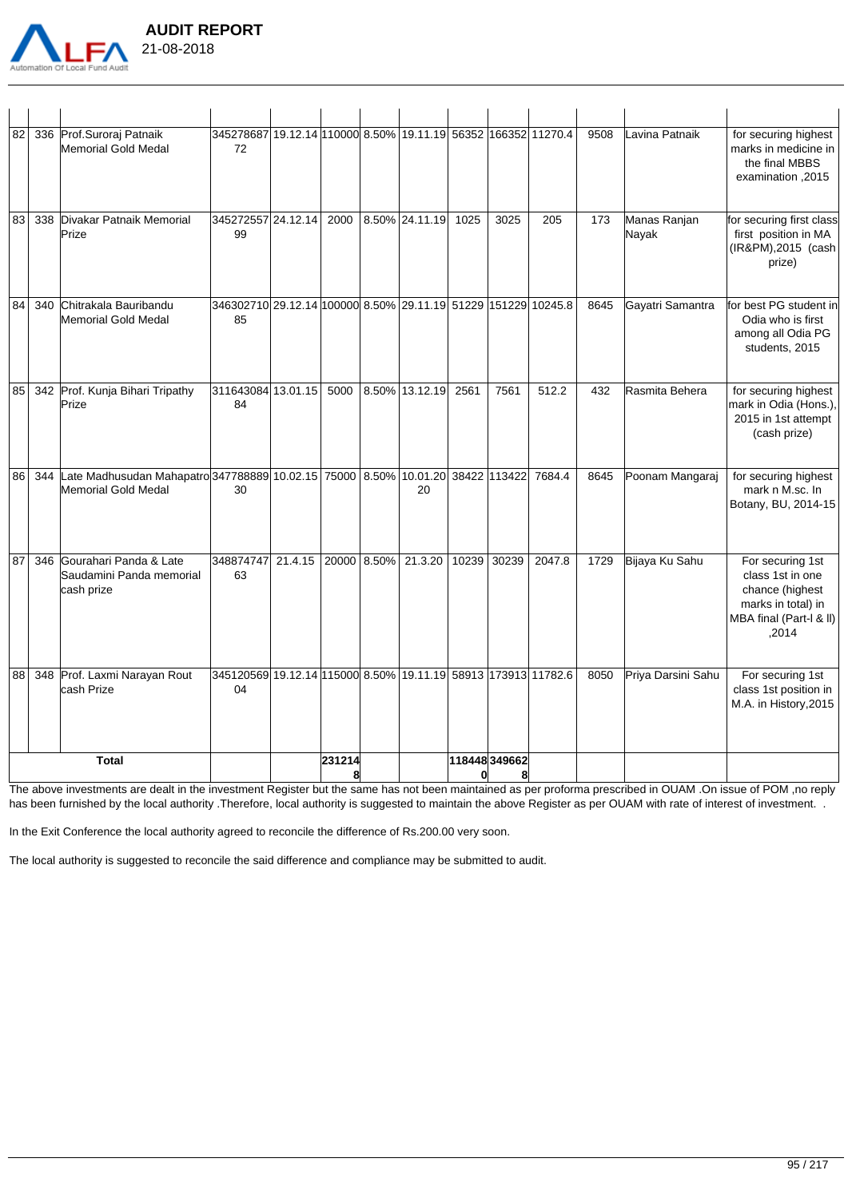| | | | | | | | | | | | | | |
|---|---|---|---|---|---|---|---|---|---|---|---|---|---|
| 82 | 336 | Prof.Suroraj Patnaik Memorial Gold Medal | 34527868772 | 19.12.14 | 110000 | 8.50% | 19.11.19 | 56352 | 166352 | 11270.4 | 9508 | Lavina Patnaik | for securing highest marks in medicine in the final MBBS examination ,2015 |
| 83 | 338 | Divakar Patnaik Memorial Prize | 34527255799 | 24.12.14 | 2000 | 8.50% | 24.11.19 | 1025 | 3025 | 205 | 173 | Manas Ranjan Nayak | for securing first class first position in MA (IR&PM),2015 (cash prize) |
| 84 | 340 | Chitrakala Bauribandu Memorial Gold Medal | 34630271085 | 29.12.14 | 100000 | 8.50% | 29.11.19 | 51229 | 151229 | 10245.8 | 8645 | Gayatri Samantra | for best PG student in Odia who is first among all Odia PG students, 2015 |
| 85 | 342 | Prof. Kunja Bihari Tripathy Prize | 31164308484 | 13.01.15 | 5000 | 8.50% | 13.12.19 | 2561 | 7561 | 512.2 | 432 | Rasmita Behera | for securing highest mark in Odia (Hons.), 2015 in 1st attempt (cash prize) |
| 86 | 344 | Late Madhusudan Mahapatro Memorial Gold Medal | 34778888930 | 10.02.15 | 75000 | 8.50% | 10.01.20 | 38422 | 113422 | 7684.4 | 8645 | Poonam Mangaraj | for securing highest mark n M.sc. In Botany, BU, 2014-15 |
| 87 | 346 | Gourahari Panda & Late Saudamini Panda memorial cash prize | 34887474763 | 21.4.15 | 20000 | 8.50% | 21.3.20 | 10239 | 30239 | 2047.8 | 1729 | Bijaya Ku Sahu | For securing 1st class 1st in one chance (highest marks in total) in MBA final (Part-I & II) ,2014 |
| 88 | 348 | Prof. Laxmi Narayan Rout cash Prize | 34512056904 | 19.12.14 | 115000 | 8.50% | 19.11.19 | 58913 | 173913 | 11782.6 | 8050 | Priya Darsini Sahu | For securing 1st class 1st position in M.A. in History,2015 |
| | | **Total** | | | **2312148** | | | **1184480** | **3496628** | | | | |

The above investments are dealt in the investment Register but the same has not been maintained as per proforma prescribed in OUAM .On issue of POM ,no reply has been furnished by the local authority .Therefore, local authority is suggested to maintain the above Register as per OUAM with rate of interest of investment. .

In the Exit Conference the local authority agreed to reconcile the difference of Rs.200.00 very soon.

The local authority is suggested to reconcile the said difference and compliance may be submitted to audit.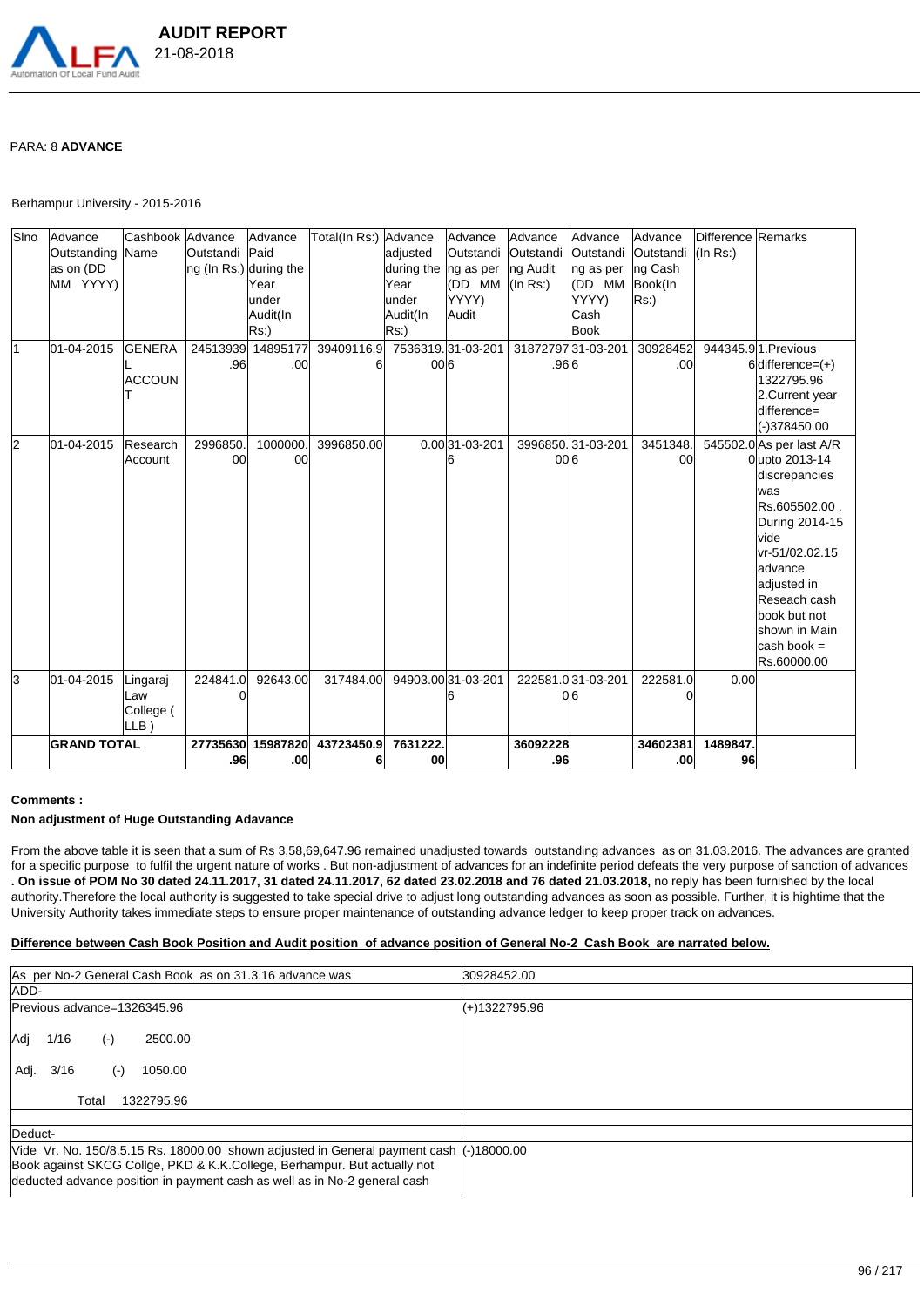PARA: 8 **ADVANCE**

Berhampur University - 2015-2016

| Slno | Advance Outstanding as on (DD MM YYYY) | Cashbook Name | Advance Outstanding (In Rs:) | Advance Paid during the Year under Audit(In Rs:) | Total(In Rs:) | Advance adjusted during the Year under Audit(In Rs:) | Advance Outstanding as per (DD MM YYYY) Audit | Advance Outstanding Audit (In Rs:) | Advance Outstanding as per (DD MM YYYY) Cash Book | Advance Outstanding Cash Book(In Rs:) | Difference (In Rs:) | Remarks |
|---|---|---|---|---|---|---|---|---|---|---|---|---|
| 1 | 01-04-2015 | GENERAL ACCOUNT | 24513939.96 | 14895177.00 | 39409116.96 | 7536319.00 | 31-03-2016 | 31872797.96 | 31-03-2016 | 30928452.00 | 944345.96 | 1.Previous difference=(+) 1322795.96 2.Current year difference= (-)378450.00 |
| 2 | 01-04-2015 | Research Account | 2996850.00 | 1000000.00 | 3996850.00 | 0.00 | 31-03-2016 | 3996850.00 | 31-03-2016 | 3451348.00 | 545502.00 | As per last A/R upto 2013-14 discrepancies was Rs.605502.00 . During 2014-15 vide vr-51/02.02.15 advance adjusted in Reseach cash book but not shown in Main cash book = Rs.60000.00 |
| 3 | 01-04-2015 | Lingaraj Law College ( LLB ) | 224841.00 | 92643.00 | 317484.00 | 94903.00 | 31-03-2016 | 222581.00 | 31-03-2016 | 222581.00 | 0.00 | |
| | GRAND TOTAL | | 27735630.96 | 15987820.00 | 43723450.96 | 7631222.00 | | 36092228.96 | | 34602381.00 | 1489847.96 | |

**Comments :**

**Non adjustment of Huge Outstanding Adavance**

From the above table it is seen that a sum of Rs 3,58,69,647.96 remained unadjusted towards outstanding advances as on 31.03.2016. The advances are granted for a specific purpose to fulfil the urgent nature of works . But non-adjustment of advances for an indefinite period defeats the very purpose of sanction of advances **. On issue of POM No 30 dated 24.11.2017, 31 dated 24.11.2017, 62 dated 23.02.2018 and 76 dated 21.03.2018,** no reply has been furnished by the local authority.Therefore the local authority is suggested to take special drive to adjust long outstanding advances as soon as possible. Further, it is hightime that the University Authority takes immediate steps to ensure proper maintenance of outstanding advance ledger to keep proper track on advances.

**Difference between Cash Book Position and Audit position of advance position of General No-2 Cash Book are narrated below.**

| | |
|---|---|
| As per No-2 General Cash Book as on 31.3.16 advance was | 30928452.00 |
| ADD- | |
| Previous advance=1326345.96 | (+)1322795.96 |
| Adj 1/16 (-) 2500.00 | |
| Adj. 3/16 (-) 1050.00 | |
| Total 1322795.96 | |
| | |
| Deduct- | |
| Vide Vr. No. 150/8.5.15 Rs. 18000.00 shown adjusted in General payment cash Book against SKCG Collge, PKD & K.K.College, Berhampur. But actually not deducted advance position in payment cash as well as in No-2 general cash | (-)18000.00 |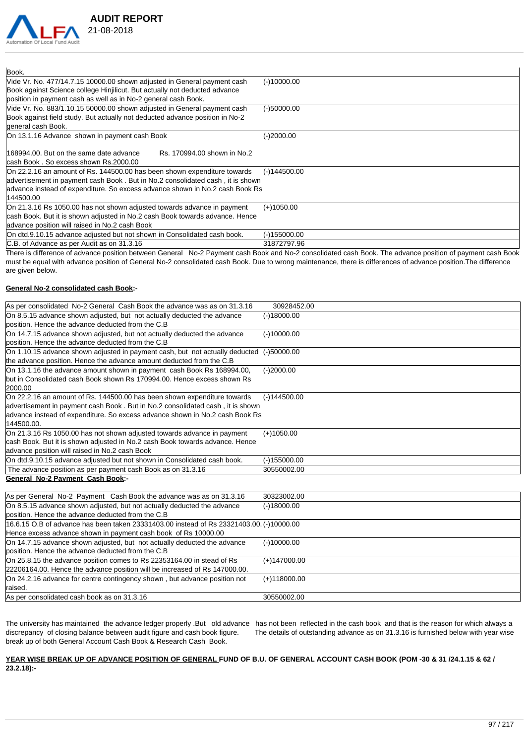| | |
|---|---|
| Book. | |
| Vide Vr. No. 477/14.7.15 10000.00 shown adjusted in General payment cash Book against Science college Hinjilicut. But actually not deducted advance position in payment cash as well as in No-2 general cash Book. | (-)10000.00 |
| Vide Vr. No. 883/1.10.15 50000.00 shown adjusted in General payment cash Book against field study. But actually not deducted advance position in No-2 general cash Book. | (-)50000.00 |
| On 13.1.16 Advance shown in payment cash Book<br><br>168994.00. But on the same date advance Rs. 170994.00 shown in No.2 cash Book . So excess shown Rs.2000.00 | (-)2000.00 |
| On 22.2.16 an amount of Rs. 144500.00 has been shown expenditure towards advertisement in payment cash Book . But in No.2 consolidated cash , it is shown advance instead of expenditure. So excess advance shown in No.2 cash Book Rs 144500.00 | (-)144500.00 |
| On 21.3.16 Rs 1050.00 has not shown adjusted towards advance in payment cash Book. But it is shown adjusted in No.2 cash Book towards advance. Hence advance position will raised in No.2 cash Book | (+)1050.00 |
| On dtd.9.10.15 advance adjusted but not shown in Consolidated cash book. | (-)155000.00 |
| C.B. of Advance as per Audit as on 31.3.16 | 31872797.96 |

There is difference of advance position between General No-2 Payment cash Book and No-2 consolidated cash Book. The advance position of payment cash Book must be equal with advance position of General No-2 consolidated cash Book. Due to wrong maintenance, there is differences of advance position.The difference are given below.

**General No-2 consolidated cash Book:-**

| | |
|---|---|
| As per consolidated No-2 General Cash Book the advance was as on 31.3.16 | 30928452.00 |
| On 8.5.15 advance shown adjusted, but not actually deducted the advance position. Hence the advance deducted from the C.B | (-)18000.00 |
| On 14.7.15 advance shown adjusted, but not actually deducted the advance position. Hence the advance deducted from the C.B | (-)10000.00 |
| On 1.10.15 advance shown adjusted in payment cash, but not actually deducted the advance position. Hence the advance amount deducted from the C.B | (-)50000.00 |
| On 13.1.16 the advance amount shown in payment cash Book Rs 168994.00, but in Consolidated cash Book shown Rs 170994.00. Hence excess shown Rs 2000.00 | (-)2000.00 |
| On 22.2.16 an amount of Rs. 144500.00 has been shown expenditure towards advertisement in payment cash Book . But in No.2 consolidated cash , it is shown advance instead of expenditure. So excess advance shown in No.2 cash Book Rs 144500.00. | (-)144500.00 |
| On 21.3.16 Rs 1050.00 has not shown adjusted towards advance in payment cash Book. But it is shown adjusted in No.2 cash Book towards advance. Hence advance position will raised in No.2 cash Book | (+)1050.00 |
| On dtd.9.10.15 advance adjusted but not shown in Consolidated cash book. | (-)155000.00 |
| The advance position as per payment cash Book as on 31.3.16 | 30550002.00 |

**General No-2 Payment Cash Book:-**

| | |
|---|---|
| As per General No-2 Payment Cash Book the advance was as on 31.3.16 | 30323002.00 |
| On 8.5.15 advance shown adjusted, but not actually deducted the advance position. Hence the advance deducted from the C.B | (-)18000.00 |
| 16.6.15 O.B of advance has been taken 23331403.00 instead of Rs 23321403.00. Hence excess advance shown in payment cash book of Rs 10000.00 | (-)10000.00 |
| On 14.7.15 advance shown adjusted, but not actually deducted the advance position. Hence the advance deducted from the C.B | (-)10000.00 |
| On 25.8.15 the advance position comes to Rs 22353164.00 in stead of Rs 22206164.00. Hence the advance position will be increased of Rs 147000.00. | (+)147000.00 |
| On 24.2.16 advance for centre contingency shown , but advance position not raised. | (+)118000.00 |
| As per consolidated cash book as on 31.3.16 | 30550002.00 |

The university has maintained the advance ledger properly .But old advance has not been reflected in the cash book and that is the reason for which always a discrepancy of closing balance between audit figure and cash book figure. The details of outstanding advance as on 31.3.16 is furnished below with year wise break up of both General Account Cash Book & Research Cash Book.

**YEAR WISE BREAK UP OF ADVANCE POSITION OF GENERAL FUND OF B.U. OF GENERAL ACCOUNT CASH BOOK (POM -30 & 31 /24.1.15 & 62 / 23.2.18):-**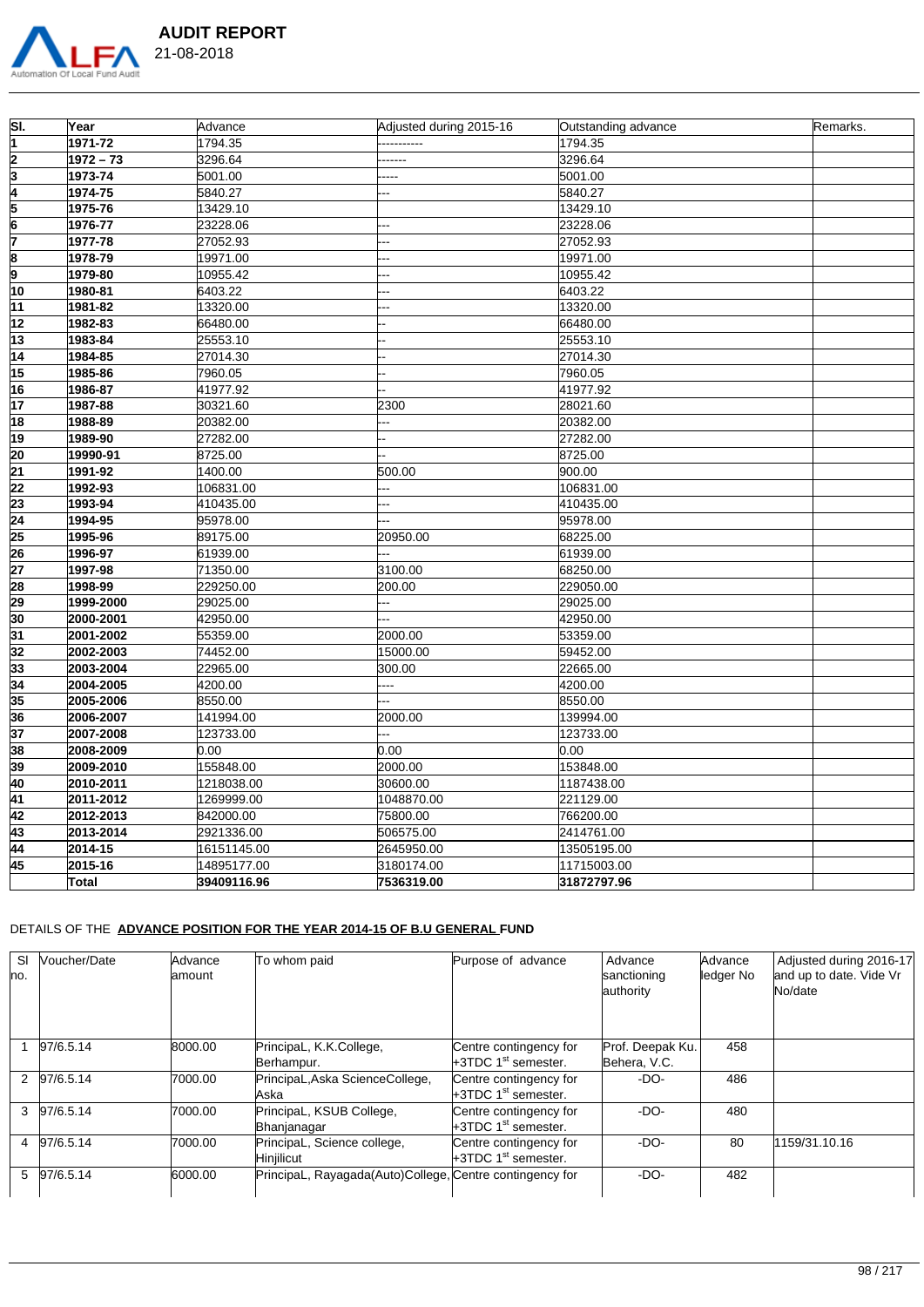| Sl. | Year | Advance | Adjusted during 2015-16 | Outstanding advance | Remarks. |
|---|---|---|---|---|---|
| 1 | 1971-72 | 1794.35 | ---------- | 1794.35 | |
| 2 | 1972 – 73 | 3296.64 | ------- | 3296.64 | |
| 3 | 1973-74 | 5001.00 | ----- | 5001.00 | |
| 4 | 1974-75 | 5840.27 | --- | 5840.27 | |
| 5 | 1975-76 | 13429.10 | | 13429.10 | |
| 6 | 1976-77 | 23228.06 | --- | 23228.06 | |
| 7 | 1977-78 | 27052.93 | --- | 27052.93 | |
| 8 | 1978-79 | 19971.00 | --- | 19971.00 | |
| 9 | 1979-80 | 10955.42 | --- | 10955.42 | |
| 10 | 1980-81 | 6403.22 | --- | 6403.22 | |
| 11 | 1981-82 | 13320.00 | --- | 13320.00 | |
| 12 | 1982-83 | 66480.00 | -- | 66480.00 | |
| 13 | 1983-84 | 25553.10 | -- | 25553.10 | |
| 14 | 1984-85 | 27014.30 | -- | 27014.30 | |
| 15 | 1985-86 | 7960.05 | -- | 7960.05 | |
| 16 | 1986-87 | 41977.92 | -- | 41977.92 | |
| 17 | 1987-88 | 30321.60 | 2300 | 28021.60 | |
| 18 | 1988-89 | 20382.00 | --- | 20382.00 | |
| 19 | 1989-90 | 27282.00 | -- | 27282.00 | |
| 20 | 19990-91 | 8725.00 | -- | 8725.00 | |
| 21 | 1991-92 | 1400.00 | 500.00 | 900.00 | |
| 22 | 1992-93 | 106831.00 | --- | 106831.00 | |
| 23 | 1993-94 | 410435.00 | --- | 410435.00 | |
| 24 | 1994-95 | 95978.00 | --- | 95978.00 | |
| 25 | 1995-96 | 89175.00 | 20950.00 | 68225.00 | |
| 26 | 1996-97 | 61939.00 | --- | 61939.00 | |
| 27 | 1997-98 | 71350.00 | 3100.00 | 68250.00 | |
| 28 | 1998-99 | 229250.00 | 200.00 | 229050.00 | |
| 29 | 1999-2000 | 29025.00 | --- | 29025.00 | |
| 30 | 2000-2001 | 42950.00 | --- | 42950.00 | |
| 31 | 2001-2002 | 55359.00 | 2000.00 | 53359.00 | |
| 32 | 2002-2003 | 74452.00 | 15000.00 | 59452.00 | |
| 33 | 2003-2004 | 22965.00 | 300.00 | 22665.00 | |
| 34 | 2004-2005 | 4200.00 | ---- | 4200.00 | |
| 35 | 2005-2006 | 8550.00 | --- | 8550.00 | |
| 36 | 2006-2007 | 141994.00 | 2000.00 | 139994.00 | |
| 37 | 2007-2008 | 123733.00 | --- | 123733.00 | |
| 38 | 2008-2009 | 0.00 | 0.00 | 0.00 | |
| 39 | 2009-2010 | 155848.00 | 2000.00 | 153848.00 | |
| 40 | 2010-2011 | 1218038.00 | 30600.00 | 1187438.00 | |
| 41 | 2011-2012 | 1269999.00 | 1048870.00 | 221129.00 | |
| 42 | 2012-2013 | 842000.00 | 75800.00 | 766200.00 | |
| 43 | 2013-2014 | 2921336.00 | 506575.00 | 2414761.00 | |
| 44 | 2014-15 | 16151145.00 | 2645950.00 | 13505195.00 | |
| 45 | 2015-16 | 14895177.00 | 3180174.00 | 11715003.00 | |
| | Total | 39409116.96 | 7536319.00 | 31872797.96 | |

DETAILS OF THE **ADVANCE POSITION FOR THE YEAR 2014-15 OF B.U GENERAL FUND**

| Sl no. | Voucher/Date | Advance amount | To whom paid | Purpose of advance | Advance sanctioning authority | Advance ledger No | Adjusted during 2016-17 and up to date. Vide Vr No/date |
|---|---|---|---|---|---|---|---|
| 1 | 97/6.5.14 | 8000.00 | PrincipaL, K.K.College, Berhampur. | Centre contingency for +3TDC 1st semester. | Prof. Deepak Ku. Behera, V.C. | 458 | |
| 2 | 97/6.5.14 | 7000.00 | PrincipaL,Aska ScienceCollege, Aska | Centre contingency for +3TDC 1st semester. | -DO- | 486 | |
| 3 | 97/6.5.14 | 7000.00 | PrincipaL, KSUB College, Bhanjanagar | Centre contingency for +3TDC 1st semester. | -DO- | 480 | |
| 4 | 97/6.5.14 | 7000.00 | PrincipaL, Science college, Hinjilicut | Centre contingency for +3TDC 1st semester. | -DO- | 80 | 1159/31.10.16 |
| 5 | 97/6.5.14 | 6000.00 | PrincipaL, Rayagada(Auto)College, | Centre contingency for | -DO- | 482 | |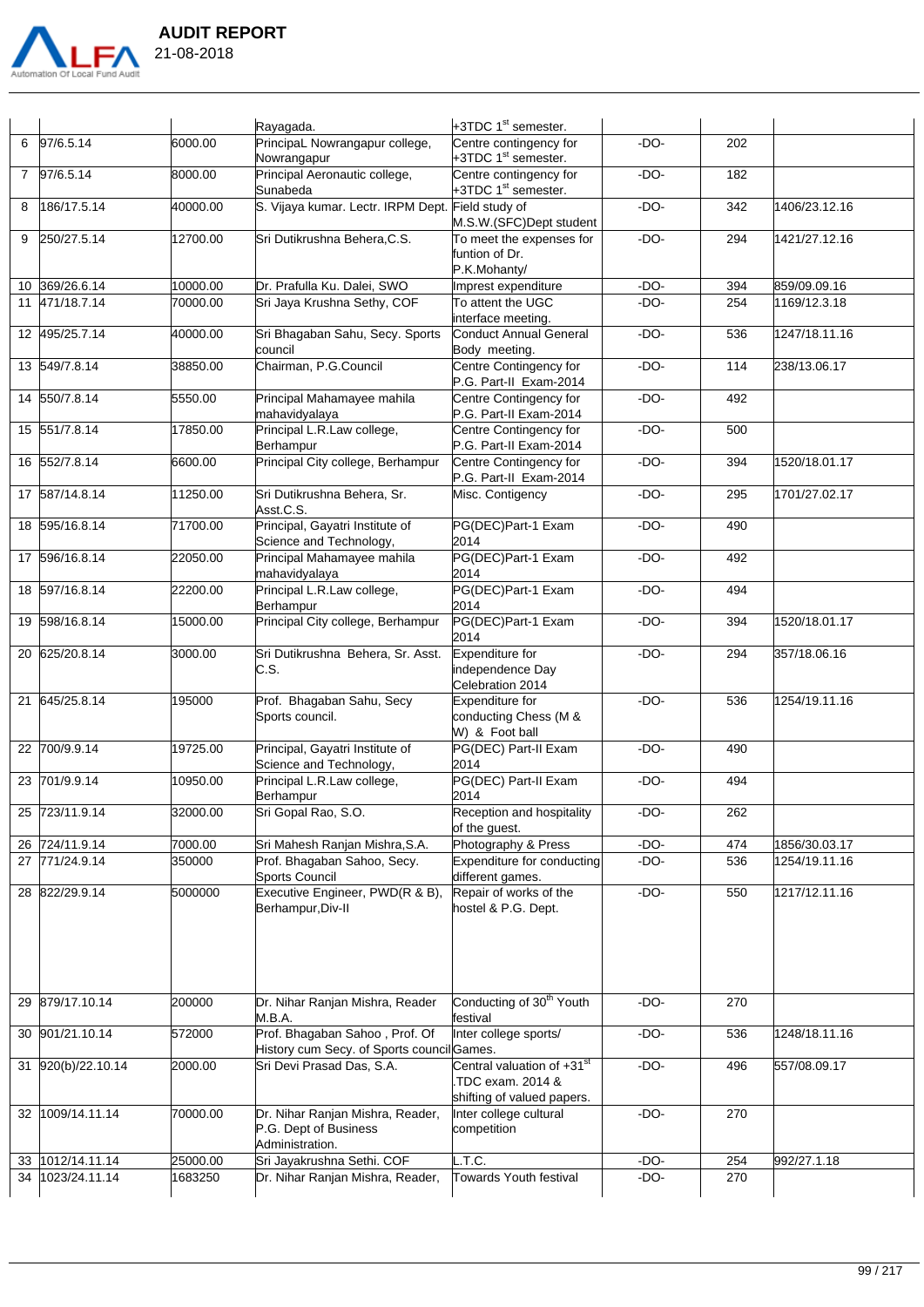| | | | | | | | |
|---|---|---|---|---|---|---|---|
| | | | Rayagada. | +3TDC 1[st] semester. | | | |
| 6 | 97/6.5.14 | 6000.00 | PrincipaL Nowrangapur college, Nowrangapur | Centre contingency for +3TDC 1[st] semester. | -DO- | 202 | |
| 7 | 97/6.5.14 | 8000.00 | Principal Aeronautic college, Sunabeda | Centre contingency for +3TDC 1[st] semester. | -DO- | 182 | |
| 8 | 186/17.5.14 | 40000.00 | S. Vijaya kumar. Lectr. IRPM Dept. | Field study of M.S.W.(SFC)Dept student | -DO- | 342 | 1406/23.12.16 |
| 9 | 250/27.5.14 | 12700.00 | Sri Dutikrushna Behera,C.S. | To meet the expenses for funtion of Dr. P.K.Mohanty/ | -DO- | 294 | 1421/27.12.16 |
| 10 | 369/26.6.14 | 10000.00 | Dr. Prafulla Ku. Dalei, SWO | Imprest expenditure | -DO- | 394 | 859/09.09.16 |
| 11 | 471/18.7.14 | 70000.00 | Sri Jaya Krushna Sethy, COF | To attent the UGC interface meeting. | -DO- | 254 | 1169/12.3.18 |
| 12 | 495/25.7.14 | 40000.00 | Sri Bhagaban Sahu, Secy. Sports council | Conduct Annual General Body meeting. | -DO- | 536 | 1247/18.11.16 |
| 13 | 549/7.8.14 | 38850.00 | Chairman, P.G.Council | Centre Contingency for P.G. Part-II Exam-2014 | -DO- | 114 | 238/13.06.17 |
| 14 | 550/7.8.14 | 5550.00 | Principal Mahamayee mahila mahavidyalaya | Centre Contingency for P.G. Part-II Exam-2014 | -DO- | 492 | |
| 15 | 551/7.8.14 | 17850.00 | Principal L.R.Law college, Berhampur | Centre Contingency for P.G. Part-II Exam-2014 | -DO- | 500 | |
| 16 | 552/7.8.14 | 6600.00 | Principal City college, Berhampur | Centre Contingency for P.G. Part-II Exam-2014 | -DO- | 394 | 1520/18.01.17 |
| 17 | 587/14.8.14 | 11250.00 | Sri Dutikrushna Behera, Sr. Asst.C.S. | Misc. Contigency | -DO- | 295 | 1701/27.02.17 |
| 18 | 595/16.8.14 | 71700.00 | Principal, Gayatri Institute of Science and Technology, | PG(DEC)Part-1 Exam 2014 | -DO- | 490 | |
| 17 | 596/16.8.14 | 22050.00 | Principal Mahamayee mahila mahavidyalaya | PG(DEC)Part-1 Exam 2014 | -DO- | 492 | |
| 18 | 597/16.8.14 | 22200.00 | Principal L.R.Law college, Berhampur | PG(DEC)Part-1 Exam 2014 | -DO- | 494 | |
| 19 | 598/16.8.14 | 15000.00 | Principal City college, Berhampur | PG(DEC)Part-1 Exam 2014 | -DO- | 394 | 1520/18.01.17 |
| 20 | 625/20.8.14 | 3000.00 | Sri Dutikrushna Behera, Sr. Asst. C.S. | Expenditure for independence Day Celebration 2014 | -DO- | 294 | 357/18.06.16 |
| 21 | 645/25.8.14 | 195000 | Prof. Bhagaban Sahu, Secy Sports council. | Expenditure for conducting Chess (M & W) & Foot ball | -DO- | 536 | 1254/19.11.16 |
| 22 | 700/9.9.14 | 19725.00 | Principal, Gayatri Institute of Science and Technology, | PG(DEC) Part-II Exam 2014 | -DO- | 490 | |
| 23 | 701/9.9.14 | 10950.00 | Principal L.R.Law college, Berhampur | PG(DEC) Part-II Exam 2014 | -DO- | 494 | |
| 25 | 723/11.9.14 | 32000.00 | Sri Gopal Rao, S.O. | Reception and hospitality of the guest. | -DO- | 262 | |
| 26 | 724/11.9.14 | 7000.00 | Sri Mahesh Ranjan Mishra,S.A. | Photography & Press | -DO- | 474 | 1856/30.03.17 |
| 27 | 771/24.9.14 | 350000 | Prof. Bhagaban Sahoo, Secy. Sports Council | Expenditure for conducting different games. | -DO- | 536 | 1254/19.11.16 |
| 28 | 822/29.9.14 | 5000000 | Executive Engineer, PWD(R & B), Berhampur,Div-II | Repair of works of the hostel & P.G. Dept. | -DO- | 550 | 1217/12.11.16 |
| 29 | 879/17.10.14 | 200000 | Dr. Nihar Ranjan Mishra, Reader M.B.A. | Conducting of 30[th] Youth festival | -DO- | 270 | |
| 30 | 901/21.10.14 | 572000 | Prof. Bhagaban Sahoo , Prof. Of History cum Secy. of Sports council | Inter college sports/ Games. | -DO- | 536 | 1248/18.11.16 |
| 31 | 920(b)/22.10.14 | 2000.00 | Sri Devi Prasad Das, S.A. | Central valuation of +31[st] .TDC exam. 2014 & shifting of valued papers. | -DO- | 496 | 557/08.09.17 |
| 32 | 1009/14.11.14 | 70000.00 | Dr. Nihar Ranjan Mishra, Reader, P.G. Dept of Business Administration. | Inter college cultural competition | -DO- | 270 | |
| 33 | 1012/14.11.14 | 25000.00 | Sri Jayakrushna Sethi. COF | L.T.C. | -DO- | 254 | 992/27.1.18 |
| 34 | 1023/24.11.14 | 1683250 | Dr. Nihar Ranjan Mishra, Reader, | Towards Youth festival | -DO- | 270 | |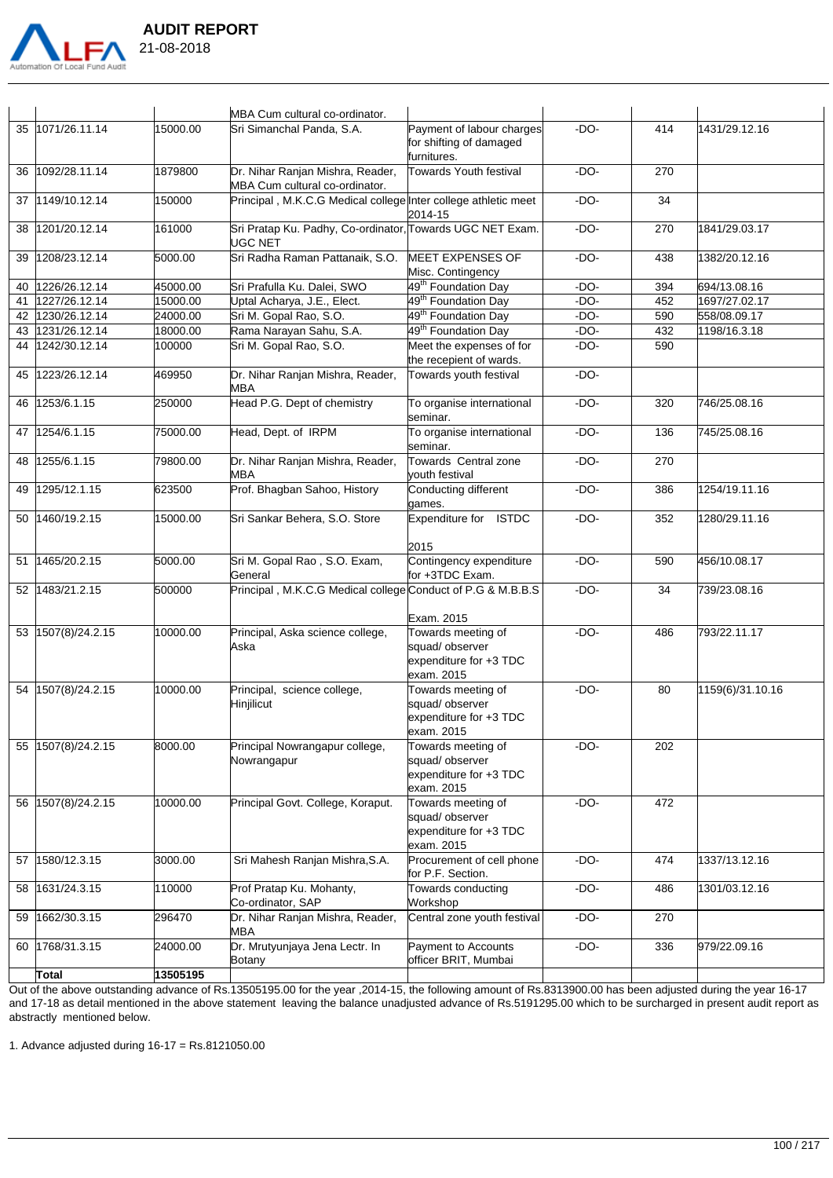| | | | | | | | |
|---|---|---|---|---|---|---|---|
| | | | MBA Cum cultural co-ordinator. | | | | |
| 35 | 1071/26.11.14 | 15000.00 | Sri Simanchal Panda, S.A. | Payment of labour charges for shifting of damaged furnitures. | -DO- | 414 | 1431/29.12.16 |
| 36 | 1092/28.11.14 | 1879800 | Dr. Nihar Ranjan Mishra, Reader, MBA Cum cultural co-ordinator. | Towards Youth festival | -DO- | 270 | |
| 37 | 1149/10.12.14 | 150000 | Principal , M.K.C.G Medical college | Inter college athletic meet 2014-15 | -DO- | 34 | |
| 38 | 1201/20.12.14 | 161000 | Sri Pratap Ku. Padhy, Co-ordinator, UGC NET | Towards UGC NET Exam. | -DO- | 270 | 1841/29.03.17 |
| 39 | 1208/23.12.14 | 5000.00 | Sri Radha Raman Pattanaik, S.O. | MEET EXPENSES OF Misc. Contingency | -DO- | 438 | 1382/20.12.16 |
| 40 | 1226/26.12.14 | 45000.00 | Sri Prafulla Ku. Dalei, SWO | 49th Foundation Day | -DO- | 394 | 694/13.08.16 |
| 41 | 1227/26.12.14 | 15000.00 | Uptal Acharya, J.E., Elect. | 49th Foundation Day | -DO- | 452 | 1697/27.02.17 |
| 42 | 1230/26.12.14 | 24000.00 | Sri M. Gopal Rao, S.O. | 49th Foundation Day | -DO- | 590 | 558/08.09.17 |
| 43 | 1231/26.12.14 | 18000.00 | Rama Narayan Sahu, S.A. | 49th Foundation Day | -DO- | 432 | 1198/16.3.18 |
| 44 | 1242/30.12.14 | 100000 | Sri M. Gopal Rao, S.O. | Meet the expenses of for the recepient of wards. | -DO- | 590 | |
| 45 | 1223/26.12.14 | 469950 | Dr. Nihar Ranjan Mishra, Reader, MBA | Towards youth festival | -DO- | | |
| 46 | 1253/6.1.15 | 250000 | Head P.G. Dept of chemistry | To organise international seminar. | -DO- | 320 | 746/25.08.16 |
| 47 | 1254/6.1.15 | 75000.00 | Head, Dept. of IRPM | To organise international seminar. | -DO- | 136 | 745/25.08.16 |
| 48 | 1255/6.1.15 | 79800.00 | Dr. Nihar Ranjan Mishra, Reader, MBA | Towards Central zone youth festival | -DO- | 270 | |
| 49 | 1295/12.1.15 | 623500 | Prof. Bhagban Sahoo, History | Conducting different games. | -DO- | 386 | 1254/19.11.16 |
| 50 | 1460/19.2.15 | 15000.00 | Sri Sankar Behera, S.O. Store | Expenditure for ISTDC 2015 | -DO- | 352 | 1280/29.11.16 |
| 51 | 1465/20.2.15 | 5000.00 | Sri M. Gopal Rao , S.O. Exam, General | Contingency expenditure for +3TDC Exam. | -DO- | 590 | 456/10.08.17 |
| 52 | 1483/21.2.15 | 500000 | Principal , M.K.C.G Medical college | Conduct of P.G & M.B.B.S Exam. 2015 | -DO- | 34 | 739/23.08.16 |
| 53 | 1507(8)/24.2.15 | 10000.00 | Principal, Aska science college, Aska | Towards meeting of squad/ observer expenditure for +3 TDC exam. 2015 | -DO- | 486 | 793/22.11.17 |
| 54 | 1507(8)/24.2.15 | 10000.00 | Principal, science college, Hinjilicut | Towards meeting of squad/ observer expenditure for +3 TDC exam. 2015 | -DO- | 80 | 1159(6)/31.10.16 |
| 55 | 1507(8)/24.2.15 | 8000.00 | Principal Nowrangapur college, Nowrangapur | Towards meeting of squad/ observer expenditure for +3 TDC exam. 2015 | -DO- | 202 | |
| 56 | 1507(8)/24.2.15 | 10000.00 | Principal Govt. College, Koraput. | Towards meeting of squad/ observer expenditure for +3 TDC exam. 2015 | -DO- | 472 | |
| 57 | 1580/12.3.15 | 3000.00 | Sri Mahesh Ranjan Mishra,S.A. | Procurement of cell phone for P.F. Section. | -DO- | 474 | 1337/13.12.16 |
| 58 | 1631/24.3.15 | 110000 | Prof Pratap Ku. Mohanty, Co-ordinator, SAP | Towards conducting Workshop | -DO- | 486 | 1301/03.12.16 |
| 59 | 1662/30.3.15 | 296470 | Dr. Nihar Ranjan Mishra, Reader, MBA | Central zone youth festival | -DO- | 270 | |
| 60 | 1768/31.3.15 | 24000.00 | Dr. Mrutyunjaya Jena Lectr. In Botany | Payment to Accounts officer BRIT, Mumbai | -DO- | 336 | 979/22.09.16 |
| | **Total** | **13505195** | | | | | |

Out of the above outstanding advance of Rs.13505195.00 for the year ,2014-15, the following amount of Rs.8313900.00 has been adjusted during the year 16-17 and 17-18 as detail mentioned in the above statement leaving the balance unadjusted advance of Rs.5191295.00 which to be surcharged in present audit report as abstractly mentioned below.

1. Advance adjusted during 16-17 = Rs.8121050.00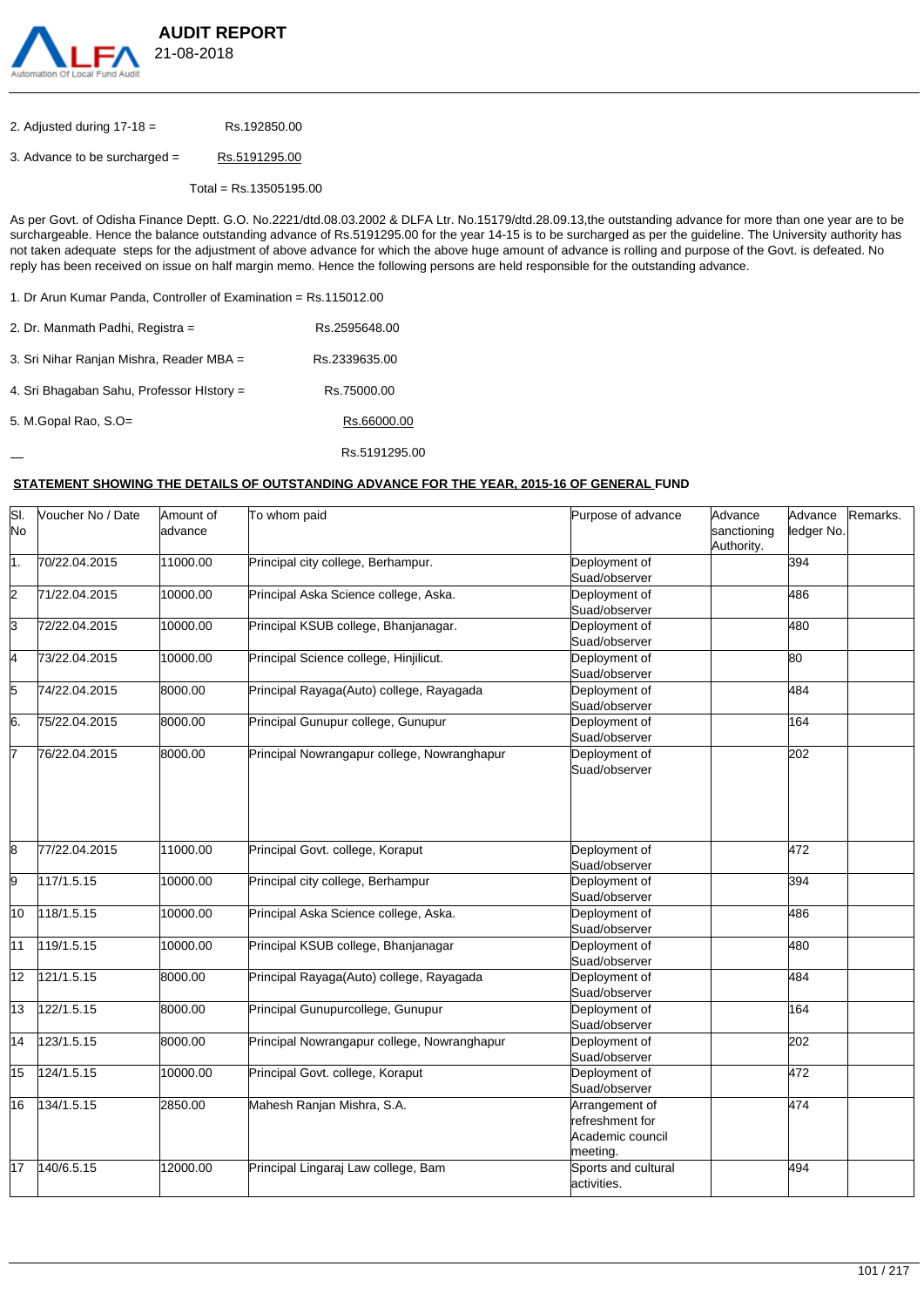2. Adjusted during 17-18 = Rs.192850.00

3. Advance to be surcharged = Rs.5191295.00

Total = Rs.13505195.00

As per Govt. of Odisha Finance Deptt. G.O. No.2221/dtd.08.03.2002 & DLFA Ltr. No.15179/dtd.28.09.13,the outstanding advance for more than one year are to be surchargeable. Hence the balance outstanding advance of Rs.5191295.00 for the year 14-15 is to be surcharged as per the guideline. The University authority has not taken adequate steps for the adjustment of above advance for which the above huge amount of advance is rolling and purpose of the Govt. is defeated. No reply has been received on issue on half margin memo. Hence the following persons are held responsible for the outstanding advance.

1. Dr Arun Kumar Panda, Controller of Examination = Rs.115012.00

2. Dr. Manmath Padhi, Registra = Rs.2595648.00

3. Sri Nihar Ranjan Mishra, Reader MBA = Rs.2339635.00

4. Sri Bhagaban Sahu, Professor HIstory = Rs.75000.00

5. M.Gopal Rao, S.O= Rs.66000.00

Rs.5191295.00

**STATEMENT SHOWING THE DETAILS OF OUTSTANDING ADVANCE FOR THE YEAR, 2015-16 OF GENERAL FUND**

| Sl. No | Voucher No / Date | Amount of advance | To whom paid | Purpose of advance | Advance sanctioning Authority. | Advance ledger No. | Remarks. |
|---|---|---|---|---|---|---|---|
| 1. | 70/22.04.2015 | 11000.00 | Principal city college, Berhampur. | Deployment of Suad/observer | | 394 | |
| 2 | 71/22.04.2015 | 10000.00 | Principal Aska Science college, Aska. | Deployment of Suad/observer | | 486 | |
| 3 | 72/22.04.2015 | 10000.00 | Principal KSUB college, Bhanjanagar. | Deployment of Suad/observer | | 480 | |
| 4 | 73/22.04.2015 | 10000.00 | Principal Science college, Hinjilicut. | Deployment of Suad/observer | | 80 | |
| 5 | 74/22.04.2015 | 8000.00 | Principal Rayaga(Auto) college, Rayagada | Deployment of Suad/observer | | 484 | |
| 6. | 75/22.04.2015 | 8000.00 | Principal Gunupur college, Gunupur | Deployment of Suad/observer | | 164 | |
| 7 | 76/22.04.2015 | 8000.00 | Principal Nowrangapur college, Nowranghapur | Deployment of Suad/observer | | 202 | |
| 8 | 77/22.04.2015 | 11000.00 | Principal Govt. college, Koraput | Deployment of Suad/observer | | 472 | |
| 9 | 117/1.5.15 | 10000.00 | Principal city college, Berhampur | Deployment of Suad/observer | | 394 | |
| 10 | 118/1.5.15 | 10000.00 | Principal Aska Science college, Aska. | Deployment of Suad/observer | | 486 | |
| 11 | 119/1.5.15 | 10000.00 | Principal KSUB college, Bhanjanagar | Deployment of Suad/observer | | 480 | |
| 12 | 121/1.5.15 | 8000.00 | Principal Rayaga(Auto) college, Rayagada | Deployment of Suad/observer | | 484 | |
| 13 | 122/1.5.15 | 8000.00 | Principal Gunupurcollege, Gunupur | Deployment of Suad/observer | | 164 | |
| 14 | 123/1.5.15 | 8000.00 | Principal Nowrangapur college, Nowranghapur | Deployment of Suad/observer | | 202 | |
| 15 | 124/1.5.15 | 10000.00 | Principal Govt. college, Koraput | Deployment of Suad/observer | | 472 | |
| 16 | 134/1.5.15 | 2850.00 | Mahesh Ranjan Mishra, S.A. | Arrangement of refreshment for Academic council meeting. | | 474 | |
| 17 | 140/6.5.15 | 12000.00 | Principal Lingaraj Law college, Bam | Sports and cultural activities. | | 494 | |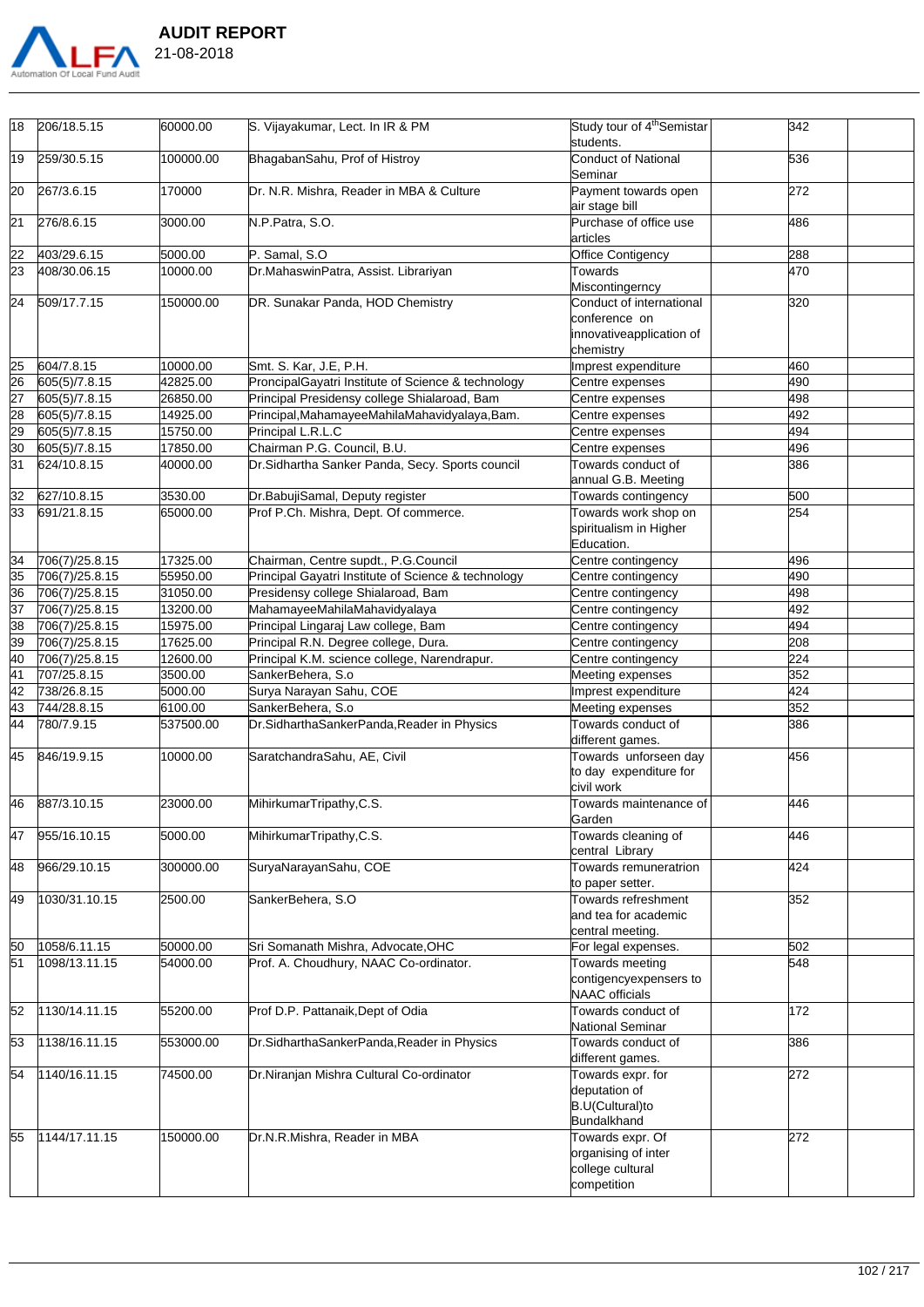| | | | | | | | |
|---|---|---|---|---|---|---|---|
| 18 | 206/18.5.15 | 60000.00 | S. Vijayakumar, Lect. In IR & PM | Study tour of 4thSemistar students. | | 342 | |
| 19 | 259/30.5.15 | 100000.00 | BhagabanSahu, Prof of Histroy | Conduct of National Seminar | | 536 | |
| 20 | 267/3.6.15 | 170000 | Dr. N.R. Mishra, Reader in MBA & Culture | Payment towards open air stage bill | | 272 | |
| 21 | 276/8.6.15 | 3000.00 | N.P.Patra, S.O. | Purchase of office use articles | | 486 | |
| 22 | 403/29.6.15 | 5000.00 | P. Samal, S.O | Office Contigency | | 288 | |
| 23 | 408/30.06.15 | 10000.00 | Dr.MahaswinPatra, Assist. Librariyan | Towards Miscontingerncy | | 470 | |
| 24 | 509/17.7.15 | 150000.00 | DR. Sunakar Panda, HOD Chemistry | Conduct of international conference on innovativeapplication of chemistry | | 320 | |
| 25 | 604/7.8.15 | 10000.00 | Smt. S. Kar, J.E, P.H. | Imprest expenditure | | 460 | |
| 26 | 605(5)/7.8.15 | 42825.00 | ProncipalGayatri Institute of Science & technology | Centre expenses | | 490 | |
| 27 | 605(5)/7.8.15 | 26850.00 | Principal Presidensy college Shialaroad, Bam | Centre expenses | | 498 | |
| 28 | 605(5)/7.8.15 | 14925.00 | Principal,MahamayeeMahilaMahavidyalaya,Bam. | Centre expenses | | 492 | |
| 29 | 605(5)/7.8.15 | 15750.00 | Principal L.R.L.C | Centre expenses | | 494 | |
| 30 | 605(5)/7.8.15 | 17850.00 | Chairman P.G. Council, B.U. | Centre expenses | | 496 | |
| 31 | 624/10.8.15 | 40000.00 | Dr.Sidhartha Sanker Panda, Secy. Sports council | Towards conduct of annual G.B. Meeting | | 386 | |
| 32 | 627/10.8.15 | 3530.00 | Dr.BabujiSamal, Deputy register | Towards contingency | | 500 | |
| 33 | 691/21.8.15 | 65000.00 | Prof P.Ch. Mishra, Dept. Of commerce. | Towards work shop on spiritualism in Higher Education. | | 254 | |
| 34 | 706(7)/25.8.15 | 17325.00 | Chairman, Centre supdt., P.G.Council | Centre contingency | | 496 | |
| 35 | 706(7)/25.8.15 | 55950.00 | Principal Gayatri Institute of Science & technology | Centre contingency | | 490 | |
| 36 | 706(7)/25.8.15 | 31050.00 | Presidensy college Shialaroad, Bam | Centre contingency | | 498 | |
| 37 | 706(7)/25.8.15 | 13200.00 | MahamayeeMahilaMahavidyalaya | Centre contingency | | 492 | |
| 38 | 706(7)/25.8.15 | 15975.00 | Principal Lingaraj Law college, Bam | Centre contingency | | 494 | |
| 39 | 706(7)/25.8.15 | 17625.00 | Principal R.N. Degree college, Dura. | Centre contingency | | 208 | |
| 40 | 706(7)/25.8.15 | 12600.00 | Principal K.M. science college, Narendrapur. | Centre contingency | | 224 | |
| 41 | 707/25.8.15 | 3500.00 | SankerBehera, S.o | Meeting expenses | | 352 | |
| 42 | 738/26.8.15 | 5000.00 | Surya Narayan Sahu, COE | Imprest expenditure | | 424 | |
| 43 | 744/28.8.15 | 6100.00 | SankerBehera, S.o | Meeting expenses | | 352 | |
| 44 | 780/7.9.15 | 537500.00 | Dr.SidharthaSankerPanda,Reader in Physics | Towards conduct of different games. | | 386 | |
| 45 | 846/19.9.15 | 10000.00 | SaratchandraSahu, AE, Civil | Towards unforseen day to day expenditure for civil work | | 456 | |
| 46 | 887/3.10.15 | 23000.00 | MihirkumarTripathy,C.S. | Towards maintenance of Garden | | 446 | |
| 47 | 955/16.10.15 | 5000.00 | MihirkumarTripathy,C.S. | Towards cleaning of central Library | | 446 | |
| 48 | 966/29.10.15 | 300000.00 | SuryaNarayanSahu, COE | Towards remuneratrion to paper setter. | | 424 | |
| 49 | 1030/31.10.15 | 2500.00 | SankerBehera, S.O | Towards refreshment and tea for academic central meeting. | | 352 | |
| 50 | 1058/6.11.15 | 50000.00 | Sri Somanath Mishra, Advocate,OHC | For legal expenses. | | 502 | |
| 51 | 1098/13.11.15 | 54000.00 | Prof. A. Choudhury, NAAC Co-ordinator. | Towards meeting contigencyexpensers to NAAC officials | | 548 | |
| 52 | 1130/14.11.15 | 55200.00 | Prof D.P. Pattanaik,Dept of Odia | Towards conduct of National Seminar | | 172 | |
| 53 | 1138/16.11.15 | 553000.00 | Dr.SidharthaSankerPanda,Reader in Physics | Towards conduct of different games. | | 386 | |
| 54 | 1140/16.11.15 | 74500.00 | Dr.Niranjan Mishra Cultural Co-ordinator | Towards expr. for deputation of B.U(Cultural)to Bundalkhand | | 272 | |
| 55 | 1144/17.11.15 | 150000.00 | Dr.N.R.Mishra, Reader in MBA | Towards expr. Of organising of inter college cultural competition | | 272 | |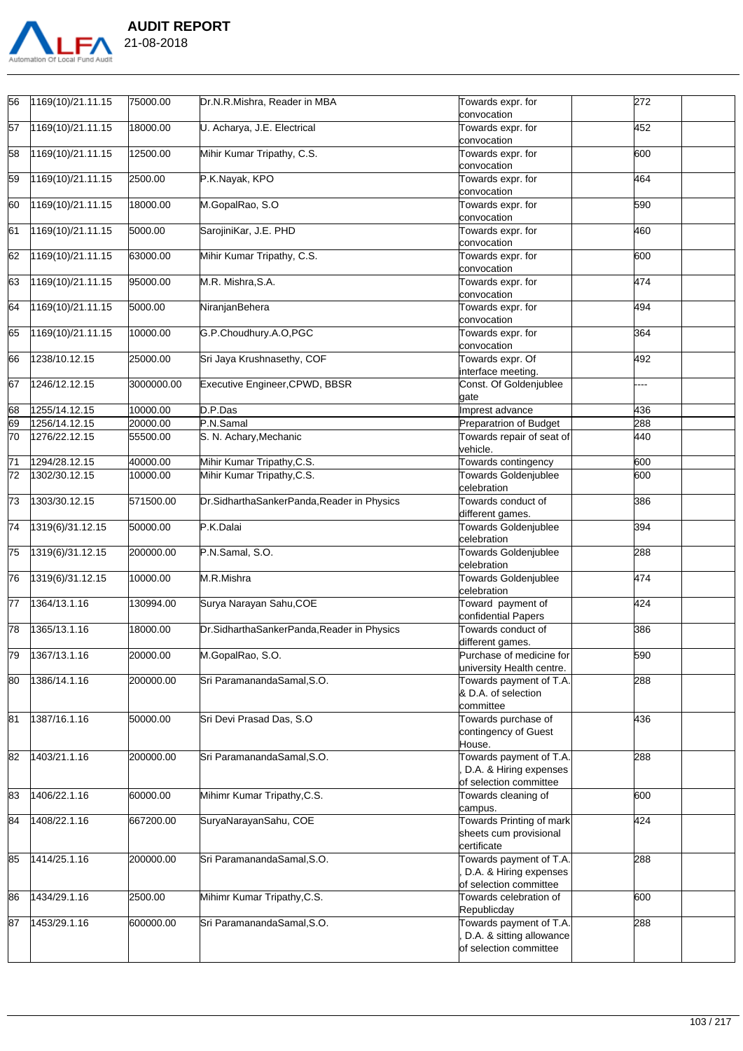| | | | | | | | |
|---|---|---|---|---|---|---|---|
| 56 | 1169(10)/21.11.15 | 75000.00 | Dr.N.R.Mishra, Reader in MBA | Towards expr. for convocation | | 272 | |
| 57 | 1169(10)/21.11.15 | 18000.00 | U. Acharya, J.E. Electrical | Towards expr. for convocation | | 452 | |
| 58 | 1169(10)/21.11.15 | 12500.00 | Mihir Kumar Tripathy, C.S. | Towards expr. for convocation | | 600 | |
| 59 | 1169(10)/21.11.15 | 2500.00 | P.K.Nayak, KPO | Towards expr. for convocation | | 464 | |
| 60 | 1169(10)/21.11.15 | 18000.00 | M.GopalRao, S.O | Towards expr. for convocation | | 590 | |
| 61 | 1169(10)/21.11.15 | 5000.00 | SarojiniKar, J.E. PHD | Towards expr. for convocation | | 460 | |
| 62 | 1169(10)/21.11.15 | 63000.00 | Mihir Kumar Tripathy, C.S. | Towards expr. for convocation | | 600 | |
| 63 | 1169(10)/21.11.15 | 95000.00 | M.R. Mishra,S.A. | Towards expr. for convocation | | 474 | |
| 64 | 1169(10)/21.11.15 | 5000.00 | NiranjanBehera | Towards expr. for convocation | | 494 | |
| 65 | 1169(10)/21.11.15 | 10000.00 | G.P.Choudhury.A.O,PGC | Towards expr. for convocation | | 364 | |
| 66 | 1238/10.12.15 | 25000.00 | Sri Jaya Krushnasethy, COF | Towards expr. Of interface meeting. | | 492 | |
| 67 | 1246/12.12.15 | 3000000.00 | Executive Engineer,CPWD, BBSR | Const. Of Goldenjublee gate | | ---- | |
| 68 | 1255/14.12.15 | 10000.00 | D.P.Das | Imprest advance | | 436 | |
| 69 | 1256/14.12.15 | 20000.00 | P.N.Samal | Preparatrion of Budget | | 288 | |
| 70 | 1276/22.12.15 | 55500.00 | S. N. Achary,Mechanic | Towards repair of seat of vehicle. | | 440 | |
| 71 | 1294/28.12.15 | 40000.00 | Mihir Kumar Tripathy,C.S. | Towards contingency | | 600 | |
| 72 | 1302/30.12.15 | 10000.00 | Mihir Kumar Tripathy,C.S. | Towards Goldenjublee celebration | | 600 | |
| 73 | 1303/30.12.15 | 571500.00 | Dr.SidharthaSankerPanda,Reader in Physics | Towards conduct of different games. | | 386 | |
| 74 | 1319(6)/31.12.15 | 50000.00 | P.K.Dalai | Towards Goldenjublee celebration | | 394 | |
| 75 | 1319(6)/31.12.15 | 200000.00 | P.N.Samal, S.O. | Towards Goldenjublee celebration | | 288 | |
| 76 | 1319(6)/31.12.15 | 10000.00 | M.R.Mishra | Towards Goldenjublee celebration | | 474 | |
| 77 | 1364/13.1.16 | 130994.00 | Surya Narayan Sahu,COE | Toward payment of confidential Papers | | 424 | |
| 78 | 1365/13.1.16 | 18000.00 | Dr.SidharthaSankerPanda,Reader in Physics | Towards conduct of different games. | | 386 | |
| 79 | 1367/13.1.16 | 20000.00 | M.GopalRao, S.O. | Purchase of medicine for university Health centre. | | 590 | |
| 80 | 1386/14.1.16 | 200000.00 | Sri ParamanandaSamal,S.O. | Towards payment of T.A. & D.A. of selection committee | | 288 | |
| 81 | 1387/16.1.16 | 50000.00 | Sri Devi Prasad Das, S.O | Towards purchase of contingency of Guest House. | | 436 | |
| 82 | 1403/21.1.16 | 200000.00 | Sri ParamanandaSamal,S.O. | Towards payment of T.A. , D.A. & Hiring expenses of selection committee | | 288 | |
| 83 | 1406/22.1.16 | 60000.00 | Mihimr Kumar Tripathy,C.S. | Towards cleaning of campus. | | 600 | |
| 84 | 1408/22.1.16 | 667200.00 | SuryaNarayanSahu, COE | Towards Printing of mark sheets cum provisional certificate | | 424 | |
| 85 | 1414/25.1.16 | 200000.00 | Sri ParamanandaSamal,S.O. | Towards payment of T.A. , D.A. & Hiring expenses of selection committee | | 288 | |
| 86 | 1434/29.1.16 | 2500.00 | Mihimr Kumar Tripathy,C.S. | Towards celebration of Republicday | | 600 | |
| 87 | 1453/29.1.16 | 600000.00 | Sri ParamanandaSamal,S.O. | Towards payment of T.A. , D.A. & sitting allowance of selection committee | | 288 | |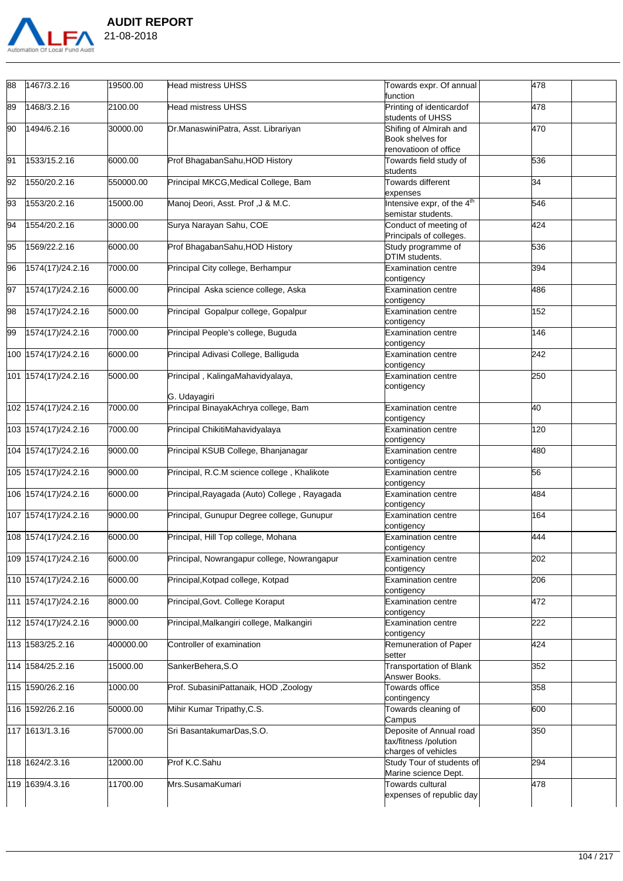| | | | | | | |
|---|---|---|---|---|---|---|
| 88 | 1467/3.2.16 | 19500.00 | Head mistress UHSS | Towards expr. Of annual function | 478 | |
| 89 | 1468/3.2.16 | 2100.00 | Head mistress UHSS | Printing of identicardof students of UHSS | 478 | |
| 90 | 1494/6.2.16 | 30000.00 | Dr.ManaswiniPatra, Asst. Librariyan | Shifing of Almirah and Book shelves for renovatioon of office | 470 | |
| 91 | 1533/15.2.16 | 6000.00 | Prof BhagabanSahu,HOD History | Towards field study of students | 536 | |
| 92 | 1550/20.2.16 | 550000.00 | Principal MKCG,Medical College, Bam | Towards different expenses | 34 | |
| 93 | 1553/20.2.16 | 15000.00 | Manoj Deori, Asst. Prof ,J & M.C. | Intensive expr, of the 4th semistar students. | 546 | |
| 94 | 1554/20.2.16 | 3000.00 | Surya Narayan Sahu, COE | Conduct of meeting of Principals of colleges. | 424 | |
| 95 | 1569/22.2.16 | 6000.00 | Prof BhagabanSahu,HOD History | Study programme of DTIM students. | 536 | |
| 96 | 1574(17)/24.2.16 | 7000.00 | Principal City college, Berhampur | Examination centre contigency | 394 | |
| 97 | 1574(17)/24.2.16 | 6000.00 | Principal Aska science college, Aska | Examination centre contigency | 486 | |
| 98 | 1574(17)/24.2.16 | 5000.00 | Principal Gopalpur college, Gopalpur | Examination centre contigency | 152 | |
| 99 | 1574(17)/24.2.16 | 7000.00 | Principal People's college, Buguda | Examination centre contigency | 146 | |
| 100 | 1574(17)/24.2.16 | 6000.00 | Principal Adivasi College, Balliguda | Examination centre contigency | 242 | |
| 101 | 1574(17)/24.2.16 | 5000.00 | Principal , KalingaMahavidyalaya, G. Udayagiri | Examination centre contigency | 250 | |
| 102 | 1574(17)/24.2.16 | 7000.00 | Principal BinayakAchrya college, Bam | Examination centre contigency | 40 | |
| 103 | 1574(17)/24.2.16 | 7000.00 | Principal ChikitiMahavidyalaya | Examination centre contigency | 120 | |
| 104 | 1574(17)/24.2.16 | 9000.00 | Principal KSUB College, Bhanjanagar | Examination centre contigency | 480 | |
| 105 | 1574(17)/24.2.16 | 9000.00 | Principal, R.C.M science college , Khalikote | Examination centre contigency | 56 | |
| 106 | 1574(17)/24.2.16 | 6000.00 | Principal,Rayagada (Auto) College , Rayagada | Examination centre contigency | 484 | |
| 107 | 1574(17)/24.2.16 | 9000.00 | Principal, Gunupur Degree college, Gunupur | Examination centre contigency | 164 | |
| 108 | 1574(17)/24.2.16 | 6000.00 | Principal, Hill Top college, Mohana | Examination centre contigency | 444 | |
| 109 | 1574(17)/24.2.16 | 6000.00 | Principal, Nowrangapur college, Nowrangapur | Examination centre contigency | 202 | |
| 110 | 1574(17)/24.2.16 | 6000.00 | Principal,Kotpad college, Kotpad | Examination centre contigency | 206 | |
| 111 | 1574(17)/24.2.16 | 8000.00 | Principal,Govt. College Koraput | Examination centre contigency | 472 | |
| 112 | 1574(17)/24.2.16 | 9000.00 | Principal,Malkangiri college, Malkangiri | Examination centre contigency | 222 | |
| 113 | 1583/25.2.16 | 400000.00 | Controller of examination | Remuneration of Paper setter | 424 | |
| 114 | 1584/25.2.16 | 15000.00 | SankerBehera,S.O | Transportation of Blank Answer Books. | 352 | |
| 115 | 1590/26.2.16 | 1000.00 | Prof. SubasiniPattanaik, HOD ,Zoology | Towards office contingency | 358 | |
| 116 | 1592/26.2.16 | 50000.00 | Mihir Kumar Tripathy,C.S. | Towards cleaning of Campus | 600 | |
| 117 | 1613/1.3.16 | 57000.00 | Sri BasantakumarDas,S.O. | Deposite of Annual road tax/fitness /polution charges of vehicles | 350 | |
| 118 | 1624/2.3.16 | 12000.00 | Prof K.C.Sahu | Study Tour of students of Marine science Dept. | 294 | |
| 119 | 1639/4.3.16 | 11700.00 | Mrs.SusamaKumari | Towards cultural expenses of republic day | 478 | |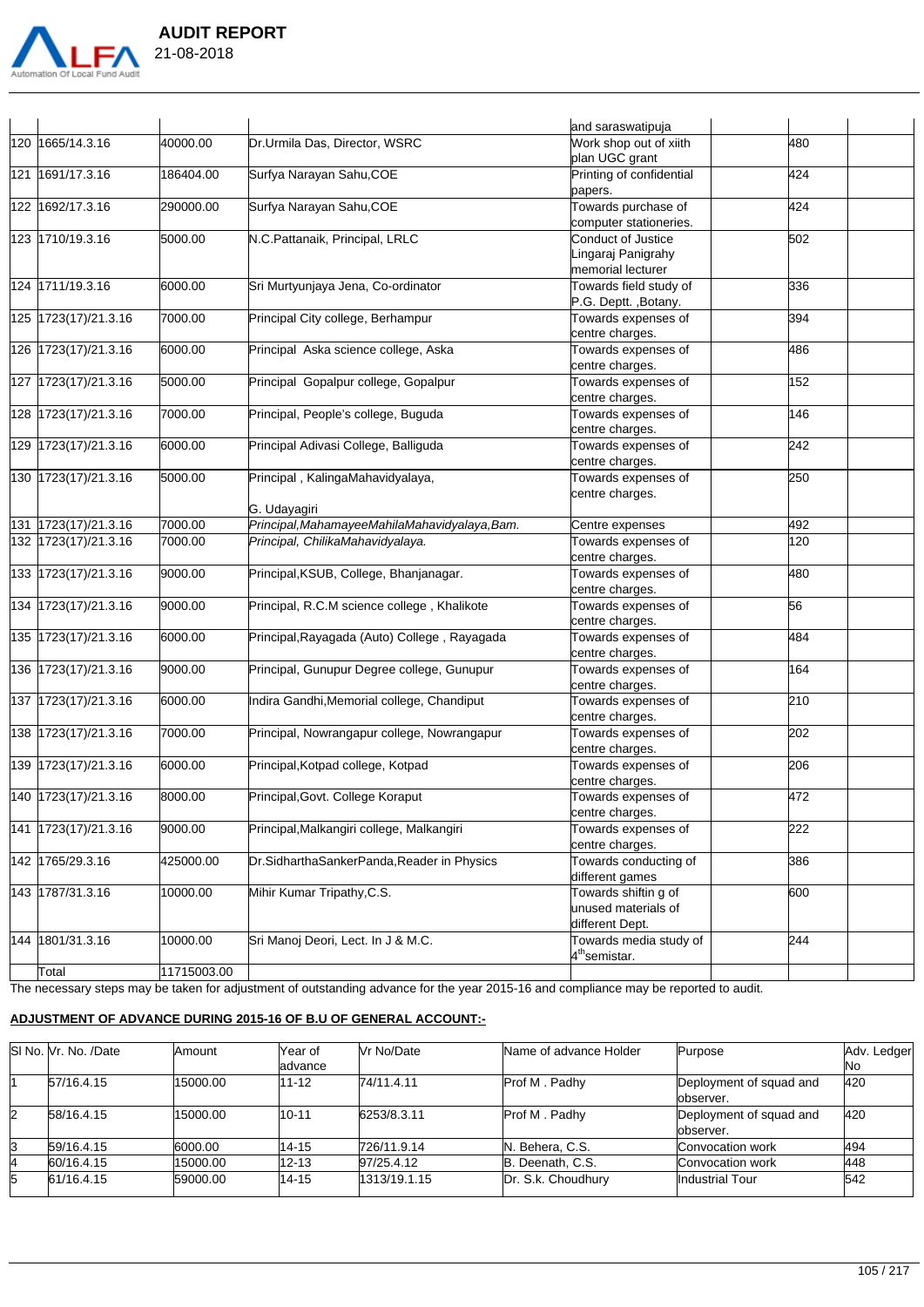| | | | | | | | |
|---|---|---|---|---|---|---|---|
| | | | | and saraswatipuja | | | |
| 120 | 1665/14.3.16 | 40000.00 | Dr.Urmila Das, Director, WSRC | Work shop out of xiith plan UGC grant | | 480 | |
| 121 | 1691/17.3.16 | 186404.00 | Surfya Narayan Sahu,COE | Printing of confidential papers. | | 424 | |
| 122 | 1692/17.3.16 | 290000.00 | Surfya Narayan Sahu,COE | Towards purchase of computer stationeries. | | 424 | |
| 123 | 1710/19.3.16 | 5000.00 | N.C.Pattanaik, Principal, LRLC | Conduct of Justice Lingaraj Panigrahy memorial lecturer | | 502 | |
| 124 | 1711/19.3.16 | 6000.00 | Sri Murtyunjaya Jena, Co-ordinator | Towards field study of P.G. Deptt. ,Botany. | | 336 | |
| 125 | 1723(17)/21.3.16 | 7000.00 | Principal City college, Berhampur | Towards expenses of centre charges. | | 394 | |
| 126 | 1723(17)/21.3.16 | 6000.00 | Principal Aska science college, Aska | Towards expenses of centre charges. | | 486 | |
| 127 | 1723(17)/21.3.16 | 5000.00 | Principal Gopalpur college, Gopalpur | Towards expenses of centre charges. | | 152 | |
| 128 | 1723(17)/21.3.16 | 7000.00 | Principal, People's college, Buguda | Towards expenses of centre charges. | | 146 | |
| 129 | 1723(17)/21.3.16 | 6000.00 | Principal Adivasi College, Balliguda | Towards expenses of centre charges. | | 242 | |
| 130 | 1723(17)/21.3.16 | 5000.00 | Principal , KalingaMahavidyalaya, G. Udayagiri | Towards expenses of centre charges. | | 250 | |
| 131 | 1723(17)/21.3.16 | 7000.00 | *Principal,MahamayeeMahilaMahavidyalaya,Bam.* | Centre expenses | | 492 | |
| 132 | 1723(17)/21.3.16 | 7000.00 | *Principal, ChilikaMahavidyalaya.* | Towards expenses of centre charges. | | 120 | |
| 133 | 1723(17)/21.3.16 | 9000.00 | Principal,KSUB, College, Bhanjanagar. | Towards expenses of centre charges. | | 480 | |
| 134 | 1723(17)/21.3.16 | 9000.00 | Principal, R.C.M science college , Khalikote | Towards expenses of centre charges. | | 56 | |
| 135 | 1723(17)/21.3.16 | 6000.00 | Principal,Rayagada (Auto) College , Rayagada | Towards expenses of centre charges. | | 484 | |
| 136 | 1723(17)/21.3.16 | 9000.00 | Principal, Gunupur Degree college, Gunupur | Towards expenses of centre charges. | | 164 | |
| 137 | 1723(17)/21.3.16 | 6000.00 | Indira Gandhi,Memorial college, Chandiput | Towards expenses of centre charges. | | 210 | |
| 138 | 1723(17)/21.3.16 | 7000.00 | Principal, Nowrangapur college, Nowrangapur | Towards expenses of centre charges. | | 202 | |
| 139 | 1723(17)/21.3.16 | 6000.00 | Principal,Kotpad college, Kotpad | Towards expenses of centre charges. | | 206 | |
| 140 | 1723(17)/21.3.16 | 8000.00 | Principal,Govt. College Koraput | Towards expenses of centre charges. | | 472 | |
| 141 | 1723(17)/21.3.16 | 9000.00 | Principal,Malkangiri college, Malkangiri | Towards expenses of centre charges. | | 222 | |
| 142 | 1765/29.3.16 | 425000.00 | Dr.SidharthaSankerPanda,Reader in Physics | Towards conducting of different games | | 386 | |
| 143 | 1787/31.3.16 | 10000.00 | Mihir Kumar Tripathy,C.S. | Towards shiftin g of unused materials of different Dept. | | 600 | |
| 144 | 1801/31.3.16 | 10000.00 | Sri Manoj Deori, Lect. In J & M.C. | Towards media study of 4th semistar. | | 244 | |
| | Total | 11715003.00 | | | | | |

The necessary steps may be taken for adjustment of outstanding advance for the year 2015-16 and compliance may be reported to audit.

**ADJUSTMENT OF ADVANCE DURING 2015-16 OF B.U OF GENERAL ACCOUNT:-**

| Sl No. | Vr. No. /Date | Amount | Year of advance | Vr No/Date | Name of advance Holder | Purpose | Adv. Ledger No |
|---|---|---|---|---|---|---|---|
| 1 | 57/16.4.15 | 15000.00 | 11-12 | 74/11.4.11 | Prof M . Padhy | Deployment of squad and observer. | 420 |
| 2 | 58/16.4.15 | 15000.00 | 10-11 | 6253/8.3.11 | Prof M . Padhy | Deployment of squad and observer. | 420 |
| 3 | 59/16.4.15 | 6000.00 | 14-15 | 726/11.9.14 | N. Behera, C.S. | Convocation work | 494 |
| 4 | 60/16.4.15 | 15000.00 | 12-13 | 97/25.4.12 | B. Deenath, C.S. | Convocation work | 448 |
| 5 | 61/16.4.15 | 59000.00 | 14-15 | 1313/19.1.15 | Dr. S.k. Choudhury | Industrial Tour | 542 |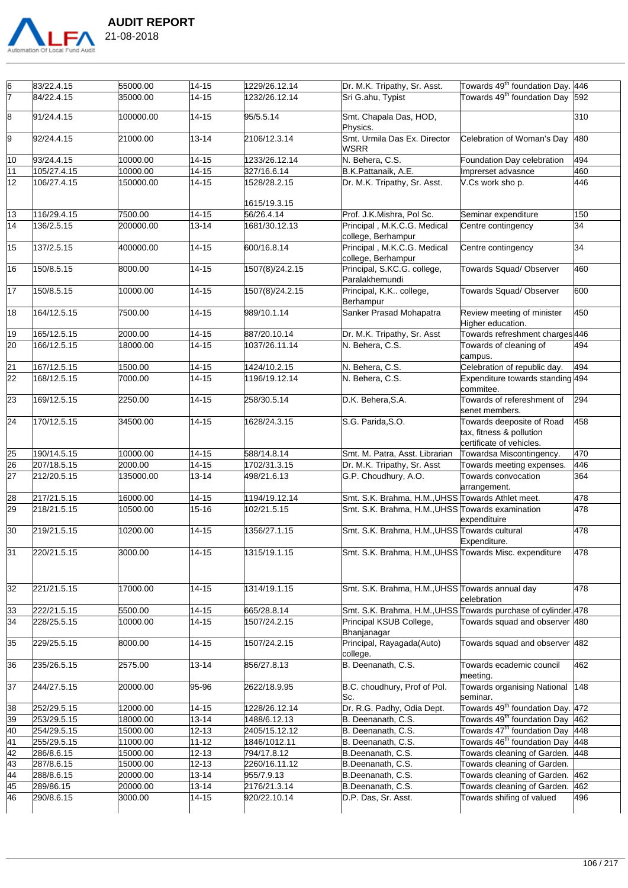| | | | | | | | |
|---|---|---|---|---|---|---|---|
| 6 | 83/22.4.15 | 55000.00 | 14-15 | 1229/26.12.14 | Dr. M.K. Tripathy, Sr. Asst. | Towards 49th foundation Day. | 446 |
| 7 | 84/22.4.15 | 35000.00 | 14-15 | 1232/26.12.14 | Sri G.ahu, Typist | Towards 49th foundation Day | 592 |
| 8 | 91/24.4.15 | 100000.00 | 14-15 | 95/5.5.14 | Smt. Chapala Das, HOD, Physics. | | 310 |
| 9 | 92/24.4.15 | 21000.00 | 13-14 | 2106/12.3.14 | Smt. Urmila Das Ex. Director WSRR | Celebration of Woman's Day | 480 |
| 10 | 93/24.4.15 | 10000.00 | 14-15 | 1233/26.12.14 | N. Behera, C.S. | Foundation Day celebration | 494 |
| 11 | 105/27.4.15 | 10000.00 | 14-15 | 327/16.6.14 | B.K.Pattanaik, A.E. | Imprerset advasnce | 460 |
| 12 | 106/27.4.15 | 150000.00 | 14-15 | 1528/28.2.15<br><br>1615/19.3.15 | Dr. M.K. Tripathy, Sr. Asst. | V.Cs work sho p. | 446 |
| 13 | 116/29.4.15 | 7500.00 | 14-15 | 56/26.4.14 | Prof. J.K.Mishra, Pol Sc. | Seminar expenditure | 150 |
| 14 | 136/2.5.15 | 200000.00 | 13-14 | 1681/30.12.13 | Principal , M.K.C.G. Medical college, Berhampur | Centre contingency | 34 |
| 15 | 137/2.5.15 | 400000.00 | 14-15 | 600/16.8.14 | Principal , M.K.C.G. Medical college, Berhampur | Centre contingency | 34 |
| 16 | 150/8.5.15 | 8000.00 | 14-15 | 1507(8)/24.2.15 | Principal, S.KC.G. college, Paralakhemundi | Towards Squad/ Observer | 460 |
| 17 | 150/8.5.15 | 10000.00 | 14-15 | 1507(8)/24.2.15 | Principal, K.K.. college, Berhampur | Towards Squad/ Observer | 600 |
| 18 | 164/12.5.15 | 7500.00 | 14-15 | 989/10.1.14 | Sanker Prasad Mohapatra | Review meeting of minister Higher education. | 450 |
| 19 | 165/12.5.15 | 2000.00 | 14-15 | 887/20.10.14 | Dr. M.K. Tripathy, Sr. Asst | Towards refreshment charges | 446 |
| 20 | 166/12.5.15 | 18000.00 | 14-15 | 1037/26.11.14 | N. Behera, C.S. | Towards of cleaning of campus. | 494 |
| 21 | 167/12.5.15 | 1500.00 | 14-15 | 1424/10.2.15 | N. Behera, C.S. | Celebration of republic day. | 494 |
| 22 | 168/12.5.15 | 7000.00 | 14-15 | 1196/19.12.14 | N. Behera, C.S. | Expenditure towards standing commitee. | 494 |
| 23 | 169/12.5.15 | 2250.00 | 14-15 | 258/30.5.14 | D.K. Behera,S.A. | Towards of refereshment of senet members. | 294 |
| 24 | 170/12.5.15 | 34500.00 | 14-15 | 1628/24.3.15 | S.G. Parida,S.O. | Towards deeposite of Road tax, fitness & pollution certificate of vehicles. | 458 |
| 25 | 190/14.5.15 | 10000.00 | 14-15 | 588/14.8.14 | Smt. M. Patra, Asst. Librarian | Towardsa Miscontingency. | 470 |
| 26 | 207/18.5.15 | 2000.00 | 14-15 | 1702/31.3.15 | Dr. M.K. Tripathy, Sr. Asst | Towards meeting expenses. | 446 |
| 27 | 212/20.5.15 | 135000.00 | 13-14 | 498/21.6.13 | G.P. Choudhury, A.O. | Towards convocation arrangement. | 364 |
| 28 | 217/21.5.15 | 16000.00 | 14-15 | 1194/19.12.14 | Smt. S.K. Brahma, H.M.,UHSS | Towards Athlet meet. | 478 |
| 29 | 218/21.5.15 | 10500.00 | 15-16 | 102/21.5.15 | Smt. S.K. Brahma, H.M.,UHSS | Towards examination expendituire | 478 |
| 30 | 219/21.5.15 | 10200.00 | 14-15 | 1356/27.1.15 | Smt. S.K. Brahma, H.M.,UHSS | Towards cultural Expenditure. | 478 |
| 31 | 220/21.5.15 | 3000.00 | 14-15 | 1315/19.1.15 | Smt. S.K. Brahma, H.M.,UHSS | Towards Misc. expenditure | 478 |
| 32 | 221/21.5.15 | 17000.00 | 14-15 | 1314/19.1.15 | Smt. S.K. Brahma, H.M.,UHSS | Towards annual day celebration | 478 |
| 33 | 222/21.5.15 | 5500.00 | 14-15 | 665/28.8.14 | Smt. S.K. Brahma, H.M.,UHSS | Towards purchase of cylinder. | 478 |
| 34 | 228/25.5.15 | 10000.00 | 14-15 | 1507/24.2.15 | Principal KSUB College, Bhanjanagar | Towards squad and observer | 480 |
| 35 | 229/25.5.15 | 8000.00 | 14-15 | 1507/24.2.15 | Principal, Rayagada(Auto) college. | Towards squad and observer | 482 |
| 36 | 235/26.5.15 | 2575.00 | 13-14 | 856/27.8.13 | B. Deenanath, C.S. | Towards ecademic council meeting. | 462 |
| 37 | 244/27.5.15 | 20000.00 | 95-96 | 2622/18.9.95 | B.C. choudhury, Prof of Pol. Sc. | Towards organising National seminar. | 148 |
| 38 | 252/29.5.15 | 12000.00 | 14-15 | 1228/26.12.14 | Dr. R.G. Padhy, Odia Dept. | Towards 49th foundation Day. | 472 |
| 39 | 253/29.5.15 | 18000.00 | 13-14 | 1488/6.12.13 | B. Deenanath, C.S. | Towards 49th foundation Day | 462 |
| 40 | 254/29.5.15 | 15000.00 | 12-13 | 2405/15.12.12 | B. Deenanath, C.S. | Towards 47th foundation Day | 448 |
| 41 | 255/29.5.15 | 11000.00 | 11-12 | 1846/1012.11 | B. Deenanath, C.S. | Towards 46th foundation Day | 448 |
| 42 | 286/8.6.15 | 15000.00 | 12-13 | 794/17.8.12 | B.Deenanath, C.S. | Towards cleaning of Garden. | 448 |
| 43 | 287/8.6.15 | 15000.00 | 12-13 | 2260/16.11.12 | B.Deenanath, C.S. | Towards cleaning of Garden. | |
| 44 | 288/8.6.15 | 20000.00 | 13-14 | 955/7.9.13 | B.Deenanath, C.S. | Towards cleaning of Garden. | 462 |
| 45 | 289/86.15 | 20000.00 | 13-14 | 2176/21.3.14 | B.Deenanath, C.S. | Towards cleaning of Garden. | 462 |
| 46 | 290/8.6.15 | 3000.00 | 14-15 | 920/22.10.14 | D.P. Das, Sr. Asst. | Towards shifing of valued | 496 |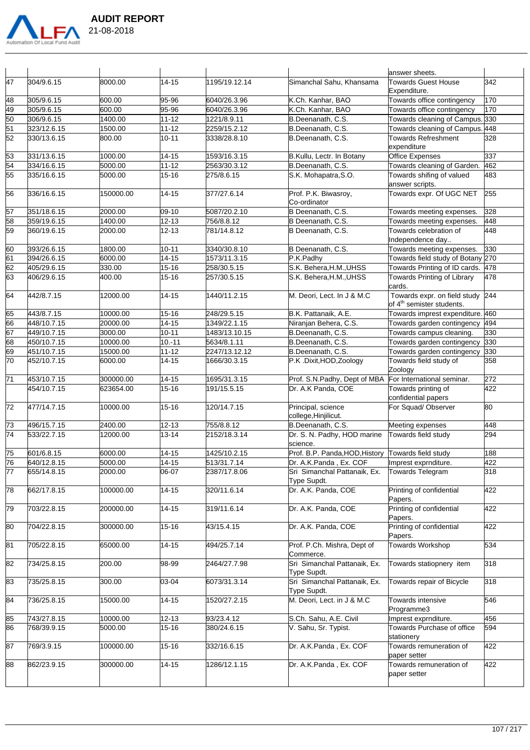| | | | | | | | |
|---|---|---|---|---|---|---|---|
| | | | | | | answer sheets. | |
| 47 | 304/9.6.15 | 8000.00 | 14-15 | 1195/19.12.14 | Simanchal Sahu, Khansama | Towards Guest House Expenditure. | 342 |
| 48 | 305/9.6.15 | 600.00 | 95-96 | 6040/26.3.96 | K.Ch. Kanhar, BAO | Towards office contingency | 170 |
| 49 | 305/9.6.15 | 600.00 | 95-96 | 6040/26.3.96 | K.Ch. Kanhar, BAO | Towards office contingency | 170 |
| 50 | 306/9.6.15 | 1400.00 | 11-12 | 1221/8.9.11 | B.Deenanath, C.S. | Towards cleaning of Campus. | 330 |
| 51 | 323/12.6.15 | 1500.00 | 11-12 | 2259/15.2.12 | B.Deenanath, C.S. | Towards cleaning of Campus. | 448 |
| 52 | 330/13.6.15 | 800.00 | 10-11 | 3338/28.8.10 | B.Deenanath, C.S. | Towards Refreshment expenditure | 328 |
| 53 | 331/13.6.15 | 1000.00 | 14-15 | 1593/16.3.15 | B.Kullu, Lectr. In Botany | Office Expenses | 337 |
| 54 | 334/16.6.15 | 5000.00 | 11-12 | 2563/30.3.12 | B.Deenanath, C.S. | Towards cleaning of Garden. | 462 |
| 55 | 335/16.6.15 | 5000.00 | 15-16 | 275/8.6.15 | S.K. Mohapatra,S.O. | Towards shifing of valued answer scripts. | 483 |
| 56 | 336/16.6.15 | 150000.00 | 14-15 | 377/27.6.14 | Prof. P.K. Biwasroy, Co-ordinator | Towards expr. Of UGC NET | 255 |
| 57 | 351/18.6.15 | 2000.00 | 09-10 | 5087/20.2.10 | B Deenanath, C.S. | Towards meeting expenses. | 328 |
| 58 | 359/19.6.15 | 1400.00 | 12-13 | 756/8.8.12 | B Deenanath, C.S. | Towards meeting expenses. | 448 |
| 59 | 360/19.6.15 | 2000.00 | 12-13 | 781/14.8.12 | B Deenanath, C.S. | Towards celebration of Independence day.. | 448 |
| 60 | 393/26.6.15 | 1800.00 | 10-11 | 3340/30.8.10 | B Deenanath, C.S. | Towards meeting expenses. | 330 |
| 61 | 394/26.6.15 | 6000.00 | 14-15 | 1573/11.3.15 | P.K.Padhy | Towards field study of Botany | 270 |
| 62 | 405/29.6.15 | 330.00 | 15-16 | 258/30.5.15 | S.K. Behera,H.M.,UHSS | Towards Printing of ID cards. | 478 |
| 63 | 406/29.6.15 | 400.00 | 15-16 | 257/30.5.15 | S.K. Behera,H.M.,UHSS | Towards Printing of Library cards. | 478 |
| 64 | 442/8.7.15 | 12000.00 | 14-15 | 1440/11.2.15 | M. Deori, Lect. In J & M.C | Towards expr. on field study of 4th semister students. | 244 |
| 65 | 443/8.7.15 | 10000.00 | 15-16 | 248/29.5.15 | B.K. Pattanaik, A.E. | Towards imprest expenditure. | 460 |
| 66 | 448/10.7.15 | 20000.00 | 14-15 | 1349/22.1.15 | Niranjan Behera, C.S. | Towards garden contingency | 494 |
| 67 | 449/10.7.15 | 3000.00 | 10-11 | 1483/13.10.15 | B.Deenanath, C.S. | Towards campus cleaning. | 330 |
| 68 | 450/10.7.15 | 10000.00 | 10.-11 | 5634/8.1.11 | B.Deenanath, C.S. | Towards garden contingency | 330 |
| 69 | 451/10.7.15 | 15000.00 | 11-12 | 2247/13.12.12 | B.Deenanath, C.S. | Towards garden contingency | 330 |
| 70 | 452/10.7.15 | 6000.00 | 14-15 | 1666/30.3.15 | P.K .Dixit,HOD,Zoology | Towards field study of Zoology | 358 |
| 71 | 453/10.7.15 | 300000.00 | 14-15 | 1695/31.3.15 | Prof. S.N.Padhy, Dept of MBA | For International seminar. | 272 |
| | 454/10.7.15 | 623654.00 | 15-16 | 191/15.5.15 | Dr. A.K Panda, COE | Towards printing of confidential papers | 422 |
| 72 | 477/14.7.15 | 10000.00 | 15-16 | 120/14.7.15 | Principal, science college,Hinjilicut. | For Squad/ Observer | 80 |
| 73 | 496/15.7.15 | 2400.00 | 12-13 | 755/8.8.12 | B.Deenanath, C.S. | Meeting expenses | 448 |
| 74 | 533/22.7.15 | 12000.00 | 13-14 | 2152/18.3.14 | Dr. S. N. Padhy, HOD marine science. | Towards field study | 294 |
| 75 | 601/6.8.15 | 6000.00 | 14-15 | 1425/10.2.15 | Prof. B.P. Panda,HOD,History | Towards field study | 188 |
| 76 | 640/12.8.15 | 5000.00 | 14-15 | 513/31.7.14 | Dr. A.K.Panda , Ex. COF | Imprest exprnditure. | 422 |
| 77 | 655/14.8.15 | 2000.00 | 06-07 | 2387/17.8.06 | Sri Simanchal Pattanaik, Ex. Type Supdt. | Towards Telegram | 318 |
| 78 | 662/17.8.15 | 100000.00 | 14-15 | 320/11.6.14 | Dr. A.K. Panda, COE | Printing of confidential Papers. | 422 |
| 79 | 703/22.8.15 | 200000.00 | 14-15 | 319/11.6.14 | Dr. A.K. Panda, COE | Printing of confidential Papers. | 422 |
| 80 | 704/22.8.15 | 300000.00 | 15-16 | 43/15.4.15 | Dr. A.K. Panda, COE | Printing of confidential Papers. | 422 |
| 81 | 705/22.8.15 | 65000.00 | 14-15 | 494/25.7.14 | Prof. P.Ch. Mishra, Dept of Commerce. | Towards Workshop | 534 |
| 82 | 734/25.8.15 | 200.00 | 98-99 | 2464/27.7.98 | Sri Simanchal Pattanaik, Ex. Type Supdt. | Towards statiopnery item | 318 |
| 83 | 735/25.8.15 | 300.00 | 03-04 | 6073/31.3.14 | Sri Simanchal Pattanaik, Ex. Type Supdt. | Towards repair of Bicycle | 318 |
| 84 | 736/25.8.15 | 15000.00 | 14-15 | 1520/27.2.15 | M. Deori, Lect. in J & M.C | Towards intensive Programme3 | 546 |
| 85 | 743/27.8.15 | 10000.00 | 12-13 | 93/23.4.12 | S.Ch. Sahu, A.E. Civil | Imprest exprnditure. | 456 |
| 86 | 768/39.9.15 | 5000.00 | 15-16 | 380/24.6.15 | V. Sahu, Sr. Typist. | Towards Purchase of office stationery | 594 |
| 87 | 769/3.9.15 | 100000.00 | 15-16 | 332/16.6.15 | Dr. A.K.Panda , Ex. COF | Towards remuneration of paper setter | 422 |
| 88 | 862/23.9.15 | 300000.00 | 14-15 | 1286/12.1.15 | Dr. A.K.Panda , Ex. COF | Towards remuneration of paper setter | 422 |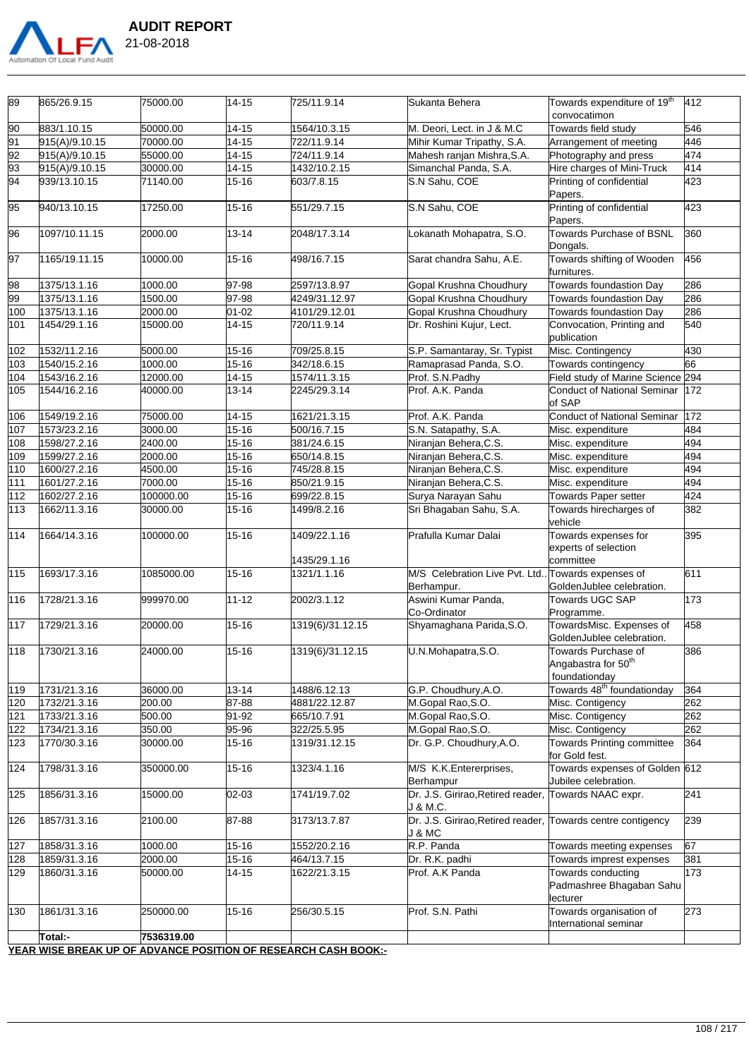| | | | | | | | |
|---|---|---|---|---|---|---|---|
| 89 | 865/26.9.15 | 75000.00 | 14-15 | 725/11.9.14 | Sukanta Behera | Towards expenditure of 19th convocatimon | 412 |
| 90 | 883/1.10.15 | 50000.00 | 14-15 | 1564/10.3.15 | M. Deori, Lect. in J & M.C | Towards field study | 546 |
| 91 | 915(A)/9.10.15 | 70000.00 | 14-15 | 722/11.9.14 | Mihir Kumar Tripathy, S.A. | Arrangement of meeting | 446 |
| 92 | 915(A)/9.10.15 | 55000.00 | 14-15 | 724/11.9.14 | Mahesh ranjan Mishra,S.A. | Photography and press | 474 |
| 93 | 915(A)/9.10.15 | 30000.00 | 14-15 | 1432/10.2.15 | Simanchal Panda, S.A. | Hire charges of Mini-Truck | 414 |
| 94 | 939/13.10.15 | 71140.00 | 15-16 | 603/7.8.15 | S.N Sahu, COE | Printing of confidential Papers. | 423 |
| 95 | 940/13.10.15 | 17250.00 | 15-16 | 551/29.7.15 | S.N Sahu, COE | Printing of confidential Papers. | 423 |
| 96 | 1097/10.11.15 | 2000.00 | 13-14 | 2048/17.3.14 | Lokanath Mohapatra, S.O. | Towards Purchase of BSNL Dongals. | 360 |
| 97 | 1165/19.11.15 | 10000.00 | 15-16 | 498/16.7.15 | Sarat chandra Sahu, A.E. | Towards shifting of Wooden furnitures. | 456 |
| 98 | 1375/13.1.16 | 1000.00 | 97-98 | 2597/13.8.97 | Gopal Krushna Choudhury | Towards foundastion Day | 286 |
| 99 | 1375/13.1.16 | 1500.00 | 97-98 | 4249/31.12.97 | Gopal Krushna Choudhury | Towards foundastion Day | 286 |
| 100 | 1375/13.1.16 | 2000.00 | 01-02 | 4101/29.12.01 | Gopal Krushna Choudhury | Towards foundastion Day | 286 |
| 101 | 1454/29.1.16 | 15000.00 | 14-15 | 720/11.9.14 | Dr. Roshini Kujur, Lect. | Convocation, Printing and publication | 540 |
| 102 | 1532/11.2.16 | 5000.00 | 15-16 | 709/25.8.15 | S.P. Samantaray, Sr. Typist | Misc. Contingency | 430 |
| 103 | 1540/15.2.16 | 1000.00 | 15-16 | 342/18.6.15 | Ramaprasad Panda, S.O. | Towards contingency | 66 |
| 104 | 1543/16.2.16 | 12000.00 | 14-15 | 1574/11.3.15 | Prof. S.N.Padhy | Field study of Marine Science | 294 |
| 105 | 1544/16.2.16 | 40000.00 | 13-14 | 2245/29.3.14 | Prof. A.K. Panda | Conduct of National Seminar of SAP | 172 |
| 106 | 1549/19.2.16 | 75000.00 | 14-15 | 1621/21.3.15 | Prof. A.K. Panda | Conduct of National Seminar | 172 |
| 107 | 1573/23.2.16 | 3000.00 | 15-16 | 500/16.7.15 | S.N. Satapathy, S.A. | Misc. expenditure | 484 |
| 108 | 1598/27.2.16 | 2400.00 | 15-16 | 381/24.6.15 | Niranjan Behera,C.S. | Misc. expenditure | 494 |
| 109 | 1599/27.2.16 | 2000.00 | 15-16 | 650/14.8.15 | Niranjan Behera,C.S. | Misc. expenditure | 494 |
| 110 | 1600/27.2.16 | 4500.00 | 15-16 | 745/28.8.15 | Niranjan Behera,C.S. | Misc. expenditure | 494 |
| 111 | 1601/27.2.16 | 7000.00 | 15-16 | 850/21.9.15 | Niranjan Behera,C.S. | Misc. expenditure | 494 |
| 112 | 1602/27.2.16 | 100000.00 | 15-16 | 699/22.8.15 | Surya Narayan Sahu | Towards Paper setter | 424 |
| 113 | 1662/11.3.16 | 30000.00 | 15-16 | 1499/8.2.16 | Sri Bhagaban Sahu, S.A. | Towards hirecharges of vehicle | 382 |
| 114 | 1664/14.3.16 | 100000.00 | 15-16 | 1409/22.1.16 1435/29.1.16 | Prafulla Kumar Dalai | Towards expenses for experts of selection committee | 395 |
| 115 | 1693/17.3.16 | 1085000.00 | 15-16 | 1321/1.1.16 | M/S Celebration Live Pvt. Ltd.. Berhampur. | Towards expenses of GoldenJubilee celebration. | 611 |
| 116 | 1728/21.3.16 | 999970.00 | 11-12 | 2002/3.1.12 | Aswini Kumar Panda, Co-Ordinator | Towards UGC SAP Programme. | 173 |
| 117 | 1729/21.3.16 | 20000.00 | 15-16 | 1319(6)/31.12.15 | Shyamaghana Parida,S.O. | TowardsMisc. Expenses of GoldenJubilee celebration. | 458 |
| 118 | 1730/21.3.16 | 24000.00 | 15-16 | 1319(6)/31.12.15 | U.N.Mohapatra,S.O. | Towards Purchase of Angabastra for 50th foundationday | 386 |
| 119 | 1731/21.3.16 | 36000.00 | 13-14 | 1488/6.12.13 | G.P. Choudhury,A.O. | Towards 48th foundationday | 364 |
| 120 | 1732/21.3.16 | 200.00 | 87-88 | 4881/22.12.87 | M.Gopal Rao,S.O. | Misc. Contigency | 262 |
| 121 | 1733/21.3.16 | 500.00 | 91-92 | 665/10.7.91 | M.Gopal Rao,S.O. | Misc. Contigency | 262 |
| 122 | 1734/21.3.16 | 350.00 | 95-96 | 322/25.5.95 | M.Gopal Rao,S.O. | Misc. Contigency | 262 |
| 123 | 1770/30.3.16 | 30000.00 | 15-16 | 1319/31.12.15 | Dr. G.P. Choudhury,A.O. | Towards Printing committee for Gold fest. | 364 |
| 124 | 1798/31.3.16 | 350000.00 | 15-16 | 1323/4.1.16 | M/S K.K.Entererprises, Berhampur | Towards expenses of Golden Jubilee celebration. | 612 |
| 125 | 1856/31.3.16 | 15000.00 | 02-03 | 1741/19.7.02 | Dr. J.S. Girirao,Retired reader, J & M.C. | Towards NAAC expr. | 241 |
| 126 | 1857/31.3.16 | 2100.00 | 87-88 | 3173/13.7.87 | Dr. J.S. Girirao,Retired reader, J & MC | Towards centre contigency | 239 |
| 127 | 1858/31.3.16 | 1000.00 | 15-16 | 1552/20.2.16 | R.P. Panda | Towards meeting expenses | 67 |
| 128 | 1859/31.3.16 | 2000.00 | 15-16 | 464/13.7.15 | Dr. R.K. padhi | Towards imprest expenses | 381 |
| 129 | 1860/31.3.16 | 50000.00 | 14-15 | 1622/21.3.15 | Prof. A.K Panda | Towards conducting Padmashree Bhagaban Sahu lecturer | 173 |
| 130 | 1861/31.3.16 | 250000.00 | 15-16 | 256/30.5.15 | Prof. S.N. Pathi | Towards organisation of International seminar | 273 |
| | **Total:-** | **7536319.00** | | | | | |

**YEAR WISE BREAK UP OF ADVANCE POSITION OF RESEARCH CASH BOOK:-**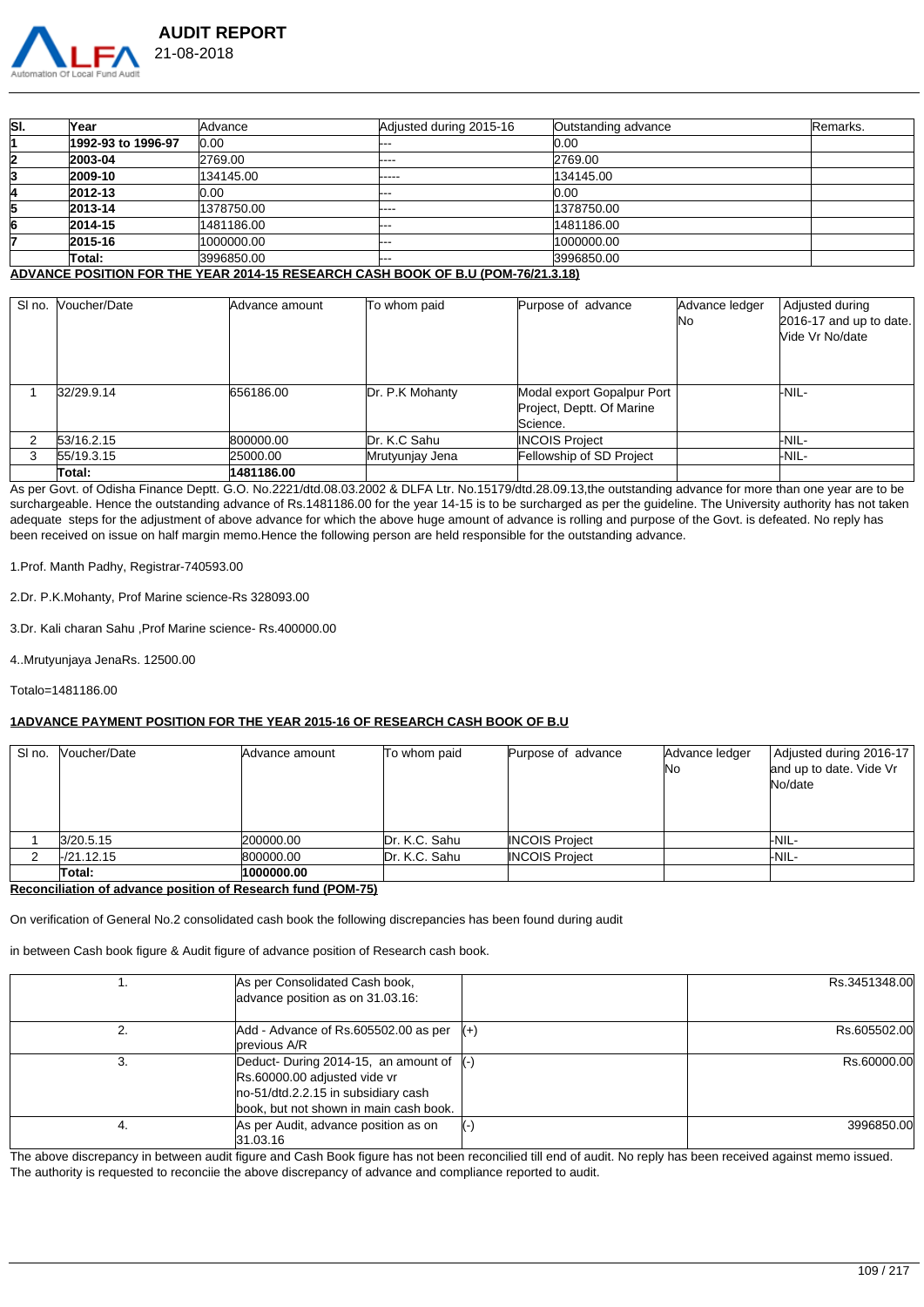| Sl. | Year | Advance | Adjusted during 2015-16 | Outstanding advance | Remarks. |
|---|---|---|---|---|---|
| 1 | 1992-93 to 1996-97 | 0.00 | --- | 0.00 | |
| 2 | 2003-04 | 2769.00 | ---- | 2769.00 | |
| 3 | 2009-10 | 134145.00 | ----- | 134145.00 | |
| 4 | 2012-13 | 0.00 | --- | 0.00 | |
| 5 | 2013-14 | 1378750.00 | ---- | 1378750.00 | |
| 6 | 2014-15 | 1481186.00 | --- | 1481186.00 | |
| 7 | 2015-16 | 1000000.00 | --- | 1000000.00 | |
| | Total: | 3996850.00 | --- | 3996850.00 | |

**ADVANCE POSITION FOR THE YEAR 2014-15 RESEARCH CASH BOOK OF B.U (POM-76/21.3.18)**

| Sl no. | Voucher/Date | Advance amount | To whom paid | Purpose of advance | Advance ledger No | Adjusted during 2016-17 and up to date. Vide Vr No/date |
|---|---|---|---|---|---|---|
| 1 | 32/29.9.14 | 656186.00 | Dr. P.K Mohanty | Modal export Gopalpur Port Project, Deptt. Of Marine Science. | | -NIL- |
| 2 | 53/16.2.15 | 800000.00 | Dr. K.C Sahu | INCOIS Project | | -NIL- |
| 3 | 55/19.3.15 | 25000.00 | Mrutyunjay Jena | Fellowship of SD Project | | -NIL- |
| | Total: | 1481186.00 | | | | |

As per Govt. of Odisha Finance Deptt. G.O. No.2221/dtd.08.03.2002 & DLFA Ltr. No.15179/dtd.28.09.13,the outstanding advance for more than one year are to be surchargeable. Hence the outstanding advance of Rs.1481186.00 for the year 14-15 is to be surcharged as per the guideline. The University authority has not taken adequate steps for the adjustment of above advance for which the above huge amount of advance is rolling and purpose of the Govt. is defeated. No reply has been received on issue on half margin memo.Hence the following person are held responsible for the outstanding advance.

1.Prof. Manth Padhy, Registrar-740593.00

2.Dr. P.K.Mohanty, Prof Marine science-Rs 328093.00

3.Dr. Kali charan Sahu ,Prof Marine science- Rs.400000.00

4..Mrutyunjaya JenaRs. 12500.00

Totalo=1481186.00

**1ADVANCE PAYMENT POSITION FOR THE YEAR 2015-16 OF RESEARCH CASH BOOK OF B.U**

| Sl no. | Voucher/Date | Advance amount | To whom paid | Purpose of advance | Advance ledger No | Adjusted during 2016-17 and up to date. Vide Vr No/date |
|---|---|---|---|---|---|---|
| 1 | 3/20.5.15 | 200000.00 | Dr. K.C. Sahu | INCOIS Project | | -NIL- |
| 2 | -/21.12.15 | 800000.00 | Dr. K.C. Sahu | INCOIS Project | | -NIL- |
| | Total: | 1000000.00 | | | | |

**Reconciliation of advance position of Research fund (POM-75)**

On verification of General No.2 consolidated cash book the following discrepancies has been found during audit

in between Cash book figure & Audit figure of advance position of Research cash book.

| | | | |
|---|---|---|---|
| 1. | As per Consolidated Cash book, advance position as on 31.03.16: | | Rs.3451348.00 |
| 2. | Add - Advance of Rs.605502.00 as per previous A/R | (+) | Rs.605502.00 |
| 3. | Deduct- During 2014-15, an amount of Rs.60000.00 adjusted vide vr no-51/dtd.2.2.15 in subsidiary cash book, but not shown in main cash book. | (-) | Rs.60000.00 |
| 4. | As per Audit, advance position as on 31.03.16 | (-) | 3996850.00 |

The above discrepancy in between audit figure and Cash Book figure has not been reconcilied till end of audit. No reply has been received against memo issued. The authority is requested to reconciie the above discrepancy of advance and compliance reported to audit.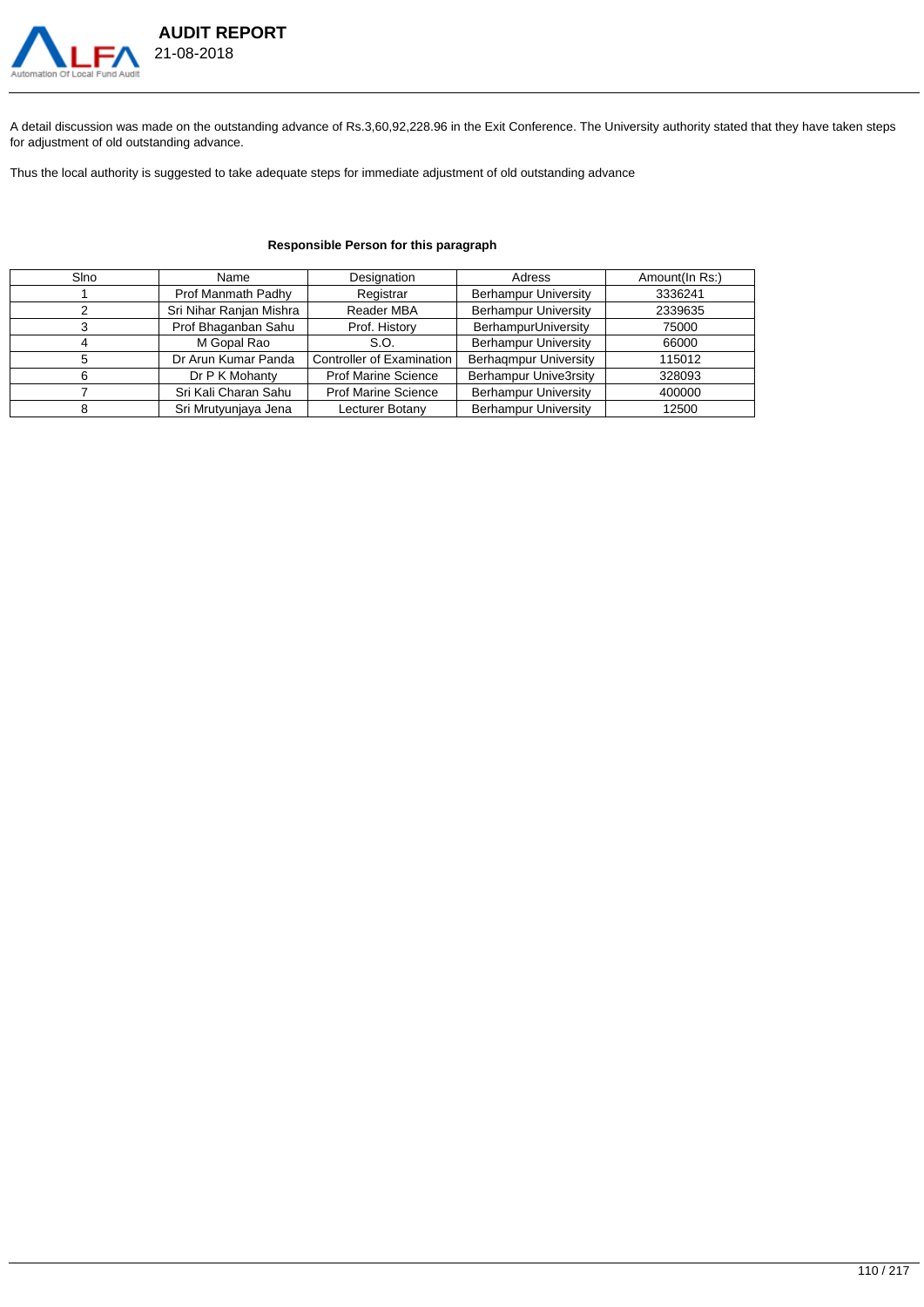A detail discussion was made on the outstanding advance of Rs.3,60,92,228.96 in the Exit Conference. The University authority stated that they have taken steps for adjustment of old outstanding advance.

Thus the local authority is suggested to take adequate steps for immediate adjustment of old outstanding advance

**Responsible Person for this paragraph**

| Slno | Name | Designation | Adress | Amount(In Rs:) |
|---|---|---|---|---|
| 1 | Prof Manmath Padhy | Registrar | Berhampur University | 3336241 |
| 2 | Sri Nihar Ranjan Mishra | Reader MBA | Berhampur University | 2339635 |
| 3 | Prof Bhaganban Sahu | Prof. History | BerhampurUniversity | 75000 |
| 4 | M Gopal Rao | S.O. | Berhampur University | 66000 |
| 5 | Dr Arun Kumar Panda | Controller of Examination | Berhaqmpur University | 115012 |
| 6 | Dr P K Mohanty | Prof Marine Science | Berhampur Unive3rsity | 328093 |
| 7 | Sri Kali Charan Sahu | Prof Marine Science | Berhampur University | 400000 |
| 8 | Sri Mrutyunjaya Jena | Lecturer Botany | Berhampur University | 12500 |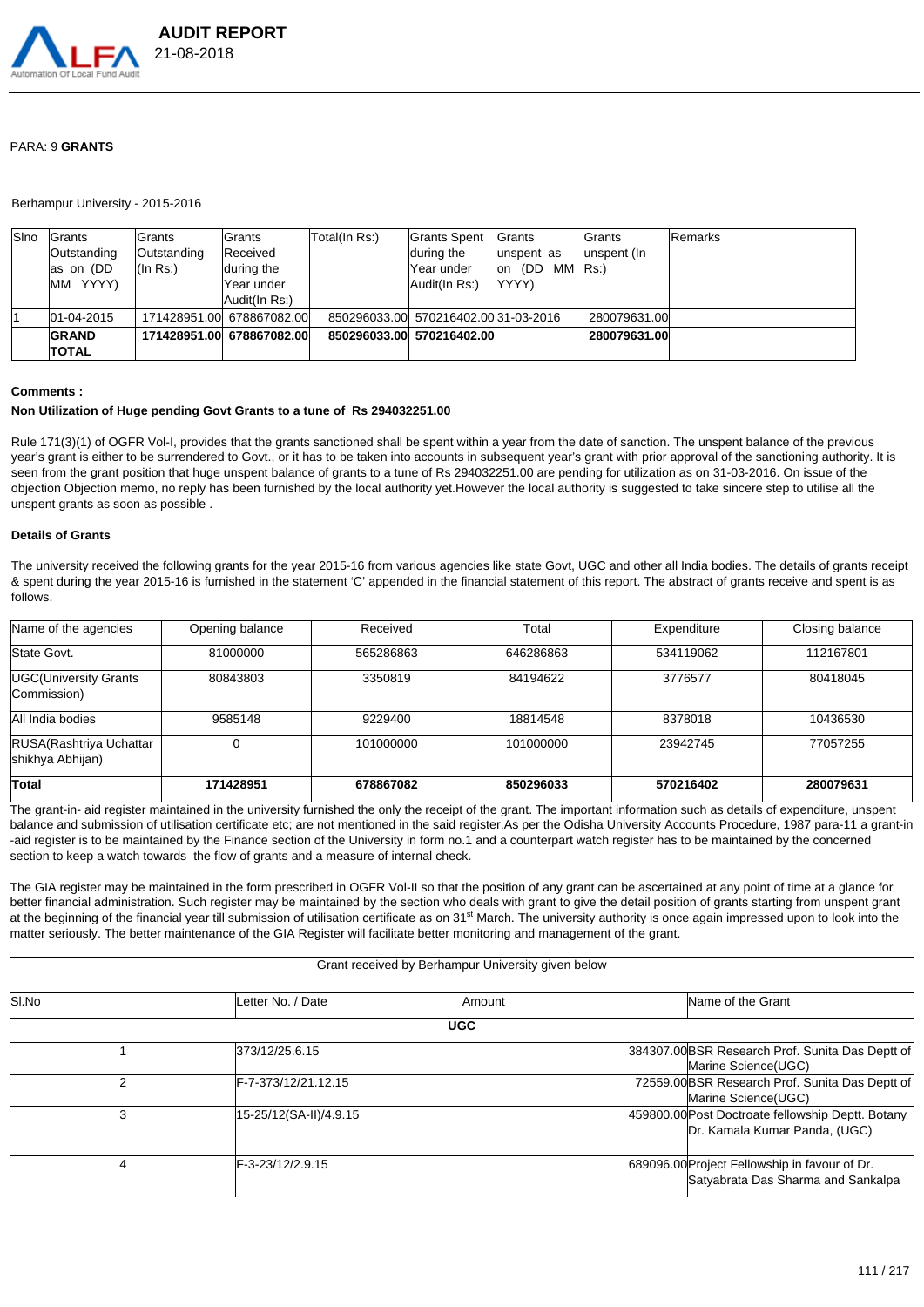PARA: 9 **GRANTS**

Berhampur University - 2015-2016

| Slno | Grants Outstanding as on (DD MM YYYY) | Grants Outstanding (In Rs:) | Grants Received during the Year under Audit(In Rs:) | Total(In Rs:) | Grants Spent during the Year under Audit(In Rs:) | Grants unspent as on (DD MM YYYY) | Grants unspent (In Rs:) | Remarks |
|---|---|---|---|---|---|---|---|---|
| 1 | 01-04-2015 | 171428951.00 | 678867082.00 | 850296033.00 | 570216402.00 | 31-03-2016 | 280079631.00 | |
| **GRAND TOTAL** | | **171428951.00** | **678867082.00** | **850296033.00** | **570216402.00** | | **280079631.00** | |

**Comments :**

**Non Utilization of Huge pending Govt Grants to a tune of Rs 294032251.00**

Rule 171(3)(1) of OGFR Vol-I, provides that the grants sanctioned shall be spent within a year from the date of sanction. The unspent balance of the previous year's grant is either to be surrendered to Govt., or it has to be taken into accounts in subsequent year's grant with prior approval of the sanctioning authority. It is seen from the grant position that huge unspent balance of grants to a tune of Rs 294032251.00 are pending for utilization as on 31-03-2016. On issue of the objection Objection memo, no reply has been furnished by the local authority yet.However the local authority is suggested to take sincere step to utilise all the unspent grants as soon as possible .

**Details of Grants**

The university received the following grants for the year 2015-16 from various agencies like state Govt, UGC and other all India bodies. The details of grants receipt & spent during the year 2015-16 is furnished in the statement 'C' appended in the financial statement of this report. The abstract of grants receive and spent is as follows.

| Name of the agencies | Opening balance | Received | Total | Expenditure | Closing balance |
|---|---|---|---|---|---|
| State Govt. | 81000000 | 565286863 | 646286863 | 534119062 | 112167801 |
| UGC(University Grants Commission) | 80843803 | 3350819 | 84194622 | 3776577 | 80418045 |
| All India bodies | 9585148 | 9229400 | 18814548 | 8378018 | 10436530 |
| RUSA(Rashtriya Uchattar shikhya Abhijan) | 0 | 101000000 | 101000000 | 23942745 | 77057255 |
| **Total** | **171428951** | **678867082** | **850296033** | **570216402** | **280079631** |

The grant-in- aid register maintained in the university furnished the only the receipt of the grant. The important information such as details of expenditure, unspent balance and submission of utilisation certificate etc; are not mentioned in the said register.As per the Odisha University Accounts Procedure, 1987 para-11 a grant-in -aid register is to be maintained by the Finance section of the University in form no.1 and a counterpart watch register has to be maintained by the concerned section to keep a watch towards the flow of grants and a measure of internal check.

The GIA register may be maintained in the form prescribed in OGFR Vol-II so that the position of any grant can be ascertained at any point of time at a glance for better financial administration. Such register may be maintained by the section who deals with grant to give the detail position of grants starting from unspent grant at the beginning of the financial year till submission of utilisation certificate as on 31st March. The university authority is once again impressed upon to look into the matter seriously. The better maintenance of the GIA Register will facilitate better monitoring and management of the grant.

| Grant received by Berhampur University given below | | | |
|---|---|---|---|
| Sl.No | Letter No. / Date | Amount | Name of the Grant |
| | | **UGC** | |
| 1 | 373/12/25.6.15 | 384307.00 | BSR Research Prof. Sunita Das Deptt of Marine Science(UGC) |
| 2 | F-7-373/12/21.12.15 | 72559.00 | BSR Research Prof. Sunita Das Deptt of Marine Science(UGC) |
| 3 | 15-25/12(SA-II)/4.9.15 | 459800.00 | Post Doctroate fellowship Deptt. Botany Dr. Kamala Kumar Panda, (UGC) |
| 4 | F-3-23/12/2.9.15 | 689096.00 | Project Fellowship in favour of Dr. Satyabrata Das Sharma and Sankalpa |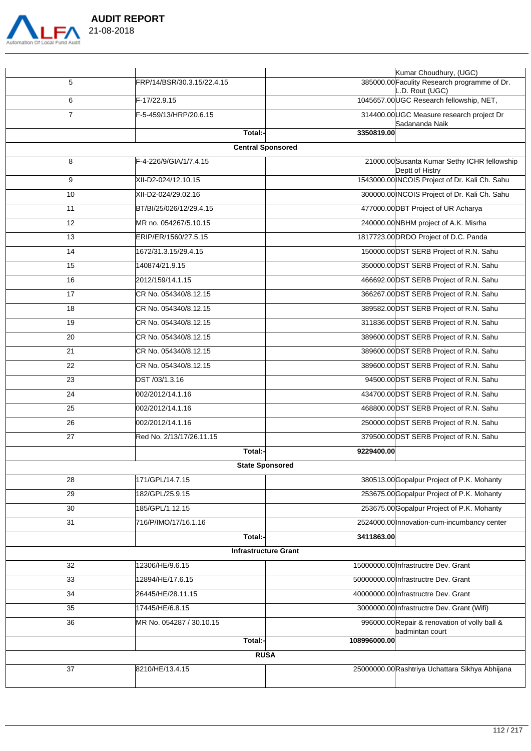| | | | |
|---|---|---|---|
| | | | Kumar Choudhury, (UGC) |
| 5 | FRP/14/BSR/30.3.15/22.4.15 | 385000.00 | Faculity Research programme of Dr. L.D. Rout (UGC) |
| 6 | F-17/22.9.15 | 1045657.00 | UGC Research fellowship, NET, |
| 7 | F-5-459/13/HRP/20.6.15 | 314400.00 | UGC Measure research project Dr Sadananda Naik |
| | Total:- | 3350819.00 | |
| | **Central Sponsored** | | |
| 8 | F-4-226/9/GIA/1/7.4.15 | 21000.00 | Susanta Kumar Sethy ICHR fellowship Deptt of Histry |
| 9 | XII-D2-024/12.10.15 | 1543000.00 | INCOIS Project of Dr. Kali Ch. Sahu |
| 10 | XII-D2-024/29.02.16 | 300000.00 | INCOIS Project of Dr. Kali Ch. Sahu |
| 11 | BT/BI/25/026/12/29.4.15 | 477000.00 | DBT Project of UR Acharya |
| 12 | MR no. 054267/5.10.15 | 240000.00 | NBHM project of A.K. Misrha |
| 13 | ERIP/ER/1560/27.5.15 | 1817723.00 | DRDO Project of D.C. Panda |
| 14 | 1672/31.3.15/29.4.15 | 150000.00 | DST SERB Project of R.N. Sahu |
| 15 | 140874/21.9.15 | 350000.00 | DST SERB Project of R.N. Sahu |
| 16 | 2012/159/14.1.15 | 466692.00 | DST SERB Project of R.N. Sahu |
| 17 | CR No. 054340/8.12.15 | 366267.00 | DST SERB Project of R.N. Sahu |
| 18 | CR No. 054340/8.12.15 | 389582.00 | DST SERB Project of R.N. Sahu |
| 19 | CR No. 054340/8.12.15 | 311836.00 | DST SERB Project of R.N. Sahu |
| 20 | CR No. 054340/8.12.15 | 389600.00 | DST SERB Project of R.N. Sahu |
| 21 | CR No. 054340/8.12.15 | 389600.00 | DST SERB Project of R.N. Sahu |
| 22 | CR No. 054340/8.12.15 | 389600.00 | DST SERB Project of R.N. Sahu |
| 23 | DST /03/1.3.16 | 94500.00 | DST SERB Project of R.N. Sahu |
| 24 | 002/2012/14.1.16 | 434700.00 | DST SERB Project of R.N. Sahu |
| 25 | 002/2012/14.1.16 | 468800.00 | DST SERB Project of R.N. Sahu |
| 26 | 002/2012/14.1.16 | 250000.00 | DST SERB Project of R.N. Sahu |
| 27 | Red No. 2/13/17/26.11.15 | 379500.00 | DST SERB Project of R.N. Sahu |
| | Total:- | 9229400.00 | |
| | **State Sponsored** | | |
| 28 | 171/GPL/14.7.15 | 380513.00 | Gopalpur Project of P.K. Mohanty |
| 29 | 182/GPL/25.9.15 | 253675.00 | Gopalpur Project of P.K. Mohanty |
| 30 | 185/GPL/1.12.15 | 253675.00 | Gopalpur Project of P.K. Mohanty |
| 31 | 716/P/IMO/17/16.1.16 | 2524000.00 | Innovation-cum-incumbancy center |
| | Total:- | 3411863.00 | |
| | **Infrastructure Grant** | | |
| 32 | 12306/HE/9.6.15 | 15000000.00 | Infrastructre Dev. Grant |
| 33 | 12894/HE/17.6.15 | 50000000.00 | Infrastructre Dev. Grant |
| 34 | 26445/HE/28.11.15 | 40000000.00 | Infrastructre Dev. Grant |
| 35 | 17445/HE/6.8.15 | 3000000.00 | Infrastructre Dev. Grant (Wifi) |
| 36 | MR No. 054287 / 30.10.15 | 996000.00 | Repair & renovation of volly ball & badmintan court |
| | Total:- | 108996000.00 | |
| | **RUSA** | | |
| 37 | 8210/HE/13.4.15 | 25000000.00 | Rashtriya Uchattara Sikhya Abhijana |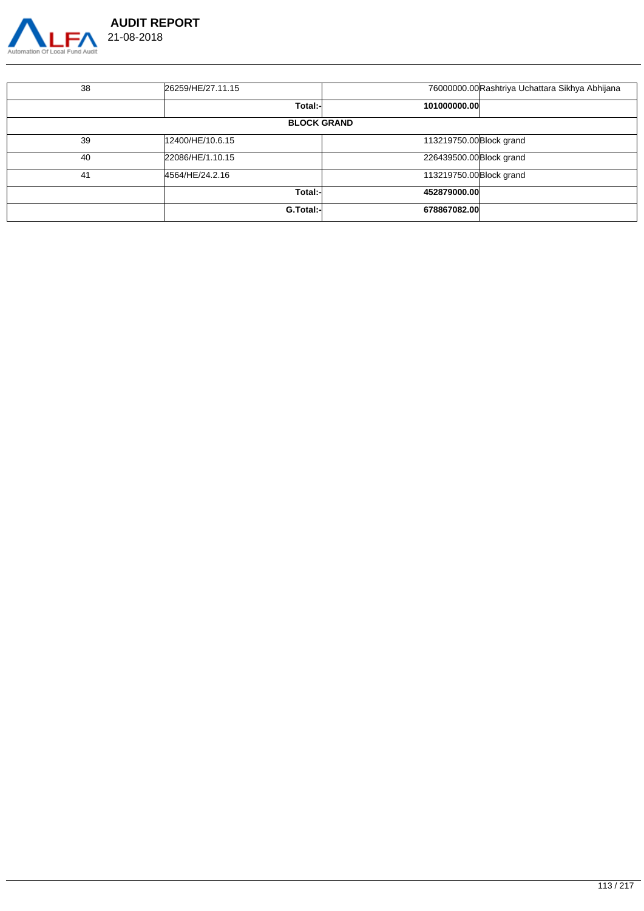| | | | |
|---|---|---|---|
| 38 | 26259/HE/27.11.15 | 76000000.00 | Rashtriya Uchattara Sikhya Abhijana |
| | **Total:-** | **101000000.00** | |
| **BLOCK GRAND** | | | |
| 39 | 12400/HE/10.6.15 | 113219750.00 | Block grand |
| 40 | 22086/HE/1.10.15 | 226439500.00 | Block grand |
| 41 | 4564/HE/24.2.16 | 113219750.00 | Block grand |
| | **Total:-** | **452879000.00** | |
| | **G.Total:-** | **678867082.00** | |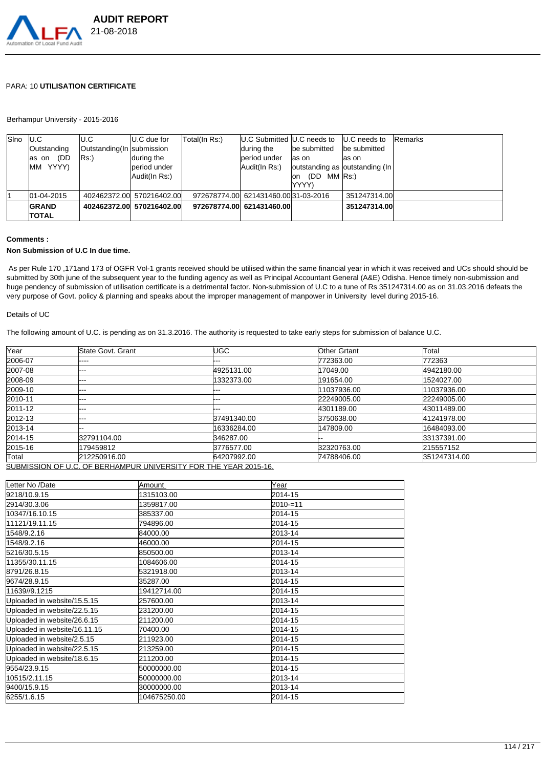PARA: 10 **UTILISATION CERTIFICATE**

Berhampur University - 2015-2016

| Slno | U.C Outstanding as on (DD MM YYYY) | U.C Outstanding(In Rs:) | U.C due for submission during the period under Audit(In Rs:) | Total(In Rs:) | U.C Submitted during the period under Audit(In Rs:) | U.C needs to be submitted as on outstanding as on (DD MM YYYY) | U.C needs to be submitted as on outstanding (In Rs:) | Remarks |
|---|---|---|---|---|---|---|---|---|
| 1 | 01-04-2015 | 402462372.00 | 570216402.00 | 972678774.00 | 621431460.00 | 31-03-2016 | 351247314.00 | |
| | **GRAND TOTAL** | **402462372.00** | **570216402.00** | **972678774.00** | **621431460.00** | | **351247314.00** | |

**Comments :**

**Non Submission of U.C In due time.**

As per Rule 170 ,171and 173 of OGFR Vol-1 grants received should be utilised within the same financial year in which it was received and UCs should should be submitted by 30th june of the subsequent year to the funding agency as well as Principal Accountant General (A&E) Odisha. Hence timely non-submission and huge pendency of submission of utilisation certificate is a detrimental factor. Non-submission of U.C to a tune of Rs 351247314.00 as on 31.03.2016 defeats the very purpose of Govt. policy & planning and speaks about the improper management of manpower in University level during 2015-16.

Details of UC

The following amount of U.C. is pending as on 31.3.2016. The authority is requested to take early steps for submission of balance U.C.

| Year | State Govt. Grant | UGC | Other Grtant | Total |
|---|---|---|---|---|
| 2006-07 | ---- | --- | 772363.00 | 772363 |
| 2007-08 | --- | 4925131.00 | 17049.00 | 4942180.00 |
| 2008-09 | --- | 1332373.00 | 191654.00 | 1524027.00 |
| 2009-10 | --- | --- | 11037936.00 | 11037936.00 |
| 2010-11 | --- | --- | 22249005.00 | 22249005.00 |
| 2011-12 | --- | --- | 4301189.00 | 43011489.00 |
| 2012-13 | --- | 37491340.00 | 3750638.00 | 41241978.00 |
| 2013-14 | -- | 16336284.00 | 147809.00 | 16484093.00 |
| 2014-15 | 32791104.00 | 346287.00 | -- | 33137391.00 |
| 2015-16 | 179459812 | 3776577.00 | 32320763.00 | 215557152 |
| Total | 212250916.00 | 64207992.00 | 74788406.00 | 351247314.00 |

SUBMISSION OF U.C. OF BERHAMPUR UNIVERSITY FOR THE YEAR 2015-16.

| Letter No /Date | Amount | Year |
|---|---|---|
| 9218/10.9.15 | 1315103.00 | 2014-15 |
| 2914/30.3.06 | 1359817.00 | 2010-=11 |
| 10347/16.10.15 | 385337.00 | 2014-15 |
| 11121/19.11.15 | 794896.00 | 2014-15 |
| 1548/9.2.16 | 84000.00 | 2013-14 |
| 1548/9.2.16 | 46000.00 | 2014-15 |
| 5216/30.5.15 | 850500.00 | 2013-14 |
| 11355/30.11.15 | 1084606.00 | 2014-15 |
| 8791/26.8.15 | 5321918.00 | 2013-14 |
| 9674/28.9.15 | 35287.00 | 2014-15 |
| 11639//9.1215 | 19412714.00 | 2014-15 |
| Uploaded in website/15.5.15 | 257600.00 | 2013-14 |
| Uploaded in website/22.5.15 | 231200.00 | 2014-15 |
| Uploaded in website/26.6.15 | 211200.00 | 2014-15 |
| Uploaded in website/16.11.15 | 70400.00 | 2014-15 |
| Uploaded in website/2.5.15 | 211923.00 | 2014-15 |
| Uploaded in website/22.5.15 | 213259.00 | 2014-15 |
| Uploaded in website/18.6.15 | 211200.00 | 2014-15 |
| 9554/23.9.15 | 50000000.00 | 2014-15 |
| 10515/2.11.15 | 50000000.00 | 2013-14 |
| 9400/15.9.15 | 30000000.00 | 2013-14 |
| 6255/1.6.15 | 104675250.00 | 2014-15 |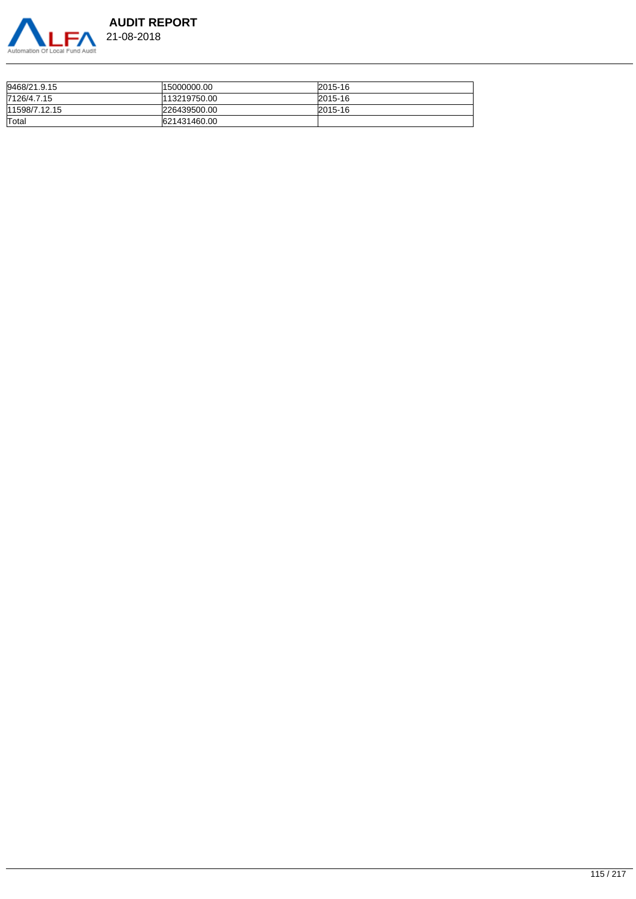| | | |
|---|---|---|
| 9468/21.9.15 | 15000000.00 | 2015-16 |
| 7126/4.7.15 | 113219750.00 | 2015-16 |
| 11598/7.12.15 | 226439500.00 | 2015-16 |
| Total | 621431460.00 | |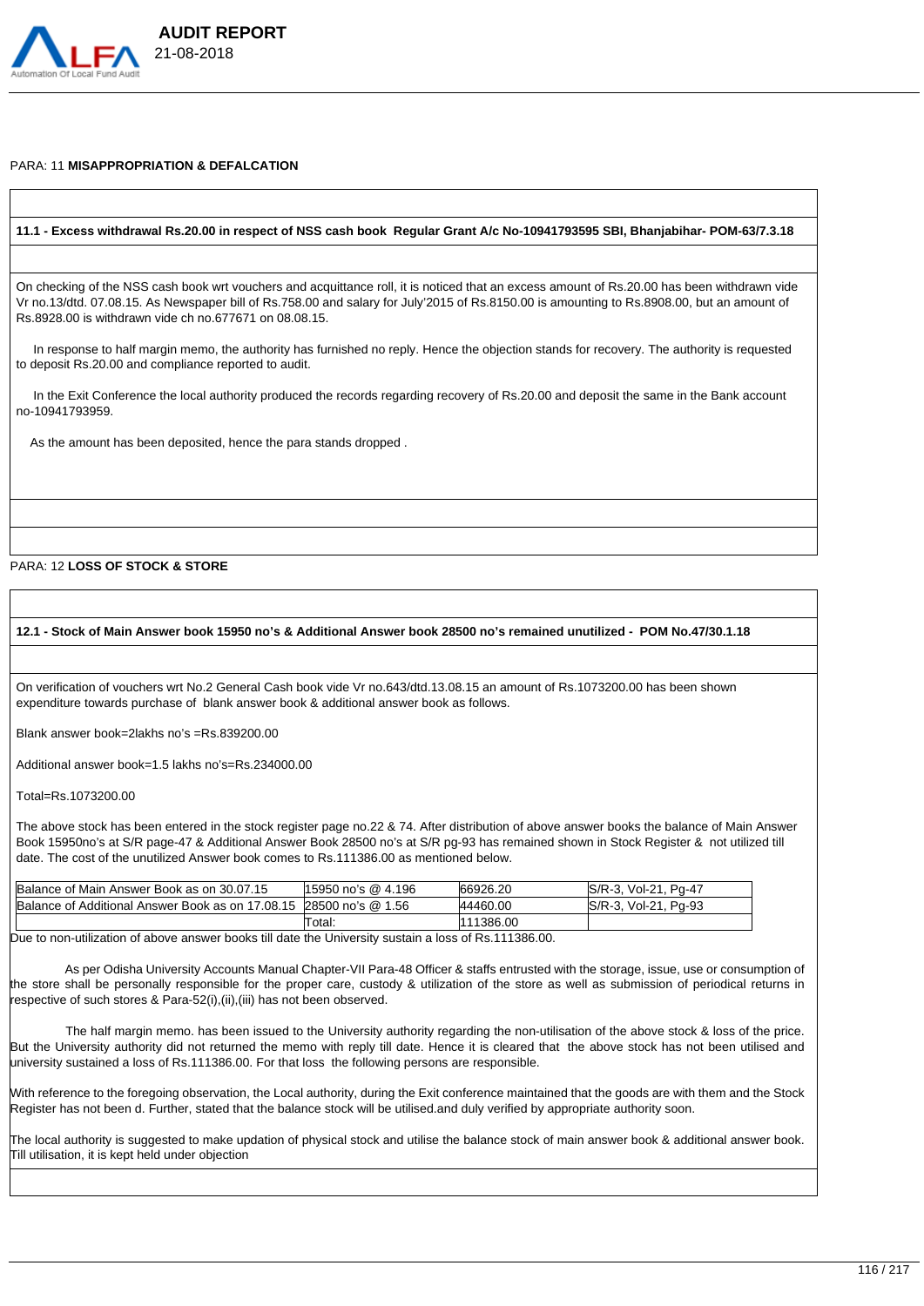PARA: 11 **MISAPPROPRIATION & DEFALCATION**

**11.1 - Excess withdrawal Rs.20.00 in respect of NSS cash book Regular Grant A/c No-10941793595 SBI, Bhanjabihar- POM-63/7.3.18**

On checking of the NSS cash book wrt vouchers and acquittance roll, it is noticed that an excess amount of Rs.20.00 has been withdrawn vide Vr no.13/dtd. 07.08.15. As Newspaper bill of Rs.758.00 and salary for July'2015 of Rs.8150.00 is amounting to Rs.8908.00, but an amount of Rs.8928.00 is withdrawn vide ch no.677671 on 08.08.15.

In response to half margin memo, the authority has furnished no reply. Hence the objection stands for recovery. The authority is requested to deposit Rs.20.00 and compliance reported to audit.

In the Exit Conference the local authority produced the records regarding recovery of Rs.20.00 and deposit the same in the Bank account no-10941793959.

As the amount has been deposited, hence the para stands dropped .

PARA: 12 **LOSS OF STOCK & STORE**

**12.1 - Stock of Main Answer book 15950 no's & Additional Answer book 28500 no's remained unutilized - POM No.47/30.1.18**

On verification of vouchers wrt No.2 General Cash book vide Vr no.643/dtd.13.08.15 an amount of Rs.1073200.00 has been shown expenditure towards purchase of blank answer book & additional answer book as follows.

Blank answer book=2lakhs no's =Rs.839200.00

Additional answer book=1.5 lakhs no's=Rs.234000.00

Total=Rs.1073200.00

The above stock has been entered in the stock register page no.22 & 74. After distribution of above answer books the balance of Main Answer Book 15950no's at S/R page-47 & Additional Answer Book 28500 no's at S/R pg-93 has remained shown in Stock Register & not utilized till date. The cost of the unutilized Answer book comes to Rs.111386.00 as mentioned below.

| | | | |
|---|---|---|---|
| Balance of Main Answer Book as on 30.07.15 | 15950 no's @ 4.196 | 66926.20 | S/R-3, Vol-21, Pg-47 |
| Balance of Additional Answer Book as on 17.08.15 | 28500 no's @ 1.56 | 44460.00 | S/R-3, Vol-21, Pg-93 |
| | Total: | 111386.00 | |

Due to non-utilization of above answer books till date the University sustain a loss of Rs.111386.00.

As per Odisha University Accounts Manual Chapter-VII Para-48 Officer & staffs entrusted with the storage, issue, use or consumption of the store shall be personally responsible for the proper care, custody & utilization of the store as well as submission of periodical returns in respective of such stores & Para-52(i),(ii),(iii) has not been observed.

The half margin memo. has been issued to the University authority regarding the non-utilisation of the above stock & loss of the price. But the University authority did not returned the memo with reply till date. Hence it is cleared that the above stock has not been utilised and university sustained a loss of Rs.111386.00. For that loss the following persons are responsible.

With reference to the foregoing observation, the Local authority, during the Exit conference maintained that the goods are with them and the Stock Register has not been d. Further, stated that the balance stock will be utilised.and duly verified by appropriate authority soon.

The local authority is suggested to make updation of physical stock and utilise the balance stock of main answer book & additional answer book. Till utilisation, it is kept held under objection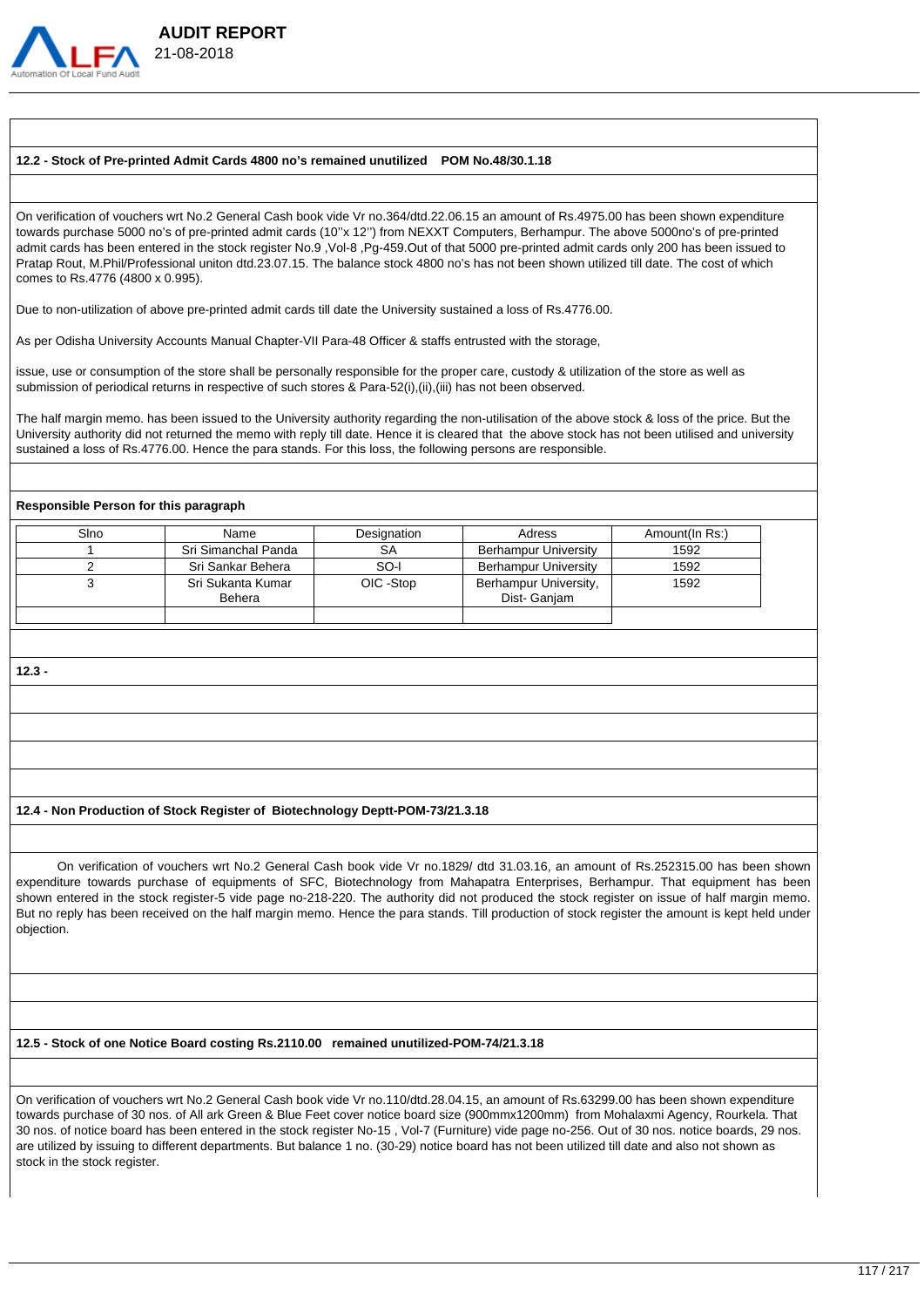### 12.2 - Stock of Pre-printed Admit Cards 4800 no's remained unutilized POM No.48/30.1.18

On verification of vouchers wrt No.2 General Cash book vide Vr no.364/dtd.22.06.15 an amount of Rs.4975.00 has been shown expenditure towards purchase 5000 no's of pre-printed admit cards (10''x 12'') from NEXXT Computers, Berhampur. The above 5000no's of pre-printed admit cards has been entered in the stock register No.9 ,Vol-8 ,Pg-459.Out of that 5000 pre-printed admit cards only 200 has been issued to Pratap Rout, M.Phil/Professional uniton dtd.23.07.15. The balance stock 4800 no's has not been shown utilized till date. The cost of which comes to Rs.4776 (4800 x 0.995).

Due to non-utilization of above pre-printed admit cards till date the University sustained a loss of Rs.4776.00.

As per Odisha University Accounts Manual Chapter-VII Para-48 Officer & staffs entrusted with the storage,

issue, use or consumption of the store shall be personally responsible for the proper care, custody & utilization of the store as well as submission of periodical returns in respective of such stores & Para-52(i),(ii),(iii) has not been observed.

The half margin memo. has been issued to the University authority regarding the non-utilisation of the above stock & loss of the price. But the University authority did not returned the memo with reply till date. Hence it is cleared that the above stock has not been utilised and university sustained a loss of Rs.4776.00. Hence the para stands. For this loss, the following persons are responsible.

**Responsible Person for this paragraph**

| Slno | Name | Designation | Adress | Amount(In Rs:) |
|---|---|---|---|---|
| 1 | Sri Simanchal Panda | SA | Berhampur University | 1592 |
| 2 | Sri Sankar Behera | SO-I | Berhampur University | 1592 |
| 3 | Sri Sukanta Kumar Behera | OIC -Stop | Berhampur University, Dist- Ganjam | 1592 |
| | | | | |

### 12.3 -

### 12.4 - Non Production of Stock Register of Biotechnology Deptt-POM-73/21.3.18

On verification of vouchers wrt No.2 General Cash book vide Vr no.1829/ dtd 31.03.16, an amount of Rs.252315.00 has been shown expenditure towards purchase of equipments of SFC, Biotechnology from Mahapatra Enterprises, Berhampur. That equipment has been shown entered in the stock register-5 vide page no-218-220. The authority did not produced the stock register on issue of half margin memo. But no reply has been received on the half margin memo. Hence the para stands. Till production of stock register the amount is kept held under objection.

### 12.5 - Stock of one Notice Board costing Rs.2110.00 remained unutilized-POM-74/21.3.18

On verification of vouchers wrt No.2 General Cash book vide Vr no.110/dtd.28.04.15, an amount of Rs.63299.00 has been shown expenditure towards purchase of 30 nos. of All ark Green & Blue Feet cover notice board size (900mmx1200mm) from Mohalaxmi Agency, Rourkela. That 30 nos. of notice board has been entered in the stock register No-15 , Vol-7 (Furniture) vide page no-256. Out of 30 nos. notice boards, 29 nos. are utilized by issuing to different departments. But balance 1 no. (30-29) notice board has not been utilized till date and also not shown as stock in the stock register.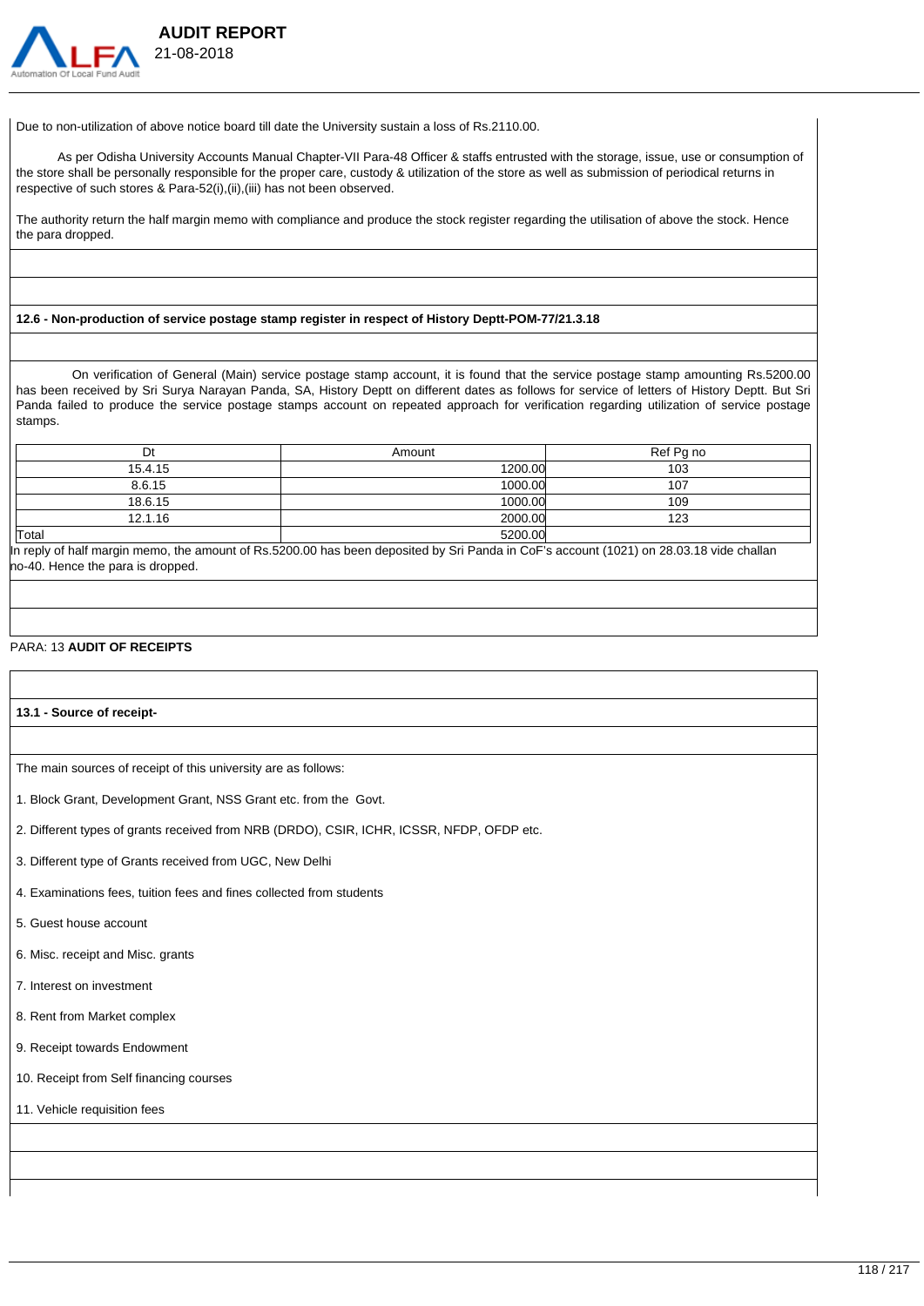Due to non-utilization of above notice board till date the University sustain a loss of Rs.2110.00.

As per Odisha University Accounts Manual Chapter-VII Para-48 Officer & staffs entrusted with the storage, issue, use or consumption of the store shall be personally responsible for the proper care, custody & utilization of the store as well as submission of periodical returns in respective of such stores & Para-52(i),(ii),(iii) has not been observed.

The authority return the half margin memo with compliance and produce the stock register regarding the utilisation of above the stock. Hence the para dropped.

**12.6 - Non-production of service postage stamp register in respect of History Deptt-POM-77/21.3.18**

On verification of General (Main) service postage stamp account, it is found that the service postage stamp amounting Rs.5200.00 has been received by Sri Surya Narayan Panda, SA, History Deptt on different dates as follows for service of letters of History Deptt. But Sri Panda failed to produce the service postage stamps account on repeated approach for verification regarding utilization of service postage stamps.

| Dt | Amount | Ref Pg no |
|---|---|---|
| 15.4.15 | 1200.00 | 103 |
| 8.6.15 | 1000.00 | 107 |
| 18.6.15 | 1000.00 | 109 |
| 12.1.16 | 2000.00 | 123 |
| Total | 5200.00 | |

In reply of half margin memo, the amount of Rs.5200.00 has been deposited by Sri Panda in CoF's account (1021) on 28.03.18 vide challan no-40. Hence the para is dropped.

PARA: 13 **AUDIT OF RECEIPTS**

**13.1 - Source of receipt-**

The main sources of receipt of this university are as follows:

1. Block Grant, Development Grant, NSS Grant etc. from the Govt.
2. Different types of grants received from NRB (DRDO), CSIR, ICHR, ICSSR, NFDP, OFDP etc.
3. Different type of Grants received from UGC, New Delhi
4. Examinations fees, tuition fees and fines collected from students
5. Guest house account
6. Misc. receipt and Misc. grants
7. Interest on investment
8. Rent from Market complex
9. Receipt towards Endowment
10. Receipt from Self financing courses
11. Vehicle requisition fees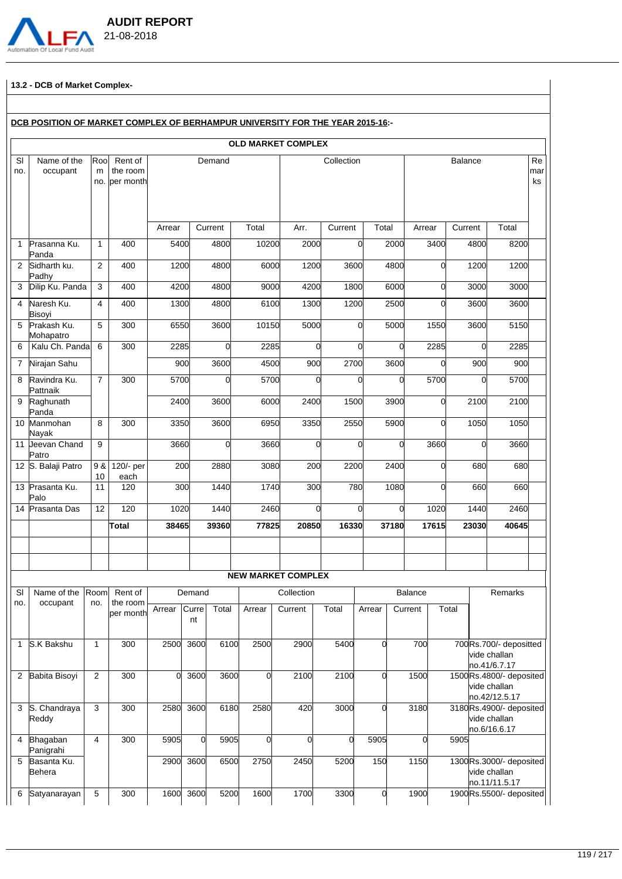### 13.2 - DCB of Market Complex-

**DCB POSITION OF MARKET COMPLEX OF BERHAMPUR UNIVERSITY FOR THE YEAR 2015-16:-**

**OLD MARKET COMPLEX**

| Sl no. | Name of the occupant | Room no. | Rent of the room per month | Demand | | | Collection | | | Balance | | | Remarks |
|---|---|---|---|---|---|---|---|---|---|---|---|---|---|
| | | | | Arrear | Current | Total | Arr. | Current | Total | Arrear | Current | Total | |
| 1 | Prasanna Ku. Panda | 1 | 400 | 5400 | 4800 | 10200 | 2000 | 0 | 2000 | 3400 | 4800 | 8200 | |
| 2 | Sidharth ku. Padhy | 2 | 400 | 1200 | 4800 | 6000 | 1200 | 3600 | 4800 | 0 | 1200 | 1200 | |
| 3 | Dilip Ku. Panda | 3 | 400 | 4200 | 4800 | 9000 | 4200 | 1800 | 6000 | 0 | 3000 | 3000 | |
| 4 | Naresh Ku. Bisoyi | 4 | 400 | 1300 | 4800 | 6100 | 1300 | 1200 | 2500 | 0 | 3600 | 3600 | |
| 5 | Prakash Ku. Mohapatro | 5 | 300 | 6550 | 3600 | 10150 | 5000 | 0 | 5000 | 1550 | 3600 | 5150 | |
| 6 | Kalu Ch. Panda | 6 | 300 | 2285 | 0 | 2285 | 0 | 0 | 0 | 2285 | 0 | 2285 | |
| 7 | Nirajan Sahu | | | 900 | 3600 | 4500 | 900 | 2700 | 3600 | 0 | 900 | 900 | |
| 8 | Ravindra Ku. Pattnaik | 7 | 300 | 5700 | 0 | 5700 | 0 | 0 | 0 | 5700 | 0 | 5700 | |
| 9 | Raghunath Panda | | | 2400 | 3600 | 6000 | 2400 | 1500 | 3900 | 0 | 2100 | 2100 | |
| 10 | Manmohan Nayak | 8 | 300 | 3350 | 3600 | 6950 | 3350 | 2550 | 5900 | 0 | 1050 | 1050 | |
| 11 | Jeevan Chand Patro | 9 | | 3660 | 0 | 3660 | 0 | 0 | 0 | 3660 | 0 | 3660 | |
| 12 | S. Balaji Patro | 9 & 10 | 120/- per each | 200 | 2880 | 3080 | 200 | 2200 | 2400 | 0 | 680 | 680 | |
| 13 | Prasanta Ku. Palo | 11 | 120 | 300 | 1440 | 1740 | 300 | 780 | 1080 | 0 | 660 | 660 | |
| 14 | Prasanta Das | 12 | 120 | 1020 | 1440 | 2460 | 0 | 0 | 0 | 1020 | 1440 | 2460 | |
| | | | **Total** | **38465** | **39360** | **77825** | **20850** | **16330** | **37180** | **17615** | **23030** | **40645** | |

**NEW MARKET COMPLEX**

| Sl no. | Name of the occupant | Room no. | Rent of the room per month | Demand | | | Collection | | | Balance | | | Remarks |
|---|---|---|---|---|---|---|---|---|---|---|---|---|---|
| | | | | Arrear | Current | Total | Arrear | Current | Total | Arrear | Current | Total | |
| 1 | S.K Bakshu | 1 | 300 | 2500 | 3600 | 6100 | 2500 | 2900 | 5400 | 0 | 700 | 700 | Rs.700/- depositted vide challan no.41/6.7.17 |
| 2 | Babita Bisoyi | 2 | 300 | 0 | 3600 | 3600 | 0 | 2100 | 2100 | 0 | 1500 | 1500 | Rs.4800/- deposited vide challan no.42/12.5.17 |
| 3 | S. Chandraya Reddy | 3 | 300 | 2580 | 3600 | 6180 | 2580 | 420 | 3000 | 0 | 3180 | 3180 | Rs.4900/- deposited vide challan no.6/16.6.17 |
| 4 | Bhagaban Panigrahi | 4 | 300 | 5905 | 0 | 5905 | 0 | 0 | 0 | 5905 | 0 | 5905 | |
| 5 | Basanta Ku. Behera | | | 2900 | 3600 | 6500 | 2750 | 2450 | 5200 | 150 | 1150 | 1300 | Rs.3000/- deposited vide challan no.11/11.5.17 |
| 6 | Satyanarayan | 5 | 300 | 1600 | 3600 | 5200 | 1600 | 1700 | 3300 | 0 | 1900 | 1900 | Rs.5500/- deposited |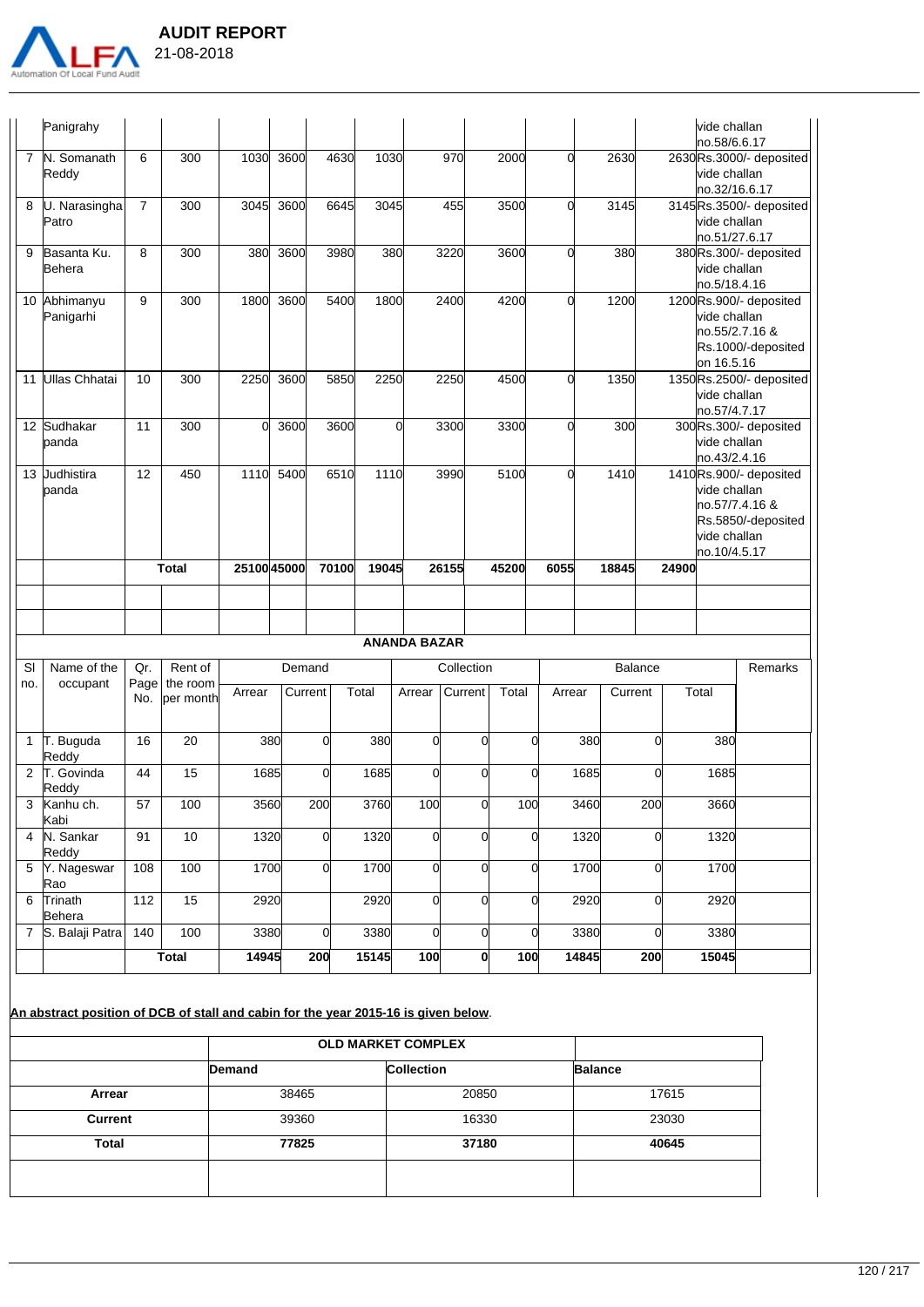| Sl no. | Name of the occupant | Qr. Page No. | Rent of the room per month | Demand Arrear | Demand Current | Demand Total | Collection Arrear | Collection Current | Collection Total | Balance Arrear | Balance Current | Balance Total | Remarks |
|---|---|---|---|---|---|---|---|---|---|---|---|---|---|
| | Panigrahy | | | | | | | | | | | | vide challan no.58/6.6.17 |
| 7 | N. Somanath Reddy | 6 | 300 | 1030 | 3600 | 4630 | 1030 | 970 | 2000 | 0 | 2630 | 2630 | Rs.3000/- deposited vide challan no.32/16.6.17 |
| 8 | U. Narasingha Patro | 7 | 300 | 3045 | 3600 | 6645 | 3045 | 455 | 3500 | 0 | 3145 | 3145 | Rs.3500/- deposited vide challan no.51/27.6.17 |
| 9 | Basanta Ku. Behera | 8 | 300 | 380 | 3600 | 3980 | 380 | 3220 | 3600 | 0 | 380 | 380 | Rs.300/- deposited vide challan no.5/18.4.16 |
| 10 | Abhimanyu Panigarhi | 9 | 300 | 1800 | 3600 | 5400 | 1800 | 2400 | 4200 | 0 | 1200 | 1200 | Rs.900/- deposited vide challan no.55/2.7.16 & Rs.1000/-deposited on 16.5.16 |
| 11 | Ullas Chhatai | 10 | 300 | 2250 | 3600 | 5850 | 2250 | 2250 | 4500 | 0 | 1350 | 1350 | Rs.2500/- deposited vide challan no.57/4.7.17 |
| 12 | Sudhakar panda | 11 | 300 | 0 | 3600 | 3600 | 0 | 3300 | 3300 | 0 | 300 | 300 | Rs.300/- deposited vide challan no.43/2.4.16 |
| 13 | Judhistira panda | 12 | 450 | 1110 | 5400 | 6510 | 1110 | 3990 | 5100 | 0 | 1410 | 1410 | Rs.900/- deposited vide challan no.57/7.4.16 & Rs.5850/-deposited vide challan no.10/4.5.17 |
| | | **Total** | | **25100** | **45000** | **70100** | **19045** | **26155** | **45200** | **6055** | **18845** | **24900** | |

**ANANDA BAZAR**

| Sl no. | Name of the occupant | Qr. Page No. | Rent of the room per month | Demand Arrear | Demand Current | Demand Total | Collection Arrear | Collection Current | Collection Total | Balance Arrear | Balance Current | Balance Total | Remarks |
|---|---|---|---|---|---|---|---|---|---|---|---|---|---|
| 1 | T. Buguda Reddy | 16 | 20 | 380 | 0 | 380 | 0 | 0 | 0 | 380 | 0 | 380 | |
| 2 | T. Govinda Reddy | 44 | 15 | 1685 | 0 | 1685 | 0 | 0 | 0 | 1685 | 0 | 1685 | |
| 3 | Kanhu ch. Kabi | 57 | 100 | 3560 | 200 | 3760 | 100 | 0 | 100 | 3460 | 200 | 3660 | |
| 4 | N. Sankar Reddy | 91 | 10 | 1320 | 0 | 1320 | 0 | 0 | 0 | 1320 | 0 | 1320 | |
| 5 | Y. Nageswar Rao | 108 | 100 | 1700 | 0 | 1700 | 0 | 0 | 0 | 1700 | 0 | 1700 | |
| 6 | Trinath Behera | 112 | 15 | 2920 | | 2920 | 0 | 0 | 0 | 2920 | 0 | 2920 | |
| 7 | S. Balaji Patra | 140 | 100 | 3380 | 0 | 3380 | 0 | 0 | 0 | 3380 | 0 | 3380 | |
| | | **Total** | | **14945** | **200** | **15145** | **100** | **0** | **100** | **14845** | **200** | **15045** | |

**An abstract position of DCB of stall and cabin for the year 2015-16 is given below**.

| | OLD MARKET COMPLEX | | |
|---|---|---|---|
| | **Demand** | **Collection** | **Balance** |
| **Arrear** | 38465 | 20850 | 17615 |
| **Current** | 39360 | 16330 | 23030 |
| **Total** | **77825** | **37180** | **40645** |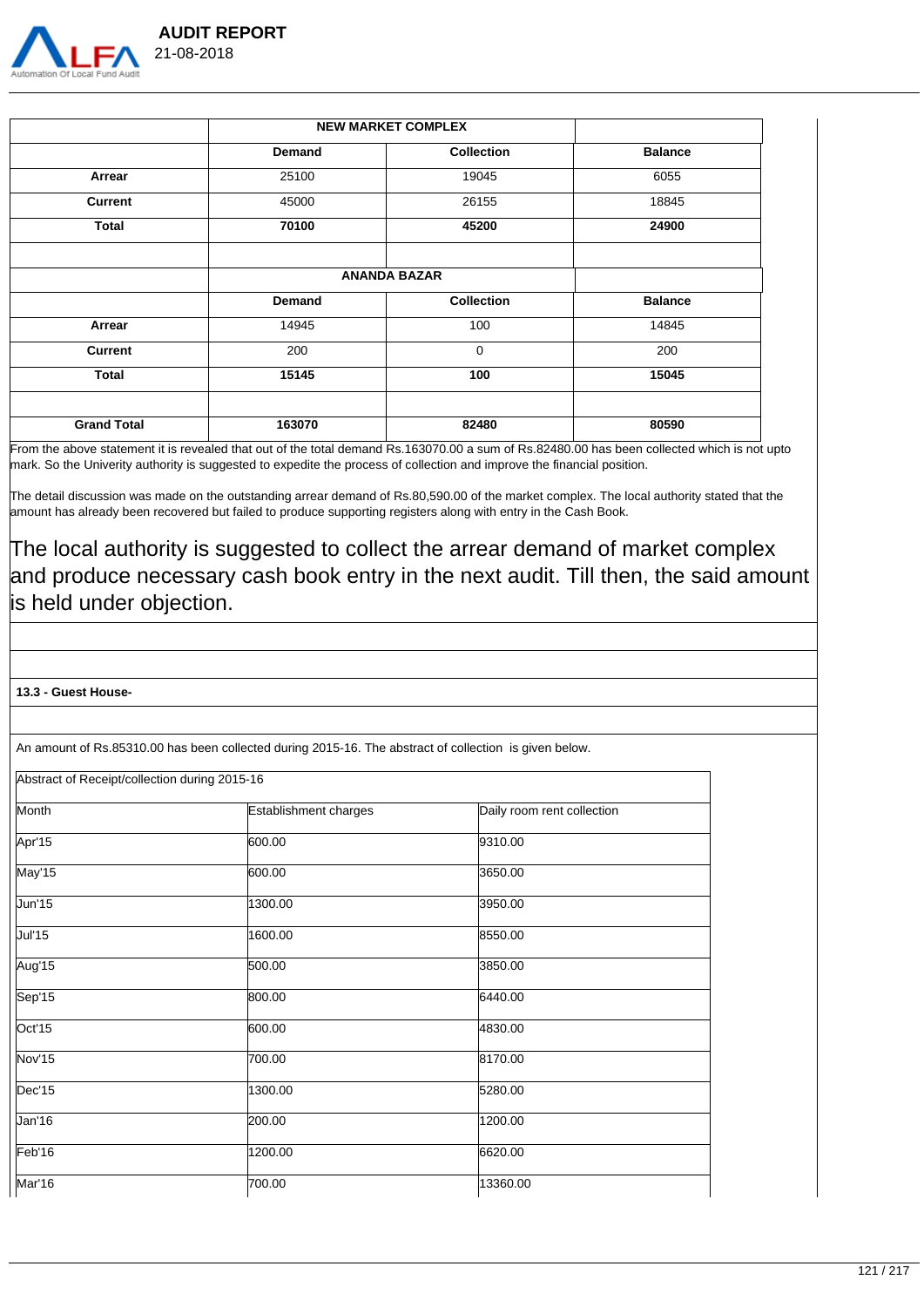| | NEW MARKET COMPLEX | | |
|---|---|---|---|
| | **Demand** | **Collection** | **Balance** |
| **Arrear** | 25100 | 19045 | 6055 |
| **Current** | 45000 | 26155 | 18845 |
| **Total** | **70100** | **45200** | **24900** |
| | | | |
| | **ANANDA BAZAR** | | |
| | **Demand** | **Collection** | **Balance** |
| **Arrear** | 14945 | 100 | 14845 |
| **Current** | 200 | 0 | 200 |
| **Total** | **15145** | **100** | **15045** |
| | | | |
| **Grand Total** | **163070** | **82480** | **80590** |

From the above statement it is revealed that out of the total demand Rs.163070.00 a sum of Rs.82480.00 has been collected which is not upto mark. So the Univerity authority is suggested to expedite the process of collection and improve the financial position.

The detail discussion was made on the outstanding arrear demand of Rs.80,590.00 of the market complex. The local authority stated that the amount has already been recovered but failed to produce supporting registers along with entry in the Cash Book.

The local authority is suggested to collect the arrear demand of market complex and produce necessary cash book entry in the next audit. Till then, the said amount is held under objection.

**13.3 - Guest House-**

An amount of Rs.85310.00 has been collected during 2015-16. The abstract of collection is given below.

| Abstract of Receipt/collection during 2015-16 | | |
|---|---|---|
| Month | Establishment charges | Daily room rent collection |
| Apr'15 | 600.00 | 9310.00 |
| May'15 | 600.00 | 3650.00 |
| Jun'15 | 1300.00 | 3950.00 |
| Jul'15 | 1600.00 | 8550.00 |
| Aug'15 | 500.00 | 3850.00 |
| Sep'15 | 800.00 | 6440.00 |
| Oct'15 | 600.00 | 4830.00 |
| Nov'15 | 700.00 | 8170.00 |
| Dec'15 | 1300.00 | 5280.00 |
| Jan'16 | 200.00 | 1200.00 |
| Feb'16 | 1200.00 | 6620.00 |
| Mar'16 | 700.00 | 13360.00 |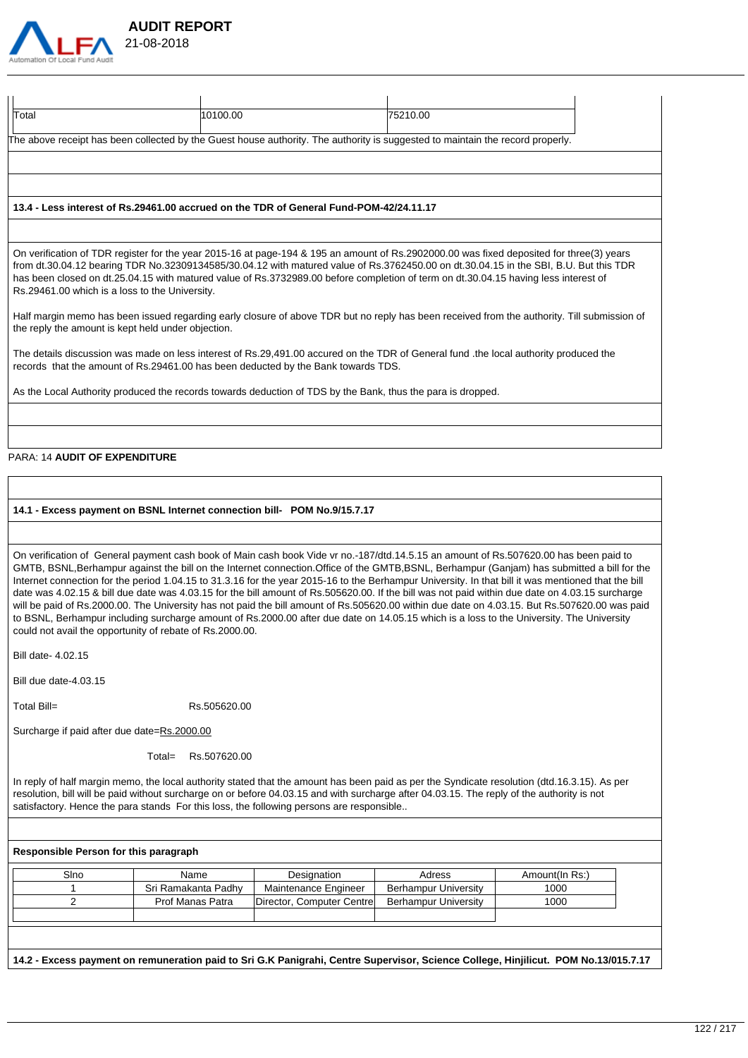| | | |
|---|---|---|
| Total | 10100.00 | 75210.00 |

The above receipt has been collected by the Guest house authority. The authority is suggested to maintain the record properly.

**13.4 - Less interest of Rs.29461.00 accrued on the TDR of General Fund-POM-42/24.11.17**

On verification of TDR register for the year 2015-16 at page-194 & 195 an amount of Rs.2902000.00 was fixed deposited for three(3) years from dt.30.04.12 bearing TDR No.32309134585/30.04.12 with matured value of Rs.3762450.00 on dt.30.04.15 in the SBI, B.U. But this TDR has been closed on dt.25.04.15 with matured value of Rs.3732989.00 before completion of term on dt.30.04.15 having less interest of Rs.29461.00 which is a loss to the University.

Half margin memo has been issued regarding early closure of above TDR but no reply has been received from the authority. Till submission of the reply the amount is kept held under objection.

The details discussion was made on less interest of Rs.29,491.00 accured on the TDR of General fund .the local authority produced the records that the amount of Rs.29461.00 has been deducted by the Bank towards TDS.

As the Local Authority produced the records towards deduction of TDS by the Bank, thus the para is dropped.

PARA: 14 **AUDIT OF EXPENDITURE**

**14.1 - Excess payment on BSNL Internet connection bill- POM No.9/15.7.17**

On verification of General payment cash book of Main cash book Vide vr no.-187/dtd.14.5.15 an amount of Rs.507620.00 has been paid to GMTB, BSNL,Berhampur against the bill on the Internet connection.Office of the GMTB,BSNL, Berhampur (Ganjam) has submitted a bill for the Internet connection for the period 1.04.15 to 31.3.16 for the year 2015-16 to the Berhampur University. In that bill it was mentioned that the bill date was 4.02.15 & bill due date was 4.03.15 for the bill amount of Rs.505620.00. If the bill was not paid within due date on 4.03.15 surcharge will be paid of Rs.2000.00. The University has not paid the bill amount of Rs.505620.00 within due date on 4.03.15. But Rs.507620.00 was paid to BSNL, Berhampur including surcharge amount of Rs.2000.00 after due date on 14.05.15 which is a loss to the University. The University could not avail the opportunity of rebate of Rs.2000.00.

Bill date- 4.02.15

Bill due date-4.03.15

Total Bill= Rs.505620.00

Surcharge if paid after due date=Rs.2000.00

Total= Rs.507620.00

In reply of half margin memo, the local authority stated that the amount has been paid as per the Syndicate resolution (dtd.16.3.15). As per resolution, bill will be paid without surcharge on or before 04.03.15 and with surcharge after 04.03.15. The reply of the authority is not satisfactory. Hence the para stands For this loss, the following persons are responsible..

**Responsible Person for this paragraph**

| Slno | Name | Designation | Adress | Amount(In Rs:) |
|---|---|---|---|---|
| 1 | Sri Ramakanta Padhy | Maintenance Engineer | Berhampur University | 1000 |
| 2 | Prof Manas Patra | Director, Computer Centre | Berhampur University | 1000 |
| | | | | |

**14.2 - Excess payment on remuneration paid to Sri G.K Panigrahi, Centre Supervisor, Science College, Hinjilicut. POM No.13/015.7.17**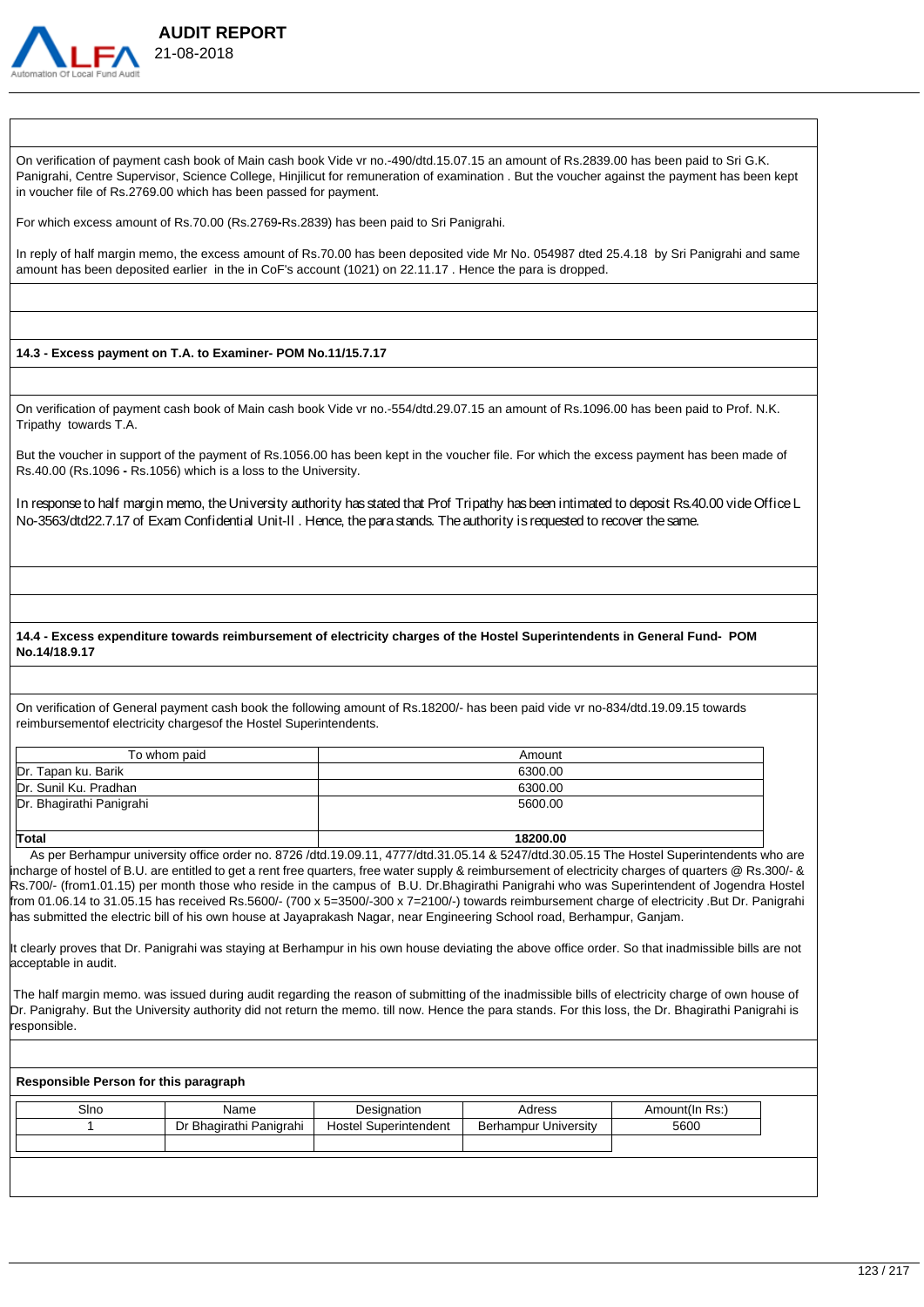On verification of payment cash book of Main cash book Vide vr no.-490/dtd.15.07.15 an amount of Rs.2839.00 has been paid to Sri G.K. Panigrahi, Centre Supervisor, Science College, Hinjilicut for remuneration of examination . But the voucher against the payment has been kept in voucher file of Rs.2769.00 which has been passed for payment.

For which excess amount of Rs.70.00 (Rs.2769-Rs.2839) has been paid to Sri Panigrahi.

In reply of half margin memo, the excess amount of Rs.70.00 has been deposited vide Mr No. 054987 dted 25.4.18 by Sri Panigrahi and same amount has been deposited earlier in the in CoF's account (1021) on 22.11.17 . Hence the para is dropped.

**14.3 - Excess payment on T.A. to Examiner- POM No.11/15.7.17**

On verification of payment cash book of Main cash book Vide vr no.-554/dtd.29.07.15 an amount of Rs.1096.00 has been paid to Prof. N.K. Tripathy towards T.A.

But the voucher in support of the payment of Rs.1056.00 has been kept in the voucher file. For which the excess payment has been made of Rs.40.00 (Rs.1096 - Rs.1056) which is a loss to the University.

In response to half margin memo, the University authority has stated that Prof Tripathy has been intimated to deposit Rs.40.00 vide Office L No-3563/dtd22.7.17 of Exam Confidential Unit-II . Hence, the para stands. The authority is requested to recover the same.

**14.4 - Excess expenditure towards reimbursement of electricity charges of the Hostel Superintendents in General Fund- POM No.14/18.9.17**

On verification of General payment cash book the following amount of Rs.18200/- has been paid vide vr no-834/dtd.19.09.15 towards reimbursementof electricity chargesof the Hostel Superintendents.

| To whom paid | Amount |
|---|---|
| Dr. Tapan ku. Barik | 6300.00 |
| Dr. Sunil Ku. Pradhan | 6300.00 |
| Dr. Bhagirathi Panigrahi | 5600.00 |
| **Total** | **18200.00** |

As per Berhampur university office order no. 8726 /dtd.19.09.11, 4777/dtd.31.05.14 & 5247/dtd.30.05.15 The Hostel Superintendents who are incharge of hostel of B.U. are entitled to get a rent free quarters, free water supply & reimbursement of electricity charges of quarters @ Rs.300/- & Rs.700/- (from1.01.15) per month those who reside in the campus of B.U. Dr.Bhagirathi Panigrahi who was Superintendent of Jogendra Hostel from 01.06.14 to 31.05.15 has received Rs.5600/- (700 x 5=3500/-300 x 7=2100/-) towards reimbursement charge of electricity .But Dr. Panigrahi has submitted the electric bill of his own house at Jayaprakash Nagar, near Engineering School road, Berhampur, Ganjam.

It clearly proves that Dr. Panigrahi was staying at Berhampur in his own house deviating the above office order. So that inadmissible bills are not acceptable in audit.

The half margin memo. was issued during audit regarding the reason of submitting of the inadmissible bills of electricity charge of own house of Dr. Panigrahy. But the University authority did not return the memo. till now. Hence the para stands. For this loss, the Dr. Bhagirathi Panigrahi is responsible.

**Responsible Person for this paragraph**

| Slno | Name | Designation | Adress | Amount(In Rs:) |
|---|---|---|---|---|
| 1 | Dr Bhagirathi Panigrahi | Hostel Superintendent | Berhampur University | 5600 |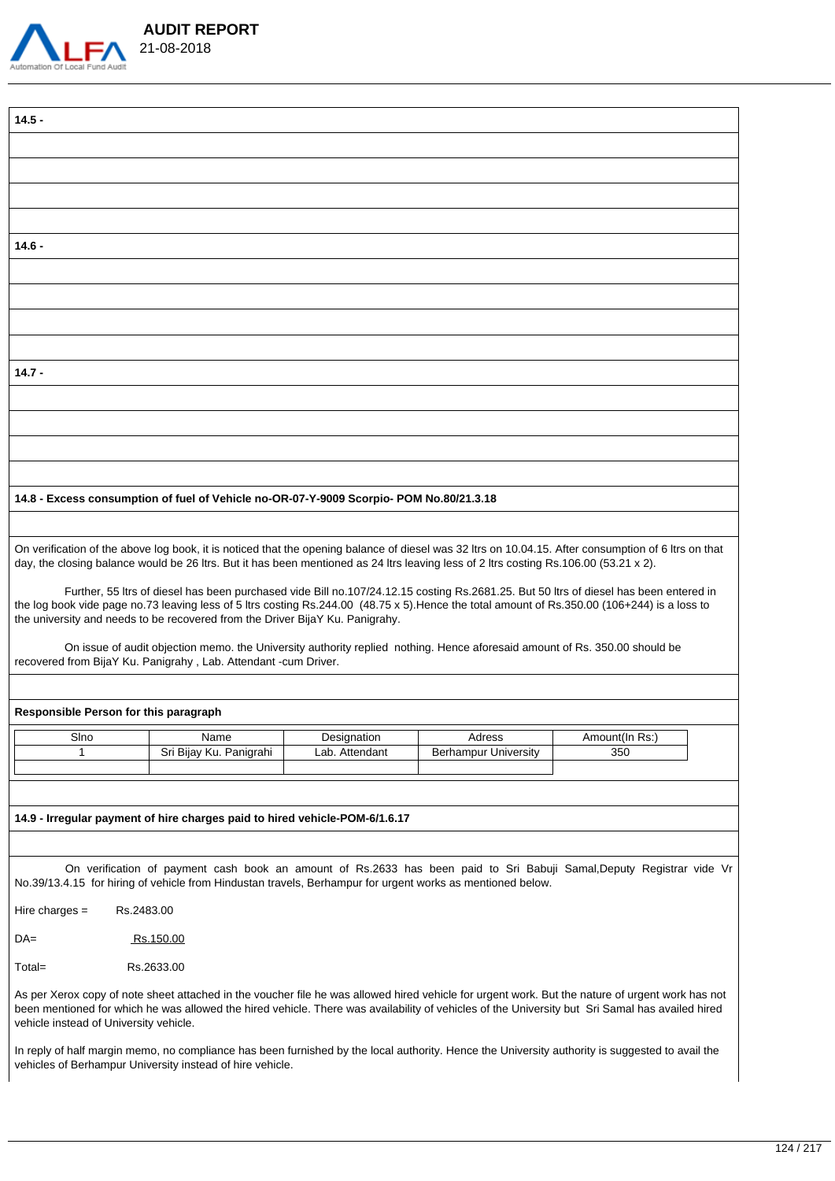**14.5 -**

**14.6 -**

**14.7 -**

**14.8 - Excess consumption of fuel of Vehicle no-OR-07-Y-9009 Scorpio- POM No.80/21.3.18**

On verification of the above log book, it is noticed that the opening balance of diesel was 32 ltrs on 10.04.15. After consumption of 6 ltrs on that day, the closing balance would be 26 ltrs. But it has been mentioned as 24 ltrs leaving less of 2 ltrs costing Rs.106.00 (53.21 x 2).

Further, 55 ltrs of diesel has been purchased vide Bill no.107/24.12.15 costing Rs.2681.25. But 50 ltrs of diesel has been entered in the log book vide page no.73 leaving less of 5 ltrs costing Rs.244.00 (48.75 x 5).Hence the total amount of Rs.350.00 (106+244) is a loss to the university and needs to be recovered from the Driver BijaY Ku. Panigrahy.

On issue of audit objection memo. the University authority replied nothing. Hence aforesaid amount of Rs. 350.00 should be recovered from BijaY Ku. Panigrahy , Lab. Attendant -cum Driver.

**Responsible Person for this paragraph**

| Slno | Name | Designation | Adress | Amount(In Rs:) |
|---|---|---|---|---|
| 1 | Sri Bijay Ku. Panigrahi | Lab. Attendant | Berhampur University | 350 |
| | | | | |

**14.9 - Irregular payment of hire charges paid to hired vehicle-POM-6/1.6.17**

On verification of payment cash book an amount of Rs.2633 has been paid to Sri Babuji Samal,Deputy Registrar vide Vr No.39/13.4.15 for hiring of vehicle from Hindustan travels, Berhampur for urgent works as mentioned below.

Hire charges = Rs.2483.00

DA= Rs.150.00

Total= Rs.2633.00

As per Xerox copy of note sheet attached in the voucher file he was allowed hired vehicle for urgent work. But the nature of urgent work has not been mentioned for which he was allowed the hired vehicle. There was availability of vehicles of the University but Sri Samal has availed hired vehicle instead of University vehicle.

In reply of half margin memo, no compliance has been furnished by the local authority. Hence the University authority is suggested to avail the vehicles of Berhampur University instead of hire vehicle.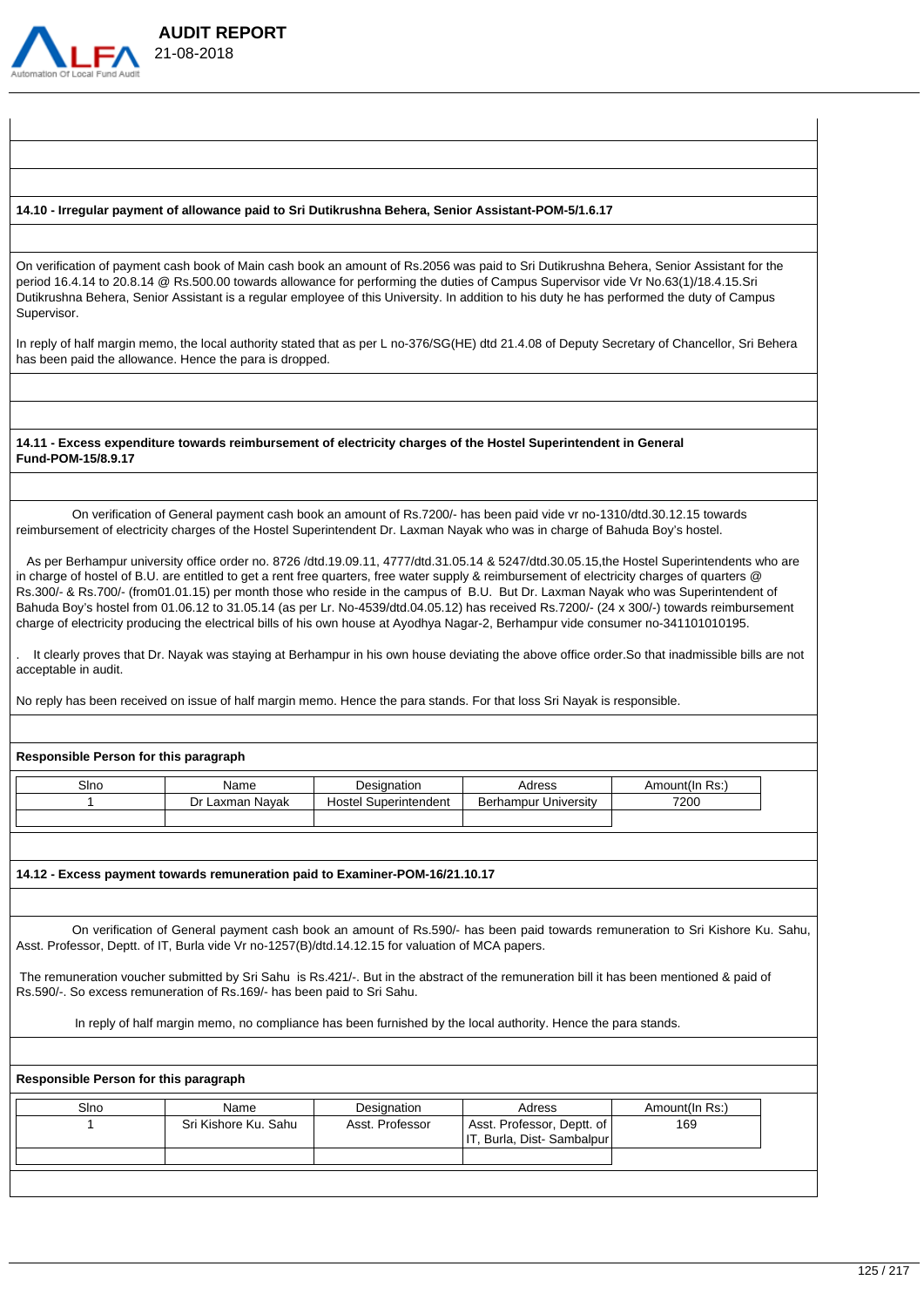**14.10 - Irregular payment of allowance paid to Sri Dutikrushna Behera, Senior Assistant-POM-5/1.6.17**

On verification of payment cash book of Main cash book an amount of Rs.2056 was paid to Sri Dutikrushna Behera, Senior Assistant for the period 16.4.14 to 20.8.14 @ Rs.500.00 towards allowance for performing the duties of Campus Supervisor vide Vr No.63(1)/18.4.15.Sri Dutikrushna Behera, Senior Assistant is a regular employee of this University. In addition to his duty he has performed the duty of Campus Supervisor.

In reply of half margin memo, the local authority stated that as per L no-376/SG(HE) dtd 21.4.08 of Deputy Secretary of Chancellor, Sri Behera has been paid the allowance. Hence the para is dropped.

**14.11 - Excess expenditure towards reimbursement of electricity charges of the Hostel Superintendent in General Fund-POM-15/8.9.17**

On verification of General payment cash book an amount of Rs.7200/- has been paid vide vr no-1310/dtd.30.12.15 towards reimbursement of electricity charges of the Hostel Superintendent Dr. Laxman Nayak who was in charge of Bahuda Boy's hostel.

As per Berhampur university office order no. 8726 /dtd.19.09.11, 4777/dtd.31.05.14 & 5247/dtd.30.05.15,the Hostel Superintendents who are in charge of hostel of B.U. are entitled to get a rent free quarters, free water supply & reimbursement of electricity charges of quarters @ Rs.300/- & Rs.700/- (from01.01.15) per month those who reside in the campus of B.U. But Dr. Laxman Nayak who was Superintendent of Bahuda Boy's hostel from 01.06.12 to 31.05.14 (as per Lr. No-4539/dtd.04.05.12) has received Rs.7200/- (24 x 300/-) towards reimbursement charge of electricity producing the electrical bills of his own house at Ayodhya Nagar-2, Berhampur vide consumer no-341101010195.

. It clearly proves that Dr. Nayak was staying at Berhampur in his own house deviating the above office order.So that inadmissible bills are not acceptable in audit.

No reply has been received on issue of half margin memo. Hence the para stands. For that loss Sri Nayak is responsible.

**Responsible Person for this paragraph**

| Slno | Name | Designation | Adress | Amount(In Rs:) |
|---|---|---|---|---|
| 1 | Dr Laxman Nayak | Hostel Superintendent | Berhampur University | 7200 |

**14.12 - Excess payment towards remuneration paid to Examiner-POM-16/21.10.17**

On verification of General payment cash book an amount of Rs.590/- has been paid towards remuneration to Sri Kishore Ku. Sahu, Asst. Professor, Deptt. of IT, Burla vide Vr no-1257(B)/dtd.14.12.15 for valuation of MCA papers.

The remuneration voucher submitted by Sri Sahu is Rs.421/-. But in the abstract of the remuneration bill it has been mentioned & paid of Rs.590/-. So excess remuneration of Rs.169/- has been paid to Sri Sahu.

In reply of half margin memo, no compliance has been furnished by the local authority. Hence the para stands.

**Responsible Person for this paragraph**

| Slno | Name | Designation | Adress | Amount(In Rs:) |
|---|---|---|---|---|
| 1 | Sri Kishore Ku. Sahu | Asst. Professor | Asst. Professor, Deptt. of IT, Burla, Dist- Sambalpur | 169 |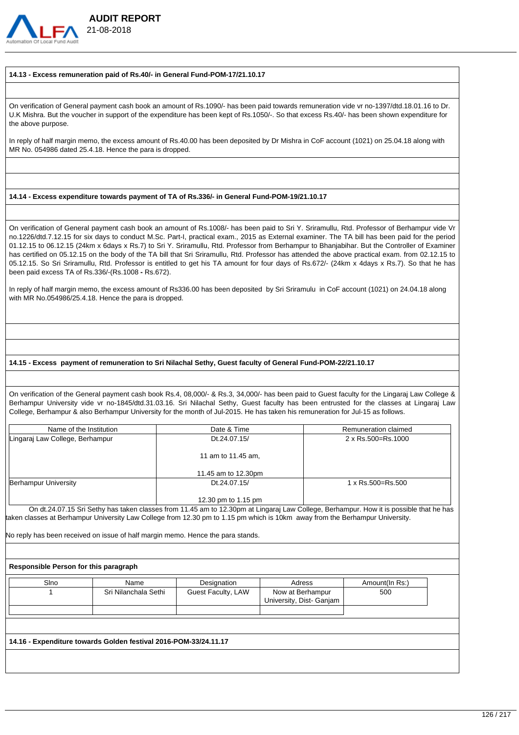**14.13 - Excess remuneration paid of Rs.40/- in General Fund-POM-17/21.10.17**

On verification of General payment cash book an amount of Rs.1090/- has been paid towards remuneration vide vr no-1397/dtd.18.01.16 to Dr. U.K Mishra. But the voucher in support of the expenditure has been kept of Rs.1050/-. So that excess Rs.40/- has been shown expenditure for the above purpose.

In reply of half margin memo, the excess amount of Rs.40.00 has been deposited by Dr Mishra in CoF account (1021) on 25.04.18 along with MR No. 054986 dated 25.4.18. Hence the para is dropped.

**14.14 - Excess expenditure towards payment of TA of Rs.336/- in General Fund-POM-19/21.10.17**

On verification of General payment cash book an amount of Rs.1008/- has been paid to Sri Y. Sriramullu, Rtd. Professor of Berhampur vide Vr no.1226/dtd.7.12.15 for six days to conduct M.Sc. Part-I, practical exam., 2015 as External examiner. The TA bill has been paid for the period 01.12.15 to 06.12.15 (24km x 6days x Rs.7) to Sri Y. Sriramullu, Rtd. Professor from Berhampur to Bhanjabihar. But the Controller of Examiner has certified on 05.12.15 on the body of the TA bill that Sri Sriramullu, Rtd. Professor has attended the above practical exam. from 02.12.15 to 05.12.15. So Sri Sriramullu, Rtd. Professor is entitled to get his TA amount for four days of Rs.672/- (24km x 4days x Rs.7). So that he has been paid excess TA of Rs.336/-(Rs.1008 **-** Rs.672).

In reply of half margin memo, the excess amount of Rs336.00 has been deposited by Sri Sriramulu in CoF account (1021) on 24.04.18 along with MR No.054986/25.4.18. Hence the para is dropped.

**14.15 - Excess payment of remuneration to Sri Nilachal Sethy, Guest faculty of General Fund-POM-22/21.10.17**

On verification of the General payment cash book Rs.4, 08,000/- & Rs.3, 34,000/- has been paid to Guest faculty for the Lingaraj Law College & Berhampur University vide vr no-1845/dtd.31.03.16. Sri Nilachal Sethy, Guest faculty has been entrusted for the classes at Lingaraj Law College, Berhampur & also Berhampur University for the month of Jul-2015. He has taken his remuneration for Jul-15 as follows.

| Name of the Institution | Date & Time | Remuneration claimed |
|---|---|---|
| Lingaraj Law College, Berhampur | Dt.24.07.15/<br>11 am to 11.45 am,<br>11.45 am to 12.30pm | 2 x Rs.500=Rs.1000 |
| Berhampur University | Dt.24.07.15/<br>12.30 pm to 1.15 pm | 1 x Rs.500=Rs.500 |

On dt.24.07.15 Sri Sethy has taken classes from 11.45 am to 12.30pm at Lingaraj Law College, Berhampur. How it is possible that he has taken classes at Berhampur University Law College from 12.30 pm to 1.15 pm which is 10km away from the Berhampur University.

No reply has been received on issue of half margin memo. Hence the para stands.

**Responsible Person for this paragraph**

| Slno | Name | Designation | Adress | Amount(In Rs:) |
|---|---|---|---|---|
| 1 | Sri Nilanchala Sethi | Guest Faculty, LAW | Now at Berhampur University, Dist- Ganjam | 500 |
| | | | | |

**14.16 - Expenditure towards Golden festival 2016-POM-33/24.11.17**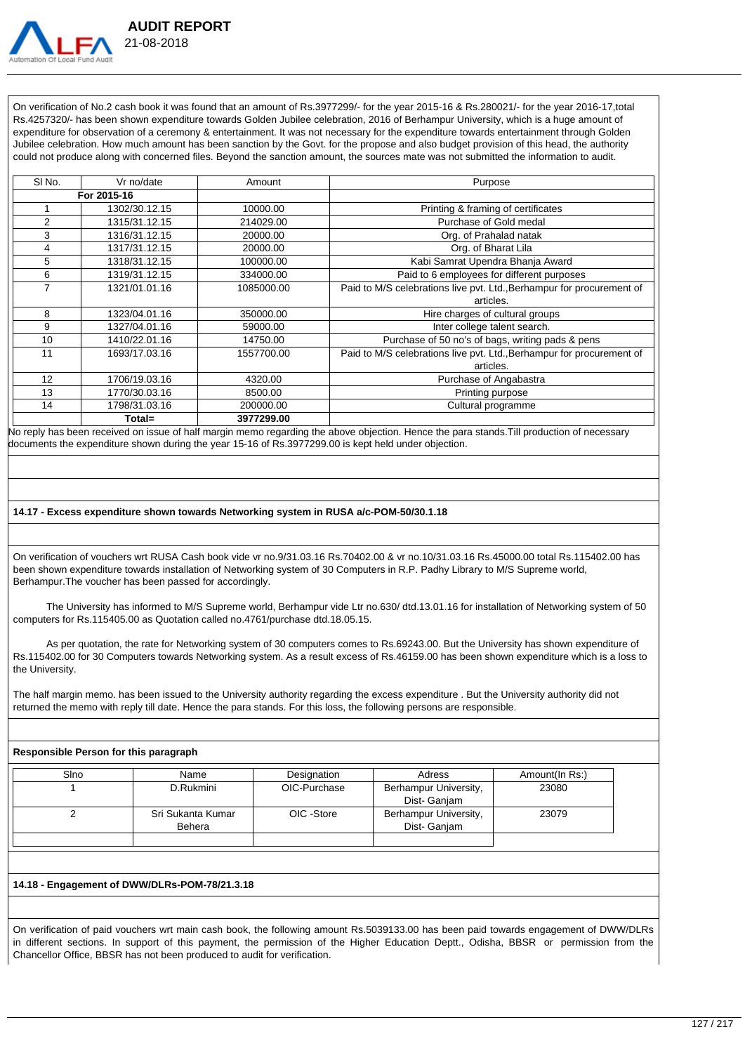On verification of No.2 cash book it was found that an amount of Rs.3977299/- for the year 2015-16 & Rs.280021/- for the year 2016-17,total Rs.4257320/- has been shown expenditure towards Golden Jubilee celebration, 2016 of Berhampur University, which is a huge amount of expenditure for observation of a ceremony & entertainment. It was not necessary for the expenditure towards entertainment through Golden Jubilee celebration. How much amount has been sanction by the Govt. for the propose and also budget provision of this head, the authority could not produce along with concerned files. Beyond the sanction amount, the sources mate was not submitted the information to audit.

| Sl No. | Vr no/date | Amount | Purpose |
|---|---|---|---|
| **For 2015-16** | | | |
| 1 | 1302/30.12.15 | 10000.00 | Printing & framing of certificates |
| 2 | 1315/31.12.15 | 214029.00 | Purchase of Gold medal |
| 3 | 1316/31.12.15 | 20000.00 | Org. of Prahalad natak |
| 4 | 1317/31.12.15 | 20000.00 | Org. of Bharat Lila |
| 5 | 1318/31.12.15 | 100000.00 | Kabi Samrat Upendra Bhanja Award |
| 6 | 1319/31.12.15 | 334000.00 | Paid to 6 employees for different purposes |
| 7 | 1321/01.01.16 | 1085000.00 | Paid to M/S celebrations live pvt. Ltd.,Berhampur for procurement of articles. |
| 8 | 1323/04.01.16 | 350000.00 | Hire charges of cultural groups |
| 9 | 1327/04.01.16 | 59000.00 | Inter college talent search. |
| 10 | 1410/22.01.16 | 14750.00 | Purchase of 50 no's of bags, writing pads & pens |
| 11 | 1693/17.03.16 | 1557700.00 | Paid to M/S celebrations live pvt. Ltd.,Berhampur for procurement of articles. |
| 12 | 1706/19.03.16 | 4320.00 | Purchase of Angabastra |
| 13 | 1770/30.03.16 | 8500.00 | Printing purpose |
| 14 | 1798/31.03.16 | 200000.00 | Cultural programme |
| | **Total=** | **3977299.00** | |

No reply has been received on issue of half margin memo regarding the above objection. Hence the para stands.Till production of necessary documents the expenditure shown during the year 15-16 of Rs.3977299.00 is kept held under objection.

**14.17 - Excess expenditure shown towards Networking system in RUSA a/c-POM-50/30.1.18**

On verification of vouchers wrt RUSA Cash book vide vr no.9/31.03.16 Rs.70402.00 & vr no.10/31.03.16 Rs.45000.00 total Rs.115402.00 has been shown expenditure towards installation of Networking system of 30 Computers in R.P. Padhy Library to M/S Supreme world, Berhampur.The voucher has been passed for accordingly.

The University has informed to M/S Supreme world, Berhampur vide Ltr no.630/ dtd.13.01.16 for installation of Networking system of 50 computers for Rs.115405.00 as Quotation called no.4761/purchase dtd.18.05.15.

As per quotation, the rate for Networking system of 30 computers comes to Rs.69243.00. But the University has shown expenditure of Rs.115402.00 for 30 Computers towards Networking system. As a result excess of Rs.46159.00 has been shown expenditure which is a loss to the University.

The half margin memo. has been issued to the University authority regarding the excess expenditure . But the University authority did not returned the memo with reply till date. Hence the para stands. For this loss, the following persons are responsible.

**Responsible Person for this paragraph**

| Slno | Name | Designation | Adress | Amount(In Rs:) |
|---|---|---|---|---|
| 1 | D.Rukmini | OIC-Purchase | Berhampur University, Dist- Ganjam | 23080 |
| 2 | Sri Sukanta Kumar Behera | OIC -Store | Berhampur University, Dist- Ganjam | 23079 |
| | | | | |

**14.18 - Engagement of DWW/DLRs-POM-78/21.3.18**

On verification of paid vouchers wrt main cash book, the following amount Rs.5039133.00 has been paid towards engagement of DWW/DLRs in different sections. In support of this payment, the permission of the Higher Education Deptt., Odisha, BBSR or permission from the Chancellor Office, BBSR has not been produced to audit for verification.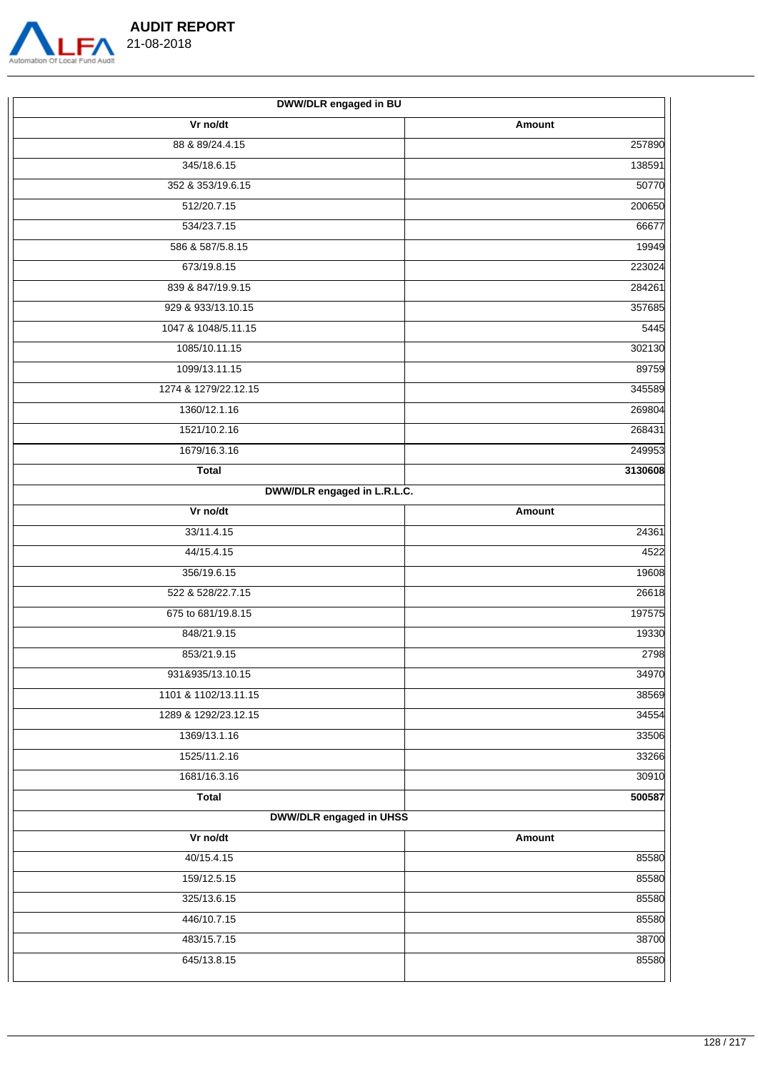| DWW/DLR engaged in BU | |
|---|---|
| **Vr no/dt** | **Amount** |
| 88 & 89/24.4.15 | 257890 |
| 345/18.6.15 | 138591 |
| 352 & 353/19.6.15 | 50770 |
| 512/20.7.15 | 200650 |
| 534/23.7.15 | 66677 |
| 586 & 587/5.8.15 | 19949 |
| 673/19.8.15 | 223024 |
| 839 & 847/19.9.15 | 284261 |
| 929 & 933/13.10.15 | 357685 |
| 1047 & 1048/5.11.15 | 5445 |
| 1085/10.11.15 | 302130 |
| 1099/13.11.15 | 89759 |
| 1274 & 1279/22.12.15 | 345589 |
| 1360/12.1.16 | 269804 |
| 1521/10.2.16 | 268431 |
| 1679/16.3.16 | 249953 |
| **Total** | **3130608** |

| DWW/DLR engaged in L.R.L.C. | |
|---|---|
| **Vr no/dt** | **Amount** |
| 33/11.4.15 | 24361 |
| 44/15.4.15 | 4522 |
| 356/19.6.15 | 19608 |
| 522 & 528/22.7.15 | 26618 |
| 675 to 681/19.8.15 | 197575 |
| 848/21.9.15 | 19330 |
| 853/21.9.15 | 2798 |
| 931&935/13.10.15 | 34970 |
| 1101 & 1102/13.11.15 | 38569 |
| 1289 & 1292/23.12.15 | 34554 |
| 1369/13.1.16 | 33506 |
| 1525/11.2.16 | 33266 |
| 1681/16.3.16 | 30910 |
| **Total** | **500587** |

| DWW/DLR engaged in UHSS | |
|---|---|
| **Vr no/dt** | **Amount** |
| 40/15.4.15 | 85580 |
| 159/12.5.15 | 85580 |
| 325/13.6.15 | 85580 |
| 446/10.7.15 | 85580 |
| 483/15.7.15 | 38700 |
| 645/13.8.15 | 85580 |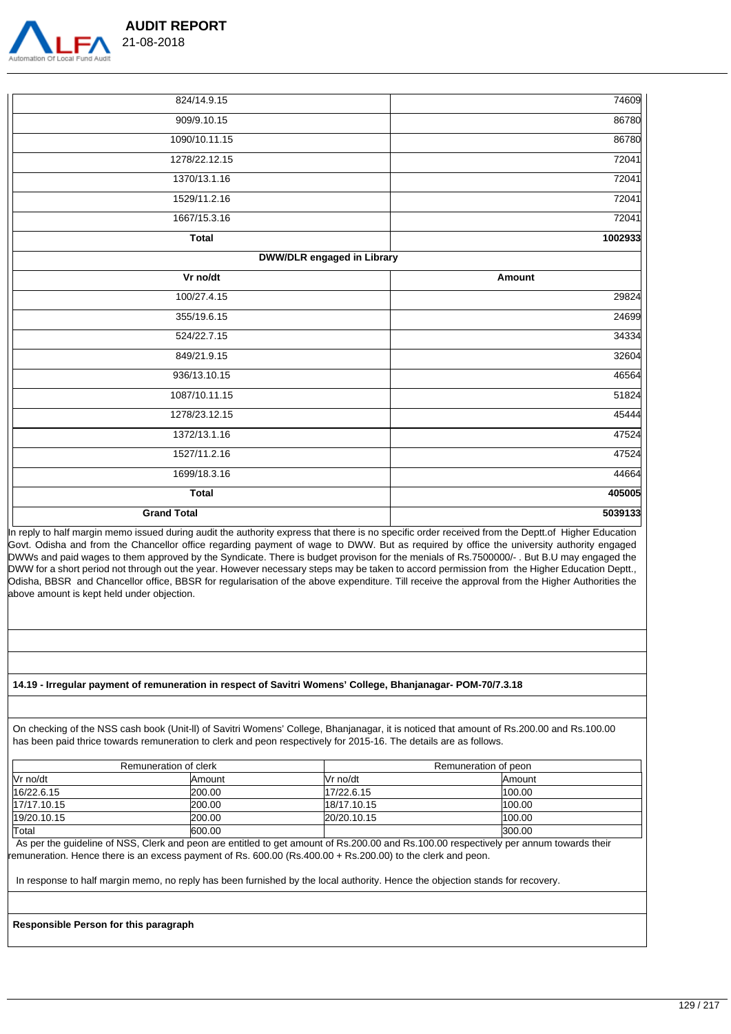| | |
|---|---|
| 824/14.9.15 | 74609 |
| 909/9.10.15 | 86780 |
| 1090/10.11.15 | 86780 |
| 1278/22.12.15 | 72041 |
| 1370/13.1.16 | 72041 |
| 1529/11.2.16 | 72041 |
| 1667/15.3.16 | 72041 |
| **Total** | **1002933** |
| **DWW/DLR engaged in Library** | |
| **Vr no/dt** | **Amount** |
| 100/27.4.15 | 29824 |
| 355/19.6.15 | 24699 |
| 524/22.7.15 | 34334 |
| 849/21.9.15 | 32604 |
| 936/13.10.15 | 46564 |
| 1087/10.11.15 | 51824 |
| 1278/23.12.15 | 45444 |
| 1372/13.1.16 | 47524 |
| 1527/11.2.16 | 47524 |
| 1699/18.3.16 | 44664 |
| **Total** | **405005** |
| **Grand Total** | **5039133** |

In reply to half margin memo issued during audit the authority express that there is no specific order received from the Deptt.of Higher Education Govt. Odisha and from the Chancellor office regarding payment of wage to DWW. But as required by office the university authority engaged DWWs and paid wages to them approved by the Syndicate. There is budget provison for the menials of Rs.7500000/- . But B.U may engaged the DWW for a short period not through out the year. However necessary steps may be taken to accord permission from the Higher Education Deptt., Odisha, BBSR and Chancellor office, BBSR for regularisation of the above expenditure. Till receive the approval from the Higher Authorities the above amount is kept held under objection.

**14.19 - Irregular payment of remuneration in respect of Savitri Womens' College, Bhanjanagar- POM-70/7.3.18**

On checking of the NSS cash book (Unit-ll) of Savitri Womens' College, Bhanjanagar, it is noticed that amount of Rs.200.00 and Rs.100.00 has been paid thrice towards remuneration to clerk and peon respectively for 2015-16. The details are as follows.

| Remuneration of clerk | | Remuneration of peon | |
|---|---|---|---|
| Vr no/dt | Amount | Vr no/dt | Amount |
| 16/22.6.15 | 200.00 | 17/22.6.15 | 100.00 |
| 17/17.10.15 | 200.00 | 18/17.10.15 | 100.00 |
| 19/20.10.15 | 200.00 | 20/20.10.15 | 100.00 |
| Total | 600.00 | | 300.00 |

As per the guideline of NSS, Clerk and peon are entitled to get amount of Rs.200.00 and Rs.100.00 respectively per annum towards their remuneration. Hence there is an excess payment of Rs. 600.00 (Rs.400.00 + Rs.200.00) to the clerk and peon.

In response to half margin memo, no reply has been furnished by the local authority. Hence the objection stands for recovery.

**Responsible Person for this paragraph**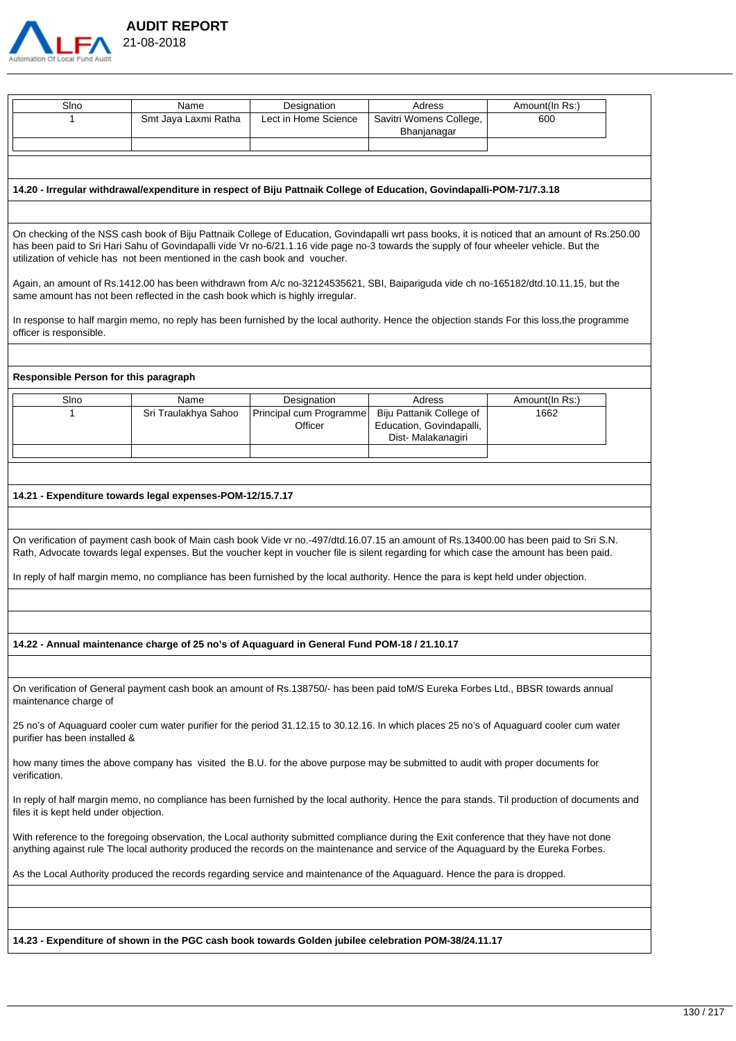| Slno | Name | Designation | Adress | Amount(In Rs:) |
|---|---|---|---|---|
| 1 | Smt Jaya Laxmi Ratha | Lect in Home Science | Savitri Womens College, Bhanjanagar | 600 |
| | | | | |

**14.20 - Irregular withdrawal/expenditure in respect of Biju Pattnaik College of Education, Govindapalli-POM-71/7.3.18**

On checking of the NSS cash book of Biju Pattnaik College of Education, Govindapalli wrt pass books, it is noticed that an amount of Rs.250.00 has been paid to Sri Hari Sahu of Govindapalli vide Vr no-6/21.1.16 vide page no-3 towards the supply of four wheeler vehicle. But the utilization of vehicle has not been mentioned in the cash book and voucher.

Again, an amount of Rs.1412.00 has been withdrawn from A/c no-32124535621, SBI, Baipariguda vide ch no-165182/dtd.10.11.15, but the same amount has not been reflected in the cash book which is highly irregular.

In response to half margin memo, no reply has been furnished by the local authority. Hence the objection stands For this loss,the programme officer is responsible.

**Responsible Person for this paragraph**

| Slno | Name | Designation | Adress | Amount(In Rs:) |
|---|---|---|---|---|
| 1 | Sri Traulakhya Sahoo | Principal cum Programme Officer | Biju Pattanik College of Education, Govindapalli, Dist- Malakanagiri | 1662 |
| | | | | |

**14.21 - Expenditure towards legal expenses-POM-12/15.7.17**

On verification of payment cash book of Main cash book Vide vr no.-497/dtd.16.07.15 an amount of Rs.13400.00 has been paid to Sri S.N. Rath, Advocate towards legal expenses. But the voucher kept in voucher file is silent regarding for which case the amount has been paid.

In reply of half margin memo, no compliance has been furnished by the local authority. Hence the para is kept held under objection.

**14.22 - Annual maintenance charge of 25 no's of Aquaguard in General Fund POM-18 / 21.10.17**

On verification of General payment cash book an amount of Rs.138750/- has been paid toM/S Eureka Forbes Ltd., BBSR towards annual maintenance charge of

25 no's of Aquaguard cooler cum water purifier for the period 31.12.15 to 30.12.16. In which places 25 no's of Aquaguard cooler cum water purifier has been installed &

how many times the above company has visited the B.U. for the above purpose may be submitted to audit with proper documents for verification.

In reply of half margin memo, no compliance has been furnished by the local authority. Hence the para stands. Til production of documents and files it is kept held under objection.

With reference to the foregoing observation, the Local authority submitted compliance during the Exit conference that they have not done anything against rule The local authority produced the records on the maintenance and service of the Aquaguard by the Eureka Forbes.

As the Local Authority produced the records regarding service and maintenance of the Aquaguard. Hence the para is dropped.

**14.23 - Expenditure of shown in the PGC cash book towards Golden jubilee celebration POM-38/24.11.17**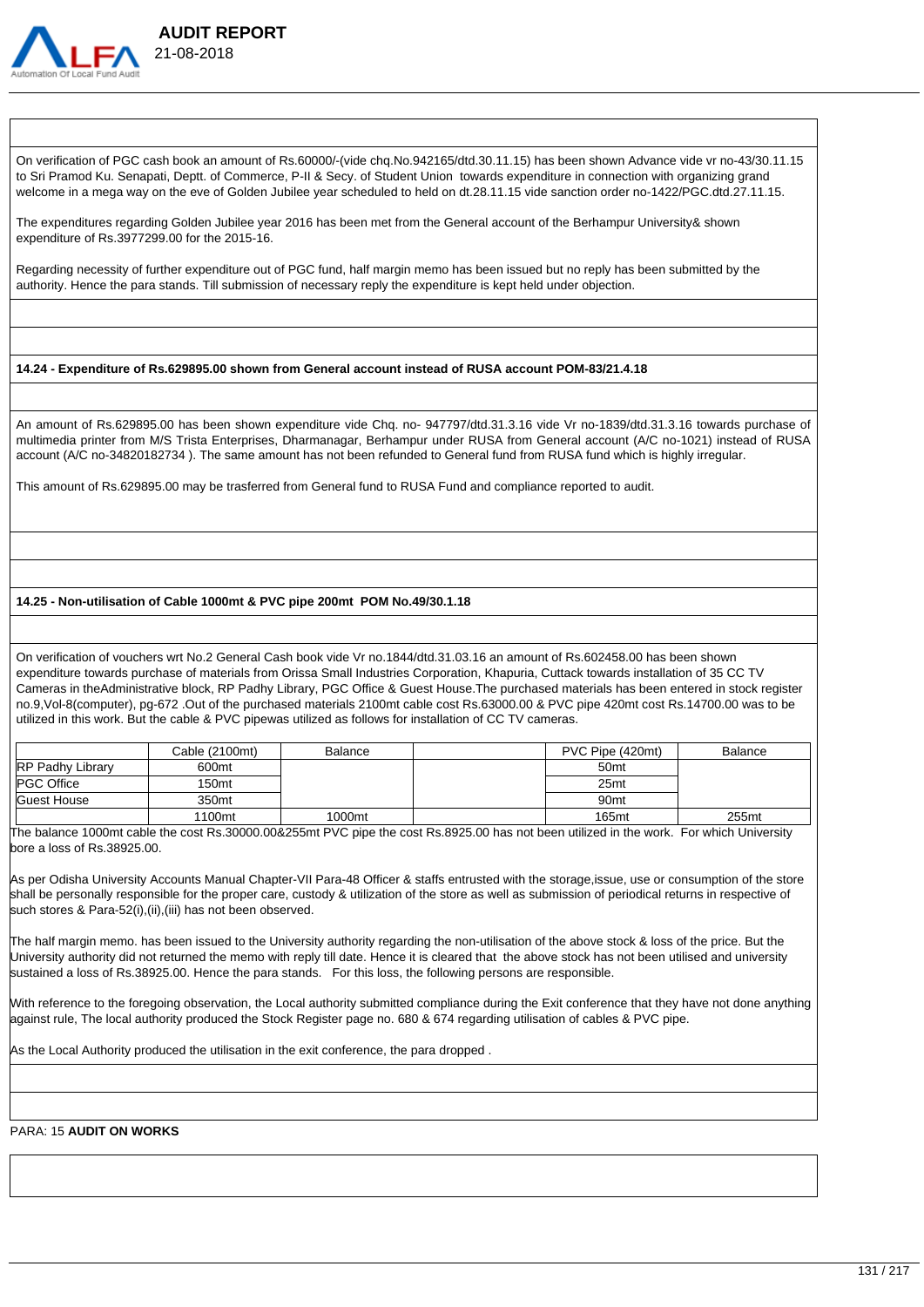On verification of PGC cash book an amount of Rs.60000/-(vide chq.No.942165/dtd.30.11.15) has been shown Advance vide vr no-43/30.11.15 to Sri Pramod Ku. Senapati, Deptt. of Commerce, P-II & Secy. of Student Union towards expenditure in connection with organizing grand welcome in a mega way on the eve of Golden Jubilee year scheduled to held on dt.28.11.15 vide sanction order no-1422/PGC.dtd.27.11.15.

The expenditures regarding Golden Jubilee year 2016 has been met from the General account of the Berhampur University& shown expenditure of Rs.3977299.00 for the 2015-16.

Regarding necessity of further expenditure out of PGC fund, half margin memo has been issued but no reply has been submitted by the authority. Hence the para stands. Till submission of necessary reply the expenditure is kept held under objection.

**14.24 - Expenditure of Rs.629895.00 shown from General account instead of RUSA account POM-83/21.4.18**

An amount of Rs.629895.00 has been shown expenditure vide Chq. no- 947797/dtd.31.3.16 vide Vr no-1839/dtd.31.3.16 towards purchase of multimedia printer from M/S Trista Enterprises, Dharmanagar, Berhampur under RUSA from General account (A/C no-1021) instead of RUSA account (A/C no-34820182734 ). The same amount has not been refunded to General fund from RUSA fund which is highly irregular.

This amount of Rs.629895.00 may be trasferred from General fund to RUSA Fund and compliance reported to audit.

**14.25 - Non-utilisation of Cable 1000mt & PVC pipe 200mt POM No.49/30.1.18**

On verification of vouchers wrt No.2 General Cash book vide Vr no.1844/dtd.31.03.16 an amount of Rs.602458.00 has been shown expenditure towards purchase of materials from Orissa Small Industries Corporation, Khapuria, Cuttack towards installation of 35 CC TV Cameras in theAdministrative block, RP Padhy Library, PGC Office & Guest House.The purchased materials has been entered in stock register no.9,Vol-8(computer), pg-672 .Out of the purchased materials 2100mt cable cost Rs.63000.00 & PVC pipe 420mt cost Rs.14700.00 was to be utilized in this work. But the cable & PVC pipewas utilized as follows for installation of CC TV cameras.

| | Cable (2100mt) | Balance | | PVC Pipe (420mt) | Balance |
|---|---|---|---|---|---|
| RP Padhy Library | 600mt | | | 50mt | |
| PGC Office | 150mt | | | 25mt | |
| Guest House | 350mt | | | 90mt | |
| | 1100mt | 1000mt | | 165mt | 255mt |

The balance 1000mt cable the cost Rs.30000.00&255mt PVC pipe the cost Rs.8925.00 has not been utilized in the work. For which University bore a loss of Rs.38925.00.

As per Odisha University Accounts Manual Chapter-VII Para-48 Officer & staffs entrusted with the storage,issue, use or consumption of the store shall be personally responsible for the proper care, custody & utilization of the store as well as submission of periodical returns in respective of such stores & Para-52(i),(ii),(iii) has not been observed.

The half margin memo. has been issued to the University authority regarding the non-utilisation of the above stock & loss of the price. But the University authority did not returned the memo with reply till date. Hence it is cleared that the above stock has not been utilised and university sustained a loss of Rs.38925.00. Hence the para stands. For this loss, the following persons are responsible.

With reference to the foregoing observation, the Local authority submitted compliance during the Exit conference that they have not done anything against rule, The local authority produced the Stock Register page no. 680 & 674 regarding utilisation of cables & PVC pipe.

As the Local Authority produced the utilisation in the exit conference, the para dropped .

PARA: 15 **AUDIT ON WORKS**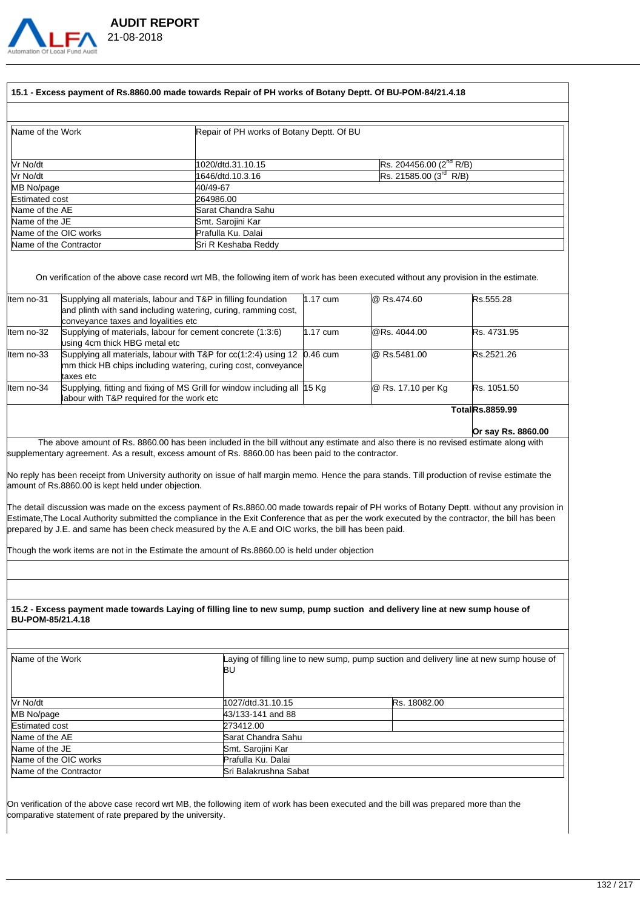### 15.1 - Excess payment of Rs.8860.00 made towards Repair of PH works of Botany Deptt. Of BU-POM-84/21.4.18

| | | |
|---|---|---|
| Name of the Work | Repair of PH works of Botany Deptt. Of BU | |
| Vr No/dt | 1020/dtd.31.10.15 | Rs. 204456.00 (2nd R/B) |
| Vr No/dt | 1646/dtd.10.3.16 | Rs. 21585.00 (3rd R/B) |
| MB No/page | 40/49-67 | |
| Estimated cost | 264986.00 | |
| Name of the AE | Sarat Chandra Sahu | |
| Name of the JE | Smt. Sarojini Kar | |
| Name of the OIC works | Prafulla Ku. Dalai | |
| Name of the Contractor | Sri R Keshaba Reddy | |

On verification of the above case record wrt MB, the following item of work has been executed without any provision in the estimate.

| | | | | |
|---|---|---|---|---|
| Item no-31 | Supplying all materials, labour and T&P in filling foundation and plinth with sand including watering, curing, ramming cost, conveyance taxes and loyalities etc | 1.17 cum | @ Rs.474.60 | Rs.555.28 |
| Item no-32 | Supplying of materials, labour for cement concrete (1:3:6) using 4cm thick HBG metal etc | 1.17 cum | @Rs. 4044.00 | Rs. 4731.95 |
| Item no-33 | Supplying all materials, labour with T&P for cc(1:2:4) using 12 mm thick HB chips including watering, curing cost, conveyance taxes etc | 0.46 cum | @ Rs.5481.00 | Rs.2521.26 |
| Item no-34 | Supplying, fitting and fixing of MS Grill for window including all labour with T&P required for the work etc | 15 Kg | @ Rs. 17.10 per Kg | Rs. 1051.50 |
| | | | Total | Rs.8859.99 |
| | | | | Or say Rs. 8860.00 |

The above amount of Rs. 8860.00 has been included in the bill without any estimate and also there is no revised estimate along with supplementary agreement. As a result, excess amount of Rs. 8860.00 has been paid to the contractor.

No reply has been receipt from University authority on issue of half margin memo. Hence the para stands. Till production of revise estimate the amount of Rs.8860.00 is kept held under objection.

The detail discussion was made on the excess payment of Rs.8860.00 made towards repair of PH works of Botany Deptt. without any provision in Estimate,The Local Authority submitted the compliance in the Exit Conference that as per the work executed by the contractor, the bill has been prepared by J.E. and same has been check measured by the A.E and OIC works, the bill has been paid.

Though the work items are not in the Estimate the amount of Rs.8860.00 is held under objection

### 15.2 - Excess payment made towards Laying of filling line to new sump, pump suction and delivery line at new sump house of BU-POM-85/21.4.18

| | | |
|---|---|---|
| Name of the Work | Laying of filling line to new sump, pump suction and delivery line at new sump house of BU | |
| Vr No/dt | 1027/dtd.31.10.15 | Rs. 18082.00 |
| MB No/page | 43/133-141 and 88 | |
| Estimated cost | 273412.00 | |
| Name of the AE | Sarat Chandra Sahu | |
| Name of the JE | Smt. Sarojini Kar | |
| Name of the OIC works | Prafulla Ku. Dalai | |
| Name of the Contractor | Sri Balakrushna Sabat | |

On verification of the above case record wrt MB, the following item of work has been executed and the bill was prepared more than the comparative statement of rate prepared by the university.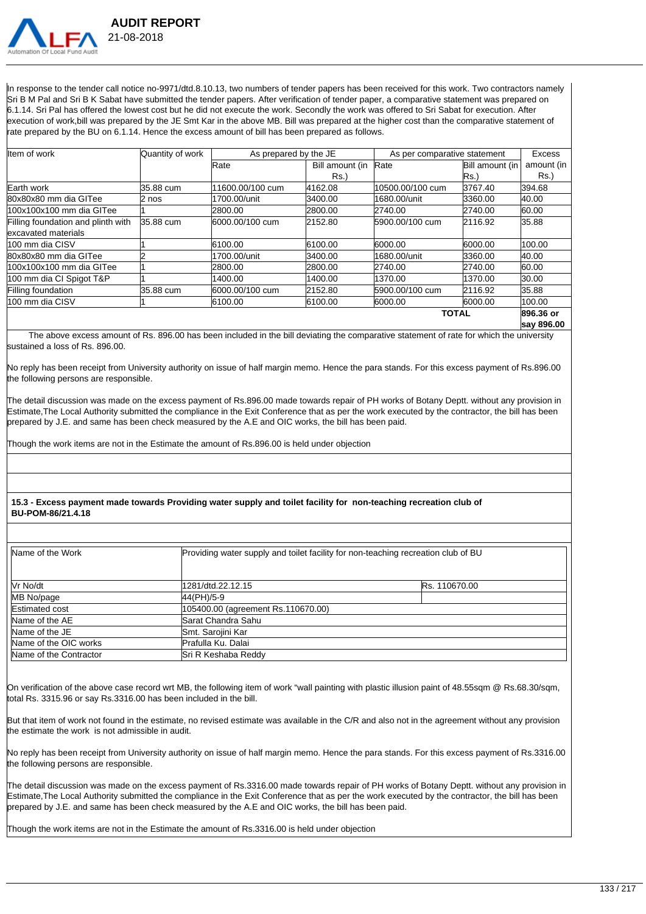In response to the tender call notice no-9971/dtd.8.10.13, two numbers of tender papers has been received for this work. Two contractors namely Sri B M Pal and Sri B K Sabat have submitted the tender papers. After verification of tender paper, a comparative statement was prepared on 6.1.14. Sri Pal has offered the lowest cost but he did not execute the work. Secondly the work was offered to Sri Sabat for execution. After execution of work,bill was prepared by the JE Smt Kar in the above MB. Bill was prepared at the higher cost than the comparative statement of rate prepared by the BU on 6.1.14. Hence the excess amount of bill has been prepared as follows.

| Item of work | Quantity of work | As prepared by the JE | | As per comparative statement | | Excess amount (in Rs.) |
|---|---|---|---|---|---|---|
| | | Rate | Bill amount (in Rs.) | Rate | Bill amount (in Rs.) | |
| Earth work | 35.88 cum | 11600.00/100 cum | 4162.08 | 10500.00/100 cum | 3767.40 | 394.68 |
| 80x80x80 mm dia GITee | 2 nos | 1700.00/unit | 3400.00 | 1680.00/unit | 3360.00 | 40.00 |
| 100x100x100 mm dia GITee | 1 | 2800.00 | 2800.00 | 2740.00 | 2740.00 | 60.00 |
| Filling foundation and plinth with excavated materials | 35.88 cum | 6000.00/100 cum | 2152.80 | 5900.00/100 cum | 2116.92 | 35.88 |
| 100 mm dia CISV | 1 | 6100.00 | 6100.00 | 6000.00 | 6000.00 | 100.00 |
| 80x80x80 mm dia GITee | 2 | 1700.00/unit | 3400.00 | 1680.00/unit | 3360.00 | 40.00 |
| 100x100x100 mm dia GITee | 1 | 2800.00 | 2800.00 | 2740.00 | 2740.00 | 60.00 |
| 100 mm dia CI Spigot T&P | 1 | 1400.00 | 1400.00 | 1370.00 | 1370.00 | 30.00 |
| Filling foundation | 35.88 cum | 6000.00/100 cum | 2152.80 | 5900.00/100 cum | 2116.92 | 35.88 |
| 100 mm dia CISV | 1 | 6100.00 | 6100.00 | 6000.00 | 6000.00 | 100.00 |
| | | | | **TOTAL** | | **896.36 or say 896.00** |

The above excess amount of Rs. 896.00 has been included in the bill deviating the comparative statement of rate for which the university sustained a loss of Rs. 896.00.

No reply has been receipt from University authority on issue of half margin memo. Hence the para stands. For this excess payment of Rs.896.00 the following persons are responsible.

The detail discussion was made on the excess payment of Rs.896.00 made towards repair of PH works of Botany Deptt. without any provision in Estimate,The Local Authority submitted the compliance in the Exit Conference that as per the work executed by the contractor, the bill has been prepared by J.E. and same has been check measured by the A.E and OIC works, the bill has been paid.

Though the work items are not in the Estimate the amount of Rs.896.00 is held under objection

**15.3 - Excess payment made towards Providing water supply and toilet facility for non-teaching recreation club of BU-POM-86/21.4.18**

| | | |
|---|---|---|
| Name of the Work | Providing water supply and toilet facility for non-teaching recreation club of BU | |
| Vr No/dt | 1281/dtd.22.12.15 | Rs. 110670.00 |
| MB No/page | 44(PH)/5-9 | |
| Estimated cost | 105400.00 (agreement Rs.110670.00) | |
| Name of the AE | Sarat Chandra Sahu | |
| Name of the JE | Smt. Sarojini Kar | |
| Name of the OIC works | Prafulla Ku. Dalai | |
| Name of the Contractor | Sri R Keshaba Reddy | |

On verification of the above case record wrt MB, the following item of work "wall painting with plastic illusion paint of 48.55sqm @ Rs.68.30/sqm, total Rs. 3315.96 or say Rs.3316.00 has been included in the bill.

But that item of work not found in the estimate, no revised estimate was available in the C/R and also not in the agreement without any provision the estimate the work is not admissible in audit.

No reply has been receipt from University authority on issue of half margin memo. Hence the para stands. For this excess payment of Rs.3316.00 the following persons are responsible.

The detail discussion was made on the excess payment of Rs.3316.00 made towards repair of PH works of Botany Deptt. without any provision in Estimate,The Local Authority submitted the compliance in the Exit Conference that as per the work executed by the contractor, the bill has been prepared by J.E. and same has been check measured by the A.E and OIC works, the bill has been paid.

Though the work items are not in the Estimate the amount of Rs.3316.00 is held under objection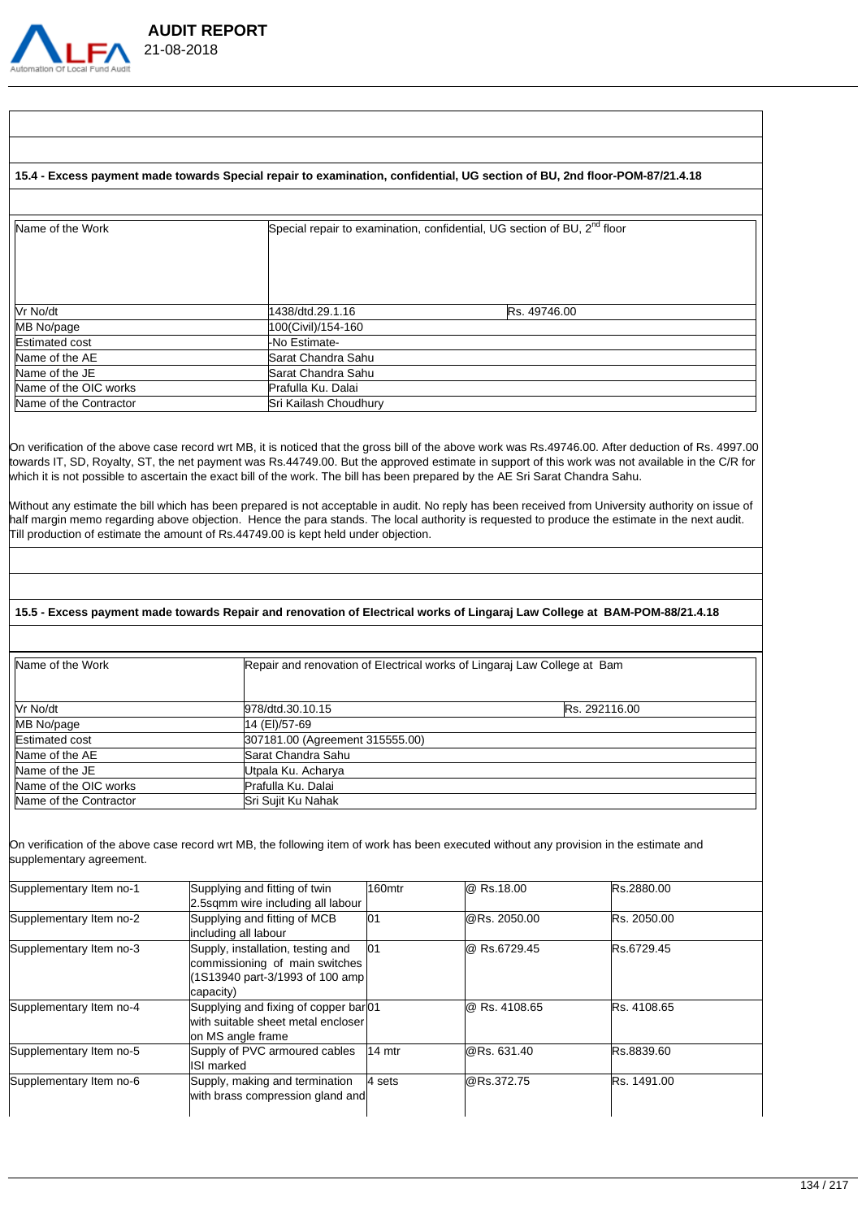### 15.4 - Excess payment made towards Special repair to examination, confidential, UG section of BU, 2nd floor-POM-87/21.4.18

| | | |
|---|---|---|
| Name of the Work | Special repair to examination, confidential, UG section of BU, 2nd floor | |
| Vr No/dt | 1438/dtd.29.1.16 | Rs. 49746.00 |
| MB No/page | 100(Civil)/154-160 | |
| Estimated cost | -No Estimate- | |
| Name of the AE | Sarat Chandra Sahu | |
| Name of the JE | Sarat Chandra Sahu | |
| Name of the OIC works | Prafulla Ku. Dalai | |
| Name of the Contractor | Sri Kailash Choudhury | |

On verification of the above case record wrt MB, it is noticed that the gross bill of the above work was Rs.49746.00. After deduction of Rs. 4997.00 towards IT, SD, Royalty, ST, the net payment was Rs.44749.00. But the approved estimate in support of this work was not available in the C/R for which it is not possible to ascertain the exact bill of the work. The bill has been prepared by the AE Sri Sarat Chandra Sahu.

Without any estimate the bill which has been prepared is not acceptable in audit. No reply has been received from University authority on issue of half margin memo regarding above objection. Hence the para stands. The local authority is requested to produce the estimate in the next audit. Till production of estimate the amount of Rs.44749.00 is kept held under objection.

### 15.5 - Excess payment made towards Repair and renovation of Electrical works of Lingaraj Law College at BAM-POM-88/21.4.18

| | | |
|---|---|---|
| Name of the Work | Repair and renovation of Electrical works of Lingaraj Law College at Bam | |
| Vr No/dt | 978/dtd.30.10.15 | Rs. 292116.00 |
| MB No/page | 14 (El)/57-69 | |
| Estimated cost | 307181.00 (Agreement 315555.00) | |
| Name of the AE | Sarat Chandra Sahu | |
| Name of the JE | Utpala Ku. Acharya | |
| Name of the OIC works | Prafulla Ku. Dalai | |
| Name of the Contractor | Sri Sujit Ku Nahak | |

On verification of the above case record wrt MB, the following item of work has been executed without any provision in the estimate and supplementary agreement.

| | | | | |
|---|---|---|---|---|
| Supplementary Item no-1 | Supplying and fitting of twin 2.5sqmm wire including all labour | 160mtr | @ Rs.18.00 | Rs.2880.00 |
| Supplementary Item no-2 | Supplying and fitting of MCB including all labour | 01 | @Rs. 2050.00 | Rs. 2050.00 |
| Supplementary Item no-3 | Supply, installation, testing and commissioning of main switches (1S13940 part-3/1993 of 100 amp capacity) | 01 | @ Rs.6729.45 | Rs.6729.45 |
| Supplementary Item no-4 | Supplying and fixing of copper bar with suitable sheet metal encloser on MS angle frame | 01 | @ Rs. 4108.65 | Rs. 4108.65 |
| Supplementary Item no-5 | Supply of PVC armoured cables ISI marked | 14 mtr | @Rs. 631.40 | Rs.8839.60 |
| Supplementary Item no-6 | Supply, making and termination with brass compression gland and | 4 sets | @Rs.372.75 | Rs. 1491.00 |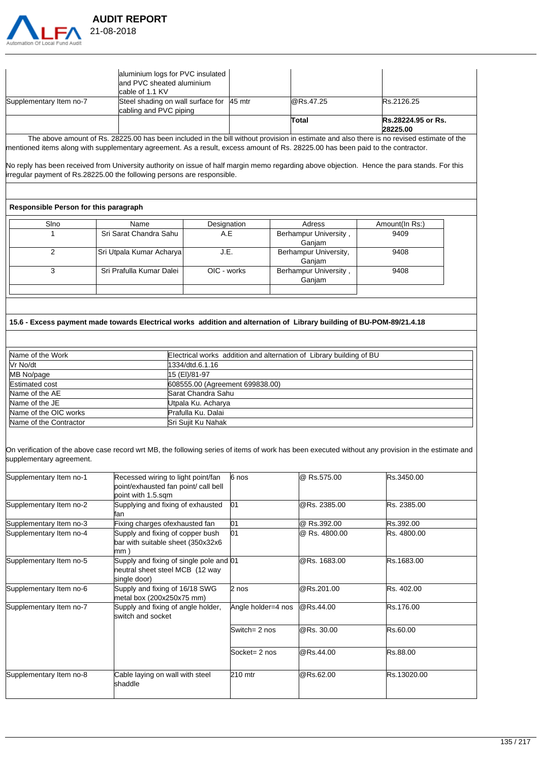| | | | | |
|---|---|---|---|---|
| | aluminium logs for PVC insulated and PVC sheated aluminium cable of 1.1 KV | | | |
| Supplementary Item no-7 | Steel shading on wall surface for cabling and PVC piping | 45 mtr | @Rs.47.25 | Rs.2126.25 |
| | | | **Total** | **Rs.28224.95 or Rs. 28225.00** |

The above amount of Rs. 28225.00 has been included in the bill without provision in estimate and also there is no revised estimate of the mentioned items along with supplementary agreement. As a result, excess amount of Rs. 28225.00 has been paid to the contractor.

No reply has been received from University authority on issue of half margin memo regarding above objection. Hence the para stands. For this irregular payment of Rs.28225.00 the following persons are responsible.

**Responsible Person for this paragraph**

| Slno | Name | Designation | Adress | Amount(In Rs:) |
|---|---|---|---|---|
| 1 | Sri Sarat Chandra Sahu | A.E | Berhampur University , Ganjam | 9409 |
| 2 | Sri Utpala Kumar Acharya | J.E. | Berhampur University, Ganjam | 9408 |
| 3 | Sri Prafulla Kumar Dalei | OIC - works | Berhampur University , Ganjam | 9408 |
| | | | | |

**15.6 - Excess payment made towards Electrical works addition and alternation of Library building of BU-POM-89/21.4.18**

| | |
|---|---|
| Name of the Work | Electrical works addition and alternation of Library building of BU |
| Vr No/dt | 1334/dtd.6.1.16 |
| MB No/page | 15 (El)/81-97 |
| Estimated cost | 608555.00 (Agreement 699838.00) |
| Name of the AE | Sarat Chandra Sahu |
| Name of the JE | Utpala Ku. Acharya |
| Name of the OIC works | Prafulla Ku. Dalai |
| Name of the Contractor | Sri Sujit Ku Nahak |

On verification of the above case record wrt MB, the following series of items of work has been executed without any provision in the estimate and supplementary agreement.

| | | | | |
|---|---|---|---|---|
| Supplementary Item no-1 | Recessed wiring to light point/fan point/exhausted fan point/ call bell point with 1.5.sqm | 6 nos | @ Rs.575.00 | Rs.3450.00 |
| Supplementary Item no-2 | Supplying and fixing of exhausted fan | 01 | @Rs. 2385.00 | Rs. 2385.00 |
| Supplementary Item no-3 | Fixing charges ofexhausted fan | 01 | @ Rs.392.00 | Rs.392.00 |
| Supplementary Item no-4 | Supply and fixing of copper bush bar with suitable sheet (350x32x6 mm ) | 01 | @ Rs. 4800.00 | Rs. 4800.00 |
| Supplementary Item no-5 | Supply and fixing of single pole and neutral sheet steel MCB (12 way single door) | 01 | @Rs. 1683.00 | Rs.1683.00 |
| Supplementary Item no-6 | Supply and fixing of 16/18 SWG metal box (200x250x75 mm) | 2 nos | @Rs.201.00 | Rs. 402.00 |
| Supplementary Item no-7 | Supply and fixing of angle holder, switch and socket | Angle holder=4 nos | @Rs.44.00 | Rs.176.00 |
| | | Switch= 2 nos | @Rs. 30.00 | Rs.60.00 |
| | | Socket= 2 nos | @Rs.44.00 | Rs.88.00 |
| Supplementary Item no-8 | Cable laying on wall with steel shaddle | 210 mtr | @Rs.62.00 | Rs.13020.00 |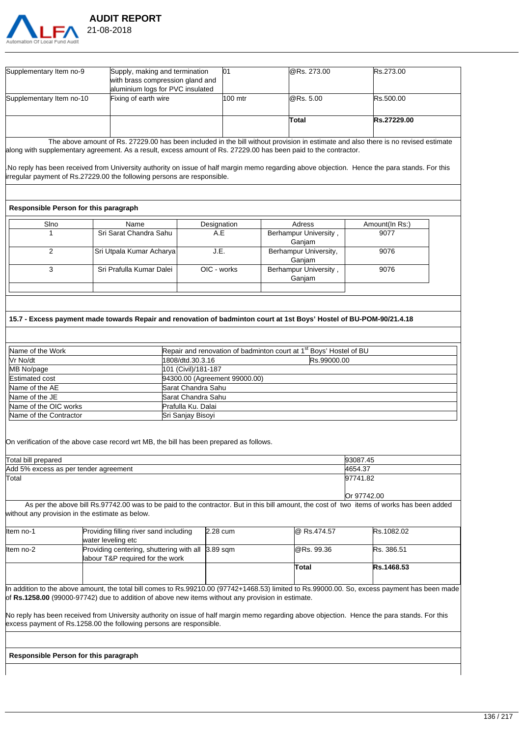| | | | | |
|---|---|---|---|---|
| Supplementary Item no-9 | Supply, making and termination with brass compression gland and aluminium logs for PVC insulated | 01 | @Rs. 273.00 | Rs.273.00 |
| Supplementary Item no-10 | Fixing of earth wire | 100 mtr | @Rs. 5.00 | Rs.500.00 |
| | | | **Total** | **Rs.27229.00** |

The above amount of Rs. 27229.00 has been included in the bill without provision in estimate and also there is no revised estimate along with supplementary agreement. As a result, excess amount of Rs. 27229.00 has been paid to the contractor.

.No reply has been received from University authority on issue of half margin memo regarding above objection. Hence the para stands. For this irregular payment of Rs.27229.00 the following persons are responsible.

**Responsible Person for this paragraph**

| Slno | Name | Designation | Adress | Amount(In Rs:) |
|---|---|---|---|---|
| 1 | Sri Sarat Chandra Sahu | A.E | Berhampur University , Ganjam | 9077 |
| 2 | Sri Utpala Kumar Acharya | J.E. | Berhampur University, Ganjam | 9076 |
| 3 | Sri Prafulla Kumar Dalei | OIC - works | Berhampur University , Ganjam | 9076 |
| | | | | |

**15.7 - Excess payment made towards Repair and renovation of badminton court at 1st Boys' Hostel of BU-POM-90/21.4.18**

| | | |
|---|---|---|
| Name of the Work | Repair and renovation of badminton court at 1st Boys' Hostel of BU | |
| Vr No/dt | 1808/dtd.30.3.16 | Rs.99000.00 |
| MB No/page | 101 (Civil)/181-187 | |
| Estimated cost | 94300.00 (Agreement 99000.00) | |
| Name of the AE | Sarat Chandra Sahu | |
| Name of the JE | Sarat Chandra Sahu | |
| Name of the OIC works | Prafulla Ku. Dalai | |
| Name of the Contractor | Sri Sanjay Bisoyi | |

On verification of the above case record wrt MB, the bill has been prepared as follows.

| | |
|---|---|
| Total bill prepared | 93087.45 |
| Add 5% excess as per tender agreement | 4654.37 |
| Total | 97741.82<br><br>Or 97742.00 |

As per the above bill Rs.97742.00 was to be paid to the contractor. But in this bill amount, the cost of two items of works has been added without any provision in the estimate as below.

| | | | | |
|---|---|---|---|---|
| Item no-1 | Providing filling river sand including water leveling etc | 2.28 cum | @ Rs.474.57 | Rs.1082.02 |
| Item no-2 | Providing centering, shuttering with all labour T&P required for the work | 3.89 sqm | @Rs. 99.36 | Rs. 386.51 |
| | | | **Total** | **Rs.1468.53** |

In addition to the above amount, the total bill comes to Rs.99210.00 (97742+1468.53) limited to Rs.99000.00. So, excess payment has been made of **Rs.1258.00** (99000-97742) due to addition of above new items without any provision in estimate.

No reply has been received from University authority on issue of half margin memo regarding above objection. Hence the para stands. For this excess payment of Rs.1258.00 the following persons are responsible.

**Responsible Person for this paragraph**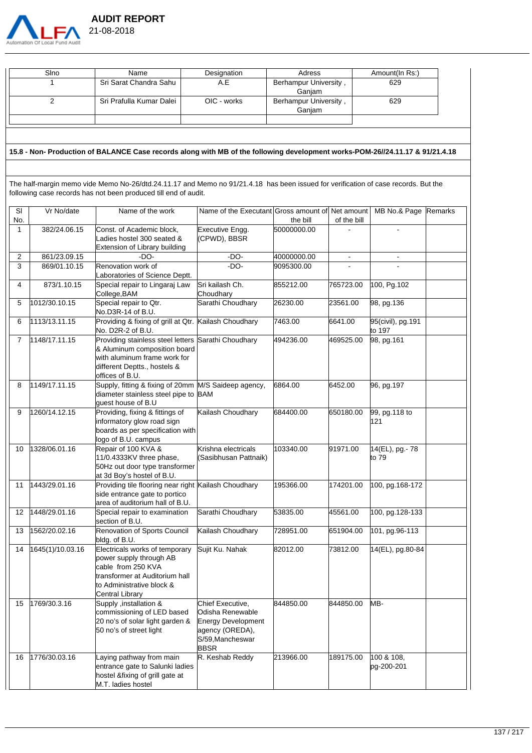| Slno | Name | Designation | Adress | Amount(In Rs:) |
|---|---|---|---|---|
| 1 | Sri Sarat Chandra Sahu | A.E | Berhampur University , Ganjam | 629 |
| 2 | Sri Prafulla Kumar Dalei | OIC - works | Berhampur University , Ganjam | 629 |
| | | | | |

**15.8 - Non- Production of BALANCE Case records along with MB of the following development works-POM-26//24.11.17 & 91/21.4.18**

The half-margin memo vide Memo No-26/dtd.24.11.17 and Memo no 91/21.4.18 has been issued for verification of case records. But the following case records has not been produced till end of audit.

| Sl No. | Vr No/date | Name of the work | Name of the Executant | Gross amount of the bill | Net amount of the bill | MB No.& Page | Remarks |
|---|---|---|---|---|---|---|---|
| 1 | 382/24.06.15 | Const. of Academic block, Ladies hostel 300 seated & Extension of Library building | Executive Engg. (CPWD), BBSR | 50000000.00 | - | - | |
| 2 | 861/23.09.15 | -DO- | -DO- | 40000000.00 | - | - | |
| 3 | 869/01.10.15 | Renovation work of Laboratories of Science Deptt. | -DO- | 9095300.00 | - | - | |
| 4 | 873/1.10.15 | Special repair to Lingaraj Law College,BAM | Sri kailash Ch. Choudhary | 855212.00 | 765723.00 | 100, Pg.102 | |
| 5 | 1012/30.10.15 | Special repair to Qtr. No.D3R-14 of B.U. | Sarathi Choudhary | 26230.00 | 23561.00 | 98, pg.136 | |
| 6 | 1113/13.11.15 | Providing & fixing of grill at Qtr. No. D2R-2 of B.U. | Kailash Choudhary | 7463.00 | 6641.00 | 95(civil), pg.191 to 197 | |
| 7 | 1148/17.11.15 | Providing stainless steel letters & Aluminum composition board with aluminum frame work for different Deptts., hostels & offices of B.U. | Sarathi Choudhary | 494236.00 | 469525.00 | 98, pg.161 | |
| 8 | 1149/17.11.15 | Supply, fitting & fixing of 20mm diameter stainless steel pipe to guest house of B.U | M/S Saideep agency, BAM | 6864.00 | 6452.00 | 96, pg.197 | |
| 9 | 1260/14.12.15 | Providing, fixing & fittings of informatory glow road sign boards as per specification with logo of B.U. campus | Kailash Choudhary | 684400.00 | 650180.00 | 99, pg.118 to 121 | |
| 10 | 1328/06.01.16 | Repair of 100 KVA & 11/0.4333KV three phase, 50Hz out door type transformer at 3d Boy's hostel of B.U. | Krishna electricals (Sasibhusan Pattnaik) | 103340.00 | 91971.00 | 14(EL), pg.- 78 to 79 | |
| 11 | 1443/29.01.16 | Providing tile flooring near right side entrance gate to portico area of auditorium hall of B.U. | Kailash Choudhary | 195366.00 | 174201.00 | 100, pg.168-172 | |
| 12 | 1448/29.01.16 | Special repair to examination section of B.U. | Sarathi Choudhary | 53835.00 | 45561.00 | 100, pg.128-133 | |
| 13 | 1562/20.02.16 | Renovation of Sports Council bldg. of B.U. | Kailash Choudhary | 728951.00 | 651904.00 | 101, pg.96-113 | |
| 14 | 1645(1)/10.03.16 | Electricals works of temporary power supply through AB cable from 250 KVA transformer at Auditorium hall to Administrative block & Central Library | Sujit Ku. Nahak | 82012.00 | 73812.00 | 14(EL), pg.80-84 | |
| 15 | 1769/30.3.16 | Supply ,installation & commissioning of LED based 20 no's of solar light garden & 50 no's of street light | Chief Executive, Odisha Renewable Energy Development agency (OREDA), S/59,Mancheswar BBSR | 844850.00 | 844850.00 | MB- | |
| 16 | 1776/30.03.16 | Laying pathway from main entrance gate to Salunki ladies hostel &fixing of grill gate at M.T. ladies hostel | R. Keshab Reddy | 213966.00 | 189175.00 | 100 & 108, pg-200-201 | |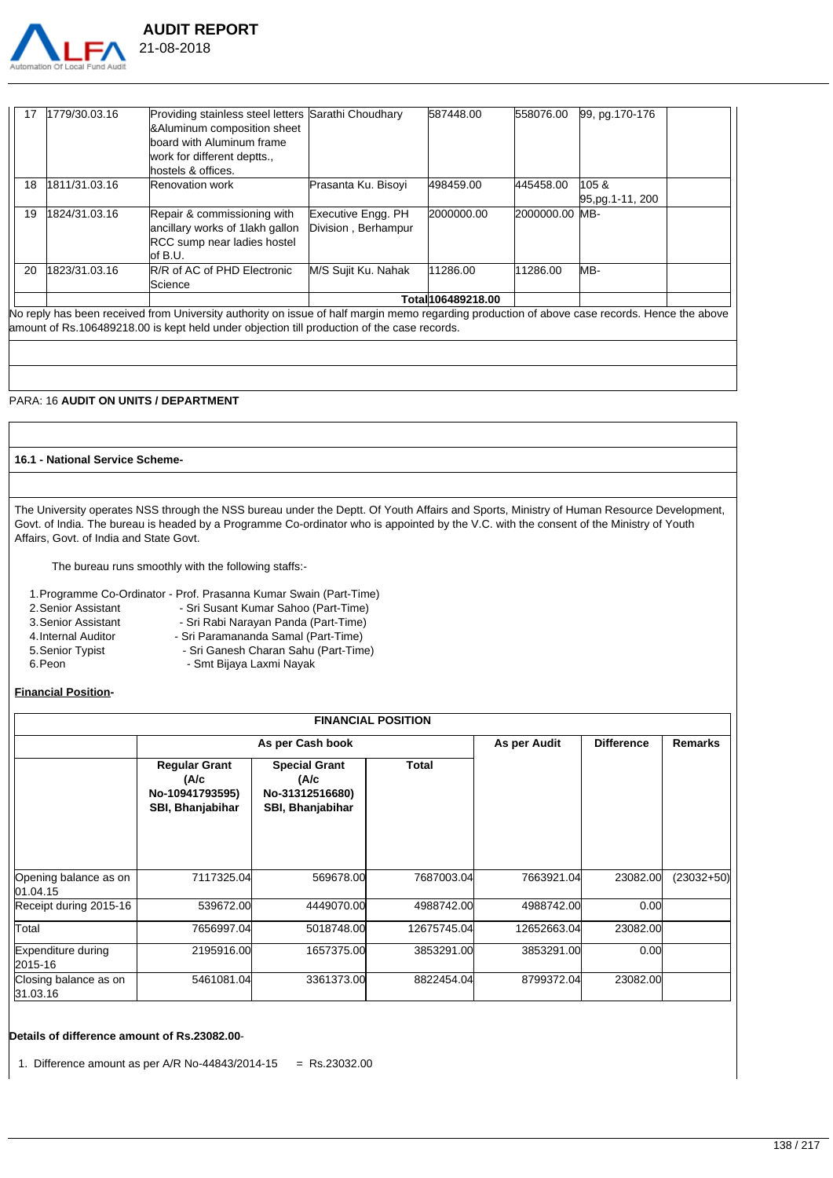| | | | | | | | |
|---|---|---|---|---|---|---|---|
| 17 | 1779/30.03.16 | Providing stainless steel letters &Aluminum composition sheet board with Aluminum frame work for different deptts., hostels & offices. | Sarathi Choudhary | 587448.00 | 558076.00 | 99, pg.170-176 | |
| 18 | 1811/31.03.16 | Renovation work | Prasanta Ku. Bisoyi | 498459.00 | 445458.00 | 105 & 95,pg.1-11, 200 | |
| 19 | 1824/31.03.16 | Repair & commissioning with ancillary works of 1lakh gallon RCC sump near ladies hostel of B.U. | Executive Engg. PH Division , Berhampur | 2000000.00 | 2000000.00 | MB- | |
| 20 | 1823/31.03.16 | R/R of AC of PHD Electronic Science | M/S Sujit Ku. Nahak | 11286.00 | 11286.00 | MB- | |
| | | | Total | 106489218.00 | | | |

No reply has been received from University authority on issue of half margin memo regarding production of above case records. Hence the above amount of Rs.106489218.00 is kept held under objection till production of the case records.

PARA: 16 **AUDIT ON UNITS / DEPARTMENT**

**16.1 - National Service Scheme-**

The University operates NSS through the NSS bureau under the Deptt. Of Youth Affairs and Sports, Ministry of Human Resource Development, Govt. of India. The bureau is headed by a Programme Co-ordinator who is appointed by the V.C. with the consent of the Ministry of Youth Affairs, Govt. of India and State Govt.

The bureau runs smoothly with the following staffs:-

1. Programme Co-Ordinator - Prof. Prasanna Kumar Swain (Part-Time)
2. Senior Assistant - Sri Susant Kumar Sahoo (Part-Time)
3. Senior Assistant - Sri Rabi Narayan Panda (Part-Time)
4. Internal Auditor - Sri Paramananda Samal (Part-Time)
5. Senior Typist - Sri Ganesh Charan Sahu (Part-Time)
6. Peon - Smt Bijaya Laxmi Nayak

**Financial Position-**

| FINANCIAL POSITION | | | | | | |
|---|---|---|---|---|---|---|
| | As per Cash book | | | As per Audit | Difference | Remarks |
| | **Regular Grant (A/c No-10941793595) SBI, Bhanjabihar** | **Special Grant (A/c No-31312516680) SBI, Bhanjabihar** | **Total** | | | |
| Opening balance as on 01.04.15 | 7117325.04 | 569678.00 | 7687003.04 | 7663921.04 | 23082.00 | (23032+50) |
| Receipt during 2015-16 | 539672.00 | 4449070.00 | 4988742.00 | 4988742.00 | 0.00 | |
| Total | 7656997.04 | 5018748.00 | 12675745.04 | 12652663.04 | 23082.00 | |
| Expenditure during 2015-16 | 2195916.00 | 1657375.00 | 3853291.00 | 3853291.00 | 0.00 | |
| Closing balance as on 31.03.16 | 5461081.04 | 3361373.00 | 8822454.04 | 8799372.04 | 23082.00 | |

**Details of difference amount of Rs.23082.00**-

1. Difference amount as per A/R No-44843/2014-15 = Rs.23032.00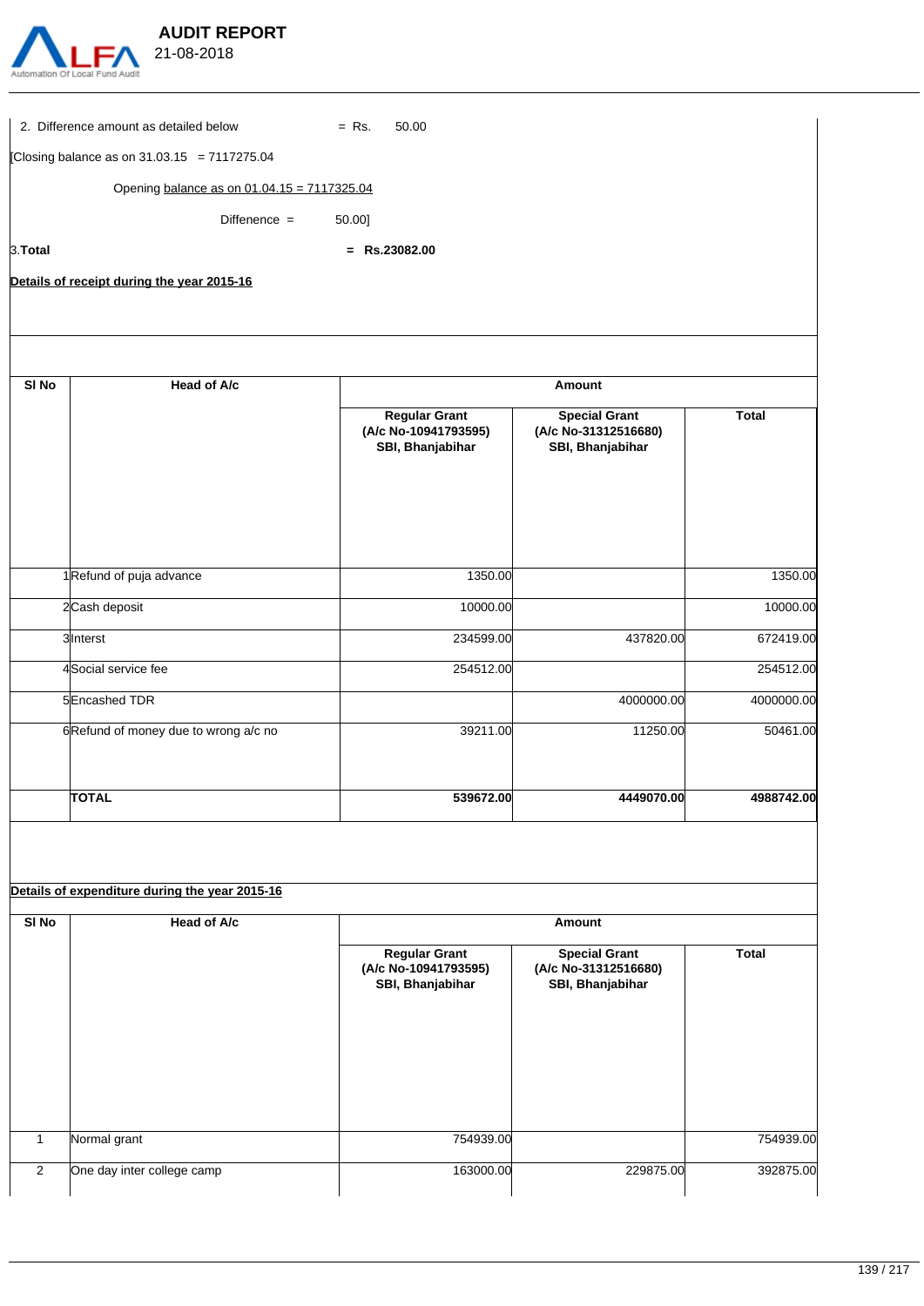2. Difference amount as detailed below = Rs. 50.00

[Closing balance as on 31.03.15 = 7117275.04

Opening balance as on 01.04.15 = 7117325.04

Diffenence = 50.00]

3.**Total** **= Rs.23082.00**

**Details of receipt during the year 2015-16**

| Sl No | Head of A/c | Amount | | |
|---|---|---|---|---|
| | | **Regular Grant (A/c No-10941793595) SBI, Bhanjabihar** | **Special Grant (A/c No-31312516680) SBI, Bhanjabihar** | **Total** |
| 1 | Refund of puja advance | 1350.00 | | 1350.00 |
| 2 | Cash deposit | 10000.00 | | 10000.00 |
| 3 | Interst | 234599.00 | 437820.00 | 672419.00 |
| 4 | Social service fee | 254512.00 | | 254512.00 |
| 5 | Encashed TDR | | 4000000.00 | 4000000.00 |
| 6 | Refund of money due to wrong a/c no | 39211.00 | 11250.00 | 50461.00 |
| | **TOTAL** | **539672.00** | **4449070.00** | **4988742.00** |

**Details of expenditure during the year 2015-16**

| Sl No | Head of A/c | Amount | | |
|---|---|---|---|---|
| | | **Regular Grant (A/c No-10941793595) SBI, Bhanjabihar** | **Special Grant (A/c No-31312516680) SBI, Bhanjabihar** | **Total** |
| 1 | Normal grant | 754939.00 | | 754939.00 |
| 2 | One day inter college camp | 163000.00 | 229875.00 | 392875.00 |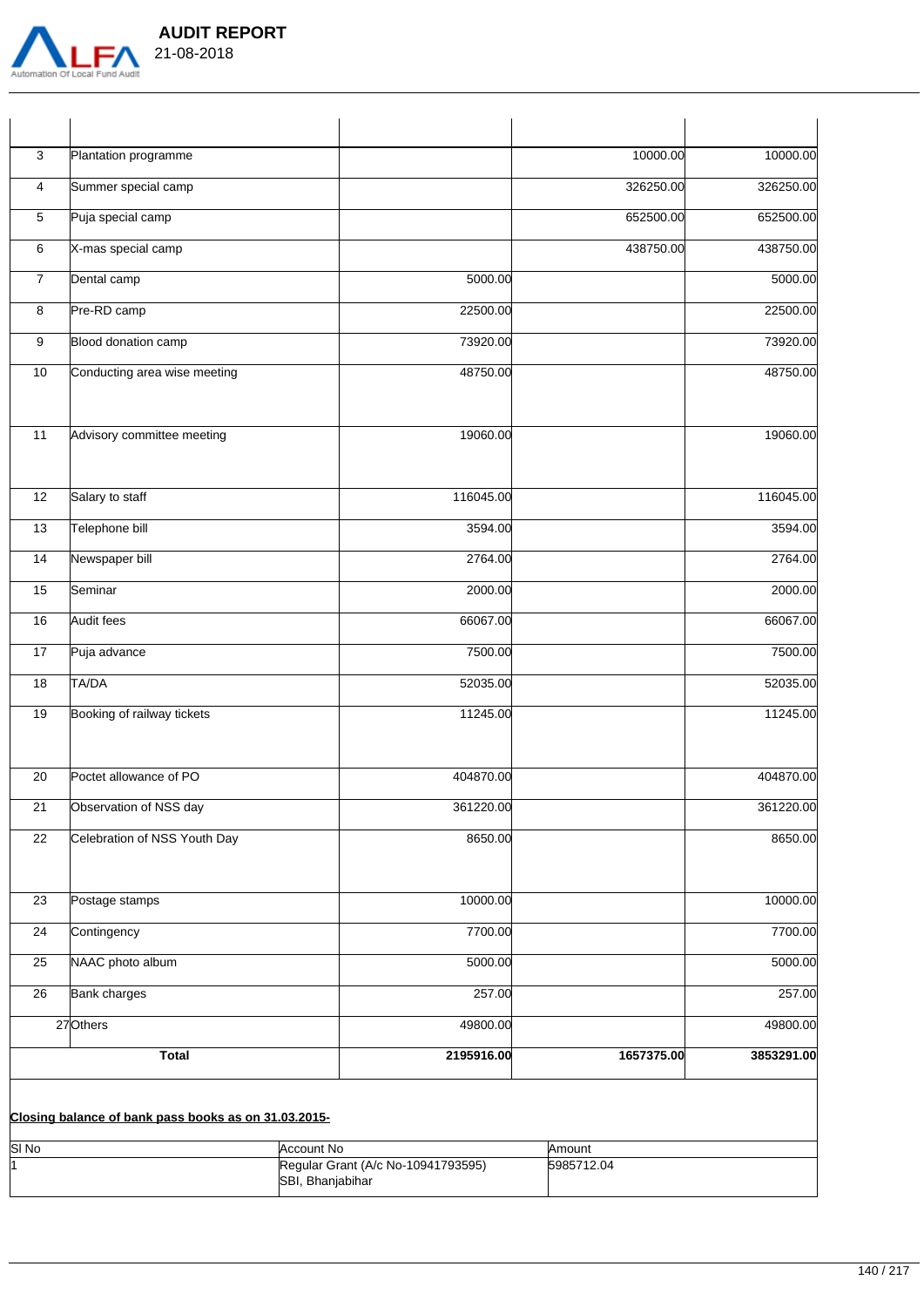| | | | | |
|---|---|---|---|---|
| 3 | Plantation programme | | 10000.00 | 10000.00 |
| 4 | Summer special camp | | 326250.00 | 326250.00 |
| 5 | Puja special camp | | 652500.00 | 652500.00 |
| 6 | X-mas special camp | | 438750.00 | 438750.00 |
| 7 | Dental camp | 5000.00 | | 5000.00 |
| 8 | Pre-RD camp | 22500.00 | | 22500.00 |
| 9 | Blood donation camp | 73920.00 | | 73920.00 |
| 10 | Conducting area wise meeting | 48750.00 | | 48750.00 |
| 11 | Advisory committee meeting | 19060.00 | | 19060.00 |
| 12 | Salary to staff | 116045.00 | | 116045.00 |
| 13 | Telephone bill | 3594.00 | | 3594.00 |
| 14 | Newspaper bill | 2764.00 | | 2764.00 |
| 15 | Seminar | 2000.00 | | 2000.00 |
| 16 | Audit fees | 66067.00 | | 66067.00 |
| 17 | Puja advance | 7500.00 | | 7500.00 |
| 18 | TA/DA | 52035.00 | | 52035.00 |
| 19 | Booking of railway tickets | 11245.00 | | 11245.00 |
| 20 | Poctet allowance of PO | 404870.00 | | 404870.00 |
| 21 | Observation of NSS day | 361220.00 | | 361220.00 |
| 22 | Celebration of NSS Youth Day | 8650.00 | | 8650.00 |
| 23 | Postage stamps | 10000.00 | | 10000.00 |
| 24 | Contingency | 7700.00 | | 7700.00 |
| 25 | NAAC photo album | 5000.00 | | 5000.00 |
| 26 | Bank charges | 257.00 | | 257.00 |
| 27 | Others | 49800.00 | | 49800.00 |
| | **Total** | **2195916.00** | **1657375.00** | **3853291.00** |

**Closing balance of bank pass books as on 31.03.2015-**

| Sl No | Account No | Amount |
|---|---|---|
| 1 | Regular Grant (A/c No-10941793595) SBI, Bhanjabihar | 5985712.04 |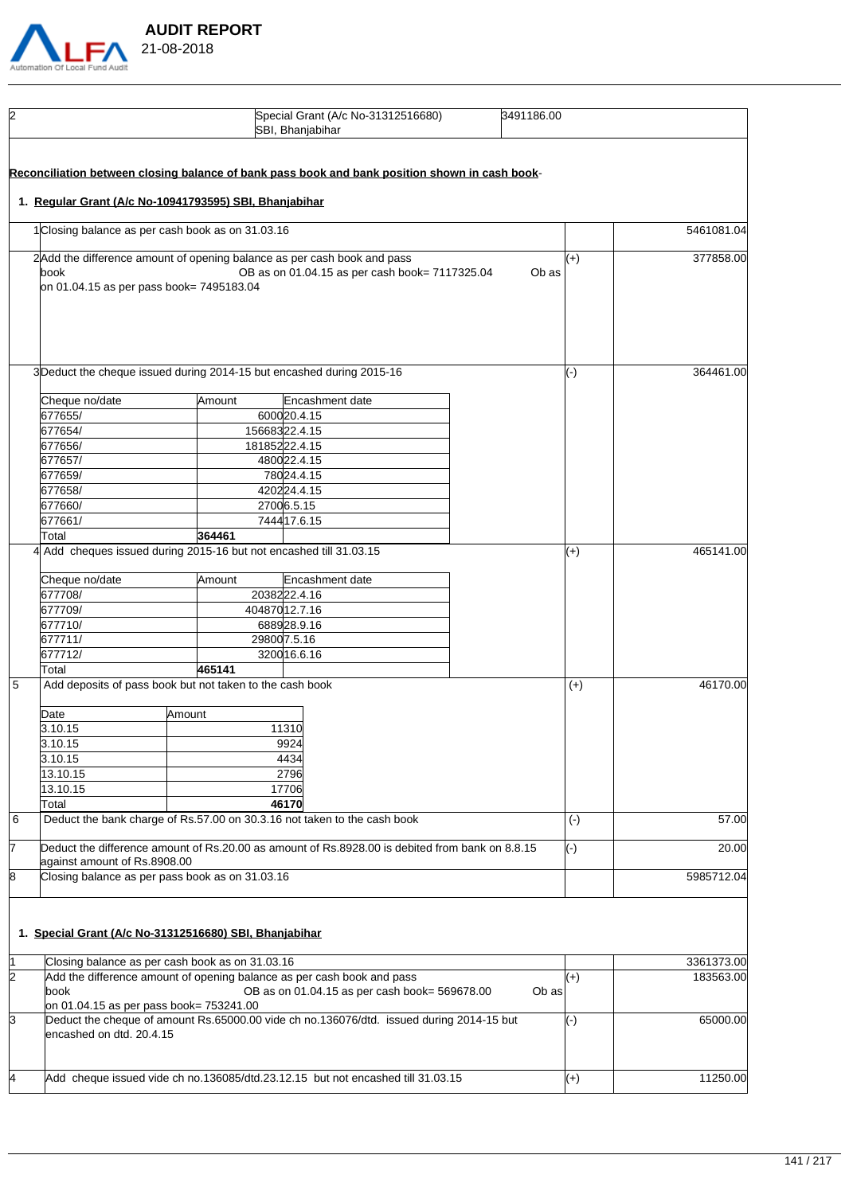| | | | |
|---|---|---|---|
| 2 | | Special Grant (A/c No-31312516680) SBI, Bhanjabihar | 3491186.00 |

**Reconciliation between closing balance of bank pass book and bank position shown in cash book**-

**1. Regular Grant (A/c No-10941793595) SBI, Bhanjabihar**

| | | | |
|---|---|---|---|
| 1 | Closing balance as per cash book as on 31.03.16 | | 5461081.04 |
| 2 | Add the difference amount of opening balance as per cash book and pass book OB as on 01.04.15 as per cash book= 7117325.04 Ob as on 01.04.15 as per pass book= 7495183.04 | (+) | 377858.00 |
| 3 | Deduct the cheque issued during 2014-15 but encashed during 2015-16 | (-) | 364461.00 |

| Cheque no/date | Amount | Encashment date |
|---|---|---|
| 677655/ | 6000 | 20.4.15 |
| 677654/ | 156683 | 22.4.15 |
| 677656/ | 181852 | 22.4.15 |
| 677657/ | 4800 | 22.4.15 |
| 677659/ | 780 | 24.4.15 |
| 677658/ | 4202 | 24.4.15 |
| 677660/ | 2700 | 6.5.15 |
| 677661/ | 7444 | 17.6.15 |
| Total | **364461** | |

| | | | |
|---|---|---|---|
| 4 | Add cheques issued during 2015-16 but not encashed till 31.03.15 | (+) | 465141.00 |

| Cheque no/date | Amount | Encashment date |
|---|---|---|
| 677708/ | 20382 | 22.4.16 |
| 677709/ | 404870 | 12.7.16 |
| 677710/ | 6889 | 28.9.16 |
| 677711/ | 29800 | 7.5.16 |
| 677712/ | 3200 | 16.6.16 |
| Total | **465141** | |

| | | | |
|---|---|---|---|
| 5 | Add deposits of pass book but not taken to the cash book | (+) | 46170.00 |

| Date | Amount |
|---|---|
| 3.10.15 | 11310 |
| 3.10.15 | 9924 |
| 3.10.15 | 4434 |
| 13.10.15 | 2796 |
| 13.10.15 | 17706 |
| Total | **46170** |

| | | | |
|---|---|---|---|
| 6 | Deduct the bank charge of Rs.57.00 on 30.3.16 not taken to the cash book | (-) | 57.00 |
| 7 | Deduct the difference amount of Rs.20.00 as amount of Rs.8928.00 is debited from bank on 8.8.15 against amount of Rs.8908.00 | (-) | 20.00 |
| 8 | Closing balance as per pass book as on 31.03.16 | | 5985712.04 |

**1. Special Grant (A/c No-31312516680) SBI, Bhanjabihar**

| | | | |
|---|---|---|---|
| 1 | Closing balance as per cash book as on 31.03.16 | | 3361373.00 |
| 2 | Add the difference amount of opening balance as per cash book and pass book OB as on 01.04.15 as per cash book= 569678.00 Ob as on 01.04.15 as per pass book= 753241.00 | (+) | 183563.00 |
| 3 | Deduct the cheque of amount Rs.65000.00 vide ch no.136076/dtd. issued during 2014-15 but encashed on dtd. 20.4.15 | (-) | 65000.00 |
| 4 | Add cheque issued vide ch no.136085/dtd.23.12.15 but not encashed till 31.03.15 | (+) | 11250.00 |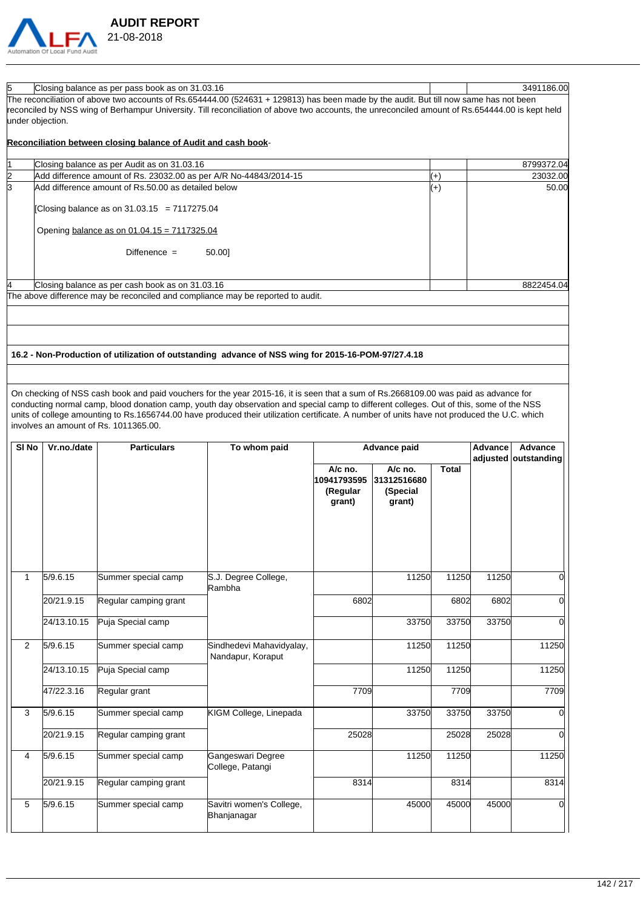| | | | |
|---|---|---|---|
| 5 | Closing balance as per pass book as on 31.03.16 | | 3491186.00 |

The reconciliation of above two accounts of Rs.654444.00 (524631 + 129813) has been made by the audit. But till now same has not been reconciled by NSS wing of Berhampur University. Till reconciliation of above two accounts, the unreconciled amount of Rs.654444.00 is kept held under objection.

**Reconciliation between closing balance of Audit and cash book**-

| | | | |
|---|---|---|---|
| 1 | Closing balance as per Audit as on 31.03.16 | | 8799372.04 |
| 2 | Add difference amount of Rs. 23032.00 as per A/R No-44843/2014-15 | (+) | 23032.00 |
| 3 | Add difference amount of Rs.50.00 as detailed below<br><br>[Closing balance as on 31.03.15 = 7117275.04<br><br>Opening balance as on 01.04.15 = 7117325.04<br><br>Diffenence = 50.00] | (+) | 50.00 |
| 4 | Closing balance as per cash book as on 31.03.16 | | 8822454.04 |

The above difference may be reconciled and compliance may be reported to audit.

**16.2 - Non-Production of utilization of outstanding advance of NSS wing for 2015-16-POM-97/27.4.18**

On checking of NSS cash book and paid vouchers for the year 2015-16, it is seen that a sum of Rs.2668109.00 was paid as advance for conducting normal camp, blood donation camp, youth day observation and special camp to different colleges. Out of this, some of the NSS units of college amounting to Rs.1656744.00 have produced their utilization certificate. A number of units have not produced the U.C. which involves an amount of Rs. 1011365.00.

| Sl No | Vr.no./date | Particulars | To whom paid | Advance paid | | | Advance adjusted | Advance outstanding |
|---|---|---|---|---|---|---|---|---|
| | | | | A/c no. 10941793595 (Regular grant) | A/c no. 31312516680 (Special grant) | Total | | |
| 1 | 5/9.6.15 | Summer special camp | S.J. Degree College, Rambha | | 11250 | 11250 | 11250 | 0 |
| | 20/21.9.15 | Regular camping grant | | 6802 | | 6802 | 6802 | 0 |
| | 24/13.10.15 | Puja Special camp | | | 33750 | 33750 | 33750 | 0 |
| 2 | 5/9.6.15 | Summer special camp | Sindhedevi Mahavidyalay, Nandapur, Koraput | | 11250 | 11250 | | 11250 |
| | 24/13.10.15 | Puja Special camp | | | 11250 | 11250 | | 11250 |
| | 47/22.3.16 | Regular grant | | 7709 | | 7709 | | 7709 |
| 3 | 5/9.6.15 | Summer special camp | KIGM College, Linepada | | 33750 | 33750 | 33750 | 0 |
| | 20/21.9.15 | Regular camping grant | | 25028 | | 25028 | 25028 | 0 |
| 4 | 5/9.6.15 | Summer special camp | Gangeswari Degree College, Patangi | | 11250 | 11250 | | 11250 |
| | 20/21.9.15 | Regular camping grant | | 8314 | | 8314 | | 8314 |
| 5 | 5/9.6.15 | Summer special camp | Savitri women's College, Bhanjanagar | | 45000 | 45000 | 45000 | 0 |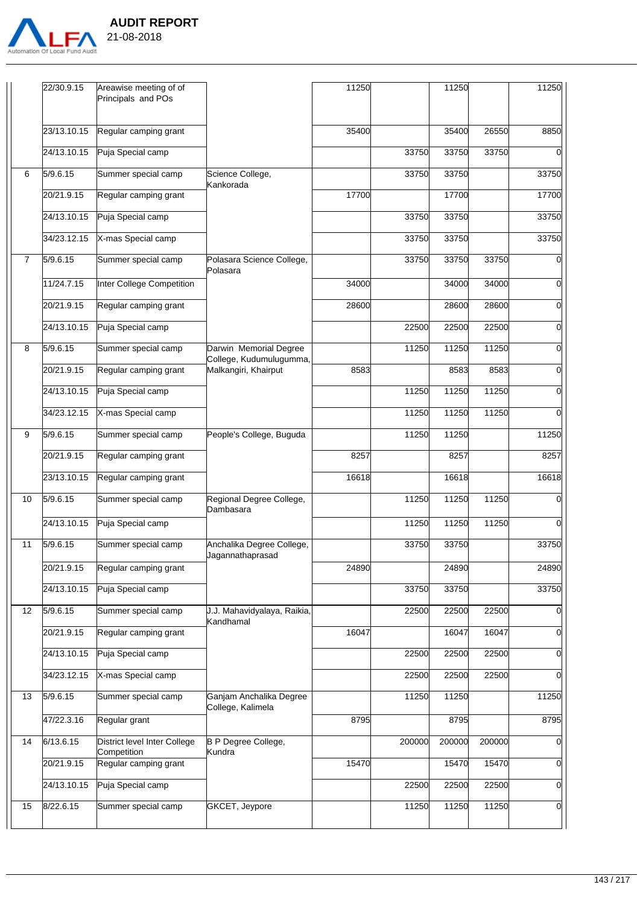| | | | | | | | | |
|---|---|---|---|---|---|---|---|---|
| | 22/30.9.15 | Areawise meeting of of Principals and POs | | 11250 | | 11250 | | 11250 |
| | 23/13.10.15 | Regular camping grant | | 35400 | | 35400 | 26550 | 8850 |
| | 24/13.10.15 | Puja Special camp | | | 33750 | 33750 | 33750 | 0 |
| 6 | 5/9.6.15 | Summer special camp | Science College, Kankorada | | 33750 | 33750 | | 33750 |
| | 20/21.9.15 | Regular camping grant | | 17700 | | 17700 | | 17700 |
| | 24/13.10.15 | Puja Special camp | | | 33750 | 33750 | | 33750 |
| | 34/23.12.15 | X-mas Special camp | | | 33750 | 33750 | | 33750 |
| 7 | 5/9.6.15 | Summer special camp | Polasara Science College, Polasara | | 33750 | 33750 | 33750 | 0 |
| | 11/24.7.15 | Inter College Competition | | 34000 | | 34000 | 34000 | 0 |
| | 20/21.9.15 | Regular camping grant | | 28600 | | 28600 | 28600 | 0 |
| | 24/13.10.15 | Puja Special camp | | | 22500 | 22500 | 22500 | 0 |
| 8 | 5/9.6.15 | Summer special camp | Darwin Memorial Degree College, Kudumulugumma, Malkangiri, Khairput | | 11250 | 11250 | 11250 | 0 |
| | 20/21.9.15 | Regular camping grant | | 8583 | | 8583 | 8583 | 0 |
| | 24/13.10.15 | Puja Special camp | | | 11250 | 11250 | 11250 | 0 |
| | 34/23.12.15 | X-mas Special camp | | | 11250 | 11250 | 11250 | 0 |
| 9 | 5/9.6.15 | Summer special camp | People's College, Buguda | | 11250 | 11250 | | 11250 |
| | 20/21.9.15 | Regular camping grant | | 8257 | | 8257 | | 8257 |
| | 23/13.10.15 | Regular camping grant | | 16618 | | 16618 | | 16618 |
| 10 | 5/9.6.15 | Summer special camp | Regional Degree College, Dambasara | | 11250 | 11250 | 11250 | 0 |
| | 24/13.10.15 | Puja Special camp | | | 11250 | 11250 | 11250 | 0 |
| 11 | 5/9.6.15 | Summer special camp | Anchalika Degree College, Jagannathaprasad | | 33750 | 33750 | | 33750 |
| | 20/21.9.15 | Regular camping grant | | 24890 | | 24890 | | 24890 |
| | 24/13.10.15 | Puja Special camp | | | 33750 | 33750 | | 33750 |
| 12 | 5/9.6.15 | Summer special camp | J.J. Mahavidyalaya, Raikia, Kandhamal | | 22500 | 22500 | 22500 | 0 |
| | 20/21.9.15 | Regular camping grant | | 16047 | | 16047 | 16047 | 0 |
| | 24/13.10.15 | Puja Special camp | | | 22500 | 22500 | 22500 | 0 |
| | 34/23.12.15 | X-mas Special camp | | | 22500 | 22500 | 22500 | 0 |
| 13 | 5/9.6.15 | Summer special camp | Ganjam Anchalika Degree College, Kalimela | | 11250 | 11250 | | 11250 |
| | 47/22.3.16 | Regular grant | | 8795 | | 8795 | | 8795 |
| 14 | 6/13.6.15 | District level Inter College Competition | B P Degree College, Kundra | | 200000 | 200000 | 200000 | 0 |
| | 20/21.9.15 | Regular camping grant | | 15470 | | 15470 | 15470 | 0 |
| | 24/13.10.15 | Puja Special camp | | | 22500 | 22500 | 22500 | 0 |
| 15 | 8/22.6.15 | Summer special camp | GKCET, Jeypore | | 11250 | 11250 | 11250 | 0 |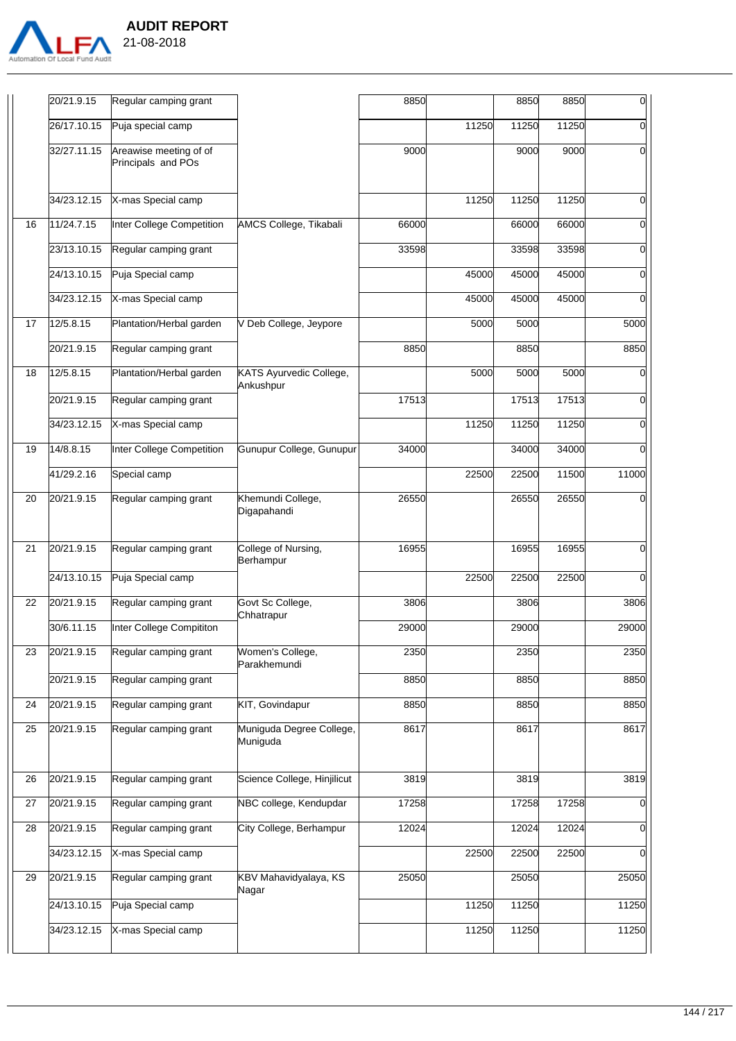| | | | | | | | | |
|---|---|---|---|---|---|---|---|---|
| | 20/21.9.15 | Regular camping grant | | 8850 | | 8850 | 8850 | 0 |
| | 26/17.10.15 | Puja special camp | | | 11250 | 11250 | 11250 | 0 |
| | 32/27.11.15 | Areawise meeting of of Principals and POs | | 9000 | | 9000 | 9000 | 0 |
| | 34/23.12.15 | X-mas Special camp | | | 11250 | 11250 | 11250 | 0 |
| 16 | 11/24.7.15 | Inter College Competition | AMCS College, Tikabali | 66000 | | 66000 | 66000 | 0 |
| | 23/13.10.15 | Regular camping grant | | 33598 | | 33598 | 33598 | 0 |
| | 24/13.10.15 | Puja Special camp | | | 45000 | 45000 | 45000 | 0 |
| | 34/23.12.15 | X-mas Special camp | | | 45000 | 45000 | 45000 | 0 |
| 17 | 12/5.8.15 | Plantation/Herbal garden | V Deb College, Jeypore | | 5000 | 5000 | | 5000 |
| | 20/21.9.15 | Regular camping grant | | 8850 | | 8850 | | 8850 |
| 18 | 12/5.8.15 | Plantation/Herbal garden | KATS Ayurvedic College, Ankushpur | | 5000 | 5000 | 5000 | 0 |
| | 20/21.9.15 | Regular camping grant | | 17513 | | 17513 | 17513 | 0 |
| | 34/23.12.15 | X-mas Special camp | | | 11250 | 11250 | 11250 | 0 |
| 19 | 14/8.8.15 | Inter College Competition | Gunupur College, Gunupur | 34000 | | 34000 | 34000 | 0 |
| | 41/29.2.16 | Special camp | | | 22500 | 22500 | 11500 | 11000 |
| 20 | 20/21.9.15 | Regular camping grant | Khemundi College, Digapahandi | 26550 | | 26550 | 26550 | 0 |
| 21 | 20/21.9.15 | Regular camping grant | College of Nursing, Berhampur | 16955 | | 16955 | 16955 | 0 |
| | 24/13.10.15 | Puja Special camp | | | 22500 | 22500 | 22500 | 0 |
| 22 | 20/21.9.15 | Regular camping grant | Govt Sc College, Chhatrapur | 3806 | | 3806 | | 3806 |
| | 30/6.11.15 | Inter College Compititon | | 29000 | | 29000 | | 29000 |
| 23 | 20/21.9.15 | Regular camping grant | Women's College, Parakhemundi | 2350 | | 2350 | | 2350 |
| | 20/21.9.15 | Regular camping grant | | 8850 | | 8850 | | 8850 |
| 24 | 20/21.9.15 | Regular camping grant | KIT, Govindapur | 8850 | | 8850 | | 8850 |
| 25 | 20/21.9.15 | Regular camping grant | Muniguda Degree College, Muniguda | 8617 | | 8617 | | 8617 |
| 26 | 20/21.9.15 | Regular camping grant | Science College, Hinjilicut | 3819 | | 3819 | | 3819 |
| 27 | 20/21.9.15 | Regular camping grant | NBC college, Kendupdar | 17258 | | 17258 | 17258 | 0 |
| 28 | 20/21.9.15 | Regular camping grant | City College, Berhampur | 12024 | | 12024 | 12024 | 0 |
| | 34/23.12.15 | X-mas Special camp | | | 22500 | 22500 | 22500 | 0 |
| 29 | 20/21.9.15 | Regular camping grant | KBV Mahavidyalaya, KS Nagar | 25050 | | 25050 | | 25050 |
| | 24/13.10.15 | Puja Special camp | | | 11250 | 11250 | | 11250 |
| | 34/23.12.15 | X-mas Special camp | | | 11250 | 11250 | | 11250 |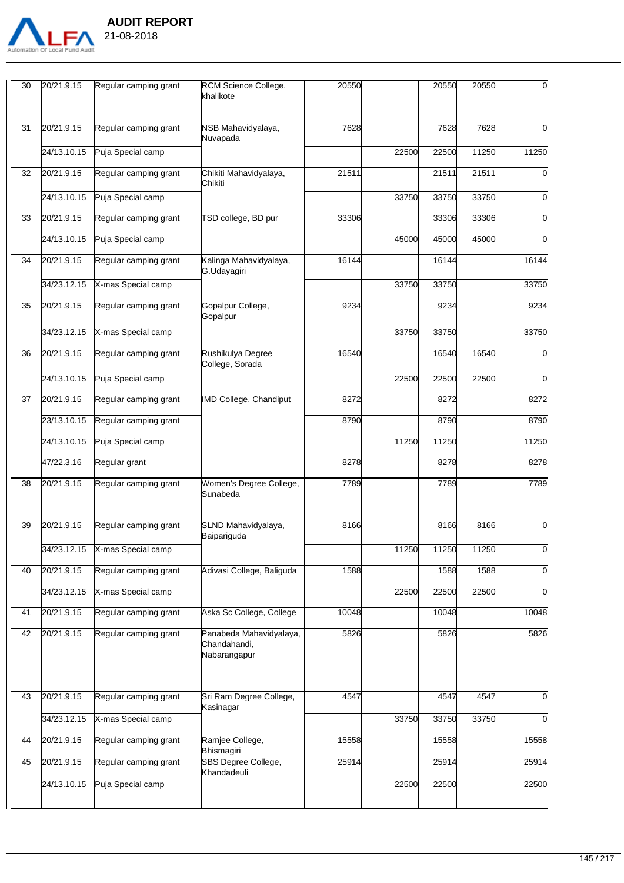| | | | | | | | | |
|---|---|---|---|---|---|---|---|---|
| 30 | 20/21.9.15 | Regular camping grant | RCM Science College, khalikote | 20550 | | 20550 | 20550 | 0 |
| 31 | 20/21.9.15 | Regular camping grant | NSB Mahavidyalaya, Nuvapada | 7628 | | 7628 | 7628 | 0 |
| | 24/13.10.15 | Puja Special camp | | | 22500 | 22500 | 11250 | 11250 |
| 32 | 20/21.9.15 | Regular camping grant | Chikiti Mahavidyalaya, Chikiti | 21511 | | 21511 | 21511 | 0 |
| | 24/13.10.15 | Puja Special camp | | | 33750 | 33750 | 33750 | 0 |
| 33 | 20/21.9.15 | Regular camping grant | TSD college, BD pur | 33306 | | 33306 | 33306 | 0 |
| | 24/13.10.15 | Puja Special camp | | | 45000 | 45000 | 45000 | 0 |
| 34 | 20/21.9.15 | Regular camping grant | Kalinga Mahavidyalaya, G.Udayagiri | 16144 | | 16144 | | 16144 |
| | 34/23.12.15 | X-mas Special camp | | | 33750 | 33750 | | 33750 |
| 35 | 20/21.9.15 | Regular camping grant | Gopalpur College, Gopalpur | 9234 | | 9234 | | 9234 |
| | 34/23.12.15 | X-mas Special camp | | | 33750 | 33750 | | 33750 |
| 36 | 20/21.9.15 | Regular camping grant | Rushikulya Degree College, Sorada | 16540 | | 16540 | 16540 | 0 |
| | 24/13.10.15 | Puja Special camp | | | 22500 | 22500 | 22500 | 0 |
| 37 | 20/21.9.15 | Regular camping grant | IMD College, Chandiput | 8272 | | 8272 | | 8272 |
| | 23/13.10.15 | Regular camping grant | | 8790 | | 8790 | | 8790 |
| | 24/13.10.15 | Puja Special camp | | | 11250 | 11250 | | 11250 |
| | 47/22.3.16 | Regular grant | | 8278 | | 8278 | | 8278 |
| 38 | 20/21.9.15 | Regular camping grant | Women's Degree College, Sunabeda | 7789 | | 7789 | | 7789 |
| 39 | 20/21.9.15 | Regular camping grant | SLND Mahavidyalaya, Baipariguda | 8166 | | 8166 | 8166 | 0 |
| | 34/23.12.15 | X-mas Special camp | | | 11250 | 11250 | 11250 | 0 |
| 40 | 20/21.9.15 | Regular camping grant | Adivasi College, Baliguda | 1588 | | 1588 | 1588 | 0 |
| | 34/23.12.15 | X-mas Special camp | | | 22500 | 22500 | 22500 | 0 |
| 41 | 20/21.9.15 | Regular camping grant | Aska Sc College, College | 10048 | | 10048 | | 10048 |
| 42 | 20/21.9.15 | Regular camping grant | Panabeda Mahavidyalaya, Chandahandi, Nabarangapur | 5826 | | 5826 | | 5826 |
| 43 | 20/21.9.15 | Regular camping grant | Sri Ram Degree College, Kasinagar | 4547 | | 4547 | 4547 | 0 |
| | 34/23.12.15 | X-mas Special camp | | | 33750 | 33750 | 33750 | 0 |
| 44 | 20/21.9.15 | Regular camping grant | Ramjee College, Bhismagiri | 15558 | | 15558 | | 15558 |
| 45 | 20/21.9.15 | Regular camping grant | SBS Degree College, Khandadeuli | 25914 | | 25914 | | 25914 |
| | 24/13.10.15 | Puja Special camp | | | 22500 | 22500 | | 22500 |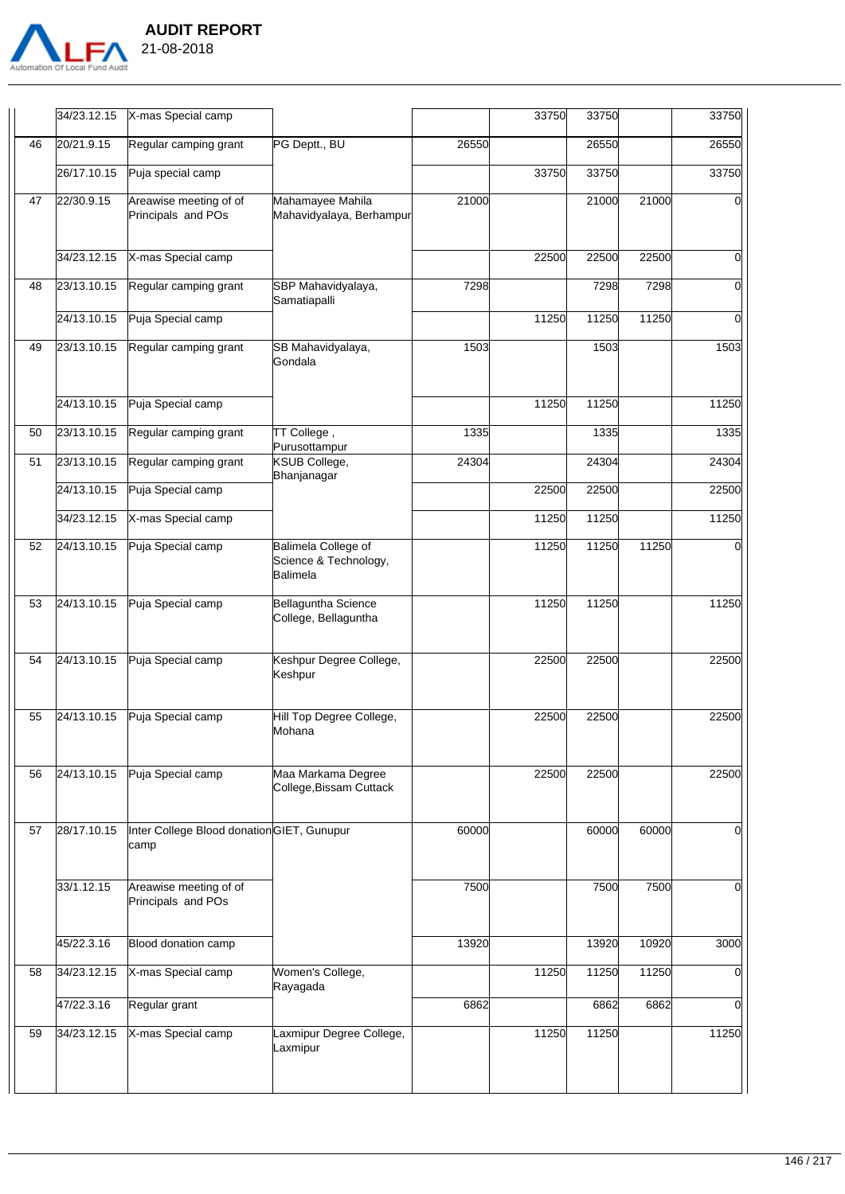| | | | | | | | | |
|---|---|---|---|---|---|---|---|---|
| | 34/23.12.15 | X-mas Special camp | | | 33750 | 33750 | | 33750 |
| 46 | 20/21.9.15 | Regular camping grant | PG Deptt., BU | 26550 | | 26550 | | 26550 |
| | 26/17.10.15 | Puja special camp | | | 33750 | 33750 | | 33750 |
| 47 | 22/30.9.15 | Areawise meeting of of Principals and POs | Mahamayee Mahila Mahavidyalaya, Berhampur | 21000 | | 21000 | 21000 | 0 |
| | 34/23.12.15 | X-mas Special camp | | | 22500 | 22500 | 22500 | 0 |
| 48 | 23/13.10.15 | Regular camping grant | SBP Mahavidyalaya, Samatiapalli | 7298 | | 7298 | 7298 | 0 |
| | 24/13.10.15 | Puja Special camp | | | 11250 | 11250 | 11250 | 0 |
| 49 | 23/13.10.15 | Regular camping grant | SB Mahavidyalaya, Gondala | 1503 | | 1503 | | 1503 |
| | 24/13.10.15 | Puja Special camp | | | 11250 | 11250 | | 11250 |
| 50 | 23/13.10.15 | Regular camping grant | TT College , Purusottampur | 1335 | | 1335 | | 1335 |
| 51 | 23/13.10.15 | Regular camping grant | KSUB College, Bhanjanagar | 24304 | | 24304 | | 24304 |
| | 24/13.10.15 | Puja Special camp | | | 22500 | 22500 | | 22500 |
| | 34/23.12.15 | X-mas Special camp | | | 11250 | 11250 | | 11250 |
| 52 | 24/13.10.15 | Puja Special camp | Balimela College of Science & Technology, Balimela | | 11250 | 11250 | 11250 | 0 |
| 53 | 24/13.10.15 | Puja Special camp | Bellaguntha Science College, Bellaguntha | | 11250 | 11250 | | 11250 |
| 54 | 24/13.10.15 | Puja Special camp | Keshpur Degree College, Keshpur | | 22500 | 22500 | | 22500 |
| 55 | 24/13.10.15 | Puja Special camp | Hill Top Degree College, Mohana | | 22500 | 22500 | | 22500 |
| 56 | 24/13.10.15 | Puja Special camp | Maa Markama Degree College,Bissam Cuttack | | 22500 | 22500 | | 22500 |
| 57 | 28/17.10.15 | Inter College Blood donation camp | GIET, Gunupur | 60000 | | 60000 | 60000 | 0 |
| | 33/1.12.15 | Areawise meeting of of Principals and POs | | 7500 | | 7500 | 7500 | 0 |
| | 45/22.3.16 | Blood donation camp | | 13920 | | 13920 | 10920 | 3000 |
| 58 | 34/23.12.15 | X-mas Special camp | Women's College, Rayagada | | 11250 | 11250 | 11250 | 0 |
| | 47/22.3.16 | Regular grant | | 6862 | | 6862 | 6862 | 0 |
| 59 | 34/23.12.15 | X-mas Special camp | Laxmipur Degree College, Laxmipur | | 11250 | 11250 | | 11250 |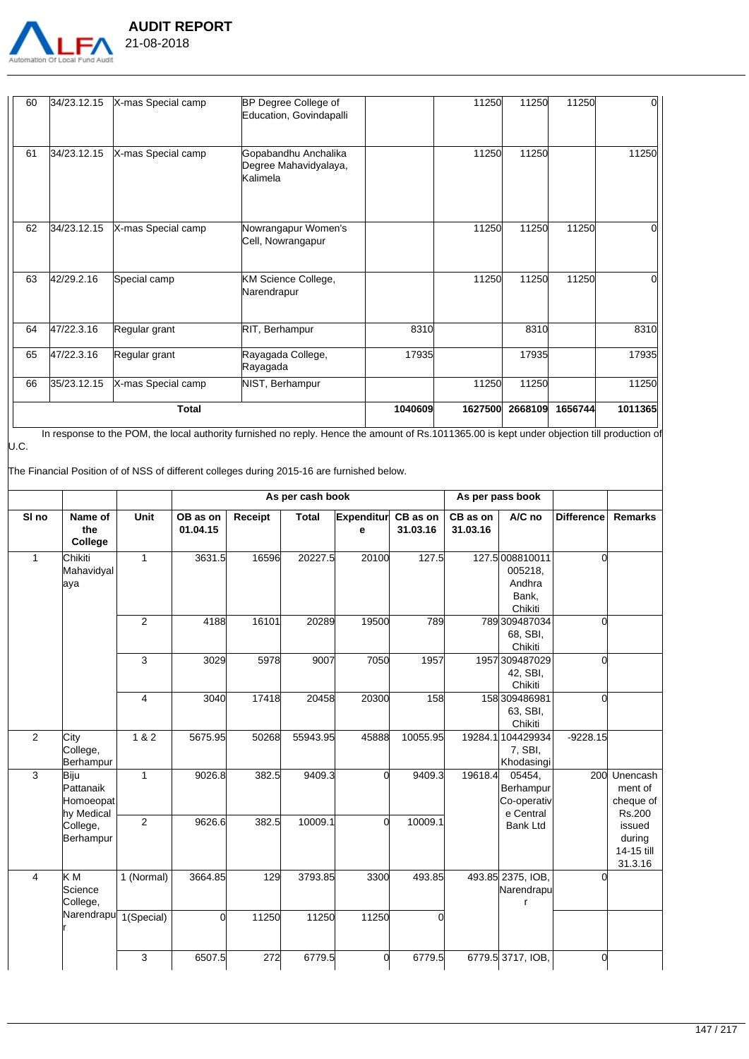| | | | | | | | | |
|---|---|---|---|---|---|---|---|---|
| 60 | 34/23.12.15 | X-mas Special camp | BP Degree College of Education, Govindapalli | | 11250 | 11250 | 11250 | 0 |
| 61 | 34/23.12.15 | X-mas Special camp | Gopabandhu Anchalika Degree Mahavidyalaya, Kalimela | | 11250 | 11250 | | 11250 |
| 62 | 34/23.12.15 | X-mas Special camp | Nowrangapur Women's Cell, Nowrangapur | | 11250 | 11250 | 11250 | 0 |
| 63 | 42/29.2.16 | Special camp | KM Science College, Narendrapur | | 11250 | 11250 | 11250 | 0 |
| 64 | 47/22.3.16 | Regular grant | RIT, Berhampur | 8310 | | 8310 | | 8310 |
| 65 | 47/22.3.16 | Regular grant | Rayagada College, Rayagada | 17935 | | 17935 | | 17935 |
| 66 | 35/23.12.15 | X-mas Special camp | NIST, Berhampur | | 11250 | 11250 | | 11250 |
| | | **Total** | | **1040609** | **1627500** | **2668109** | **1656744** | **1011365** |

In response to the POM, the local authority furnished no reply. Hence the amount of Rs.1011365.00 is kept under objection till production of U.C.

The Financial Position of of NSS of different colleges during 2015-16 are furnished below.

| | | | As per cash book | | | | | As per pass book | | | |
|---|---|---|---|---|---|---|---|---|---|---|---|
| **Sl no** | **Name of the College** | **Unit** | **OB as on 01.04.15** | **Receipt** | **Total** | **Expenditure** | **CB as on 31.03.16** | **CB as on 31.03.16** | **A/C no** | **Difference** | **Remarks** |
| 1 | Chikiti Mahavidyalaya | 1 | 3631.5 | 16596 | 20227.5 | 20100 | 127.5 | 127.5 | 008810011005218, Andhra Bank, Chikiti | 0 | |
| | | 2 | 4188 | 16101 | 20289 | 19500 | 789 | 789 | 30948703468, SBI, Chikiti | 0 | |
| | | 3 | 3029 | 5978 | 9007 | 7050 | 1957 | 1957 | 30948702942, SBI, Chikiti | 0 | |
| | | 4 | 3040 | 17418 | 20458 | 20300 | 158 | 158 | 30948698163, SBI, Chikiti | 0 | |
| 2 | City College, Berhampur | 1 & 2 | 5675.95 | 50268 | 55943.95 | 45888 | 10055.95 | 19284.1 | 1044299347, SBI, Khodasingi | -9228.15 | |
| 3 | Biju Pattanaik Homoeopathy Medical College, Berhampur | 1 | 9026.8 | 382.5 | 9409.3 | 0 | 9409.3 | 19618.4 | 05454, Berhampur Co-operative Central Bank Ltd | 200 | Unencashment of cheque of Rs.200 issued during 14-15 till 31.3.16 |
| | | 2 | 9626.6 | 382.5 | 10009.1 | 0 | 10009.1 | | | | |
| 4 | K M Science College, Narendrapur | 1 (Normal) | 3664.85 | 129 | 3793.85 | 3300 | 493.85 | 493.85 | 2375, IOB, Narendrapur | 0 | |
| | | 1(Special) | 0 | 11250 | 11250 | 11250 | 0 | | | | |
| | | 3 | 6507.5 | 272 | 6779.5 | 0 | 6779.5 | 6779.5 | 3717, IOB, | 0 | |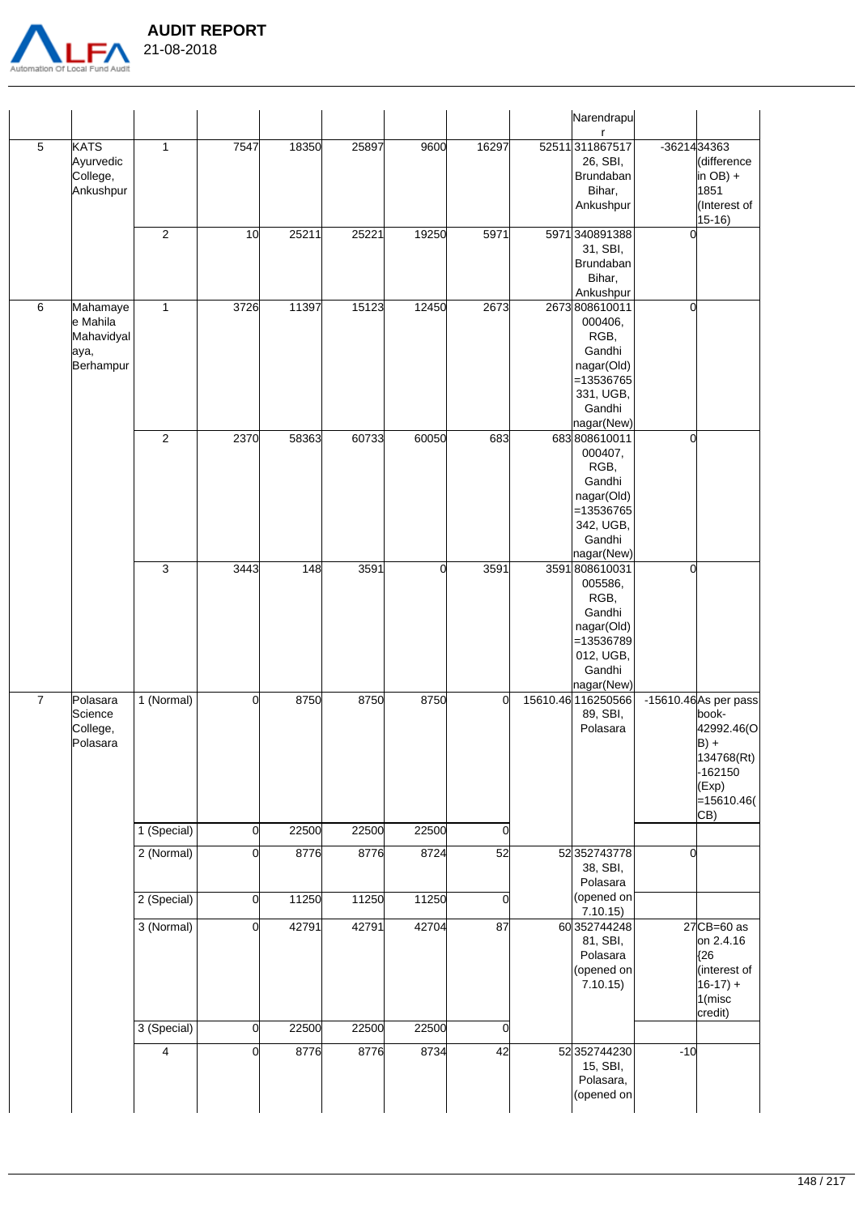| | | | | | | | | | | | |
|---|---|---|---|---|---|---|---|---|---|---|---|
| | | | | | | | | | Narendrapur | | |
| 5 | KATS Ayurvedic College, Ankushpur | 1 | 7547 | 18350 | 25897 | 9600 | 16297 | 52511 | 311867517 26, SBI, Brundaban Bihar, Ankushpur | -36214 | 34363 (difference in OB) + 1851 (Interest of 15-16) |
| | | 2 | 10 | 25211 | 25221 | 19250 | 5971 | 5971 | 340891388 31, SBI, Brundaban Bihar, Ankushpur | 0 | |
| 6 | Mahamaye e Mahila Mahavidyal aya, Berhampur | 1 | 3726 | 11397 | 15123 | 12450 | 2673 | 2673 | 808610011 000406, RGB, Gandhi nagar(Old) =13536765 331, UGB, Gandhi nagar(New) | 0 | |
| | | 2 | 2370 | 58363 | 60733 | 60050 | 683 | 683 | 808610011 000407, RGB, Gandhi nagar(Old) =13536765 342, UGB, Gandhi nagar(New) | 0 | |
| | | 3 | 3443 | 148 | 3591 | 0 | 3591 | 3591 | 808610031 005586, RGB, Gandhi nagar(Old) =13536789 012, UGB, Gandhi nagar(New) | 0 | |
| 7 | Polasara Science College, Polasara | 1 (Normal) | 0 | 8750 | 8750 | 8750 | 0 | 15610.46 | 116250566 89, SBI, Polasara | -15610.46 | As per pass book- 42992.46(OB) + 134768(Rt) -162150 (Exp) =15610.46(CB) |
| | | 1 (Special) | 0 | 22500 | 22500 | 22500 | 0 | | | | |
| | | 2 (Normal) | 0 | 8776 | 8776 | 8724 | 52 | 52 | 352743778 38, SBI, Polasara (opened on 7.10.15) | 0 | |
| | | 2 (Special) | 0 | 11250 | 11250 | 11250 | 0 | | | | |
| | | 3 (Normal) | 0 | 42791 | 42791 | 42704 | 87 | 60 | 352744248 81, SBI, Polasara (opened on 7.10.15) | 27 | CB=60 as on 2.4.16 {26 (interest of 16-17) + 1(misc credit) |
| | | 3 (Special) | 0 | 22500 | 22500 | 22500 | 0 | | | | |
| | | 4 | 0 | 8776 | 8776 | 8734 | 42 | 52 | 352744230 15, SBI, Polasara, (opened on | -10 | |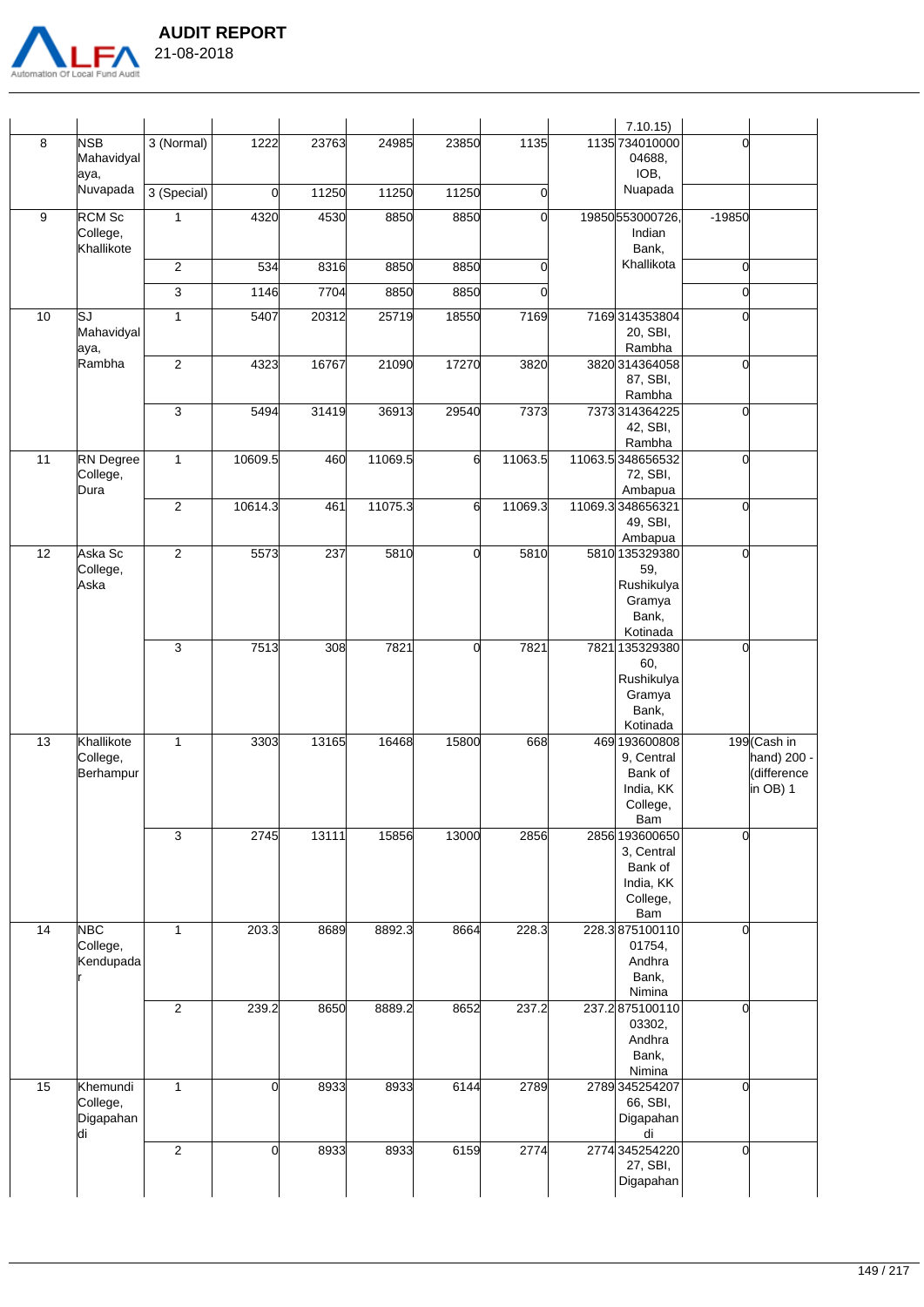| | | | | | | | | | | | |
|---|---|---|---|---|---|---|---|---|---|---|---|
| | | | | | | | | | 7.10.15) | | |
| 8 | NSB Mahavidyalaya, Nuvapada | 3 (Normal) | 1222 | 23763 | 24985 | 23850 | 1135 | 1135 | 734010000 04688, IOB, Nuapada | 0 | |
| | | 3 (Special) | 0 | 11250 | 11250 | 11250 | 0 | | | | |
| 9 | RCM Sc College, Khallikote | 1 | 4320 | 4530 | 8850 | 8850 | 0 | 19850 | 553000726, Indian Bank, Khallikota | -19850 | |
| | | 2 | 534 | 8316 | 8850 | 8850 | 0 | | | 0 | |
| | | 3 | 1146 | 7704 | 8850 | 8850 | 0 | | | 0 | |
| 10 | SJ Mahavidyalaya, Rambha | 1 | 5407 | 20312 | 25719 | 18550 | 7169 | 7169 | 314353804 20, SBI, Rambha | 0 | |
| | | 2 | 4323 | 16767 | 21090 | 17270 | 3820 | 3820 | 314364058 87, SBI, Rambha | 0 | |
| | | 3 | 5494 | 31419 | 36913 | 29540 | 7373 | 7373 | 314364225 42, SBI, Rambha | 0 | |
| 11 | RN Degree College, Dura | 1 | 10609.5 | 460 | 11069.5 | 6 | 11063.5 | 11063.5 | 348656532 72, SBI, Ambapua | 0 | |
| | | 2 | 10614.3 | 461 | 11075.3 | 6 | 11069.3 | 11069.3 | 348656321 49, SBI, Ambapua | 0 | |
| 12 | Aska Sc College, Aska | 2 | 5573 | 237 | 5810 | 0 | 5810 | 5810 | 135329380 59, Rushikulya Gramya Bank, Kotinada | 0 | |
| | | 3 | 7513 | 308 | 7821 | 0 | 7821 | 7821 | 135329380 60, Rushikulya Gramya Bank, Kotinada | 0 | |
| 13 | Khallikote College, Berhampur | 1 | 3303 | 13165 | 16468 | 15800 | 668 | 469 | 193600808 9, Central Bank of India, KK College, Bam | 199 | (Cash in hand) 200 - (difference in OB) 1 |
| | | 3 | 2745 | 13111 | 15856 | 13000 | 2856 | 2856 | 193600650 3, Central Bank of India, KK College, Bam | 0 | |
| 14 | NBC College, Kendupadar | 1 | 203.3 | 8689 | 8892.3 | 8664 | 228.3 | 228.3 | 875100110 01754, Andhra Bank, Nimina | 0 | |
| | | 2 | 239.2 | 8650 | 8889.2 | 8652 | 237.2 | 237.2 | 875100110 03302, Andhra Bank, Nimina | 0 | |
| 15 | Khemundi College, Digapahandi | 1 | 0 | 8933 | 8933 | 6144 | 2789 | 2789 | 345254207 66, SBI, Digapahandi | 0 | |
| | | 2 | 0 | 8933 | 8933 | 6159 | 2774 | 2774 | 345254220 27, SBI, Digapahan | 0 | |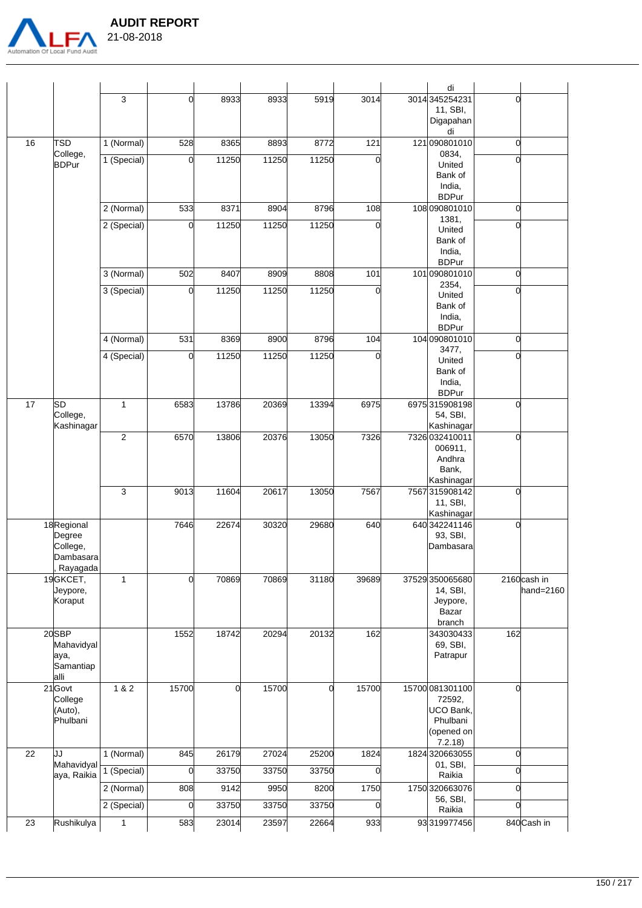| | | | | | | | | | | | |
|---|---|---|---|---|---|---|---|---|---|---|---|
| | | | | | | | | | di | | |
| | | 3 | 0 | 8933 | 8933 | 5919 | 3014 | 3014 | 345254231 11, SBI, Digapahan di | 0 | |
| 16 | TSD College, BDPur | 1 (Normal) | 528 | 8365 | 8893 | 8772 | 121 | 121 | 090801010 0834, United Bank of India, BDPur | 0 | |
| | | 1 (Special) | 0 | 11250 | 11250 | 11250 | 0 | | | 0 | |
| | | 2 (Normal) | 533 | 8371 | 8904 | 8796 | 108 | 108 | 090801010 1381, United Bank of India, BDPur | 0 | |
| | | 2 (Special) | 0 | 11250 | 11250 | 11250 | 0 | | | 0 | |
| | | 3 (Normal) | 502 | 8407 | 8909 | 8808 | 101 | 101 | 090801010 2354, United Bank of India, BDPur | 0 | |
| | | 3 (Special) | 0 | 11250 | 11250 | 11250 | 0 | | | 0 | |
| | | 4 (Normal) | 531 | 8369 | 8900 | 8796 | 104 | 104 | 090801010 3477, United Bank of India, BDPur | 0 | |
| | | 4 (Special) | 0 | 11250 | 11250 | 11250 | 0 | | | 0 | |
| 17 | SD College, Kashinagar | 1 | 6583 | 13786 | 20369 | 13394 | 6975 | 6975 | 315908198 54, SBI, Kashinagar | 0 | |
| | | 2 | 6570 | 13806 | 20376 | 13050 | 7326 | 7326 | 032410011 006911, Andhra Bank, Kashinagar | 0 | |
| | | 3 | 9013 | 11604 | 20617 | 13050 | 7567 | 7567 | 315908142 11, SBI, Kashinagar | 0 | |
| 18 | Regional Degree College, Dambasara, Rayagada | | 7646 | 22674 | 30320 | 29680 | 640 | 640 | 342241146 93, SBI, Dambasara | 0 | |
| 19 | GKCET, Jeypore, Koraput | 1 | 0 | 70869 | 70869 | 31180 | 39689 | 37529 | 350065680 14, SBI, Jeypore, Bazar branch | 2160 | cash in hand=2160 |
| 20 | SBP Mahavidyalaya, Samantiapalli | | 1552 | 18742 | 20294 | 20132 | 162 | | 343030433 69, SBI, Patrapur | 162 | |
| 21 | Govt College (Auto), Phulbani | 1 & 2 | 15700 | 0 | 15700 | 0 | 15700 | 15700 | 081301100 72592, UCO Bank, Phulbani (opened on 7.2.18) | 0 | |
| 22 | JJ Mahavidyalaya, Raikia | 1 (Normal) | 845 | 26179 | 27024 | 25200 | 1824 | 1824 | 320663055 01, SBI, Raikia | 0 | |
| | | 1 (Special) | 0 | 33750 | 33750 | 33750 | 0 | | | 0 | |
| | | 2 (Normal) | 808 | 9142 | 9950 | 8200 | 1750 | 1750 | 320663076 56, SBI, Raikia | 0 | |
| | | 2 (Special) | 0 | 33750 | 33750 | 33750 | 0 | | | 0 | |
| 23 | Rushikulya | 1 | 583 | 23014 | 23597 | 22664 | 933 | 93 | 319977456 | 840 | Cash in |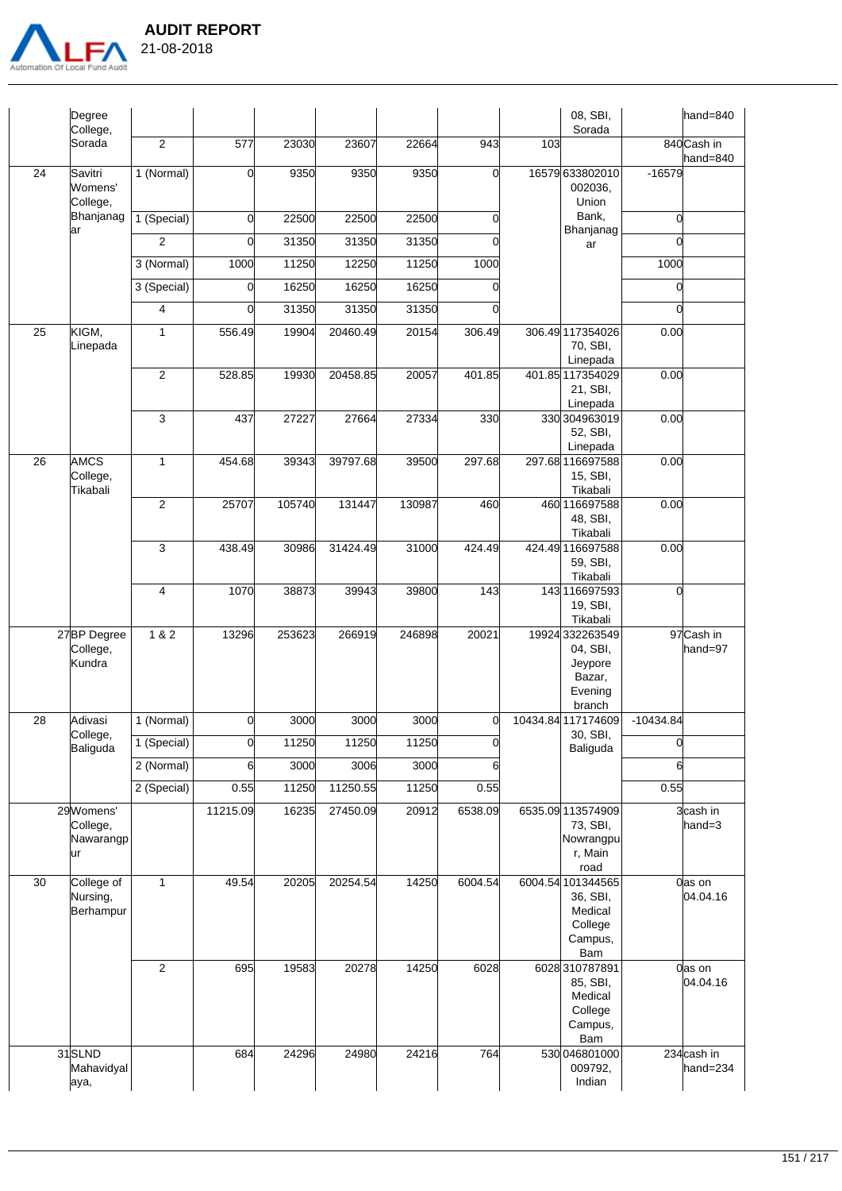| | | | | | | | | | | | |
|---|---|---|---|---|---|---|---|---|---|---|---|
| | Degree College, Sorada | | | | | | | | 08, SBI, Sorada | | hand=840 |
| | | 2 | 577 | 23030 | 23607 | 22664 | 943 | 103 | | 840 | Cash in hand=840 |
| 24 | Savitri Womens' College, Bhanjanagar | 1 (Normal) | 0 | 9350 | 9350 | 9350 | 0 | 16579 | 633802010 002036, Union Bank, Bhanjanagar | -16579 | |
| | | 1 (Special) | 0 | 22500 | 22500 | 22500 | 0 | | | 0 | |
| | | 2 | 0 | 31350 | 31350 | 31350 | 0 | | | 0 | |
| | | 3 (Normal) | 1000 | 11250 | 12250 | 11250 | 1000 | | | 1000 | |
| | | 3 (Special) | 0 | 16250 | 16250 | 16250 | 0 | | | 0 | |
| | | 4 | 0 | 31350 | 31350 | 31350 | 0 | | | 0 | |
| 25 | KIGM, Linepada | 1 | 556.49 | 19904 | 20460.49 | 20154 | 306.49 | 306.49 | 117354026 70, SBI, Linepada | 0.00 | |
| | | 2 | 528.85 | 19930 | 20458.85 | 20057 | 401.85 | 401.85 | 117354029 21, SBI, Linepada | 0.00 | |
| | | 3 | 437 | 27227 | 27664 | 27334 | 330 | 330 | 304963019 52, SBI, Linepada | 0.00 | |
| 26 | AMCS College, Tikabali | 1 | 454.68 | 39343 | 39797.68 | 39500 | 297.68 | 297.68 | 116697588 15, SBI, Tikabali | 0.00 | |
| | | 2 | 25707 | 105740 | 131447 | 130987 | 460 | 460 | 116697588 48, SBI, Tikabali | 0.00 | |
| | | 3 | 438.49 | 30986 | 31424.49 | 31000 | 424.49 | 424.49 | 116697588 59, SBI, Tikabali | 0.00 | |
| | | 4 | 1070 | 38873 | 39943 | 39800 | 143 | 143 | 116697593 19, SBI, Tikabali | 0 | |
| 27 | BP Degree College, Kundra | 1 & 2 | 13296 | 253623 | 266919 | 246898 | 20021 | 19924 | 332263549 04, SBI, Jeypore Bazar, Evening branch | 97 | Cash in hand=97 |
| 28 | Adivasi College, Baliguda | 1 (Normal) | 0 | 3000 | 3000 | 3000 | 0 | 10434.84 | 117174609 30, SBI, Baliguda | -10434.84 | |
| | | 1 (Special) | 0 | 11250 | 11250 | 11250 | 0 | | | 0 | |
| | | 2 (Normal) | 6 | 3000 | 3006 | 3000 | 6 | | | 6 | |
| | | 2 (Special) | 0.55 | 11250 | 11250.55 | 11250 | 0.55 | | | 0.55 | |
| 29 | Womens' College, Nawarangpur | | 11215.09 | 16235 | 27450.09 | 20912 | 6538.09 | 6535.09 | 113574909 73, SBI, Nowrangpur, Main road | 3 | cash in hand=3 |
| 30 | College of Nursing, Berhampur | 1 | 49.54 | 20205 | 20254.54 | 14250 | 6004.54 | 6004.54 | 101344565 36, SBI, Medical College Campus, Bam | 0 | as on 04.04.16 |
| | | 2 | 695 | 19583 | 20278 | 14250 | 6028 | 6028 | 310787891 85, SBI, Medical College Campus, Bam | 0 | as on 04.04.16 |
| 31 | SLND Mahavidyalaya, | | 684 | 24296 | 24980 | 24216 | 764 | 530 | 046801000 009792, Indian | 234 | cash in hand=234 |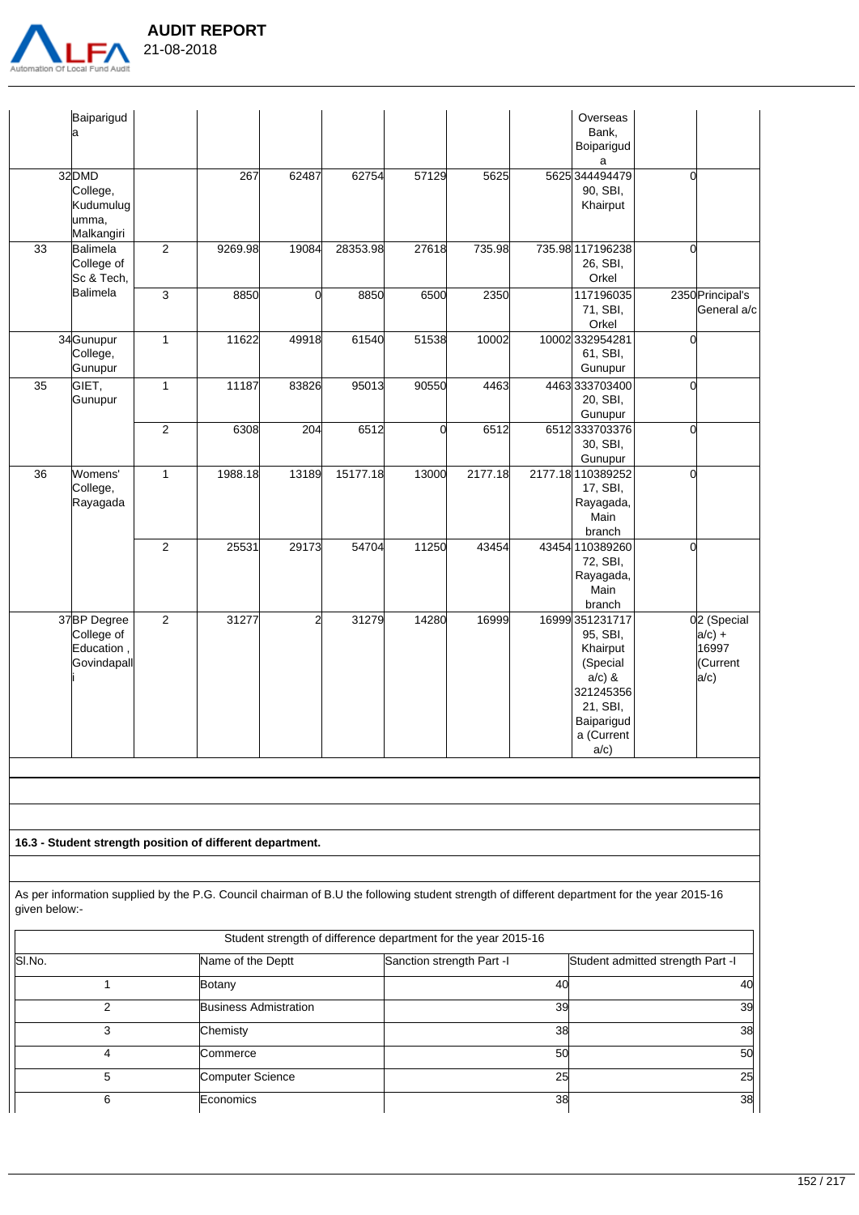| | | | | | | | | | | |
|---|---|---|---|---|---|---|---|---|---|---|
| | Baiparigud a | | | | | | | | Overseas Bank, Boiparigud a | | |
| 32 | DMD College, Kudumulug umma, Malkangiri | | 267 | 62487 | 62754 | 57129 | 5625 | 5625 | 344494479 90, SBI, Khairput | 0 | |
| 33 | Balimela College of Sc & Tech, Balimela | 2 | 9269.98 | 19084 | 28353.98 | 27618 | 735.98 | 735.98 | 117196238 26, SBI, Orkel | 0 | |
| | | 3 | 8850 | 0 | 8850 | 6500 | 2350 | | 117196035 71, SBI, Orkel | 2350 | Principal's General a/c |
| 34 | Gunupur College, Gunupur | 1 | 11622 | 49918 | 61540 | 51538 | 10002 | 10002 | 332954281 61, SBI, Gunupur | 0 | |
| 35 | GIET, Gunupur | 1 | 11187 | 83826 | 95013 | 90550 | 4463 | 4463 | 333703400 20, SBI, Gunupur | 0 | |
| | | 2 | 6308 | 204 | 6512 | 0 | 6512 | 6512 | 333703376 30, SBI, Gunupur | 0 | |
| 36 | Womens' College, Rayagada | 1 | 1988.18 | 13189 | 15177.18 | 13000 | 2177.18 | 2177.18 | 110389252 17, SBI, Rayagada, Main branch | 0 | |
| | | 2 | 25531 | 29173 | 54704 | 11250 | 43454 | 43454 | 110389260 72, SBI, Rayagada, Main branch | 0 | |
| 37 | BP Degree College of Education , Govindapall i | 2 | 31277 | 2 | 31279 | 14280 | 16999 | 16999 | 351231717 95, SBI, Khairput (Special a/c) & 321245356 21, SBI, Baiparigud a (Current a/c) | 0 | 2 (Special a/c) + 16997 (Current a/c) |

**16.3 - Student strength position of different department.**

As per information supplied by the P.G. Council chairman of B.U the following student strength of different department for the year 2015-16 given below:-

| Student strength of difference department for the year 2015-16 | | | |
|---|---|---|---|
| Sl.No. | Name of the Deptt | Sanction strength Part -I | Student admitted strength Part -I |
| 1 | Botany | 40 | 40 |
| 2 | Business Admistration | 39 | 39 |
| 3 | Chemisty | 38 | 38 |
| 4 | Commerce | 50 | 50 |
| 5 | Computer Science | 25 | 25 |
| 6 | Economics | 38 | 38 |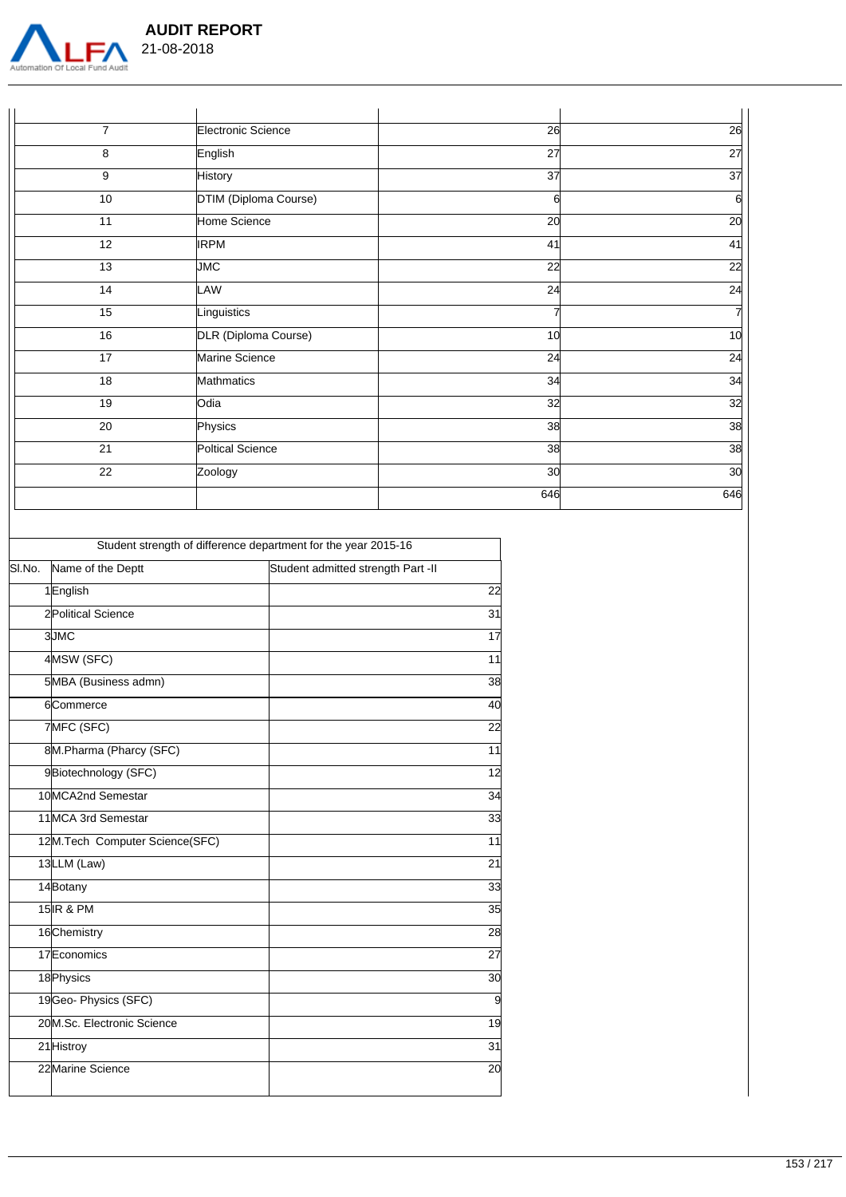| | | | |
|---|---|---|---|
| 7 | Electronic Science | 26 | 26 |
| 8 | English | 27 | 27 |
| 9 | History | 37 | 37 |
| 10 | DTIM (Diploma Course) | 6 | 6 |
| 11 | Home Science | 20 | 20 |
| 12 | IRPM | 41 | 41 |
| 13 | JMC | 22 | 22 |
| 14 | LAW | 24 | 24 |
| 15 | Linguistics | 7 | 7 |
| 16 | DLR (Diploma Course) | 10 | 10 |
| 17 | Marine Science | 24 | 24 |
| 18 | Mathmatics | 34 | 34 |
| 19 | Odia | 32 | 32 |
| 20 | Physics | 38 | 38 |
| 21 | Poltical Science | 38 | 38 |
| 22 | Zoology | 30 | 30 |
| | | 646 | 646 |

| Student strength of difference department for the year 2015-16 | | |
|---|---|---|
| Sl.No. | Name of the Deptt | Student admitted strength Part -II |
| 1 | English | 22 |
| 2 | Political Science | 31 |
| 3 | JMC | 17 |
| 4 | MSW (SFC) | 11 |
| 5 | MBA (Business admn) | 38 |
| 6 | Commerce | 40 |
| 7 | MFC (SFC) | 22 |
| 8 | M.Pharma (Pharcy (SFC) | 11 |
| 9 | Biotechnology (SFC) | 12 |
| 10 | MCA2nd Semestar | 34 |
| 11 | MCA 3rd Semestar | 33 |
| 12 | M.Tech Computer Science(SFC) | 11 |
| 13 | LLM (Law) | 21 |
| 14 | Botany | 33 |
| 15 | IR & PM | 35 |
| 16 | Chemistry | 28 |
| 17 | Economics | 27 |
| 18 | Physics | 30 |
| 19 | Geo- Physics (SFC) | 9 |
| 20 | M.Sc. Electronic Science | 19 |
| 21 | Histroy | 31 |
| 22 | Marine Science | 20 |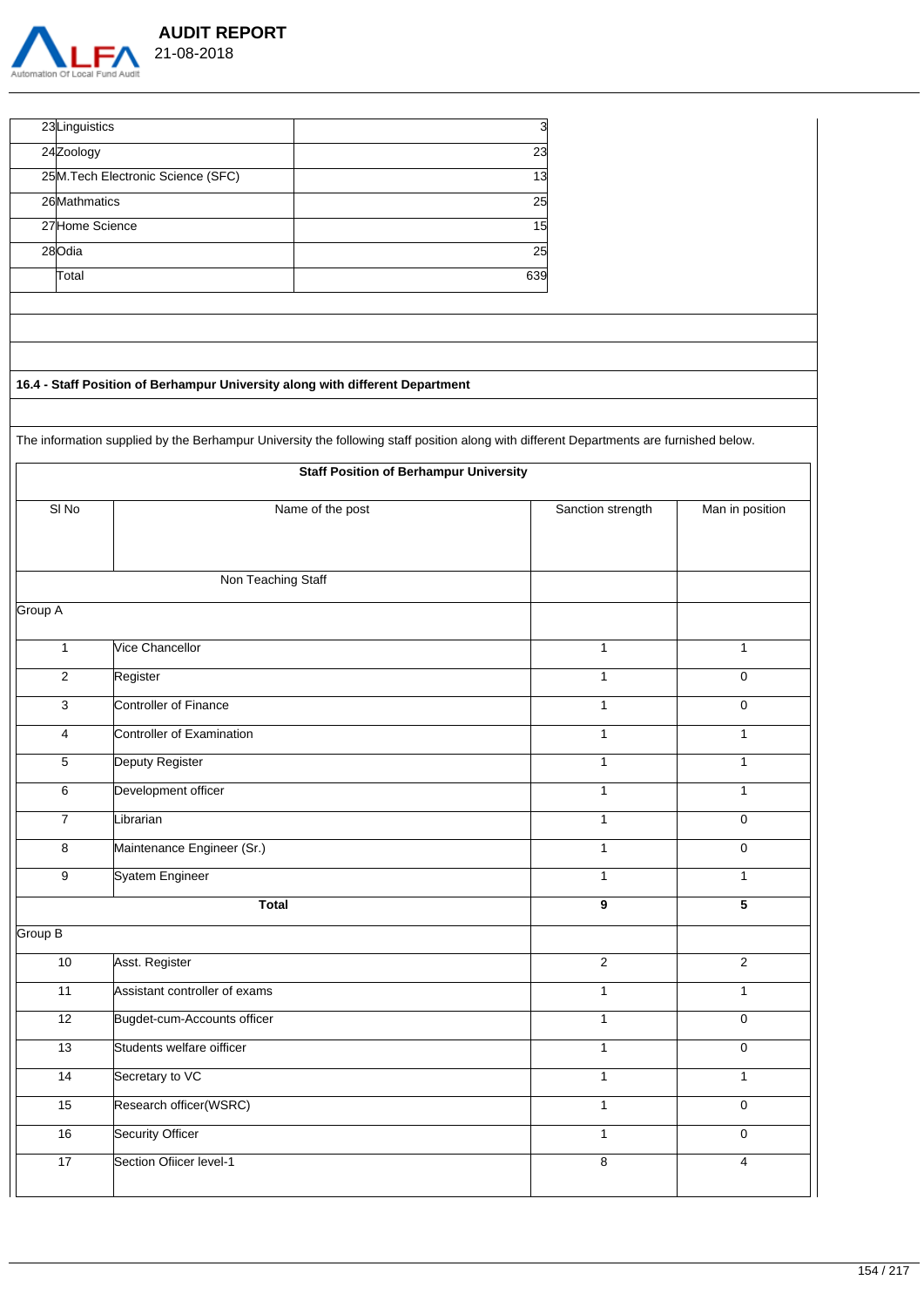| | | |
|---|---|---|
| 23 | Linguistics | 3 |
| 24 | Zoology | 23 |
| 25 | M.Tech Electronic Science (SFC) | 13 |
| 26 | Mathmatics | 25 |
| 27 | Home Science | 15 |
| 28 | Odia | 25 |
| | Total | 639 |

**16.4 - Staff Position of Berhampur University along with different Department**

The information supplied by the Berhampur University the following staff position along with different Departments are furnished below.

**Staff Position of Berhampur University**

| Sl No | Name of the post | Sanction strength | Man in position |
|---|---|---|---|
| | Non Teaching Staff | | |
| Group A | | | |
| 1 | Vice Chancellor | 1 | 1 |
| 2 | Register | 1 | 0 |
| 3 | Controller of Finance | 1 | 0 |
| 4 | Controller of Examination | 1 | 1 |
| 5 | Deputy Register | 1 | 1 |
| 6 | Development officer | 1 | 1 |
| 7 | Librarian | 1 | 0 |
| 8 | Maintenance Engineer (Sr.) | 1 | 0 |
| 9 | Syatem Engineer | 1 | 1 |
| | **Total** | **9** | **5** |
| Group B | | | |
| 10 | Asst. Register | 2 | 2 |
| 11 | Assistant controller of exams | 1 | 1 |
| 12 | Bugdet-cum-Accounts officer | 1 | 0 |
| 13 | Students welfare oifficer | 1 | 0 |
| 14 | Secretary to VC | 1 | 1 |
| 15 | Research officer(WSRC) | 1 | 0 |
| 16 | Security Officer | 1 | 0 |
| 17 | Section Ofiicer level-1 | 8 | 4 |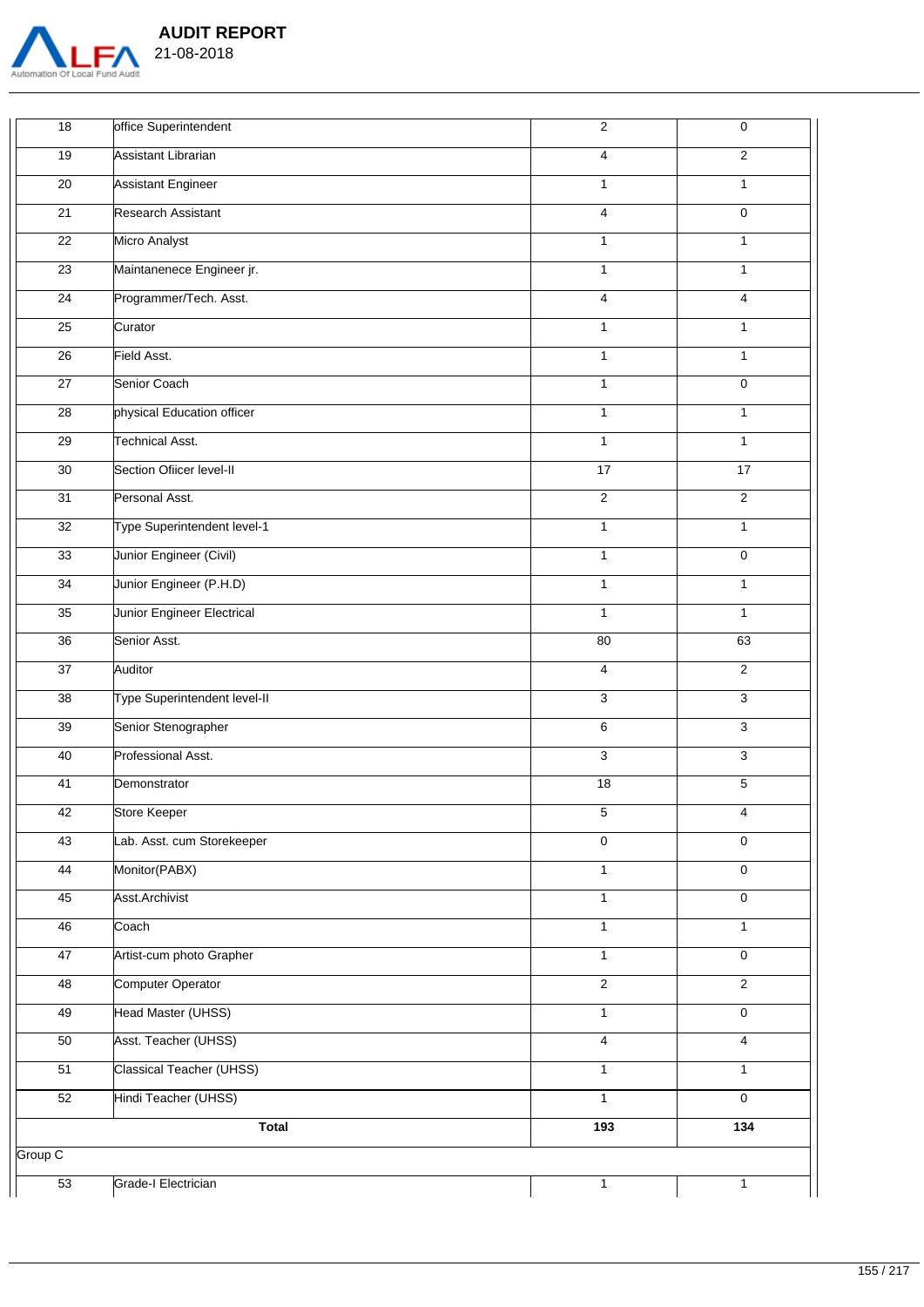| 18 | office Superintendent | 2 | 0 |
|---|---|---|---|
| 19 | Assistant Librarian | 4 | 2 |
| 20 | Assistant Engineer | 1 | 1 |
| 21 | Research Assistant | 4 | 0 |
| 22 | Micro Analyst | 1 | 1 |
| 23 | Maintanenece Engineer jr. | 1 | 1 |
| 24 | Programmer/Tech. Asst. | 4 | 4 |
| 25 | Curator | 1 | 1 |
| 26 | Field Asst. | 1 | 1 |
| 27 | Senior Coach | 1 | 0 |
| 28 | physical Education officer | 1 | 1 |
| 29 | Technical Asst. | 1 | 1 |
| 30 | Section Ofiicer level-II | 17 | 17 |
| 31 | Personal Asst. | 2 | 2 |
| 32 | Type Superintendent level-1 | 1 | 1 |
| 33 | Junior Engineer (Civil) | 1 | 0 |
| 34 | Junior Engineer (P.H.D) | 1 | 1 |
| 35 | Junior Engineer Electrical | 1 | 1 |
| 36 | Senior Asst. | 80 | 63 |
| 37 | Auditor | 4 | 2 |
| 38 | Type Superintendent level-II | 3 | 3 |
| 39 | Senior Stenographer | 6 | 3 |
| 40 | Professional Asst. | 3 | 3 |
| 41 | Demonstrator | 18 | 5 |
| 42 | Store Keeper | 5 | 4 |
| 43 | Lab. Asst. cum Storekeeper | 0 | 0 |
| 44 | Monitor(PABX) | 1 | 0 |
| 45 | Asst.Archivist | 1 | 0 |
| 46 | Coach | 1 | 1 |
| 47 | Artist-cum photo Grapher | 1 | 0 |
| 48 | Computer Operator | 2 | 2 |
| 49 | Head Master (UHSS) | 1 | 0 |
| 50 | Asst. Teacher (UHSS) | 4 | 4 |
| 51 | Classical Teacher (UHSS) | 1 | 1 |
| 52 | Hindi Teacher (UHSS) | 1 | 0 |
| | **Total** | **193** | **134** |
| Group C | | | |
| 53 | Grade-I Electrician | 1 | 1 |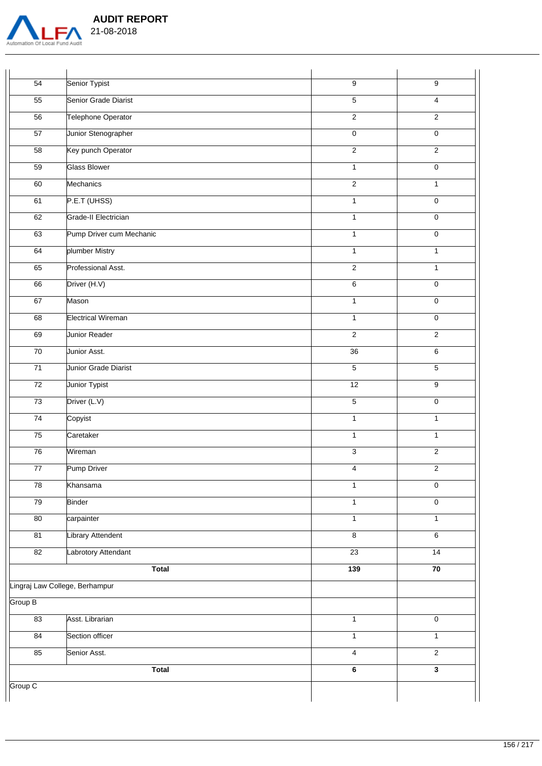| | | | |
|---|---|---|---|
| 54 | Senior Typist | 9 | 9 |
| 55 | Senior Grade Diarist | 5 | 4 |
| 56 | Telephone Operator | 2 | 2 |
| 57 | Junior Stenographer | 0 | 0 |
| 58 | Key punch Operator | 2 | 2 |
| 59 | Glass Blower | 1 | 0 |
| 60 | Mechanics | 2 | 1 |
| 61 | P.E.T (UHSS) | 1 | 0 |
| 62 | Grade-II Electrician | 1 | 0 |
| 63 | Pump Driver cum Mechanic | 1 | 0 |
| 64 | plumber Mistry | 1 | 1 |
| 65 | Professional Asst. | 2 | 1 |
| 66 | Driver (H.V) | 6 | 0 |
| 67 | Mason | 1 | 0 |
| 68 | Electrical Wireman | 1 | 0 |
| 69 | Junior Reader | 2 | 2 |
| 70 | Junior Asst. | 36 | 6 |
| 71 | Junior Grade Diarist | 5 | 5 |
| 72 | Junior Typist | 12 | 9 |
| 73 | Driver (L.V) | 5 | 0 |
| 74 | Copyist | 1 | 1 |
| 75 | Caretaker | 1 | 1 |
| 76 | Wireman | 3 | 2 |
| 77 | Pump Driver | 4 | 2 |
| 78 | Khansama | 1 | 0 |
| 79 | Binder | 1 | 0 |
| 80 | carpainter | 1 | 1 |
| 81 | Library Attendent | 8 | 6 |
| 82 | Labrotory Attendant | 23 | 14 |
| | **Total** | **139** | **70** |
| Lingraj Law College, Berhampur | | | |
| Group B | | | |
| 83 | Asst. Librarian | 1 | 0 |
| 84 | Section officer | 1 | 1 |
| 85 | Senior Asst. | 4 | 2 |
| | **Total** | **6** | **3** |
| Group C | | | |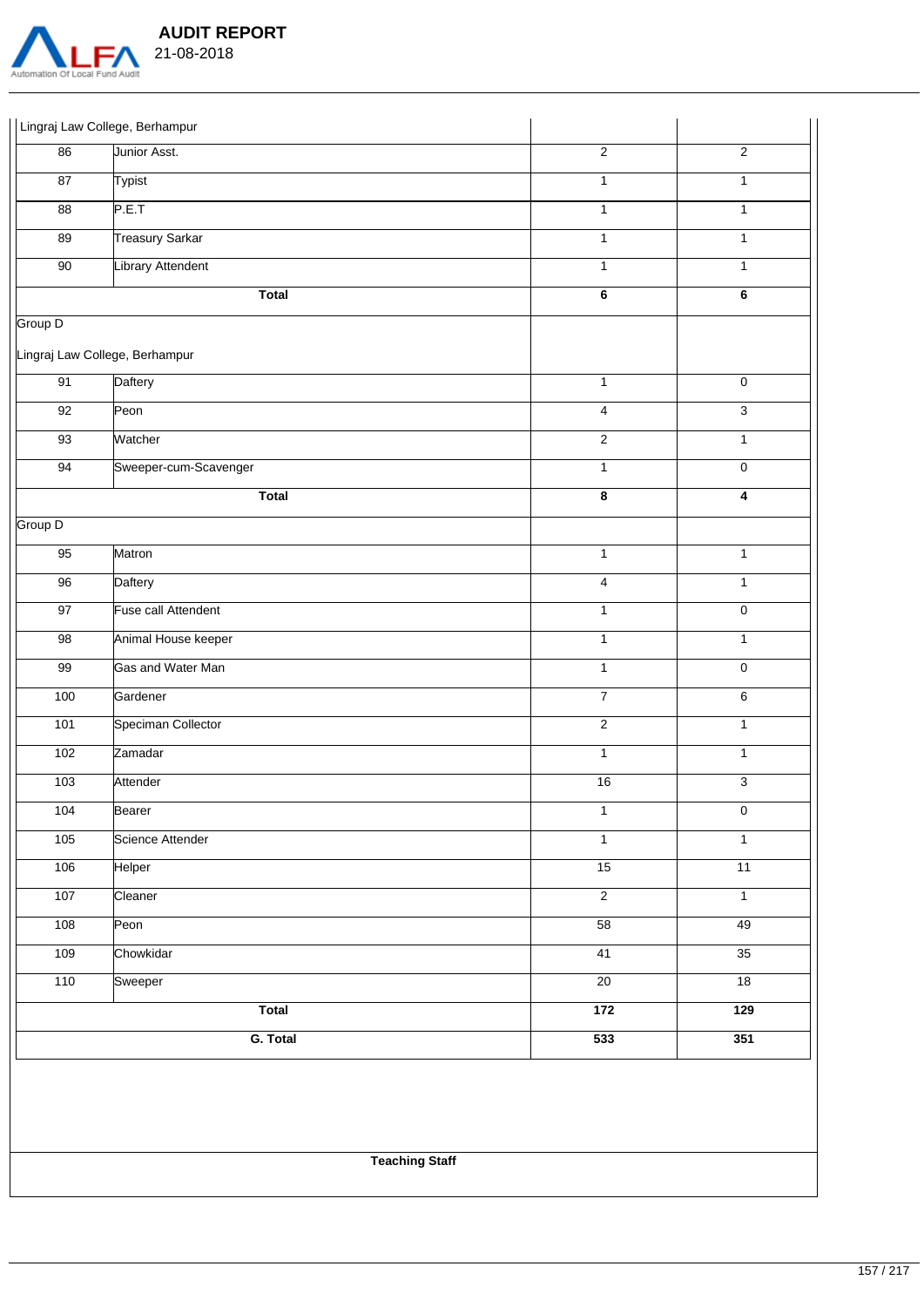| | | | |
|---|---|---|---|
| Lingraj Law College, Berhampur | | | |
| 86 | Junior Asst. | 2 | 2 |
| 87 | Typist | 1 | 1 |
| 88 | P.E.T | 1 | 1 |
| 89 | Treasury Sarkar | 1 | 1 |
| 90 | Library Attendent | 1 | 1 |
| | **Total** | **6** | **6** |
| Group D<br>Lingraj Law College, Berhampur | | | |
| 91 | Daftery | 1 | 0 |
| 92 | Peon | 4 | 3 |
| 93 | Watcher | 2 | 1 |
| 94 | Sweeper-cum-Scavenger | 1 | 0 |
| | **Total** | **8** | **4** |
| Group D | | | |
| 95 | Matron | 1 | 1 |
| 96 | Daftery | 4 | 1 |
| 97 | Fuse call Attendent | 1 | 0 |
| 98 | Animal House keeper | 1 | 1 |
| 99 | Gas and Water Man | 1 | 0 |
| 100 | Gardener | 7 | 6 |
| 101 | Speciman Collector | 2 | 1 |
| 102 | Zamadar | 1 | 1 |
| 103 | Attender | 16 | 3 |
| 104 | Bearer | 1 | 0 |
| 105 | Science Attender | 1 | 1 |
| 106 | Helper | 15 | 11 |
| 107 | Cleaner | 2 | 1 |
| 108 | Peon | 58 | 49 |
| 109 | Chowkidar | 41 | 35 |
| 110 | Sweeper | 20 | 18 |
| | **Total** | **172** | **129** |
| | **G. Total** | **533** | **351** |

**Teaching Staff**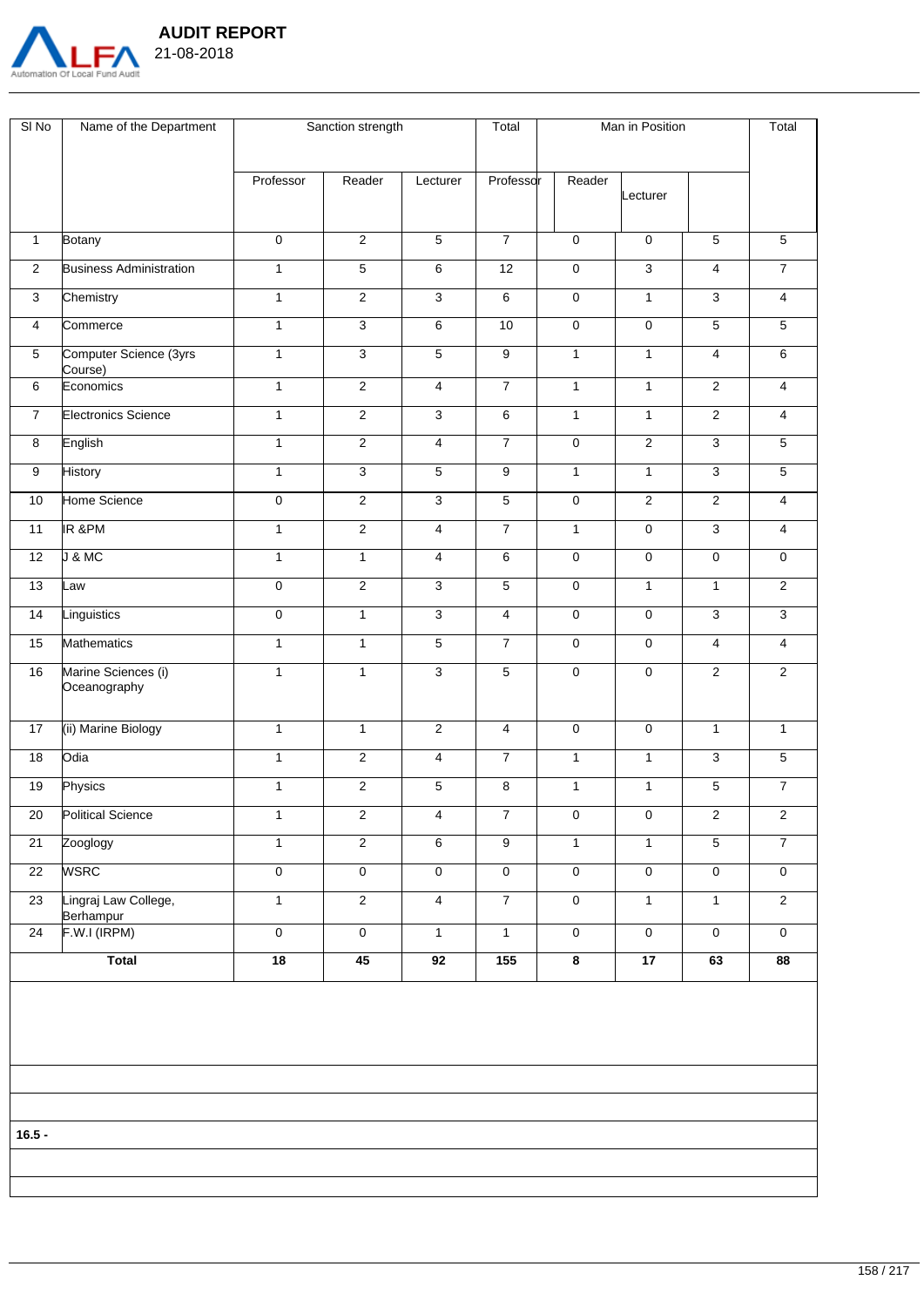| Sl No | Name of the Department | Sanction strength | | | Total | Man in Position | | | Total |
|---|---|---|---|---|---|---|---|---|---|
| | | Professor | Reader | Lecturer | | Professor | Reader | Lecturer | |
| 1 | Botany | 0 | 2 | 5 | 7 | 0 | 0 | 5 | 5 |
| 2 | Business Administration | 1 | 5 | 6 | 12 | 0 | 3 | 4 | 7 |
| 3 | Chemistry | 1 | 2 | 3 | 6 | 0 | 1 | 3 | 4 |
| 4 | Commerce | 1 | 3 | 6 | 10 | 0 | 0 | 5 | 5 |
| 5 | Computer Science (3yrs Course) | 1 | 3 | 5 | 9 | 1 | 1 | 4 | 6 |
| 6 | Economics | 1 | 2 | 4 | 7 | 1 | 1 | 2 | 4 |
| 7 | Electronics Science | 1 | 2 | 3 | 6 | 1 | 1 | 2 | 4 |
| 8 | English | 1 | 2 | 4 | 7 | 0 | 2 | 3 | 5 |
| 9 | History | 1 | 3 | 5 | 9 | 1 | 1 | 3 | 5 |
| 10 | Home Science | 0 | 2 | 3 | 5 | 0 | 2 | 2 | 4 |
| 11 | IR &PM | 1 | 2 | 4 | 7 | 1 | 0 | 3 | 4 |
| 12 | J & MC | 1 | 1 | 4 | 6 | 0 | 0 | 0 | 0 |
| 13 | Law | 0 | 2 | 3 | 5 | 0 | 1 | 1 | 2 |
| 14 | Linguistics | 0 | 1 | 3 | 4 | 0 | 0 | 3 | 3 |
| 15 | Mathematics | 1 | 1 | 5 | 7 | 0 | 0 | 4 | 4 |
| 16 | Marine Sciences (i) Oceanography | 1 | 1 | 3 | 5 | 0 | 0 | 2 | 2 |
| 17 | (ii) Marine Biology | 1 | 1 | 2 | 4 | 0 | 0 | 1 | 1 |
| 18 | Odia | 1 | 2 | 4 | 7 | 1 | 1 | 3 | 5 |
| 19 | Physics | 1 | 2 | 5 | 8 | 1 | 1 | 5 | 7 |
| 20 | Political Science | 1 | 2 | 4 | 7 | 0 | 0 | 2 | 2 |
| 21 | Zooglogy | 1 | 2 | 6 | 9 | 1 | 1 | 5 | 7 |
| 22 | WSRC | 0 | 0 | 0 | 0 | 0 | 0 | 0 | 0 |
| 23 | Lingraj Law College, Berhampur | 1 | 2 | 4 | 7 | 0 | 1 | 1 | 2 |
| 24 | F.W.I (IRPM) | 0 | 0 | 1 | 1 | 0 | 0 | 0 | 0 |
| | **Total** | **18** | **45** | **92** | **155** | **8** | **17** | **63** | **88** |

**16.5 -**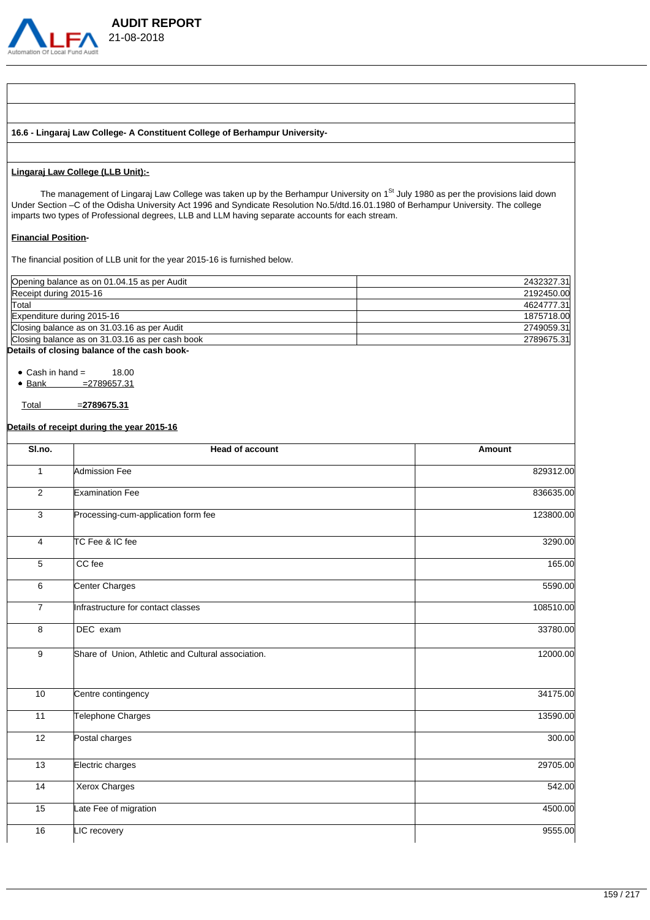### 16.6 - Lingaraj Law College- A Constituent College of Berhampur University-

**Lingaraj Law College (LLB Unit):-**

The management of Lingaraj Law College was taken up by the Berhampur University on 1st July 1980 as per the provisions laid down Under Section –C of the Odisha University Act 1996 and Syndicate Resolution No.5/dtd.16.01.1980 of Berhampur University. The college imparts two types of Professional degrees, LLB and LLM having separate accounts for each stream.

**Financial Position-**

The financial position of LLB unit for the year 2015-16 is furnished below.

| | |
|---|---|
| Opening balance as on 01.04.15 as per Audit | 2432327.31 |
| Receipt during 2015-16 | 2192450.00 |
| Total | 4624777.31 |
| Expenditure during 2015-16 | 1875718.00 |
| Closing balance as on 31.03.16 as per Audit | 2749059.31 |
| Closing balance as on 31.03.16 as per cash book | 2789675.31 |

**Details of closing balance of the cash book-**

- Cash in hand = 18.00
- Bank =2789657.31

Total **=2789675.31**

**Details of receipt during the year 2015-16**

| Sl.no. | Head of account | Amount |
|---|---|---|
| 1 | Admission Fee | 829312.00 |
| 2 | Examination Fee | 836635.00 |
| 3 | Processing-cum-application form fee | 123800.00 |
| 4 | TC Fee & IC fee | 3290.00 |
| 5 | CC fee | 165.00 |
| 6 | Center Charges | 5590.00 |
| 7 | Infrastructure for contact classes | 108510.00 |
| 8 | DEC exam | 33780.00 |
| 9 | Share of Union, Athletic and Cultural association. | 12000.00 |
| 10 | Centre contingency | 34175.00 |
| 11 | Telephone Charges | 13590.00 |
| 12 | Postal charges | 300.00 |
| 13 | Electric charges | 29705.00 |
| 14 | Xerox Charges | 542.00 |
| 15 | Late Fee of migration | 4500.00 |
| 16 | LIC recovery | 9555.00 |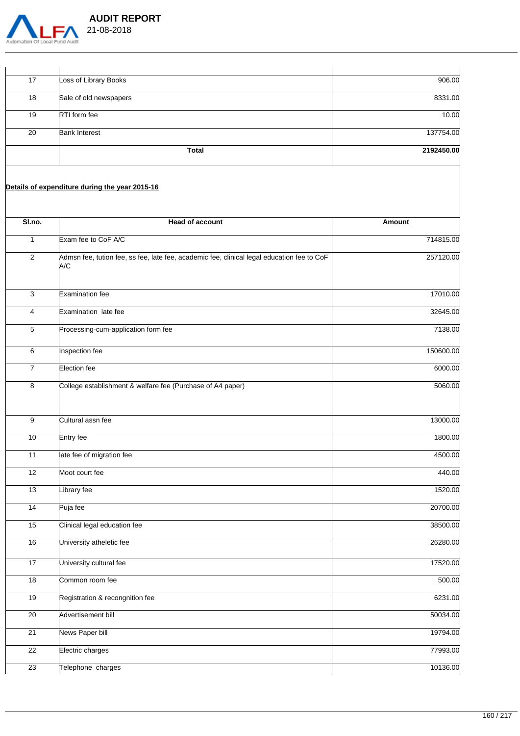| | | |
|---|---|---|
| 17 | Loss of Library Books | 906.00 |
| 18 | Sale of old newspapers | 8331.00 |
| 19 | RTI form fee | 10.00 |
| 20 | Bank Interest | 137754.00 |
| | **Total** | **2192450.00** |

**Details of expenditure during the year 2015-16**

| Sl.no. | Head of account | Amount |
|---|---|---|
| 1 | Exam fee to CoF A/C | 714815.00 |
| 2 | Admsn fee, tution fee, ss fee, late fee, academic fee, clinical legal education fee to CoF A/C | 257120.00 |
| 3 | Examination fee | 17010.00 |
| 4 | Examination late fee | 32645.00 |
| 5 | Processing-cum-application form fee | 7138.00 |
| 6 | Inspection fee | 150600.00 |
| 7 | Election fee | 6000.00 |
| 8 | College establishment & welfare fee (Purchase of A4 paper) | 5060.00 |
| 9 | Cultural assn fee | 13000.00 |
| 10 | Entry fee | 1800.00 |
| 11 | late fee of migration fee | 4500.00 |
| 12 | Moot court fee | 440.00 |
| 13 | Library fee | 1520.00 |
| 14 | Puja fee | 20700.00 |
| 15 | Clinical legal education fee | 38500.00 |
| 16 | University atheletic fee | 26280.00 |
| 17 | University cultural fee | 17520.00 |
| 18 | Common room fee | 500.00 |
| 19 | Registration & recongnition fee | 6231.00 |
| 20 | Advertisement bill | 50034.00 |
| 21 | News Paper bill | 19794.00 |
| 22 | Electric charges | 77993.00 |
| 23 | Telephone charges | 10136.00 |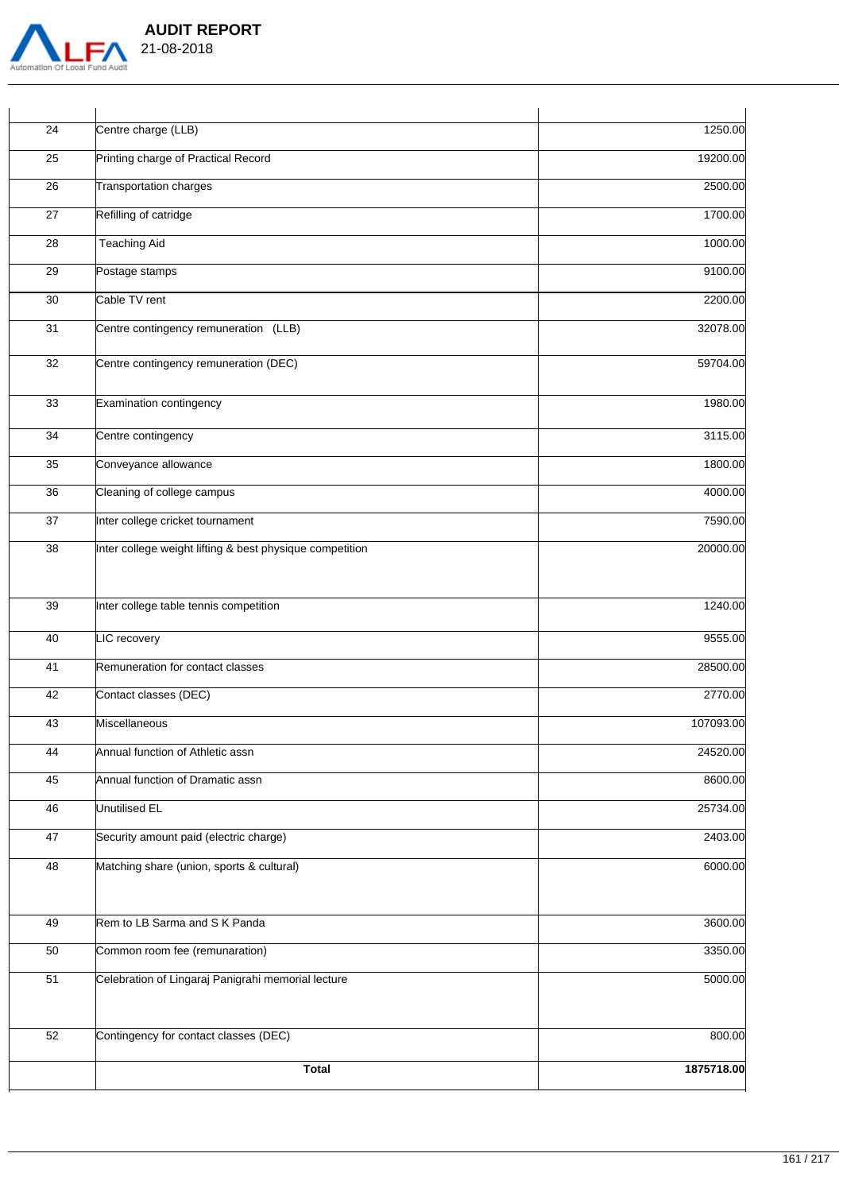| | | |
|---|---|---|
| 24 | Centre charge (LLB) | 1250.00 |
| 25 | Printing charge of Practical Record | 19200.00 |
| 26 | Transportation charges | 2500.00 |
| 27 | Refilling of catridge | 1700.00 |
| 28 | Teaching Aid | 1000.00 |
| 29 | Postage stamps | 9100.00 |
| 30 | Cable TV rent | 2200.00 |
| 31 | Centre contingency remuneration (LLB) | 32078.00 |
| 32 | Centre contingency remuneration (DEC) | 59704.00 |
| 33 | Examination contingency | 1980.00 |
| 34 | Centre contingency | 3115.00 |
| 35 | Conveyance allowance | 1800.00 |
| 36 | Cleaning of college campus | 4000.00 |
| 37 | Inter college cricket tournament | 7590.00 |
| 38 | Inter college weight lifting & best physique competition | 20000.00 |
| 39 | Inter college table tennis competition | 1240.00 |
| 40 | LIC recovery | 9555.00 |
| 41 | Remuneration for contact classes | 28500.00 |
| 42 | Contact classes (DEC) | 2770.00 |
| 43 | Miscellaneous | 107093.00 |
| 44 | Annual function of Athletic assn | 24520.00 |
| 45 | Annual function of Dramatic assn | 8600.00 |
| 46 | Unutilised EL | 25734.00 |
| 47 | Security amount paid (electric charge) | 2403.00 |
| 48 | Matching share (union, sports & cultural) | 6000.00 |
| 49 | Rem to LB Sarma and S K Panda | 3600.00 |
| 50 | Common room fee (remunaration) | 3350.00 |
| 51 | Celebration of Lingaraj Panigrahi memorial lecture | 5000.00 |
| 52 | Contingency for contact classes (DEC) | 800.00 |
| | **Total** | **1875718.00** |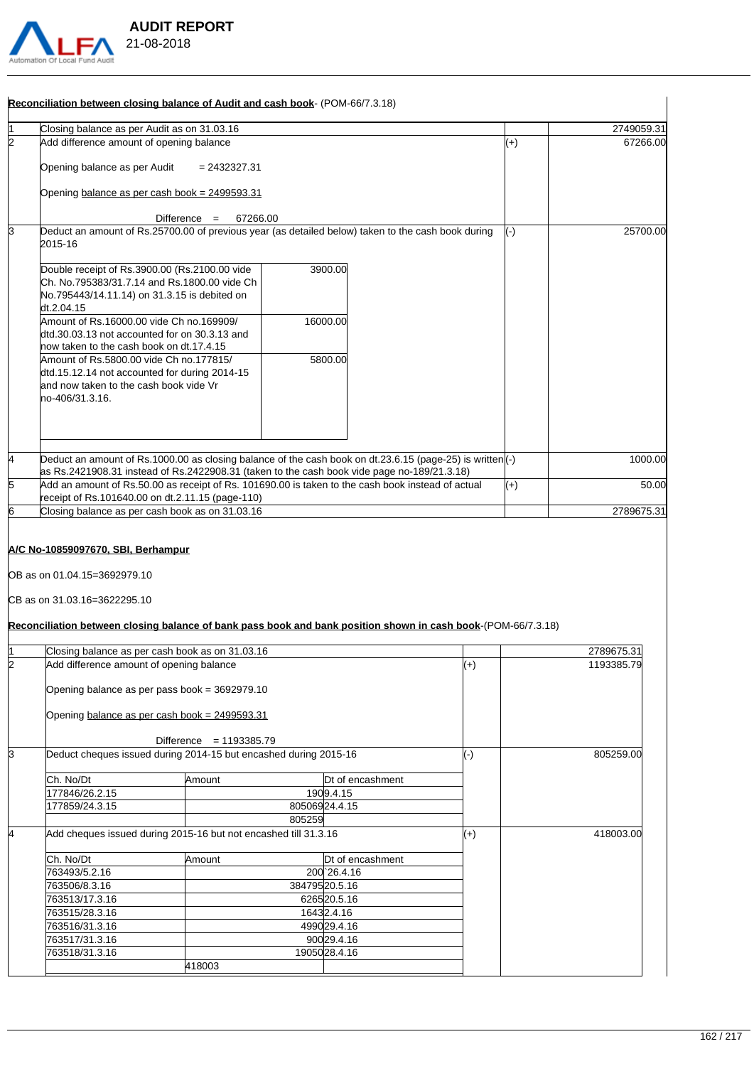**Reconciliation between closing balance of Audit and cash book**- (POM-66/7.3.18)

| | | | |
|---|---|---|---|
| 1 | Closing balance as per Audit as on 31.03.16 | | 2749059.31 |
| 2 | Add difference amount of opening balance<br><br>Opening balance as per Audit = 2432327.31<br><br>Opening balance as per cash book = 2499593.31<br><br>Difference = 67266.00 | (+) | 67266.00 |
| 3 | Deduct an amount of Rs.25700.00 of previous year (as detailed below) taken to the cash book during 2015-16<br><br>Double receipt of Rs.3900.00 (Rs.2100.00 vide Ch. No.795383/31.7.14 and Rs.1800.00 vide Ch No.795443/14.11.14) on 31.3.15 is debited on dt.2.04.15 — 3900.00<br><br>Amount of Rs.16000.00 vide Ch no.169909/ dtd.30.03.13 not accounted for on 30.3.13 and now taken to the cash book on dt.17.4.15 — 16000.00<br><br>Amount of Rs.5800.00 vide Ch no.177815/ dtd.15.12.14 not accounted for during 2014-15 and now taken to the cash book vide Vr no-406/31.3.16. — 5800.00 | (-) | 25700.00 |
| 4 | Deduct an amount of Rs.1000.00 as closing balance of the cash book on dt.23.6.15 (page-25) is written as Rs.2421908.31 instead of Rs.2422908.31 (taken to the cash book vide page no-189/21.3.18) | (-) | 1000.00 |
| 5 | Add an amount of Rs.50.00 as receipt of Rs. 101690.00 is taken to the cash book instead of actual receipt of Rs.101640.00 on dt.2.11.15 (page-110) | (+) | 50.00 |
| 6 | Closing balance as per cash book as on 31.03.16 | | 2789675.31 |

**A/C No-10859097670, SBI, Berhampur**

OB as on 01.04.15=3692979.10

CB as on 31.03.16=3622295.10

**Reconciliation between closing balance of bank pass book and bank position shown in cash book**-(POM-66/7.3.18)

| | | | |
|---|---|---|---|
| 1 | Closing balance as per cash book as on 31.03.16 | | 2789675.31 |
| 2 | Add difference amount of opening balance<br><br>Opening balance as per pass book = 3692979.10<br><br>Opening balance as per cash book = 2499593.31<br><br>Difference = 1193385.79 | (+) | 1193385.79 |
| 3 | Deduct cheques issued during 2014-15 but encashed during 2015-16 | (-) | 805259.00 |
| 4 | Add cheques issued during 2015-16 but not encashed till 31.3.16 | (+) | 418003.00 |

Cheques issued during 2014-15 but encashed during 2015-16:

| Ch. No/Dt | Amount | Dt of encashment |
|---|---|---|
| 177846/26.2.15 | 190 | 9.4.15 |
| 177859/24.3.15 | 805069 | 24.4.15 |
| | 805259 | |

Cheques issued during 2015-16 but not encashed till 31.3.16:

| Ch. No/Dt | Amount | Dt of encashment |
|---|---|---|
| 763493/5.2.16 | 200 | `26.4.16 |
| 763506/8.3.16 | 384795 | 20.5.16 |
| 763513/17.3.16 | 6265 | 20.5.16 |
| 763515/28.3.16 | 1643 | 2.4.16 |
| 763516/31.3.16 | 4990 | 29.4.16 |
| 763517/31.3.16 | 900 | 29.4.16 |
| 763518/31.3.16 | 19050 | 28.4.16 |
| | 418003 | |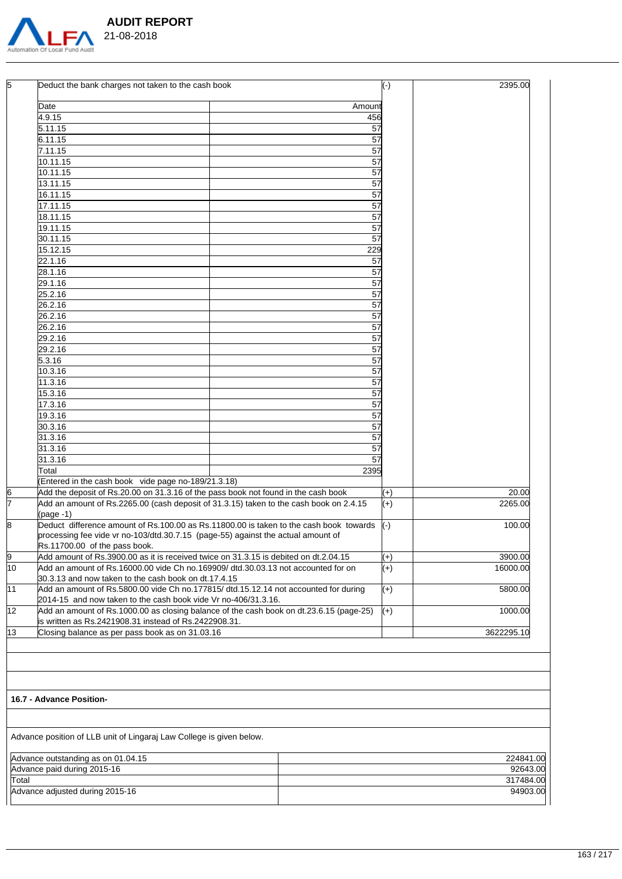| | | | |
|---|---|---|---|
| 5 | Deduct the bank charges not taken to the cash book | (-) | 2395.00 |

| Date | Amount |
|---|---|
| 4.9.15 | 456 |
| 5.11.15 | 57 |
| 6.11.15 | 57 |
| 7.11.15 | 57 |
| 10.11.15 | 57 |
| 10.11.15 | 57 |
| 13.11.15 | 57 |
| 16.11.15 | 57 |
| 17.11.15 | 57 |
| 18.11.15 | 57 |
| 19.11.15 | 57 |
| 30.11.15 | 57 |
| 15.12.15 | 229 |
| 22.1.16 | 57 |
| 28.1.16 | 57 |
| 29.1.16 | 57 |
| 25.2.16 | 57 |
| 26.2.16 | 57 |
| 26.2.16 | 57 |
| 26.2.16 | 57 |
| 29.2.16 | 57 |
| 29.2.16 | 57 |
| 5.3.16 | 57 |
| 10.3.16 | 57 |
| 11.3.16 | 57 |
| 15.3.16 | 57 |
| 17.3.16 | 57 |
| 19.3.16 | 57 |
| 30.3.16 | 57 |
| 31.3.16 | 57 |
| 31.3.16 | 57 |
| 31.3.16 | 57 |
| Total | 2395 |

(Entered in the cash book vide page no-189/21.3.18)

| | | | |
|---|---|---|---|
| 6 | Add the deposit of Rs.20.00 on 31.3.16 of the pass book not found in the cash book | (+) | 20.00 |
| 7 | Add an amount of Rs.2265.00 (cash deposit of 31.3.15) taken to the cash book on 2.4.15 (page -1) | (+) | 2265.00 |
| 8 | Deduct difference amount of Rs.100.00 as Rs.11800.00 is taken to the cash book towards processing fee vide vr no-103/dtd.30.7.15 (page-55) against the actual amount of Rs.11700.00 of the pass book. | (-) | 100.00 |
| 9 | Add amount of Rs.3900.00 as it is received twice on 31.3.15 is debited on dt.2.04.15 | (+) | 3900.00 |
| 10 | Add an amount of Rs.16000.00 vide Ch no.169909/ dtd.30.03.13 not accounted for on 30.3.13 and now taken to the cash book on dt.17.4.15 | (+) | 16000.00 |
| 11 | Add an amount of Rs.5800.00 vide Ch no.177815/ dtd.15.12.14 not accounted for during 2014-15 and now taken to the cash book vide Vr no-406/31.3.16. | (+) | 5800.00 |
| 12 | Add an amount of Rs.1000.00 as closing balance of the cash book on dt.23.6.15 (page-25) is written as Rs.2421908.31 instead of Rs.2422908.31. | (+) | 1000.00 |
| 13 | Closing balance as per pass book as on 31.03.16 | | 3622295.10 |

**16.7 - Advance Position-**

Advance position of LLB unit of Lingaraj Law College is given below.

| | |
|---|---|
| Advance outstanding as on 01.04.15 | 224841.00 |
| Advance paid during 2015-16 | 92643.00 |
| Total | 317484.00 |
| Advance adjusted during 2015-16 | 94903.00 |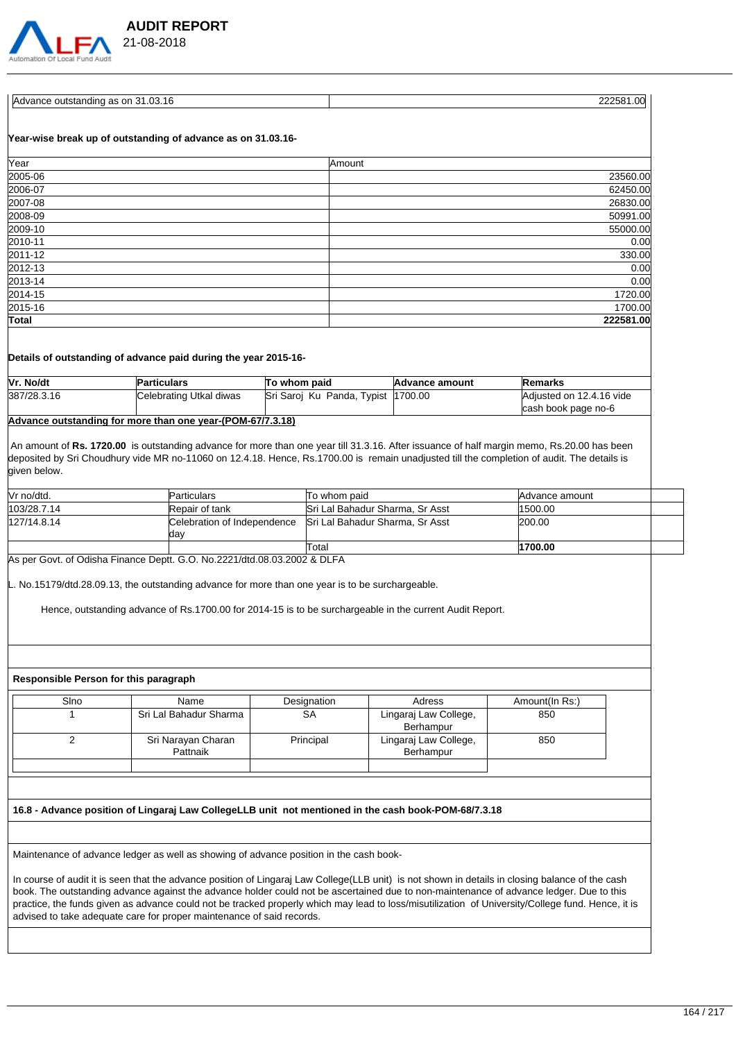| Advance outstanding as on 31.03.16 | 222581.00 |
|---|---|

**Year-wise break up of outstanding of advance as on 31.03.16-**

| Year | Amount |
|---|---|
| 2005-06 | 23560.00 |
| 2006-07 | 62450.00 |
| 2007-08 | 26830.00 |
| 2008-09 | 50991.00 |
| 2009-10 | 55000.00 |
| 2010-11 | 0.00 |
| 2011-12 | 330.00 |
| 2012-13 | 0.00 |
| 2013-14 | 0.00 |
| 2014-15 | 1720.00 |
| 2015-16 | 1700.00 |
| **Total** | **222581.00** |

**Details of outstanding of advance paid during the year 2015-16-**

| Vr. No/dt | Particulars | To whom paid | Advance amount | Remarks |
|---|---|---|---|---|
| 387/28.3.16 | Celebrating Utkal diwas | Sri Saroj Ku Panda, Typist | 1700.00 | Adjusted on 12.4.16 vide cash book page no-6 |

**Advance outstanding for more than one year-(POM-67/7.3.18)**

An amount of **Rs. 1720.00** is outstanding advance for more than one year till 31.3.16. After issuance of half margin memo, Rs.20.00 has been deposited by Sri Choudhury vide MR no-11060 on 12.4.18. Hence, Rs.1700.00 is remain unadjusted till the completion of audit. The details is given below.

| Vr no/dtd. | Particulars | To whom paid | Advance amount |
|---|---|---|---|
| 103/28.7.14 | Repair of tank | Sri Lal Bahadur Sharma, Sr Asst | 1500.00 |
| 127/14.8.14 | Celebration of Independence day | Sri Lal Bahadur Sharma, Sr Asst | 200.00 |
| | | Total | **1700.00** |

As per Govt. of Odisha Finance Deptt. G.O. No.2221/dtd.08.03.2002 & DLFA

L. No.15179/dtd.28.09.13, the outstanding advance for more than one year is to be surchargeable.

Hence, outstanding advance of Rs.1700.00 for 2014-15 is to be surchargeable in the current Audit Report.

**Responsible Person for this paragraph**

| Slno | Name | Designation | Adress | Amount(In Rs:) |
|---|---|---|---|---|
| 1 | Sri Lal Bahadur Sharma | SA | Lingaraj Law College, Berhampur | 850 |
| 2 | Sri Narayan Charan Pattnaik | Principal | Lingaraj Law College, Berhampur | 850 |

**16.8 - Advance position of Lingaraj Law CollegeLLB unit not mentioned in the cash book-POM-68/7.3.18**

Maintenance of advance ledger as well as showing of advance position in the cash book-

In course of audit it is seen that the advance position of Lingaraj Law College(LLB unit) is not shown in details in closing balance of the cash book. The outstanding advance against the advance holder could not be ascertained due to non-maintenance of advance ledger. Due to this practice, the funds given as advance could not be tracked properly which may lead to loss/misutilization of University/College fund. Hence, it is advised to take adequate care for proper maintenance of said records.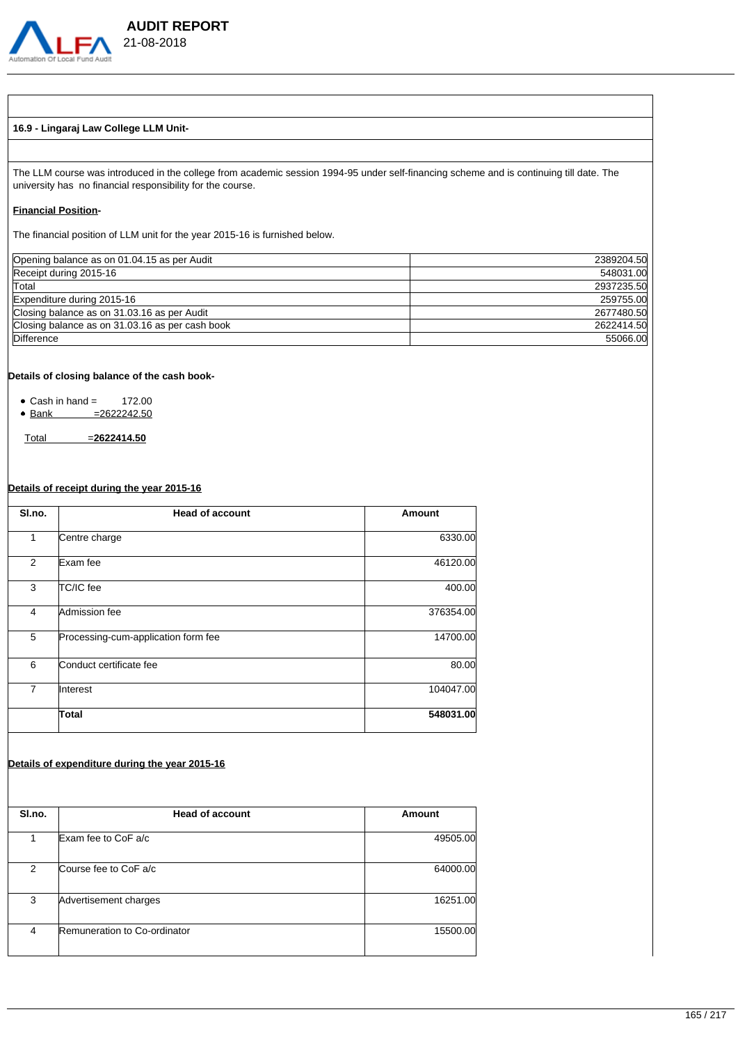### 16.9 - Lingaraj Law College LLM Unit-

The LLM course was introduced in the college from academic session 1994-95 under self-financing scheme and is continuing till date. The university has no financial responsibility for the course.

**Financial Position-**

The financial position of LLM unit for the year 2015-16 is furnished below.

| | |
|---|---|
| Opening balance as on 01.04.15 as per Audit | 2389204.50 |
| Receipt during 2015-16 | 548031.00 |
| Total | 2937235.50 |
| Expenditure during 2015-16 | 259755.00 |
| Closing balance as on 31.03.16 as per Audit | 2677480.50 |
| Closing balance as on 31.03.16 as per cash book | 2622414.50 |
| Difference | 55066.00 |

**Details of closing balance of the cash book-**

- Cash in hand = 172.00
- Bank =2622242.50

Total =**2622414.50**

**Details of receipt during the year 2015-16**

| Sl.no. | Head of account | Amount |
|---|---|---|
| 1 | Centre charge | 6330.00 |
| 2 | Exam fee | 46120.00 |
| 3 | TC/IC fee | 400.00 |
| 4 | Admission fee | 376354.00 |
| 5 | Processing-cum-application form fee | 14700.00 |
| 6 | Conduct certificate fee | 80.00 |
| 7 | Interest | 104047.00 |
| | **Total** | **548031.00** |

**Details of expenditure during the year 2015-16**

| Sl.no. | Head of account | Amount |
|---|---|---|
| 1 | Exam fee to CoF a/c | 49505.00 |
| 2 | Course fee to CoF a/c | 64000.00 |
| 3 | Advertisement charges | 16251.00 |
| 4 | Remuneration to Co-ordinator | 15500.00 |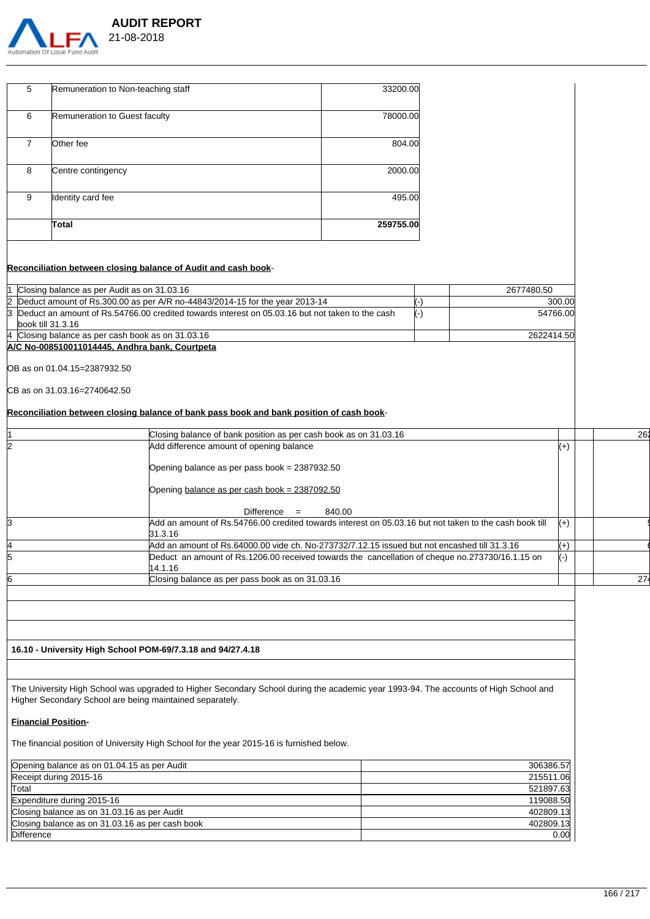| | | |
|---|---|---|
| 5 | Remuneration to Non-teaching staff | 33200.00 |
| 6 | Remuneration to Guest faculty | 78000.00 |
| 7 | Other fee | 804.00 |
| 8 | Centre contingency | 2000.00 |
| 9 | Identity card fee | 495.00 |
| | **Total** | **259755.00** |

**Reconciliation between closing balance of Audit and cash book**-

| | | | |
|---|---|---|---|
| 1 | Closing balance as per Audit as on 31.03.16 | | 2677480.50 |
| 2 | Deduct amount of Rs.300.00 as per A/R no-44843/2014-15 for the year 2013-14 | (-) | 300.00 |
| 3 | Deduct an amount of Rs.54766.00 credited towards interest on 05.03.16 but not taken to the cash book till 31.3.16 | (-) | 54766.00 |
| 4 | Closing balance as per cash book as on 31.03.16 | | 2622414.50 |

**A/C No-008510011014445, Andhra bank, Courtpeta**

OB as on 01.04.15=2387932.50

CB as on 31.03.16=2740642.50

**Reconciliation between closing balance of bank pass book and bank position of cash book**-

| | | | | |
|---|---|---|---|---|
| 1 | Closing balance of bank position as per cash book as on 31.03.16 | | | 262 |
| 2 | Add difference amount of opening balance<br><br>Opening balance as per pass book = 2387932.50<br><br>Opening balance as per cash book = 2387092.50<br><br>Difference = 840.00 | (+) | | |
| 3 | Add an amount of Rs.54766.00 credited towards interest on 05.03.16 but not taken to the cash book till 31.3.16 | (+) | | 5 |
| 4 | Add an amount of Rs.64000.00 vide ch. No-273732/7.12.15 issued but not encashed till 31.3.16 | (+) | | 6 |
| 5 | Deduct an amount of Rs.1206.00 received towards the cancellation of cheque no.273730/16.1.15 on 14.1.16 | (-) | | |
| 6 | Closing balance as per pass book as on 31.03.16 | | | 274 |

**16.10 - University High School POM-69/7.3.18 and 94/27.4.18**

The University High School was upgraded to Higher Secondary School during the academic year 1993-94. The accounts of High School and Higher Secondary School are being maintained separately.

**Financial Position-**

The financial position of University High School for the year 2015-16 is furnished below.

| | |
|---|---|
| Opening balance as on 01.04.15 as per Audit | 306386.57 |
| Receipt during 2015-16 | 215511.06 |
| Total | 521897.63 |
| Expenditure during 2015-16 | 119088.50 |
| Closing balance as on 31.03.16 as per Audit | 402809.13 |
| Closing balance as on 31.03.16 as per cash book | 402809.13 |
| Difference | 0.00 |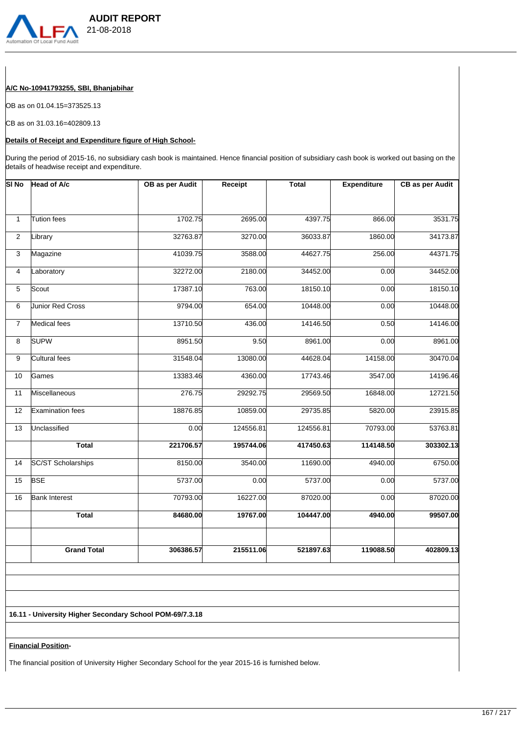**A/C No-10941793255, SBI, Bhanjabihar**

OB as on 01.04.15=373525.13

CB as on 31.03.16=402809.13

**Details of Receipt and Expenditure figure of High School-**

During the period of 2015-16, no subsidiary cash book is maintained. Hence financial position of subsidiary cash book is worked out basing on the details of headwise receipt and expenditure.

| Sl No | Head of A/c | OB as per Audit | Receipt | Total | Expenditure | CB as per Audit |
|---|---|---|---|---|---|---|
| 1 | Tution fees | 1702.75 | 2695.00 | 4397.75 | 866.00 | 3531.75 |
| 2 | Library | 32763.87 | 3270.00 | 36033.87 | 1860.00 | 34173.87 |
| 3 | Magazine | 41039.75 | 3588.00 | 44627.75 | 256.00 | 44371.75 |
| 4 | Laboratory | 32272.00 | 2180.00 | 34452.00 | 0.00 | 34452.00 |
| 5 | Scout | 17387.10 | 763.00 | 18150.10 | 0.00 | 18150.10 |
| 6 | Junior Red Cross | 9794.00 | 654.00 | 10448.00 | 0.00 | 10448.00 |
| 7 | Medical fees | 13710.50 | 436.00 | 14146.50 | 0.50 | 14146.00 |
| 8 | SUPW | 8951.50 | 9.50 | 8961.00 | 0.00 | 8961.00 |
| 9 | Cultural fees | 31548.04 | 13080.00 | 44628.04 | 14158.00 | 30470.04 |
| 10 | Games | 13383.46 | 4360.00 | 17743.46 | 3547.00 | 14196.46 |
| 11 | Miscellaneous | 276.75 | 29292.75 | 29569.50 | 16848.00 | 12721.50 |
| 12 | Examination fees | 18876.85 | 10859.00 | 29735.85 | 5820.00 | 23915.85 |
| 13 | Unclassified | 0.00 | 124556.81 | 124556.81 | 70793.00 | 53763.81 |
| | **Total** | **221706.57** | **195744.06** | **417450.63** | **114148.50** | **303302.13** |
| 14 | SC/ST Scholarships | 8150.00 | 3540.00 | 11690.00 | 4940.00 | 6750.00 |
| 15 | BSE | 5737.00 | 0.00 | 5737.00 | 0.00 | 5737.00 |
| 16 | Bank Interest | 70793.00 | 16227.00 | 87020.00 | 0.00 | 87020.00 |
| | **Total** | **84680.00** | **19767.00** | **104447.00** | **4940.00** | **99507.00** |
| | | | | | | |
| | **Grand Total** | **306386.57** | **215511.06** | **521897.63** | **119088.50** | **402809.13** |

**16.11 - University Higher Secondary School POM-69/7.3.18**

**Financial Position-**

The financial position of University Higher Secondary School for the year 2015-16 is furnished below.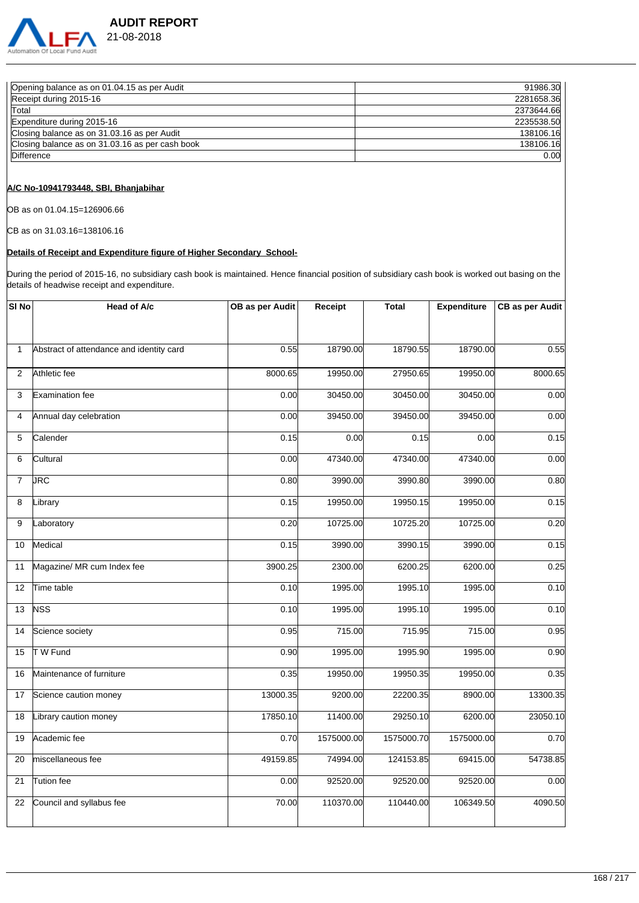| | |
|---|---|
| Opening balance as on 01.04.15 as per Audit | 91986.30 |
| Receipt during 2015-16 | 2281658.36 |
| Total | 2373644.66 |
| Expenditure during 2015-16 | 2235538.50 |
| Closing balance as on 31.03.16 as per Audit | 138106.16 |
| Closing balance as on 31.03.16 as per cash book | 138106.16 |
| Difference | 0.00 |

**A/C No-10941793448, SBI, Bhanjabihar**

OB as on 01.04.15=126906.66

CB as on 31.03.16=138106.16

**Details of Receipt and Expenditure figure of Higher Secondary School-**

During the period of 2015-16, no subsidiary cash book is maintained. Hence financial position of subsidiary cash book is worked out basing on the details of headwise receipt and expenditure.

| Sl No | Head of A/c | OB as per Audit | Receipt | Total | Expenditure | CB as per Audit |
|---|---|---|---|---|---|---|
| 1 | Abstract of attendance and identity card | 0.55 | 18790.00 | 18790.55 | 18790.00 | 0.55 |
| 2 | Athletic fee | 8000.65 | 19950.00 | 27950.65 | 19950.00 | 8000.65 |
| 3 | Examination fee | 0.00 | 30450.00 | 30450.00 | 30450.00 | 0.00 |
| 4 | Annual day celebration | 0.00 | 39450.00 | 39450.00 | 39450.00 | 0.00 |
| 5 | Calender | 0.15 | 0.00 | 0.15 | 0.00 | 0.15 |
| 6 | Cultural | 0.00 | 47340.00 | 47340.00 | 47340.00 | 0.00 |
| 7 | JRC | 0.80 | 3990.00 | 3990.80 | 3990.00 | 0.80 |
| 8 | Library | 0.15 | 19950.00 | 19950.15 | 19950.00 | 0.15 |
| 9 | Laboratory | 0.20 | 10725.00 | 10725.20 | 10725.00 | 0.20 |
| 10 | Medical | 0.15 | 3990.00 | 3990.15 | 3990.00 | 0.15 |
| 11 | Magazine/ MR cum Index fee | 3900.25 | 2300.00 | 6200.25 | 6200.00 | 0.25 |
| 12 | Time table | 0.10 | 1995.00 | 1995.10 | 1995.00 | 0.10 |
| 13 | NSS | 0.10 | 1995.00 | 1995.10 | 1995.00 | 0.10 |
| 14 | Science society | 0.95 | 715.00 | 715.95 | 715.00 | 0.95 |
| 15 | T W Fund | 0.90 | 1995.00 | 1995.90 | 1995.00 | 0.90 |
| 16 | Maintenance of furniture | 0.35 | 19950.00 | 19950.35 | 19950.00 | 0.35 |
| 17 | Science caution money | 13000.35 | 9200.00 | 22200.35 | 8900.00 | 13300.35 |
| 18 | Library caution money | 17850.10 | 11400.00 | 29250.10 | 6200.00 | 23050.10 |
| 19 | Academic fee | 0.70 | 1575000.00 | 1575000.70 | 1575000.00 | 0.70 |
| 20 | miscellaneous fee | 49159.85 | 74994.00 | 124153.85 | 69415.00 | 54738.85 |
| 21 | Tution fee | 0.00 | 92520.00 | 92520.00 | 92520.00 | 0.00 |
| 22 | Council and syllabus fee | 70.00 | 110370.00 | 110440.00 | 106349.50 | 4090.50 |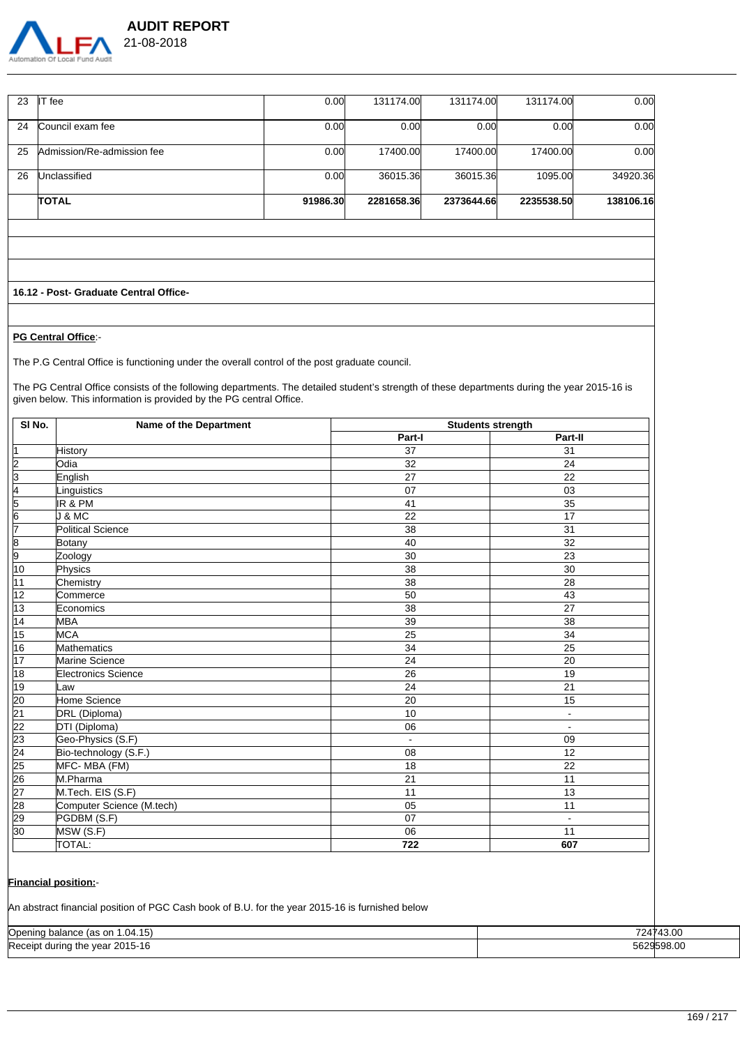| | | | | | | |
|---|---|---|---|---|---|---|
| 23 | IT fee | 0.00 | 131174.00 | 131174.00 | 131174.00 | 0.00 |
| 24 | Council exam fee | 0.00 | 0.00 | 0.00 | 0.00 | 0.00 |
| 25 | Admission/Re-admission fee | 0.00 | 17400.00 | 17400.00 | 17400.00 | 0.00 |
| 26 | Unclassified | 0.00 | 36015.36 | 36015.36 | 1095.00 | 34920.36 |
| | **TOTAL** | **91986.30** | **2281658.36** | **2373644.66** | **2235538.50** | **138106.16** |

**16.12 - Post- Graduate Central Office-**

**PG Central Office**:-

The P.G Central Office is functioning under the overall control of the post graduate council.

The PG Central Office consists of the following departments. The detailed student's strength of these departments during the year 2015-16 is given below. This information is provided by the PG central Office.

| Sl No. | Name of the Department | Students strength | |
|---|---|---|---|
| | | Part-I | Part-II |
| 1 | History | 37 | 31 |
| 2 | Odia | 32 | 24 |
| 3 | English | 27 | 22 |
| 4 | Linguistics | 07 | 03 |
| 5 | IR & PM | 41 | 35 |
| 6 | J & MC | 22 | 17 |
| 7 | Political Science | 38 | 31 |
| 8 | Botany | 40 | 32 |
| 9 | Zoology | 30 | 23 |
| 10 | Physics | 38 | 30 |
| 11 | Chemistry | 38 | 28 |
| 12 | Commerce | 50 | 43 |
| 13 | Economics | 38 | 27 |
| 14 | MBA | 39 | 38 |
| 15 | MCA | 25 | 34 |
| 16 | Mathematics | 34 | 25 |
| 17 | Marine Science | 24 | 20 |
| 18 | Electronics Science | 26 | 19 |
| 19 | Law | 24 | 21 |
| 20 | Home Science | 20 | 15 |
| 21 | DRL (Diploma) | 10 | - |
| 22 | DTI (Diploma) | 06 | - |
| 23 | Geo-Physics (S.F) | - | 09 |
| 24 | Bio-technology (S.F.) | 08 | 12 |
| 25 | MFC- MBA (FM) | 18 | 22 |
| 26 | M.Pharma | 21 | 11 |
| 27 | M.Tech. EIS (S.F) | 11 | 13 |
| 28 | Computer Science (M.tech) | 05 | 11 |
| 29 | PGDBM (S.F) | 07 | - |
| 30 | MSW (S.F) | 06 | 11 |
| | TOTAL: | **722** | **607** |

**Financial position:**-

An abstract financial position of PGC Cash book of B.U. for the year 2015-16 is furnished below

| | |
|---|---|
| Opening balance (as on 1.04.15) | 724743.00 |
| Receipt during the year 2015-16 | 5629598.00 |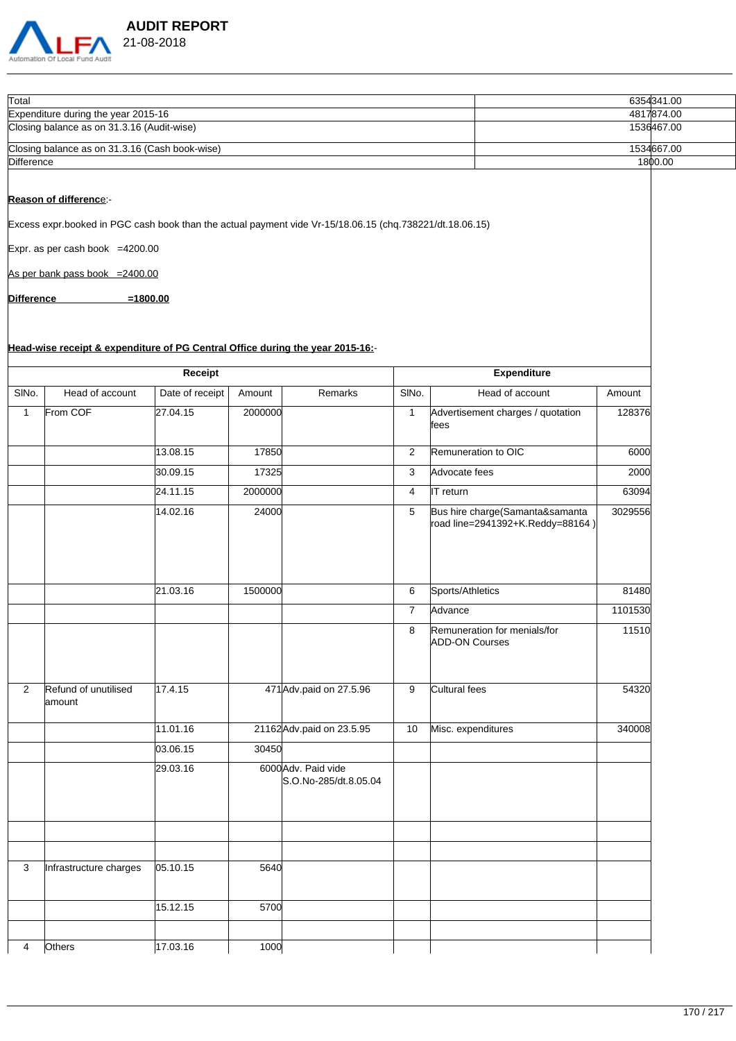| | |
|---|---|
| Total | 6354341.00 |
| Expenditure during the year 2015-16 | 4817874.00 |
| Closing balance as on 31.3.16 (Audit-wise) | 1536467.00 |
| Closing balance as on 31.3.16 (Cash book-wise) | 1534667.00 |
| Difference | 1800.00 |

**Reason of difference**:-

Excess expr.booked in PGC cash book than the actual payment vide Vr-15/18.06.15 (chq.738221/dt.18.06.15)

Expr. as per cash book =4200.00

As per bank pass book =2400.00

**Difference =1800.00**

**Head-wise receipt & expenditure of PG Central Office during the year 2015-16:-**

| Receipt | | | | | Expenditure | | |
|---|---|---|---|---|---|---|---|
| SlNo. | Head of account | Date of receipt | Amount | Remarks | SlNo. | Head of account | Amount |
| 1 | From COF | 27.04.15 | 2000000 | | 1 | Advertisement charges / quotation fees | 128376 |
| | | 13.08.15 | 17850 | | 2 | Remuneration to OIC | 6000 |
| | | 30.09.15 | 17325 | | 3 | Advocate fees | 2000 |
| | | 24.11.15 | 2000000 | | 4 | IT return | 63094 |
| | | 14.02.16 | 24000 | | 5 | Bus hire charge(Samanta&samanta road line=2941392+K.Reddy=88164 ) | 3029556 |
| | | 21.03.16 | 1500000 | | 6 | Sports/Athletics | 81480 |
| | | | | | 7 | Advance | 1101530 |
| | | | | | 8 | Remuneration for menials/for ADD-ON Courses | 11510 |
| 2 | Refund of unutilised amount | 17.4.15 | 471 | Adv.paid on 27.5.96 | 9 | Cultural fees | 54320 |
| | | 11.01.16 | 21162 | Adv.paid on 23.5.95 | 10 | Misc. expenditures | 340008 |
| | | 03.06.15 | 30450 | | | | |
| | | 29.03.16 | 6000 | Adv. Paid vide S.O.No-285/dt.8.05.04 | | | |
| | | | | | | | |
| | | | | | | | |
| 3 | Infrastructure charges | 05.10.15 | 5640 | | | | |
| | | 15.12.15 | 5700 | | | | |
| | | | | | | | |
| 4 | Others | 17.03.16 | 1000 | | | | |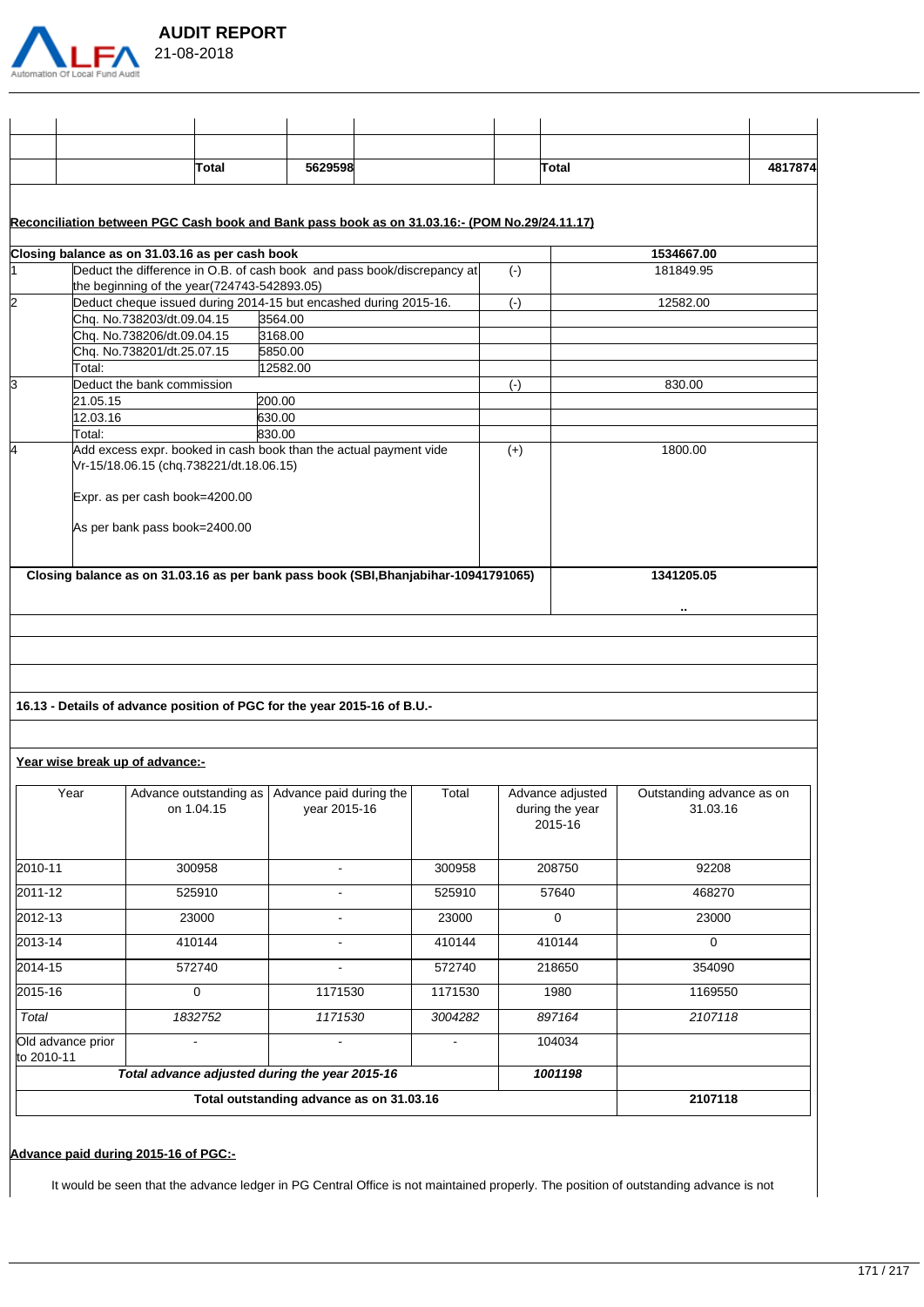| | | | | | | | |
|---|---|---|---|---|---|---|---|
| | | | | | | | |
| | | | | | | | |
| | | Total | 5629598 | | | Total | 4817874 |

**Reconciliation between PGC Cash book and Bank pass book as on 31.03.16:- (POM No.29/24.11.17)**

| | | | | |
|---|---|---|---|---|
| **Closing balance as on 31.03.16 as per cash book** | | | | **1534667.00** |
| 1 | Deduct the difference in O.B. of cash book and pass book/discrepancy at the beginning of the year(724743-542893.05) | | (-) | 181849.95 |
| 2 | Deduct cheque issued during 2014-15 but encashed during 2015-16. | | (-) | 12582.00 |
| | Chq. No.738203/dt.09.04.15 | 3564.00 | | |
| | Chq. No.738206/dt.09.04.15 | 3168.00 | | |
| | Chq. No.738201/dt.25.07.15 | 5850.00 | | |
| | Total: | 12582.00 | | |
| 3 | Deduct the bank commission | | (-) | 830.00 |
| | 21.05.15 | 200.00 | | |
| | 12.03.16 | 630.00 | | |
| | Total: | 830.00 | | |
| 4 | Add excess expr. booked in cash book than the actual payment vide Vr-15/18.06.15 (chq.738221/dt.18.06.15)<br><br>Expr. as per cash book=4200.00<br><br>As per bank pass book=2400.00 | | (+) | 1800.00 |
| **Closing balance as on 31.03.16 as per bank pass book (SBI,Bhanjabihar-10941791065)** | | | | **1341205.05**<br><br>.. |

**16.13 - Details of advance position of PGC for the year 2015-16 of B.U.-**

**Year wise break up of advance:-**

| Year | Advance outstanding as on 1.04.15 | Advance paid during the year 2015-16 | Total | Advance adjusted during the year 2015-16 | Outstanding advance as on 31.03.16 |
|---|---|---|---|---|---|
| 2010-11 | 300958 | - | 300958 | 208750 | 92208 |
| 2011-12 | 525910 | - | 525910 | 57640 | 468270 |
| 2012-13 | 23000 | - | 23000 | 0 | 23000 |
| 2013-14 | 410144 | - | 410144 | 410144 | 0 |
| 2014-15 | 572740 | - | 572740 | 218650 | 354090 |
| 2015-16 | 0 | 1171530 | 1171530 | 1980 | 1169550 |
| *Total* | *1832752* | *1171530* | *3004282* | *897164* | *2107118* |
| Old advance prior to 2010-11 | - | - | - | 104034 | |
| ***Total advance adjusted during the year 2015-16*** | | | | ***1001198*** | |
| **Total outstanding advance as on 31.03.16** | | | | | **2107118** |

**Advance paid during 2015-16 of PGC:-**

It would be seen that the advance ledger in PG Central Office is not maintained properly. The position of outstanding advance is not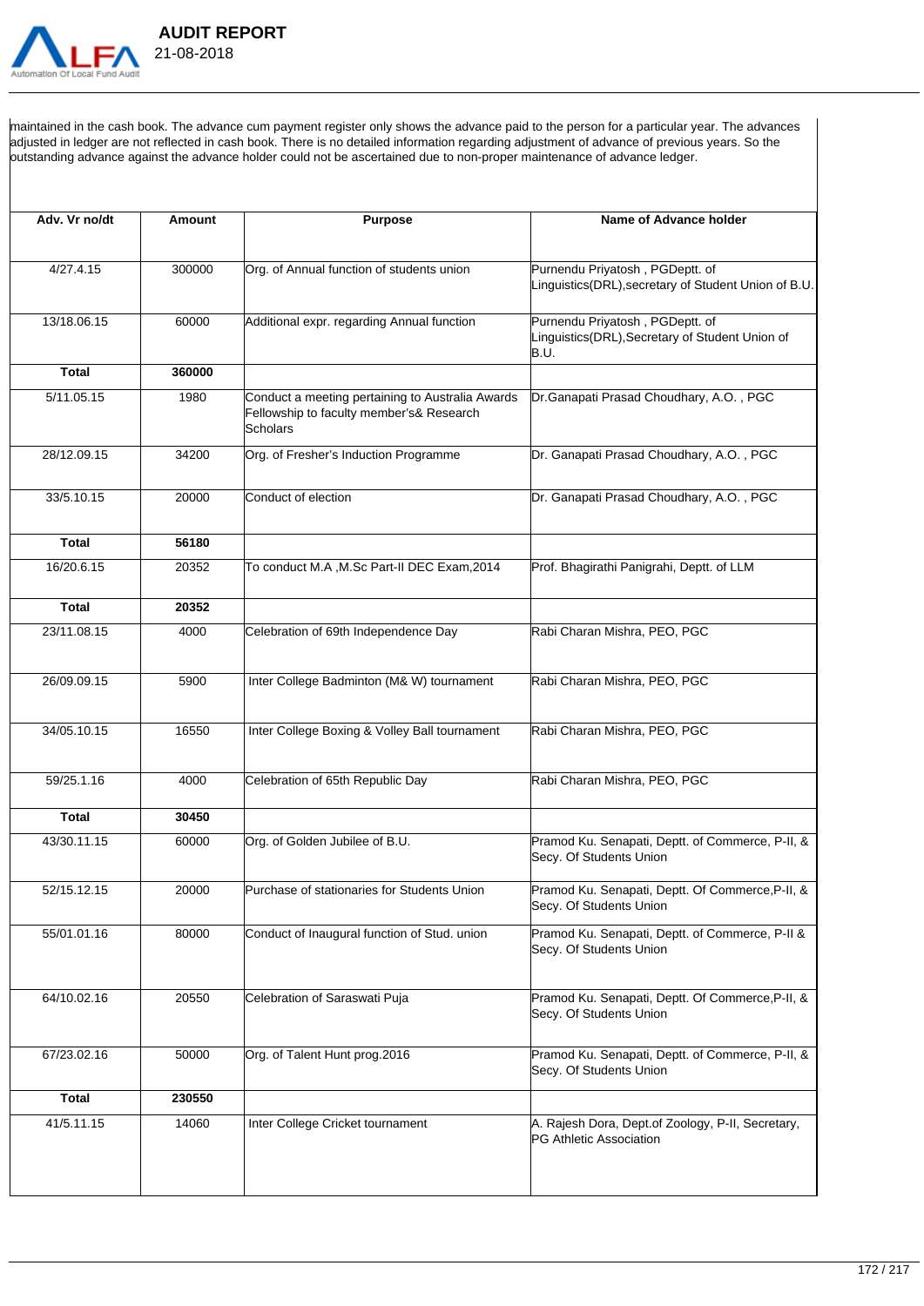maintained in the cash book. The advance cum payment register only shows the advance paid to the person for a particular year. The advances adjusted in ledger are not reflected in cash book. There is no detailed information regarding adjustment of advance of previous years. So the outstanding advance against the advance holder could not be ascertained due to non-proper maintenance of advance ledger.

| Adv. Vr no/dt | Amount | Purpose | Name of Advance holder |
|---|---|---|---|
| 4/27.4.15 | 300000 | Org. of Annual function of students union | Purnendu Priyatosh , PGDeptt. of Linguistics(DRL),secretary of Student Union of B.U. |
| 13/18.06.15 | 60000 | Additional expr. regarding Annual function | Purnendu Priyatosh , PGDeptt. of Linguistics(DRL),Secretary of Student Union of B.U. |
| **Total** | **360000** | | |
| 5/11.05.15 | 1980 | Conduct a meeting pertaining to Australia Awards Fellowship to faculty member's& Research Scholars | Dr.Ganapati Prasad Choudhary, A.O. , PGC |
| 28/12.09.15 | 34200 | Org. of Fresher's Induction Programme | Dr. Ganapati Prasad Choudhary, A.O. , PGC |
| 33/5.10.15 | 20000 | Conduct of election | Dr. Ganapati Prasad Choudhary, A.O. , PGC |
| **Total** | **56180** | | |
| 16/20.6.15 | 20352 | To conduct M.A ,M.Sc Part-II DEC Exam,2014 | Prof. Bhagirathi Panigrahi, Deptt. of LLM |
| **Total** | **20352** | | |
| 23/11.08.15 | 4000 | Celebration of 69th Independence Day | Rabi Charan Mishra, PEO, PGC |
| 26/09.09.15 | 5900 | Inter College Badminton (M& W) tournament | Rabi Charan Mishra, PEO, PGC |
| 34/05.10.15 | 16550 | Inter College Boxing & Volley Ball tournament | Rabi Charan Mishra, PEO, PGC |
| 59/25.1.16 | 4000 | Celebration of 65th Republic Day | Rabi Charan Mishra, PEO, PGC |
| **Total** | **30450** | | |
| 43/30.11.15 | 60000 | Org. of Golden Jubilee of B.U. | Pramod Ku. Senapati, Deptt. of Commerce, P-II, & Secy. Of Students Union |
| 52/15.12.15 | 20000 | Purchase of stationaries for Students Union | Pramod Ku. Senapati, Deptt. Of Commerce,P-II, & Secy. Of Students Union |
| 55/01.01.16 | 80000 | Conduct of Inaugural function of Stud. union | Pramod Ku. Senapati, Deptt. of Commerce, P-II & Secy. Of Students Union |
| 64/10.02.16 | 20550 | Celebration of Saraswati Puja | Pramod Ku. Senapati, Deptt. Of Commerce,P-II, & Secy. Of Students Union |
| 67/23.02.16 | 50000 | Org. of Talent Hunt prog.2016 | Pramod Ku. Senapati, Deptt. of Commerce, P-II, & Secy. Of Students Union |
| **Total** | **230550** | | |
| 41/5.11.15 | 14060 | Inter College Cricket tournament | A. Rajesh Dora, Dept.of Zoology, P-II, Secretary, PG Athletic Association |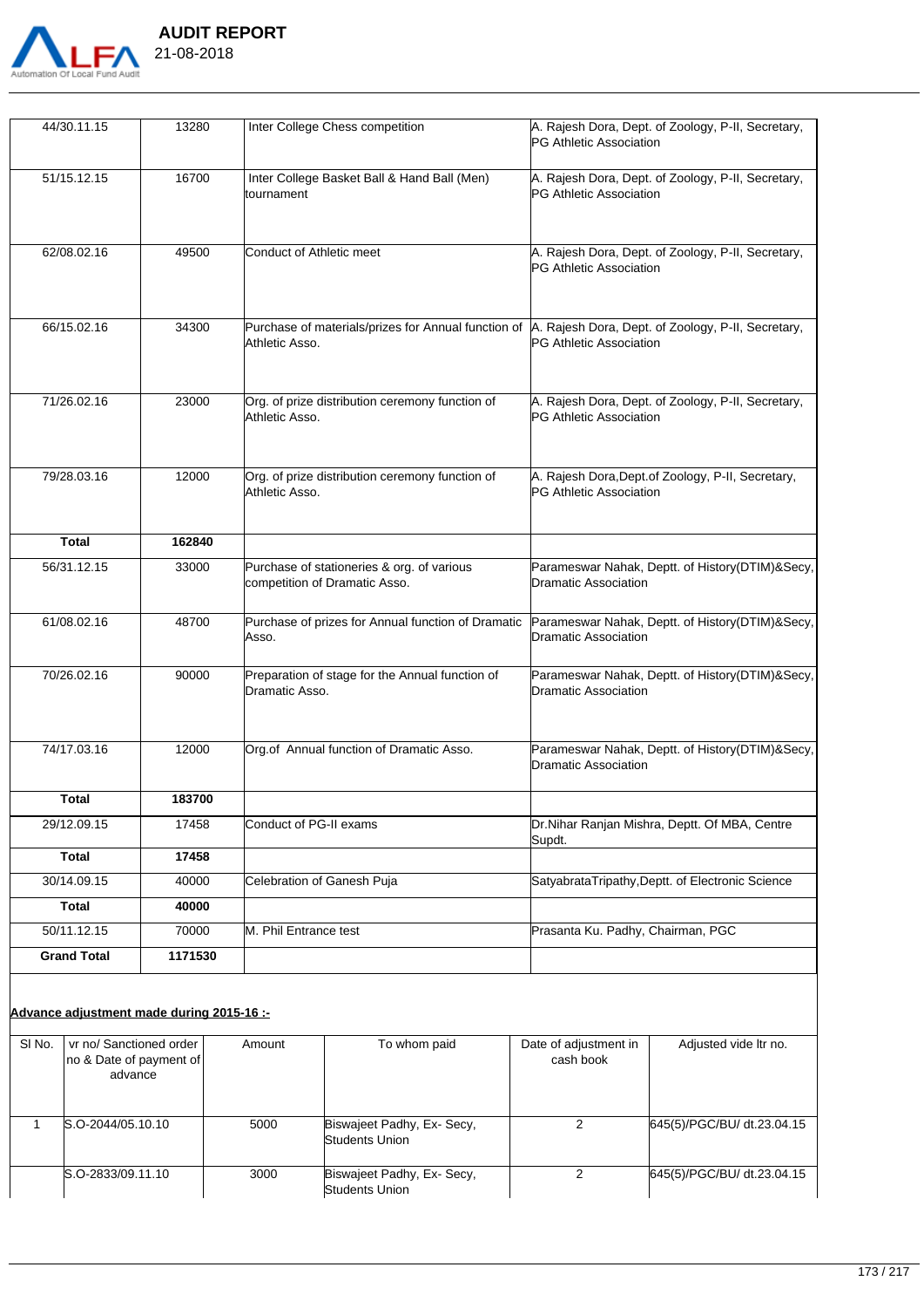| | | | |
|---|---|---|---|
| 44/30.11.15 | 13280 | Inter College Chess competition | A. Rajesh Dora, Dept. of Zoology, P-II, Secretary, PG Athletic Association |
| 51/15.12.15 | 16700 | Inter College Basket Ball & Hand Ball (Men) tournament | A. Rajesh Dora, Dept. of Zoology, P-II, Secretary, PG Athletic Association |
| 62/08.02.16 | 49500 | Conduct of Athletic meet | A. Rajesh Dora, Dept. of Zoology, P-II, Secretary, PG Athletic Association |
| 66/15.02.16 | 34300 | Purchase of materials/prizes for Annual function of Athletic Asso. | A. Rajesh Dora, Dept. of Zoology, P-II, Secretary, PG Athletic Association |
| 71/26.02.16 | 23000 | Org. of prize distribution ceremony function of Athletic Asso. | A. Rajesh Dora, Dept. of Zoology, P-II, Secretary, PG Athletic Association |
| 79/28.03.16 | 12000 | Org. of prize distribution ceremony function of Athletic Asso. | A. Rajesh Dora,Dept.of Zoology, P-II, Secretary, PG Athletic Association |
| **Total** | **162840** | | |
| 56/31.12.15 | 33000 | Purchase of stationeries & org. of various competition of Dramatic Asso. | Parameswar Nahak, Deptt. of History(DTIM)&Secy, Dramatic Association |
| 61/08.02.16 | 48700 | Purchase of prizes for Annual function of Dramatic Asso. | Parameswar Nahak, Deptt. of History(DTIM)&Secy, Dramatic Association |
| 70/26.02.16 | 90000 | Preparation of stage for the Annual function of Dramatic Asso. | Parameswar Nahak, Deptt. of History(DTIM)&Secy, Dramatic Association |
| 74/17.03.16 | 12000 | Org.of Annual function of Dramatic Asso. | Parameswar Nahak, Deptt. of History(DTIM)&Secy, Dramatic Association |
| **Total** | **183700** | | |
| 29/12.09.15 | 17458 | Conduct of PG-II exams | Dr.Nihar Ranjan Mishra, Deptt. Of MBA, Centre Supdt. |
| **Total** | **17458** | | |
| 30/14.09.15 | 40000 | Celebration of Ganesh Puja | SatyabrataTripathy,Deptt. of Electronic Science |
| **Total** | **40000** | | |
| 50/11.12.15 | 70000 | M. Phil Entrance test | Prasanta Ku. Padhy, Chairman, PGC |
| **Grand Total** | **1171530** | | |

**Advance adjustment made during 2015-16 :-**

| Sl No. | vr no/ Sanctioned order no & Date of payment of advance | Amount | To whom paid | Date of adjustment in cash book | Adjusted vide ltr no. |
|---|---|---|---|---|---|
| 1 | S.O-2044/05.10.10 | 5000 | Biswajeet Padhy, Ex- Secy, Students Union | 2 | 645(5)/PGC/BU/ dt.23.04.15 |
| | S.O-2833/09.11.10 | 3000 | Biswajeet Padhy, Ex- Secy, Students Union | 2 | 645(5)/PGC/BU/ dt.23.04.15 |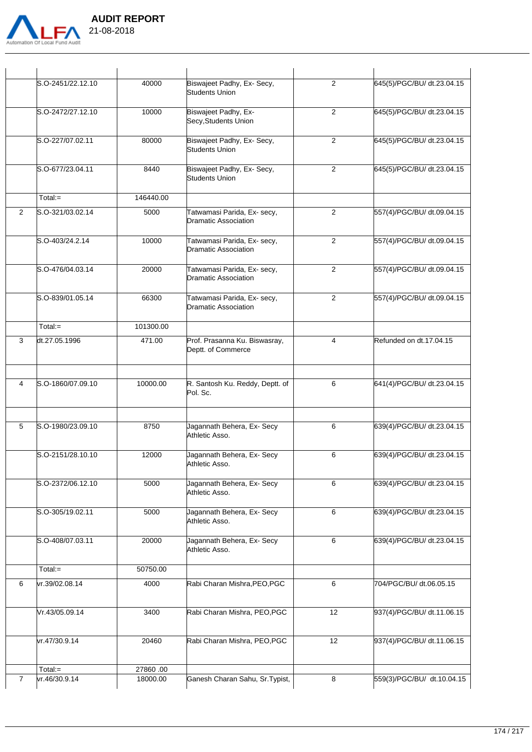| | | | | | |
|---|---|---|---|---|---|
| | S.O-2451/22.12.10 | 40000 | Biswajeet Padhy, Ex- Secy, Students Union | 2 | 645(5)/PGC/BU/ dt.23.04.15 |
| | S.O-2472/27.12.10 | 10000 | Biswajeet Padhy, Ex-Secy,Students Union | 2 | 645(5)/PGC/BU/ dt.23.04.15 |
| | S.O-227/07.02.11 | 80000 | Biswajeet Padhy, Ex- Secy, Students Union | 2 | 645(5)/PGC/BU/ dt.23.04.15 |
| | S.O-677/23.04.11 | 8440 | Biswajeet Padhy, Ex- Secy, Students Union | 2 | 645(5)/PGC/BU/ dt.23.04.15 |
| | Total:= | 146440.00 | | | |
| 2 | S.O-321/03.02.14 | 5000 | Tatwamasi Parida, Ex- secy, Dramatic Association | 2 | 557(4)/PGC/BU/ dt.09.04.15 |
| | S.O-403/24.2.14 | 10000 | Tatwamasi Parida, Ex- secy, Dramatic Association | 2 | 557(4)/PGC/BU/ dt.09.04.15 |
| | S.O-476/04.03.14 | 20000 | Tatwamasi Parida, Ex- secy, Dramatic Association | 2 | 557(4)/PGC/BU/ dt.09.04.15 |
| | S.O-839/01.05.14 | 66300 | Tatwamasi Parida, Ex- secy, Dramatic Association | 2 | 557(4)/PGC/BU/ dt.09.04.15 |
| | Total:= | 101300.00 | | | |
| 3 | dt.27.05.1996 | 471.00 | Prof. Prasanna Ku. Biswasray, Deptt. of Commerce | 4 | Refunded on dt.17.04.15 |
| | | | | | |
| 4 | S.O-1860/07.09.10 | 10000.00 | R. Santosh Ku. Reddy, Deptt. of Pol. Sc. | 6 | 641(4)/PGC/BU/ dt.23.04.15 |
| | | | | | |
| 5 | S.O-1980/23.09.10 | 8750 | Jagannath Behera, Ex- Secy Athletic Asso. | 6 | 639(4)/PGC/BU/ dt.23.04.15 |
| | S.O-2151/28.10.10 | 12000 | Jagannath Behera, Ex- Secy Athletic Asso. | 6 | 639(4)/PGC/BU/ dt.23.04.15 |
| | S.O-2372/06.12.10 | 5000 | Jagannath Behera, Ex- Secy Athletic Asso. | 6 | 639(4)/PGC/BU/ dt.23.04.15 |
| | S.O-305/19.02.11 | 5000 | Jagannath Behera, Ex- Secy Athletic Asso. | 6 | 639(4)/PGC/BU/ dt.23.04.15 |
| | S.O-408/07.03.11 | 20000 | Jagannath Behera, Ex- Secy Athletic Asso. | 6 | 639(4)/PGC/BU/ dt.23.04.15 |
| | Total:= | 50750.00 | | | |
| 6 | vr.39/02.08.14 | 4000 | Rabi Charan Mishra,PEO,PGC | 6 | 704/PGC/BU/ dt.06.05.15 |
| | Vr.43/05.09.14 | 3400 | Rabi Charan Mishra, PEO,PGC | 12 | 937(4)/PGC/BU/ dt.11.06.15 |
| | vr.47/30.9.14 | 20460 | Rabi Charan Mishra, PEO,PGC | 12 | 937(4)/PGC/BU/ dt.11.06.15 |
| | Total:= | 27860 .00 | | | |
| 7 | vr.46/30.9.14 | 18000.00 | Ganesh Charan Sahu, Sr.Typist, | 8 | 559(3)/PGC/BU/ dt.10.04.15 |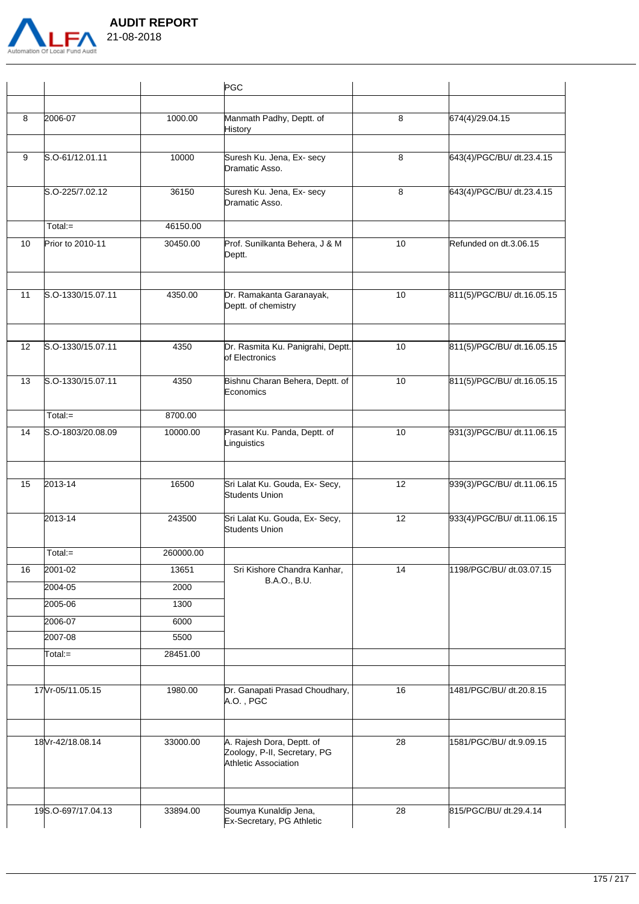| | | | | | |
|---|---|---|---|---|---|
| | | | PGC | | |
| | | | | | |
| 8 | 2006-07 | 1000.00 | Manmath Padhy, Deptt. of History | 8 | 674(4)/29.04.15 |
| | | | | | |
| 9 | S.O-61/12.01.11 | 10000 | Suresh Ku. Jena, Ex- secy Dramatic Asso. | 8 | 643(4)/PGC/BU/ dt.23.4.15 |
| | S.O-225/7.02.12 | 36150 | Suresh Ku. Jena, Ex- secy Dramatic Asso. | 8 | 643(4)/PGC/BU/ dt.23.4.15 |
| | Total:= | 46150.00 | | | |
| 10 | Prior to 2010-11 | 30450.00 | Prof. Sunilkanta Behera, J & M Deptt. | 10 | Refunded on dt.3.06.15 |
| | | | | | |
| 11 | S.O-1330/15.07.11 | 4350.00 | Dr. Ramakanta Garanayak, Deptt. of chemistry | 10 | 811(5)/PGC/BU/ dt.16.05.15 |
| | | | | | |
| 12 | S.O-1330/15.07.11 | 4350 | Dr. Rasmita Ku. Panigrahi, Deptt. of Electronics | 10 | 811(5)/PGC/BU/ dt.16.05.15 |
| 13 | S.O-1330/15.07.11 | 4350 | Bishnu Charan Behera, Deptt. of Economics | 10 | 811(5)/PGC/BU/ dt.16.05.15 |
| | Total:= | 8700.00 | | | |
| 14 | S.O-1803/20.08.09 | 10000.00 | Prasant Ku. Panda, Deptt. of Linguistics | 10 | 931(3)/PGC/BU/ dt.11.06.15 |
| | | | | | |
| 15 | 2013-14 | 16500 | Sri Lalat Ku. Gouda, Ex- Secy, Students Union | 12 | 939(3)/PGC/BU/ dt.11.06.15 |
| | 2013-14 | 243500 | Sri Lalat Ku. Gouda, Ex- Secy, Students Union | 12 | 933(4)/PGC/BU/ dt.11.06.15 |
| | Total:= | 260000.00 | | | |
| 16 | 2001-02 | 13651 | Sri Kishore Chandra Kanhar, B.A.O., B.U. | 14 | 1198/PGC/BU/ dt.03.07.15 |
| | 2004-05 | 2000 | | | |
| | 2005-06 | 1300 | | | |
| | 2006-07 | 6000 | | | |
| | 2007-08 | 5500 | | | |
| | Total:= | 28451.00 | | | |
| | | | | | |
| 17 | Vr-05/11.05.15 | 1980.00 | Dr. Ganapati Prasad Choudhary, A.O. , PGC | 16 | 1481/PGC/BU/ dt.20.8.15 |
| | | | | | |
| 18 | Vr-42/18.08.14 | 33000.00 | A. Rajesh Dora, Deptt. of Zoology, P-II, Secretary, PG Athletic Association | 28 | 1581/PGC/BU/ dt.9.09.15 |
| | | | | | |
| 19 | S.O-697/17.04.13 | 33894.00 | Soumya Kunaldip Jena, Ex-Secretary, PG Athletic | 28 | 815/PGC/BU/ dt.29.4.14 |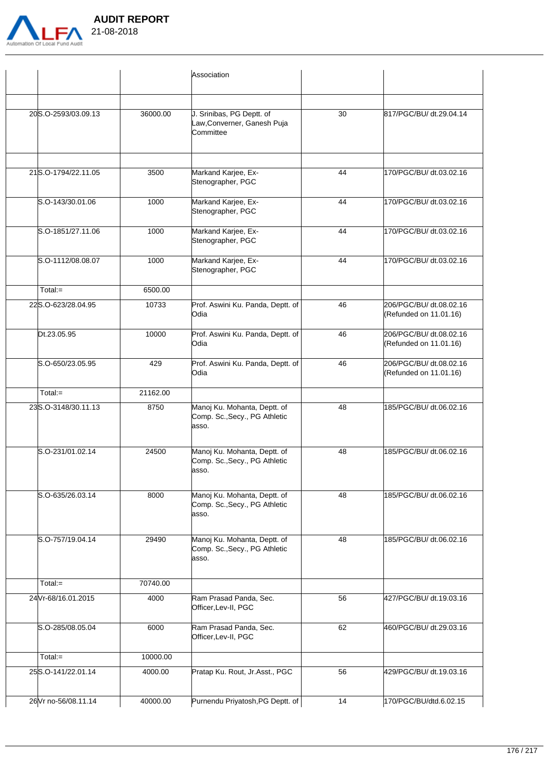| | | | | | |
|---|---|---|---|---|---|
| | | | Association | | |
| | | | | | |
| 20 | S.O-2593/03.09.13 | 36000.00 | J. Srinibas, PG Deptt. of Law,Converner, Ganesh Puja Committee | 30 | 817/PGC/BU/ dt.29.04.14 |
| | | | | | |
| 21 | S.O-1794/22.11.05 | 3500 | Markand Karjee, Ex-Stenographer, PGC | 44 | 170/PGC/BU/ dt.03.02.16 |
| | S.O-143/30.01.06 | 1000 | Markand Karjee, Ex-Stenographer, PGC | 44 | 170/PGC/BU/ dt.03.02.16 |
| | S.O-1851/27.11.06 | 1000 | Markand Karjee, Ex-Stenographer, PGC | 44 | 170/PGC/BU/ dt.03.02.16 |
| | S.O-1112/08.08.07 | 1000 | Markand Karjee, Ex-Stenographer, PGC | 44 | 170/PGC/BU/ dt.03.02.16 |
| | Total:= | 6500.00 | | | |
| 22 | S.O-623/28.04.95 | 10733 | Prof. Aswini Ku. Panda, Deptt. of Odia | 46 | 206/PGC/BU/ dt.08.02.16 (Refunded on 11.01.16) |
| | Dt.23.05.95 | 10000 | Prof. Aswini Ku. Panda, Deptt. of Odia | 46 | 206/PGC/BU/ dt.08.02.16 (Refunded on 11.01.16) |
| | S.O-650/23.05.95 | 429 | Prof. Aswini Ku. Panda, Deptt. of Odia | 46 | 206/PGC/BU/ dt.08.02.16 (Refunded on 11.01.16) |
| | Total:= | 21162.00 | | | |
| 23 | S.O-3148/30.11.13 | 8750 | Manoj Ku. Mohanta, Deptt. of Comp. Sc.,Secy., PG Athletic asso. | 48 | 185/PGC/BU/ dt.06.02.16 |
| | S.O-231/01.02.14 | 24500 | Manoj Ku. Mohanta, Deptt. of Comp. Sc.,Secy., PG Athletic asso. | 48 | 185/PGC/BU/ dt.06.02.16 |
| | S.O-635/26.03.14 | 8000 | Manoj Ku. Mohanta, Deptt. of Comp. Sc.,Secy., PG Athletic asso. | 48 | 185/PGC/BU/ dt.06.02.16 |
| | S.O-757/19.04.14 | 29490 | Manoj Ku. Mohanta, Deptt. of Comp. Sc.,Secy., PG Athletic asso. | 48 | 185/PGC/BU/ dt.06.02.16 |
| | Total:= | 70740.00 | | | |
| 24 | Vr-68/16.01.2015 | 4000 | Ram Prasad Panda, Sec. Officer,Lev-II, PGC | 56 | 427/PGC/BU/ dt.19.03.16 |
| | S.O-285/08.05.04 | 6000 | Ram Prasad Panda, Sec. Officer,Lev-II, PGC | 62 | 460/PGC/BU/ dt.29.03.16 |
| | Total:= | 10000.00 | | | |
| 25 | S.O-141/22.01.14 | 4000.00 | Pratap Ku. Rout, Jr.Asst., PGC | 56 | 429/PGC/BU/ dt.19.03.16 |
| 26 | Vr no-56/08.11.14 | 40000.00 | Purnendu Priyatosh,PG Deptt. of | 14 | 170/PGC/BU/dtd.6.02.15 |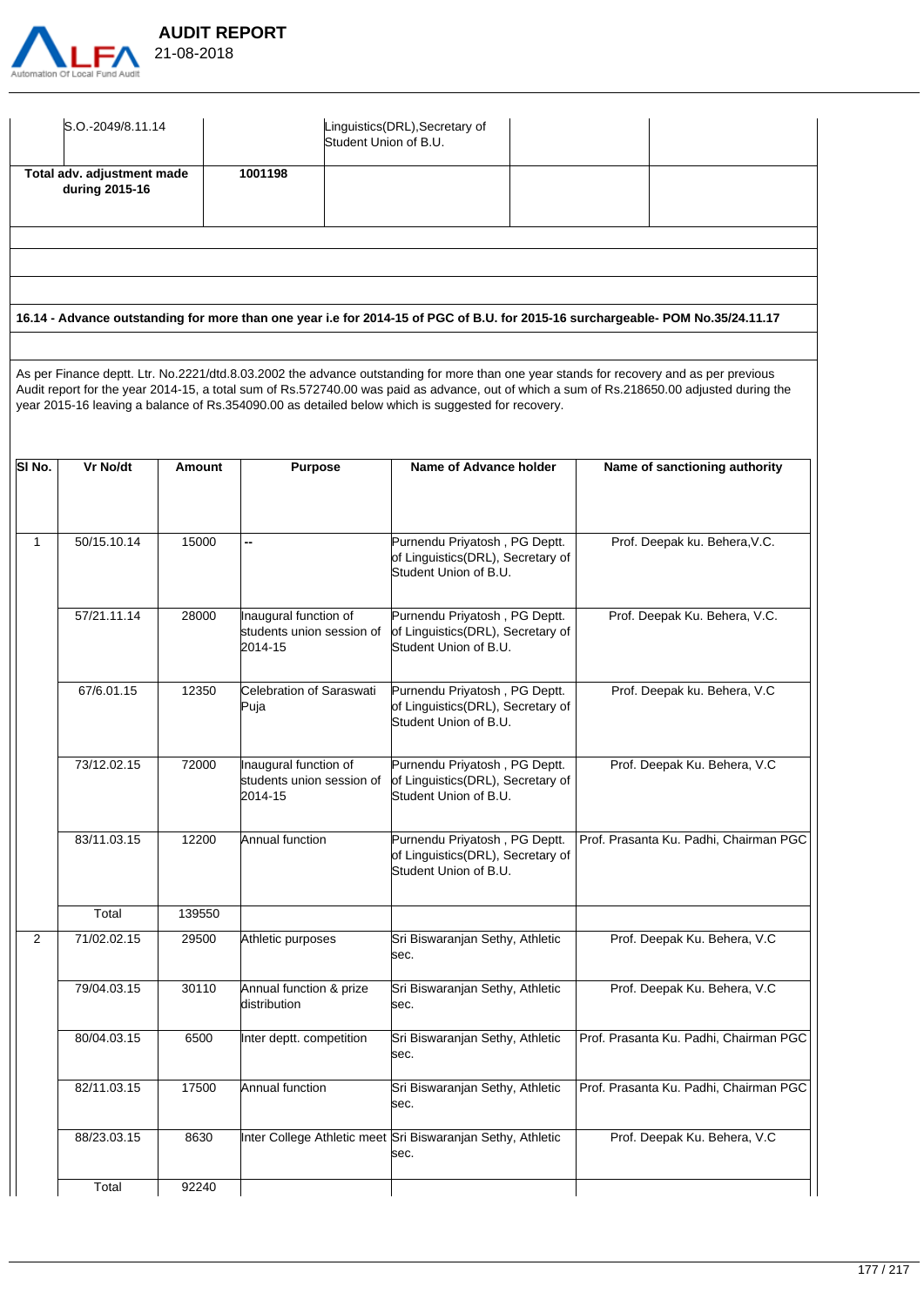| | | | | |
|---|---|---|---|---|
| S.O.-2049/8.11.14 | | Linguistics(DRL),Secretary of Student Union of B.U. | | |
| **Total adv. adjustment made during 2015-16** | **1001198** | | | |

**16.14 - Advance outstanding for more than one year i.e for 2014-15 of PGC of B.U. for 2015-16 surchargeable- POM No.35/24.11.17**

As per Finance deptt. Ltr. No.2221/dtd.8.03.2002 the advance outstanding for more than one year stands for recovery and as per previous Audit report for the year 2014-15, a total sum of Rs.572740.00 was paid as advance, out of which a sum of Rs.218650.00 adjusted during the year 2015-16 leaving a balance of Rs.354090.00 as detailed below which is suggested for recovery.

| Sl No. | Vr No/dt | Amount | Purpose | Name of Advance holder | Name of sanctioning authority |
|---|---|---|---|---|---|
| 1 | 50/15.10.14 | 15000 | -- | Purnendu Priyatosh , PG Deptt. of Linguistics(DRL), Secretary of Student Union of B.U. | Prof. Deepak ku. Behera,V.C. |
| | 57/21.11.14 | 28000 | Inaugural function of students union session of 2014-15 | Purnendu Priyatosh , PG Deptt. of Linguistics(DRL), Secretary of Student Union of B.U. | Prof. Deepak Ku. Behera, V.C. |
| | 67/6.01.15 | 12350 | Celebration of Saraswati Puja | Purnendu Priyatosh , PG Deptt. of Linguistics(DRL), Secretary of Student Union of B.U. | Prof. Deepak ku. Behera, V.C |
| | 73/12.02.15 | 72000 | Inaugural function of students union session of 2014-15 | Purnendu Priyatosh , PG Deptt. of Linguistics(DRL), Secretary of Student Union of B.U. | Prof. Deepak Ku. Behera, V.C |
| | 83/11.03.15 | 12200 | Annual function | Purnendu Priyatosh , PG Deptt. of Linguistics(DRL), Secretary of Student Union of B.U. | Prof. Prasanta Ku. Padhi, Chairman PGC |
| | Total | 139550 | | | |
| 2 | 71/02.02.15 | 29500 | Athletic purposes | Sri Biswaranjan Sethy, Athletic sec. | Prof. Deepak Ku. Behera, V.C |
| | 79/04.03.15 | 30110 | Annual function & prize distribution | Sri Biswaranjan Sethy, Athletic sec. | Prof. Deepak Ku. Behera, V.C |
| | 80/04.03.15 | 6500 | Inter deptt. competition | Sri Biswaranjan Sethy, Athletic sec. | Prof. Prasanta Ku. Padhi, Chairman PGC |
| | 82/11.03.15 | 17500 | Annual function | Sri Biswaranjan Sethy, Athletic sec. | Prof. Prasanta Ku. Padhi, Chairman PGC |
| | 88/23.03.15 | 8630 | Inter College Athletic meet | Sri Biswaranjan Sethy, Athletic sec. | Prof. Deepak Ku. Behera, V.C |
| | Total | 92240 | | | |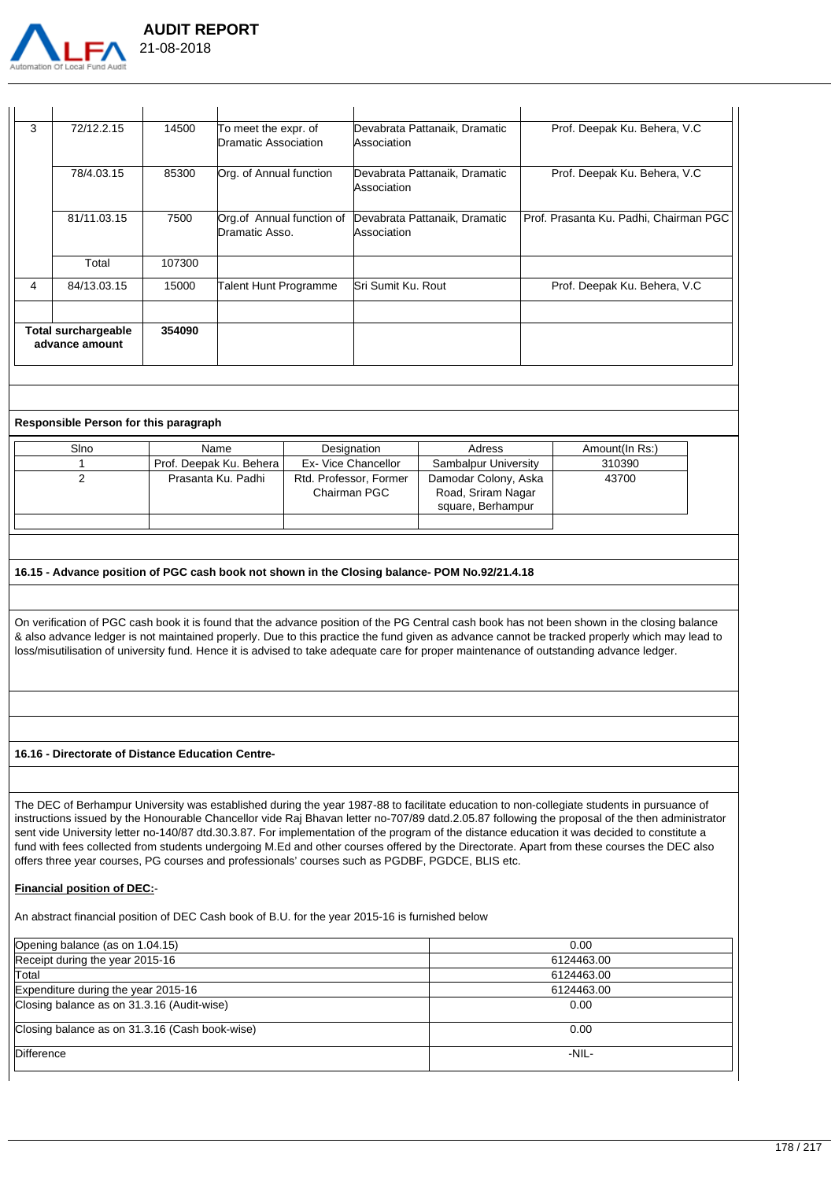| | | | | | |
|---|---|---|---|---|---|
| 3 | 72/12.2.15 | 14500 | To meet the expr. of Dramatic Association | Devabrata Pattanaik, Dramatic Association | Prof. Deepak Ku. Behera, V.C |
| | 78/4.03.15 | 85300 | Org. of Annual function | Devabrata Pattanaik, Dramatic Association | Prof. Deepak Ku. Behera, V.C |
| | 81/11.03.15 | 7500 | Org.of Annual function of Dramatic Asso. | Devabrata Pattanaik, Dramatic Association | Prof. Prasanta Ku. Padhi, Chairman PGC |
| | Total | 107300 | | | |
| 4 | 84/13.03.15 | 15000 | Talent Hunt Programme | Sri Sumit Ku. Rout | Prof. Deepak Ku. Behera, V.C |
| | | | | | |
| **Total surchargeable advance amount** | | **354090** | | | |

**Responsible Person for this paragraph**

| Slno | Name | Designation | Adress | Amount(In Rs:) |
|---|---|---|---|---|
| 1 | Prof. Deepak Ku. Behera | Ex- Vice Chancellor | Sambalpur University | 310390 |
| 2 | Prasanta Ku. Padhi | Rtd. Professor, Former Chairman PGC | Damodar Colony, Aska Road, Sriram Nagar square, Berhampur | 43700 |
| | | | | |

**16.15 - Advance position of PGC cash book not shown in the Closing balance- POM No.92/21.4.18**

On verification of PGC cash book it is found that the advance position of the PG Central cash book has not been shown in the closing balance & also advance ledger is not maintained properly. Due to this practice the fund given as advance cannot be tracked properly which may lead to loss/misutilisation of university fund. Hence it is advised to take adequate care for proper maintenance of outstanding advance ledger.

**16.16 - Directorate of Distance Education Centre-**

The DEC of Berhampur University was established during the year 1987-88 to facilitate education to non-collegiate students in pursuance of instructions issued by the Honourable Chancellor vide Raj Bhavan letter no-707/89 datd.2.05.87 following the proposal of the then administrator sent vide University letter no-140/87 dtd.30.3.87. For implementation of the program of the distance education it was decided to constitute a fund with fees collected from students undergoing M.Ed and other courses offered by the Directorate. Apart from these courses the DEC also offers three year courses, PG courses and professionals' courses such as PGDBF, PGDCE, BLIS etc.

**Financial position of DEC:**-

An abstract financial position of DEC Cash book of B.U. for the year 2015-16 is furnished below

| | |
|---|---|
| Opening balance (as on 1.04.15) | 0.00 |
| Receipt during the year 2015-16 | 6124463.00 |
| Total | 6124463.00 |
| Expenditure during the year 2015-16 | 6124463.00 |
| Closing balance as on 31.3.16 (Audit-wise) | 0.00 |
| Closing balance as on 31.3.16 (Cash book-wise) | 0.00 |
| Difference | -NIL- |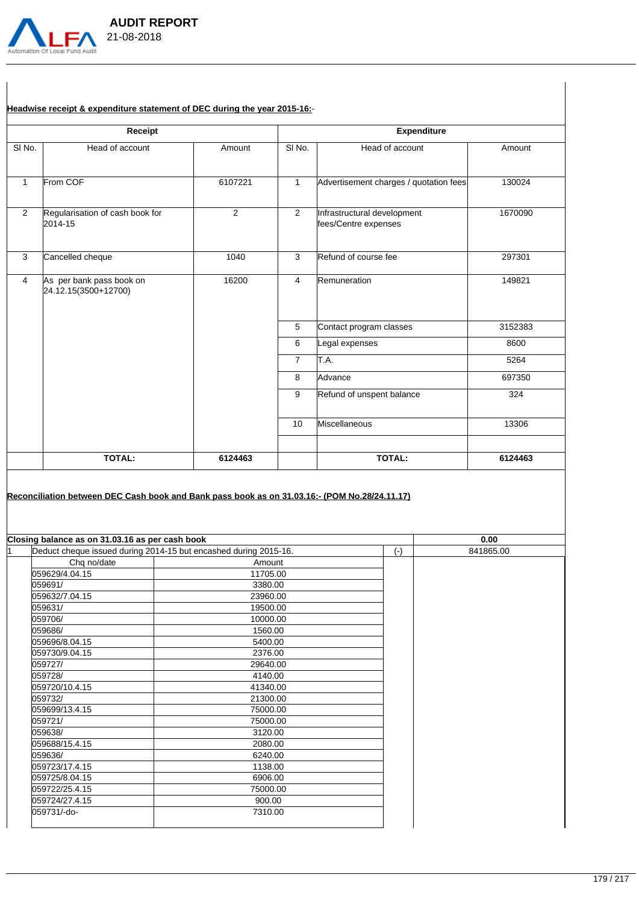**Headwise receipt & expenditure statement of DEC during the year 2015-16:**-

| Receipt | | | Expenditure | | |
|---|---|---|---|---|---|
| Sl No. | Head of account | Amount | Sl No. | Head of account | Amount |
| 1 | From COF | 6107221 | 1 | Advertisement charges / quotation fees | 130024 |
| 2 | Regularisation of cash book for 2014-15 | 2 | 2 | Infrastructural development fees/Centre expenses | 1670090 |
| 3 | Cancelled cheque | 1040 | 3 | Refund of course fee | 297301 |
| 4 | As per bank pass book on 24.12.15(3500+12700) | 16200 | 4 | Remuneration | 149821 |
| | | | 5 | Contact program classes | 3152383 |
| | | | 6 | Legal expenses | 8600 |
| | | | 7 | T.A. | 5264 |
| | | | 8 | Advance | 697350 |
| | | | 9 | Refund of unspent balance | 324 |
| | | | 10 | Miscellaneous | 13306 |
| | | | | | |
| | **TOTAL:** | **6124463** | | **TOTAL:** | **6124463** |

**Reconciliation between DEC Cash book and Bank pass book as on 31.03.16:- (POM No.28/24.11.17)**

| | | | | |
|---|---|---|---|---|
| **Closing balance as on 31.03.16 as per cash book** | | | | **0.00** |
| 1 | Deduct cheque issued during 2014-15 but encashed during 2015-16. | | (-) | 841865.00 |
| | Chq no/date | Amount | | |
| | 059629/4.04.15 | 11705.00 | | |
| | 059691/ | 3380.00 | | |
| | 059632/7.04.15 | 23960.00 | | |
| | 059631/ | 19500.00 | | |
| | 059706/ | 10000.00 | | |
| | 059686/ | 1560.00 | | |
| | 059696/8.04.15 | 5400.00 | | |
| | 059730/9.04.15 | 2376.00 | | |
| | 059727/ | 29640.00 | | |
| | 059728/ | 4140.00 | | |
| | 059720/10.4.15 | 41340.00 | | |
| | 059732/ | 21300.00 | | |
| | 059699/13.4.15 | 75000.00 | | |
| | 059721/ | 75000.00 | | |
| | 059638/ | 3120.00 | | |
| | 059688/15.4.15 | 2080.00 | | |
| | 059636/ | 6240.00 | | |
| | 059723/17.4.15 | 1138.00 | | |
| | 059725/8.04.15 | 6906.00 | | |
| | 059722/25.4.15 | 75000.00 | | |
| | 059724/27.4.15 | 900.00 | | |
| | 059731/-do- | 7310.00 | | |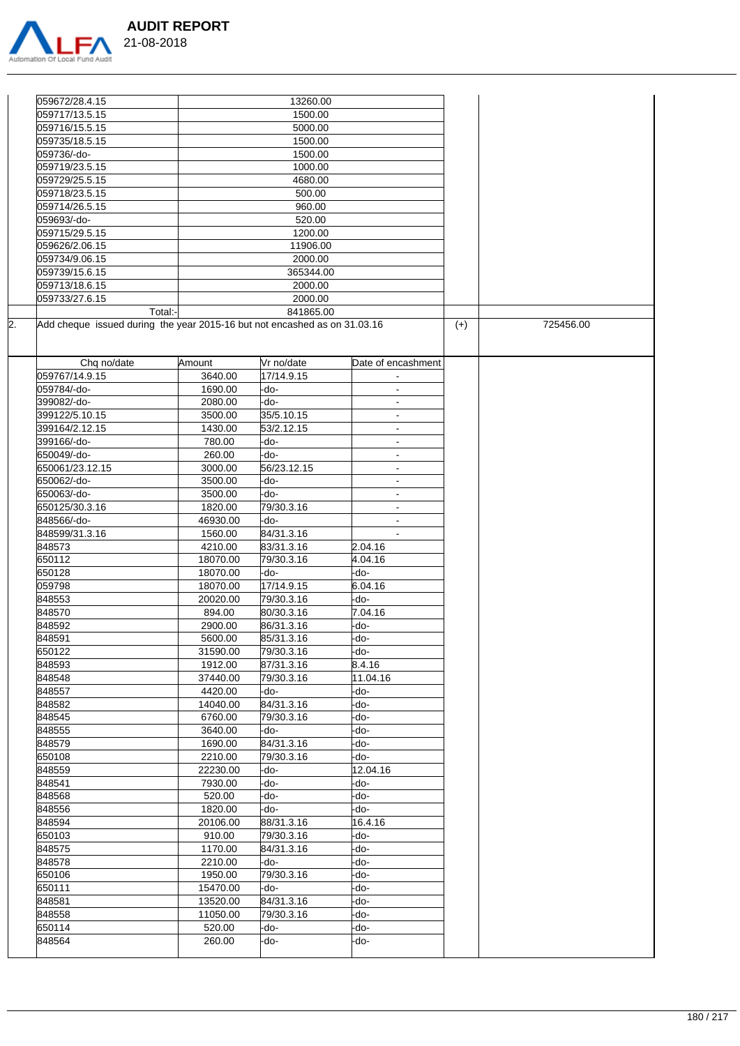| | | | | | |
|---|---|---|---|---|---|
| | 059672/28.4.15 | 13260.00 | | | |
| | 059717/13.5.15 | 1500.00 | | | |
| | 059716/15.5.15 | 5000.00 | | | |
| | 059735/18.5.15 | 1500.00 | | | |
| | 059736/-do- | 1500.00 | | | |
| | 059719/23.5.15 | 1000.00 | | | |
| | 059729/25.5.15 | 4680.00 | | | |
| | 059718/23.5.15 | 500.00 | | | |
| | 059714/26.5.15 | 960.00 | | | |
| | 059693/-do- | 520.00 | | | |
| | 059715/29.5.15 | 1200.00 | | | |
| | 059626/2.06.15 | 11906.00 | | | |
| | 059734/9.06.15 | 2000.00 | | | |
| | 059739/15.6.15 | 365344.00 | | | |
| | 059713/18.6.15 | 2000.00 | | | |
| | 059733/27.6.15 | 2000.00 | | | |
| | Total:- | 841865.00 | | | |
| 2. | Add cheque issued during the year 2015-16 but not encashed as on 31.03.16 | | | (+) | 725456.00 |

| Chq no/date | Amount | Vr no/date | Date of encashment |
|---|---|---|---|
| 059767/14.9.15 | 3640.00 | 17/14.9.15 | - |
| 059784/-do- | 1690.00 | -do- | - |
| 399082/-do- | 2080.00 | -do- | - |
| 399122/5.10.15 | 3500.00 | 35/5.10.15 | - |
| 399164/2.12.15 | 1430.00 | 53/2.12.15 | - |
| 399166/-do- | 780.00 | -do- | - |
| 650049/-do- | 260.00 | -do- | - |
| 650061/23.12.15 | 3000.00 | 56/23.12.15 | - |
| 650062/-do- | 3500.00 | -do- | - |
| 650063/-do- | 3500.00 | -do- | - |
| 650125/30.3.16 | 1820.00 | 79/30.3.16 | - |
| 848566/-do- | 46930.00 | -do- | - |
| 848599/31.3.16 | 1560.00 | 84/31.3.16 | - |
| 848573 | 4210.00 | 83/31.3.16 | 2.04.16 |
| 650112 | 18070.00 | 79/30.3.16 | 4.04.16 |
| 650128 | 18070.00 | -do- | -do- |
| 059798 | 18070.00 | 17/14.9.15 | 6.04.16 |
| 848553 | 20020.00 | 79/30.3.16 | -do- |
| 848570 | 894.00 | 80/30.3.16 | 7.04.16 |
| 848592 | 2900.00 | 86/31.3.16 | -do- |
| 848591 | 5600.00 | 85/31.3.16 | -do- |
| 650122 | 31590.00 | 79/30.3.16 | -do- |
| 848593 | 1912.00 | 87/31.3.16 | 8.4.16 |
| 848548 | 37440.00 | 79/30.3.16 | 11.04.16 |
| 848557 | 4420.00 | -do- | -do- |
| 848582 | 14040.00 | 84/31.3.16 | -do- |
| 848545 | 6760.00 | 79/30.3.16 | -do- |
| 848555 | 3640.00 | -do- | -do- |
| 848579 | 1690.00 | 84/31.3.16 | -do- |
| 650108 | 2210.00 | 79/30.3.16 | -do- |
| 848559 | 22230.00 | -do- | 12.04.16 |
| 848541 | 7930.00 | -do- | -do- |
| 848568 | 520.00 | -do- | -do- |
| 848556 | 1820.00 | -do- | -do- |
| 848594 | 20106.00 | 88/31.3.16 | 16.4.16 |
| 650103 | 910.00 | 79/30.3.16 | -do- |
| 848575 | 1170.00 | 84/31.3.16 | -do- |
| 848578 | 2210.00 | -do- | -do- |
| 650106 | 1950.00 | 79/30.3.16 | -do- |
| 650111 | 15470.00 | -do- | -do- |
| 848581 | 13520.00 | 84/31.3.16 | -do- |
| 848558 | 11050.00 | 79/30.3.16 | -do- |
| 650114 | 520.00 | -do- | -do- |
| 848564 | 260.00 | -do- | -do- |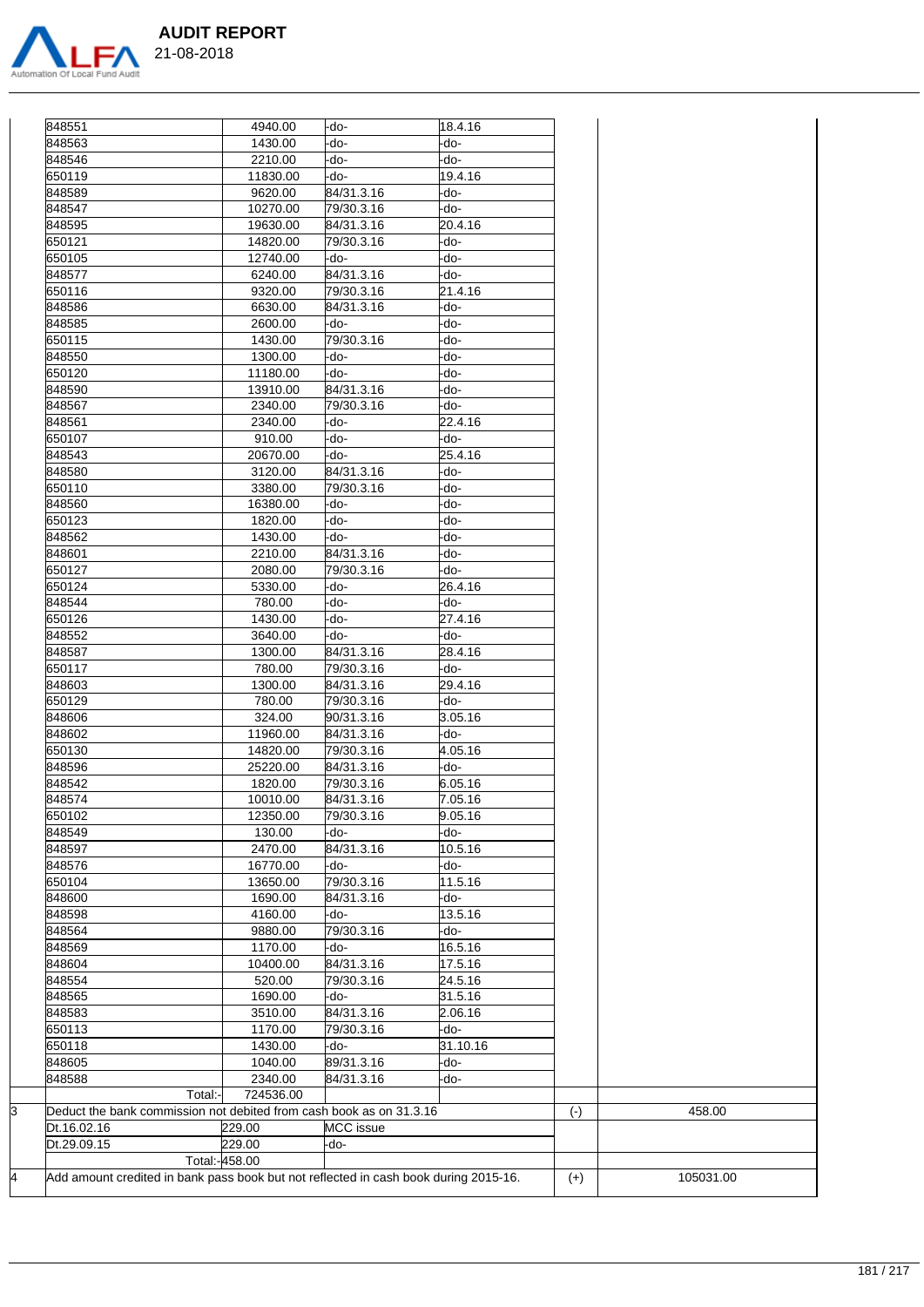| | | | | | | |
|---|---|---|---|---|---|---|
| | 848551 | 4940.00 | -do- | 18.4.16 | | |
| | 848563 | 1430.00 | -do- | -do- | | |
| | 848546 | 2210.00 | -do- | -do- | | |
| | 650119 | 11830.00 | -do- | 19.4.16 | | |
| | 848589 | 9620.00 | 84/31.3.16 | -do- | | |
| | 848547 | 10270.00 | 79/30.3.16 | -do- | | |
| | 848595 | 19630.00 | 84/31.3.16 | 20.4.16 | | |
| | 650121 | 14820.00 | 79/30.3.16 | -do- | | |
| | 650105 | 12740.00 | -do- | -do- | | |
| | 848577 | 6240.00 | 84/31.3.16 | -do- | | |
| | 650116 | 9320.00 | 79/30.3.16 | 21.4.16 | | |
| | 848586 | 6630.00 | 84/31.3.16 | -do- | | |
| | 848585 | 2600.00 | -do- | -do- | | |
| | 650115 | 1430.00 | 79/30.3.16 | -do- | | |
| | 848550 | 1300.00 | -do- | -do- | | |
| | 650120 | 11180.00 | -do- | -do- | | |
| | 848590 | 13910.00 | 84/31.3.16 | -do- | | |
| | 848567 | 2340.00 | 79/30.3.16 | -do- | | |
| | 848561 | 2340.00 | -do- | 22.4.16 | | |
| | 650107 | 910.00 | -do- | -do- | | |
| | 848543 | 20670.00 | -do- | 25.4.16 | | |
| | 848580 | 3120.00 | 84/31.3.16 | -do- | | |
| | 650110 | 3380.00 | 79/30.3.16 | -do- | | |
| | 848560 | 16380.00 | -do- | -do- | | |
| | 650123 | 1820.00 | -do- | -do- | | |
| | 848562 | 1430.00 | -do- | -do- | | |
| | 848601 | 2210.00 | 84/31.3.16 | -do- | | |
| | 650127 | 2080.00 | 79/30.3.16 | -do- | | |
| | 650124 | 5330.00 | -do- | 26.4.16 | | |
| | 848544 | 780.00 | -do- | -do- | | |
| | 650126 | 1430.00 | -do- | 27.4.16 | | |
| | 848552 | 3640.00 | -do- | -do- | | |
| | 848587 | 1300.00 | 84/31.3.16 | 28.4.16 | | |
| | 650117 | 780.00 | 79/30.3.16 | -do- | | |
| | 848603 | 1300.00 | 84/31.3.16 | 29.4.16 | | |
| | 650129 | 780.00 | 79/30.3.16 | -do- | | |
| | 848606 | 324.00 | 90/31.3.16 | 3.05.16 | | |
| | 848602 | 11960.00 | 84/31.3.16 | -do- | | |
| | 650130 | 14820.00 | 79/30.3.16 | 4.05.16 | | |
| | 848596 | 25220.00 | 84/31.3.16 | -do- | | |
| | 848542 | 1820.00 | 79/30.3.16 | 6.05.16 | | |
| | 848574 | 10010.00 | 84/31.3.16 | 7.05.16 | | |
| | 650102 | 12350.00 | 79/30.3.16 | 9.05.16 | | |
| | 848549 | 130.00 | -do- | -do- | | |
| | 848597 | 2470.00 | 84/31.3.16 | 10.5.16 | | |
| | 848576 | 16770.00 | -do- | -do- | | |
| | 650104 | 13650.00 | 79/30.3.16 | 11.5.16 | | |
| | 848600 | 1690.00 | 84/31.3.16 | -do- | | |
| | 848598 | 4160.00 | -do- | 13.5.16 | | |
| | 848564 | 9880.00 | 79/30.3.16 | -do- | | |
| | 848569 | 1170.00 | -do- | 16.5.16 | | |
| | 848604 | 10400.00 | 84/31.3.16 | 17.5.16 | | |
| | 848554 | 520.00 | 79/30.3.16 | 24.5.16 | | |
| | 848565 | 1690.00 | -do- | 31.5.16 | | |
| | 848583 | 3510.00 | 84/31.3.16 | 2.06.16 | | |
| | 650113 | 1170.00 | 79/30.3.16 | -do- | | |
| | 650118 | 1430.00 | -do- | 31.10.16 | | |
| | 848605 | 1040.00 | 89/31.3.16 | -do- | | |
| | 848588 | 2340.00 | 84/31.3.16 | -do- | | |
| | Total:- | 724536.00 | | | | |
| 3 | Deduct the bank commission not debited from cash book as on 31.3.16 | | | | (-) | 458.00 |
| | Dt.16.02.16 | 229.00 | MCC issue | | | |
| | Dt.29.09.15 | 229.00 | -do- | | | |
| | Total:- | 458.00 | | | | |
| 4 | Add amount credited in bank pass book but not reflected in cash book during 2015-16. | | | | (+) | 105031.00 |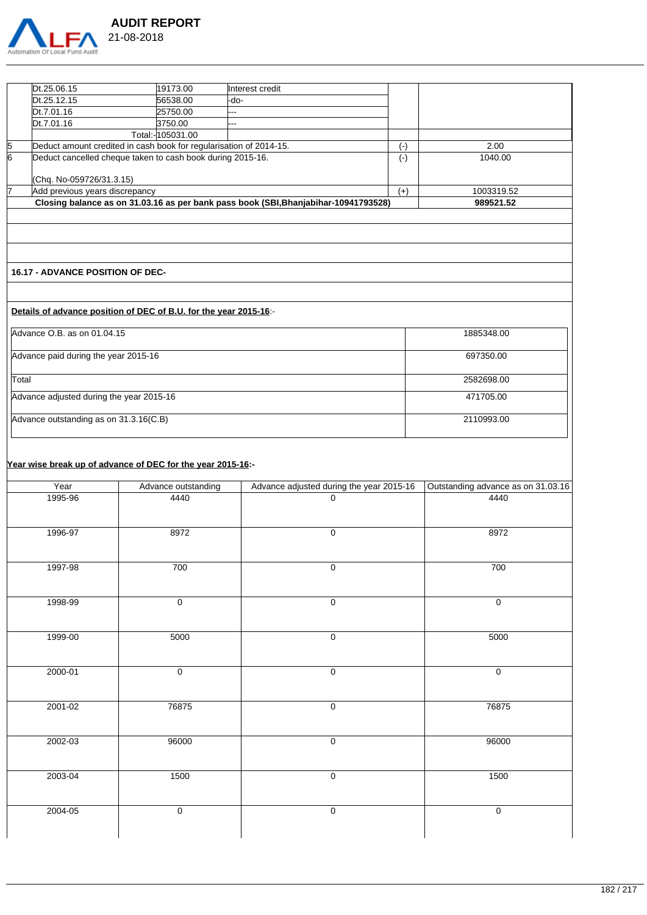| | | | | |
|---|---|---|---|---|
| | Dt.25.06.15 | 19173.00 Interest credit | | |
| | Dt.25.12.15 | 56538.00 -do- | | |
| | Dt.7.01.16 | 25750.00 --- | | |
| | Dt.7.01.16 | 3750.00 --- | | |
| | | Total:-105031.00 | | |
| 5 | Deduct amount credited in cash book for regularisation of 2014-15. | | (-) | 2.00 |
| 6 | Deduct cancelled cheque taken to cash book during 2015-16. (Chq. No-059726/31.3.15) | | (-) | 1040.00 |
| 7 | Add previous years discrepancy | | (+) | 1003319.52 |
| | **Closing balance as on 31.03.16 as per bank pass book (SBI,Bhanjabihar-10941793528)** | | | **989521.52** |

**16.17 - ADVANCE POSITION OF DEC-**

**Details of advance position of DEC of B.U. for the year 2015-16**:-

| | |
|---|---|
| Advance O.B. as on 01.04.15 | 1885348.00 |
| Advance paid during the year 2015-16 | 697350.00 |
| Total | 2582698.00 |
| Advance adjusted during the year 2015-16 | 471705.00 |
| Advance outstanding as on 31.3.16(C.B) | 2110993.00 |

**Year wise break up of advance of DEC for the year 2015-16:-**

| Year | Advance outstanding | Advance adjusted during the year 2015-16 | Outstanding advance as on 31.03.16 |
|---|---|---|---|
| 1995-96 | 4440 | 0 | 4440 |
| 1996-97 | 8972 | 0 | 8972 |
| 1997-98 | 700 | 0 | 700 |
| 1998-99 | 0 | 0 | 0 |
| 1999-00 | 5000 | 0 | 5000 |
| 2000-01 | 0 | 0 | 0 |
| 2001-02 | 76875 | 0 | 76875 |
| 2002-03 | 96000 | 0 | 96000 |
| 2003-04 | 1500 | 0 | 1500 |
| 2004-05 | 0 | 0 | 0 |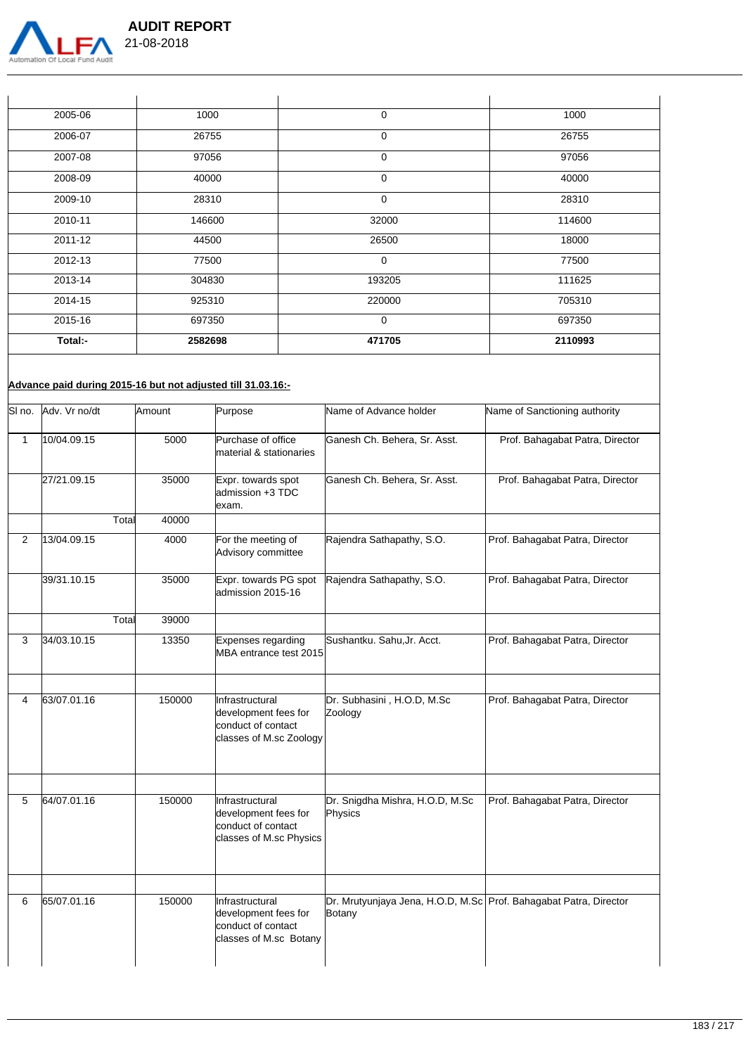| | | | |
|---|---|---|---|
| 2005-06 | 1000 | 0 | 1000 |
| 2006-07 | 26755 | 0 | 26755 |
| 2007-08 | 97056 | 0 | 97056 |
| 2008-09 | 40000 | 0 | 40000 |
| 2009-10 | 28310 | 0 | 28310 |
| 2010-11 | 146600 | 32000 | 114600 |
| 2011-12 | 44500 | 26500 | 18000 |
| 2012-13 | 77500 | 0 | 77500 |
| 2013-14 | 304830 | 193205 | 111625 |
| 2014-15 | 925310 | 220000 | 705310 |
| 2015-16 | 697350 | 0 | 697350 |
| **Total:-** | **2582698** | **471705** | **2110993** |

**Advance paid during 2015-16 but not adjusted till 31.03.16:-**

| Sl no. | Adv. Vr no/dt | Amount | Purpose | Name of Advance holder | Name of Sanctioning authority |
|---|---|---|---|---|---|
| 1 | 10/04.09.15 | 5000 | Purchase of office material & stationaries | Ganesh Ch. Behera, Sr. Asst. | Prof. Bahagabat Patra, Director |
| | 27/21.09.15 | 35000 | Expr. towards spot admission +3 TDC exam. | Ganesh Ch. Behera, Sr. Asst. | Prof. Bahagabat Patra, Director |
| | Total | 40000 | | | |
| 2 | 13/04.09.15 | 4000 | For the meeting of Advisory committee | Rajendra Sathapathy, S.O. | Prof. Bahagabat Patra, Director |
| | 39/31.10.15 | 35000 | Expr. towards PG spot admission 2015-16 | Rajendra Sathapathy, S.O. | Prof. Bahagabat Patra, Director |
| | Total | 39000 | | | |
| 3 | 34/03.10.15 | 13350 | Expenses regarding MBA entrance test 2015 | Sushantku. Sahu,Jr. Acct. | Prof. Bahagabat Patra, Director |
| | | | | | |
| 4 | 63/07.01.16 | 150000 | Infrastructural development fees for conduct of contact classes of M.sc Zoology | Dr. Subhasini , H.O.D, M.Sc Zoology | Prof. Bahagabat Patra, Director |
| | | | | | |
| 5 | 64/07.01.16 | 150000 | Infrastructural development fees for conduct of contact classes of M.sc Physics | Dr. Snigdha Mishra, H.O.D, M.Sc Physics | Prof. Bahagabat Patra, Director |
| | | | | | |
| 6 | 65/07.01.16 | 150000 | Infrastructural development fees for conduct of contact classes of M.sc Botany | Dr. Mrutyunjaya Jena, H.O.D, M.Sc Botany | Prof. Bahagabat Patra, Director |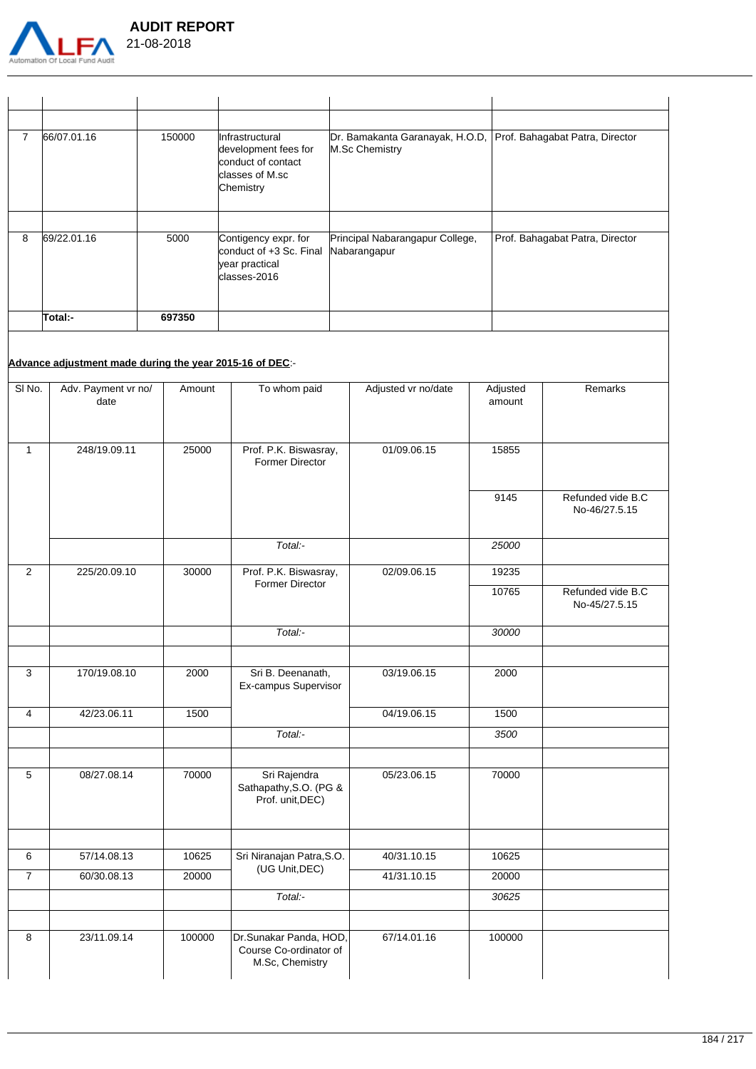| | | | | |
|---|---|---|---|---|
| | | | | |
| 7 | 66/07.01.16 | 150000 | Infrastructural development fees for conduct of contact classes of M.sc Chemistry | Dr. Bamakanta Garanayak, H.O.D, M.Sc Chemistry | Prof. Bahagabat Patra, Director |
| | | | | | |
| 8 | 69/22.01.16 | 5000 | Contigency expr. for conduct of +3 Sc. Final year practical classes-2016 | Principal Nabarangapur College, Nabarangapur | Prof. Bahagabat Patra, Director |
| | **Total:-** | **697350** | | | |

**Advance adjustment made during the year 2015-16 of DEC**:-

| Sl No. | Adv. Payment vr no/ date | Amount | To whom paid | Adjusted vr no/date | Adjusted amount | Remarks |
|---|---|---|---|---|---|---|
| 1 | 248/19.09.11 | 25000 | Prof. P.K. Biswasray, Former Director | 01/09.06.15 | 15855 | |
| | | | | | 9145 | Refunded vide B.C No-46/27.5.15 |
| | | | *Total:-* | | *25000* | |
| 2 | 225/20.09.10 | 30000 | Prof. P.K. Biswasray, Former Director | 02/09.06.15 | 19235 | |
| | | | | | 10765 | Refunded vide B.C No-45/27.5.15 |
| | | | *Total:-* | | *30000* | |
| | | | | | | |
| 3 | 170/19.08.10 | 2000 | Sri B. Deenanath, Ex-campus Supervisor | 03/19.06.15 | 2000 | |
| 4 | 42/23.06.11 | 1500 | | 04/19.06.15 | 1500 | |
| | | | *Total:-* | | *3500* | |
| | | | | | | |
| 5 | 08/27.08.14 | 70000 | Sri Rajendra Sathapathy,S.O. (PG & Prof. unit,DEC) | 05/23.06.15 | 70000 | |
| | | | | | | |
| 6 | 57/14.08.13 | 10625 | Sri Niranajan Patra,S.O. (UG Unit,DEC) | 40/31.10.15 | 10625 | |
| 7 | 60/30.08.13 | 20000 | | 41/31.10.15 | 20000 | |
| | | | *Total:-* | | *30625* | |
| | | | | | | |
| 8 | 23/11.09.14 | 100000 | Dr.Sunakar Panda, HOD, Course Co-ordinator of M.Sc, Chemistry | 67/14.01.16 | 100000 | |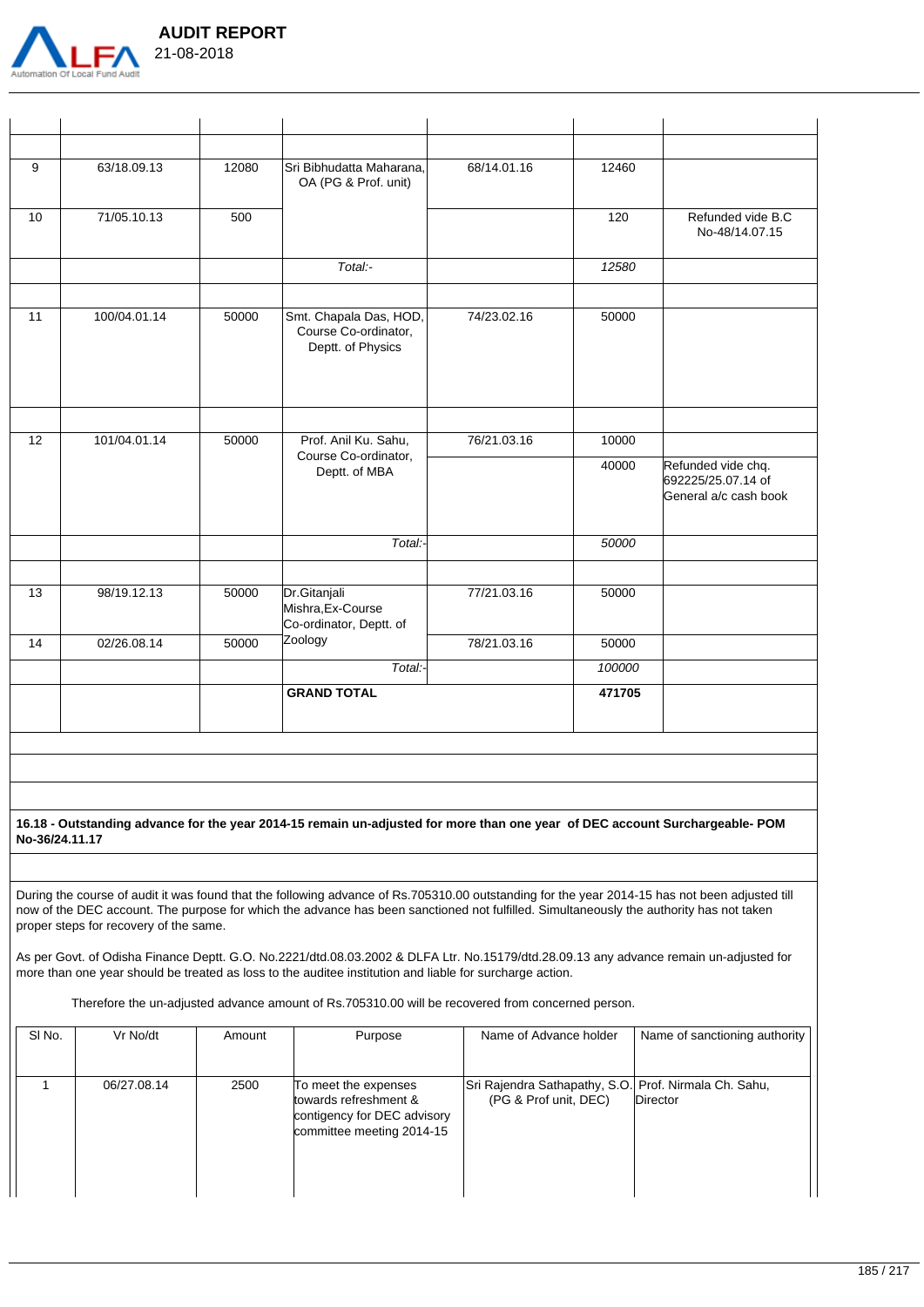| | | | | | | |
|---|---|---|---|---|---|---|
| | | | | | | |
| 9 | 63/18.09.13 | 12080 | Sri Bibhudatta Maharana, OA (PG & Prof. unit) | 68/14.01.16 | 12460 | |
| 10 | 71/05.10.13 | 500 | | | 120 | Refunded vide B.C No-48/14.07.15 |
| | | | *Total:-* | | *12580* | |
| | | | | | | |
| 11 | 100/04.01.14 | 50000 | Smt. Chapala Das, HOD, Course Co-ordinator, Deptt. of Physics | 74/23.02.16 | 50000 | |
| | | | | | | |
| 12 | 101/04.01.14 | 50000 | Prof. Anil Ku. Sahu, Course Co-ordinator, Deptt. of MBA | 76/21.03.16 | 10000 | |
| | | | | | 40000 | Refunded vide chq. 692225/25.07.14 of General a/c cash book |
| | | | *Total:-* | | *50000* | |
| | | | | | | |
| 13 | 98/19.12.13 | 50000 | Dr.Gitanjali Mishra,Ex-Course Co-ordinator, Deptt. of Zoology | 77/21.03.16 | 50000 | |
| 14 | 02/26.08.14 | 50000 | | 78/21.03.16 | 50000 | |
| | | | *Total:-* | | *100000* | |
| | | | **GRAND TOTAL** | | **471705** | |

**16.18 - Outstanding advance for the year 2014-15 remain un-adjusted for more than one year of DEC account Surchargeable- POM No-36/24.11.17**

During the course of audit it was found that the following advance of Rs.705310.00 outstanding for the year 2014-15 has not been adjusted till now of the DEC account. The purpose for which the advance has been sanctioned not fulfilled. Simultaneously the authority has not taken proper steps for recovery of the same.

As per Govt. of Odisha Finance Deptt. G.O. No.2221/dtd.08.03.2002 & DLFA Ltr. No.15179/dtd.28.09.13 any advance remain un-adjusted for more than one year should be treated as loss to the auditee institution and liable for surcharge action.

Therefore the un-adjusted advance amount of Rs.705310.00 will be recovered from concerned person.

| Sl No. | Vr No/dt | Amount | Purpose | Name of Advance holder | Name of sanctioning authority |
|---|---|---|---|---|---|
| 1 | 06/27.08.14 | 2500 | To meet the expenses towards refreshment & contigency for DEC advisory committee meeting 2014-15 | Sri Rajendra Sathapathy, S.O. (PG & Prof unit, DEC) | Prof. Nirmala Ch. Sahu, Director |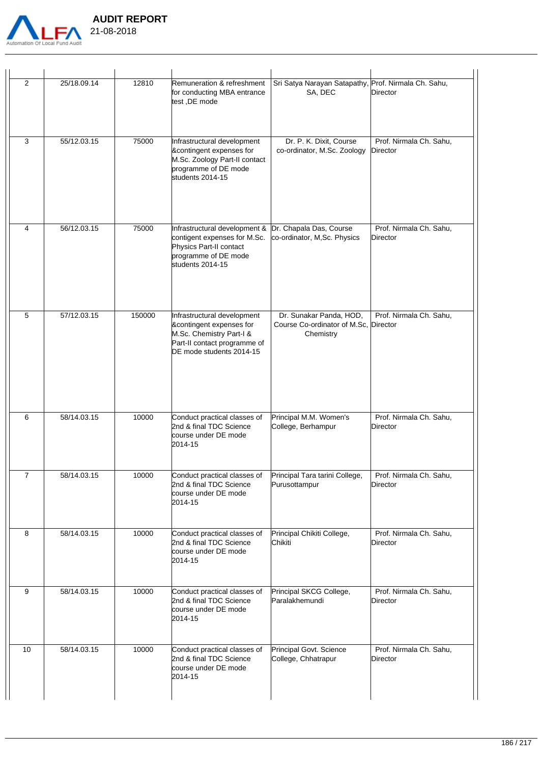| | | | | | |
|---|---|---|---|---|---|
| 2 | 25/18.09.14 | 12810 | Remuneration & refreshment for conducting MBA entrance test ,DE mode | Sri Satya Narayan Satapathy, SA, DEC | Prof. Nirmala Ch. Sahu, Director |
| 3 | 55/12.03.15 | 75000 | Infrastructural development &contingent expenses for M.Sc. Zoology Part-II contact programme of DE mode students 2014-15 | Dr. P. K. Dixit, Course co-ordinator, M.Sc. Zoology | Prof. Nirmala Ch. Sahu, Director |
| 4 | 56/12.03.15 | 75000 | Infrastructural development & contigent expenses for M.Sc. Physics Part-II contact programme of DE mode students 2014-15 | Dr. Chapala Das, Course co-ordinator, M,Sc. Physics | Prof. Nirmala Ch. Sahu, Director |
| 5 | 57/12.03.15 | 150000 | Infrastructural development &contingent expenses for M.Sc. Chemistry Part-I & Part-II contact programme of DE mode students 2014-15 | Dr. Sunakar Panda, HOD, Course Co-ordinator of M.Sc, Chemistry | Prof. Nirmala Ch. Sahu, Director |
| 6 | 58/14.03.15 | 10000 | Conduct practical classes of 2nd & final TDC Science course under DE mode 2014-15 | Principal M.M. Women's College, Berhampur | Prof. Nirmala Ch. Sahu, Director |
| 7 | 58/14.03.15 | 10000 | Conduct practical classes of 2nd & final TDC Science course under DE mode 2014-15 | Principal Tara tarini College, Purusottampur | Prof. Nirmala Ch. Sahu, Director |
| 8 | 58/14.03.15 | 10000 | Conduct practical classes of 2nd & final TDC Science course under DE mode 2014-15 | Principal Chikiti College, Chikiti | Prof. Nirmala Ch. Sahu, Director |
| 9 | 58/14.03.15 | 10000 | Conduct practical classes of 2nd & final TDC Science course under DE mode 2014-15 | Principal SKCG College, Paralakhemundi | Prof. Nirmala Ch. Sahu, Director |
| 10 | 58/14.03.15 | 10000 | Conduct practical classes of 2nd & final TDC Science course under DE mode 2014-15 | Principal Govt. Science College, Chhatrapur | Prof. Nirmala Ch. Sahu, Director |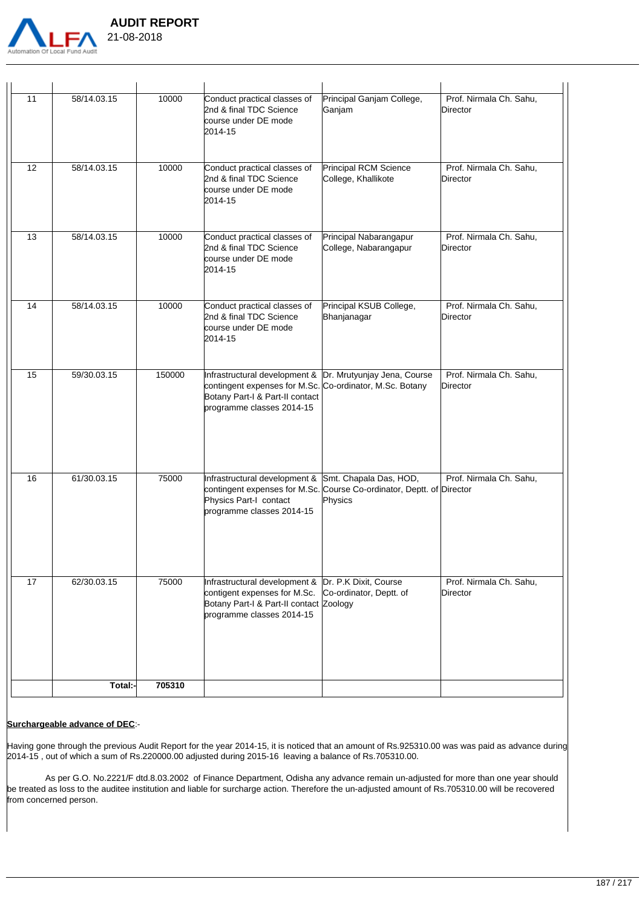| | | | | | |
|---|---|---|---|---|---|
| 11 | 58/14.03.15 | 10000 | Conduct practical classes of 2nd & final TDC Science course under DE mode 2014-15 | Principal Ganjam College, Ganjam | Prof. Nirmala Ch. Sahu, Director |
| 12 | 58/14.03.15 | 10000 | Conduct practical classes of 2nd & final TDC Science course under DE mode 2014-15 | Principal RCM Science College, Khallikote | Prof. Nirmala Ch. Sahu, Director |
| 13 | 58/14.03.15 | 10000 | Conduct practical classes of 2nd & final TDC Science course under DE mode 2014-15 | Principal Nabarangapur College, Nabarangapur | Prof. Nirmala Ch. Sahu, Director |
| 14 | 58/14.03.15 | 10000 | Conduct practical classes of 2nd & final TDC Science course under DE mode 2014-15 | Principal KSUB College, Bhanjanagar | Prof. Nirmala Ch. Sahu, Director |
| 15 | 59/30.03.15 | 150000 | Infrastructural development & contingent expenses for M.Sc. Botany Part-I & Part-II contact programme classes 2014-15 | Dr. Mrutyunjay Jena, Course Co-ordinator, M.Sc. Botany | Prof. Nirmala Ch. Sahu, Director |
| 16 | 61/30.03.15 | 75000 | Infrastructural development & contingent expenses for M.Sc. Physics Part-I contact programme classes 2014-15 | Smt. Chapala Das, HOD, Course Co-ordinator, Deptt. of Physics | Prof. Nirmala Ch. Sahu, Director |
| 17 | 62/30.03.15 | 75000 | Infrastructural development & contigent expenses for M.Sc. Botany Part-I & Part-II contact programme classes 2014-15 | Dr. P.K Dixit, Course Co-ordinator, Deptt. of Zoology | Prof. Nirmala Ch. Sahu, Director |
| | **Total:-** | **705310** | | | |

**Surchargeable advance of DEC**:-

Having gone through the previous Audit Report for the year 2014-15, it is noticed that an amount of Rs.925310.00 was was paid as advance during 2014-15 , out of which a sum of Rs.220000.00 adjusted during 2015-16 leaving a balance of Rs.705310.00.

As per G.O. No.2221/F dtd.8.03.2002 of Finance Department, Odisha any advance remain un-adjusted for more than one year should be treated as loss to the auditee institution and liable for surcharge action. Therefore the un-adjusted amount of Rs.705310.00 will be recovered from concerned person.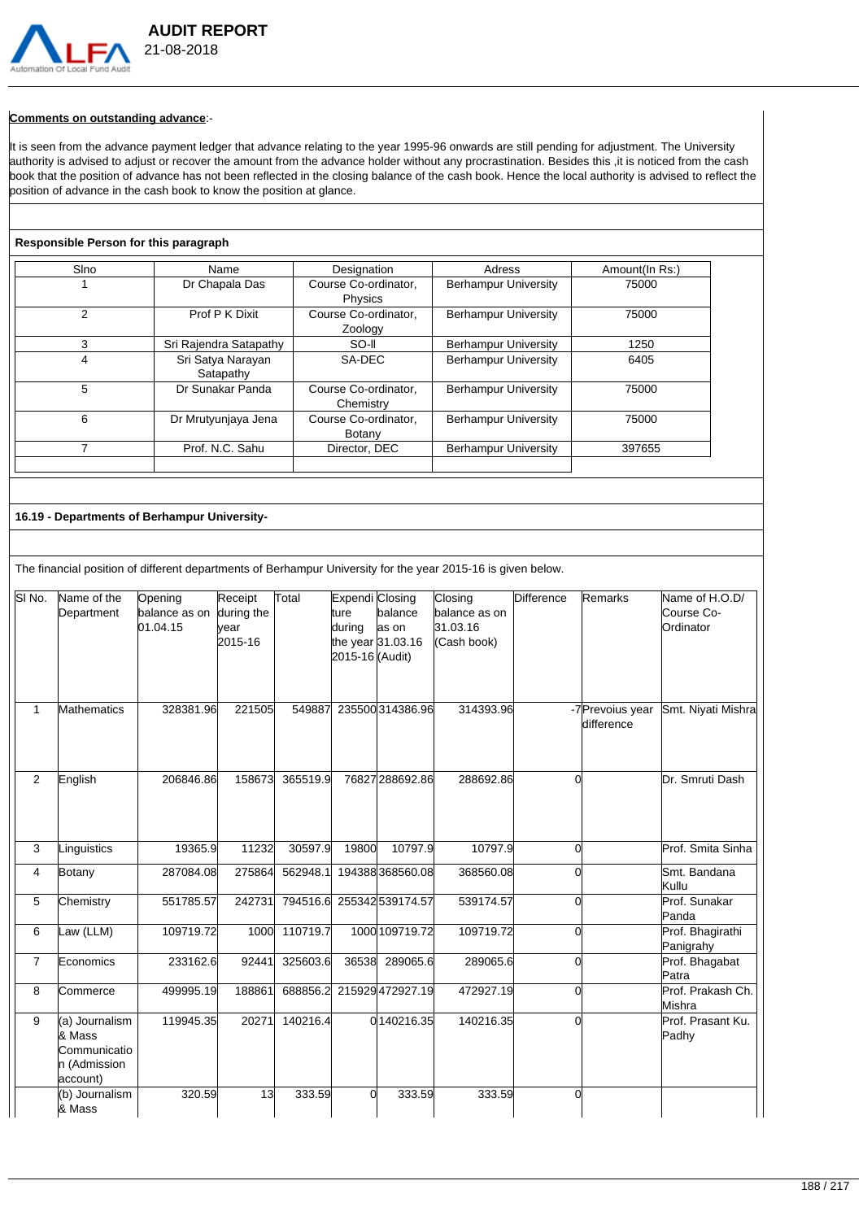**Comments on outstanding advance**:-

It is seen from the advance payment ledger that advance relating to the year 1995-96 onwards are still pending for adjustment. The University authority is advised to adjust or recover the amount from the advance holder without any procrastination. Besides this ,it is noticed from the cash book that the position of advance has not been reflected in the closing balance of the cash book. Hence the local authority is advised to reflect the position of advance in the cash book to know the position at glance.

**Responsible Person for this paragraph**

| Slno | Name | Designation | Adress | Amount(In Rs:) |
|---|---|---|---|---|
| 1 | Dr Chapala Das | Course Co-ordinator, Physics | Berhampur University | 75000 |
| 2 | Prof P K Dixit | Course Co-ordinator, Zoology | Berhampur University | 75000 |
| 3 | Sri Rajendra Satapathy | SO-II | Berhampur University | 1250 |
| 4 | Sri Satya Narayan Satapathy | SA-DEC | Berhampur University | 6405 |
| 5 | Dr Sunakar Panda | Course Co-ordinator, Chemistry | Berhampur University | 75000 |
| 6 | Dr Mrutyunjaya Jena | Course Co-ordinator, Botany | Berhampur University | 75000 |
| 7 | Prof. N.C. Sahu | Director, DEC | Berhampur University | 397655 |
| | | | | |

**16.19 - Departments of Berhampur University-**

The financial position of different departments of Berhampur University for the year 2015-16 is given below.

| Sl No. | Name of the Department | Opening balance as on 01.04.15 | Receipt during the year 2015-16 | Total | Expenditure during the year 2015-16 | Closing balance as on 31.03.16 (Audit) | Closing balance as on 31.03.16 (Cash book) | Difference | Remarks | Name of H.O.D/ Course Co-Ordinator |
|---|---|---|---|---|---|---|---|---|---|---|
| 1 | Mathematics | 328381.96 | 221505 | 549887 | 235500 | 314386.96 | 314393.96 | -7 | Prevoius year difference | Smt. Niyati Mishra |
| 2 | English | 206846.86 | 158673 | 365519.9 | 76827 | 288692.86 | 288692.86 | 0 | | Dr. Smruti Dash |
| 3 | Linguistics | 19365.9 | 11232 | 30597.9 | 19800 | 10797.9 | 10797.9 | 0 | | Prof. Smita Sinha |
| 4 | Botany | 287084.08 | 275864 | 562948.1 | 194388 | 368560.08 | 368560.08 | 0 | | Smt. Bandana Kullu |
| 5 | Chemistry | 551785.57 | 242731 | 794516.6 | 255342 | 539174.57 | 539174.57 | 0 | | Prof. Sunakar Panda |
| 6 | Law (LLM) | 109719.72 | 1000 | 110719.7 | 1000 | 109719.72 | 109719.72 | 0 | | Prof. Bhagirathi Panigrahy |
| 7 | Economics | 233162.6 | 92441 | 325603.6 | 36538 | 289065.6 | 289065.6 | 0 | | Prof. Bhagabat Patra |
| 8 | Commerce | 499995.19 | 188861 | 688856.2 | 215929 | 472927.19 | 472927.19 | 0 | | Prof. Prakash Ch. Mishra |
| 9 | (a) Journalism & Mass Communication (Admission account) | 119945.35 | 20271 | 140216.4 | 0 | 140216.35 | 140216.35 | 0 | | Prof. Prasant Ku. Padhy |
| | (b) Journalism & Mass | 320.59 | 13 | 333.59 | 0 | 333.59 | 333.59 | 0 | | |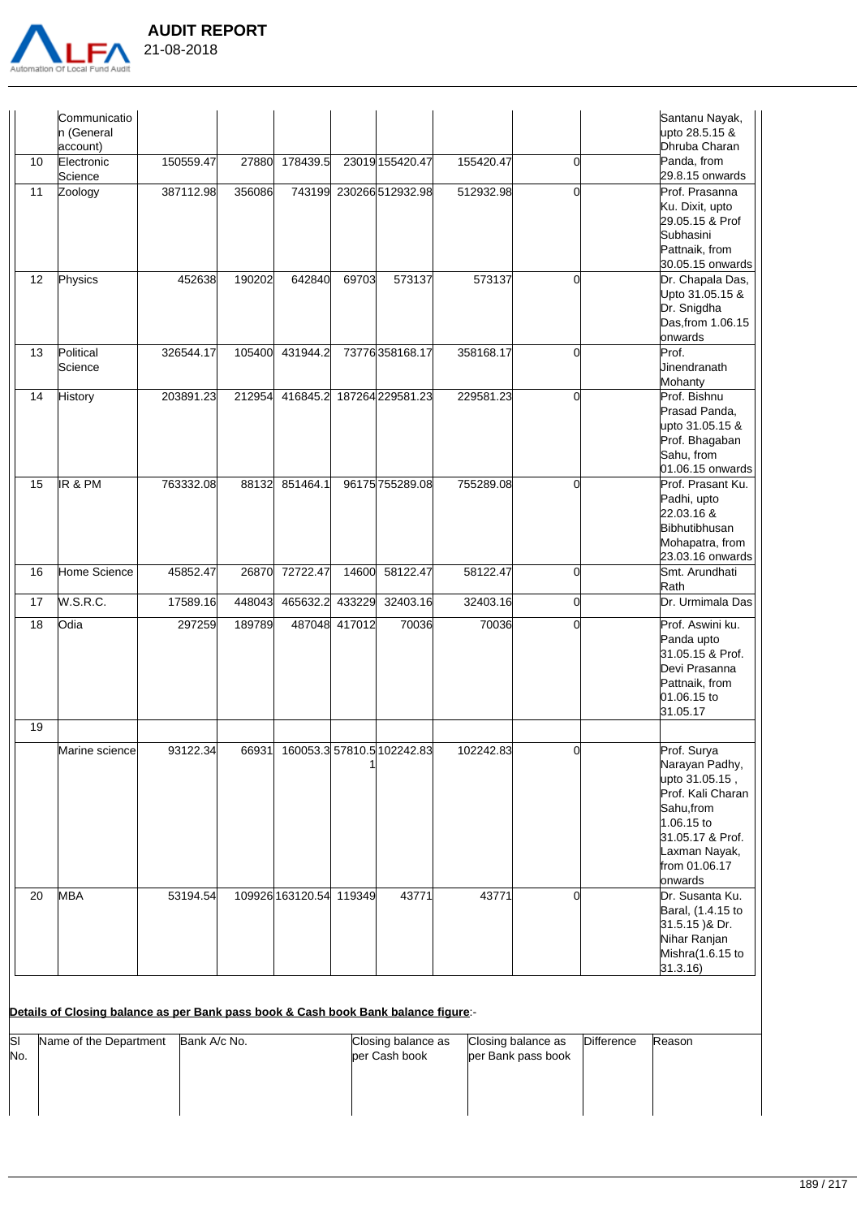| | | | | | | | | | | |
|---|---|---|---|---|---|---|---|---|---|---|
| | Communication (General account) | | | | | | | | | Santanu Nayak, upto 28.5.15 & Dhruba Charan |
| 10 | Electronic Science | 150559.47 | 27880 | 178439.5 | 23019 | 155420.47 | 155420.47 | 0 | | Panda, from 29.8.15 onwards |
| 11 | Zoology | 387112.98 | 356086 | 743199 | 230266 | 512932.98 | 512932.98 | 0 | | Prof. Prasanna Ku. Dixit, upto 29.05.15 & Prof Subhasini Pattnaik, from 30.05.15 onwards |
| 12 | Physics | 452638 | 190202 | 642840 | 69703 | 573137 | 573137 | 0 | | Dr. Chapala Das, Upto 31.05.15 & Dr. Snigdha Das,from 1.06.15 onwards |
| 13 | Political Science | 326544.17 | 105400 | 431944.2 | 73776 | 358168.17 | 358168.17 | 0 | | Prof. Jinendranath Mohanty |
| 14 | History | 203891.23 | 212954 | 416845.2 | 187264 | 229581.23 | 229581.23 | 0 | | Prof. Bishnu Prasad Panda, upto 31.05.15 & Prof. Bhagaban Sahu, from 01.06.15 onwards |
| 15 | IR & PM | 763332.08 | 88132 | 851464.1 | 96175 | 755289.08 | 755289.08 | 0 | | Prof. Prasant Ku. Padhi, upto 22.03.16 & Bibhutibhusan Mohapatra, from 23.03.16 onwards |
| 16 | Home Science | 45852.47 | 26870 | 72722.47 | 14600 | 58122.47 | 58122.47 | 0 | | Smt. Arundhati Rath |
| 17 | W.S.R.C. | 17589.16 | 448043 | 465632.2 | 433229 | 32403.16 | 32403.16 | 0 | | Dr. Urmimala Das |
| 18 | Odia | 297259 | 189789 | 487048 | 417012 | 70036 | 70036 | 0 | | Prof. Aswini ku. Panda upto 31.05.15 & Prof. Devi Prasanna Pattnaik, from 01.06.15 to 31.05.17 |
| 19 | | | | | | | | | | |
| | Marine science | 93122.34 | 66931 | 160053.3 | 57810.51 | 102242.83 | 102242.83 | 0 | | Prof. Surya Narayan Padhy, upto 31.05.15 , Prof. Kali Charan Sahu,from 1.06.15 to 31.05.17 & Prof. Laxman Nayak, from 01.06.17 onwards |
| 20 | MBA | 53194.54 | 109926 | 163120.54 | 119349 | 43771 | 43771 | 0 | | Dr. Susanta Ku. Baral, (1.4.15 to 31.5.15 )& Dr. Nihar Ranjan Mishra(1.6.15 to 31.3.16) |

**Details of Closing balance as per Bank pass book & Cash book Bank balance figure**:-

| Sl No. | Name of the Department | Bank A/c No. | Closing balance as per Cash book | Closing balance as per Bank pass book | Difference | Reason |
|---|---|---|---|---|---|---|
| | | | | | | |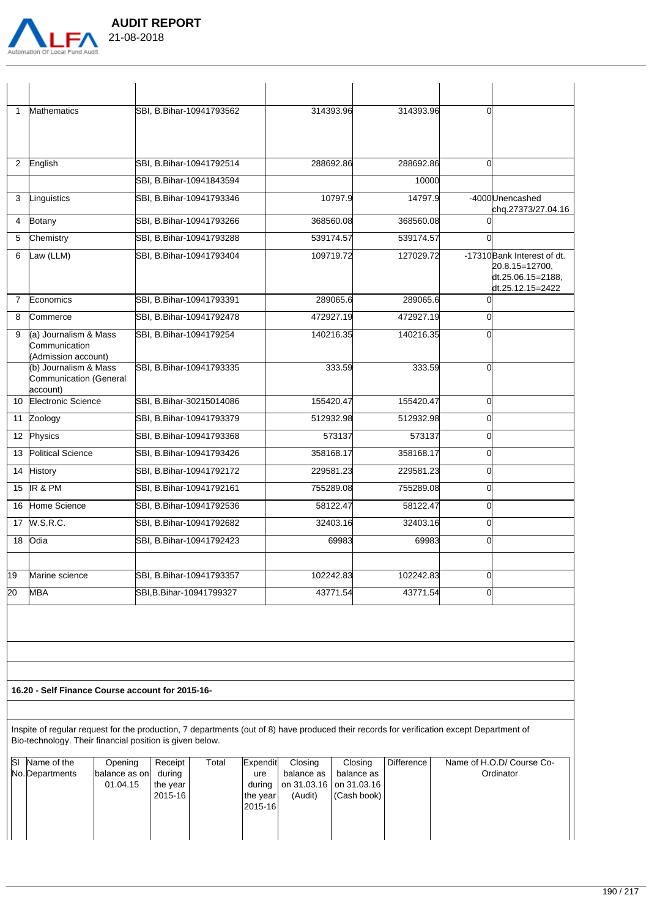| | | | | | | |
|---|---|---|---|---|---|---|
| 1 | Mathematics | SBI, B.Bihar-10941793562 | 314393.96 | 314393.96 | 0 | |
| 2 | English | SBI, B.Bihar-10941792514 | 288692.86 | 288692.86 | 0 | |
| | | SBI, B.Bihar-10941843594 | | 10000 | | |
| 3 | Linguistics | SBI, B.Bihar-10941793346 | 10797.9 | 14797.9 | -4000 | Unencashed chq.27373/27.04.16 |
| 4 | Botany | SBI, B.Bihar-10941793266 | 368560.08 | 368560.08 | 0 | |
| 5 | Chemistry | SBI, B.Bihar-10941793288 | 539174.57 | 539174.57 | 0 | |
| 6 | Law (LLM) | SBI, B.Bihar-10941793404 | 109719.72 | 127029.72 | -17310 | Bank Interest of dt. 20.8.15=12700, dt.25.06.15=2188, dt.25.12.15=2422 |
| 7 | Economics | SBI, B.Bihar-10941793391 | 289065.6 | 289065.6 | 0 | |
| 8 | Commerce | SBI, B.Bihar-10941792478 | 472927.19 | 472927.19 | 0 | |
| 9 | (a) Journalism & Mass Communication (Admission account) | SBI, B.Bihar-1094179254 | 140216.35 | 140216.35 | 0 | |
| | (b) Journalism & Mass Communication (General account) | SBI, B.Bihar-10941793335 | 333.59 | 333.59 | 0 | |
| 10 | Electronic Science | SBI, B.Bihar-30215014086 | 155420.47 | 155420.47 | 0 | |
| 11 | Zoology | SBI, B.Bihar-10941793379 | 512932.98 | 512932.98 | 0 | |
| 12 | Physics | SBI, B.Bihar-10941793368 | 573137 | 573137 | 0 | |
| 13 | Political Science | SBI, B.Bihar-10941793426 | 358168.17 | 358168.17 | 0 | |
| 14 | History | SBI, B.Bihar-10941792172 | 229581.23 | 229581.23 | 0 | |
| 15 | IR & PM | SBI, B.Bihar-10941792161 | 755289.08 | 755289.08 | 0 | |
| 16 | Home Science | SBI, B.Bihar-10941792536 | 58122.47 | 58122.47 | 0 | |
| 17 | W.S.R.C. | SBI, B.Bihar-10941792682 | 32403.16 | 32403.16 | 0 | |
| 18 | Odia | SBI, B.Bihar-10941792423 | 69983 | 69983 | 0 | |
| | | | | | | |
| 19 | Marine science | SBI, B.Bihar-10941793357 | 102242.83 | 102242.83 | 0 | |
| 20 | MBA | SBI,B.Bihar-10941799327 | 43771.54 | 43771.54 | 0 | |

**16.20 - Self Finance Course account for 2015-16-**

Inspite of regular request for the production, 7 departments (out of 8) have produced their records for verification except Department of Bio-technology. Their financial position is given below.

| Sl No. | Name of the Departments | Opening balance as on 01.04.15 | Receipt during the year 2015-16 | Total | Expenditure during the year 2015-16 | Closing balance as on 31.03.16 (Audit) | Closing balance as on 31.03.16 (Cash book) | Difference | Name of H.O.D/ Course Co-Ordinator |
|---|---|---|---|---|---|---|---|---|---|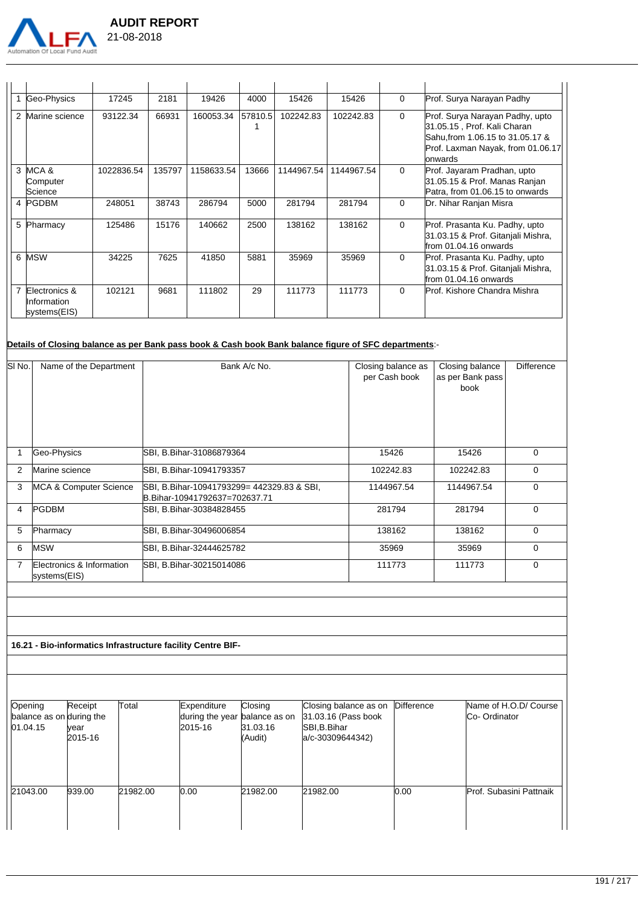| | | | | | | | | | |
|---|---|---|---|---|---|---|---|---|---|
| 1 | Geo-Physics | 17245 | 2181 | 19426 | 4000 | 15426 | 15426 | 0 | Prof. Surya Narayan Padhy |
| 2 | Marine science | 93122.34 | 66931 | 160053.34 | 57810.51 | 102242.83 | 102242.83 | 0 | Prof. Surya Narayan Padhy, upto 31.05.15 , Prof. Kali Charan Sahu,from 1.06.15 to 31.05.17 & Prof. Laxman Nayak, from 01.06.17 onwards |
| 3 | MCA & Computer Science | 1022836.54 | 135797 | 1158633.54 | 13666 | 1144967.54 | 1144967.54 | 0 | Prof. Jayaram Pradhan, upto 31.05.15 & Prof. Manas Ranjan Patra, from 01.06.15 to onwards |
| 4 | PGDBM | 248051 | 38743 | 286794 | 5000 | 281794 | 281794 | 0 | Dr. Nihar Ranjan Misra |
| 5 | Pharmacy | 125486 | 15176 | 140662 | 2500 | 138162 | 138162 | 0 | Prof. Prasanta Ku. Padhy, upto 31.03.15 & Prof. Gitanjali Mishra, from 01.04.16 onwards |
| 6 | MSW | 34225 | 7625 | 41850 | 5881 | 35969 | 35969 | 0 | Prof. Prasanta Ku. Padhy, upto 31.03.15 & Prof. Gitanjali Mishra, from 01.04.16 onwards |
| 7 | Electronics & Information systems(EIS) | 102121 | 9681 | 111802 | 29 | 111773 | 111773 | 0 | Prof. Kishore Chandra Mishra |

**Details of Closing balance as per Bank pass book & Cash book Bank balance figure of SFC departments**:-

| Sl No. | Name of the Department | Bank A/c No. | Closing balance as per Cash book | Closing balance as per Bank pass book | Difference |
|---|---|---|---|---|---|
| 1 | Geo-Physics | SBI, B.Bihar-31086879364 | 15426 | 15426 | 0 |
| 2 | Marine science | SBI, B.Bihar-10941793357 | 102242.83 | 102242.83 | 0 |
| 3 | MCA & Computer Science | SBI, B.Bihar-10941793299= 442329.83 & SBI, B.Bihar-10941792637=702637.71 | 1144967.54 | 1144967.54 | 0 |
| 4 | PGDBM | SBI, B.Bihar-30384828455 | 281794 | 281794 | 0 |
| 5 | Pharmacy | SBI, B.Bihar-30496006854 | 138162 | 138162 | 0 |
| 6 | MSW | SBI, B.Bihar-32444625782 | 35969 | 35969 | 0 |
| 7 | Electronics & Information systems(EIS) | SBI, B.Bihar-30215014086 | 111773 | 111773 | 0 |

**16.21 - Bio-informatics Infrastructure facility Centre BIF-**

| Opening balance as on 01.04.15 | Receipt during the year 2015-16 | Total | Expenditure during the year 2015-16 | Closing balance as on 31.03.16 (Audit) | Closing balance as on 31.03.16 (Pass book SBI,B.Bihar a/c-30309644342) | Difference | Name of H.O.D/ Course Co- Ordinator |
|---|---|---|---|---|---|---|---|
| 21043.00 | 939.00 | 21982.00 | 0.00 | 21982.00 | 21982.00 | 0.00 | Prof. Subasini Pattnaik |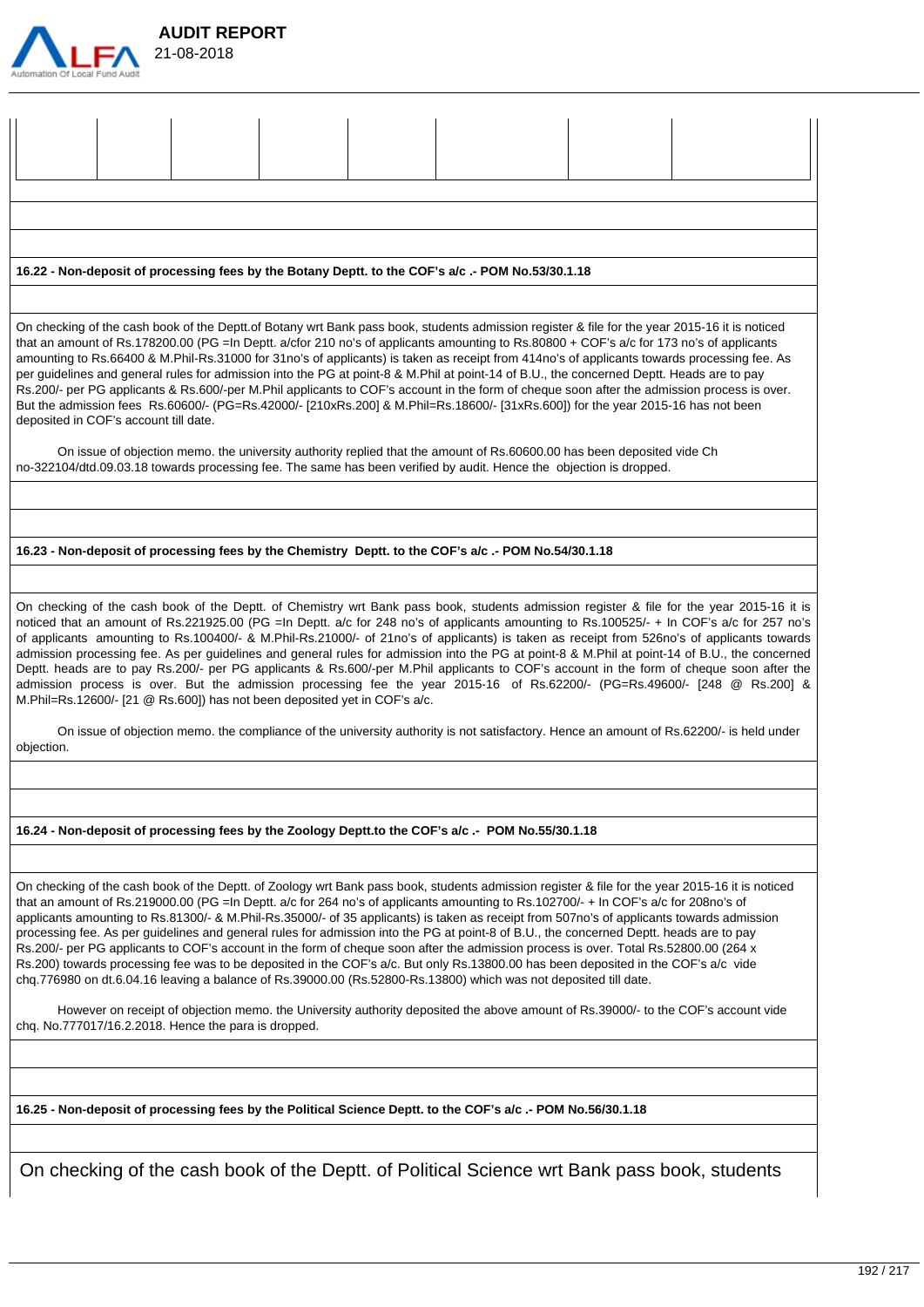**16.22 - Non-deposit of processing fees by the Botany Deptt. to the COF's a/c .- POM No.53/30.1.18**

On checking of the cash book of the Deptt.of Botany wrt Bank pass book, students admission register & file for the year 2015-16 it is noticed that an amount of Rs.178200.00 (PG =In Deptt. a/cfor 210 no's of applicants amounting to Rs.80800 + COF's a/c for 173 no's of applicants amounting to Rs.66400 & M.Phil-Rs.31000 for 31no's of applicants) is taken as receipt from 414no's of applicants towards processing fee. As per guidelines and general rules for admission into the PG at point-8 & M.Phil at point-14 of B.U., the concerned Deptt. Heads are to pay Rs.200/- per PG applicants & Rs.600/-per M.Phil applicants to COF's account in the form of cheque soon after the admission process is over. But the admission fees Rs.60600/- (PG=Rs.42000/- [210xRs.200] & M.Phil=Rs.18600/- [31xRs.600]) for the year 2015-16 has not been deposited in COF's account till date.

On issue of objection memo. the university authority replied that the amount of Rs.60600.00 has been deposited vide Ch no-322104/dtd.09.03.18 towards processing fee. The same has been verified by audit. Hence the objection is dropped.

**16.23 - Non-deposit of processing fees by the Chemistry Deptt. to the COF's a/c .- POM No.54/30.1.18**

On checking of the cash book of the Deptt. of Chemistry wrt Bank pass book, students admission register & file for the year 2015-16 it is noticed that an amount of Rs.221925.00 (PG =In Deptt. a/c for 248 no's of applicants amounting to Rs.100525/- + In COF's a/c for 257 no's of applicants amounting to Rs.100400/- & M.Phil-Rs.21000/- of 21no's of applicants) is taken as receipt from 526no's of applicants towards admission processing fee. As per guidelines and general rules for admission into the PG at point-8 & M.Phil at point-14 of B.U., the concerned Deptt. heads are to pay Rs.200/- per PG applicants & Rs.600/-per M.Phil applicants to COF's account in the form of cheque soon after the admission process is over. But the admission processing fee the year 2015-16 of Rs.62200/- (PG=Rs.49600/- [248 @ Rs.200] & M.Phil=Rs.12600/- [21 @ Rs.600]) has not been deposited yet in COF's a/c.

On issue of objection memo. the compliance of the university authority is not satisfactory. Hence an amount of Rs.62200/- is held under objection.

**16.24 - Non-deposit of processing fees by the Zoology Deptt.to the COF's a/c .- POM No.55/30.1.18**

On checking of the cash book of the Deptt. of Zoology wrt Bank pass book, students admission register & file for the year 2015-16 it is noticed that an amount of Rs.219000.00 (PG =In Deptt. a/c for 264 no's of applicants amounting to Rs.102700/- + In COF's a/c for 208no's of applicants amounting to Rs.81300/- & M.Phil-Rs.35000/- of 35 applicants) is taken as receipt from 507no's of applicants towards admission processing fee. As per guidelines and general rules for admission into the PG at point-8 of B.U., the concerned Deptt. heads are to pay Rs.200/- per PG applicants to COF's account in the form of cheque soon after the admission process is over. Total Rs.52800.00 (264 x Rs.200) towards processing fee was to be deposited in the COF's a/c. But only Rs.13800.00 has been deposited in the COF's a/c vide chq.776980 on dt.6.04.16 leaving a balance of Rs.39000.00 (Rs.52800-Rs.13800) which was not deposited till date.

However on receipt of objection memo. the University authority deposited the above amount of Rs.39000/- to the COF's account vide chq. No.777017/16.2.2018. Hence the para is dropped.

**16.25 - Non-deposit of processing fees by the Political Science Deptt. to the COF's a/c .- POM No.56/30.1.18**

On checking of the cash book of the Deptt. of Political Science wrt Bank pass book, students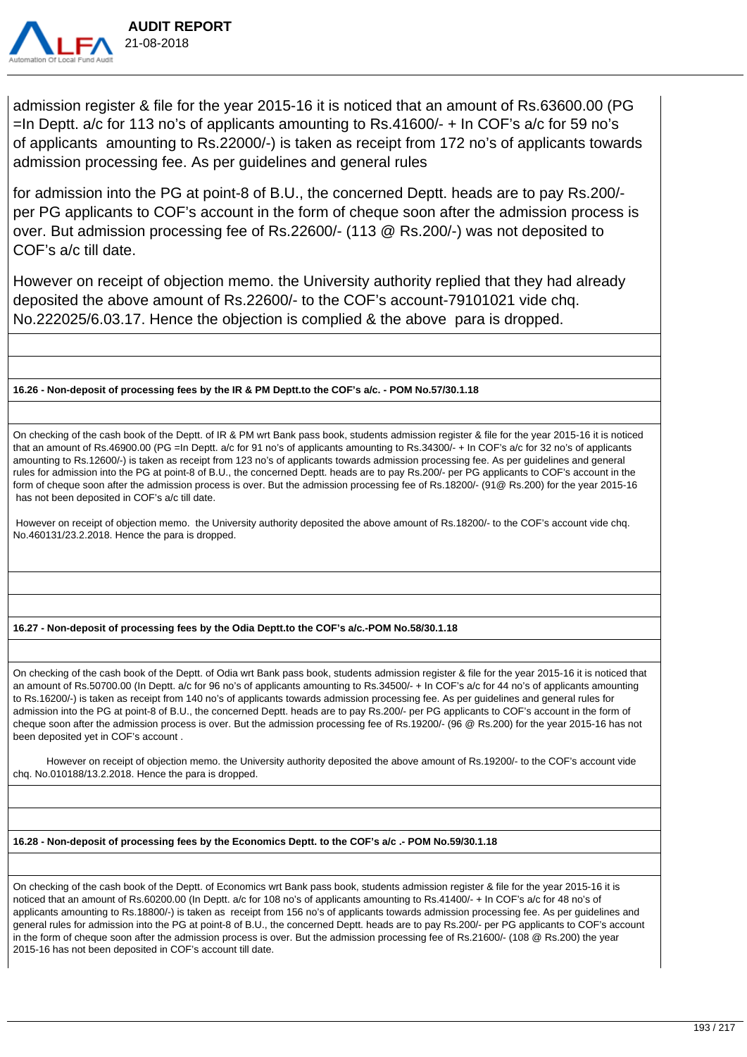admission register & file for the year 2015-16 it is noticed that an amount of Rs.63600.00 (PG =In Deptt. a/c for 113 no's of applicants amounting to Rs.41600/- + In COF's a/c for 59 no's of applicants amounting to Rs.22000/-) is taken as receipt from 172 no's of applicants towards admission processing fee. As per guidelines and general rules

for admission into the PG at point-8 of B.U., the concerned Deptt. heads are to pay Rs.200/- per PG applicants to COF's account in the form of cheque soon after the admission process is over. But admission processing fee of Rs.22600/- (113 @ Rs.200/-) was not deposited to COF's a/c till date.

However on receipt of objection memo. the University authority replied that they had already deposited the above amount of Rs.22600/- to the COF's account-79101021 vide chq. No.222025/6.03.17. Hence the objection is complied & the above para is dropped.

**16.26 - Non-deposit of processing fees by the IR & PM Deptt.to the COF's a/c. - POM No.57/30.1.18**

On checking of the cash book of the Deptt. of IR & PM wrt Bank pass book, students admission register & file for the year 2015-16 it is noticed that an amount of Rs.46900.00 (PG =In Deptt. a/c for 91 no's of applicants amounting to Rs.34300/- + In COF's a/c for 32 no's of applicants amounting to Rs.12600/-) is taken as receipt from 123 no's of applicants towards admission processing fee. As per guidelines and general rules for admission into the PG at point-8 of B.U., the concerned Deptt. heads are to pay Rs.200/- per PG applicants to COF's account in the form of cheque soon after the admission process is over. But the admission processing fee of Rs.18200/- (91@ Rs.200) for the year 2015-16 has not been deposited in COF's a/c till date.

However on receipt of objection memo. the University authority deposited the above amount of Rs.18200/- to the COF's account vide chq. No.460131/23.2.2018. Hence the para is dropped.

**16.27 - Non-deposit of processing fees by the Odia Deptt.to the COF's a/c.-POM No.58/30.1.18**

On checking of the cash book of the Deptt. of Odia wrt Bank pass book, students admission register & file for the year 2015-16 it is noticed that an amount of Rs.50700.00 (In Deptt. a/c for 96 no's of applicants amounting to Rs.34500/- + In COF's a/c for 44 no's of applicants amounting to Rs.16200/-) is taken as receipt from 140 no's of applicants towards admission processing fee. As per guidelines and general rules for admission into the PG at point-8 of B.U., the concerned Deptt. heads are to pay Rs.200/- per PG applicants to COF's account in the form of cheque soon after the admission process is over. But the admission processing fee of Rs.19200/- (96 @ Rs.200) for the year 2015-16 has not been deposited yet in COF's account .

However on receipt of objection memo. the University authority deposited the above amount of Rs.19200/- to the COF's account vide chq. No.010188/13.2.2018. Hence the para is dropped.

**16.28 - Non-deposit of processing fees by the Economics Deptt. to the COF's a/c .- POM No.59/30.1.18**

On checking of the cash book of the Deptt. of Economics wrt Bank pass book, students admission register & file for the year 2015-16 it is noticed that an amount of Rs.60200.00 (In Deptt. a/c for 108 no's of applicants amounting to Rs.41400/- + In COF's a/c for 48 no's of applicants amounting to Rs.18800/-) is taken as receipt from 156 no's of applicants towards admission processing fee. As per guidelines and general rules for admission into the PG at point-8 of B.U., the concerned Deptt. heads are to pay Rs.200/- per PG applicants to COF's account in the form of cheque soon after the admission process is over. But the admission processing fee of Rs.21600/- (108 @ Rs.200) the year 2015-16 has not been deposited in COF's account till date.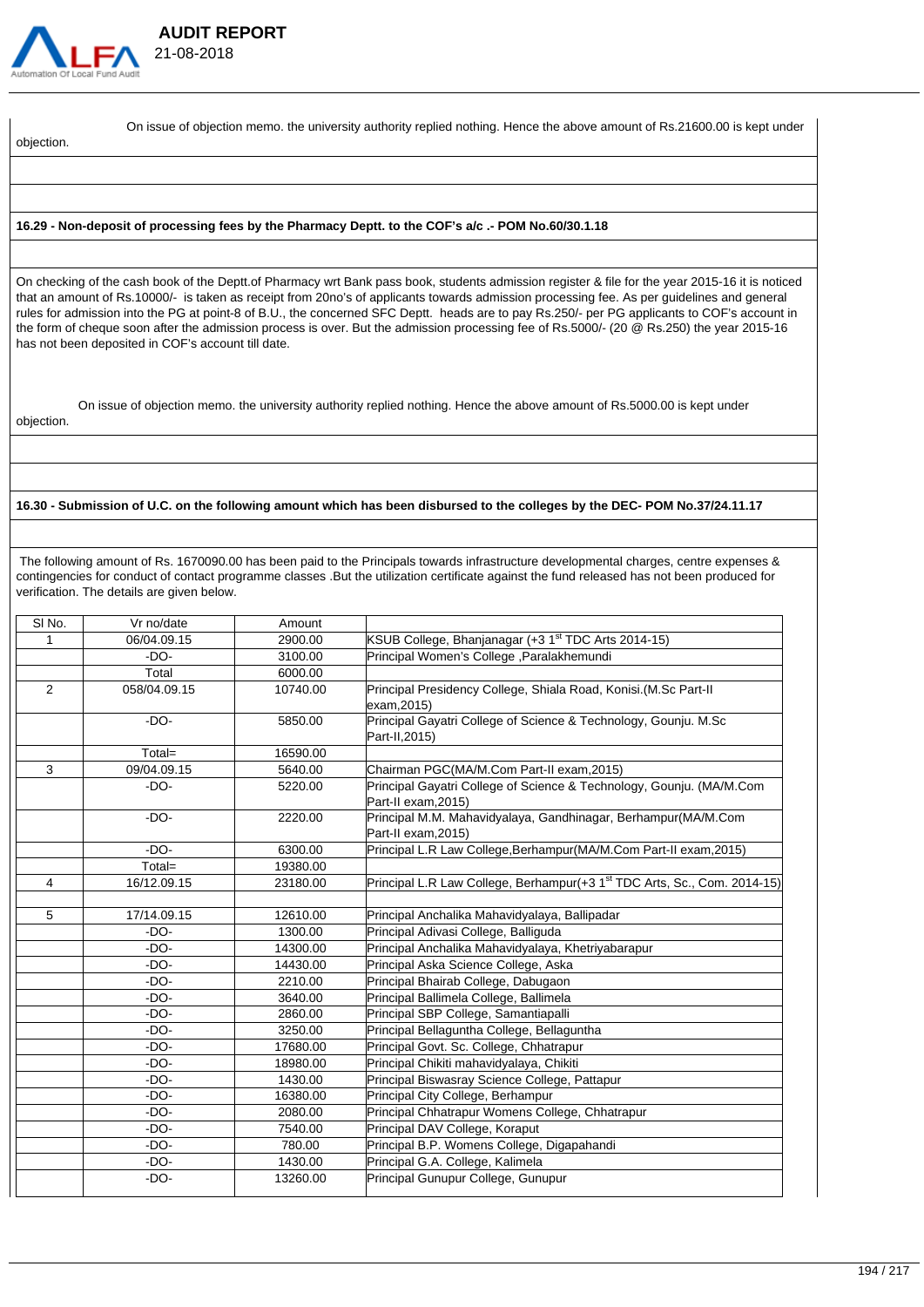On issue of objection memo. the university authority replied nothing. Hence the above amount of Rs.21600.00 is kept under objection.

**16.29 - Non-deposit of processing fees by the Pharmacy Deptt. to the COF's a/c .- POM No.60/30.1.18**

On checking of the cash book of the Deptt.of Pharmacy wrt Bank pass book, students admission register & file for the year 2015-16 it is noticed that an amount of Rs.10000/- is taken as receipt from 20no's of applicants towards admission processing fee. As per guidelines and general rules for admission into the PG at point-8 of B.U., the concerned SFC Deptt. heads are to pay Rs.250/- per PG applicants to COF's account in the form of cheque soon after the admission process is over. But the admission processing fee of Rs.5000/- (20 @ Rs.250) the year 2015-16 has not been deposited in COF's account till date.

On issue of objection memo. the university authority replied nothing. Hence the above amount of Rs.5000.00 is kept under objection.

**16.30 - Submission of U.C. on the following amount which has been disbursed to the colleges by the DEC- POM No.37/24.11.17**

The following amount of Rs. 1670090.00 has been paid to the Principals towards infrastructure developmental charges, centre expenses & contingencies for conduct of contact programme classes .But the utilization certificate against the fund released has not been produced for verification. The details are given below.

| Sl No. | Vr no/date | Amount | |
|---|---|---|---|
| 1 | 06/04.09.15 | 2900.00 | KSUB College, Bhanjanagar (+3 1st TDC Arts 2014-15) |
| | -DO- | 3100.00 | Principal Women's College ,Paralakhemundi |
| | Total | 6000.00 | |
| 2 | 058/04.09.15 | 10740.00 | Principal Presidency College, Shiala Road, Konisi.(M.Sc Part-II exam,2015) |
| | -DO- | 5850.00 | Principal Gayatri College of Science & Technology, Gounju. M.Sc Part-II,2015) |
| | Total= | 16590.00 | |
| 3 | 09/04.09.15 | 5640.00 | Chairman PGC(MA/M.Com Part-II exam,2015) |
| | -DO- | 5220.00 | Principal Gayatri College of Science & Technology, Gounju. (MA/M.Com Part-II exam,2015) |
| | -DO- | 2220.00 | Principal M.M. Mahavidyalaya, Gandhinagar, Berhampur(MA/M.Com Part-II exam,2015) |
| | -DO- | 6300.00 | Principal L.R Law College,Berhampur(MA/M.Com Part-II exam,2015) |
| | Total= | 19380.00 | |
| 4 | 16/12.09.15 | 23180.00 | Principal L.R Law College, Berhampur(+3 1st TDC Arts, Sc., Com. 2014-15) |
| | | | |
| 5 | 17/14.09.15 | 12610.00 | Principal Anchalika Mahavidyalaya, Ballipadar |
| | -DO- | 1300.00 | Principal Adivasi College, Balliguda |
| | -DO- | 14300.00 | Principal Anchalika Mahavidyalaya, Khetriyabarapur |
| | -DO- | 14430.00 | Principal Aska Science College, Aska |
| | -DO- | 2210.00 | Principal Bhairab College, Dabugaon |
| | -DO- | 3640.00 | Principal Ballimela College, Ballimela |
| | -DO- | 2860.00 | Principal SBP College, Samantiapalli |
| | -DO- | 3250.00 | Principal Bellaguntha College, Bellaguntha |
| | -DO- | 17680.00 | Principal Govt. Sc. College, Chhatrapur |
| | -DO- | 18980.00 | Principal Chikiti mahavidyalaya, Chikiti |
| | -DO- | 1430.00 | Principal Biswasray Science College, Pattapur |
| | -DO- | 16380.00 | Principal City College, Berhampur |
| | -DO- | 2080.00 | Principal Chhatrapur Womens College, Chhatrapur |
| | -DO- | 7540.00 | Principal DAV College, Koraput |
| | -DO- | 780.00 | Principal B.P. Womens College, Digapahandi |
| | -DO- | 1430.00 | Principal G.A. College, Kalimela |
| | -DO- | 13260.00 | Principal Gunupur College, Gunupur |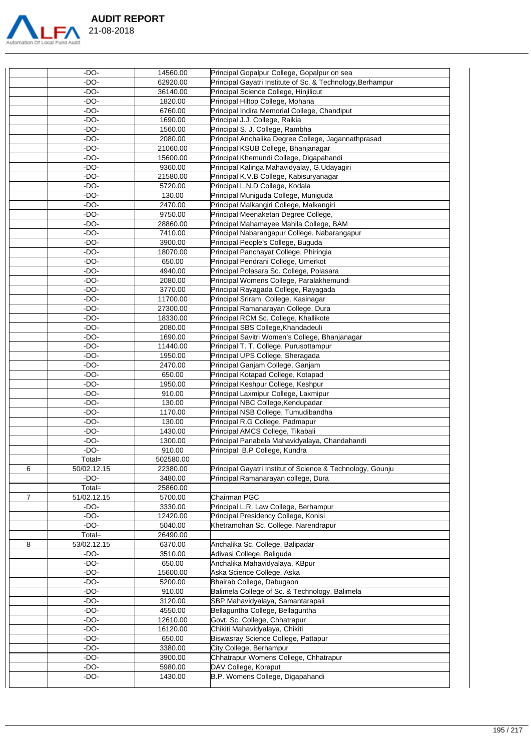| | | | |
|---|---|---|---|
| | -DO- | 14560.00 | Principal Gopalpur College, Gopalpur on sea |
| | -DO- | 62920.00 | Principal Gayatri Institute of Sc. & Technology,Berhampur |
| | -DO- | 36140.00 | Principal Science College, Hinjilicut |
| | -DO- | 1820.00 | Principal Hiltop College, Mohana |
| | -DO- | 6760.00 | Principal Indira Memorial College, Chandiput |
| | -DO- | 1690.00 | Principal J.J. College, Raikia |
| | -DO- | 1560.00 | Principal S. J. College, Rambha |
| | -DO- | 2080.00 | Principal Anchalika Degree College, Jagannathprasad |
| | -DO- | 21060.00 | Principal KSUB College, Bhanjanagar |
| | -DO- | 15600.00 | Principal Khemundi College, Digapahandi |
| | -DO- | 9360.00 | Principal Kalinga Mahavidyalay, G.Udayagiri |
| | -DO- | 21580.00 | Principal K.V.B College, Kabisuryanagar |
| | -DO- | 5720.00 | Principal L.N.D College, Kodala |
| | -DO- | 130.00 | Principal Muniguda College, Muniguda |
| | -DO- | 2470.00 | Principal Malkangiri College, Malkangiri |
| | -DO- | 9750.00 | Principal Meenaketan Degree College, |
| | -DO- | 28860.00 | Principal Mahamayee Mahila College, BAM |
| | -DO- | 7410.00 | Principal Nabarangapur College, Nabarangapur |
| | -DO- | 3900.00 | Principal People's College, Buguda |
| | -DO- | 18070.00 | Principal Panchayat College, Phiringia |
| | -DO- | 650.00 | Principal Pendrani College, Umerkot |
| | -DO- | 4940.00 | Principal Polasara Sc. College, Polasara |
| | -DO- | 2080.00 | Principal Womens College, Paralakhemundi |
| | -DO- | 3770.00 | Principal Rayagada College, Rayagada |
| | -DO- | 11700.00 | Principal Sriram College, Kasinagar |
| | -DO- | 27300.00 | Principal Ramanarayan College, Dura |
| | -DO- | 18330.00 | Principal RCM Sc. College, Khallikote |
| | -DO- | 2080.00 | Principal SBS College,Khandadeuli |
| | -DO- | 1690.00 | Principal Savitri Women's College, Bhanjanagar |
| | -DO- | 11440.00 | Principal T. T. College, Purusottampur |
| | -DO- | 1950.00 | Principal UPS College, Sheragada |
| | -DO- | 2470.00 | Principal Ganjam College, Ganjam |
| | -DO- | 650.00 | Principal Kotapad College, Kotapad |
| | -DO- | 1950.00 | Principal Keshpur College, Keshpur |
| | -DO- | 910.00 | Principal Laxmipur College, Laxmipur |
| | -DO- | 130.00 | Principal NBC College,Kendupadar |
| | -DO- | 1170.00 | Principal NSB College, Tumudibandha |
| | -DO- | 130.00 | Principal R.G College, Padmapur |
| | -DO- | 1430.00 | Principal AMCS College, Tikabali |
| | -DO- | 1300.00 | Principal Panabela Mahavidyalaya, Chandahandi |
| | -DO- | 910.00 | Principal B.P College, Kundra |
| | Total= | 502580.00 | |
| 6 | 50/02.12.15 | 22380.00 | Principal Gayatri Institut of Science & Technology, Gounju |
| | -DO- | 3480.00 | Principal Ramanarayan college, Dura |
| | Total= | 25860.00 | |
| 7 | 51/02.12.15 | 5700.00 | Chairman PGC |
| | -DO- | 3330.00 | Principal L.R. Law College, Berhampur |
| | -DO- | 12420.00 | Principal Presidency College, Konisi |
| | -DO- | 5040.00 | Khetramohan Sc. College, Narendrapur |
| | Total= | 26490.00 | |
| 8 | 53/02.12.15 | 6370.00 | Anchalika Sc. College, Balipadar |
| | -DO- | 3510.00 | Adivasi College, Baliguda |
| | -DO- | 650.00 | Anchalika Mahavidyalaya, KBpur |
| | -DO- | 15600.00 | Aska Science College, Aska |
| | -DO- | 5200.00 | Bhairab College, Dabugaon |
| | -DO- | 910.00 | Balimela College of Sc. & Technology, Balimela |
| | -DO- | 3120.00 | SBP Mahavidyalaya, Samantarapali |
| | -DO- | 4550.00 | Bellaguntha College, Bellaguntha |
| | -DO- | 12610.00 | Govt. Sc. College, Chhatrapur |
| | -DO- | 16120.00 | Chikiti Mahavidyalaya, Chikiti |
| | -DO- | 650.00 | Biswasray Science College, Pattapur |
| | -DO- | 3380.00 | City College, Berhampur |
| | -DO- | 3900.00 | Chhatrapur Womens College, Chhatrapur |
| | -DO- | 5980.00 | DAV College, Koraput |
| | -DO- | 1430.00 | B.P. Womens College, Digapahandi |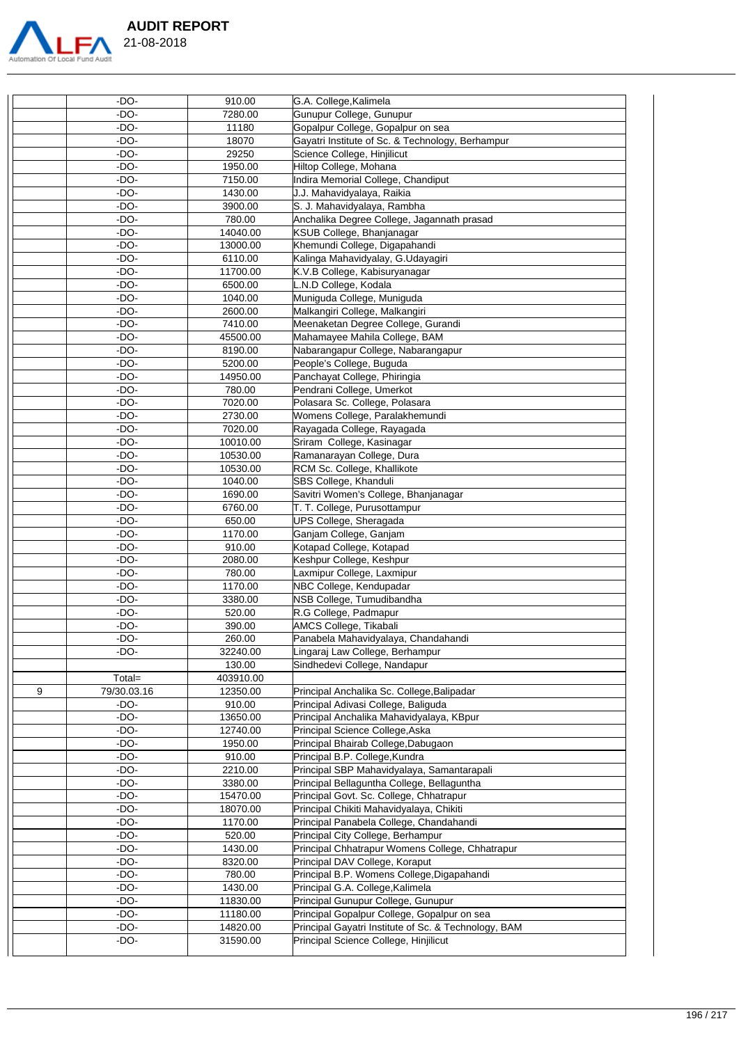| | | | |
|---|---|---|---|
| | -DO- | 910.00 | G.A. College,Kalimela |
| | -DO- | 7280.00 | Gunupur College, Gunupur |
| | -DO- | 11180 | Gopalpur College, Gopalpur on sea |
| | -DO- | 18070 | Gayatri Institute of Sc. & Technology, Berhampur |
| | -DO- | 29250 | Science College, Hinjilicut |
| | -DO- | 1950.00 | Hiltop College, Mohana |
| | -DO- | 7150.00 | Indira Memorial College, Chandiput |
| | -DO- | 1430.00 | J.J. Mahavidyalaya, Raikia |
| | -DO- | 3900.00 | S. J. Mahavidyalaya, Rambha |
| | -DO- | 780.00 | Anchalika Degree College, Jagannath prasad |
| | -DO- | 14040.00 | KSUB College, Bhanjanagar |
| | -DO- | 13000.00 | Khemundi College, Digapahandi |
| | -DO- | 6110.00 | Kalinga Mahavidyalay, G.Udayagiri |
| | -DO- | 11700.00 | K.V.B College, Kabisuryanagar |
| | -DO- | 6500.00 | L.N.D College, Kodala |
| | -DO- | 1040.00 | Muniguda College, Muniguda |
| | -DO- | 2600.00 | Malkangiri College, Malkangiri |
| | -DO- | 7410.00 | Meenaketan Degree College, Gurandi |
| | -DO- | 45500.00 | Mahamayee Mahila College, BAM |
| | -DO- | 8190.00 | Nabarangapur College, Nabarangapur |
| | -DO- | 5200.00 | People's College, Buguda |
| | -DO- | 14950.00 | Panchayat College, Phiringia |
| | -DO- | 780.00 | Pendrani College, Umerkot |
| | -DO- | 7020.00 | Polasara Sc. College, Polasara |
| | -DO- | 2730.00 | Womens College, Paralakhemundi |
| | -DO- | 7020.00 | Rayagada College, Rayagada |
| | -DO- | 10010.00 | Sriram College, Kasinagar |
| | -DO- | 10530.00 | Ramanarayan College, Dura |
| | -DO- | 10530.00 | RCM Sc. College, Khallikote |
| | -DO- | 1040.00 | SBS College, Khanduli |
| | -DO- | 1690.00 | Savitri Women's College, Bhanjanagar |
| | -DO- | 6760.00 | T. T. College, Purusottampur |
| | -DO- | 650.00 | UPS College, Sheragada |
| | -DO- | 1170.00 | Ganjam College, Ganjam |
| | -DO- | 910.00 | Kotapad College, Kotapad |
| | -DO- | 2080.00 | Keshpur College, Keshpur |
| | -DO- | 780.00 | Laxmipur College, Laxmipur |
| | -DO- | 1170.00 | NBC College, Kendupadar |
| | -DO- | 3380.00 | NSB College, Tumudibandha |
| | -DO- | 520.00 | R.G College, Padmapur |
| | -DO- | 390.00 | AMCS College, Tikabali |
| | -DO- | 260.00 | Panabela Mahavidyalaya, Chandahandi |
| | -DO- | 32240.00 | Lingaraj Law College, Berhampur |
| | | 130.00 | Sindhedevi College, Nandapur |
| | Total= | 403910.00 | |
| 9 | 79/30.03.16 | 12350.00 | Principal Anchalika Sc. College,Balipadar |
| | -DO- | 910.00 | Principal Adivasi College, Baliguda |
| | -DO- | 13650.00 | Principal Anchalika Mahavidyalaya, KBpur |
| | -DO- | 12740.00 | Principal Science College,Aska |
| | -DO- | 1950.00 | Principal Bhairab College,Dabugaon |
| | -DO- | 910.00 | Principal B.P. College,Kundra |
| | -DO- | 2210.00 | Principal SBP Mahavidyalaya, Samantarapali |
| | -DO- | 3380.00 | Principal Bellaguntha College, Bellaguntha |
| | -DO- | 15470.00 | Principal Govt. Sc. College, Chhatrapur |
| | -DO- | 18070.00 | Principal Chikiti Mahavidyalaya, Chikiti |
| | -DO- | 1170.00 | Principal Panabela College, Chandahandi |
| | -DO- | 520.00 | Principal City College, Berhampur |
| | -DO- | 1430.00 | Principal Chhatrapur Womens College, Chhatrapur |
| | -DO- | 8320.00 | Principal DAV College, Koraput |
| | -DO- | 780.00 | Principal B.P. Womens College,Digapahandi |
| | -DO- | 1430.00 | Principal G.A. College,Kalimela |
| | -DO- | 11830.00 | Principal Gunupur College, Gunupur |
| | -DO- | 11180.00 | Principal Gopalpur College, Gopalpur on sea |
| | -DO- | 14820.00 | Principal Gayatri Institute of Sc. & Technology, BAM |
| | -DO- | 31590.00 | Principal Science College, Hinjilicut |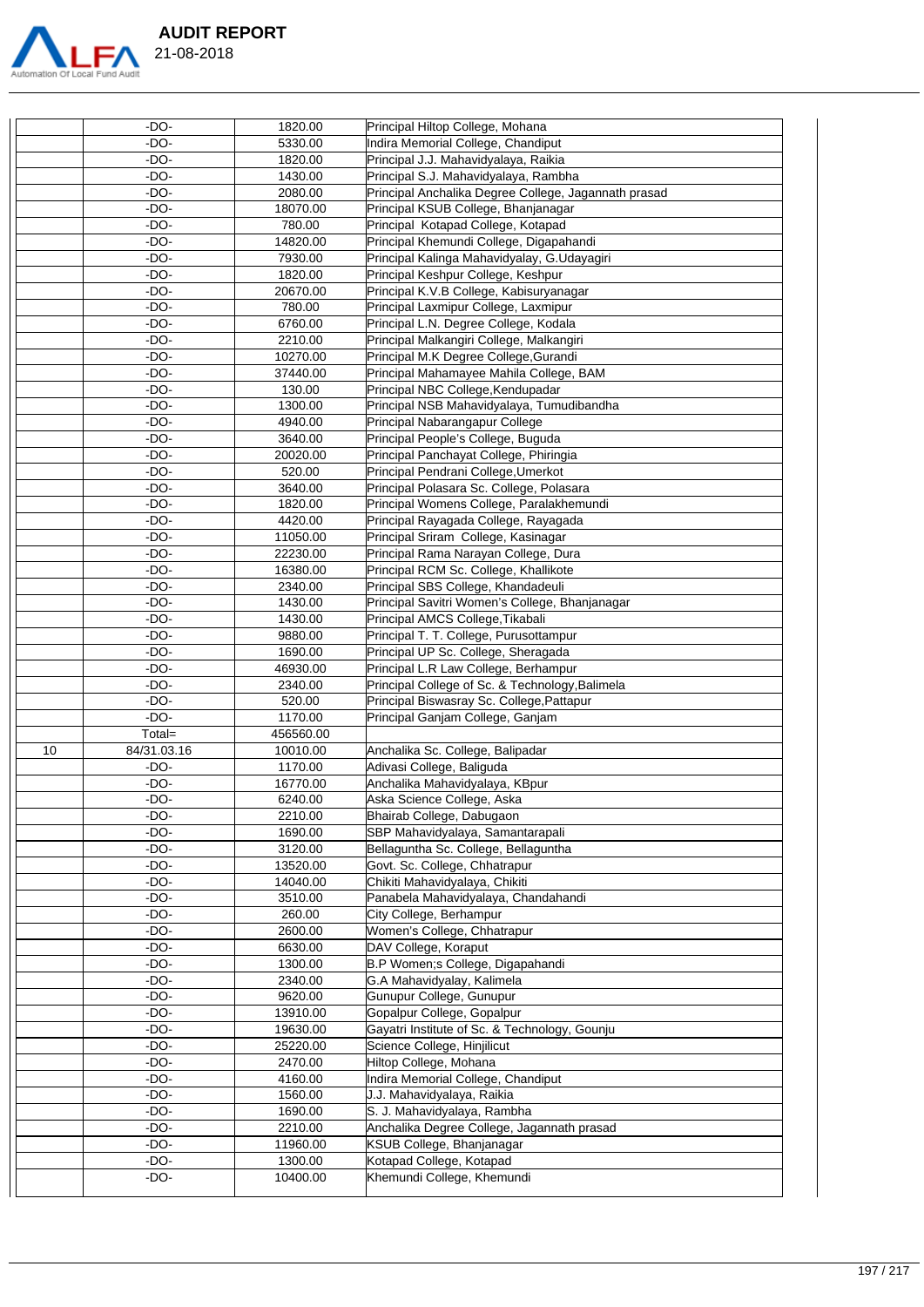| | | | |
|---|---|---|---|
| | -DO- | 1820.00 | Principal Hiltop College, Mohana |
| | -DO- | 5330.00 | Indira Memorial College, Chandiput |
| | -DO- | 1820.00 | Principal J.J. Mahavidyalaya, Raikia |
| | -DO- | 1430.00 | Principal S.J. Mahavidyalaya, Rambha |
| | -DO- | 2080.00 | Principal Anchalika Degree College, Jagannath prasad |
| | -DO- | 18070.00 | Principal KSUB College, Bhanjanagar |
| | -DO- | 780.00 | Principal Kotapad College, Kotapad |
| | -DO- | 14820.00 | Principal Khemundi College, Digapahandi |
| | -DO- | 7930.00 | Principal Kalinga Mahavidyalay, G.Udayagiri |
| | -DO- | 1820.00 | Principal Keshpur College, Keshpur |
| | -DO- | 20670.00 | Principal K.V.B College, Kabisuryanagar |
| | -DO- | 780.00 | Principal Laxmipur College, Laxmipur |
| | -DO- | 6760.00 | Principal L.N. Degree College, Kodala |
| | -DO- | 2210.00 | Principal Malkangiri College, Malkangiri |
| | -DO- | 10270.00 | Principal M.K Degree College,Gurandi |
| | -DO- | 37440.00 | Principal Mahamayee Mahila College, BAM |
| | -DO- | 130.00 | Principal NBC College,Kendupadar |
| | -DO- | 1300.00 | Principal NSB Mahavidyalaya, Tumudibandha |
| | -DO- | 4940.00 | Principal Nabarangapur College |
| | -DO- | 3640.00 | Principal People's College, Buguda |
| | -DO- | 20020.00 | Principal Panchayat College, Phiringia |
| | -DO- | 520.00 | Principal Pendrani College,Umerkot |
| | -DO- | 3640.00 | Principal Polasara Sc. College, Polasara |
| | -DO- | 1820.00 | Principal Womens College, Paralakhemundi |
| | -DO- | 4420.00 | Principal Rayagada College, Rayagada |
| | -DO- | 11050.00 | Principal Sriram College, Kasinagar |
| | -DO- | 22230.00 | Principal Rama Narayan College, Dura |
| | -DO- | 16380.00 | Principal RCM Sc. College, Khallikote |
| | -DO- | 2340.00 | Principal SBS College, Khandadeuli |
| | -DO- | 1430.00 | Principal Savitri Women's College, Bhanjanagar |
| | -DO- | 1430.00 | Principal AMCS College,Tikabali |
| | -DO- | 9880.00 | Principal T. T. College, Purusottampur |
| | -DO- | 1690.00 | Principal UP Sc. College, Sheragada |
| | -DO- | 46930.00 | Principal L.R Law College, Berhampur |
| | -DO- | 2340.00 | Principal College of Sc. & Technology,Balimela |
| | -DO- | 520.00 | Principal Biswasray Sc. College,Pattapur |
| | -DO- | 1170.00 | Principal Ganjam College, Ganjam |
| | Total= | 456560.00 | |
| 10 | 84/31.03.16 | 10010.00 | Anchalika Sc. College, Balipadar |
| | -DO- | 1170.00 | Adivasi College, Baliguda |
| | -DO- | 16770.00 | Anchalika Mahavidyalaya, KBpur |
| | -DO- | 6240.00 | Aska Science College, Aska |
| | -DO- | 2210.00 | Bhairab College, Dabugaon |
| | -DO- | 1690.00 | SBP Mahavidyalaya, Samantarapali |
| | -DO- | 3120.00 | Bellaguntha Sc. College, Bellaguntha |
| | -DO- | 13520.00 | Govt. Sc. College, Chhatrapur |
| | -DO- | 14040.00 | Chikiti Mahavidyalaya, Chikiti |
| | -DO- | 3510.00 | Panabela Mahavidyalaya, Chandahandi |
| | -DO- | 260.00 | City College, Berhampur |
| | -DO- | 2600.00 | Women's College, Chhatrapur |
| | -DO- | 6630.00 | DAV College, Koraput |
| | -DO- | 1300.00 | B.P Women;s College, Digapahandi |
| | -DO- | 2340.00 | G.A Mahavidyalay, Kalimela |
| | -DO- | 9620.00 | Gunupur College, Gunupur |
| | -DO- | 13910.00 | Gopalpur College, Gopalpur |
| | -DO- | 19630.00 | Gayatri Institute of Sc. & Technology, Gounju |
| | -DO- | 25220.00 | Science College, Hinjilicut |
| | -DO- | 2470.00 | Hiltop College, Mohana |
| | -DO- | 4160.00 | Indira Memorial College, Chandiput |
| | -DO- | 1560.00 | J.J. Mahavidyalaya, Raikia |
| | -DO- | 1690.00 | S. J. Mahavidyalaya, Rambha |
| | -DO- | 2210.00 | Anchalika Degree College, Jagannath prasad |
| | -DO- | 11960.00 | KSUB College, Bhanjanagar |
| | -DO- | 1300.00 | Kotapad College, Kotapad |
| | -DO- | 10400.00 | Khemundi College, Khemundi |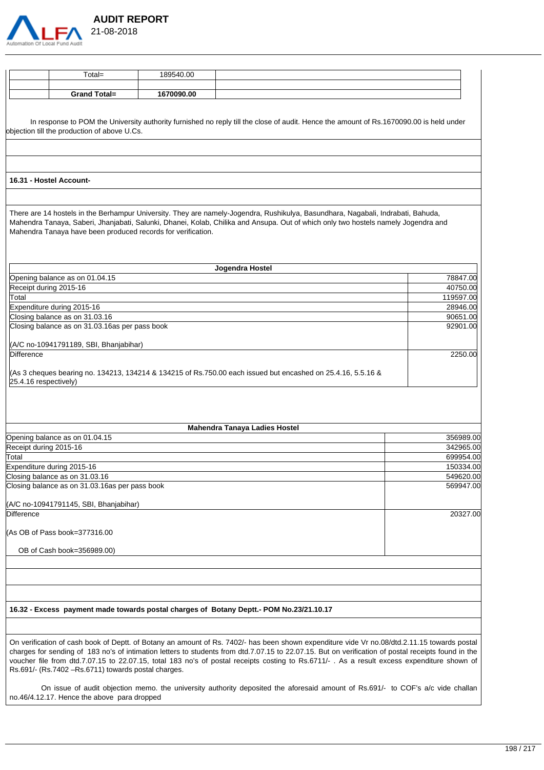| | | | |
|---|---|---|---|
| | Total= | 189540.00 | |
| | | | |
| | **Grand Total=** | **1670090.00** | |

In response to POM the University authority furnished no reply till the close of audit. Hence the amount of Rs.1670090.00 is held under objection till the production of above U.Cs.

**16.31 - Hostel Account-**

There are 14 hostels in the Berhampur University. They are namely-Jogendra, Rushikulya, Basundhara, Nagabali, Indrabati, Bahuda, Mahendra Tanaya, Saberi, Jhanjabati, Salunki, Dhanei, Kolab, Chilika and Ansupa. Out of which only two hostels namely Jogendra and Mahendra Tanaya have been produced records for verification.

| **Jogendra Hostel** | |
|---|---|
| Opening balance as on 01.04.15 | 78847.00 |
| Receipt during 2015-16 | 40750.00 |
| Total | 119597.00 |
| Expenditure during 2015-16 | 28946.00 |
| Closing balance as on 31.03.16 | 90651.00 |
| Closing balance as on 31.03.16as per pass book<br><br>(A/C no-10941791189, SBI, Bhanjabihar) | 92901.00 |
| Difference<br><br>(As 3 cheques bearing no. 134213, 134214 & 134215 of Rs.750.00 each issued but encashed on 25.4.16, 5.5.16 & 25.4.16 respectively) | 2250.00 |

| **Mahendra Tanaya Ladies Hostel** | |
|---|---|
| Opening balance as on 01.04.15 | 356989.00 |
| Receipt during 2015-16 | 342965.00 |
| Total | 699954.00 |
| Expenditure during 2015-16 | 150334.00 |
| Closing balance as on 31.03.16 | 549620.00 |
| Closing balance as on 31.03.16as per pass book<br><br>(A/C no-10941791145, SBI, Bhanjabihar) | 569947.00 |
| Difference<br><br>(As OB of Pass book=377316.00<br><br>OB of Cash book=356989.00) | 20327.00 |

**16.32 - Excess payment made towards postal charges of Botany Deptt.- POM No.23/21.10.17**

On verification of cash book of Deptt. of Botany an amount of Rs. 7402/- has been shown expenditure vide Vr no.08/dtd.2.11.15 towards postal charges for sending of 183 no's of intimation letters to students from dtd.7.07.15 to 22.07.15. But on verification of postal receipts found in the voucher file from dtd.7.07.15 to 22.07.15, total 183 no's of postal receipts costing to Rs.6711/- . As a result excess expenditure shown of Rs.691/- (Rs.7402 –Rs.6711) towards postal charges.

On issue of audit objection memo. the university authority deposited the aforesaid amount of Rs.691/- to COF's a/c vide challan no.46/4.12.17. Hence the above para dropped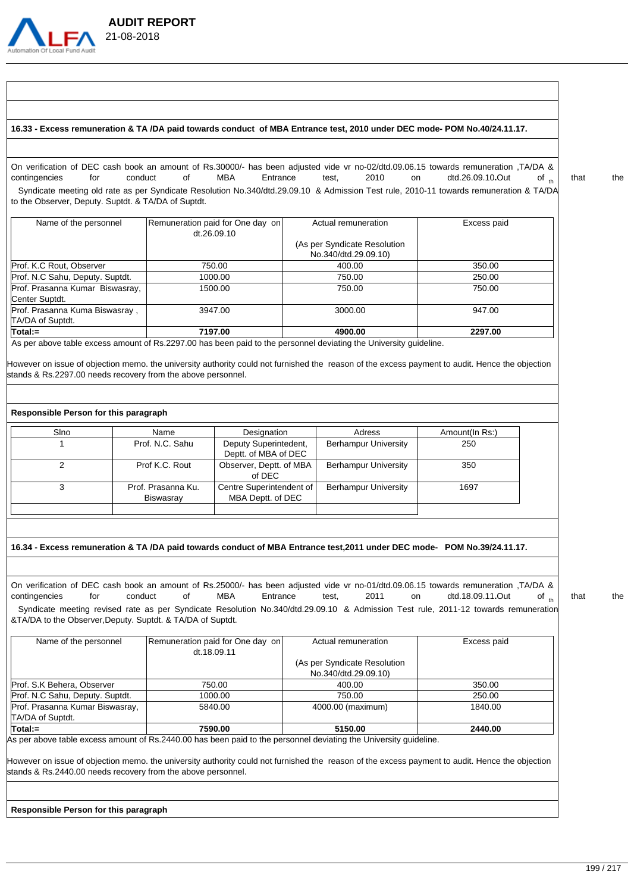### 16.33 - Excess remuneration & TA /DA paid towards conduct of MBA Entrance test, 2010 under DEC mode- POM No.40/24.11.17.

On verification of DEC cash book an amount of Rs.30000/- has been adjusted vide vr no-02/dtd.09.06.15 towards remuneration ,TA/DA & contingencies for conduct of MBA Entrance test, 2010 on dtd.26.09.10.Out of th that the Syndicate meeting old rate as per Syndicate Resolution No.340/dtd.29.09.10 & Admission Test rule, 2010-11 towards remuneration & TA/DA to the Observer, Deputy. Suptdt. & TA/DA of Suptdt.

| Name of the personnel | Remuneration paid for One day on dt.26.09.10 | Actual remuneration (As per Syndicate Resolution No.340/dtd.29.09.10) | Excess paid |
|---|---|---|---|
| Prof. K.C Rout, Observer | 750.00 | 400.00 | 350.00 |
| Prof. N.C Sahu, Deputy. Suptdt. | 1000.00 | 750.00 | 250.00 |
| Prof. Prasanna Kumar Biswasray, Center Suptdt. | 1500.00 | 750.00 | 750.00 |
| Prof. Prasanna Kuma Biswasray , TA/DA of Suptdt. | 3947.00 | 3000.00 | 947.00 |
| **Total:=** | **7197.00** | **4900.00** | **2297.00** |

As per above table excess amount of Rs.2297.00 has been paid to the personnel deviating the University guideline.

However on issue of objection memo. the university authority could not furnished the reason of the excess payment to audit. Hence the objection stands & Rs.2297.00 needs recovery from the above personnel.

**Responsible Person for this paragraph**

| Slno | Name | Designation | Adress | Amount(In Rs:) |
|---|---|---|---|---|
| 1 | Prof. N.C. Sahu | Deputy Superintedent, Deptt. of MBA of DEC | Berhampur University | 250 |
| 2 | Prof K.C. Rout | Observer, Deptt. of MBA of DEC | Berhampur University | 350 |
| 3 | Prof. Prasanna Ku. Biswasray | Centre Superintendent of MBA Deptt. of DEC | Berhampur University | 1697 |
| | | | | |

### 16.34 - Excess remuneration & TA /DA paid towards conduct of MBA Entrance test,2011 under DEC mode- POM No.39/24.11.17.

On verification of DEC cash book an amount of Rs.25000/- has been adjusted vide vr no-01/dtd.09.06.15 towards remuneration ,TA/DA & contingencies for conduct of MBA Entrance test, 2011 on dtd.18.09.11.Out of th that the Syndicate meeting revised rate as per Syndicate Resolution No.340/dtd.29.09.10 & Admission Test rule, 2011-12 towards remuneration &TA/DA to the Observer,Deputy. Suptdt. & TA/DA of Suptdt.

| Name of the personnel | Remuneration paid for One day on dt.18.09.11 | Actual remuneration (As per Syndicate Resolution No.340/dtd.29.09.10) | Excess paid |
|---|---|---|---|
| Prof. S.K Behera, Observer | 750.00 | 400.00 | 350.00 |
| Prof. N.C Sahu, Deputy. Suptdt. | 1000.00 | 750.00 | 250.00 |
| Prof. Prasanna Kumar Biswasray, TA/DA of Suptdt. | 5840.00 | 4000.00 (maximum) | 1840.00 |
| **Total:=** | **7590.00** | **5150.00** | **2440.00** |

As per above table excess amount of Rs.2440.00 has been paid to the personnel deviating the University guideline.

However on issue of objection memo. the university authority could not furnished the reason of the excess payment to audit. Hence the objection stands & Rs.2440.00 needs recovery from the above personnel.

**Responsible Person for this paragraph**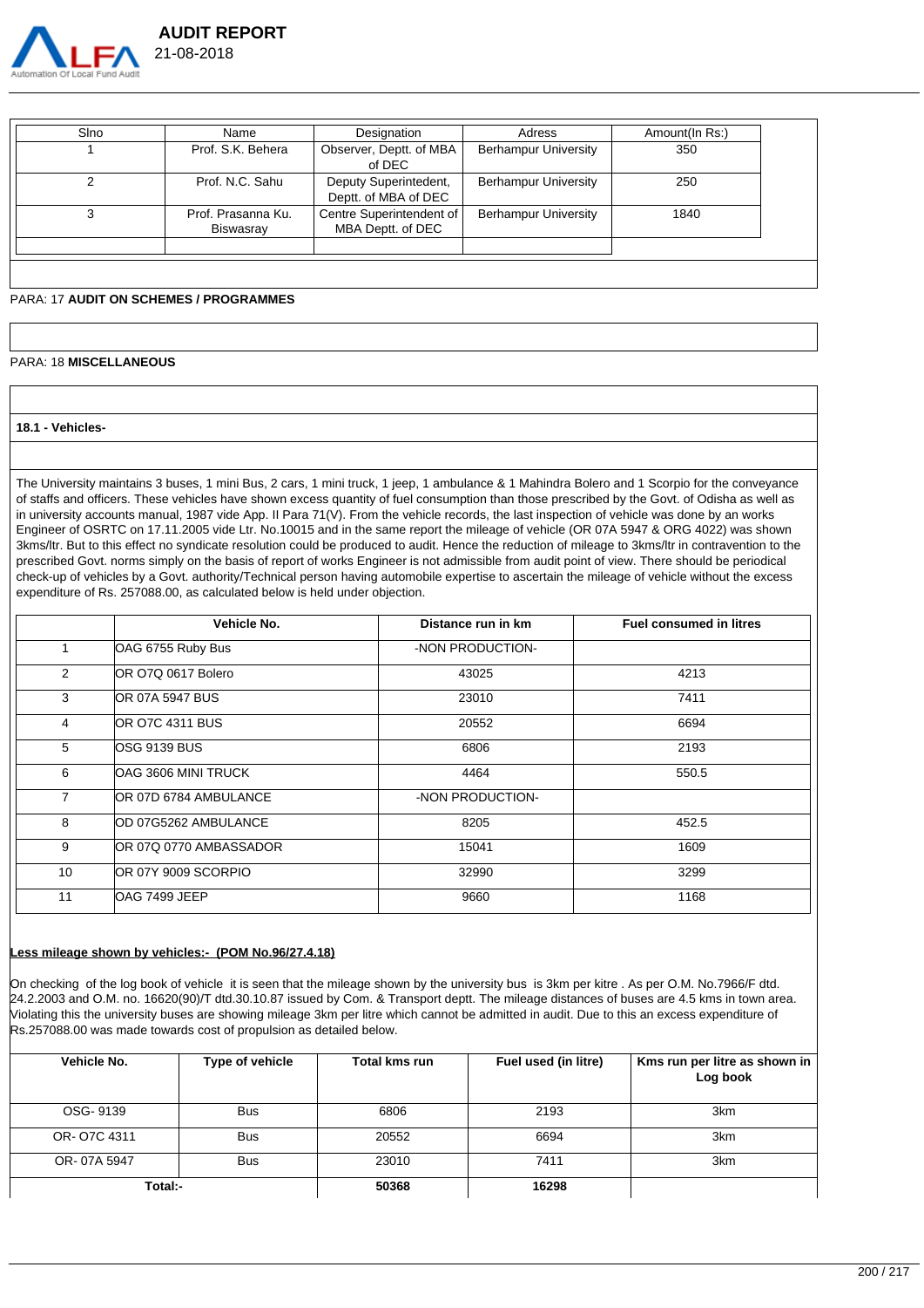| Slno | Name | Designation | Adress | Amount(In Rs:) |
|---|---|---|---|---|
| 1 | Prof. S.K. Behera | Observer, Deptt. of MBA of DEC | Berhampur University | 350 |
| 2 | Prof. N.C. Sahu | Deputy Superintendent, Deptt. of MBA of DEC | Berhampur University | 250 |
| 3 | Prof. Prasanna Ku. Biswasray | Centre Superintendent of MBA Deptt. of DEC | Berhampur University | 1840 |
| | | | | |

PARA: 17 **AUDIT ON SCHEMES / PROGRAMMES**

PARA: 18 **MISCELLANEOUS**

**18.1 - Vehicles-**

The University maintains 3 buses, 1 mini Bus, 2 cars, 1 mini truck, 1 jeep, 1 ambulance & 1 Mahindra Bolero and 1 Scorpio for the conveyance of staffs and officers. These vehicles have shown excess quantity of fuel consumption than those prescribed by the Govt. of Odisha as well as in university accounts manual, 1987 vide App. II Para 71(V). From the vehicle records, the last inspection of vehicle was done by an works Engineer of OSRTC on 17.11.2005 vide Ltr. No.10015 and in the same report the mileage of vehicle (OR 07A 5947 & ORG 4022) was shown 3kms/ltr. But to this effect no syndicate resolution could be produced to audit. Hence the reduction of mileage to 3kms/ltr in contravention to the prescribed Govt. norms simply on the basis of report of works Engineer is not admissible from audit point of view. There should be periodical check-up of vehicles by a Govt. authority/Technical person having automobile expertise to ascertain the mileage of vehicle without the excess expenditure of Rs. 257088.00, as calculated below is held under objection.

| | Vehicle No. | Distance run in km | Fuel consumed in litres |
|---|---|---|---|
| 1 | OAG 6755 Ruby Bus | -NON PRODUCTION- | |
| 2 | OR O7Q 0617 Bolero | 43025 | 4213 |
| 3 | OR 07A 5947 BUS | 23010 | 7411 |
| 4 | OR O7C 4311 BUS | 20552 | 6694 |
| 5 | OSG 9139 BUS | 6806 | 2193 |
| 6 | OAG 3606 MINI TRUCK | 4464 | 550.5 |
| 7 | OR 07D 6784 AMBULANCE | -NON PRODUCTION- | |
| 8 | OD 07G5262 AMBULANCE | 8205 | 452.5 |
| 9 | OR 07Q 0770 AMBASSADOR | 15041 | 1609 |
| 10 | OR 07Y 9009 SCORPIO | 32990 | 3299 |
| 11 | OAG 7499 JEEP | 9660 | 1168 |

**Less mileage shown by vehicles:- (POM No.96/27.4.18)**

On checking of the log book of vehicle it is seen that the mileage shown by the university bus is 3km per kitre . As per O.M. No.7966/F dtd. 24.2.2003 and O.M. no. 16620(90)/T dtd.30.10.87 issued by Com. & Transport deptt. The mileage distances of buses are 4.5 kms in town area. Violating this the university buses are showing mileage 3km per litre which cannot be admitted in audit. Due to this an excess expenditure of Rs.257088.00 was made towards cost of propulsion as detailed below.

| Vehicle No. | Type of vehicle | Total kms run | Fuel used (in litre) | Kms run per litre as shown in Log book |
|---|---|---|---|---|
| OSG- 9139 | Bus | 6806 | 2193 | 3km |
| OR- O7C 4311 | Bus | 20552 | 6694 | 3km |
| OR- 07A 5947 | Bus | 23010 | 7411 | 3km |
| **Total:-** | | **50368** | **16298** | |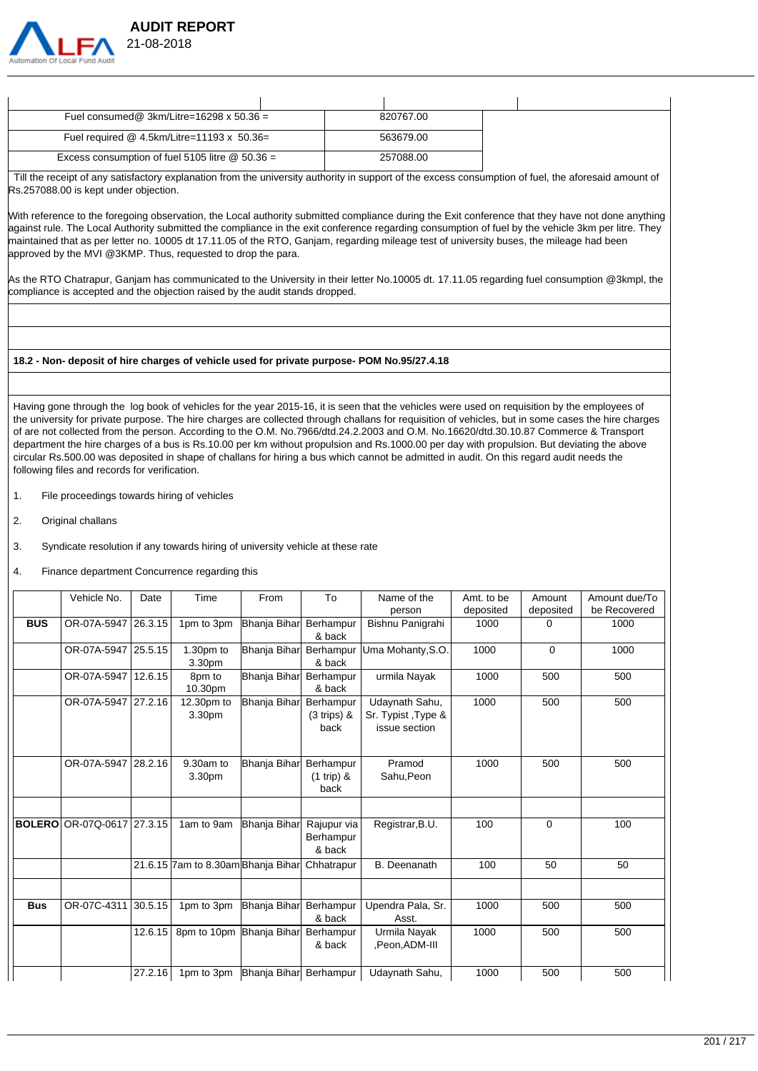| | |
|---|---|
| Fuel consumed@ 3km/Litre=16298 x 50.36 = | 820767.00 |
| Fuel required @ 4.5km/Litre=11193 x 50.36= | 563679.00 |
| Excess consumption of fuel 5105 litre @ 50.36 = | 257088.00 |

Till the receipt of any satisfactory explanation from the university authority in support of the excess consumption of fuel, the aforesaid amount of Rs.257088.00 is kept under objection.

With reference to the foregoing observation, the Local authority submitted compliance during the Exit conference that they have not done anything against rule. The Local Authority submitted the compliance in the exit conference regarding consumption of fuel by the vehicle 3km per litre. They maintained that as per letter no. 10005 dt 17.11.05 of the RTO, Ganjam, regarding mileage test of university buses, the mileage had been approved by the MVI @3KMP. Thus, requested to drop the para.

As the RTO Chatrapur, Ganjam has communicated to the University in their letter No.10005 dt. 17.11.05 regarding fuel consumption @3kmpl, the compliance is accepted and the objection raised by the audit stands dropped.

**18.2 - Non- deposit of hire charges of vehicle used for private purpose- POM No.95/27.4.18**

Having gone through the log book of vehicles for the year 2015-16, it is seen that the vehicles were used on requisition by the employees of the university for private purpose. The hire charges are collected through challans for requisition of vehicles, but in some cases the hire charges of are not collected from the person. According to the O.M. No.7966/dtd.24.2.2003 and O.M. No.16620/dtd.30.10.87 Commerce & Transport department the hire charges of a bus is Rs.10.00 per km without propulsion and Rs.1000.00 per day with propulsion. But deviating the above circular Rs.500.00 was deposited in shape of challans for hiring a bus which cannot be admitted in audit. On this regard audit needs the following files and records for verification.

1. File proceedings towards hiring of vehicles
2. Original challans
3. Syndicate resolution if any towards hiring of university vehicle at these rate
4. Finance department Concurrence regarding this

| | Vehicle No. | Date | Time | From | To | Name of the person | Amt. to be deposited | Amount deposited | Amount due/To be Recovered |
|---|---|---|---|---|---|---|---|---|---|
| **BUS** | OR-07A-5947 | 26.3.15 | 1pm to 3pm | Bhanja Bihar | Berhampur & back | Bishnu Panigrahi | 1000 | 0 | 1000 |
| | OR-07A-5947 | 25.5.15 | 1.30pm to 3.30pm | Bhanja Bihar | Berhampur & back | Uma Mohanty,S.O. | 1000 | 0 | 1000 |
| | OR-07A-5947 | 12.6.15 | 8pm to 10.30pm | Bhanja Bihar | Berhampur & back | urmila Nayak | 1000 | 500 | 500 |
| | OR-07A-5947 | 27.2.16 | 12.30pm to 3.30pm | Bhanja Bihar | Berhampur (3 trips) & back | Udaynath Sahu, Sr. Typist ,Type & issue section | 1000 | 500 | 500 |
| | OR-07A-5947 | 28.2.16 | 9.30am to 3.30pm | Bhanja Bihar | Berhampur (1 trip) & back | Pramod Sahu,Peon | 1000 | 500 | 500 |
| | | | | | | | | | |
| **BOLERO** | OR-07Q-0617 | 27.3.15 | 1am to 9am | Bhanja Bihar | Rajupur via Berhampur & back | Registrar,B.U. | 100 | 0 | 100 |
| | | 21.6.15 | 7am to 8.30am | Bhanja Bihar | Chhatrapur | B. Deenanath | 100 | 50 | 50 |
| | | | | | | | | | |
| **Bus** | OR-07C-4311 | 30.5.15 | 1pm to 3pm | Bhanja Bihar | Berhampur & back | Upendra Pala, Sr. Asst. | 1000 | 500 | 500 |
| | | 12.6.15 | 8pm to 10pm | Bhanja Bihar | Berhampur & back | Urmila Nayak ,Peon,ADM-III | 1000 | 500 | 500 |
| | | 27.2.16 | 1pm to 3pm | Bhanja Bihar | Berhampur | Udaynath Sahu, | 1000 | 500 | 500 |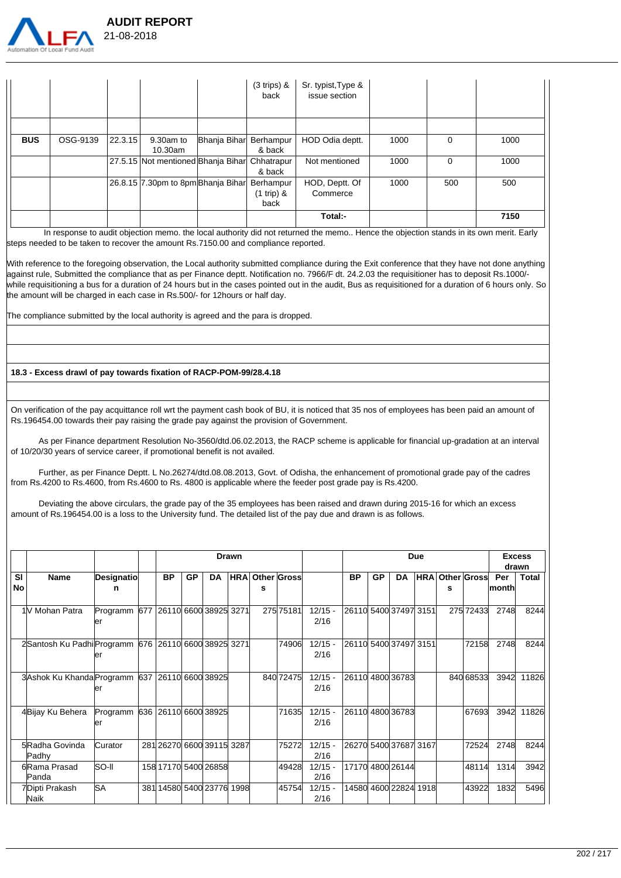| | | | | | | | | | |
|---|---|---|---|---|---|---|---|---|---|
| | | | | | (3 trips) & back | Sr. typist,Type & issue section | | | |
| | | | | | | | | | |
| **BUS** | OSG-9139 | 22.3.15 | 9.30am to 10.30am | Bhanja Bihar | Berhampur & back | HOD Odia deptt. | 1000 | 0 | 1000 |
| | | 27.5.15 | Not mentioned | Bhanja Bihar | Chhatrapur & back | Not mentioned | 1000 | 0 | 1000 |
| | | 26.8.15 | 7.30pm to 8pm | Bhanja Bihar | Berhampur (1 trip) & back | HOD, Deptt. Of Commerce | 1000 | 500 | 500 |
| | | | | | | **Total:-** | | | **7150** |

In response to audit objection memo. the local authority did not returned the memo.. Hence the objection stands in its own merit. Early steps needed to be taken to recover the amount Rs.7150.00 and compliance reported.

With reference to the foregoing observation, the Local authority submitted compliance during the Exit conference that they have not done anything against rule, Submitted the compliance that as per Finance deptt. Notification no. 7966/F dt. 24.2.03 the requisitioner has to deposit Rs.1000/- while requisitioning a bus for a duration of 24 hours but in the cases pointed out in the audit, Bus as requisitioned for a duration of 6 hours only. So the amount will be charged in each case in Rs.500/- for 12hours or half day.

The compliance submitted by the local authority is agreed and the para is dropped.

**18.3 - Excess drawl of pay towards fixation of RACP-POM-99/28.4.18**

On verification of the pay acquittance roll wrt the payment cash book of BU, it is noticed that 35 nos of employees has been paid an amount of Rs.196454.00 towards their pay raising the grade pay against the provision of Government.

As per Finance department Resolution No-3560/dtd.06.02.2013, the RACP scheme is applicable for financial up-gradation at an interval of 10/20/30 years of service career, if promotional benefit is not availed.

Further, as per Finance Deptt. L No.26274/dtd.08.08.2013, Govt. of Odisha, the enhancement of promotional grade pay of the cadres from Rs.4200 to Rs.4600, from Rs.4600 to Rs. 4800 is applicable where the feeder post grade pay is Rs.4200.

Deviating the above circulars, the grade pay of the 35 employees has been raised and drawn during 2015-16 for which an excess amount of Rs.196454.00 is a loss to the University fund. The detailed list of the pay due and drawn is as follows.

| | | | | Drawn | | | | | | | Due | | | | | | Excess drawn | |
|---|---|---|---|---|---|---|---|---|---|---|---|---|---|---|---|---|---|---|
| Sl No | Name | Designation | | BP | GP | DA | HRA | Others | Gross | | BP | GP | DA | HRA | Others | Gross | Per month | Total |
| 1 | V Mohan Patra | Programmer | 677 | 26110 | 6600 | 38925 | 3271 | 275 | 75181 | 12/15 - 2/16 | 26110 | 5400 | 37497 | 3151 | 275 | 72433 | 2748 | 8244 |
| 2 | Santosh Ku Padhi | Programmer | 676 | 26110 | 6600 | 38925 | 3271 | | 74906 | 12/15 - 2/16 | 26110 | 5400 | 37497 | 3151 | | 72158 | 2748 | 8244 |
| 3 | Ashok Ku Khanda | Programmer | 637 | 26110 | 6600 | 38925 | | 840 | 72475 | 12/15 - 2/16 | 26110 | 4800 | 36783 | | 840 | 68533 | 3942 | 11826 |
| 4 | Bijay Ku Behera | Programmer | 636 | 26110 | 6600 | 38925 | | | 71635 | 12/15 - 2/16 | 26110 | 4800 | 36783 | | | 67693 | 3942 | 11826 |
| 5 | Radha Govinda Padhy | Curator | 281 | 26270 | 6600 | 39115 | 3287 | | 75272 | 12/15 - 2/16 | 26270 | 5400 | 37687 | 3167 | | 72524 | 2748 | 8244 |
| 6 | Rama Prasad Panda | SO-II | 158 | 17170 | 5400 | 26858 | | | 49428 | 12/15 - 2/16 | 17170 | 4800 | 26144 | | | 48114 | 1314 | 3942 |
| 7 | Dipti Prakash Naik | SA | 381 | 14580 | 5400 | 23776 | 1998 | | 45754 | 12/15 - 2/16 | 14580 | 4600 | 22824 | 1918 | | 43922 | 1832 | 5496 |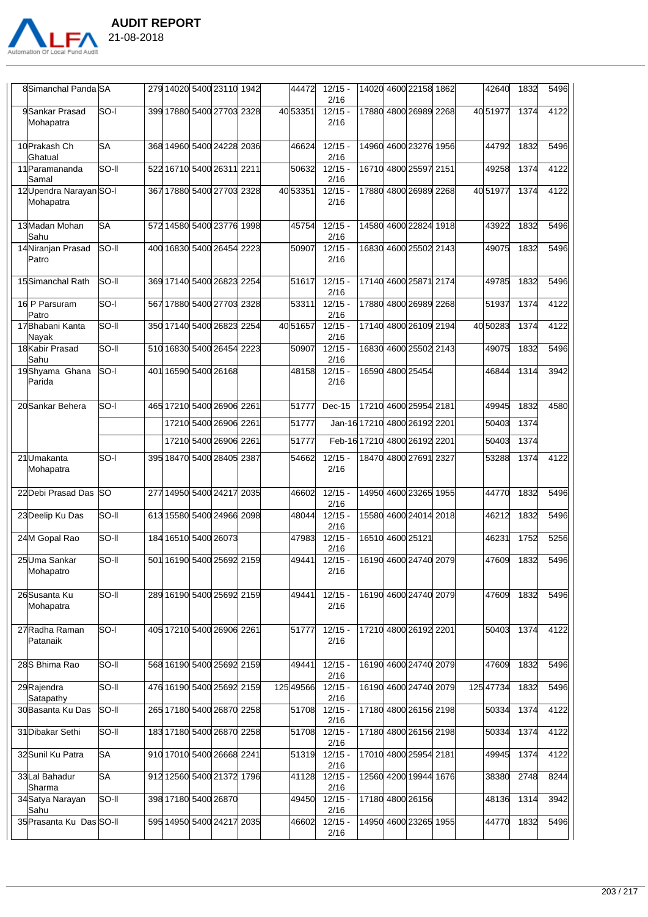| | | | | | | | | | | | | | | | | | | |
|---|---|---|---|---|---|---|---|---|---|---|---|---|---|---|---|---|---|---|
| 8 | Simanchal Panda | SA | 279 | 14020 | 5400 | 23110 | 1942 | | 44472 | 12/15 - 2/16 | 14020 | 4600 | 22158 | 1862 | | 42640 | 1832 | 5496 |
| 9 | Sankar Prasad Mohapatra | SO-I | 399 | 17880 | 5400 | 27703 | 2328 | 40 | 53351 | 12/15 - 2/16 | 17880 | 4800 | 26989 | 2268 | 40 | 51977 | 1374 | 4122 |
| 10 | Prakash Ch Ghatual | SA | 368 | 14960 | 5400 | 24228 | 2036 | | 46624 | 12/15 - 2/16 | 14960 | 4600 | 23276 | 1956 | | 44792 | 1832 | 5496 |
| 11 | Paramananda Samal | SO-II | 522 | 16710 | 5400 | 26311 | 2211 | | 50632 | 12/15 - 2/16 | 16710 | 4800 | 25597 | 2151 | | 49258 | 1374 | 4122 |
| 12 | Upendra Narayan Mohapatra | SO-I | 367 | 17880 | 5400 | 27703 | 2328 | 40 | 53351 | 12/15 - 2/16 | 17880 | 4800 | 26989 | 2268 | 40 | 51977 | 1374 | 4122 |
| 13 | Madan Mohan Sahu | SA | 572 | 14580 | 5400 | 23776 | 1998 | | 45754 | 12/15 - 2/16 | 14580 | 4600 | 22824 | 1918 | | 43922 | 1832 | 5496 |
| 14 | Niranjan Prasad Patro | SO-II | 400 | 16830 | 5400 | 26454 | 2223 | | 50907 | 12/15 - 2/16 | 16830 | 4600 | 25502 | 2143 | | 49075 | 1832 | 5496 |
| 15 | Simanchal Rath | SO-II | 369 | 17140 | 5400 | 26823 | 2254 | | 51617 | 12/15 - 2/16 | 17140 | 4600 | 25871 | 2174 | | 49785 | 1832 | 5496 |
| 16 | P Parsuram Patro | SO-I | 567 | 17880 | 5400 | 27703 | 2328 | | 53311 | 12/15 - 2/16 | 17880 | 4800 | 26989 | 2268 | | 51937 | 1374 | 4122 |
| 17 | Bhabani Kanta Nayak | SO-II | 350 | 17140 | 5400 | 26823 | 2254 | 40 | 51657 | 12/15 - 2/16 | 17140 | 4800 | 26109 | 2194 | 40 | 50283 | 1374 | 4122 |
| 18 | Kabir Prasad Sahu | SO-II | 510 | 16830 | 5400 | 26454 | 2223 | | 50907 | 12/15 - 2/16 | 16830 | 4600 | 25502 | 2143 | | 49075 | 1832 | 5496 |
| 19 | Shyama Ghana Parida | SO-I | 401 | 16590 | 5400 | 26168 | | | 48158 | 12/15 - 2/16 | 16590 | 4800 | 25454 | | | 46844 | 1314 | 3942 |
| 20 | Sankar Behera | SO-I | 465 | 17210 | 5400 | 26906 | 2261 | | 51777 | Dec-15 | 17210 | 4600 | 25954 | 2181 | | 49945 | 1832 | 4580 |
| | | | | 17210 | 5400 | 26906 | 2261 | | 51777 | Jan-16 | 17210 | 4800 | 26192 | 2201 | | 50403 | 1374 | |
| | | | | 17210 | 5400 | 26906 | 2261 | | 51777 | Feb-16 | 17210 | 4800 | 26192 | 2201 | | 50403 | 1374 | |
| 21 | Umakanta Mohapatra | SO-I | 395 | 18470 | 5400 | 28405 | 2387 | | 54662 | 12/15 - 2/16 | 18470 | 4800 | 27691 | 2327 | | 53288 | 1374 | 4122 |
| 22 | Debi Prasad Das | SO | 277 | 14950 | 5400 | 24217 | 2035 | | 46602 | 12/15 - 2/16 | 14950 | 4600 | 23265 | 1955 | | 44770 | 1832 | 5496 |
| 23 | Deelip Ku Das | SO-II | 613 | 15580 | 5400 | 24966 | 2098 | | 48044 | 12/15 - 2/16 | 15580 | 4600 | 24014 | 2018 | | 46212 | 1832 | 5496 |
| 24 | M Gopal Rao | SO-II | 184 | 16510 | 5400 | 26073 | | | 47983 | 12/15 - 2/16 | 16510 | 4600 | 25121 | | | 46231 | 1752 | 5256 |
| 25 | Uma Sankar Mohapatro | SO-II | 501 | 16190 | 5400 | 25692 | 2159 | | 49441 | 12/15 - 2/16 | 16190 | 4600 | 24740 | 2079 | | 47609 | 1832 | 5496 |
| 26 | Susanta Ku Mohapatra | SO-II | 289 | 16190 | 5400 | 25692 | 2159 | | 49441 | 12/15 - 2/16 | 16190 | 4600 | 24740 | 2079 | | 47609 | 1832 | 5496 |
| 27 | Radha Raman Patanaik | SO-I | 405 | 17210 | 5400 | 26906 | 2261 | | 51777 | 12/15 - 2/16 | 17210 | 4800 | 26192 | 2201 | | 50403 | 1374 | 4122 |
| 28 | S Bhima Rao | SO-II | 568 | 16190 | 5400 | 25692 | 2159 | | 49441 | 12/15 - 2/16 | 16190 | 4600 | 24740 | 2079 | | 47609 | 1832 | 5496 |
| 29 | Rajendra Satapathy | SO-II | 476 | 16190 | 5400 | 25692 | 2159 | 125 | 49566 | 12/15 - 2/16 | 16190 | 4600 | 24740 | 2079 | 125 | 47734 | 1832 | 5496 |
| 30 | Basanta Ku Das | SO-II | 265 | 17180 | 5400 | 26870 | 2258 | | 51708 | 12/15 - 2/16 | 17180 | 4800 | 26156 | 2198 | | 50334 | 1374 | 4122 |
| 31 | Dibakar Sethi | SO-II | 183 | 17180 | 5400 | 26870 | 2258 | | 51708 | 12/15 - 2/16 | 17180 | 4800 | 26156 | 2198 | | 50334 | 1374 | 4122 |
| 32 | Sunil Ku Patra | SA | 910 | 17010 | 5400 | 26668 | 2241 | | 51319 | 12/15 - 2/16 | 17010 | 4800 | 25954 | 2181 | | 49945 | 1374 | 4122 |
| 33 | Lal Bahadur Sharma | SA | 912 | 12560 | 5400 | 21372 | 1796 | | 41128 | 12/15 - 2/16 | 12560 | 4200 | 19944 | 1676 | | 38380 | 2748 | 8244 |
| 34 | Satya Narayan Sahu | SO-II | 398 | 17180 | 5400 | 26870 | | | 49450 | 12/15 - 2/16 | 17180 | 4800 | 26156 | | | 48136 | 1314 | 3942 |
| 35 | Prasanta Ku Das | SO-II | 595 | 14950 | 5400 | 24217 | 2035 | | 46602 | 12/15 - 2/16 | 14950 | 4600 | 23265 | 1955 | | 44770 | 1832 | 5496 |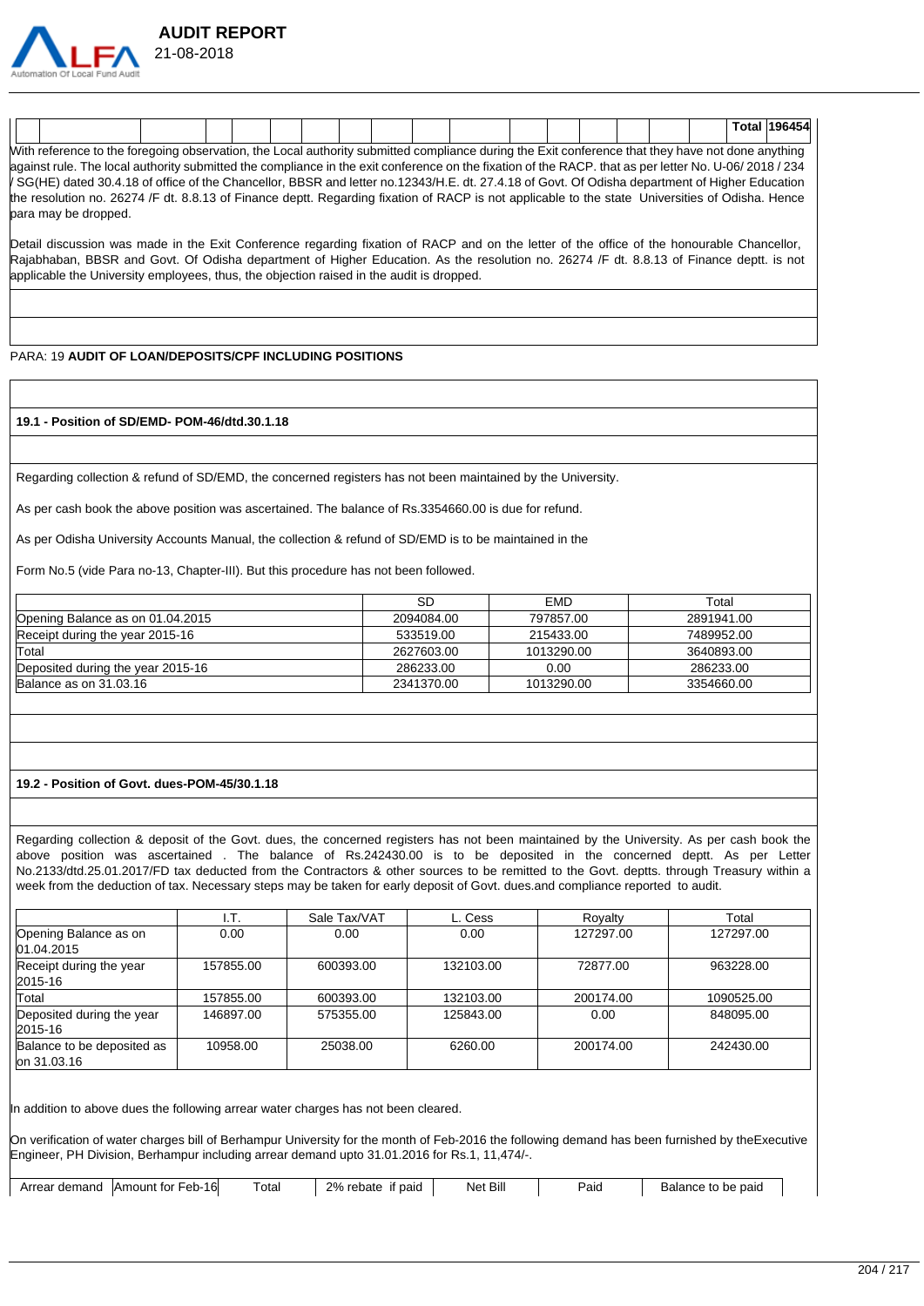| | | | | | | | | | | | | | | | | | | | Total | 196454 |
|---|---|---|---|---|---|---|---|---|---|---|---|---|---|---|---|---|---|---|---|---|

With reference to the foregoing observation, the Local authority submitted compliance during the Exit conference that they have not done anything against rule. The local authority submitted the compliance in the exit conference on the fixation of the RACP. that as per letter No. U-06/ 2018 / 234 / SG(HE) dated 30.4.18 of office of the Chancellor, BBSR and letter no.12343/H.E. dt. 27.4.18 of Govt. Of Odisha department of Higher Education the resolution no. 26274 /F dt. 8.8.13 of Finance deptt. Regarding fixation of RACP is not applicable to the state Universities of Odisha. Hence para may be dropped.

Detail discussion was made in the Exit Conference regarding fixation of RACP and on the letter of the office of the honourable Chancellor, Rajabhaban, BBSR and Govt. Of Odisha department of Higher Education. As the resolution no. 26274 /F dt. 8.8.13 of Finance deptt. is not applicable the University employees, thus, the objection raised in the audit is dropped.

PARA: 19 **AUDIT OF LOAN/DEPOSITS/CPF INCLUDING POSITIONS**

**19.1 - Position of SD/EMD- POM-46/dtd.30.1.18**

Regarding collection & refund of SD/EMD, the concerned registers has not been maintained by the University.

As per cash book the above position was ascertained. The balance of Rs.3354660.00 is due for refund.

As per Odisha University Accounts Manual, the collection & refund of SD/EMD is to be maintained in the

Form No.5 (vide Para no-13, Chapter-III). But this procedure has not been followed.

| | SD | EMD | Total |
|---|---|---|---|
| Opening Balance as on 01.04.2015 | 2094084.00 | 797857.00 | 2891941.00 |
| Receipt during the year 2015-16 | 533519.00 | 215433.00 | 7489952.00 |
| Total | 2627603.00 | 1013290.00 | 3640893.00 |
| Deposited during the year 2015-16 | 286233.00 | 0.00 | 286233.00 |
| Balance as on 31.03.16 | 2341370.00 | 1013290.00 | 3354660.00 |

**19.2 - Position of Govt. dues-POM-45/30.1.18**

Regarding collection & deposit of the Govt. dues, the concerned registers has not been maintained by the University. As per cash book the above position was ascertained . The balance of Rs.242430.00 is to be deposited in the concerned deptt. As per Letter No.2133/dtd.25.01.2017/FD tax deducted from the Contractors & other sources to be remitted to the Govt. deptts. through Treasury within a week from the deduction of tax. Necessary steps may be taken for early deposit of Govt. dues.and compliance reported to audit.

| | I.T. | Sale Tax/VAT | L. Cess | Royalty | Total |
|---|---|---|---|---|---|
| Opening Balance as on 01.04.2015 | 0.00 | 0.00 | 0.00 | 127297.00 | 127297.00 |
| Receipt during the year 2015-16 | 157855.00 | 600393.00 | 132103.00 | 72877.00 | 963228.00 |
| Total | 157855.00 | 600393.00 | 132103.00 | 200174.00 | 1090525.00 |
| Deposited during the year 2015-16 | 146897.00 | 575355.00 | 125843.00 | 0.00 | 848095.00 |
| Balance to be deposited as on 31.03.16 | 10958.00 | 25038.00 | 6260.00 | 200174.00 | 242430.00 |

In addition to above dues the following arrear water charges has not been cleared.

On verification of water charges bill of Berhampur University for the month of Feb-2016 the following demand has been furnished by theExecutive Engineer, PH Division, Berhampur including arrear demand upto 31.01.2016 for Rs.1, 11,474/-.

| Arrear demand | Amount for Feb-16 | Total | 2% rebate if paid | Net Bill | Paid | Balance to be paid |
|---|---|---|---|---|---|---|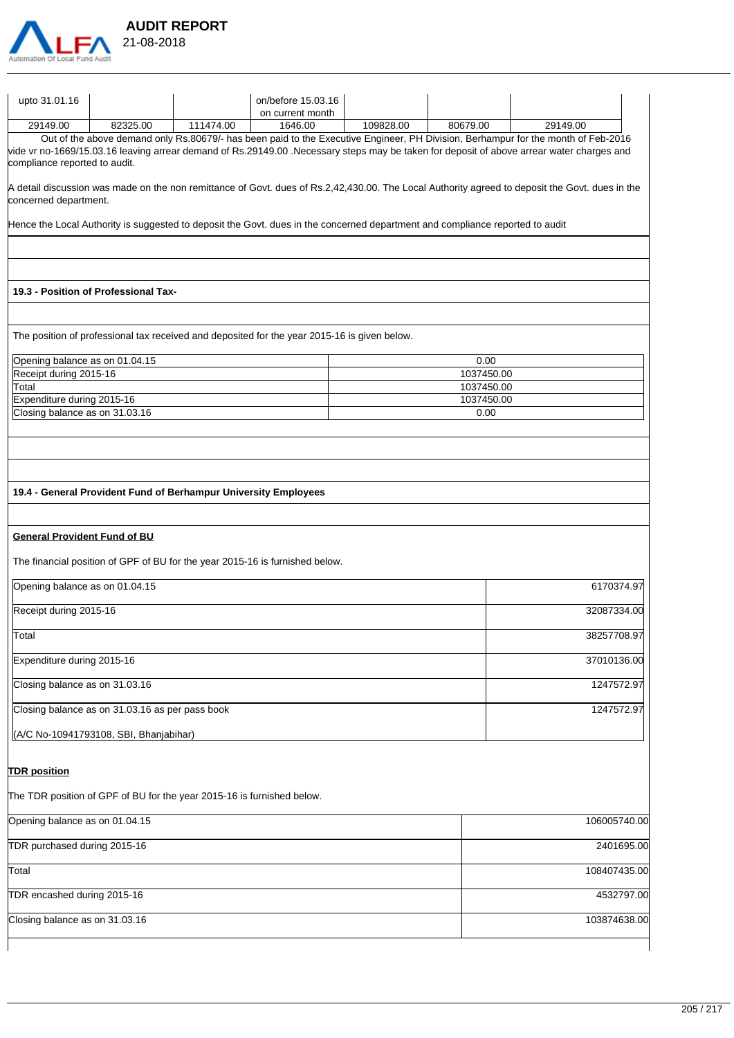| | | | | | | |
|---|---|---|---|---|---|---|
| upto 31.01.16 | | | on/before 15.03.16 on current month | | | |
| 29149.00 | 82325.00 | 111474.00 | 1646.00 | 109828.00 | 80679.00 | 29149.00 |

Out of the above demand only Rs.80679/- has been paid to the Executive Engineer, PH Division, Berhampur for the month of Feb-2016 vide vr no-1669/15.03.16 leaving arrear demand of Rs.29149.00 .Necessary steps may be taken for deposit of above arrear water charges and compliance reported to audit.

A detail discussion was made on the non remittance of Govt. dues of Rs.2,42,430.00. The Local Authority agreed to deposit the Govt. dues in the concerned department.

Hence the Local Authority is suggested to deposit the Govt. dues in the concerned department and compliance reported to audit

**19.3 - Position of Professional Tax-**

The position of professional tax received and deposited for the year 2015-16 is given below.

| | |
|---|---|
| Opening balance as on 01.04.15 | 0.00 |
| Receipt during 2015-16 | 1037450.00 |
| Total | 1037450.00 |
| Expenditure during 2015-16 | 1037450.00 |
| Closing balance as on 31.03.16 | 0.00 |

**19.4 - General Provident Fund of Berhampur University Employees**

**General Provident Fund of BU**

The financial position of GPF of BU for the year 2015-16 is furnished below.

| | |
|---|---|
| Opening balance as on 01.04.15 | 6170374.97 |
| Receipt during 2015-16 | 32087334.00 |
| Total | 38257708.97 |
| Expenditure during 2015-16 | 37010136.00 |
| Closing balance as on 31.03.16 | 1247572.97 |
| Closing balance as on 31.03.16 as per pass book (A/C No-10941793108, SBI, Bhanjabihar) | 1247572.97 |

**TDR position**

The TDR position of GPF of BU for the year 2015-16 is furnished below.

| | |
|---|---|
| Opening balance as on 01.04.15 | 106005740.00 |
| TDR purchased during 2015-16 | 2401695.00 |
| Total | 108407435.00 |
| TDR encashed during 2015-16 | 4532797.00 |
| Closing balance as on 31.03.16 | 103874638.00 |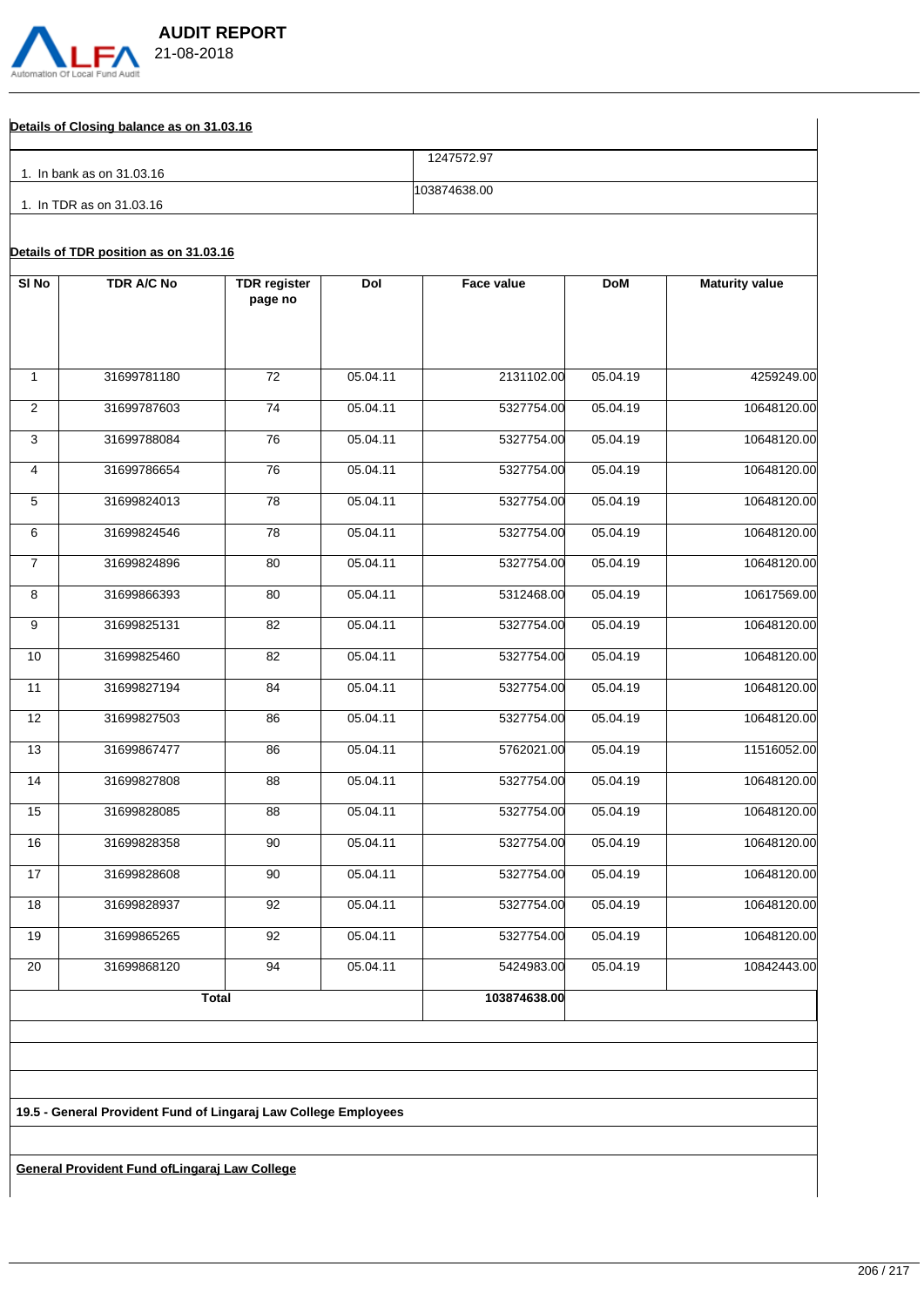**Details of Closing balance as on 31.03.16**

| | |
|---|---|
| 1. In bank as on 31.03.16 | 1247572.97 |
| 1. In TDR as on 31.03.16 | 103874638.00 |

**Details of TDR position as on 31.03.16**

| Sl No | TDR A/C No | TDR register page no | DoI | Face value | DoM | Maturity value |
|---|---|---|---|---|---|---|
| 1 | 31699781180 | 72 | 05.04.11 | 2131102.00 | 05.04.19 | 4259249.00 |
| 2 | 31699787603 | 74 | 05.04.11 | 5327754.00 | 05.04.19 | 10648120.00 |
| 3 | 31699788084 | 76 | 05.04.11 | 5327754.00 | 05.04.19 | 10648120.00 |
| 4 | 31699786654 | 76 | 05.04.11 | 5327754.00 | 05.04.19 | 10648120.00 |
| 5 | 31699824013 | 78 | 05.04.11 | 5327754.00 | 05.04.19 | 10648120.00 |
| 6 | 31699824546 | 78 | 05.04.11 | 5327754.00 | 05.04.19 | 10648120.00 |
| 7 | 31699824896 | 80 | 05.04.11 | 5327754.00 | 05.04.19 | 10648120.00 |
| 8 | 31699866393 | 80 | 05.04.11 | 5312468.00 | 05.04.19 | 10617569.00 |
| 9 | 31699825131 | 82 | 05.04.11 | 5327754.00 | 05.04.19 | 10648120.00 |
| 10 | 31699825460 | 82 | 05.04.11 | 5327754.00 | 05.04.19 | 10648120.00 |
| 11 | 31699827194 | 84 | 05.04.11 | 5327754.00 | 05.04.19 | 10648120.00 |
| 12 | 31699827503 | 86 | 05.04.11 | 5327754.00 | 05.04.19 | 10648120.00 |
| 13 | 31699867477 | 86 | 05.04.11 | 5762021.00 | 05.04.19 | 11516052.00 |
| 14 | 31699827808 | 88 | 05.04.11 | 5327754.00 | 05.04.19 | 10648120.00 |
| 15 | 31699828085 | 88 | 05.04.11 | 5327754.00 | 05.04.19 | 10648120.00 |
| 16 | 31699828358 | 90 | 05.04.11 | 5327754.00 | 05.04.19 | 10648120.00 |
| 17 | 31699828608 | 90 | 05.04.11 | 5327754.00 | 05.04.19 | 10648120.00 |
| 18 | 31699828937 | 92 | 05.04.11 | 5327754.00 | 05.04.19 | 10648120.00 |
| 19 | 31699865265 | 92 | 05.04.11 | 5327754.00 | 05.04.19 | 10648120.00 |
| 20 | 31699868120 | 94 | 05.04.11 | 5424983.00 | 05.04.19 | 10842443.00 |
| **Total** | | | | **103874638.00** | | |

**19.5 - General Provident Fund of Lingaraj Law College Employees**

**General Provident Fund ofLingaraj Law College**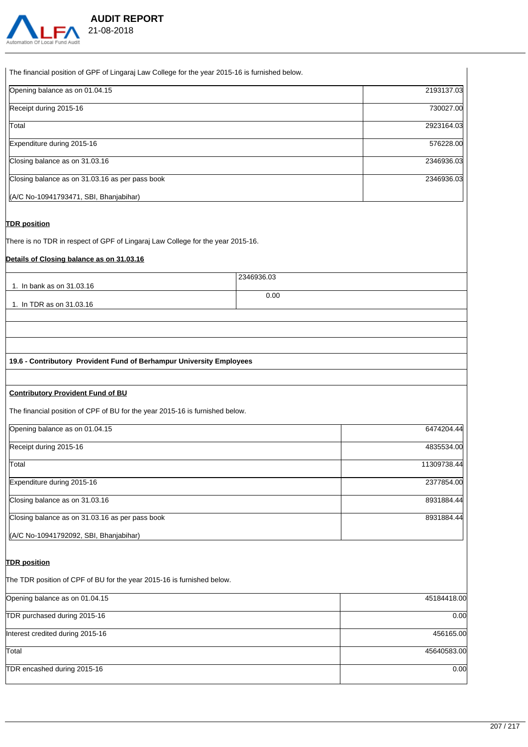The financial position of GPF of Lingaraj Law College for the year 2015-16 is furnished below.

| | |
|---|---|
| Opening balance as on 01.04.15 | 2193137.03 |
| Receipt during 2015-16 | 730027.00 |
| Total | 2923164.03 |
| Expenditure during 2015-16 | 576228.00 |
| Closing balance as on 31.03.16 | 2346936.03 |
| Closing balance as on 31.03.16 as per pass book<br>(A/C No-10941793471, SBI, Bhanjabihar) | 2346936.03 |

**TDR position**

There is no TDR in respect of GPF of Lingaraj Law College for the year 2015-16.

**Details of Closing balance as on 31.03.16**

| | |
|---|---|
| 1. In bank as on 31.03.16 | 2346936.03 |
| 1. In TDR as on 31.03.16 | 0.00 |

**19.6 - Contributory Provident Fund of Berhampur University Employees**

**Contributory Provident Fund of BU**

The financial position of CPF of BU for the year 2015-16 is furnished below.

| | |
|---|---|
| Opening balance as on 01.04.15 | 6474204.44 |
| Receipt during 2015-16 | 4835534.00 |
| Total | 11309738.44 |
| Expenditure during 2015-16 | 2377854.00 |
| Closing balance as on 31.03.16 | 8931884.44 |
| Closing balance as on 31.03.16 as per pass book<br>(A/C No-10941792092, SBI, Bhanjabihar) | 8931884.44 |

**TDR position**

The TDR position of CPF of BU for the year 2015-16 is furnished below.

| | |
|---|---|
| Opening balance as on 01.04.15 | 45184418.00 |
| TDR purchased during 2015-16 | 0.00 |
| Interest credited during 2015-16 | 456165.00 |
| Total | 45640583.00 |
| TDR encashed during 2015-16 | 0.00 |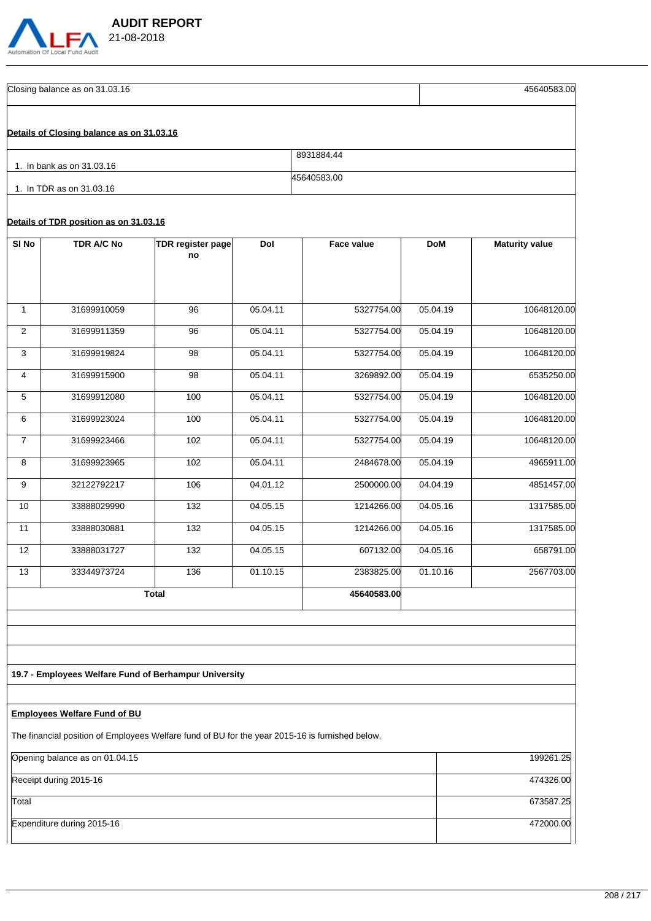| Closing balance as on 31.03.16 | 45640583.00 |
|---|---|

**Details of Closing balance as on 31.03.16**

| | |
|---|---|
| 1. In bank as on 31.03.16 | 8931884.44 |
| 1. In TDR as on 31.03.16 | 45640583.00 |

**Details of TDR position as on 31.03.16**

| Sl No | TDR A/C No | TDR register page no | DoI | Face value | DoM | Maturity value |
|---|---|---|---|---|---|---|
| 1 | 31699910059 | 96 | 05.04.11 | 5327754.00 | 05.04.19 | 10648120.00 |
| 2 | 31699911359 | 96 | 05.04.11 | 5327754.00 | 05.04.19 | 10648120.00 |
| 3 | 31699919824 | 98 | 05.04.11 | 5327754.00 | 05.04.19 | 10648120.00 |
| 4 | 31699915900 | 98 | 05.04.11 | 3269892.00 | 05.04.19 | 6535250.00 |
| 5 | 31699912080 | 100 | 05.04.11 | 5327754.00 | 05.04.19 | 10648120.00 |
| 6 | 31699923024 | 100 | 05.04.11 | 5327754.00 | 05.04.19 | 10648120.00 |
| 7 | 31699923466 | 102 | 05.04.11 | 5327754.00 | 05.04.19 | 10648120.00 |
| 8 | 31699923965 | 102 | 05.04.11 | 2484678.00 | 05.04.19 | 4965911.00 |
| 9 | 32122792217 | 106 | 04.01.12 | 2500000.00 | 04.04.19 | 4851457.00 |
| 10 | 33888029990 | 132 | 04.05.15 | 1214266.00 | 04.05.16 | 1317585.00 |
| 11 | 33888030881 | 132 | 04.05.15 | 1214266.00 | 04.05.16 | 1317585.00 |
| 12 | 33888031727 | 132 | 04.05.15 | 607132.00 | 04.05.16 | 658791.00 |
| 13 | 33344973724 | 136 | 01.10.15 | 2383825.00 | 01.10.16 | 2567703.00 |
| **Total** | | | | **45640583.00** | | |

**19.7 - Employees Welfare Fund of Berhampur University**

**Employees Welfare Fund of BU**

The financial position of Employees Welfare fund of BU for the year 2015-16 is furnished below.

| | |
|---|---|
| Opening balance as on 01.04.15 | 199261.25 |
| Receipt during 2015-16 | 474326.00 |
| Total | 673587.25 |
| Expenditure during 2015-16 | 472000.00 |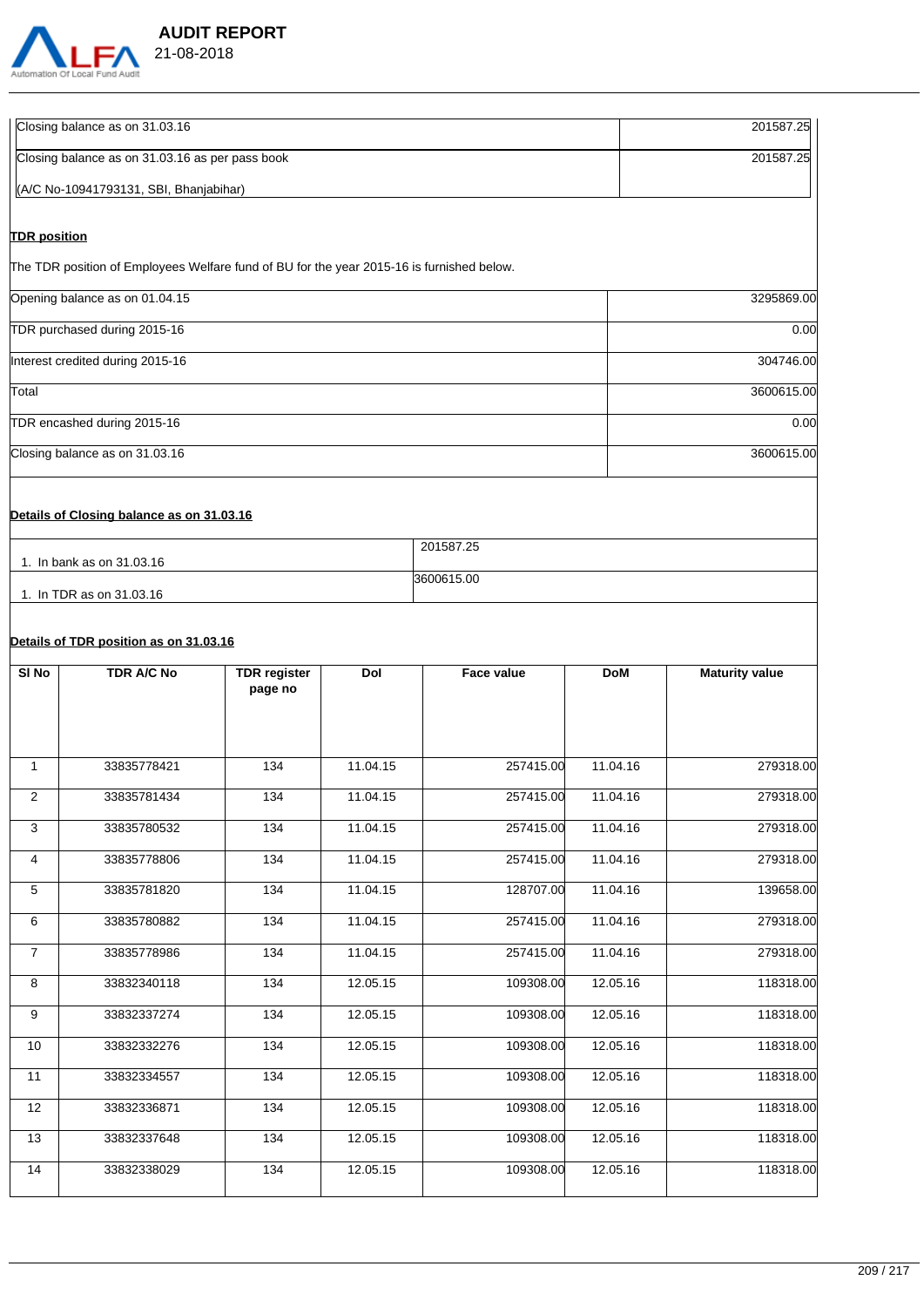| | |
|---|---|
| Closing balance as on 31.03.16 | 201587.25 |
| Closing balance as on 31.03.16 as per pass book<br>(A/C No-10941793131, SBI, Bhanjabihar) | 201587.25 |

**TDR position**

The TDR position of Employees Welfare fund of BU for the year 2015-16 is furnished below.

| | |
|---|---|
| Opening balance as on 01.04.15 | 3295869.00 |
| TDR purchased during 2015-16 | 0.00 |
| Interest credited during 2015-16 | 304746.00 |
| Total | 3600615.00 |
| TDR encashed during 2015-16 | 0.00 |
| Closing balance as on 31.03.16 | 3600615.00 |

**Details of Closing balance as on 31.03.16**

| | |
|---|---|
| 1. In bank as on 31.03.16 | 201587.25 |
| 1. In TDR as on 31.03.16 | 3600615.00 |

**Details of TDR position as on 31.03.16**

| Sl No | TDR A/C No | TDR register page no | DoI | Face value | DoM | Maturity value |
|---|---|---|---|---|---|---|
| 1 | 33835778421 | 134 | 11.04.15 | 257415.00 | 11.04.16 | 279318.00 |
| 2 | 33835781434 | 134 | 11.04.15 | 257415.00 | 11.04.16 | 279318.00 |
| 3 | 33835780532 | 134 | 11.04.15 | 257415.00 | 11.04.16 | 279318.00 |
| 4 | 33835778806 | 134 | 11.04.15 | 257415.00 | 11.04.16 | 279318.00 |
| 5 | 33835781820 | 134 | 11.04.15 | 128707.00 | 11.04.16 | 139658.00 |
| 6 | 33835780882 | 134 | 11.04.15 | 257415.00 | 11.04.16 | 279318.00 |
| 7 | 33835778986 | 134 | 11.04.15 | 257415.00 | 11.04.16 | 279318.00 |
| 8 | 33832340118 | 134 | 12.05.15 | 109308.00 | 12.05.16 | 118318.00 |
| 9 | 33832337274 | 134 | 12.05.15 | 109308.00 | 12.05.16 | 118318.00 |
| 10 | 33832332276 | 134 | 12.05.15 | 109308.00 | 12.05.16 | 118318.00 |
| 11 | 33832334557 | 134 | 12.05.15 | 109308.00 | 12.05.16 | 118318.00 |
| 12 | 33832336871 | 134 | 12.05.15 | 109308.00 | 12.05.16 | 118318.00 |
| 13 | 33832337648 | 134 | 12.05.15 | 109308.00 | 12.05.16 | 118318.00 |
| 14 | 33832338029 | 134 | 12.05.15 | 109308.00 | 12.05.16 | 118318.00 |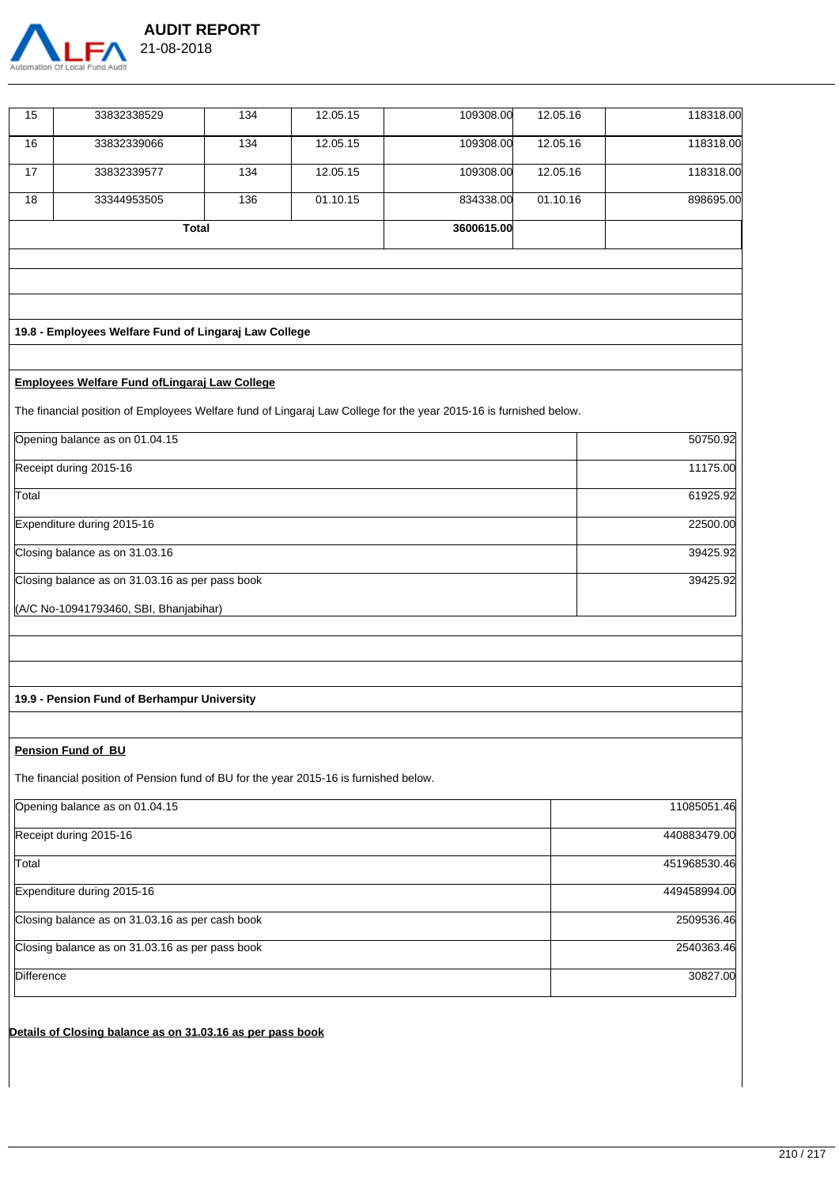| | | | | | | |
|---|---|---|---|---|---|---|
| 15 | 33832338529 | 134 | 12.05.15 | 109308.00 | 12.05.16 | 118318.00 |
| 16 | 33832339066 | 134 | 12.05.15 | 109308.00 | 12.05.16 | 118318.00 |
| 17 | 33832339577 | 134 | 12.05.15 | 109308.00 | 12.05.16 | 118318.00 |
| 18 | 33344953505 | 136 | 01.10.15 | 834338.00 | 01.10.16 | 898695.00 |
| **Total** | | | | **3600615.00** | | |

**19.8 - Employees Welfare Fund of Lingaraj Law College**

**Employees Welfare Fund ofLingaraj Law College**

The financial position of Employees Welfare fund of Lingaraj Law College for the year 2015-16 is furnished below.

| | |
|---|---|
| Opening balance as on 01.04.15 | 50750.92 |
| Receipt during 2015-16 | 11175.00 |
| Total | 61925.92 |
| Expenditure during 2015-16 | 22500.00 |
| Closing balance as on 31.03.16 | 39425.92 |
| Closing balance as on 31.03.16 as per pass book<br>(A/C No-10941793460, SBI, Bhanjabihar) | 39425.92 |

**19.9 - Pension Fund of Berhampur University**

**Pension Fund of BU**

The financial position of Pension fund of BU for the year 2015-16 is furnished below.

| | |
|---|---|
| Opening balance as on 01.04.15 | 11085051.46 |
| Receipt during 2015-16 | 440883479.00 |
| Total | 451968530.46 |
| Expenditure during 2015-16 | 449458994.00 |
| Closing balance as on 31.03.16 as per cash book | 2509536.46 |
| Closing balance as on 31.03.16 as per pass book | 2540363.46 |
| Difference | 30827.00 |

**Details of Closing balance as on 31.03.16 as per pass book**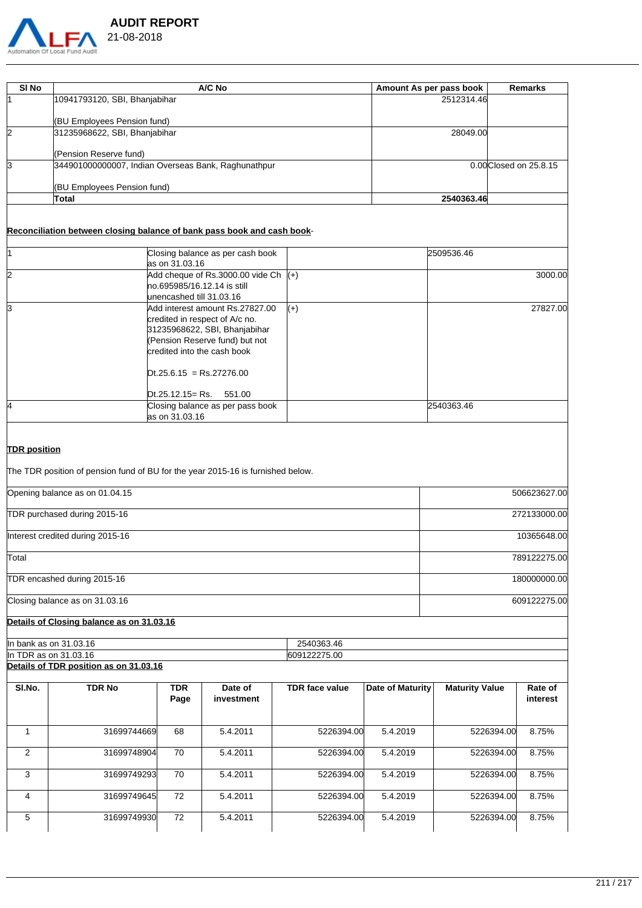| Sl No | A/C No | Amount As per pass book | Remarks |
|---|---|---|---|
| 1 | 10941793120, SBI, Bhanjabihar<br><br>(BU Employees Pension fund) | 2512314.46 | |
| 2 | 31235968622, SBI, Bhanjabihar<br><br>(Pension Reserve fund) | 28049.00 | |
| 3 | 344901000000007, Indian Overseas Bank, Raghunathpur<br><br>(BU Employees Pension fund) | 0.00 | Closed on 25.8.15 |
| | **Total** | **2540363.46** | |

**Reconciliation between closing balance of bank pass book and cash book**-

| | | | |
|---|---|---|---|
| 1 | Closing balance as per cash book as on 31.03.16 | | 2509536.46 |
| 2 | Add cheque of Rs.3000.00 vide Ch no.695985/16.12.14 is still unencashed till 31.03.16 | (+) | 3000.00 |
| 3 | Add interest amount Rs.27827.00 credited in respect of A/c no. 31235968622, SBI, Bhanjabihar (Pension Reserve fund) but not credited into the cash book<br><br>Dt.25.6.15 = Rs.27276.00<br><br>Dt.25.12.15= Rs. 551.00 | (+) | 27827.00 |
| 4 | Closing balance as per pass book as on 31.03.16 | | 2540363.46 |

**TDR position**

The TDR position of pension fund of BU for the year 2015-16 is furnished below.

| | |
|---|---|
| Opening balance as on 01.04.15 | 506623627.00 |
| TDR purchased during 2015-16 | 272133000.00 |
| Interest credited during 2015-16 | 10365648.00 |
| Total | 789122275.00 |
| TDR encashed during 2015-16 | 180000000.00 |
| Closing balance as on 31.03.16 | 609122275.00 |

**Details of Closing balance as on 31.03.16**

| | |
|---|---|
| In bank as on 31.03.16 | 2540363.46 |
| In TDR as on 31.03.16 | 609122275.00 |

**Details of TDR position as on 31.03.16**

| Sl.No. | TDR No | TDR Page | Date of investment | TDR face value | Date of Maturity | Maturity Value | Rate of interest |
|---|---|---|---|---|---|---|---|
| 1 | 31699744669 | 68 | 5.4.2011 | 5226394.00 | 5.4.2019 | 5226394.00 | 8.75% |
| 2 | 31699748904 | 70 | 5.4.2011 | 5226394.00 | 5.4.2019 | 5226394.00 | 8.75% |
| 3 | 31699749293 | 70 | 5.4.2011 | 5226394.00 | 5.4.2019 | 5226394.00 | 8.75% |
| 4 | 31699749645 | 72 | 5.4.2011 | 5226394.00 | 5.4.2019 | 5226394.00 | 8.75% |
| 5 | 31699749930 | 72 | 5.4.2011 | 5226394.00 | 5.4.2019 | 5226394.00 | 8.75% |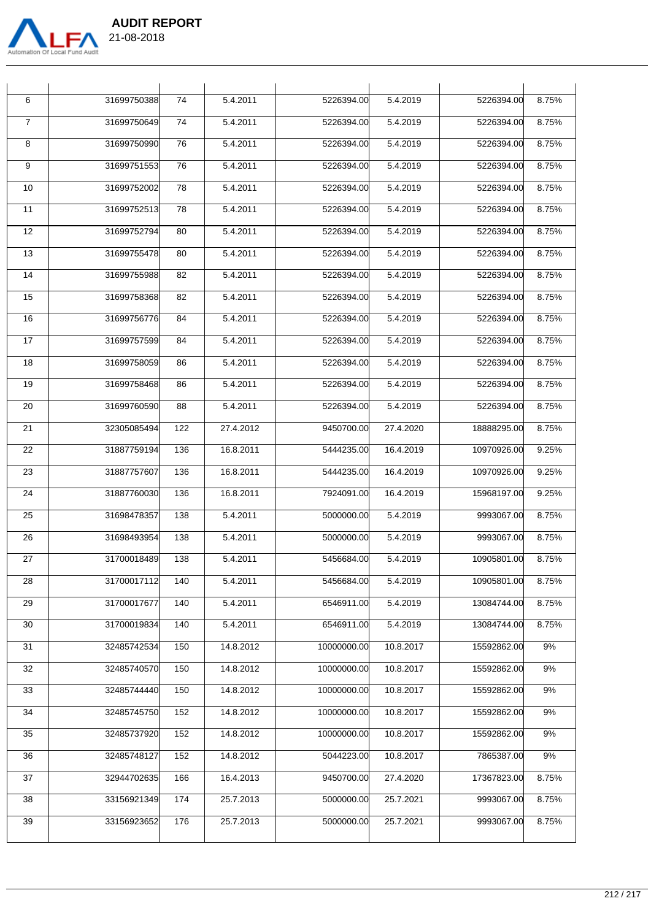| | | | | | | | |
|---|---|---|---|---|---|---|---|
| 6 | 31699750388 | 74 | 5.4.2011 | 5226394.00 | 5.4.2019 | 5226394.00 | 8.75% |
| 7 | 31699750649 | 74 | 5.4.2011 | 5226394.00 | 5.4.2019 | 5226394.00 | 8.75% |
| 8 | 31699750990 | 76 | 5.4.2011 | 5226394.00 | 5.4.2019 | 5226394.00 | 8.75% |
| 9 | 31699751553 | 76 | 5.4.2011 | 5226394.00 | 5.4.2019 | 5226394.00 | 8.75% |
| 10 | 31699752002 | 78 | 5.4.2011 | 5226394.00 | 5.4.2019 | 5226394.00 | 8.75% |
| 11 | 31699752513 | 78 | 5.4.2011 | 5226394.00 | 5.4.2019 | 5226394.00 | 8.75% |
| 12 | 31699752794 | 80 | 5.4.2011 | 5226394.00 | 5.4.2019 | 5226394.00 | 8.75% |
| 13 | 31699755478 | 80 | 5.4.2011 | 5226394.00 | 5.4.2019 | 5226394.00 | 8.75% |
| 14 | 31699755988 | 82 | 5.4.2011 | 5226394.00 | 5.4.2019 | 5226394.00 | 8.75% |
| 15 | 31699758368 | 82 | 5.4.2011 | 5226394.00 | 5.4.2019 | 5226394.00 | 8.75% |
| 16 | 31699756776 | 84 | 5.4.2011 | 5226394.00 | 5.4.2019 | 5226394.00 | 8.75% |
| 17 | 31699757599 | 84 | 5.4.2011 | 5226394.00 | 5.4.2019 | 5226394.00 | 8.75% |
| 18 | 31699758059 | 86 | 5.4.2011 | 5226394.00 | 5.4.2019 | 5226394.00 | 8.75% |
| 19 | 31699758468 | 86 | 5.4.2011 | 5226394.00 | 5.4.2019 | 5226394.00 | 8.75% |
| 20 | 31699760590 | 88 | 5.4.2011 | 5226394.00 | 5.4.2019 | 5226394.00 | 8.75% |
| 21 | 32305085494 | 122 | 27.4.2012 | 9450700.00 | 27.4.2020 | 18888295.00 | 8.75% |
| 22 | 31887759194 | 136 | 16.8.2011 | 5444235.00 | 16.4.2019 | 10970926.00 | 9.25% |
| 23 | 31887757607 | 136 | 16.8.2011 | 5444235.00 | 16.4.2019 | 10970926.00 | 9.25% |
| 24 | 31887760030 | 136 | 16.8.2011 | 7924091.00 | 16.4.2019 | 15968197.00 | 9.25% |
| 25 | 31698478357 | 138 | 5.4.2011 | 5000000.00 | 5.4.2019 | 9993067.00 | 8.75% |
| 26 | 31698493954 | 138 | 5.4.2011 | 5000000.00 | 5.4.2019 | 9993067.00 | 8.75% |
| 27 | 31700018489 | 138 | 5.4.2011 | 5456684.00 | 5.4.2019 | 10905801.00 | 8.75% |
| 28 | 31700017112 | 140 | 5.4.2011 | 5456684.00 | 5.4.2019 | 10905801.00 | 8.75% |
| 29 | 31700017677 | 140 | 5.4.2011 | 6546911.00 | 5.4.2019 | 13084744.00 | 8.75% |
| 30 | 31700019834 | 140 | 5.4.2011 | 6546911.00 | 5.4.2019 | 13084744.00 | 8.75% |
| 31 | 32485742534 | 150 | 14.8.2012 | 10000000.00 | 10.8.2017 | 15592862.00 | 9% |
| 32 | 32485740570 | 150 | 14.8.2012 | 10000000.00 | 10.8.2017 | 15592862.00 | 9% |
| 33 | 32485744440 | 150 | 14.8.2012 | 10000000.00 | 10.8.2017 | 15592862.00 | 9% |
| 34 | 32485745750 | 152 | 14.8.2012 | 10000000.00 | 10.8.2017 | 15592862.00 | 9% |
| 35 | 32485737920 | 152 | 14.8.2012 | 10000000.00 | 10.8.2017 | 15592862.00 | 9% |
| 36 | 32485748127 | 152 | 14.8.2012 | 5044223.00 | 10.8.2017 | 7865387.00 | 9% |
| 37 | 32944702635 | 166 | 16.4.2013 | 9450700.00 | 27.4.2020 | 17367823.00 | 8.75% |
| 38 | 33156921349 | 174 | 25.7.2013 | 5000000.00 | 25.7.2021 | 9993067.00 | 8.75% |
| 39 | 33156923652 | 176 | 25.7.2013 | 5000000.00 | 25.7.2021 | 9993067.00 | 8.75% |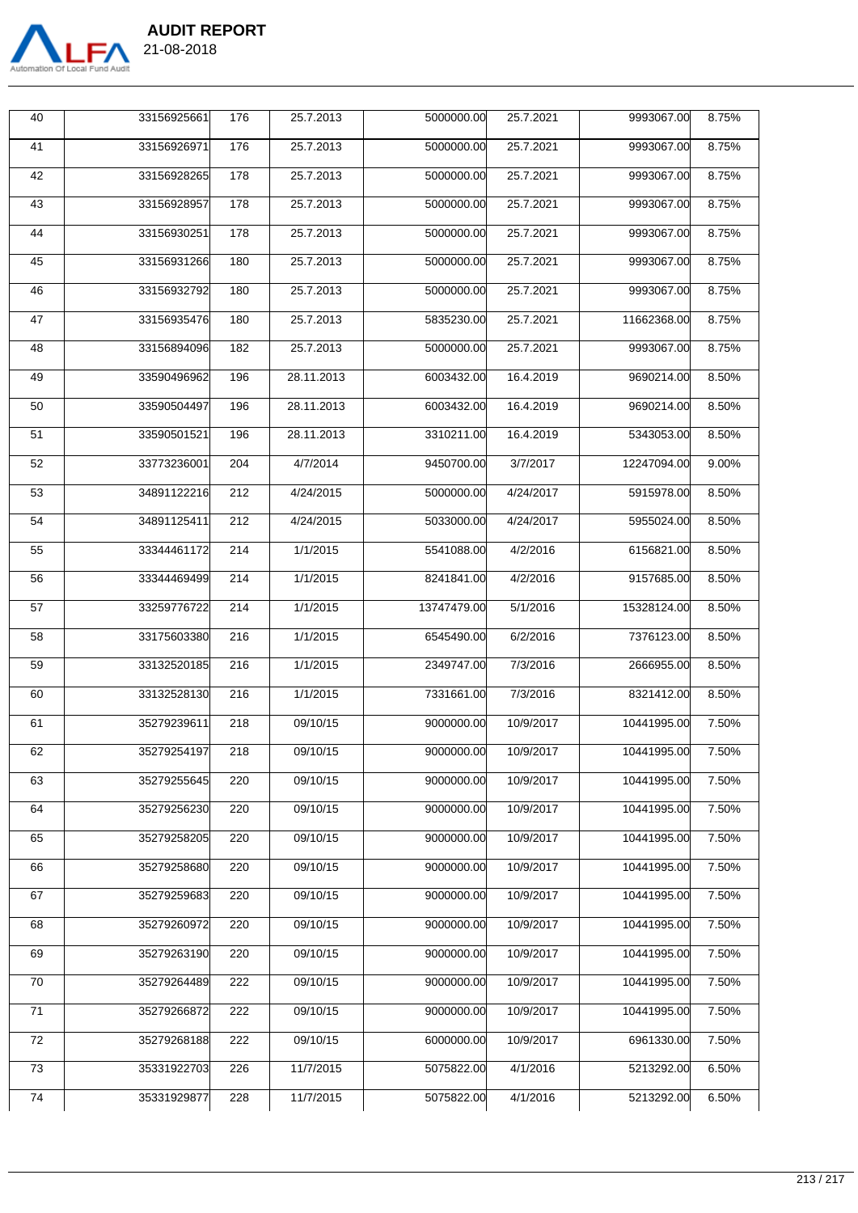| | | | | | | | |
|---|---|---|---|---|---|---|---|
| 40 | 33156925661 | 176 | 25.7.2013 | 5000000.00 | 25.7.2021 | 9993067.00 | 8.75% |
| 41 | 33156926971 | 176 | 25.7.2013 | 5000000.00 | 25.7.2021 | 9993067.00 | 8.75% |
| 42 | 33156928265 | 178 | 25.7.2013 | 5000000.00 | 25.7.2021 | 9993067.00 | 8.75% |
| 43 | 33156928957 | 178 | 25.7.2013 | 5000000.00 | 25.7.2021 | 9993067.00 | 8.75% |
| 44 | 33156930251 | 178 | 25.7.2013 | 5000000.00 | 25.7.2021 | 9993067.00 | 8.75% |
| 45 | 33156931266 | 180 | 25.7.2013 | 5000000.00 | 25.7.2021 | 9993067.00 | 8.75% |
| 46 | 33156932792 | 180 | 25.7.2013 | 5000000.00 | 25.7.2021 | 9993067.00 | 8.75% |
| 47 | 33156935476 | 180 | 25.7.2013 | 5835230.00 | 25.7.2021 | 11662368.00 | 8.75% |
| 48 | 33156894096 | 182 | 25.7.2013 | 5000000.00 | 25.7.2021 | 9993067.00 | 8.75% |
| 49 | 33590496962 | 196 | 28.11.2013 | 6003432.00 | 16.4.2019 | 9690214.00 | 8.50% |
| 50 | 33590504497 | 196 | 28.11.2013 | 6003432.00 | 16.4.2019 | 9690214.00 | 8.50% |
| 51 | 33590501521 | 196 | 28.11.2013 | 3310211.00 | 16.4.2019 | 5343053.00 | 8.50% |
| 52 | 33773236001 | 204 | 4/7/2014 | 9450700.00 | 3/7/2017 | 12247094.00 | 9.00% |
| 53 | 34891122216 | 212 | 4/24/2015 | 5000000.00 | 4/24/2017 | 5915978.00 | 8.50% |
| 54 | 34891125411 | 212 | 4/24/2015 | 5033000.00 | 4/24/2017 | 5955024.00 | 8.50% |
| 55 | 33344461172 | 214 | 1/1/2015 | 5541088.00 | 4/2/2016 | 6156821.00 | 8.50% |
| 56 | 33344469499 | 214 | 1/1/2015 | 8241841.00 | 4/2/2016 | 9157685.00 | 8.50% |
| 57 | 33259776722 | 214 | 1/1/2015 | 13747479.00 | 5/1/2016 | 15328124.00 | 8.50% |
| 58 | 33175603380 | 216 | 1/1/2015 | 6545490.00 | 6/2/2016 | 7376123.00 | 8.50% |
| 59 | 33132520185 | 216 | 1/1/2015 | 2349747.00 | 7/3/2016 | 2666955.00 | 8.50% |
| 60 | 33132528130 | 216 | 1/1/2015 | 7331661.00 | 7/3/2016 | 8321412.00 | 8.50% |
| 61 | 35279239611 | 218 | 09/10/15 | 9000000.00 | 10/9/2017 | 10441995.00 | 7.50% |
| 62 | 35279254197 | 218 | 09/10/15 | 9000000.00 | 10/9/2017 | 10441995.00 | 7.50% |
| 63 | 35279255645 | 220 | 09/10/15 | 9000000.00 | 10/9/2017 | 10441995.00 | 7.50% |
| 64 | 35279256230 | 220 | 09/10/15 | 9000000.00 | 10/9/2017 | 10441995.00 | 7.50% |
| 65 | 35279258205 | 220 | 09/10/15 | 9000000.00 | 10/9/2017 | 10441995.00 | 7.50% |
| 66 | 35279258680 | 220 | 09/10/15 | 9000000.00 | 10/9/2017 | 10441995.00 | 7.50% |
| 67 | 35279259683 | 220 | 09/10/15 | 9000000.00 | 10/9/2017 | 10441995.00 | 7.50% |
| 68 | 35279260972 | 220 | 09/10/15 | 9000000.00 | 10/9/2017 | 10441995.00 | 7.50% |
| 69 | 35279263190 | 220 | 09/10/15 | 9000000.00 | 10/9/2017 | 10441995.00 | 7.50% |
| 70 | 35279264489 | 222 | 09/10/15 | 9000000.00 | 10/9/2017 | 10441995.00 | 7.50% |
| 71 | 35279266872 | 222 | 09/10/15 | 9000000.00 | 10/9/2017 | 10441995.00 | 7.50% |
| 72 | 35279268188 | 222 | 09/10/15 | 6000000.00 | 10/9/2017 | 6961330.00 | 7.50% |
| 73 | 35331922703 | 226 | 11/7/2015 | 5075822.00 | 4/1/2016 | 5213292.00 | 6.50% |
| 74 | 35331929877 | 228 | 11/7/2015 | 5075822.00 | 4/1/2016 | 5213292.00 | 6.50% |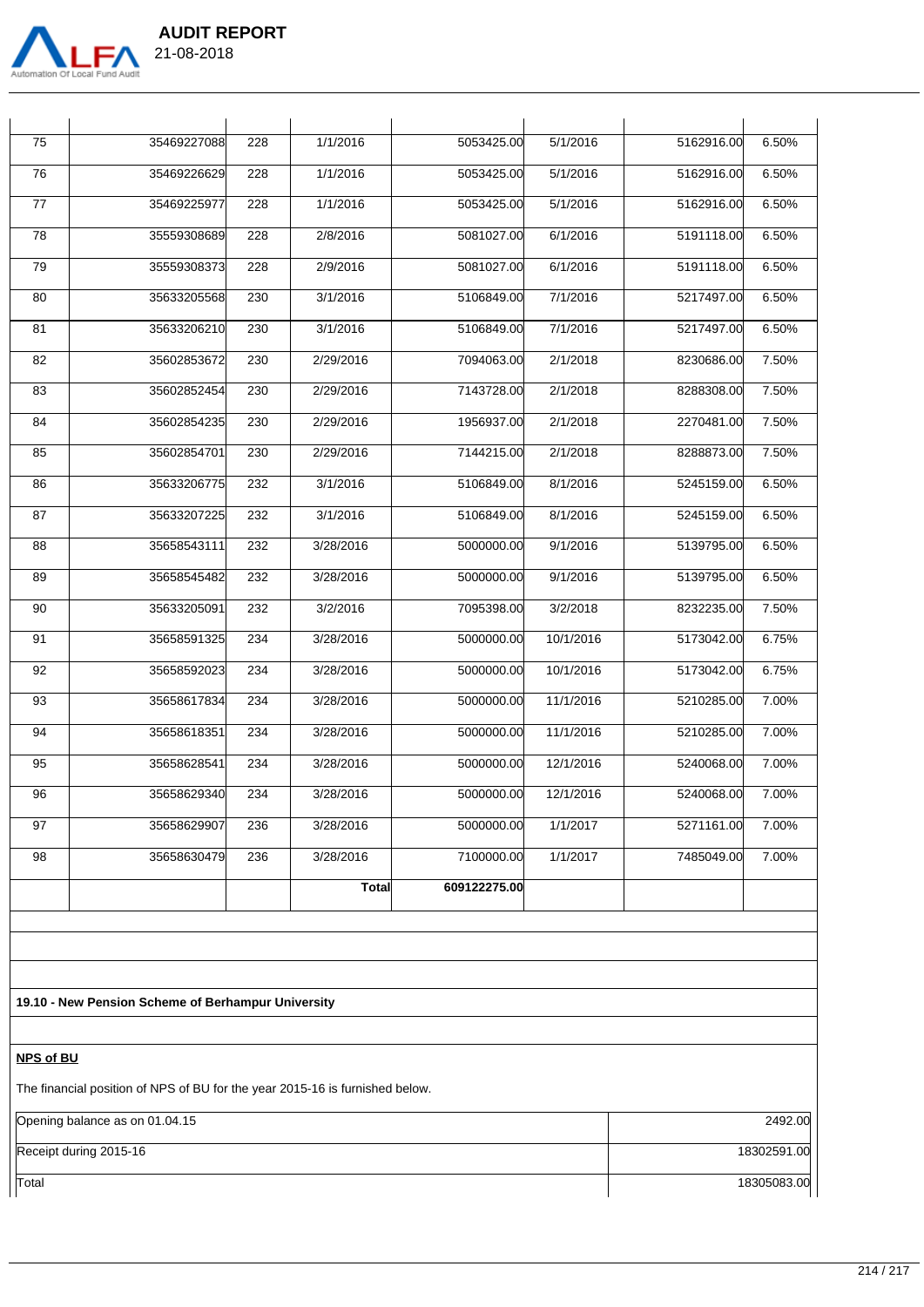|  |  |  |  |  |  |  |  |
|---|---|---|---|---|---|---|---|
| 75 | 35469227088 | 228 | 1/1/2016 | 5053425.00 | 5/1/2016 | 5162916.00 | 6.50% |
| 76 | 35469226629 | 228 | 1/1/2016 | 5053425.00 | 5/1/2016 | 5162916.00 | 6.50% |
| 77 | 35469225977 | 228 | 1/1/2016 | 5053425.00 | 5/1/2016 | 5162916.00 | 6.50% |
| 78 | 35559308689 | 228 | 2/8/2016 | 5081027.00 | 6/1/2016 | 5191118.00 | 6.50% |
| 79 | 35559308373 | 228 | 2/9/2016 | 5081027.00 | 6/1/2016 | 5191118.00 | 6.50% |
| 80 | 35633205568 | 230 | 3/1/2016 | 5106849.00 | 7/1/2016 | 5217497.00 | 6.50% |
| 81 | 35633206210 | 230 | 3/1/2016 | 5106849.00 | 7/1/2016 | 5217497.00 | 6.50% |
| 82 | 35602853672 | 230 | 2/29/2016 | 7094063.00 | 2/1/2018 | 8230686.00 | 7.50% |
| 83 | 35602852454 | 230 | 2/29/2016 | 7143728.00 | 2/1/2018 | 8288308.00 | 7.50% |
| 84 | 35602854235 | 230 | 2/29/2016 | 1956937.00 | 2/1/2018 | 2270481.00 | 7.50% |
| 85 | 35602854701 | 230 | 2/29/2016 | 7144215.00 | 2/1/2018 | 8288873.00 | 7.50% |
| 86 | 35633206775 | 232 | 3/1/2016 | 5106849.00 | 8/1/2016 | 5245159.00 | 6.50% |
| 87 | 35633207225 | 232 | 3/1/2016 | 5106849.00 | 8/1/2016 | 5245159.00 | 6.50% |
| 88 | 35658543111 | 232 | 3/28/2016 | 5000000.00 | 9/1/2016 | 5139795.00 | 6.50% |
| 89 | 35658545482 | 232 | 3/28/2016 | 5000000.00 | 9/1/2016 | 5139795.00 | 6.50% |
| 90 | 35633205091 | 232 | 3/2/2016 | 7095398.00 | 3/2/2018 | 8232235.00 | 7.50% |
| 91 | 35658591325 | 234 | 3/28/2016 | 5000000.00 | 10/1/2016 | 5173042.00 | 6.75% |
| 92 | 35658592023 | 234 | 3/28/2016 | 5000000.00 | 10/1/2016 | 5173042.00 | 6.75% |
| 93 | 35658617834 | 234 | 3/28/2016 | 5000000.00 | 11/1/2016 | 5210285.00 | 7.00% |
| 94 | 35658618351 | 234 | 3/28/2016 | 5000000.00 | 11/1/2016 | 5210285.00 | 7.00% |
| 95 | 35658628541 | 234 | 3/28/2016 | 5000000.00 | 12/1/2016 | 5240068.00 | 7.00% |
| 96 | 35658629340 | 234 | 3/28/2016 | 5000000.00 | 12/1/2016 | 5240068.00 | 7.00% |
| 97 | 35658629907 | 236 | 3/28/2016 | 5000000.00 | 1/1/2017 | 5271161.00 | 7.00% |
| 98 | 35658630479 | 236 | 3/28/2016 | 7100000.00 | 1/1/2017 | 7485049.00 | 7.00% |
|  |  |  | **Total** | **609122275.00** |  |  |  |

**19.10 - New Pension Scheme of Berhampur University**

**NPS of BU**

The financial position of NPS of BU for the year 2015-16 is furnished below.

|  |  |
|---|---|
| Opening balance as on 01.04.15 | 2492.00 |
| Receipt during 2015-16 | 18302591.00 |
| Total | 18305083.00 |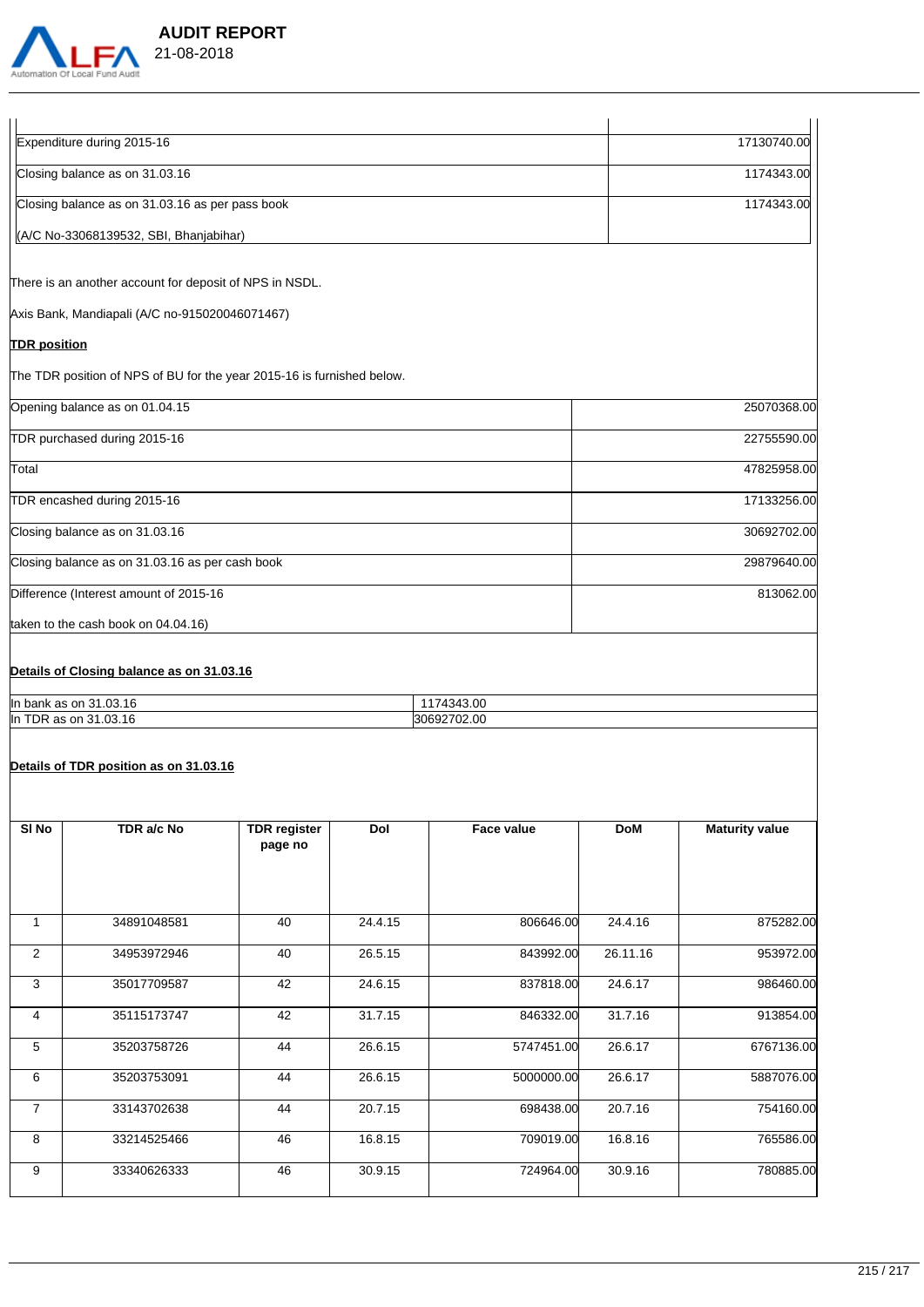| | |
|---|---|
| Expenditure during 2015-16 | 17130740.00 |
| Closing balance as on 31.03.16 | 1174343.00 |
| Closing balance as on 31.03.16 as per pass book (A/C No-33068139532, SBI, Bhanjabihar) | 1174343.00 |

There is an another account for deposit of NPS in NSDL.

Axis Bank, Mandiapali (A/C no-915020046071467)

**TDR position**

The TDR position of NPS of BU for the year 2015-16 is furnished below.

| | |
|---|---|
| Opening balance as on 01.04.15 | 25070368.00 |
| TDR purchased during 2015-16 | 22755590.00 |
| Total | 47825958.00 |
| TDR encashed during 2015-16 | 17133256.00 |
| Closing balance as on 31.03.16 | 30692702.00 |
| Closing balance as on 31.03.16 as per cash book | 29879640.00 |
| Difference (Interest amount of 2015-16 taken to the cash book on 04.04.16) | 813062.00 |

**Details of Closing balance as on 31.03.16**

| | |
|---|---|
| In bank as on 31.03.16 | 1174343.00 |
| In TDR as on 31.03.16 | 30692702.00 |

**Details of TDR position as on 31.03.16**

| Sl No | TDR a/c No | TDR register page no | DoI | Face value | DoM | Maturity value |
|---|---|---|---|---|---|---|
| 1 | 34891048581 | 40 | 24.4.15 | 806646.00 | 24.4.16 | 875282.00 |
| 2 | 34953972946 | 40 | 26.5.15 | 843992.00 | 26.11.16 | 953972.00 |
| 3 | 35017709587 | 42 | 24.6.15 | 837818.00 | 24.6.17 | 986460.00 |
| 4 | 35115173747 | 42 | 31.7.15 | 846332.00 | 31.7.16 | 913854.00 |
| 5 | 35203758726 | 44 | 26.6.15 | 5747451.00 | 26.6.17 | 6767136.00 |
| 6 | 35203753091 | 44 | 26.6.15 | 5000000.00 | 26.6.17 | 5887076.00 |
| 7 | 33143702638 | 44 | 20.7.15 | 698438.00 | 20.7.16 | 754160.00 |
| 8 | 33214525466 | 46 | 16.8.15 | 709019.00 | 16.8.16 | 765586.00 |
| 9 | 33340626333 | 46 | 30.9.15 | 724964.00 | 30.9.16 | 780885.00 |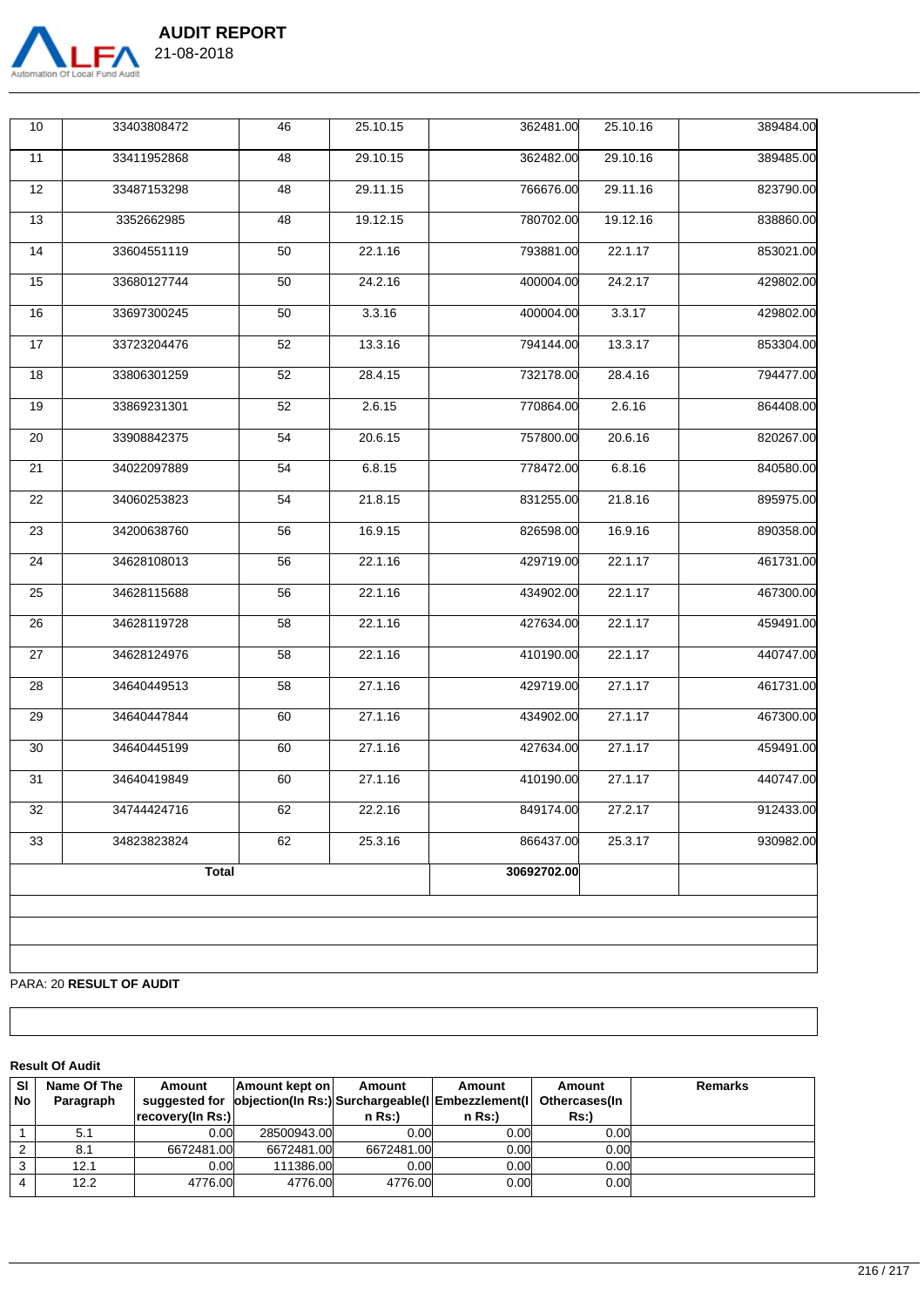| | | | | | | |
|---|---|---|---|---|---|---|
| 10 | 33403808472 | 46 | 25.10.15 | 362481.00 | 25.10.16 | 389484.00 |
| 11 | 33411952868 | 48 | 29.10.15 | 362482.00 | 29.10.16 | 389485.00 |
| 12 | 33487153298 | 48 | 29.11.15 | 766676.00 | 29.11.16 | 823790.00 |
| 13 | 3352662985 | 48 | 19.12.15 | 780702.00 | 19.12.16 | 838860.00 |
| 14 | 33604551119 | 50 | 22.1.16 | 793881.00 | 22.1.17 | 853021.00 |
| 15 | 33680127744 | 50 | 24.2.16 | 400004.00 | 24.2.17 | 429802.00 |
| 16 | 33697300245 | 50 | 3.3.16 | 400004.00 | 3.3.17 | 429802.00 |
| 17 | 33723204476 | 52 | 13.3.16 | 794144.00 | 13.3.17 | 853304.00 |
| 18 | 33806301259 | 52 | 28.4.15 | 732178.00 | 28.4.16 | 794477.00 |
| 19 | 33869231301 | 52 | 2.6.15 | 770864.00 | 2.6.16 | 864408.00 |
| 20 | 33908842375 | 54 | 20.6.15 | 757800.00 | 20.6.16 | 820267.00 |
| 21 | 34022097889 | 54 | 6.8.15 | 778472.00 | 6.8.16 | 840580.00 |
| 22 | 34060253823 | 54 | 21.8.15 | 831255.00 | 21.8.16 | 895975.00 |
| 23 | 34200638760 | 56 | 16.9.15 | 826598.00 | 16.9.16 | 890358.00 |
| 24 | 34628108013 | 56 | 22.1.16 | 429719.00 | 22.1.17 | 461731.00 |
| 25 | 34628115688 | 56 | 22.1.16 | 434902.00 | 22.1.17 | 467300.00 |
| 26 | 34628119728 | 58 | 22.1.16 | 427634.00 | 22.1.17 | 459491.00 |
| 27 | 34628124976 | 58 | 22.1.16 | 410190.00 | 22.1.17 | 440747.00 |
| 28 | 34640449513 | 58 | 27.1.16 | 429719.00 | 27.1.17 | 461731.00 |
| 29 | 34640447844 | 60 | 27.1.16 | 434902.00 | 27.1.17 | 467300.00 |
| 30 | 34640445199 | 60 | 27.1.16 | 427634.00 | 27.1.17 | 459491.00 |
| 31 | 34640419849 | 60 | 27.1.16 | 410190.00 | 27.1.17 | 440747.00 |
| 32 | 34744424716 | 62 | 22.2.16 | 849174.00 | 27.2.17 | 912433.00 |
| 33 | 34823823824 | 62 | 25.3.16 | 866437.00 | 25.3.17 | 930982.00 |
| **Total** | | | | **30692702.00** | | |

PARA: 20 **RESULT OF AUDIT**

**Result Of Audit**

| Sl No | Name Of The Paragraph | Amount suggested for recovery(In Rs:) | Amount kept on objection(In Rs:) | Amount Surchargeable(In Rs:) | Amount Embezzlement(In Rs:) | Amount Othercases(In Rs:) | Remarks |
|---|---|---|---|---|---|---|---|
| 1 | 5.1 | 0.00 | 28500943.00 | 0.00 | 0.00 | 0.00 | |
| 2 | 8.1 | 6672481.00 | 6672481.00 | 6672481.00 | 0.00 | 0.00 | |
| 3 | 12.1 | 0.00 | 111386.00 | 0.00 | 0.00 | 0.00 | |
| 4 | 12.2 | 4776.00 | 4776.00 | 4776.00 | 0.00 | 0.00 | |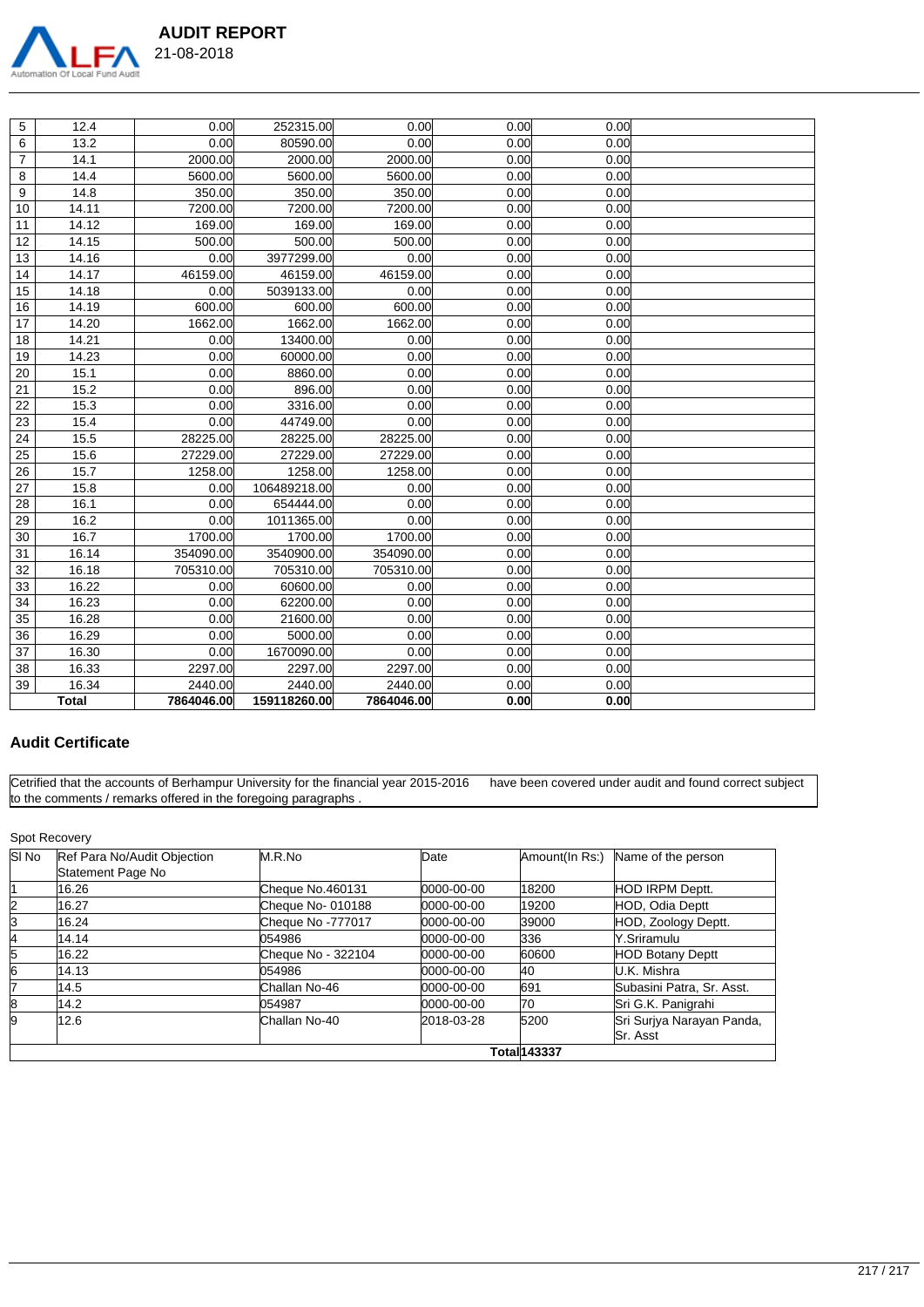| | | | | | | | |
|---|---|---|---|---|---|---|---|
| 5 | 12.4 | 0.00 | 252315.00 | 0.00 | 0.00 | 0.00 | |
| 6 | 13.2 | 0.00 | 80590.00 | 0.00 | 0.00 | 0.00 | |
| 7 | 14.1 | 2000.00 | 2000.00 | 2000.00 | 0.00 | 0.00 | |
| 8 | 14.4 | 5600.00 | 5600.00 | 5600.00 | 0.00 | 0.00 | |
| 9 | 14.8 | 350.00 | 350.00 | 350.00 | 0.00 | 0.00 | |
| 10 | 14.11 | 7200.00 | 7200.00 | 7200.00 | 0.00 | 0.00 | |
| 11 | 14.12 | 169.00 | 169.00 | 169.00 | 0.00 | 0.00 | |
| 12 | 14.15 | 500.00 | 500.00 | 500.00 | 0.00 | 0.00 | |
| 13 | 14.16 | 0.00 | 3977299.00 | 0.00 | 0.00 | 0.00 | |
| 14 | 14.17 | 46159.00 | 46159.00 | 46159.00 | 0.00 | 0.00 | |
| 15 | 14.18 | 0.00 | 5039133.00 | 0.00 | 0.00 | 0.00 | |
| 16 | 14.19 | 600.00 | 600.00 | 600.00 | 0.00 | 0.00 | |
| 17 | 14.20 | 1662.00 | 1662.00 | 1662.00 | 0.00 | 0.00 | |
| 18 | 14.21 | 0.00 | 13400.00 | 0.00 | 0.00 | 0.00 | |
| 19 | 14.23 | 0.00 | 60000.00 | 0.00 | 0.00 | 0.00 | |
| 20 | 15.1 | 0.00 | 8860.00 | 0.00 | 0.00 | 0.00 | |
| 21 | 15.2 | 0.00 | 896.00 | 0.00 | 0.00 | 0.00 | |
| 22 | 15.3 | 0.00 | 3316.00 | 0.00 | 0.00 | 0.00 | |
| 23 | 15.4 | 0.00 | 44749.00 | 0.00 | 0.00 | 0.00 | |
| 24 | 15.5 | 28225.00 | 28225.00 | 28225.00 | 0.00 | 0.00 | |
| 25 | 15.6 | 27229.00 | 27229.00 | 27229.00 | 0.00 | 0.00 | |
| 26 | 15.7 | 1258.00 | 1258.00 | 1258.00 | 0.00 | 0.00 | |
| 27 | 15.8 | 0.00 | 106489218.00 | 0.00 | 0.00 | 0.00 | |
| 28 | 16.1 | 0.00 | 654444.00 | 0.00 | 0.00 | 0.00 | |
| 29 | 16.2 | 0.00 | 1011365.00 | 0.00 | 0.00 | 0.00 | |
| 30 | 16.7 | 1700.00 | 1700.00 | 1700.00 | 0.00 | 0.00 | |
| 31 | 16.14 | 354090.00 | 3540900.00 | 354090.00 | 0.00 | 0.00 | |
| 32 | 16.18 | 705310.00 | 705310.00 | 705310.00 | 0.00 | 0.00 | |
| 33 | 16.22 | 0.00 | 60600.00 | 0.00 | 0.00 | 0.00 | |
| 34 | 16.23 | 0.00 | 62200.00 | 0.00 | 0.00 | 0.00 | |
| 35 | 16.28 | 0.00 | 21600.00 | 0.00 | 0.00 | 0.00 | |
| 36 | 16.29 | 0.00 | 5000.00 | 0.00 | 0.00 | 0.00 | |
| 37 | 16.30 | 0.00 | 1670090.00 | 0.00 | 0.00 | 0.00 | |
| 38 | 16.33 | 2297.00 | 2297.00 | 2297.00 | 0.00 | 0.00 | |
| 39 | 16.34 | 2440.00 | 2440.00 | 2440.00 | 0.00 | 0.00 | |
| | **Total** | **7864046.00** | **159118260.00** | **7864046.00** | **0.00** | **0.00** | |

## Audit Certificate

Cetrified that the accounts of Berhampur University for the financial year 2015-2016 have been covered under audit and found correct subject to the comments / remarks offered in the foregoing paragraphs .

Spot Recovery

| Sl No | Ref Para No/Audit Objection Statement Page No | M.R.No | Date | Amount(In Rs:) | Name of the person |
|---|---|---|---|---|---|
| 1 | 16.26 | Cheque No.460131 | 0000-00-00 | 18200 | HOD IRPM Deptt. |
| 2 | 16.27 | Cheque No- 010188 | 0000-00-00 | 19200 | HOD, Odia Deptt |
| 3 | 16.24 | Cheque No -777017 | 0000-00-00 | 39000 | HOD, Zoology Deptt. |
| 4 | 14.14 | 054986 | 0000-00-00 | 336 | Y.Sriramulu |
| 5 | 16.22 | Cheque No - 322104 | 0000-00-00 | 60600 | HOD Botany Deptt |
| 6 | 14.13 | 054986 | 0000-00-00 | 40 | U.K. Mishra |
| 7 | 14.5 | Challan No-46 | 0000-00-00 | 691 | Subasini Patra, Sr. Asst. |
| 8 | 14.2 | 054987 | 0000-00-00 | 70 | Sri G.K. Panigrahi |
| 9 | 12.6 | Challan No-40 | 2018-03-28 | 5200 | Sri Surjya Narayan Panda, Sr. Asst |
| | | | **Total** | **143337** | |